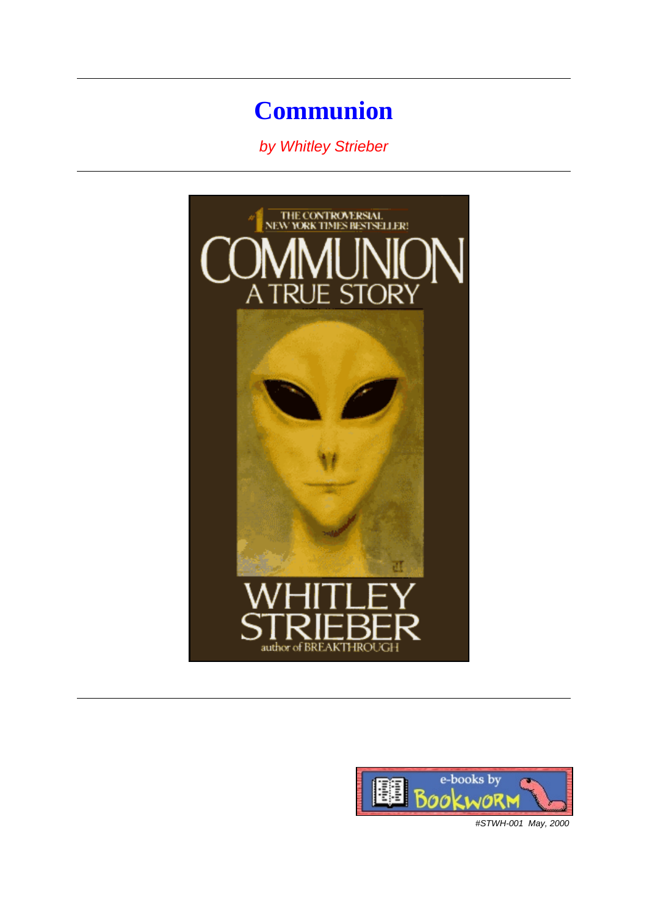# Communion

*by Whitley Strieber*

#1 THE CONTROVERSIAL NEW YORK TIMES BESTSELLER!

COMMUNION

A TRUE STORY

WHITLEY STRIEBER

author of BREAKTHROUGH

e-books by Bookworm

*#STWH-001 May, 2000*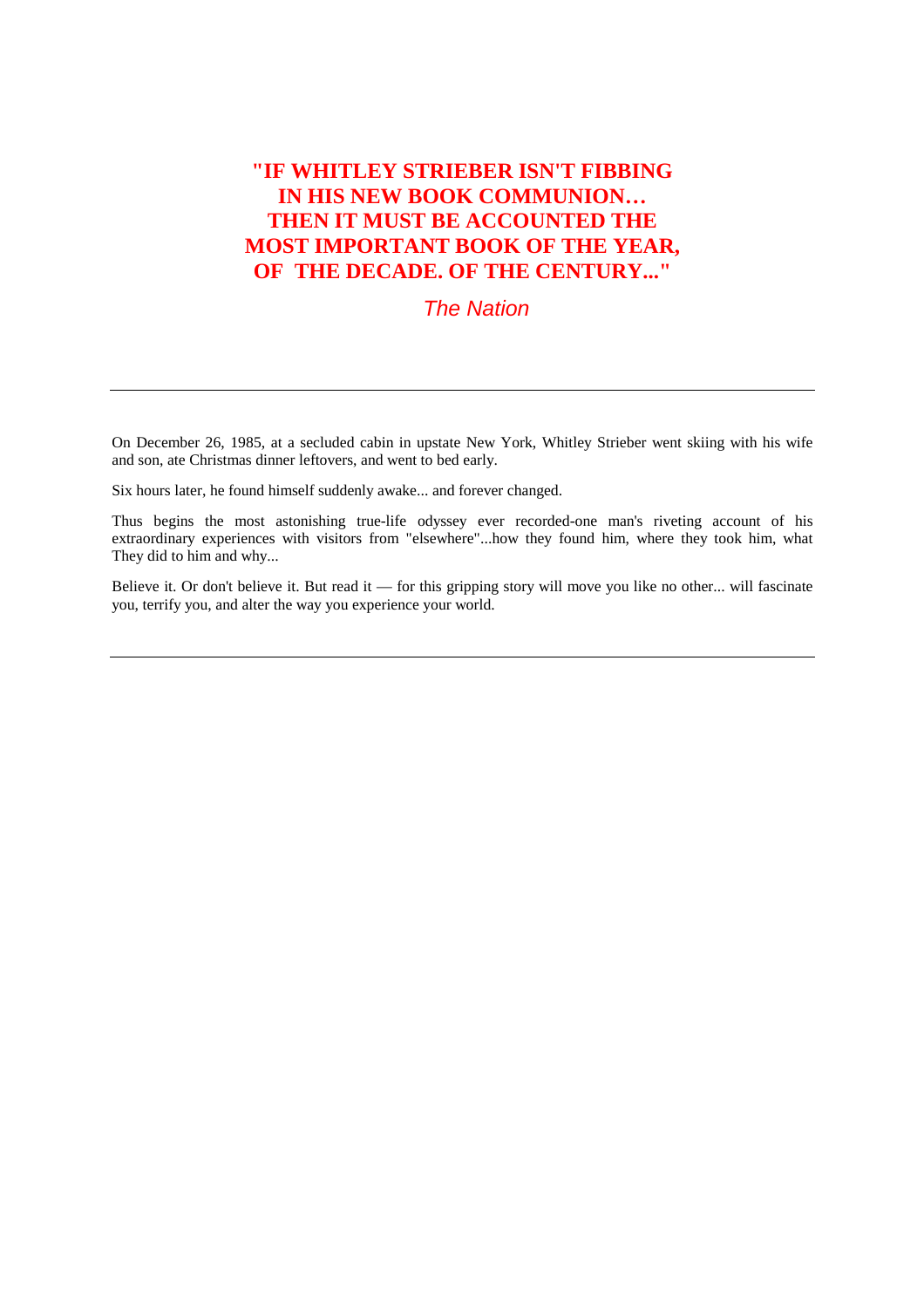**"IF WHITLEY STRIEBER ISN'T FIBBING IN HIS NEW BOOK COMMUNION… THEN IT MUST BE ACCOUNTED THE MOST IMPORTANT BOOK OF THE YEAR, OF THE DECADE. OF THE CENTURY..."**

*The Nation*

---

On December 26, 1985, at a secluded cabin in upstate New York, Whitley Strieber went skiing with his wife and son, ate Christmas dinner leftovers, and went to bed early.

Six hours later, he found himself suddenly awake... and forever changed.

Thus begins the most astonishing true-life odyssey ever recorded-one man's riveting account of his extraordinary experiences with visitors from "elsewhere"...how they found him, where they took him, what They did to him and why...

Believe it. Or don't believe it. But read it — for this gripping story will move you like no other... will fascinate you, terrify you, and alter the way you experience your world.

---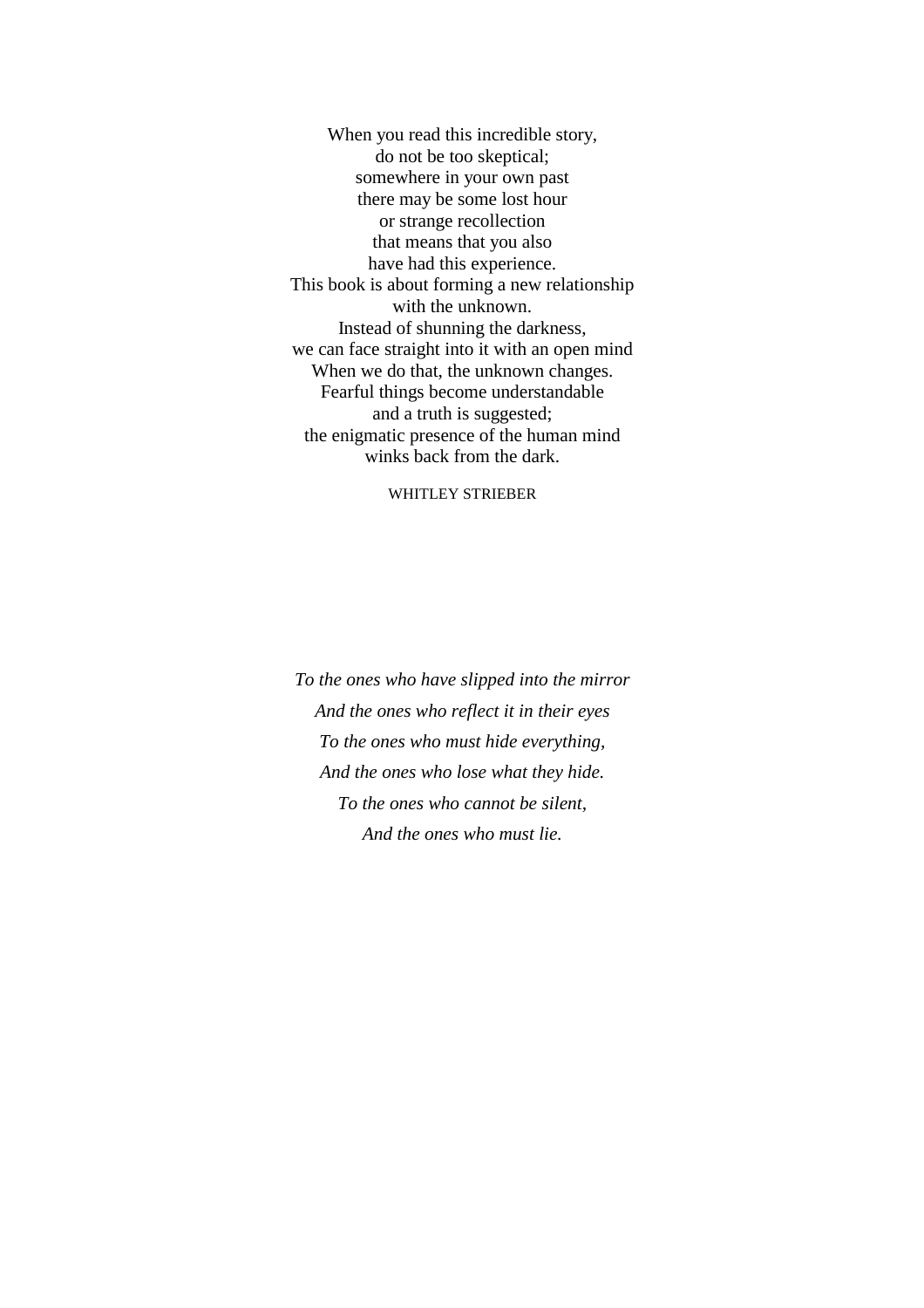When you read this incredible story,
do not be too skeptical;
somewhere in your own past
there may be some lost hour
or strange recollection
that means that you also
have had this experience.
This book is about forming a new relationship
with the unknown.
Instead of shunning the darkness,
we can face straight into it with an open mind
When we do that, the unknown changes.
Fearful things become understandable
and a truth is suggested;
the enigmatic presence of the human mind
winks back from the dark.

WHITLEY STRIEBER

*To the ones who have slipped into the mirror*

*And the ones who reflect it in their eyes*

*To the ones who must hide everything,*

*And the ones who lose what they hide.*

*To the ones who cannot be silent,*

*And the ones who must lie.*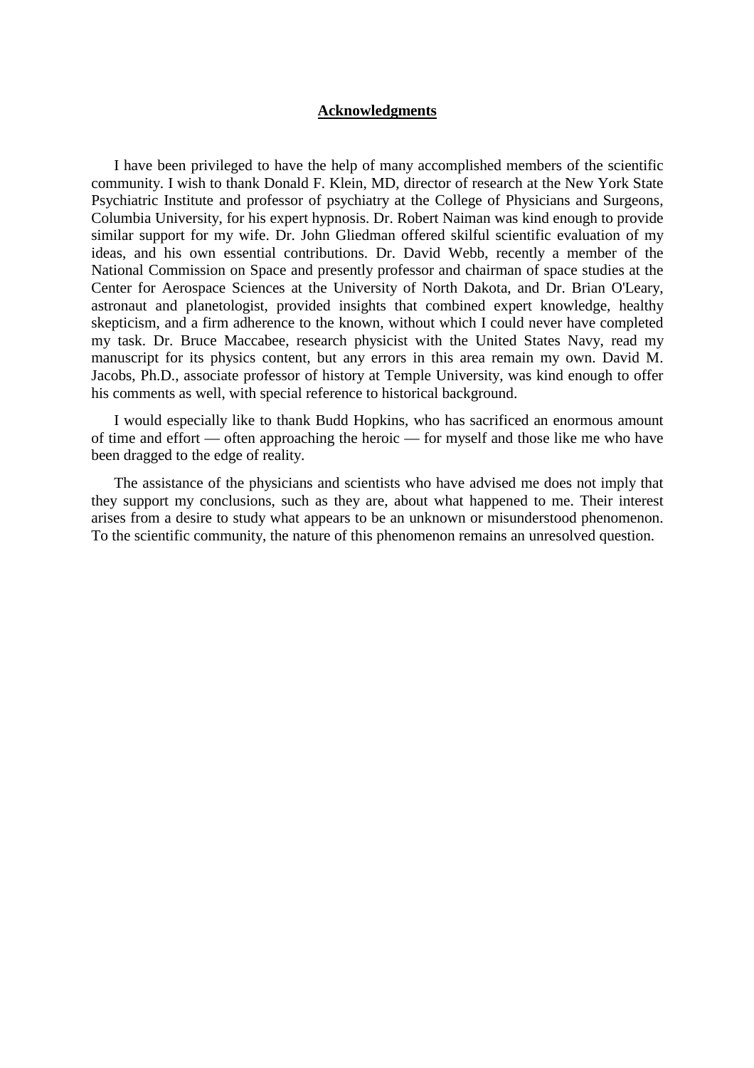## Acknowledgments

I have been privileged to have the help of many accomplished members of the scientific community. I wish to thank Donald F. Klein, MD, director of research at the New York State Psychiatric Institute and professor of psychiatry at the College of Physicians and Surgeons, Columbia University, for his expert hypnosis. Dr. Robert Naiman was kind enough to provide similar support for my wife. Dr. John Gliedman offered skilful scientific evaluation of my ideas, and his own essential contributions. Dr. David Webb, recently a member of the National Commission on Space and presently professor and chairman of space studies at the Center for Aerospace Sciences at the University of North Dakota, and Dr. Brian O'Leary, astronaut and planetologist, provided insights that combined expert knowledge, healthy skepticism, and a firm adherence to the known, without which I could never have completed my task. Dr. Bruce Maccabee, research physicist with the United States Navy, read my manuscript for its physics content, but any errors in this area remain my own. David M. Jacobs, Ph.D., associate professor of history at Temple University, was kind enough to offer his comments as well, with special reference to historical background.

I would especially like to thank Budd Hopkins, who has sacrificed an enormous amount of time and effort — often approaching the heroic — for myself and those like me who have been dragged to the edge of reality.

The assistance of the physicians and scientists who have advised me does not imply that they support my conclusions, such as they are, about what happened to me. Their interest arises from a desire to study what appears to be an unknown or misunderstood phenomenon. To the scientific community, the nature of this phenomenon remains an unresolved question.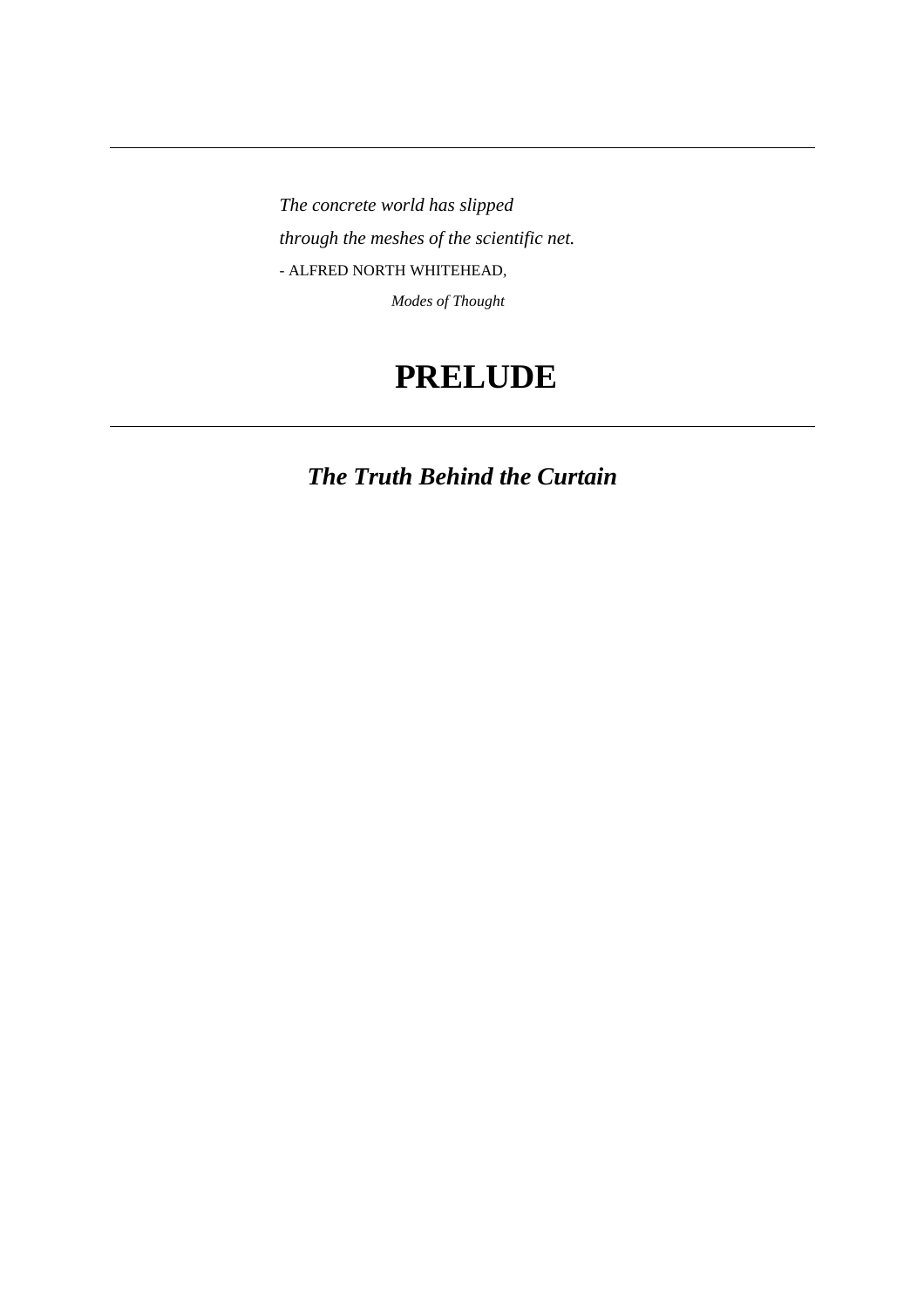*The concrete world has slipped*
*through the meshes of the scientific net.*
- ALFRED NORTH WHITEHEAD,
*Modes of Thought*

# PRELUDE

## *The Truth Behind the Curtain*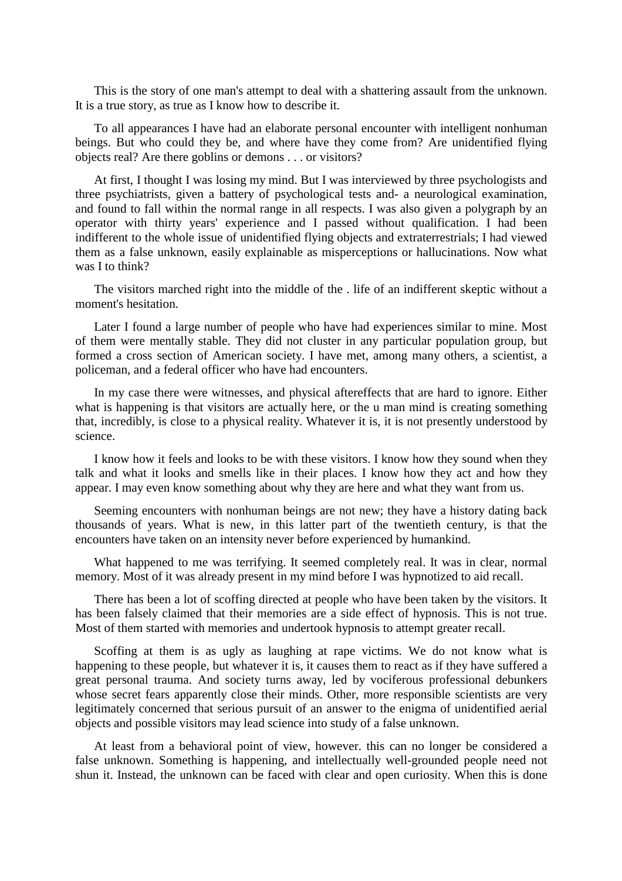This is the story of one man's attempt to deal with a shattering assault from the unknown. It is a true story, as true as I know how to describe it.

To all appearances I have had an elaborate personal encounter with intelligent nonhuman beings. But who could they be, and where have they come from? Are unidentified flying objects real? Are there goblins or demons . . . or visitors?

At first, I thought I was losing my mind. But I was interviewed by three psychologists and three psychiatrists, given a battery of psychological tests and- a neurological examination, and found to fall within the normal range in all respects. I was also given a polygraph by an operator with thirty years' experience and I passed without qualification. I had been indifferent to the whole issue of unidentified flying objects and extraterrestrials; I had viewed them as a false unknown, easily explainable as misperceptions or hallucinations. Now what was I to think?

The visitors marched right into the middle of the . life of an indifferent skeptic without a moment's hesitation.

Later I found a large number of people who have had experiences similar to mine. Most of them were mentally stable. They did not cluster in any particular population group, but formed a cross section of American society. I have met, among many others, a scientist, a policeman, and a federal officer who have had encounters.

In my case there were witnesses, and physical aftereffects that are hard to ignore. Either what is happening is that visitors are actually here, or the u man mind is creating something that, incredibly, is close to a physical reality. Whatever it is, it is not presently understood by science.

I know how it feels and looks to be with these visitors. I know how they sound when they talk and what it looks and smells like in their places. I know how they act and how they appear. I may even know something about why they are here and what they want from us.

Seeming encounters with nonhuman beings are not new; they have a history dating back thousands of years. What is new, in this latter part of the twentieth century, is that the encounters have taken on an intensity never before experienced by humankind.

What happened to me was terrifying. It seemed completely real. It was in clear, normal memory. Most of it was already present in my mind before I was hypnotized to aid recall.

There has been a lot of scoffing directed at people who have been taken by the visitors. It has been falsely claimed that their memories are a side effect of hypnosis. This is not true. Most of them started with memories and undertook hypnosis to attempt greater recall.

Scoffing at them is as ugly as laughing at rape victims. We do not know what is happening to these people, but whatever it is, it causes them to react as if they have suffered a great personal trauma. And society turns away, led by vociferous professional debunkers whose secret fears apparently close their minds. Other, more responsible scientists are very legitimately concerned that serious pursuit of an answer to the enigma of unidentified aerial objects and possible visitors may lead science into study of a false unknown.

At least from a behavioral point of view, however. this can no longer be considered a false unknown. Something is happening, and intellectually well-grounded people need not shun it. Instead, the unknown can be faced with clear and open curiosity. When this is done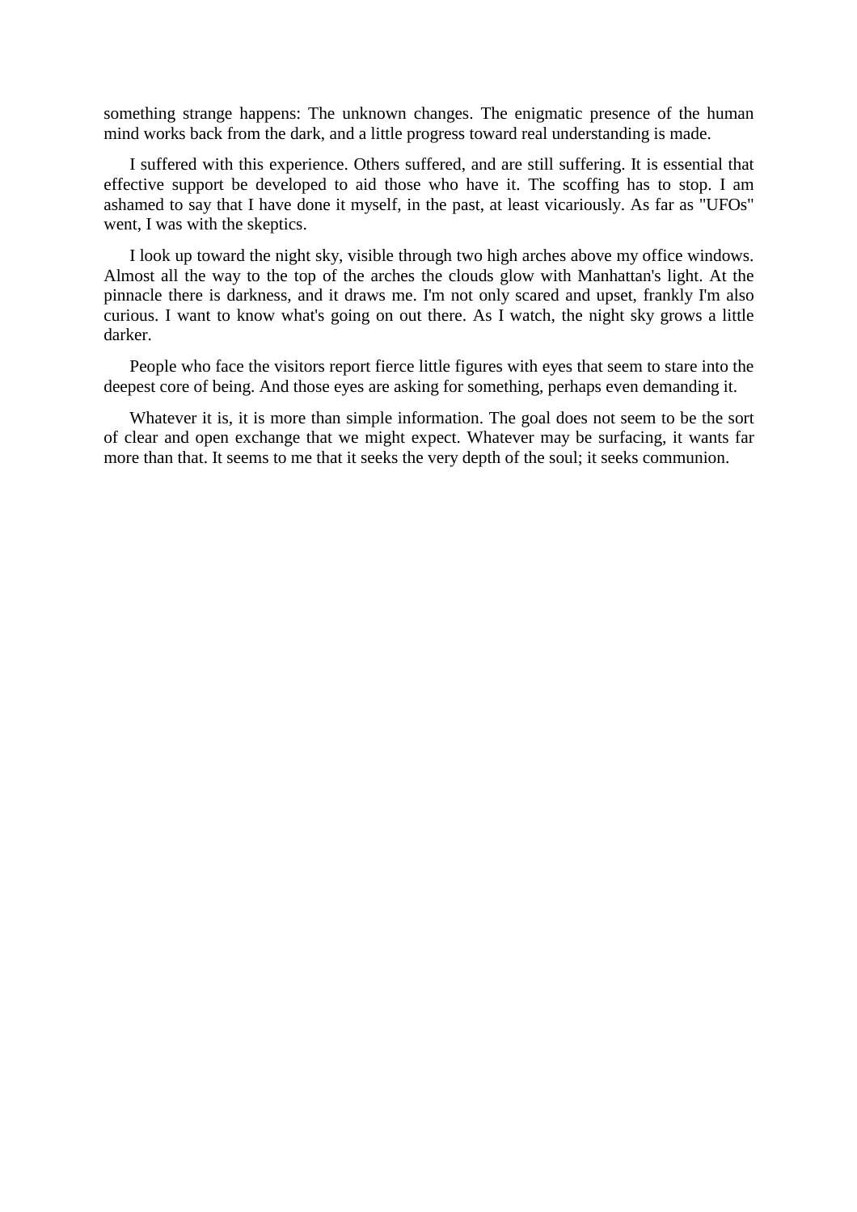something strange happens: The unknown changes. The enigmatic presence of the human mind works back from the dark, and a little progress toward real understanding is made.

I suffered with this experience. Others suffered, and are still suffering. It is essential that effective support be developed to aid those who have it. The scoffing has to stop. I am ashamed to say that I have done it myself, in the past, at least vicariously. As far as "UFOs" went, I was with the skeptics.

I look up toward the night sky, visible through two high arches above my office windows. Almost all the way to the top of the arches the clouds glow with Manhattan's light. At the pinnacle there is darkness, and it draws me. I'm not only scared and upset, frankly I'm also curious. I want to know what's going on out there. As I watch, the night sky grows a little darker.

People who face the visitors report fierce little figures with eyes that seem to stare into the deepest core of being. And those eyes are asking for something, perhaps even demanding it.

Whatever it is, it is more than simple information. The goal does not seem to be the sort of clear and open exchange that we might expect. Whatever may be surfacing, it wants far more than that. It seems to me that it seeks the very depth of the soul; it seeks communion.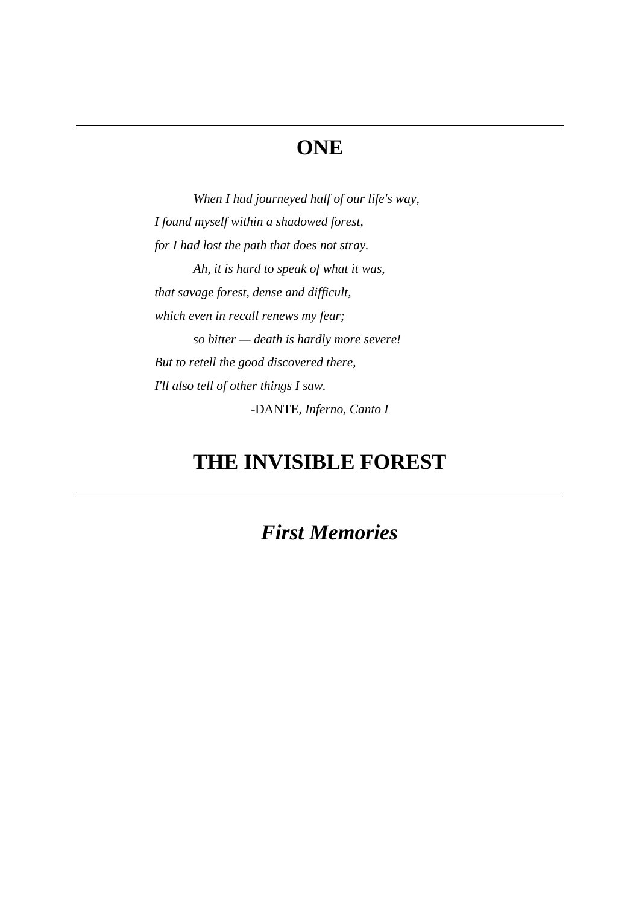# ONE

*When I had journeyed half of our life's way,*
*I found myself within a shadowed forest,*
*for I had lost the path that does not stray.*
*Ah, it is hard to speak of what it was,*
*that savage forest, dense and difficult,*
*which even in recall renews my fear;*
*so bitter — death is hardly more severe!*
*But to retell the good discovered there,*
*I'll also tell of other things I saw.*

-DANTE, *Inferno, Canto I*

# THE INVISIBLE FOREST

## *First Memories*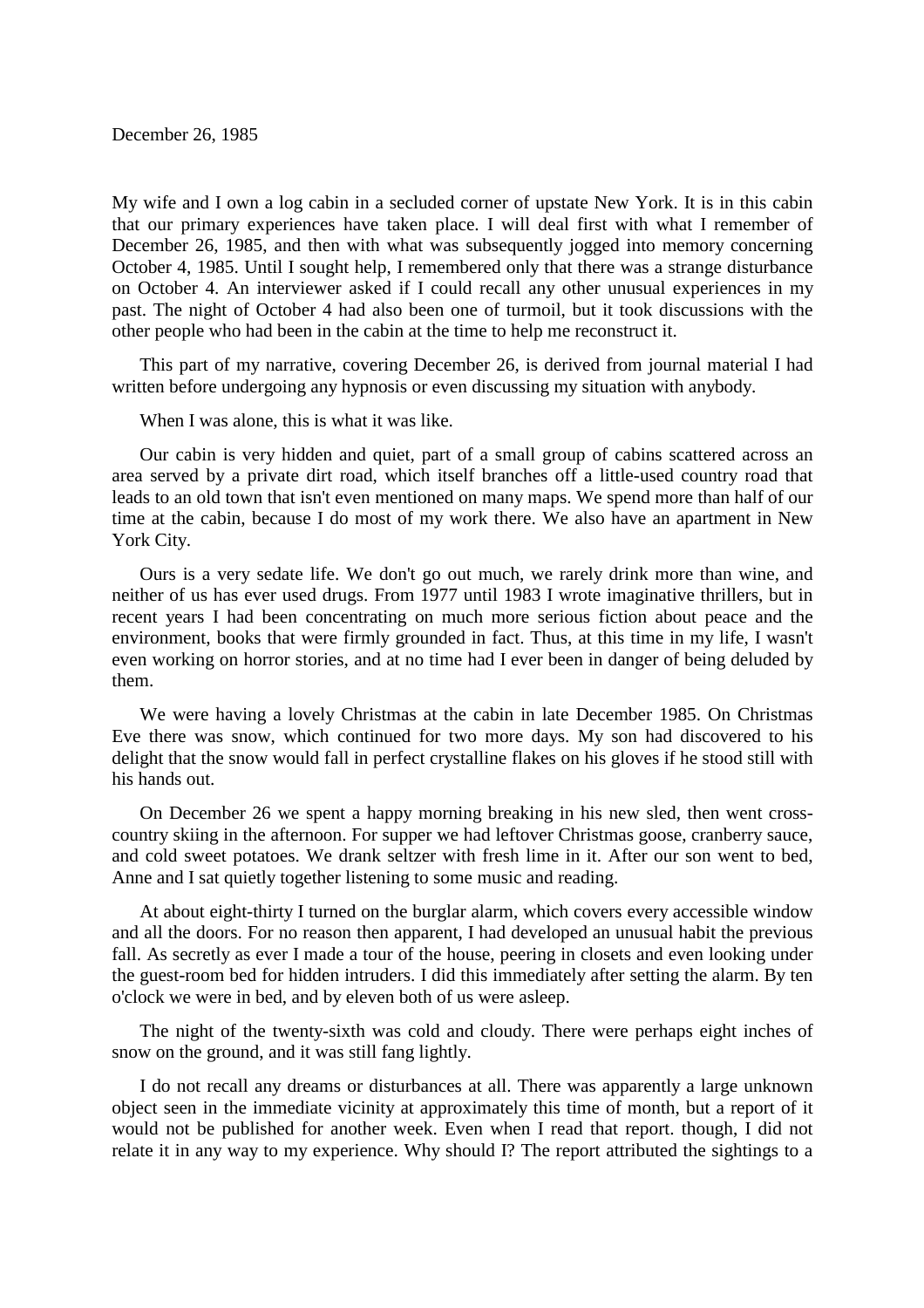December 26, 1985

My wife and I own a log cabin in a secluded corner of upstate New York. It is in this cabin that our primary experiences have taken place. I will deal first with what I remember of December 26, 1985, and then with what was subsequently jogged into memory concerning October 4, 1985. Until I sought help, I remembered only that there was a strange disturbance on October 4. An interviewer asked if I could recall any other unusual experiences in my past. The night of October 4 had also been one of turmoil, but it took discussions with the other people who had been in the cabin at the time to help me reconstruct it.

This part of my narrative, covering December 26, is derived from journal material I had written before undergoing any hypnosis or even discussing my situation with anybody.

When I was alone, this is what it was like.

Our cabin is very hidden and quiet, part of a small group of cabins scattered across an area served by a private dirt road, which itself branches off a little-used country road that leads to an old town that isn't even mentioned on many maps. We spend more than half of our time at the cabin, because I do most of my work there. We also have an apartment in New York City.

Ours is a very sedate life. We don't go out much, we rarely drink more than wine, and neither of us has ever used drugs. From 1977 until 1983 I wrote imaginative thrillers, but in recent years I had been concentrating on much more serious fiction about peace and the environment, books that were firmly grounded in fact. Thus, at this time in my life, I wasn't even working on horror stories, and at no time had I ever been in danger of being deluded by them.

We were having a lovely Christmas at the cabin in late December 1985. On Christmas Eve there was snow, which continued for two more days. My son had discovered to his delight that the snow would fall in perfect crystalline flakes on his gloves if he stood still with his hands out.

On December 26 we spent a happy morning breaking in his new sled, then went cross-country skiing in the afternoon. For supper we had leftover Christmas goose, cranberry sauce, and cold sweet potatoes. We drank seltzer with fresh lime in it. After our son went to bed, Anne and I sat quietly together listening to some music and reading.

At about eight-thirty I turned on the burglar alarm, which covers every accessible window and all the doors. For no reason then apparent, I had developed an unusual habit the previous fall. As secretly as ever I made a tour of the house, peering in closets and even looking under the guest-room bed for hidden intruders. I did this immediately after setting the alarm. By ten o'clock we were in bed, and by eleven both of us were asleep.

The night of the twenty-sixth was cold and cloudy. There were perhaps eight inches of snow on the ground, and it was still fang lightly.

I do not recall any dreams or disturbances at all. There was apparently a large unknown object seen in the immediate vicinity at approximately this time of month, but a report of it would not be published for another week. Even when I read that report. though, I did not relate it in any way to my experience. Why should I? The report attributed the sightings to a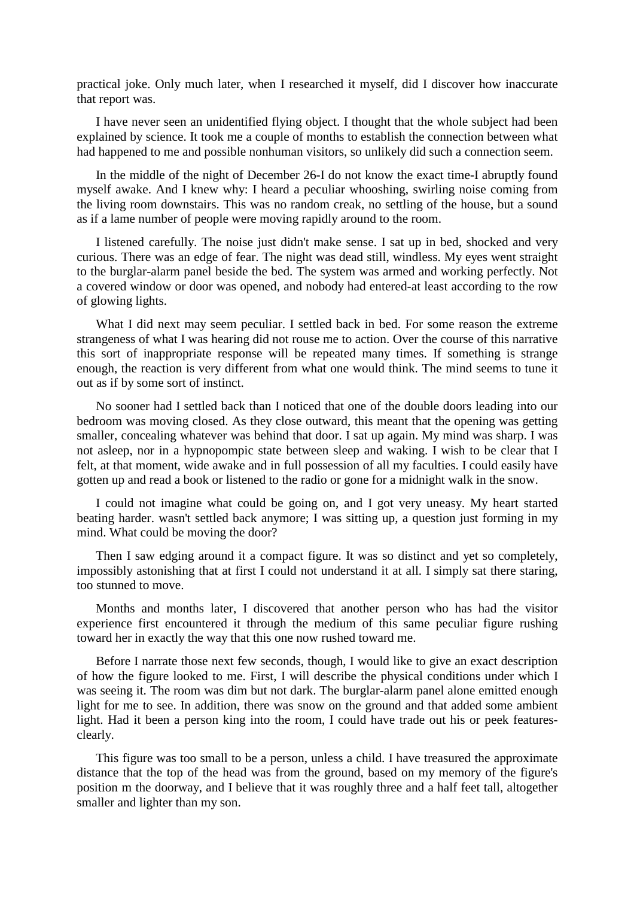practical joke. Only much later, when I researched it myself, did I discover how inaccurate that report was.

I have never seen an unidentified flying object. I thought that the whole subject had been explained by science. It took me a couple of months to establish the connection between what had happened to me and possible nonhuman visitors, so unlikely did such a connection seem.

In the middle of the night of December 26-I do not know the exact time-I abruptly found myself awake. And I knew why: I heard a peculiar whooshing, swirling noise coming from the living room downstairs. This was no random creak, no settling of the house, but a sound as if a lame number of people were moving rapidly around to the room.

I listened carefully. The noise just didn't make sense. I sat up in bed, shocked and very curious. There was an edge of fear. The night was dead still, windless. My eyes went straight to the burglar-alarm panel beside the bed. The system was armed and working perfectly. Not a covered window or door was opened, and nobody had entered-at least according to the row of glowing lights.

What I did next may seem peculiar. I settled back in bed. For some reason the extreme strangeness of what I was hearing did not rouse me to action. Over the course of this narrative this sort of inappropriate response will be repeated many times. If something is strange enough, the reaction is very different from what one would think. The mind seems to tune it out as if by some sort of instinct.

No sooner had I settled back than I noticed that one of the double doors leading into our bedroom was moving closed. As they close outward, this meant that the opening was getting smaller, concealing whatever was behind that door. I sat up again. My mind was sharp. I was not asleep, nor in a hypnopompic state between sleep and waking. I wish to be clear that I felt, at that moment, wide awake and in full possession of all my faculties. I could easily have gotten up and read a book or listened to the radio or gone for a midnight walk in the snow.

I could not imagine what could be going on, and I got very uneasy. My heart started beating harder. wasn't settled back anymore; I was sitting up, a question just forming in my mind. What could be moving the door?

Then I saw edging around it a compact figure. It was so distinct and yet so completely, impossibly astonishing that at first I could not understand it at all. I simply sat there staring, too stunned to move.

Months and months later, I discovered that another person who has had the visitor experience first encountered it through the medium of this same peculiar figure rushing toward her in exactly the way that this one now rushed toward me.

Before I narrate those next few seconds, though, I would like to give an exact description of how the figure looked to me. First, I will describe the physical conditions under which I was seeing it. The room was dim but not dark. The burglar-alarm panel alone emitted enough light for me to see. In addition, there was snow on the ground and that added some ambient light. Had it been a person king into the room, I could have trade out his or peek features-clearly.

This figure was too small to be a person, unless a child. I have treasured the approximate distance that the top of the head was from the ground, based on my memory of the figure's position m the doorway, and I believe that it was roughly three and a half feet tall, altogether smaller and lighter than my son.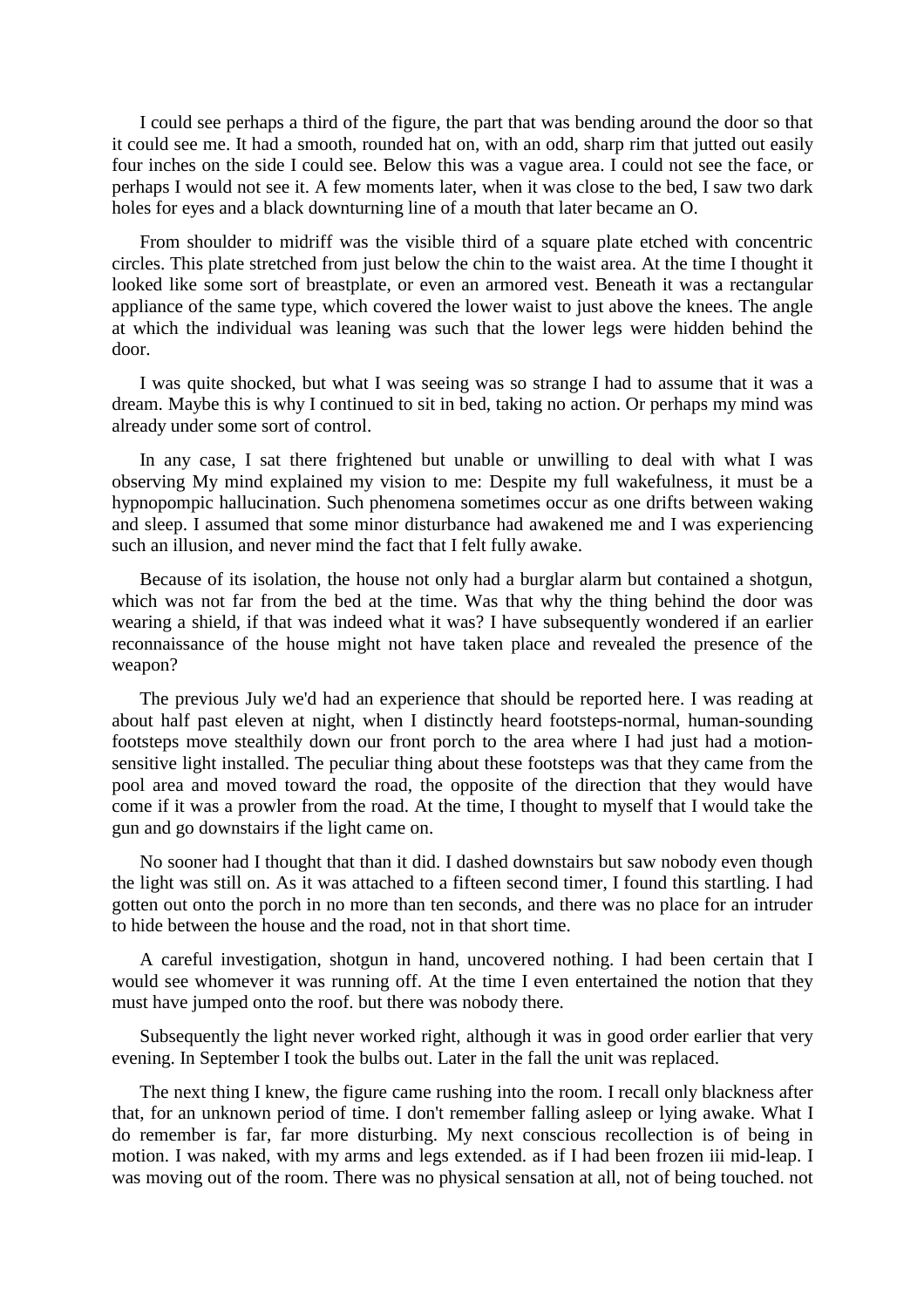I could see perhaps a third of the figure, the part that was bending around the door so that it could see me. It had a smooth, rounded hat on, with an odd, sharp rim that jutted out easily four inches on the side I could see. Below this was a vague area. I could not see the face, or perhaps I would not see it. A few moments later, when it was close to the bed, I saw two dark holes for eyes and a black downturning line of a mouth that later became an O.

From shoulder to midriff was the visible third of a square plate etched with concentric circles. This plate stretched from just below the chin to the waist area. At the time I thought it looked like some sort of breastplate, or even an armored vest. Beneath it was a rectangular appliance of the same type, which covered the lower waist to just above the knees. The angle at which the individual was leaning was such that the lower legs were hidden behind the door.

I was quite shocked, but what I was seeing was so strange I had to assume that it was a dream. Maybe this is why I continued to sit in bed, taking no action. Or perhaps my mind was already under some sort of control.

In any case, I sat there frightened but unable or unwilling to deal with what I was observing My mind explained my vision to me: Despite my full wakefulness, it must be a hypnopompic hallucination. Such phenomena sometimes occur as one drifts between waking and sleep. I assumed that some minor disturbance had awakened me and I was experiencing such an illusion, and never mind the fact that I felt fully awake.

Because of its isolation, the house not only had a burglar alarm but contained a shotgun, which was not far from the bed at the time. Was that why the thing behind the door was wearing a shield, if that was indeed what it was? I have subsequently wondered if an earlier reconnaissance of the house might not have taken place and revealed the presence of the weapon?

The previous July we'd had an experience that should be reported here. I was reading at about half past eleven at night, when I distinctly heard footsteps-normal, human-sounding footsteps move stealthily down our front porch to the area where I had just had a motion-sensitive light installed. The peculiar thing about these footsteps was that they came from the pool area and moved toward the road, the opposite of the direction that they would have come if it was a prowler from the road. At the time, I thought to myself that I would take the gun and go downstairs if the light came on.

No sooner had I thought that than it did. I dashed downstairs but saw nobody even though the light was still on. As it was attached to a fifteen second timer, I found this startling. I had gotten out onto the porch in no more than ten seconds, and there was no place for an intruder to hide between the house and the road, not in that short time.

A careful investigation, shotgun in hand, uncovered nothing. I had been certain that I would see whomever it was running off. At the time I even entertained the notion that they must have jumped onto the roof. but there was nobody there.

Subsequently the light never worked right, although it was in good order earlier that very evening. In September I took the bulbs out. Later in the fall the unit was replaced.

The next thing I knew, the figure came rushing into the room. I recall only blackness after that, for an unknown period of time. I don't remember falling asleep or lying awake. What I do remember is far, far more disturbing. My next conscious recollection is of being in motion. I was naked, with my arms and legs extended. as if I had been frozen iii mid-leap. I was moving out of the room. There was no physical sensation at all, not of being touched. not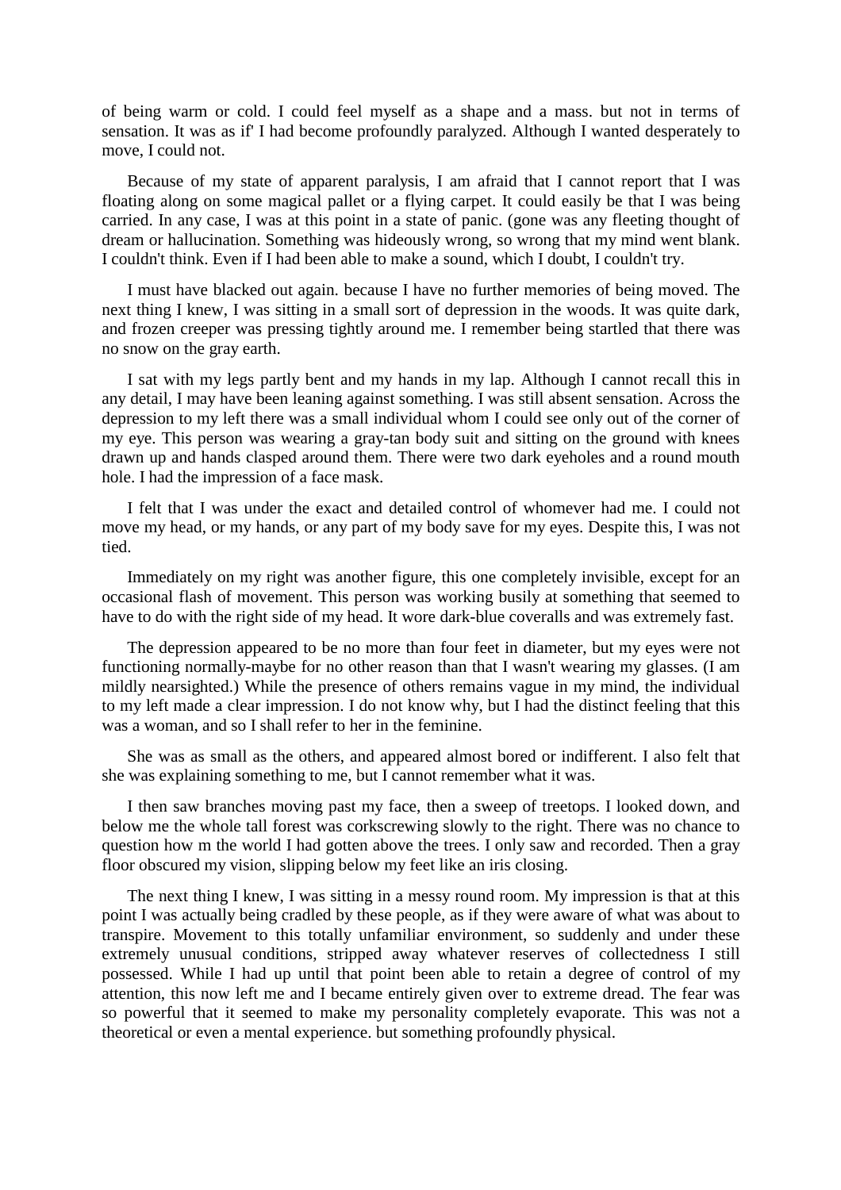of being warm or cold. I could feel myself as a shape and a mass. but not in terms of sensation. It was as if' I had become profoundly paralyzed. Although I wanted desperately to move, I could not.

Because of my state of apparent paralysis, I am afraid that I cannot report that I was floating along on some magical pallet or a flying carpet. It could easily be that I was being carried. In any case, I was at this point in a state of panic. (gone was any fleeting thought of dream or hallucination. Something was hideously wrong, so wrong that my mind went blank. I couldn't think. Even if I had been able to make a sound, which I doubt, I couldn't try.

I must have blacked out again. because I have no further memories of being moved. The next thing I knew, I was sitting in a small sort of depression in the woods. It was quite dark, and frozen creeper was pressing tightly around me. I remember being startled that there was no snow on the gray earth.

I sat with my legs partly bent and my hands in my lap. Although I cannot recall this in any detail, I may have been leaning against something. I was still absent sensation. Across the depression to my left there was a small individual whom I could see only out of the corner of my eye. This person was wearing a gray-tan body suit and sitting on the ground with knees drawn up and hands clasped around them. There were two dark eyeholes and a round mouth hole. I had the impression of a face mask.

I felt that I was under the exact and detailed control of whomever had me. I could not move my head, or my hands, or any part of my body save for my eyes. Despite this, I was not tied.

Immediately on my right was another figure, this one completely invisible, except for an occasional flash of movement. This person was working busily at something that seemed to have to do with the right side of my head. It wore dark-blue coveralls and was extremely fast.

The depression appeared to be no more than four feet in diameter, but my eyes were not functioning normally-maybe for no other reason than that I wasn't wearing my glasses. (I am mildly nearsighted.) While the presence of others remains vague in my mind, the individual to my left made a clear impression. I do not know why, but I had the distinct feeling that this was a woman, and so I shall refer to her in the feminine.

She was as small as the others, and appeared almost bored or indifferent. I also felt that she was explaining something to me, but I cannot remember what it was.

I then saw branches moving past my face, then a sweep of treetops. I looked down, and below me the whole tall forest was corkscrewing slowly to the right. There was no chance to question how m the world I had gotten above the trees. I only saw and recorded. Then a gray floor obscured my vision, slipping below my feet like an iris closing.

The next thing I knew, I was sitting in a messy round room. My impression is that at this point I was actually being cradled by these people, as if they were aware of what was about to transpire. Movement to this totally unfamiliar environment, so suddenly and under these extremely unusual conditions, stripped away whatever reserves of collectedness I still possessed. While I had up until that point been able to retain a degree of control of my attention, this now left me and I became entirely given over to extreme dread. The fear was so powerful that it seemed to make my personality completely evaporate. This was not a theoretical or even a mental experience. but something profoundly physical.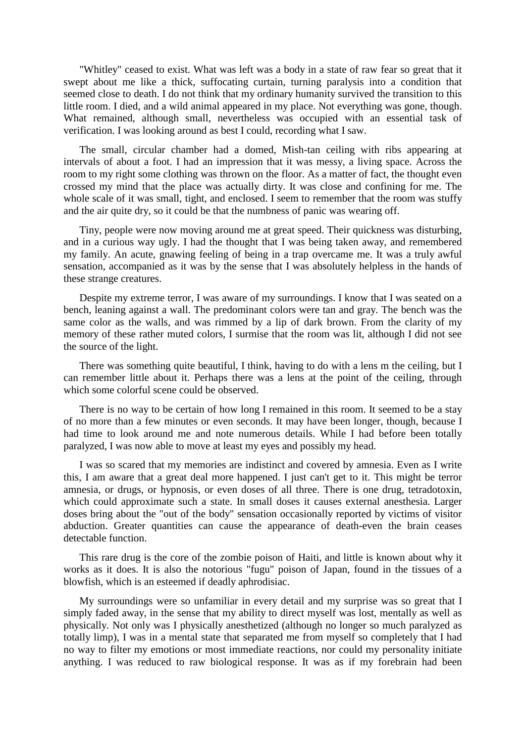"Whitley" ceased to exist. What was left was a body in a state of raw fear so great that it swept about me like a thick, suffocating curtain, turning paralysis into a condition that seemed close to death. I do not think that my ordinary humanity survived the transition to this little room. I died, and a wild animal appeared in my place. Not everything was gone, though. What remained, although small, nevertheless was occupied with an essential task of verification. I was looking around as best I could, recording what I saw.

The small, circular chamber had a domed, Mish-tan ceiling with ribs appearing at intervals of about a foot. I had an impression that it was messy, a living space. Across the room to my right some clothing was thrown on the floor. As a matter of fact, the thought even crossed my mind that the place was actually dirty. It was close and confining for me. The whole scale of it was small, tight, and enclosed. I seem to remember that the room was stuffy and the air quite dry, so it could be that the numbness of panic was wearing off.

Tiny, people were now moving around me at great speed. Their quickness was disturbing, and in a curious way ugly. I had the thought that I was being taken away, and remembered my family. An acute, gnawing feeling of being in a trap overcame me. It was a truly awful sensation, accompanied as it was by the sense that I was absolutely helpless in the hands of these strange creatures.

Despite my extreme terror, I was aware of my surroundings. I know that I was seated on a bench, leaning against a wall. The predominant colors were tan and gray. The bench was the same color as the walls, and was rimmed by a lip of dark brown. From the clarity of my memory of these rather muted colors, I surmise that the room was lit, although I did not see the source of the light.

There was something quite beautiful, I think, having to do with a lens m the ceiling, but I can remember little about it. Perhaps there was a lens at the point of the ceiling, through which some colorful scene could be observed.

There is no way to be certain of how long I remained in this room. It seemed to be a stay of no more than a few minutes or even seconds. It may have been longer, though, because I had time to look around me and note numerous details. While I had before been totally paralyzed, I was now able to move at least my eyes and possibly my head.

I was so scared that my memories are indistinct and covered by amnesia. Even as I write this, I am aware that a great deal more happened. I just can't get to it. This might be terror amnesia, or drugs, or hypnosis, or even doses of all three. There is one drug, tetradotoxin, which could approximate such a state. In small doses it causes external anesthesia. Larger doses bring about the "out of the body" sensation occasionally reported by victims of visitor abduction. Greater quantities can cause the appearance of death-even the brain ceases detectable function.

This rare drug is the core of the zombie poison of Haiti, and little is known about why it works as it does. It is also the notorious "fugu" poison of Japan, found in the tissues of a blowfish, which is an esteemed if deadly aphrodisiac.

My surroundings were so unfamiliar in every detail and my surprise was so great that I simply faded away, in the sense that my ability to direct myself was lost, mentally as well as physically. Not only was I physically anesthetized (although no longer so much paralyzed as totally limp), I was in a mental state that separated me from myself so completely that I had no way to filter my emotions or most immediate reactions, nor could my personality initiate anything. I was reduced to raw biological response. It was as if my forebrain had been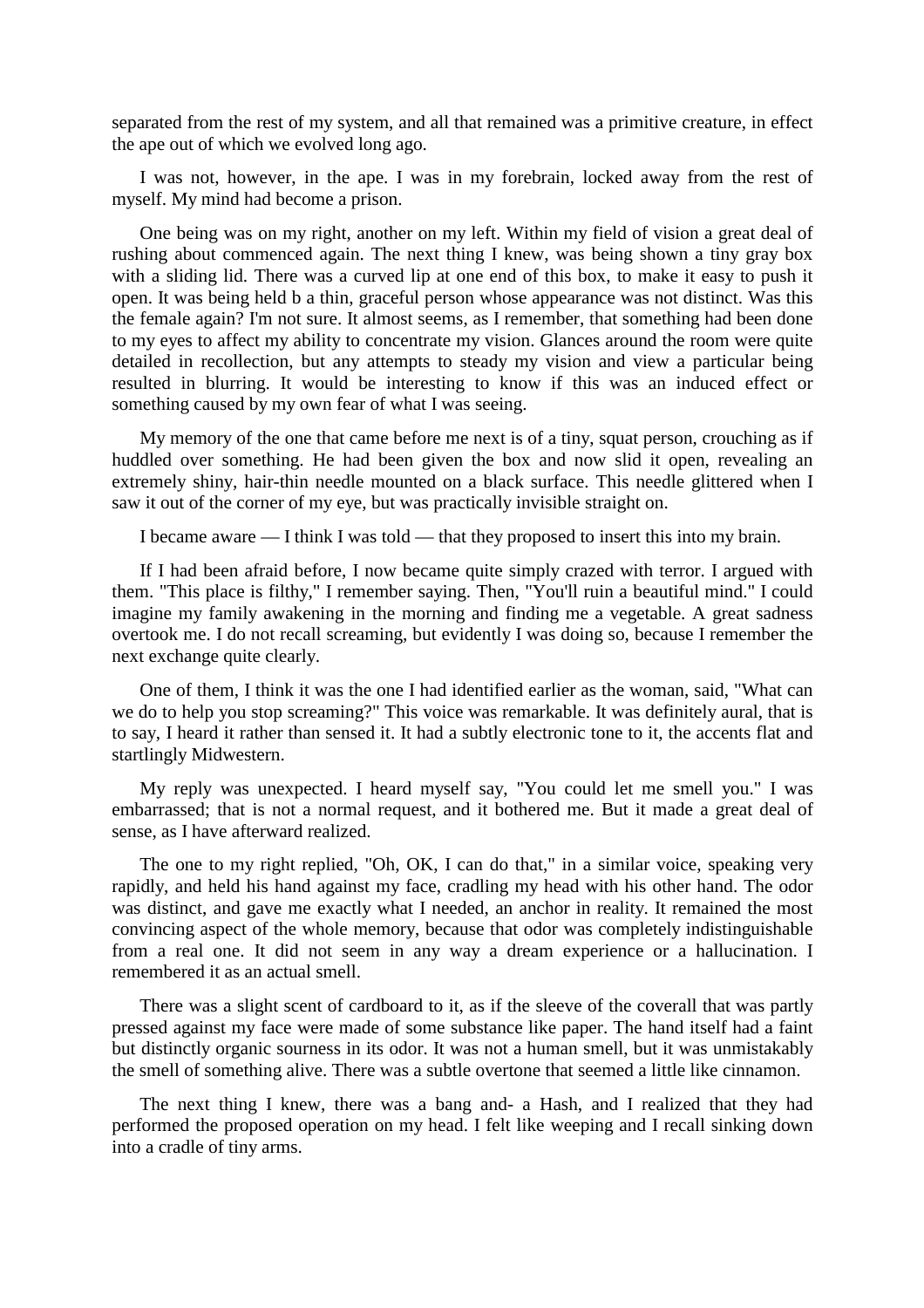separated from the rest of my system, and all that remained was a primitive creature, in effect the ape out of which we evolved long ago.

I was not, however, in the ape. I was in my forebrain, locked away from the rest of myself. My mind had become a prison.

One being was on my right, another on my left. Within my field of vision a great deal of rushing about commenced again. The next thing I knew, was being shown a tiny gray box with a sliding lid. There was a curved lip at one end of this box, to make it easy to push it open. It was being held b a thin, graceful person whose appearance was not distinct. Was this the female again? I'm not sure. It almost seems, as I remember, that something had been done to my eyes to affect my ability to concentrate my vision. Glances around the room were quite detailed in recollection, but any attempts to steady my vision and view a particular being resulted in blurring. It would be interesting to know if this was an induced effect or something caused by my own fear of what I was seeing.

My memory of the one that came before me next is of a tiny, squat person, crouching as if huddled over something. He had been given the box and now slid it open, revealing an extremely shiny, hair-thin needle mounted on a black surface. This needle glittered when I saw it out of the corner of my eye, but was practically invisible straight on.

I became aware — I think I was told — that they proposed to insert this into my brain.

If I had been afraid before, I now became quite simply crazed with terror. I argued with them. "This place is filthy," I remember saying. Then, "You'll ruin a beautiful mind." I could imagine my family awakening in the morning and finding me a vegetable. A great sadness overtook me. I do not recall screaming, but evidently I was doing so, because I remember the next exchange quite clearly.

One of them, I think it was the one I had identified earlier as the woman, said, "What can we do to help you stop screaming?" This voice was remarkable. It was definitely aural, that is to say, I heard it rather than sensed it. It had a subtly electronic tone to it, the accents flat and startlingly Midwestern.

My reply was unexpected. I heard myself say, "You could let me smell you." I was embarrassed; that is not a normal request, and it bothered me. But it made a great deal of sense, as I have afterward realized.

The one to my right replied, "Oh, OK, I can do that," in a similar voice, speaking very rapidly, and held his hand against my face, cradling my head with his other hand. The odor was distinct, and gave me exactly what I needed, an anchor in reality. It remained the most convincing aspect of the whole memory, because that odor was completely indistinguishable from a real one. It did not seem in any way a dream experience or a hallucination. I remembered it as an actual smell.

There was a slight scent of cardboard to it, as if the sleeve of the coverall that was partly pressed against my face were made of some substance like paper. The hand itself had a faint but distinctly organic sourness in its odor. It was not a human smell, but it was unmistakably the smell of something alive. There was a subtle overtone that seemed a little like cinnamon.

The next thing I knew, there was a bang and- a Hash, and I realized that they had performed the proposed operation on my head. I felt like weeping and I recall sinking down into a cradle of tiny arms.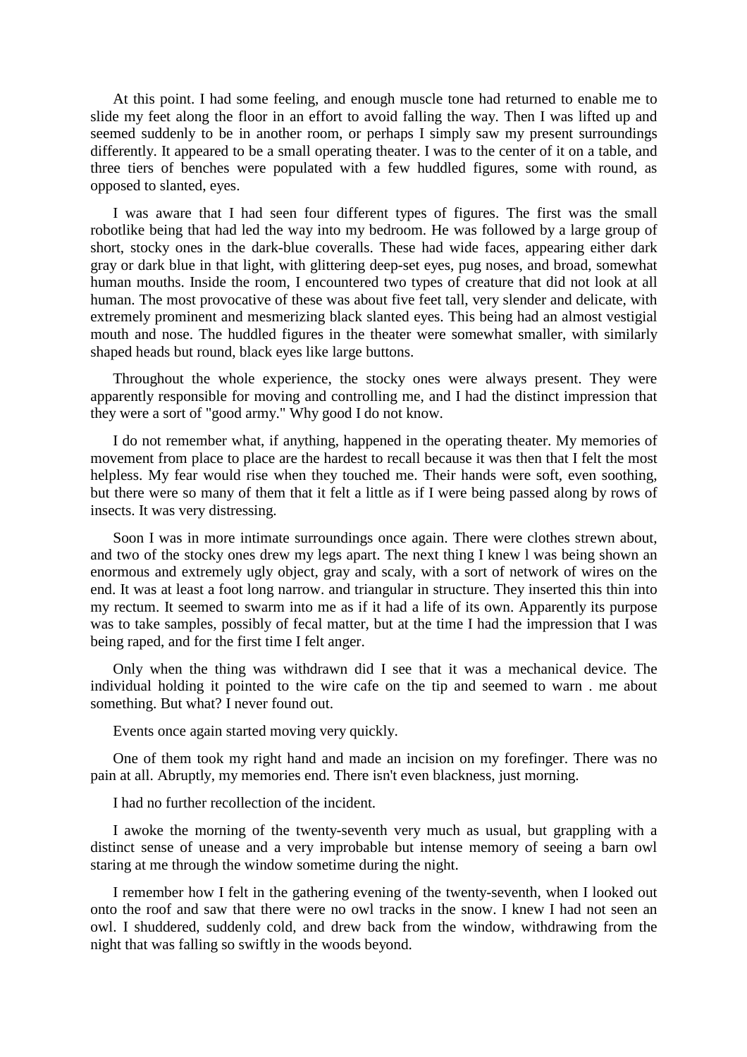At this point. I had some feeling, and enough muscle tone had returned to enable me to slide my feet along the floor in an effort to avoid falling the way. Then I was lifted up and seemed suddenly to be in another room, or perhaps I simply saw my present surroundings differently. It appeared to be a small operating theater. I was to the center of it on a table, and three tiers of benches were populated with a few huddled figures, some with round, as opposed to slanted, eyes.

I was aware that I had seen four different types of figures. The first was the small robotlike being that had led the way into my bedroom. He was followed by a large group of short, stocky ones in the dark-blue coveralls. These had wide faces, appearing either dark gray or dark blue in that light, with glittering deep-set eyes, pug noses, and broad, somewhat human mouths. Inside the room, I encountered two types of creature that did not look at all human. The most provocative of these was about five feet tall, very slender and delicate, with extremely prominent and mesmerizing black slanted eyes. This being had an almost vestigial mouth and nose. The huddled figures in the theater were somewhat smaller, with similarly shaped heads but round, black eyes like large buttons.

Throughout the whole experience, the stocky ones were always present. They were apparently responsible for moving and controlling me, and I had the distinct impression that they were a sort of "good army." Why good I do not know.

I do not remember what, if anything, happened in the operating theater. My memories of movement from place to place are the hardest to recall because it was then that I felt the most helpless. My fear would rise when they touched me. Their hands were soft, even soothing, but there were so many of them that it felt a little as if I were being passed along by rows of insects. It was very distressing.

Soon I was in more intimate surroundings once again. There were clothes strewn about, and two of the stocky ones drew my legs apart. The next thing I knew l was being shown an enormous and extremely ugly object, gray and scaly, with a sort of network of wires on the end. It was at least a foot long narrow. and triangular in structure. They inserted this thin into my rectum. It seemed to swarm into me as if it had a life of its own. Apparently its purpose was to take samples, possibly of fecal matter, but at the time I had the impression that I was being raped, and for the first time I felt anger.

Only when the thing was withdrawn did I see that it was a mechanical device. The individual holding it pointed to the wire cafe on the tip and seemed to warn . me about something. But what? I never found out.

Events once again started moving very quickly.

One of them took my right hand and made an incision on my forefinger. There was no pain at all. Abruptly, my memories end. There isn't even blackness, just morning.

I had no further recollection of the incident.

I awoke the morning of the twenty-seventh very much as usual, but grappling with a distinct sense of unease and a very improbable but intense memory of seeing a barn owl staring at me through the window sometime during the night.

I remember how I felt in the gathering evening of the twenty-seventh, when I looked out onto the roof and saw that there were no owl tracks in the snow. I knew I had not seen an owl. I shuddered, suddenly cold, and drew back from the window, withdrawing from the night that was falling so swiftly in the woods beyond.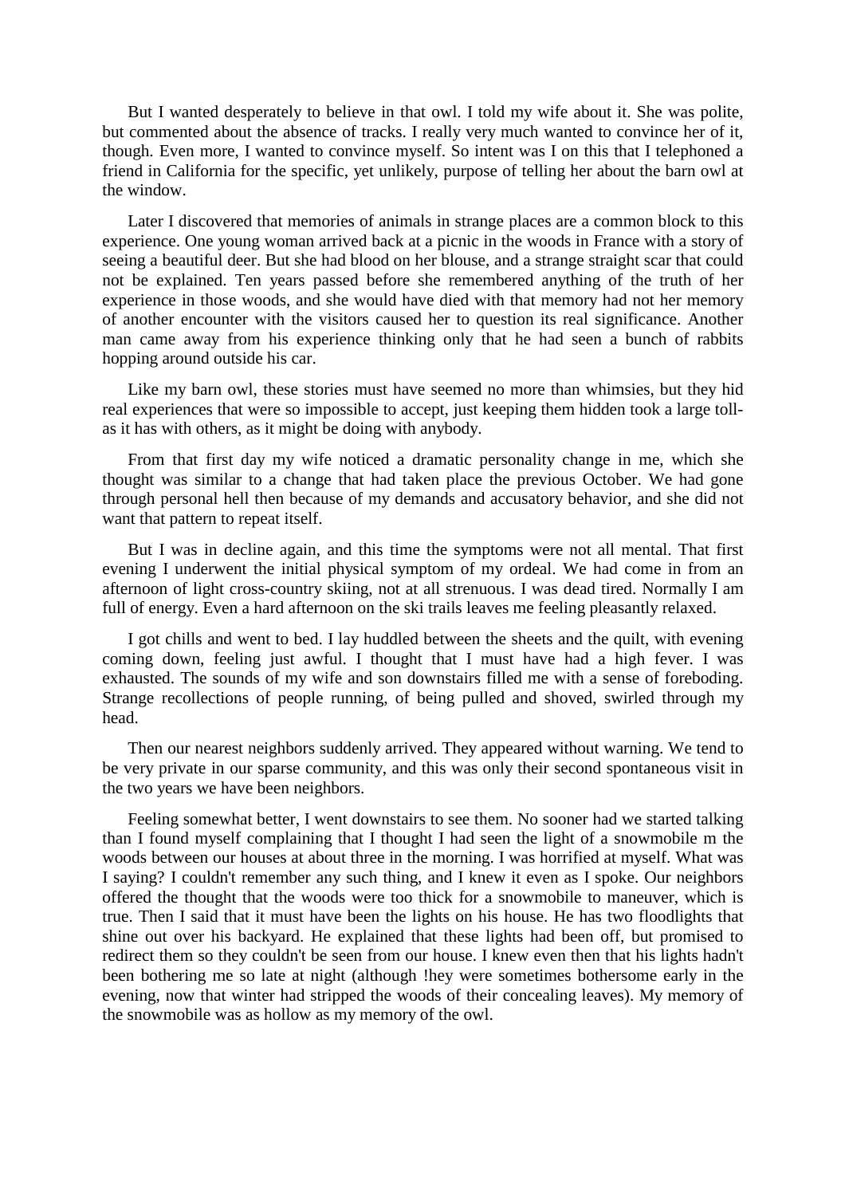But I wanted desperately to believe in that owl. I told my wife about it. She was polite, but commented about the absence of tracks. I really very much wanted to convince her of it, though. Even more, I wanted to convince myself. So intent was I on this that I telephoned a friend in California for the specific, yet unlikely, purpose of telling her about the barn owl at the window.

Later I discovered that memories of animals in strange places are a common block to this experience. One young woman arrived back at a picnic in the woods in France with a story of seeing a beautiful deer. But she had blood on her blouse, and a strange straight scar that could not be explained. Ten years passed before she remembered anything of the truth of her experience in those woods, and she would have died with that memory had not her memory of another encounter with the visitors caused her to question its real significance. Another man came away from his experience thinking only that he had seen a bunch of rabbits hopping around outside his car.

Like my barn owl, these stories must have seemed no more than whimsies, but they hid real experiences that were so impossible to accept, just keeping them hidden took a large toll-as it has with others, as it might be doing with anybody.

From that first day my wife noticed a dramatic personality change in me, which she thought was similar to a change that had taken place the previous October. We had gone through personal hell then because of my demands and accusatory behavior, and she did not want that pattern to repeat itself.

But I was in decline again, and this time the symptoms were not all mental. That first evening I underwent the initial physical symptom of my ordeal. We had come in from an afternoon of light cross-country skiing, not at all strenuous. I was dead tired. Normally I am full of energy. Even a hard afternoon on the ski trails leaves me feeling pleasantly relaxed.

I got chills and went to bed. I lay huddled between the sheets and the quilt, with evening coming down, feeling just awful. I thought that I must have had a high fever. I was exhausted. The sounds of my wife and son downstairs filled me with a sense of foreboding. Strange recollections of people running, of being pulled and shoved, swirled through my head.

Then our nearest neighbors suddenly arrived. They appeared without warning. We tend to be very private in our sparse community, and this was only their second spontaneous visit in the two years we have been neighbors.

Feeling somewhat better, I went downstairs to see them. No sooner had we started talking than I found myself complaining that I thought I had seen the light of a snowmobile m the woods between our houses at about three in the morning. I was horrified at myself. What was I saying? I couldn't remember any such thing, and I knew it even as I spoke. Our neighbors offered the thought that the woods were too thick for a snowmobile to maneuver, which is true. Then I said that it must have been the lights on his house. He has two floodlights that shine out over his backyard. He explained that these lights had been off, but promised to redirect them so they couldn't be seen from our house. I knew even then that his lights hadn't been bothering me so late at night (although !hey were sometimes bothersome early in the evening, now that winter had stripped the woods of their concealing leaves). My memory of the snowmobile was as hollow as my memory of the owl.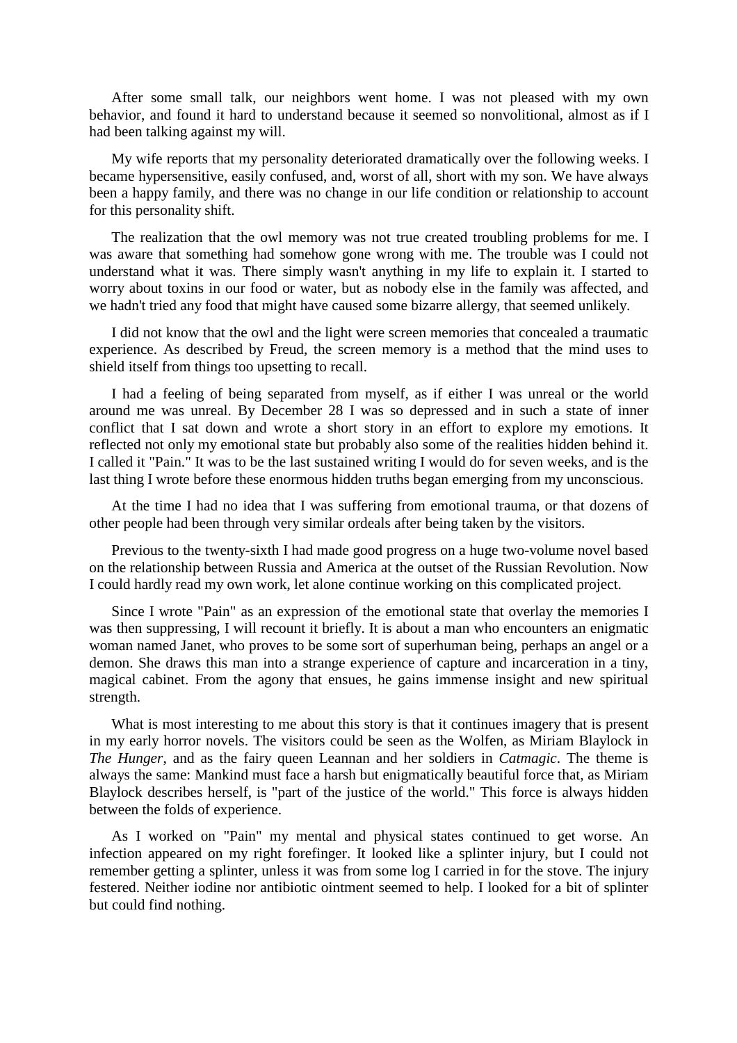After some small talk, our neighbors went home. I was not pleased with my own behavior, and found it hard to understand because it seemed so nonvolitional, almost as if I had been talking against my will.

My wife reports that my personality deteriorated dramatically over the following weeks. I became hypersensitive, easily confused, and, worst of all, short with my son. We have always been a happy family, and there was no change in our life condition or relationship to account for this personality shift.

The realization that the owl memory was not true created troubling problems for me. I was aware that something had somehow gone wrong with me. The trouble was I could not understand what it was. There simply wasn't anything in my life to explain it. I started to worry about toxins in our food or water, but as nobody else in the family was affected, and we hadn't tried any food that might have caused some bizarre allergy, that seemed unlikely.

I did not know that the owl and the light were screen memories that concealed a traumatic experience. As described by Freud, the screen memory is a method that the mind uses to shield itself from things too upsetting to recall.

I had a feeling of being separated from myself, as if either I was unreal or the world around me was unreal. By December 28 I was so depressed and in such a state of inner conflict that I sat down and wrote a short story in an effort to explore my emotions. It reflected not only my emotional state but probably also some of the realities hidden behind it. I called it "Pain." It was to be the last sustained writing I would do for seven weeks, and is the last thing I wrote before these enormous hidden truths began emerging from my unconscious.

At the time I had no idea that I was suffering from emotional trauma, or that dozens of other people had been through very similar ordeals after being taken by the visitors.

Previous to the twenty-sixth I had made good progress on a huge two-volume novel based on the relationship between Russia and America at the outset of the Russian Revolution. Now I could hardly read my own work, let alone continue working on this complicated project.

Since I wrote "Pain" as an expression of the emotional state that overlay the memories I was then suppressing, I will recount it briefly. It is about a man who encounters an enigmatic woman named Janet, who proves to be some sort of superhuman being, perhaps an angel or a demon. She draws this man into a strange experience of capture and incarceration in a tiny, magical cabinet. From the agony that ensues, he gains immense insight and new spiritual strength.

What is most interesting to me about this story is that it continues imagery that is present in my early horror novels. The visitors could be seen as the Wolfen, as Miriam Blaylock in *The Hunger*, and as the fairy queen Leannan and her soldiers in *Catmagic*. The theme is always the same: Mankind must face a harsh but enigmatically beautiful force that, as Miriam Blaylock describes herself, is "part of the justice of the world." This force is always hidden between the folds of experience.

As I worked on "Pain" my mental and physical states continued to get worse. An infection appeared on my right forefinger. It looked like a splinter injury, but I could not remember getting a splinter, unless it was from some log I carried in for the stove. The injury festered. Neither iodine nor antibiotic ointment seemed to help. I looked for a bit of splinter but could find nothing.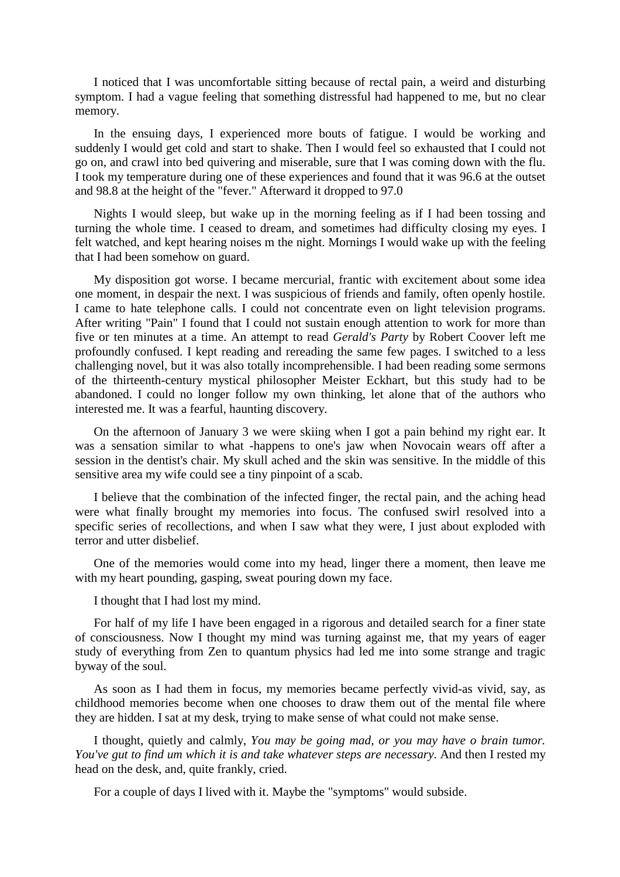I noticed that I was uncomfortable sitting because of rectal pain, a weird and disturbing symptom. I had a vague feeling that something distressful had happened to me, but no clear memory.

In the ensuing days, I experienced more bouts of fatigue. I would be working and suddenly I would get cold and start to shake. Then I would feel so exhausted that I could not go on, and crawl into bed quivering and miserable, sure that I was coming down with the flu. I took my temperature during one of these experiences and found that it was 96.6 at the outset and 98.8 at the height of the "fever." Afterward it dropped to 97.0

Nights I would sleep, but wake up in the morning feeling as if I had been tossing and turning the whole time. I ceased to dream, and sometimes had difficulty closing my eyes. I felt watched, and kept hearing noises m the night. Mornings I would wake up with the feeling that I had been somehow on guard.

My disposition got worse. I became mercurial, frantic with excitement about some idea one moment, in despair the next. I was suspicious of friends and family, often openly hostile. I came to hate telephone calls. I could not concentrate even on light television programs. After writing "Pain" I found that I could not sustain enough attention to work for more than five or ten minutes at a time. An attempt to read *Gerald's Party* by Robert Coover left me profoundly confused. I kept reading and rereading the same few pages. I switched to a less challenging novel, but it was also totally incomprehensible. I had been reading some sermons of the thirteenth-century mystical philosopher Meister Eckhart, but this study had to be abandoned. I could no longer follow my own thinking, let alone that of the authors who interested me. It was a fearful, haunting discovery.

On the afternoon of January 3 we were skiing when I got a pain behind my right ear. It was a sensation similar to what -happens to one's jaw when Novocain wears off after a session in the dentist's chair. My skull ached and the skin was sensitive. In the middle of this sensitive area my wife could see a tiny pinpoint of a scab.

I believe that the combination of the infected finger, the rectal pain, and the aching head were what finally brought my memories into focus. The confused swirl resolved into a specific series of recollections, and when I saw what they were, I just about exploded with terror and utter disbelief.

One of the memories would come into my head, linger there a moment, then leave me with my heart pounding, gasping, sweat pouring down my face.

I thought that I had lost my mind.

For half of my life I have been engaged in a rigorous and detailed search for a finer state of consciousness. Now I thought my mind was turning against me, that my years of eager study of everything from Zen to quantum physics had led me into some strange and tragic byway of the soul.

As soon as I had them in focus, my memories became perfectly vivid-as vivid, say, as childhood memories become when one chooses to draw them out of the mental file where they are hidden. I sat at my desk, trying to make sense of what could not make sense.

I thought, quietly and calmly, *You may be going mad, or you may have o brain tumor. You've gut to find um which it is and take whatever steps are necessary.* And then I rested my head on the desk, and, quite frankly, cried.

For a couple of days I lived with it. Maybe the "symptoms" would subside.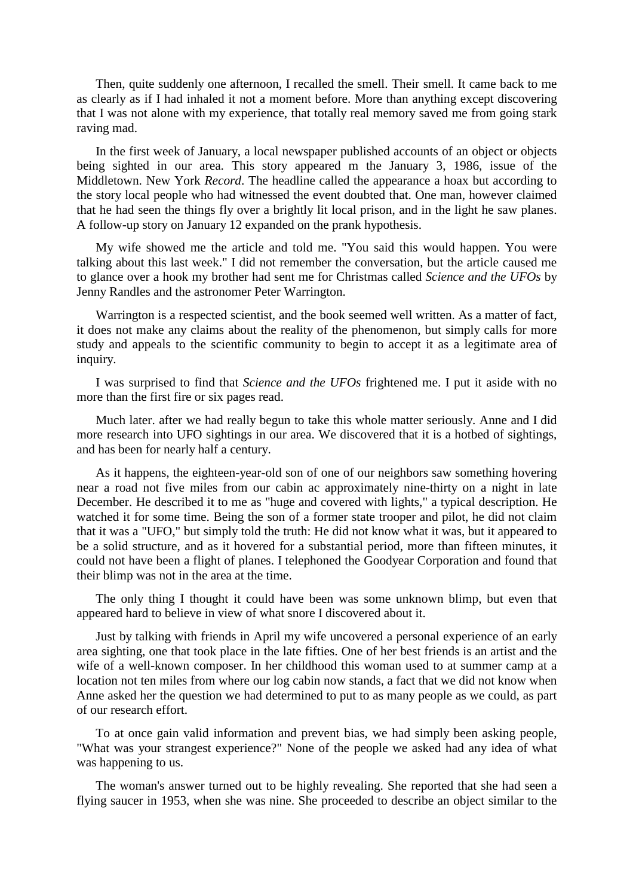Then, quite suddenly one afternoon, I recalled the smell. Their smell. It came back to me as clearly as if I had inhaled it not a moment before. More than anything except discovering that I was not alone with my experience, that totally real memory saved me from going stark raving mad.

In the first week of January, a local newspaper published accounts of an object or objects being sighted in our area. This story appeared m the January 3, 1986, issue of the Middletown. New York *Record*. The headline called the appearance a hoax but according to the story local people who had witnessed the event doubted that. One man, however claimed that he had seen the things fly over a brightly lit local prison, and in the light he saw planes. A follow-up story on January 12 expanded on the prank hypothesis.

My wife showed me the article and told me. "You said this would happen. You were talking about this last week." I did not remember the conversation, but the article caused me to glance over a hook my brother had sent me for Christmas called *Science and the UFOs* by Jenny Randles and the astronomer Peter Warrington.

Warrington is a respected scientist, and the book seemed well written. As a matter of fact, it does not make any claims about the reality of the phenomenon, but simply calls for more study and appeals to the scientific community to begin to accept it as a legitimate area of inquiry.

I was surprised to find that *Science and the UFOs* frightened me. I put it aside with no more than the first fire or six pages read.

Much later. after we had really begun to take this whole matter seriously. Anne and I did more research into UFO sightings in our area. We discovered that it is a hotbed of sightings, and has been for nearly half a century.

As it happens, the eighteen-year-old son of one of our neighbors saw something hovering near a road not five miles from our cabin ac approximately nine-thirty on a night in late December. He described it to me as "huge and covered with lights," a typical description. He watched it for some time. Being the son of a former state trooper and pilot, he did not claim that it was a "UFO," but simply told the truth: He did not know what it was, but it appeared to be a solid structure, and as it hovered for a substantial period, more than fifteen minutes, it could not have been a flight of planes. I telephoned the Goodyear Corporation and found that their blimp was not in the area at the time.

The only thing I thought it could have been was some unknown blimp, but even that appeared hard to believe in view of what snore I discovered about it.

Just by talking with friends in April my wife uncovered a personal experience of an early area sighting, one that took place in the late fifties. One of her best friends is an artist and the wife of a well-known composer. In her childhood this woman used to at summer camp at a location not ten miles from where our log cabin now stands, a fact that we did not know when Anne asked her the question we had determined to put to as many people as we could, as part of our research effort.

To at once gain valid information and prevent bias, we had simply been asking people, "What was your strangest experience?" None of the people we asked had any idea of what was happening to us.

The woman's answer turned out to be highly revealing. She reported that she had seen a flying saucer in 1953, when she was nine. She proceeded to describe an object similar to the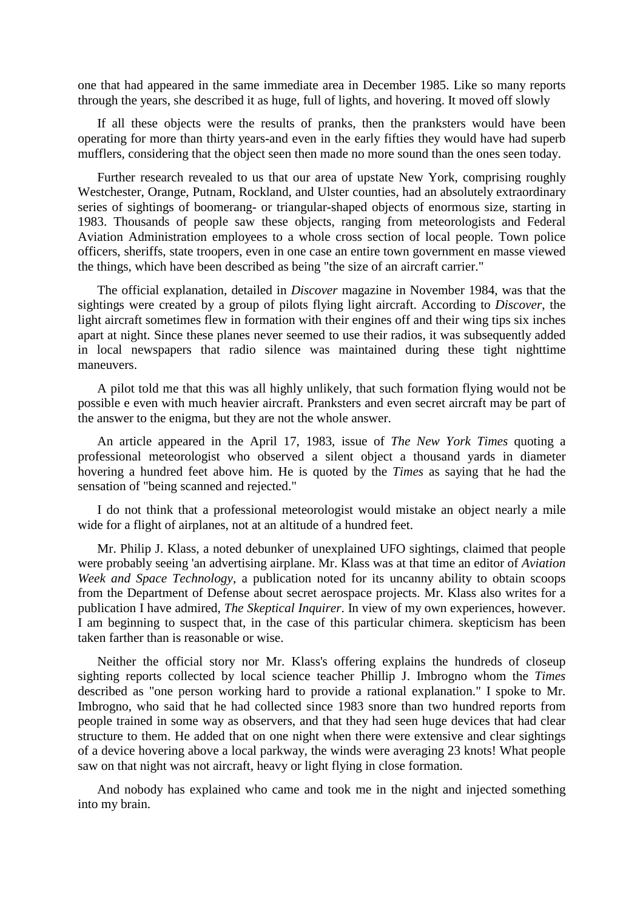one that had appeared in the same immediate area in December 1985. Like so many reports through the years, she described it as huge, full of lights, and hovering. It moved off slowly

If all these objects were the results of pranks, then the pranksters would have been operating for more than thirty years-and even in the early fifties they would have had superb mufflers, considering that the object seen then made no more sound than the ones seen today.

Further research revealed to us that our area of upstate New York, comprising roughly Westchester, Orange, Putnam, Rockland, and Ulster counties, had an absolutely extraordinary series of sightings of boomerang- or triangular-shaped objects of enormous size, starting in 1983. Thousands of people saw these objects, ranging from meteorologists and Federal Aviation Administration employees to a whole cross section of local people. Town police officers, sheriffs, state troopers, even in one case an entire town government en masse viewed the things, which have been described as being "the size of an aircraft carrier."

The official explanation, detailed in *Discover* magazine in November 1984, was that the sightings were created by a group of pilots flying light aircraft. According to *Discover*, the light aircraft sometimes flew in formation with their engines off and their wing tips six inches apart at night. Since these planes never seemed to use their radios, it was subsequently added in local newspapers that radio silence was maintained during these tight nighttime maneuvers.

A pilot told me that this was all highly unlikely, that such formation flying would not be possible e even with much heavier aircraft. Pranksters and even secret aircraft may be part of the answer to the enigma, but they are not the whole answer.

An article appeared in the April 17, 1983, issue of *The New York Times* quoting a professional meteorologist who observed a silent object a thousand yards in diameter hovering a hundred feet above him. He is quoted by the *Times* as saying that he had the sensation of "being scanned and rejected."

I do not think that a professional meteorologist would mistake an object nearly a mile wide for a flight of airplanes, not at an altitude of a hundred feet.

Mr. Philip J. Klass, a noted debunker of unexplained UFO sightings, claimed that people were probably seeing 'an advertising airplane. Mr. Klass was at that time an editor of *Aviation Week and Space Technology*, a publication noted for its uncanny ability to obtain scoops from the Department of Defense about secret aerospace projects. Mr. Klass also writes for a publication I have admired, *The Skeptical Inquirer*. In view of my own experiences, however. I am beginning to suspect that, in the case of this particular chimera. skepticism has been taken farther than is reasonable or wise.

Neither the official story nor Mr. Klass's offering explains the hundreds of closeup sighting reports collected by local science teacher Phillip J. Imbrogno whom the *Times* described as "one person working hard to provide a rational explanation." I spoke to Mr. Imbrogno, who said that he had collected since 1983 snore than two hundred reports from people trained in some way as observers, and that they had seen huge devices that had clear structure to them. He added that on one night when there were extensive and clear sightings of a device hovering above a local parkway, the winds were averaging 23 knots! What people saw on that night was not aircraft, heavy or light flying in close formation.

And nobody has explained who came and took me in the night and injected something into my brain.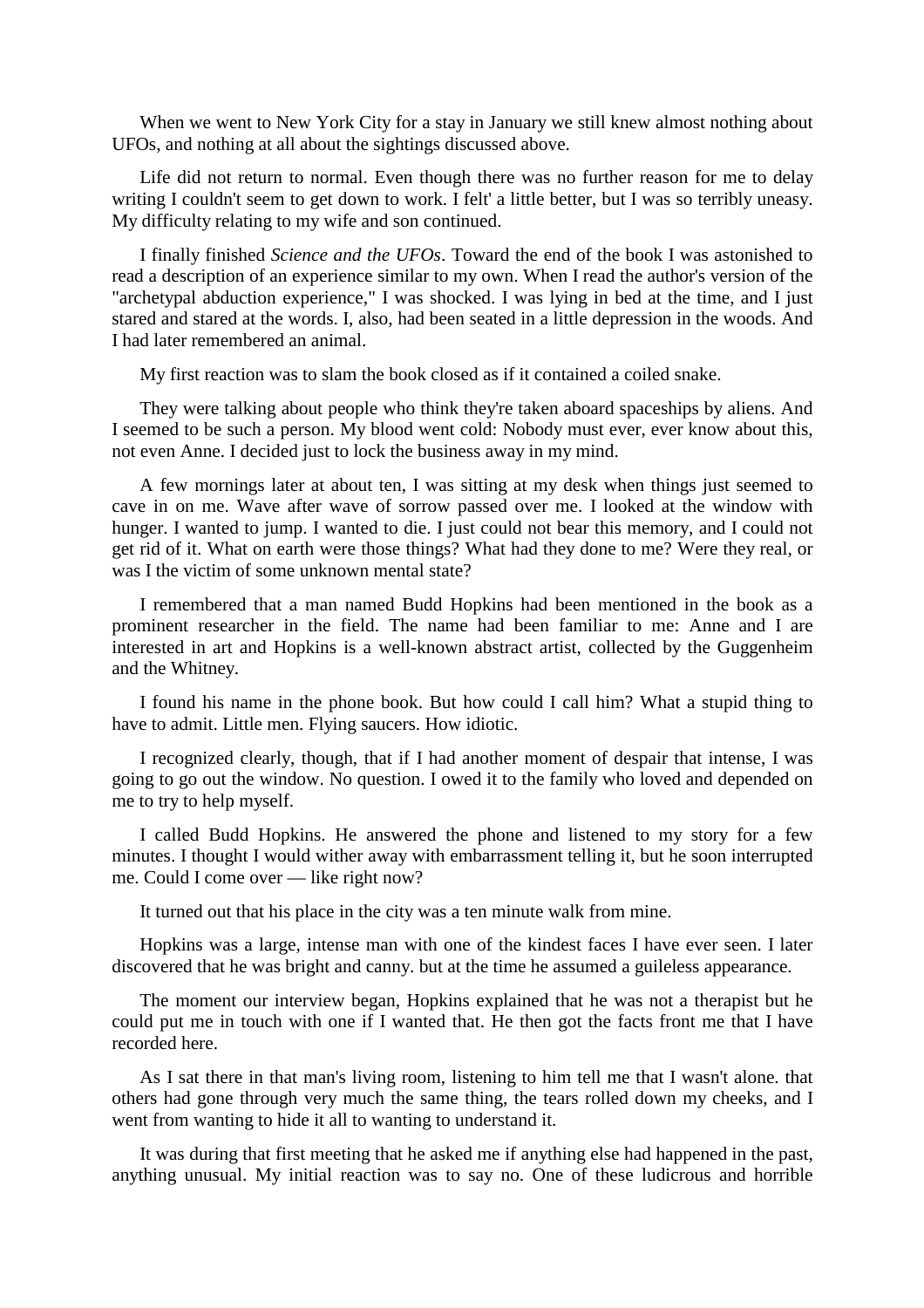When we went to New York City for a stay in January we still knew almost nothing about UFOs, and nothing at all about the sightings discussed above.

Life did not return to normal. Even though there was no further reason for me to delay writing I couldn't seem to get down to work. I felt' a little better, but I was so terribly uneasy. My difficulty relating to my wife and son continued.

I finally finished *Science and the UFOs*. Toward the end of the book I was astonished to read a description of an experience similar to my own. When I read the author's version of the "archetypal abduction experience," I was shocked. I was lying in bed at the time, and I just stared and stared at the words. I, also, had been seated in a little depression in the woods. And I had later remembered an animal.

My first reaction was to slam the book closed as if it contained a coiled snake.

They were talking about people who think they're taken aboard spaceships by aliens. And I seemed to be such a person. My blood went cold: Nobody must ever, ever know about this, not even Anne. I decided just to lock the business away in my mind.

A few mornings later at about ten, I was sitting at my desk when things just seemed to cave in on me. Wave after wave of sorrow passed over me. I looked at the window with hunger. I wanted to jump. I wanted to die. I just could not bear this memory, and I could not get rid of it. What on earth were those things? What had they done to me? Were they real, or was I the victim of some unknown mental state?

I remembered that a man named Budd Hopkins had been mentioned in the book as a prominent researcher in the field. The name had been familiar to me: Anne and I are interested in art and Hopkins is a well-known abstract artist, collected by the Guggenheim and the Whitney.

I found his name in the phone book. But how could I call him? What a stupid thing to have to admit. Little men. Flying saucers. How idiotic.

I recognized clearly, though, that if I had another moment of despair that intense, I was going to go out the window. No question. I owed it to the family who loved and depended on me to try to help myself.

I called Budd Hopkins. He answered the phone and listened to my story for a few minutes. I thought I would wither away with embarrassment telling it, but he soon interrupted me. Could I come over — like right now?

It turned out that his place in the city was a ten minute walk from mine.

Hopkins was a large, intense man with one of the kindest faces I have ever seen. I later discovered that he was bright and canny. but at the time he assumed a guileless appearance.

The moment our interview began, Hopkins explained that he was not a therapist but he could put me in touch with one if I wanted that. He then got the facts front me that I have recorded here.

As I sat there in that man's living room, listening to him tell me that I wasn't alone. that others had gone through very much the same thing, the tears rolled down my cheeks, and I went from wanting to hide it all to wanting to understand it.

It was during that first meeting that he asked me if anything else had happened in the past, anything unusual. My initial reaction was to say no. One of these ludicrous and horrible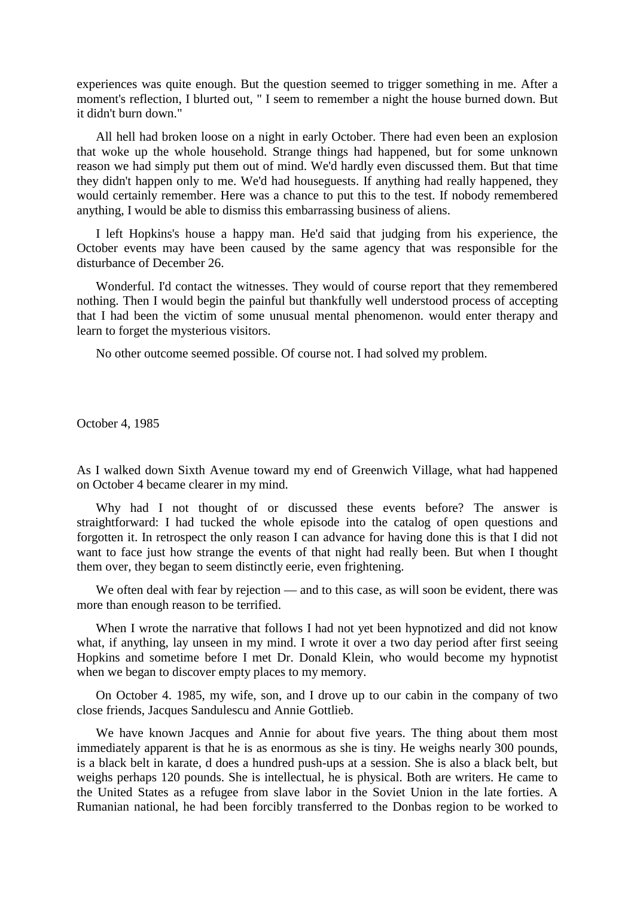experiences was quite enough. But the question seemed to trigger something in me. After a moment's reflection, I blurted out, " I seem to remember a night the house burned down. But it didn't burn down."

All hell had broken loose on a night in early October. There had even been an explosion that woke up the whole household. Strange things had happened, but for some unknown reason we had simply put them out of mind. We'd hardly even discussed them. But that time they didn't happen only to me. We'd had houseguests. If anything had really happened, they would certainly remember. Here was a chance to put this to the test. If nobody remembered anything, I would be able to dismiss this embarrassing business of aliens.

I left Hopkins's house a happy man. He'd said that judging from his experience, the October events may have been caused by the same agency that was responsible for the disturbance of December 26.

Wonderful. I'd contact the witnesses. They would of course report that they remembered nothing. Then I would begin the painful but thankfully well understood process of accepting that I had been the victim of some unusual mental phenomenon. would enter therapy and learn to forget the mysterious visitors.

No other outcome seemed possible. Of course not. I had solved my problem.

## October 4, 1985

As I walked down Sixth Avenue toward my end of Greenwich Village, what had happened on October 4 became clearer in my mind.

Why had I not thought of or discussed these events before? The answer is straightforward: I had tucked the whole episode into the catalog of open questions and forgotten it. In retrospect the only reason I can advance for having done this is that I did not want to face just how strange the events of that night had really been. But when I thought them over, they began to seem distinctly eerie, even frightening.

We often deal with fear by rejection — and to this case, as will soon be evident, there was more than enough reason to be terrified.

When I wrote the narrative that follows I had not yet been hypnotized and did not know what, if anything, lay unseen in my mind. I wrote it over a two day period after first seeing Hopkins and sometime before I met Dr. Donald Klein, who would become my hypnotist when we began to discover empty places to my memory.

On October 4. 1985, my wife, son, and I drove up to our cabin in the company of two close friends, Jacques Sandulescu and Annie Gottlieb.

We have known Jacques and Annie for about five years. The thing about them most immediately apparent is that he is as enormous as she is tiny. He weighs nearly 300 pounds, is a black belt in karate, d does a hundred push-ups at a session. She is also a black belt, but weighs perhaps 120 pounds. She is intellectual, he is physical. Both are writers. He came to the United States as a refugee from slave labor in the Soviet Union in the late forties. A Rumanian national, he had been forcibly transferred to the Donbas region to be worked to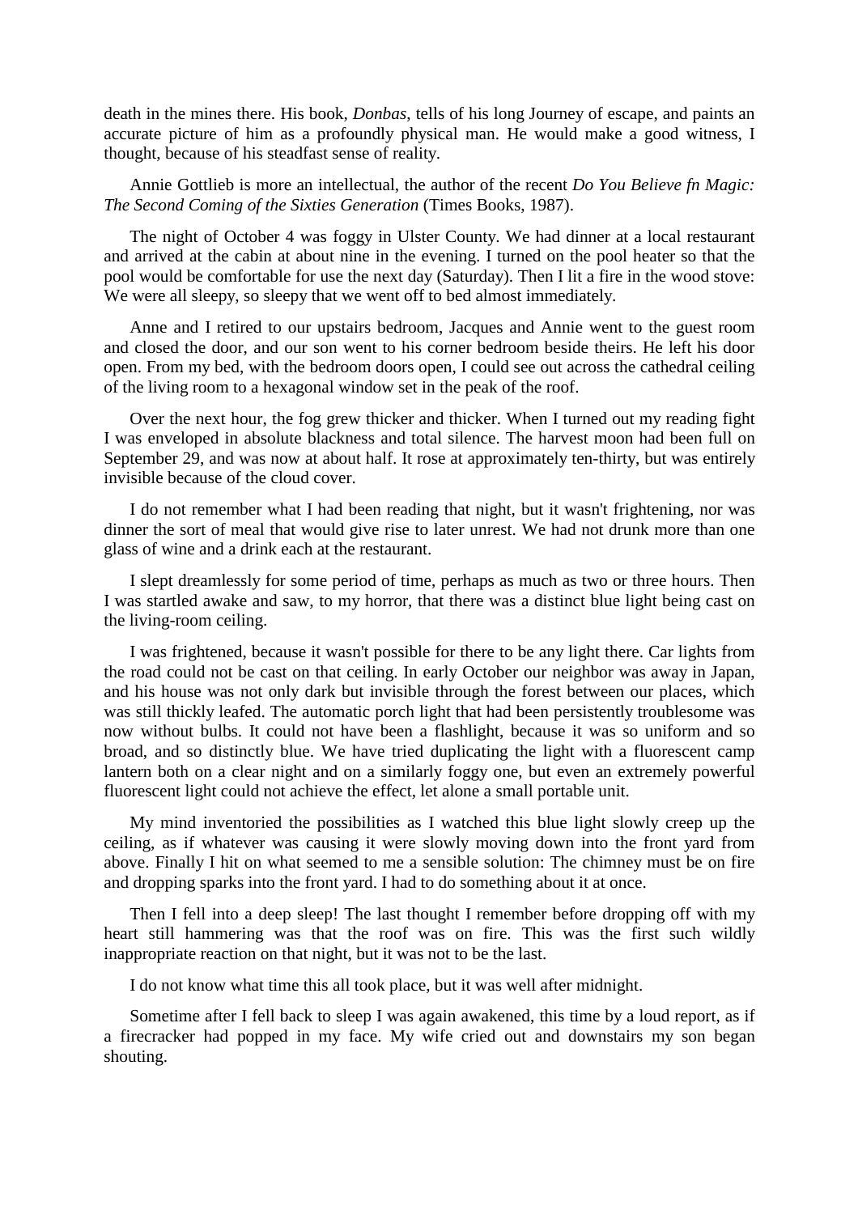death in the mines there. His book, *Donbas*, tells of his long Journey of escape, and paints an accurate picture of him as a profoundly physical man. He would make a good witness, I thought, because of his steadfast sense of reality.

Annie Gottlieb is more an intellectual, the author of the recent *Do You Believe fn Magic: The Second Coming of the Sixties Generation* (Times Books, 1987).

The night of October 4 was foggy in Ulster County. We had dinner at a local restaurant and arrived at the cabin at about nine in the evening. I turned on the pool heater so that the pool would be comfortable for use the next day (Saturday). Then I lit a fire in the wood stove: We were all sleepy, so sleepy that we went off to bed almost immediately.

Anne and I retired to our upstairs bedroom, Jacques and Annie went to the guest room and closed the door, and our son went to his corner bedroom beside theirs. He left his door open. From my bed, with the bedroom doors open, I could see out across the cathedral ceiling of the living room to a hexagonal window set in the peak of the roof.

Over the next hour, the fog grew thicker and thicker. When I turned out my reading fight I was enveloped in absolute blackness and total silence. The harvest moon had been full on September 29, and was now at about half. It rose at approximately ten-thirty, but was entirely invisible because of the cloud cover.

I do not remember what I had been reading that night, but it wasn't frightening, nor was dinner the sort of meal that would give rise to later unrest. We had not drunk more than one glass of wine and a drink each at the restaurant.

I slept dreamlessly for some period of time, perhaps as much as two or three hours. Then I was startled awake and saw, to my horror, that there was a distinct blue light being cast on the living-room ceiling.

I was frightened, because it wasn't possible for there to be any light there. Car lights from the road could not be cast on that ceiling. In early October our neighbor was away in Japan, and his house was not only dark but invisible through the forest between our places, which was still thickly leafed. The automatic porch light that had been persistently troublesome was now without bulbs. It could not have been a flashlight, because it was so uniform and so broad, and so distinctly blue. We have tried duplicating the light with a fluorescent camp lantern both on a clear night and on a similarly foggy one, but even an extremely powerful fluorescent light could not achieve the effect, let alone a small portable unit.

My mind inventoried the possibilities as I watched this blue light slowly creep up the ceiling, as if whatever was causing it were slowly moving down into the front yard from above. Finally I hit on what seemed to me a sensible solution: The chimney must be on fire and dropping sparks into the front yard. I had to do something about it at once.

Then I fell into a deep sleep! The last thought I remember before dropping off with my heart still hammering was that the roof was on fire. This was the first such wildly inappropriate reaction on that night, but it was not to be the last.

I do not know what time this all took place, but it was well after midnight.

Sometime after I fell back to sleep I was again awakened, this time by a loud report, as if a firecracker had popped in my face. My wife cried out and downstairs my son began shouting.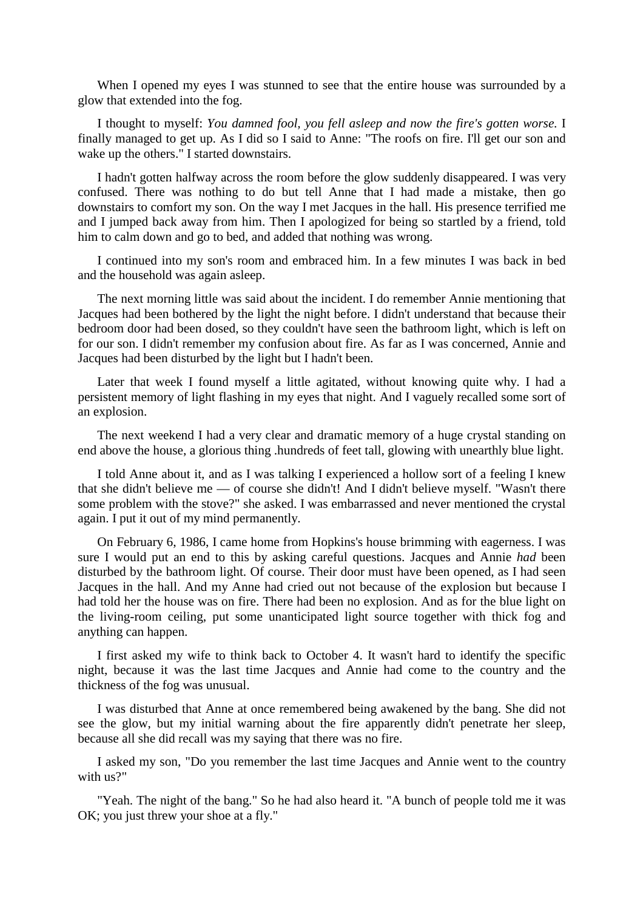When I opened my eyes I was stunned to see that the entire house was surrounded by a glow that extended into the fog.

I thought to myself: *You damned fool, you fell asleep and now the fire's gotten worse.* I finally managed to get up. As I did so I said to Anne: "The roofs on fire. I'll get our son and wake up the others." I started downstairs.

I hadn't gotten halfway across the room before the glow suddenly disappeared. I was very confused. There was nothing to do but tell Anne that I had made a mistake, then go downstairs to comfort my son. On the way I met Jacques in the hall. His presence terrified me and I jumped back away from him. Then I apologized for being so startled by a friend, told him to calm down and go to bed, and added that nothing was wrong.

I continued into my son's room and embraced him. In a few minutes I was back in bed and the household was again asleep.

The next morning little was said about the incident. I do remember Annie mentioning that Jacques had been bothered by the light the night before. I didn't understand that because their bedroom door had been dosed, so they couldn't have seen the bathroom light, which is left on for our son. I didn't remember my confusion about fire. As far as I was concerned, Annie and Jacques had been disturbed by the light but I hadn't been.

Later that week I found myself a little agitated, without knowing quite why. I had a persistent memory of light flashing in my eyes that night. And I vaguely recalled some sort of an explosion.

The next weekend I had a very clear and dramatic memory of a huge crystal standing on end above the house, a glorious thing .hundreds of feet tall, glowing with unearthly blue light.

I told Anne about it, and as I was talking I experienced a hollow sort of a feeling I knew that she didn't believe me — of course she didn't! And I didn't believe myself. "Wasn't there some problem with the stove?" she asked. I was embarrassed and never mentioned the crystal again. I put it out of my mind permanently.

On February 6, 1986, I came home from Hopkins's house brimming with eagerness. I was sure I would put an end to this by asking careful questions. Jacques and Annie *had* been disturbed by the bathroom light. Of course. Their door must have been opened, as I had seen Jacques in the hall. And my Anne had cried out not because of the explosion but because I had told her the house was on fire. There had been no explosion. And as for the blue light on the living-room ceiling, put some unanticipated light source together with thick fog and anything can happen.

I first asked my wife to think back to October 4. It wasn't hard to identify the specific night, because it was the last time Jacques and Annie had come to the country and the thickness of the fog was unusual.

I was disturbed that Anne at once remembered being awakened by the bang. She did not see the glow, but my initial warning about the fire apparently didn't penetrate her sleep, because all she did recall was my saying that there was no fire.

I asked my son, "Do you remember the last time Jacques and Annie went to the country with us?"

"Yeah. The night of the bang." So he had also heard it. "A bunch of people told me it was OK; you just threw your shoe at a fly."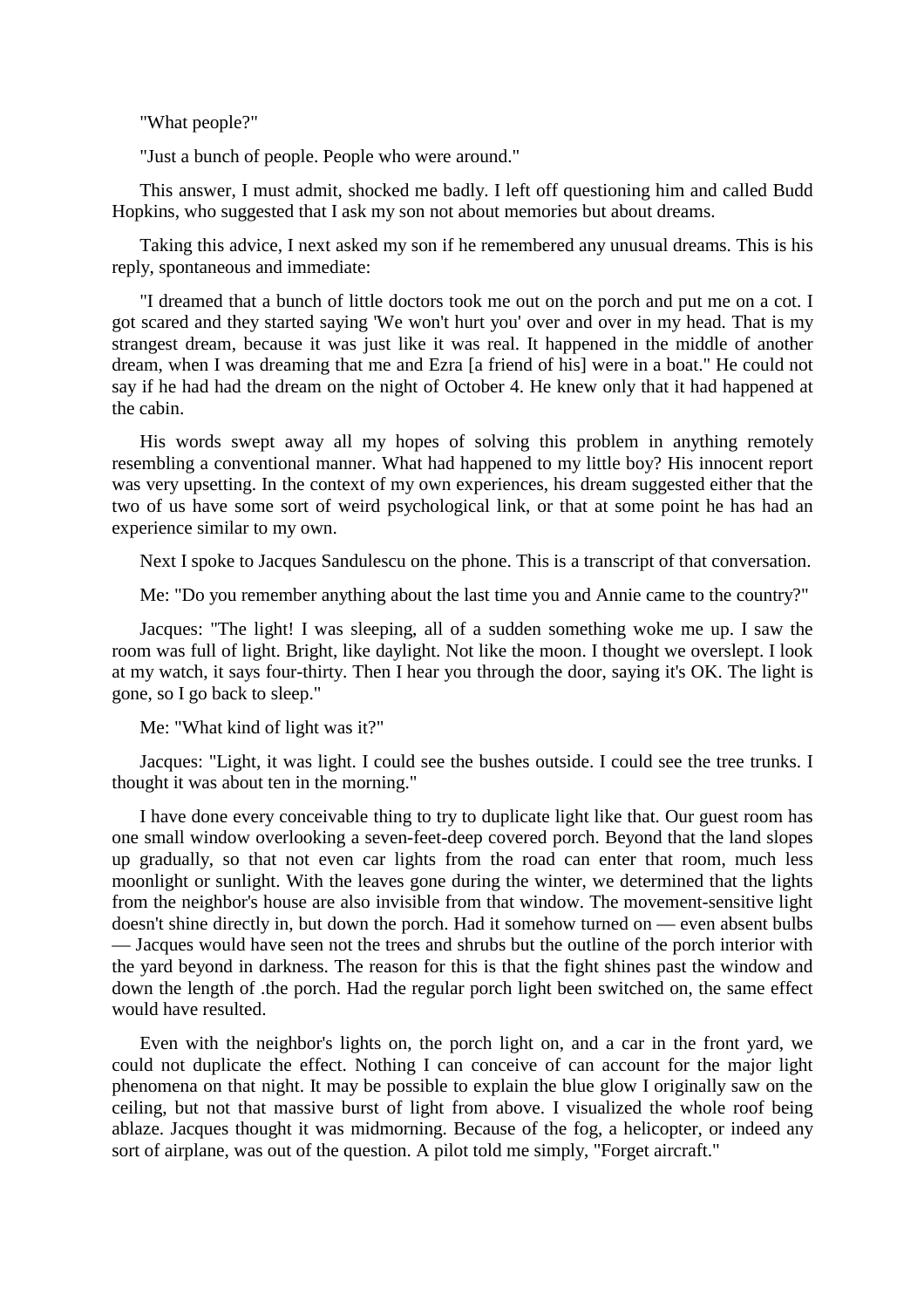"What people?"

"Just a bunch of people. People who were around."

This answer, I must admit, shocked me badly. I left off questioning him and called Budd Hopkins, who suggested that I ask my son not about memories but about dreams.

Taking this advice, I next asked my son if he remembered any unusual dreams. This is his reply, spontaneous and immediate:

"I dreamed that a bunch of little doctors took me out on the porch and put me on a cot. I got scared and they started saying 'We won't hurt you' over and over in my head. That is my strangest dream, because it was just like it was real. It happened in the middle of another dream, when I was dreaming that me and Ezra [a friend of his] were in a boat." He could not say if he had had the dream on the night of October 4. He knew only that it had happened at the cabin.

His words swept away all my hopes of solving this problem in anything remotely resembling a conventional manner. What had happened to my little boy? His innocent report was very upsetting. In the context of my own experiences, his dream suggested either that the two of us have some sort of weird psychological link, or that at some point he has had an experience similar to my own.

Next I spoke to Jacques Sandulescu on the phone. This is a transcript of that conversation.

Me: "Do you remember anything about the last time you and Annie came to the country?"

Jacques: "The light! I was sleeping, all of a sudden something woke me up. I saw the room was full of light. Bright, like daylight. Not like the moon. I thought we overslept. I look at my watch, it says four-thirty. Then I hear you through the door, saying it's OK. The light is gone, so I go back to sleep."

Me: "What kind of light was it?"

Jacques: "Light, it was light. I could see the bushes outside. I could see the tree trunks. I thought it was about ten in the morning."

I have done every conceivable thing to try to duplicate light like that. Our guest room has one small window overlooking a seven-feet-deep covered porch. Beyond that the land slopes up gradually, so that not even car lights from the road can enter that room, much less moonlight or sunlight. With the leaves gone during the winter, we determined that the lights from the neighbor's house are also invisible from that window. The movement-sensitive light doesn't shine directly in, but down the porch. Had it somehow turned on — even absent bulbs — Jacques would have seen not the trees and shrubs but the outline of the porch interior with the yard beyond in darkness. The reason for this is that the fight shines past the window and down the length of .the porch. Had the regular porch light been switched on, the same effect would have resulted.

Even with the neighbor's lights on, the porch light on, and a car in the front yard, we could not duplicate the effect. Nothing I can conceive of can account for the major light phenomena on that night. It may be possible to explain the blue glow I originally saw on the ceiling, but not that massive burst of light from above. I visualized the whole roof being ablaze. Jacques thought it was midmorning. Because of the fog, a helicopter, or indeed any sort of airplane, was out of the question. A pilot told me simply, "Forget aircraft."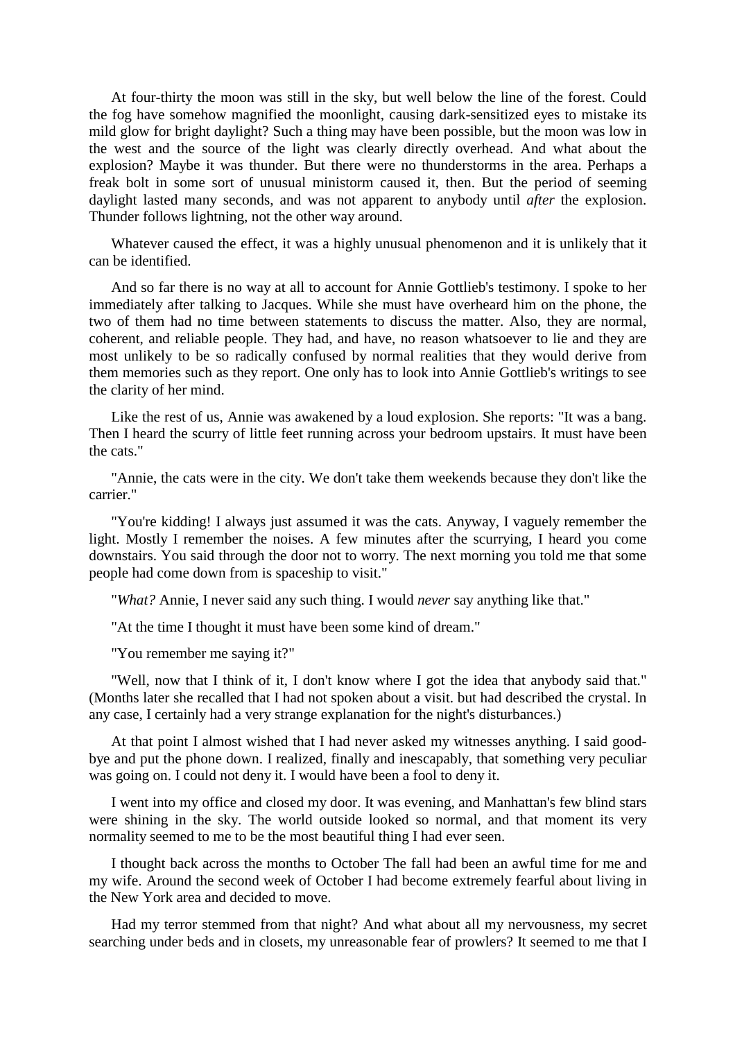At four-thirty the moon was still in the sky, but well below the line of the forest. Could the fog have somehow magnified the moonlight, causing dark-sensitized eyes to mistake its mild glow for bright daylight? Such a thing may have been possible, but the moon was low in the west and the source of the light was clearly directly overhead. And what about the explosion? Maybe it was thunder. But there were no thunderstorms in the area. Perhaps a freak bolt in some sort of unusual ministorm caused it, then. But the period of seeming daylight lasted many seconds, and was not apparent to anybody until *after* the explosion. Thunder follows lightning, not the other way around.

Whatever caused the effect, it was a highly unusual phenomenon and it is unlikely that it can be identified.

And so far there is no way at all to account for Annie Gottlieb's testimony. I spoke to her immediately after talking to Jacques. While she must have overheard him on the phone, the two of them had no time between statements to discuss the matter. Also, they are normal, coherent, and reliable people. They had, and have, no reason whatsoever to lie and they are most unlikely to be so radically confused by normal realities that they would derive from them memories such as they report. One only has to look into Annie Gottlieb's writings to see the clarity of her mind.

Like the rest of us, Annie was awakened by a loud explosion. She reports: "It was a bang. Then I heard the scurry of little feet running across your bedroom upstairs. It must have been the cats."

"Annie, the cats were in the city. We don't take them weekends because they don't like the carrier."

"You're kidding! I always just assumed it was the cats. Anyway, I vaguely remember the light. Mostly I remember the noises. A few minutes after the scurrying, I heard you come downstairs. You said through the door not to worry. The next morning you told me that some people had come down from is spaceship to visit."

"*What?* Annie, I never said any such thing. I would *never* say anything like that."

"At the time I thought it must have been some kind of dream."

"You remember me saying it?"

"Well, now that I think of it, I don't know where I got the idea that anybody said that." (Months later she recalled that I had not spoken about a visit. but had described the crystal. In any case, I certainly had a very strange explanation for the night's disturbances.)

At that point I almost wished that I had never asked my witnesses anything. I said good-bye and put the phone down. I realized, finally and inescapably, that something very peculiar was going on. I could not deny it. I would have been a fool to deny it.

I went into my office and closed my door. It was evening, and Manhattan's few blind stars were shining in the sky. The world outside looked so normal, and that moment its very normality seemed to me to be the most beautiful thing I had ever seen.

I thought back across the months to October The fall had been an awful time for me and my wife. Around the second week of October I had become extremely fearful about living in the New York area and decided to move.

Had my terror stemmed from that night? And what about all my nervousness, my secret searching under beds and in closets, my unreasonable fear of prowlers? It seemed to me that I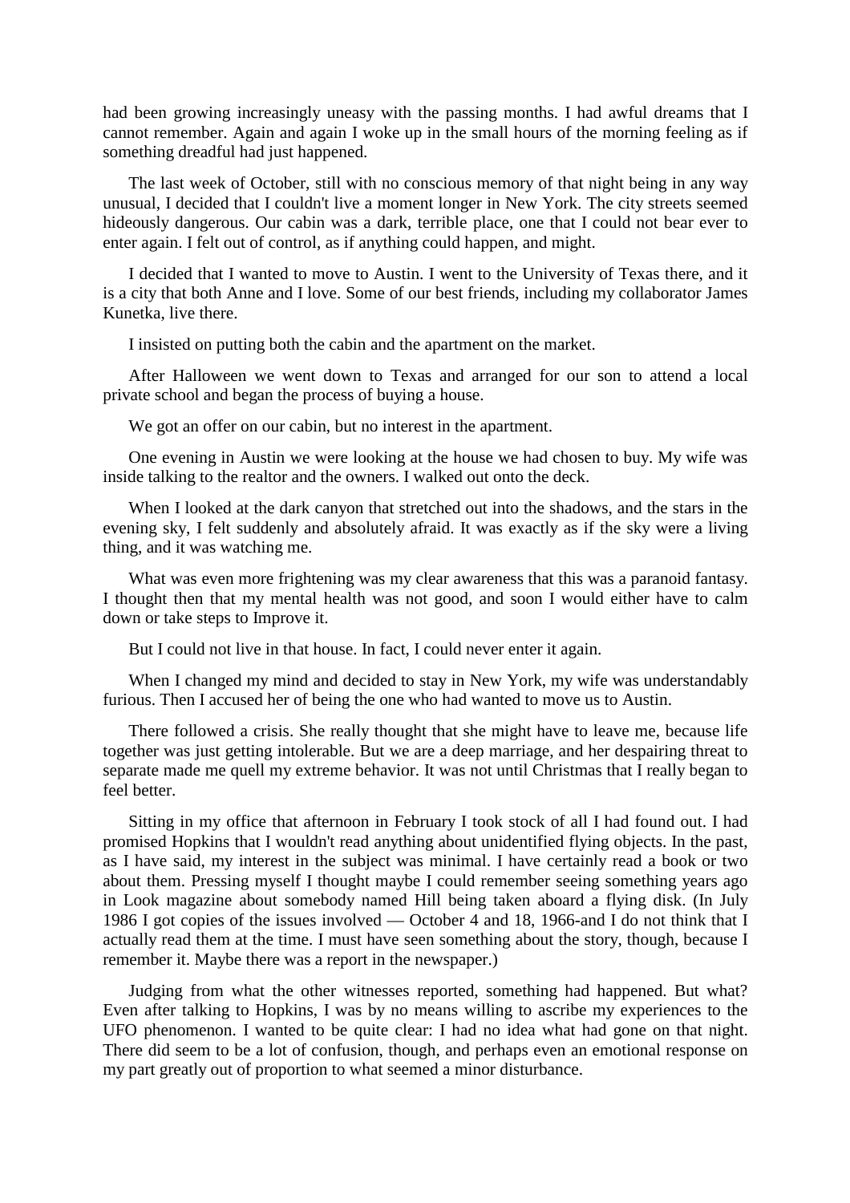had been growing increasingly uneasy with the passing months. I had awful dreams that I cannot remember. Again and again I woke up in the small hours of the morning feeling as if something dreadful had just happened.

The last week of October, still with no conscious memory of that night being in any way unusual, I decided that I couldn't live a moment longer in New York. The city streets seemed hideously dangerous. Our cabin was a dark, terrible place, one that I could not bear ever to enter again. I felt out of control, as if anything could happen, and might.

I decided that I wanted to move to Austin. I went to the University of Texas there, and it is a city that both Anne and I love. Some of our best friends, including my collaborator James Kunetka, live there.

I insisted on putting both the cabin and the apartment on the market.

After Halloween we went down to Texas and arranged for our son to attend a local private school and began the process of buying a house.

We got an offer on our cabin, but no interest in the apartment.

One evening in Austin we were looking at the house we had chosen to buy. My wife was inside talking to the realtor and the owners. I walked out onto the deck.

When I looked at the dark canyon that stretched out into the shadows, and the stars in the evening sky, I felt suddenly and absolutely afraid. It was exactly as if the sky were a living thing, and it was watching me.

What was even more frightening was my clear awareness that this was a paranoid fantasy. I thought then that my mental health was not good, and soon I would either have to calm down or take steps to Improve it.

But I could not live in that house. In fact, I could never enter it again.

When I changed my mind and decided to stay in New York, my wife was understandably furious. Then I accused her of being the one who had wanted to move us to Austin.

There followed a crisis. She really thought that she might have to leave me, because life together was just getting intolerable. But we are a deep marriage, and her despairing threat to separate made me quell my extreme behavior. It was not until Christmas that I really began to feel better.

Sitting in my office that afternoon in February I took stock of all I had found out. I had promised Hopkins that I wouldn't read anything about unidentified flying objects. In the past, as I have said, my interest in the subject was minimal. I have certainly read a book or two about them. Pressing myself I thought maybe I could remember seeing something years ago in Look magazine about somebody named Hill being taken aboard a flying disk. (In July 1986 I got copies of the issues involved — October 4 and 18, 1966-and I do not think that I actually read them at the time. I must have seen something about the story, though, because I remember it. Maybe there was a report in the newspaper.)

Judging from what the other witnesses reported, something had happened. But what? Even after talking to Hopkins, I was by no means willing to ascribe my experiences to the UFO phenomenon. I wanted to be quite clear: I had no idea what had gone on that night. There did seem to be a lot of confusion, though, and perhaps even an emotional response on my part greatly out of proportion to what seemed a minor disturbance.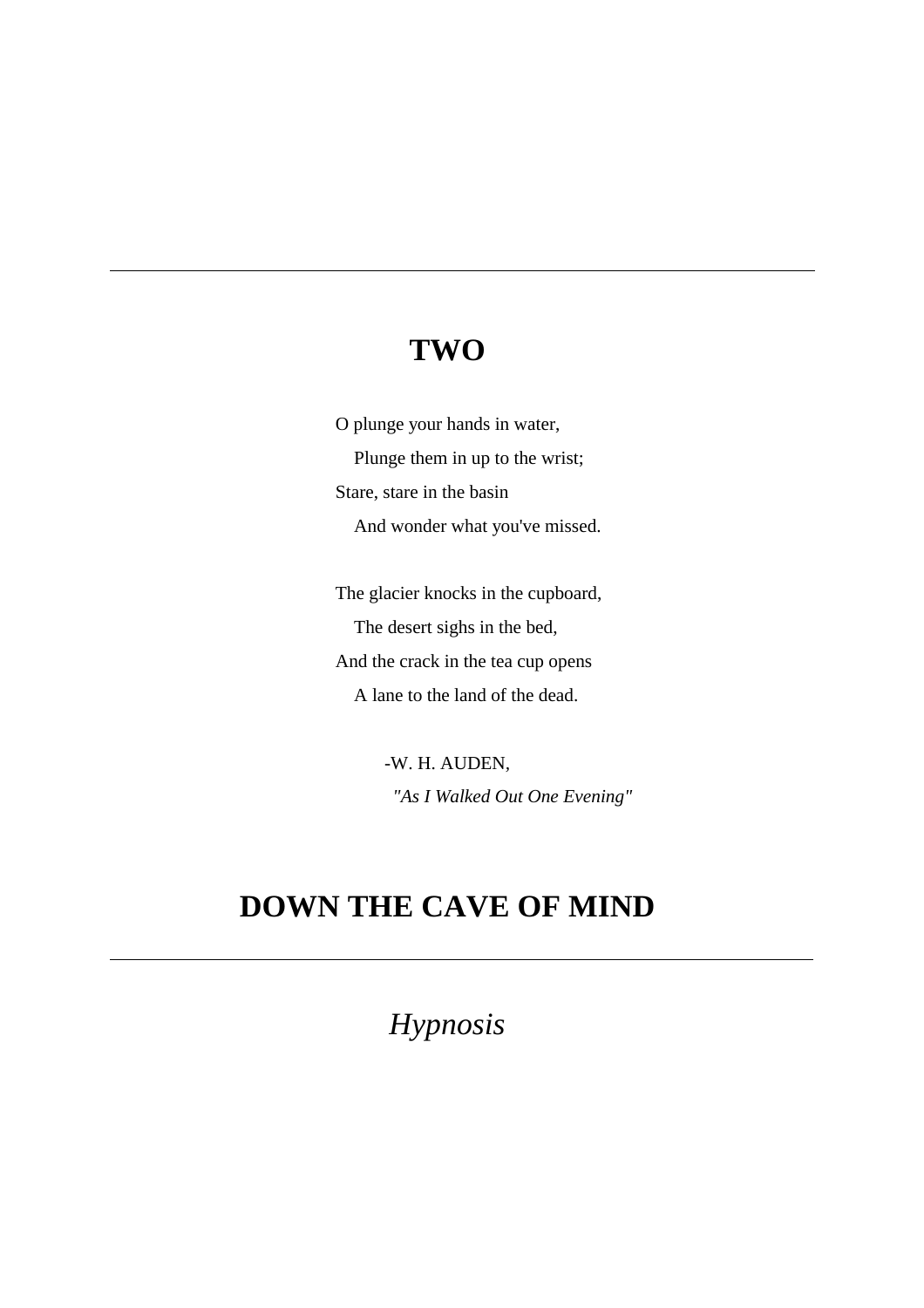# TWO

O plunge your hands in water,  
Plunge them in up to the wrist;  
Stare, stare in the basin  
And wonder what you've missed.

The glacier knocks in the cupboard,  
The desert sighs in the bed,  
And the crack in the tea cup opens  
A lane to the land of the dead.

-W. H. AUDEN,  
*"As I Walked Out One Evening"*

# DOWN THE CAVE OF MIND

## *Hypnosis*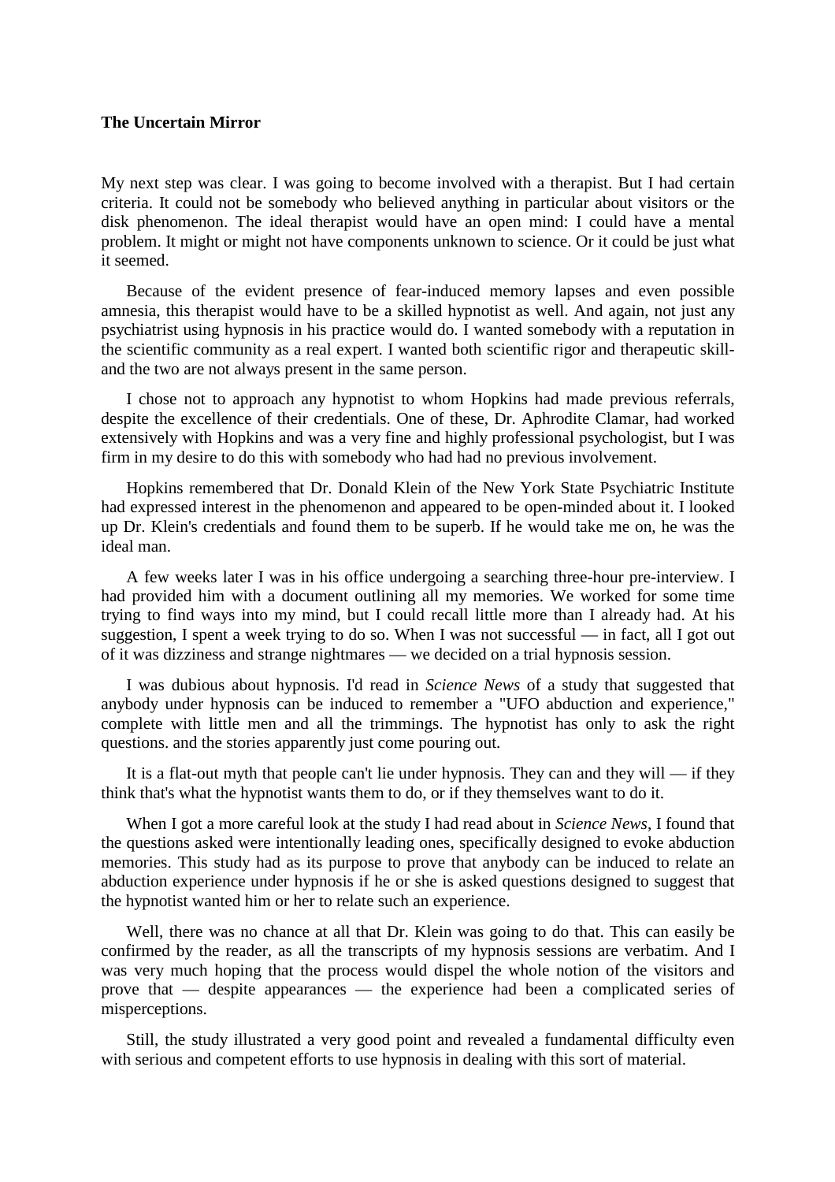**The Uncertain Mirror**

My next step was clear. I was going to become involved with a therapist. But I had certain criteria. It could not be somebody who believed anything in particular about visitors or the disk phenomenon. The ideal therapist would have an open mind: I could have a mental problem. It might or might not have components unknown to science. Or it could be just what it seemed.

Because of the evident presence of fear-induced memory lapses and even possible amnesia, this therapist would have to be a skilled hypnotist as well. And again, not just any psychiatrist using hypnosis in his practice would do. I wanted somebody with a reputation in the scientific community as a real expert. I wanted both scientific rigor and therapeutic skill-and the two are not always present in the same person.

I chose not to approach any hypnotist to whom Hopkins had made previous referrals, despite the excellence of their credentials. One of these, Dr. Aphrodite Clamar, had worked extensively with Hopkins and was a very fine and highly professional psychologist, but I was firm in my desire to do this with somebody who had had no previous involvement.

Hopkins remembered that Dr. Donald Klein of the New York State Psychiatric Institute had expressed interest in the phenomenon and appeared to be open-minded about it. I looked up Dr. Klein's credentials and found them to be superb. If he would take me on, he was the ideal man.

A few weeks later I was in his office undergoing a searching three-hour pre-interview. I had provided him with a document outlining all my memories. We worked for some time trying to find ways into my mind, but I could recall little more than I already had. At his suggestion, I spent a week trying to do so. When I was not successful — in fact, all I got out of it was dizziness and strange nightmares — we decided on a trial hypnosis session.

I was dubious about hypnosis. I'd read in *Science News* of a study that suggested that anybody under hypnosis can be induced to remember a "UFO abduction and experience," complete with little men and all the trimmings. The hypnotist has only to ask the right questions. and the stories apparently just come pouring out.

It is a flat-out myth that people can't lie under hypnosis. They can and they will — if they think that's what the hypnotist wants them to do, or if they themselves want to do it.

When I got a more careful look at the study I had read about in *Science News*, I found that the questions asked were intentionally leading ones, specifically designed to evoke abduction memories. This study had as its purpose to prove that anybody can be induced to relate an abduction experience under hypnosis if he or she is asked questions designed to suggest that the hypnotist wanted him or her to relate such an experience.

Well, there was no chance at all that Dr. Klein was going to do that. This can easily be confirmed by the reader, as all the transcripts of my hypnosis sessions are verbatim. And I was very much hoping that the process would dispel the whole notion of the visitors and prove that — despite appearances — the experience had been a complicated series of misperceptions.

Still, the study illustrated a very good point and revealed a fundamental difficulty even with serious and competent efforts to use hypnosis in dealing with this sort of material.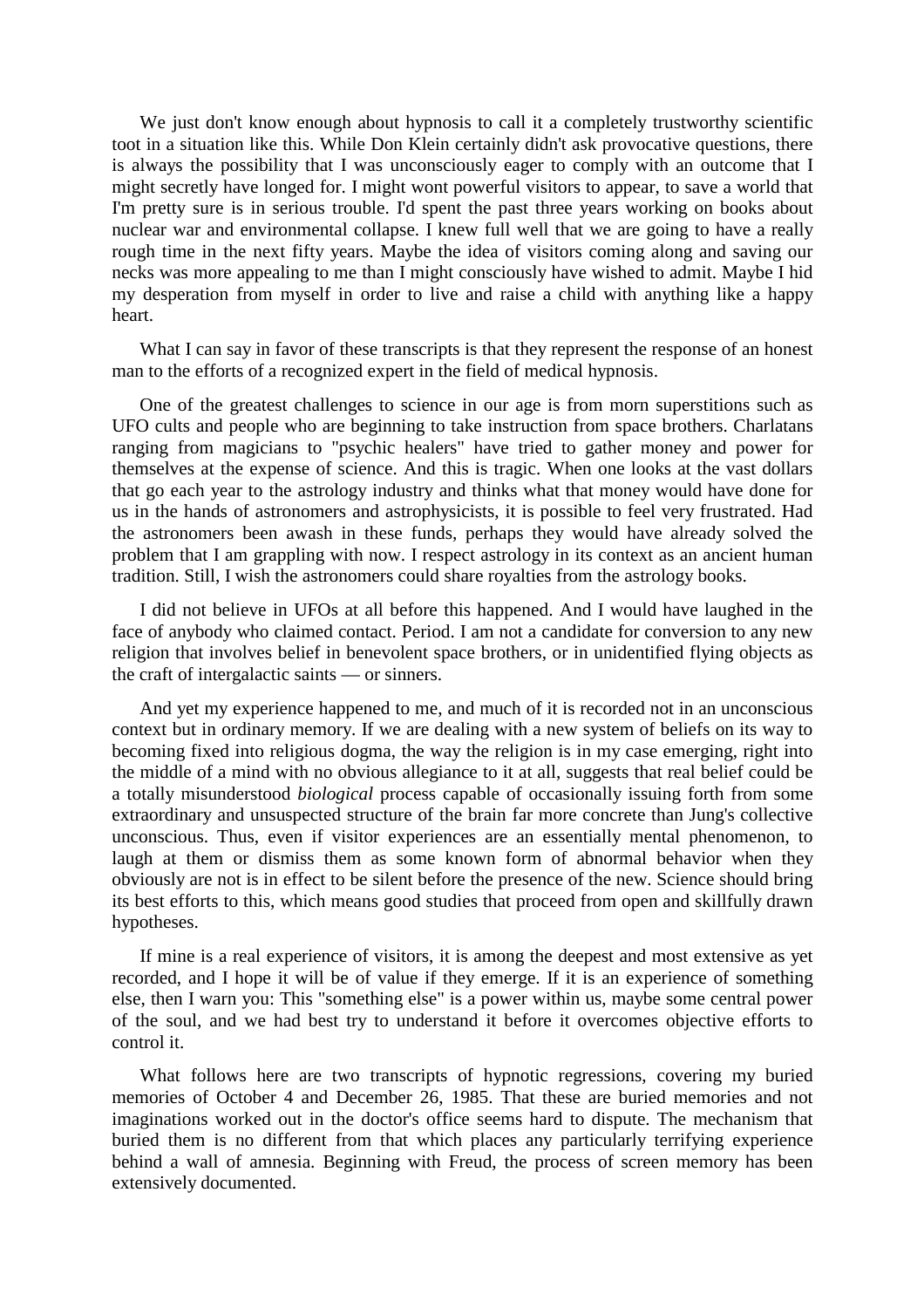We just don't know enough about hypnosis to call it a completely trustworthy scientific toot in a situation like this. While Don Klein certainly didn't ask provocative questions, there is always the possibility that I was unconsciously eager to comply with an outcome that I might secretly have longed for. I might wont powerful visitors to appear, to save a world that I'm pretty sure is in serious trouble. I'd spent the past three years working on books about nuclear war and environmental collapse. I knew full well that we are going to have a really rough time in the next fifty years. Maybe the idea of visitors coming along and saving our necks was more appealing to me than I might consciously have wished to admit. Maybe I hid my desperation from myself in order to live and raise a child with anything like a happy heart.

What I can say in favor of these transcripts is that they represent the response of an honest man to the efforts of a recognized expert in the field of medical hypnosis.

One of the greatest challenges to science in our age is from morn superstitions such as UFO cults and people who are beginning to take instruction from space brothers. Charlatans ranging from magicians to "psychic healers" have tried to gather money and power for themselves at the expense of science. And this is tragic. When one looks at the vast dollars that go each year to the astrology industry and thinks what that money would have done for us in the hands of astronomers and astrophysicists, it is possible to feel very frustrated. Had the astronomers been awash in these funds, perhaps they would have already solved the problem that I am grappling with now. I respect astrology in its context as an ancient human tradition. Still, I wish the astronomers could share royalties from the astrology books.

I did not believe in UFOs at all before this happened. And I would have laughed in the face of anybody who claimed contact. Period. I am not a candidate for conversion to any new religion that involves belief in benevolent space brothers, or in unidentified flying objects as the craft of intergalactic saints — or sinners.

And yet my experience happened to me, and much of it is recorded not in an unconscious context but in ordinary memory. If we are dealing with a new system of beliefs on its way to becoming fixed into religious dogma, the way the religion is in my case emerging, right into the middle of a mind with no obvious allegiance to it at all, suggests that real belief could be a totally misunderstood *biological* process capable of occasionally issuing forth from some extraordinary and unsuspected structure of the brain far more concrete than Jung's collective unconscious. Thus, even if visitor experiences are an essentially mental phenomenon, to laugh at them or dismiss them as some known form of abnormal behavior when they obviously are not is in effect to be silent before the presence of the new. Science should bring its best efforts to this, which means good studies that proceed from open and skillfully drawn hypotheses.

If mine is a real experience of visitors, it is among the deepest and most extensive as yet recorded, and I hope it will be of value if they emerge. If it is an experience of something else, then I warn you: This "something else" is a power within us, maybe some central power of the soul, and we had best try to understand it before it overcomes objective efforts to control it.

What follows here are two transcripts of hypnotic regressions, covering my buried memories of October 4 and December 26, 1985. That these are buried memories and not imaginations worked out in the doctor's office seems hard to dispute. The mechanism that buried them is no different from that which places any particularly terrifying experience behind a wall of amnesia. Beginning with Freud, the process of screen memory has been extensively documented.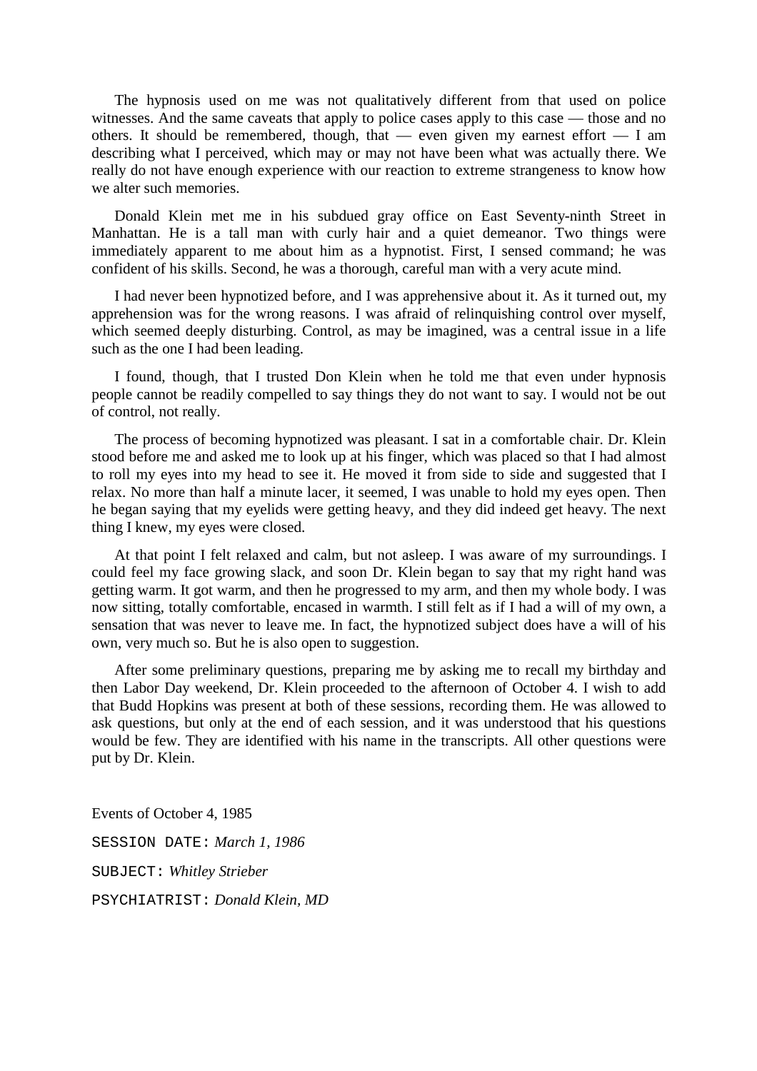The hypnosis used on me was not qualitatively different from that used on police witnesses. And the same caveats that apply to police cases apply to this case — those and no others. It should be remembered, though, that — even given my earnest effort — I am describing what I perceived, which may or may not have been what was actually there. We really do not have enough experience with our reaction to extreme strangeness to know how we alter such memories.

Donald Klein met me in his subdued gray office on East Seventy-ninth Street in Manhattan. He is a tall man with curly hair and a quiet demeanor. Two things were immediately apparent to me about him as a hypnotist. First, I sensed command; he was confident of his skills. Second, he was a thorough, careful man with a very acute mind.

I had never been hypnotized before, and I was apprehensive about it. As it turned out, my apprehension was for the wrong reasons. I was afraid of relinquishing control over myself, which seemed deeply disturbing. Control, as may be imagined, was a central issue in a life such as the one I had been leading.

I found, though, that I trusted Don Klein when he told me that even under hypnosis people cannot be readily compelled to say things they do not want to say. I would not be out of control, not really.

The process of becoming hypnotized was pleasant. I sat in a comfortable chair. Dr. Klein stood before me and asked me to look up at his finger, which was placed so that I had almost to roll my eyes into my head to see it. He moved it from side to side and suggested that I relax. No more than half a minute lacer, it seemed, I was unable to hold my eyes open. Then he began saying that my eyelids were getting heavy, and they did indeed get heavy. The next thing I knew, my eyes were closed.

At that point I felt relaxed and calm, but not asleep. I was aware of my surroundings. I could feel my face growing slack, and soon Dr. Klein began to say that my right hand was getting warm. It got warm, and then he progressed to my arm, and then my whole body. I was now sitting, totally comfortable, encased in warmth. I still felt as if I had a will of my own, a sensation that was never to leave me. In fact, the hypnotized subject does have a will of his own, very much so. But he is also open to suggestion.

After some preliminary questions, preparing me by asking me to recall my birthday and then Labor Day weekend, Dr. Klein proceeded to the afternoon of October 4. I wish to add that Budd Hopkins was present at both of these sessions, recording them. He was allowed to ask questions, but only at the end of each session, and it was understood that his questions would be few. They are identified with his name in the transcripts. All other questions were put by Dr. Klein.

Events of October 4, 1985

SESSION DATE: *March 1, 1986*

SUBJECT: *Whitley Strieber*

PSYCHIATRIST: *Donald Klein, MD*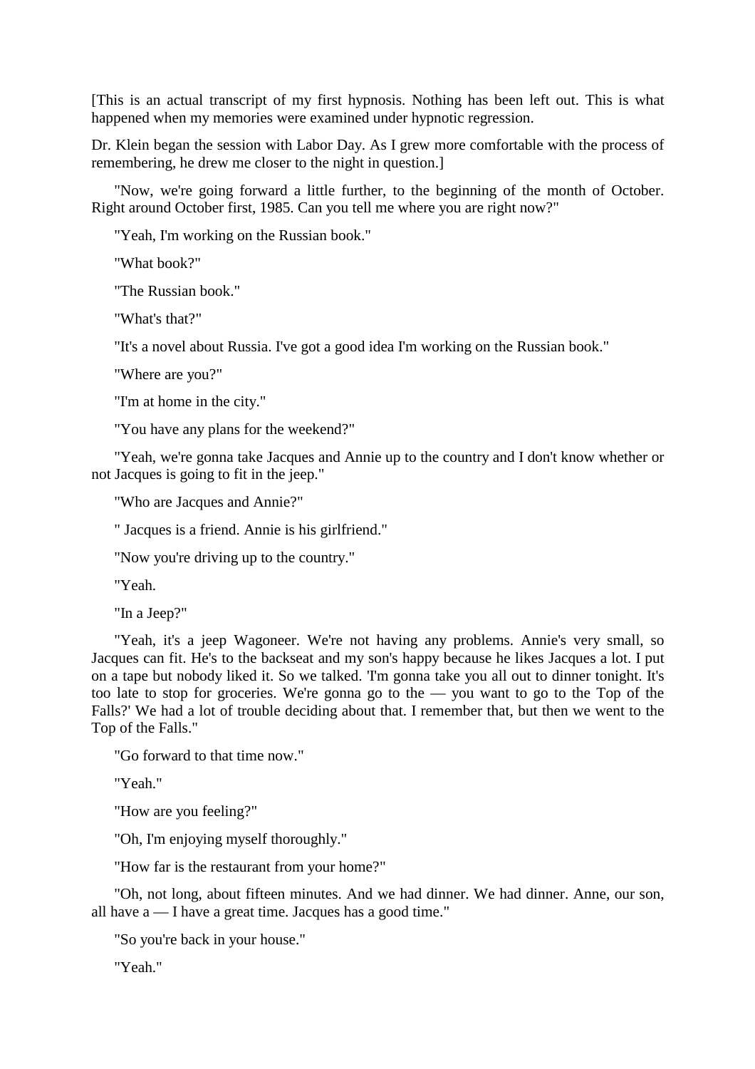[This is an actual transcript of my first hypnosis. Nothing has been left out. This is what happened when my memories were examined under hypnotic regression.

Dr. Klein began the session with Labor Day. As I grew more comfortable with the process of remembering, he drew me closer to the night in question.]

"Now, we're going forward a little further, to the beginning of the month of October. Right around October first, 1985. Can you tell me where you are right now?"

"Yeah, I'm working on the Russian book."

"What book?"

"The Russian book."

"What's that?"

"It's a novel about Russia. I've got a good idea I'm working on the Russian book."

"Where are you?"

"I'm at home in the city."

"You have any plans for the weekend?"

"Yeah, we're gonna take Jacques and Annie up to the country and I don't know whether or not Jacques is going to fit in the jeep."

"Who are Jacques and Annie?"

" Jacques is a friend. Annie is his girlfriend."

"Now you're driving up to the country."

"Yeah.

"In a Jeep?"

"Yeah, it's a jeep Wagoneer. We're not having any problems. Annie's very small, so Jacques can fit. He's to the backseat and my son's happy because he likes Jacques a lot. I put on a tape but nobody liked it. So we talked. 'I'm gonna take you all out to dinner tonight. It's too late to stop for groceries. We're gonna go to the — you want to go to the Top of the Falls?' We had a lot of trouble deciding about that. I remember that, but then we went to the Top of the Falls."

"Go forward to that time now."

"Yeah."

"How are you feeling?"

"Oh, I'm enjoying myself thoroughly."

"How far is the restaurant from your home?"

"Oh, not long, about fifteen minutes. And we had dinner. We had dinner. Anne, our son, all have a — I have a great time. Jacques has a good time."

"So you're back in your house."

"Yeah."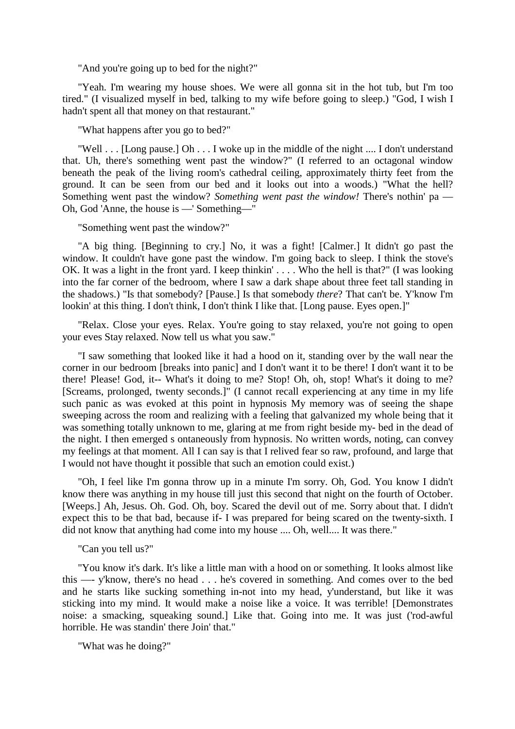"And you're going up to bed for the night?"

"Yeah. I'm wearing my house shoes. We were all gonna sit in the hot tub, but I'm too tired." (I visualized myself in bed, talking to my wife before going to sleep.) "God, I wish I hadn't spent all that money on that restaurant."

"What happens after you go to bed?"

"Well . . . [Long pause.] Oh . . . I woke up in the middle of the night .... I don't understand that. Uh, there's something went past the window?" (I referred to an octagonal window beneath the peak of the living room's cathedral ceiling, approximately thirty feet from the ground. It can be seen from our bed and it looks out into a woods.) "What the hell? Something went past the window? *Something went past the window!* There's nothin' pa — Oh, God 'Anne, the house is —' Something—"

"Something went past the window?"

"A big thing. [Beginning to cry.] No, it was a fight! [Calmer.] It didn't go past the window. It couldn't have gone past the window. I'm going back to sleep. I think the stove's OK. It was a light in the front yard. I keep thinkin' . . . . Who the hell is that?" (I was looking into the far corner of the bedroom, where I saw a dark shape about three feet tall standing in the shadows.) "Is that somebody? [Pause.] Is that somebody *there*? That can't be. Y'know I'm lookin' at this thing. I don't think, I don't think I like that. [Long pause. Eyes open.]"

"Relax. Close your eyes. Relax. You're going to stay relaxed, you're not going to open your eves Stay relaxed. Now tell us what you saw."

"I saw something that looked like it had a hood on it, standing over by the wall near the corner in our bedroom [breaks into panic] and I don't want it to be there! I don't want it to be there! Please! God, it-- What's it doing to me? Stop! Oh, oh, stop! What's it doing to me? [Screams, prolonged, twenty seconds.]" (I cannot recall experiencing at any time in my life such panic as was evoked at this point in hypnosis My memory was of seeing the shape sweeping across the room and realizing with a feeling that galvanized my whole being that it was something totally unknown to me, glaring at me from right beside my- bed in the dead of the night. I then emerged s ontaneously from hypnosis. No written words, noting, can convey my feelings at that moment. All I can say is that I relived fear so raw, profound, and large that I would not have thought it possible that such an emotion could exist.)

"Oh, I feel like I'm gonna throw up in a minute I'm sorry. Oh, God. You know I didn't know there was anything in my house till just this second that night on the fourth of October. [Weeps.] Ah, Jesus. Oh. God. Oh, boy. Scared the devil out of me. Sorry about that. I didn't expect this to be that bad, because if- I was prepared for being scared on the twenty-sixth. I did not know that anything had come into my house .... Oh, well.... It was there."

"Can you tell us?"

"You know it's dark. It's like a little man with a hood on or something. It looks almost like this —- y'know, there's no head . . . he's covered in something. And comes over to the bed and he starts like sucking something in-not into my head, y'understand, but like it was sticking into my mind. It would make a noise like a voice. It was terrible! [Demonstrates noise: a smacking, squeaking sound.] Like that. Going into me. It was just ('rod-awful horrible. He was standin' there Join' that."

"What was he doing?"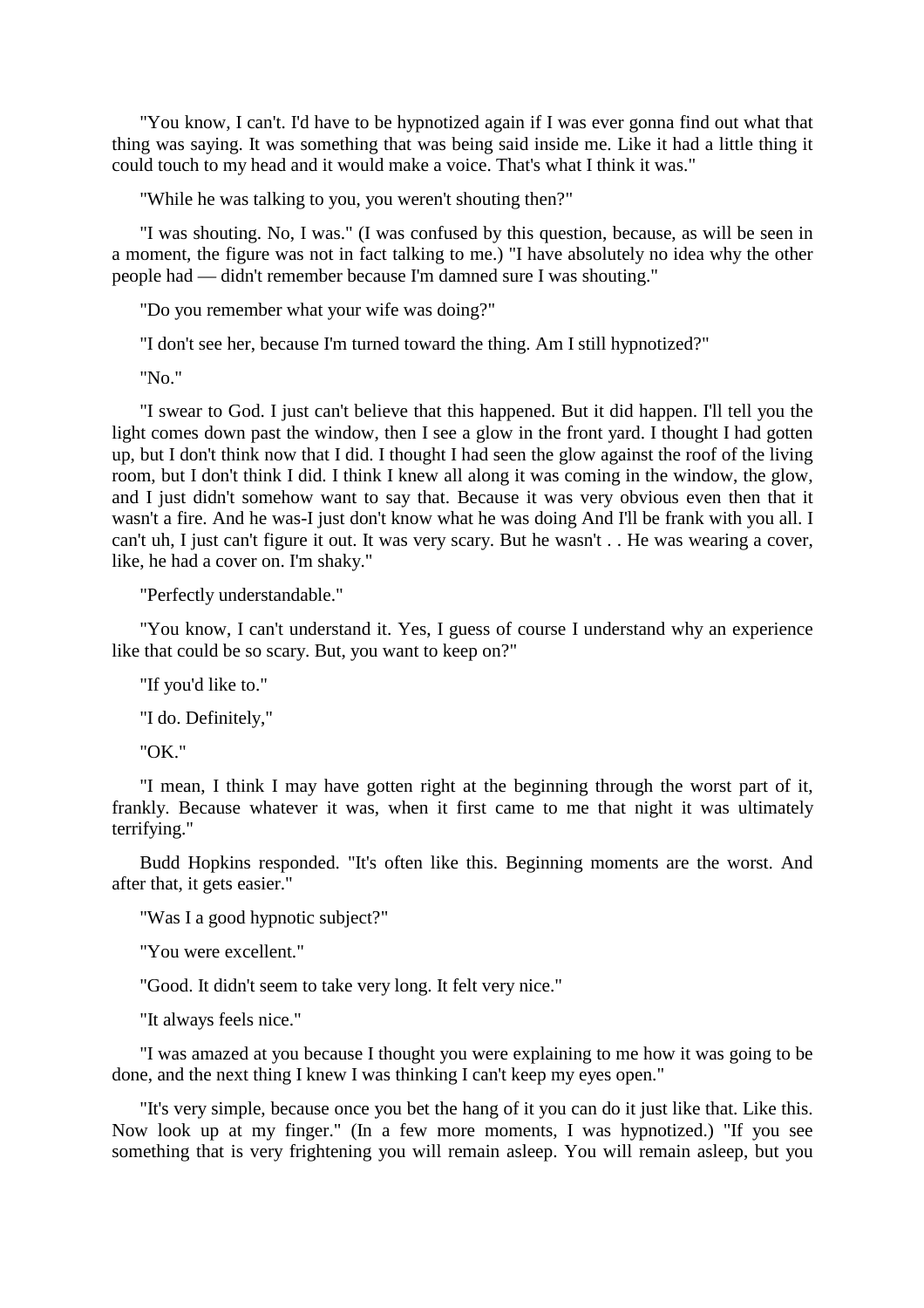"You know, I can't. I'd have to be hypnotized again if I was ever gonna find out what that thing was saying. It was something that was being said inside me. Like it had a little thing it could touch to my head and it would make a voice. That's what I think it was."

"While he was talking to you, you weren't shouting then?"

"I was shouting. No, I was." (I was confused by this question, because, as will be seen in a moment, the figure was not in fact talking to me.) "I have absolutely no idea why the other people had — didn't remember because I'm damned sure I was shouting."

"Do you remember what your wife was doing?"

"I don't see her, because I'm turned toward the thing. Am I still hypnotized?"

"No."

"I swear to God. I just can't believe that this happened. But it did happen. I'll tell you the light comes down past the window, then I see a glow in the front yard. I thought I had gotten up, but I don't think now that I did. I thought I had seen the glow against the roof of the living room, but I don't think I did. I think I knew all along it was coming in the window, the glow, and I just didn't somehow want to say that. Because it was very obvious even then that it wasn't a fire. And he was-I just don't know what he was doing And I'll be frank with you all. I can't uh, I just can't figure it out. It was very scary. But he wasn't . . He was wearing a cover, like, he had a cover on. I'm shaky."

"Perfectly understandable."

"You know, I can't understand it. Yes, I guess of course I understand why an experience like that could be so scary. But, you want to keep on?"

"If you'd like to."

"I do. Definitely,"

"OK."

"I mean, I think I may have gotten right at the beginning through the worst part of it, frankly. Because whatever it was, when it first came to me that night it was ultimately terrifying."

Budd Hopkins responded. "It's often like this. Beginning moments are the worst. And after that, it gets easier."

"Was I a good hypnotic subject?"

"You were excellent."

"Good. It didn't seem to take very long. It felt very nice."

"It always feels nice."

"I was amazed at you because I thought you were explaining to me how it was going to be done, and the next thing I knew I was thinking I can't keep my eyes open."

"It's very simple, because once you bet the hang of it you can do it just like that. Like this. Now look up at my finger." (In a few more moments, I was hypnotized.) "If you see something that is very frightening you will remain asleep. You will remain asleep, but you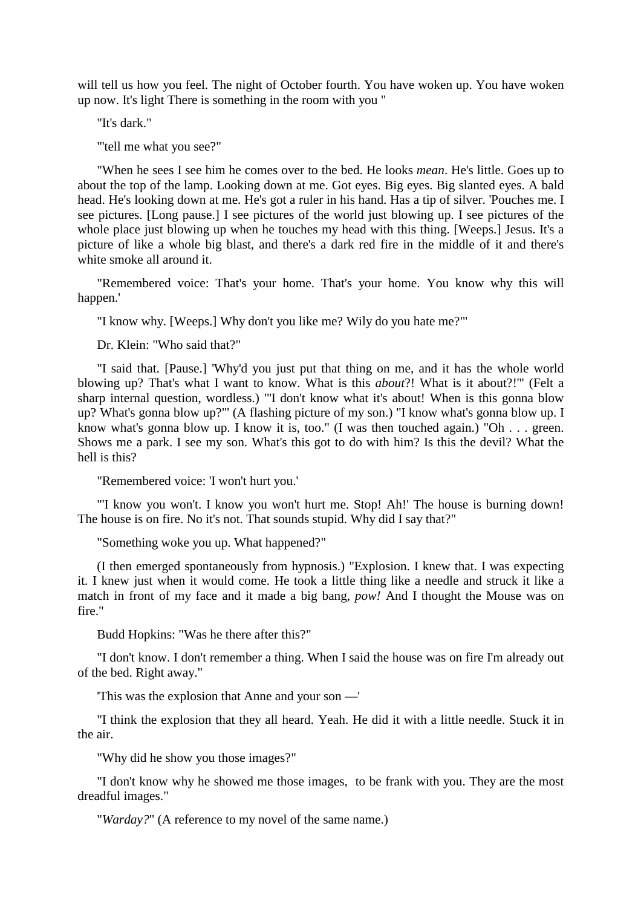will tell us how you feel. The night of October fourth. You have woken up. You have woken up now. It's light There is something in the room with you "

"It's dark."

"'tell me what you see?"

"When he sees I see him he comes over to the bed. He looks *mean*. He's little. Goes up to about the top of the lamp. Looking down at me. Got eyes. Big eyes. Big slanted eyes. A bald head. He's looking down at me. He's got a ruler in his hand. Has a tip of silver. 'Pouches me. I see pictures. [Long pause.] I see pictures of the world just blowing up. I see pictures of the whole place just blowing up when he touches my head with this thing. [Weeps.] Jesus. It's a picture of like a whole big blast, and there's a dark red fire in the middle of it and there's white smoke all around it.

"Remembered voice: That's your home. That's your home. You know why this will happen.'

"I know why. [Weeps.] Why don't you like me? Wily do you hate me?'"

Dr. Klein: "Who said that?"

"I said that. [Pause.] 'Why'd you just put that thing on me, and it has the whole world blowing up? That's what I want to know. What is this *about*?! What is it about?!'" (Felt a sharp internal question, wordless.) "'I don't know what it's about! When is this gonna blow up? What's gonna blow up?'" (A flashing picture of my son.) "I know what's gonna blow up. I know what's gonna blow up. I know it is, too." (I was then touched again.) "Oh . . . green. Shows me a park. I see my son. What's this got to do with him? Is this the devil? What the hell is this?

"Remembered voice: 'I won't hurt you.'

"'I know you won't. I know you won't hurt me. Stop! Ah!' The house is burning down! The house is on fire. No it's not. That sounds stupid. Why did I say that?"

"Something woke you up. What happened?"

(I then emerged spontaneously from hypnosis.) "Explosion. I knew that. I was expecting it. I knew just when it would come. He took a little thing like a needle and struck it like a match in front of my face and it made a big bang, *pow!* And I thought the Mouse was on fire."

Budd Hopkins: "Was he there after this?"

"I don't know. I don't remember a thing. When I said the house was on fire I'm already out of the bed. Right away."

'This was the explosion that Anne and your son —'

"I think the explosion that they all heard. Yeah. He did it with a little needle. Stuck it in the air.

"Why did he show you those images?"

"I don't know why he showed me those images, to be frank with you. They are the most dreadful images."

"*Warday?*" (A reference to my novel of the same name.)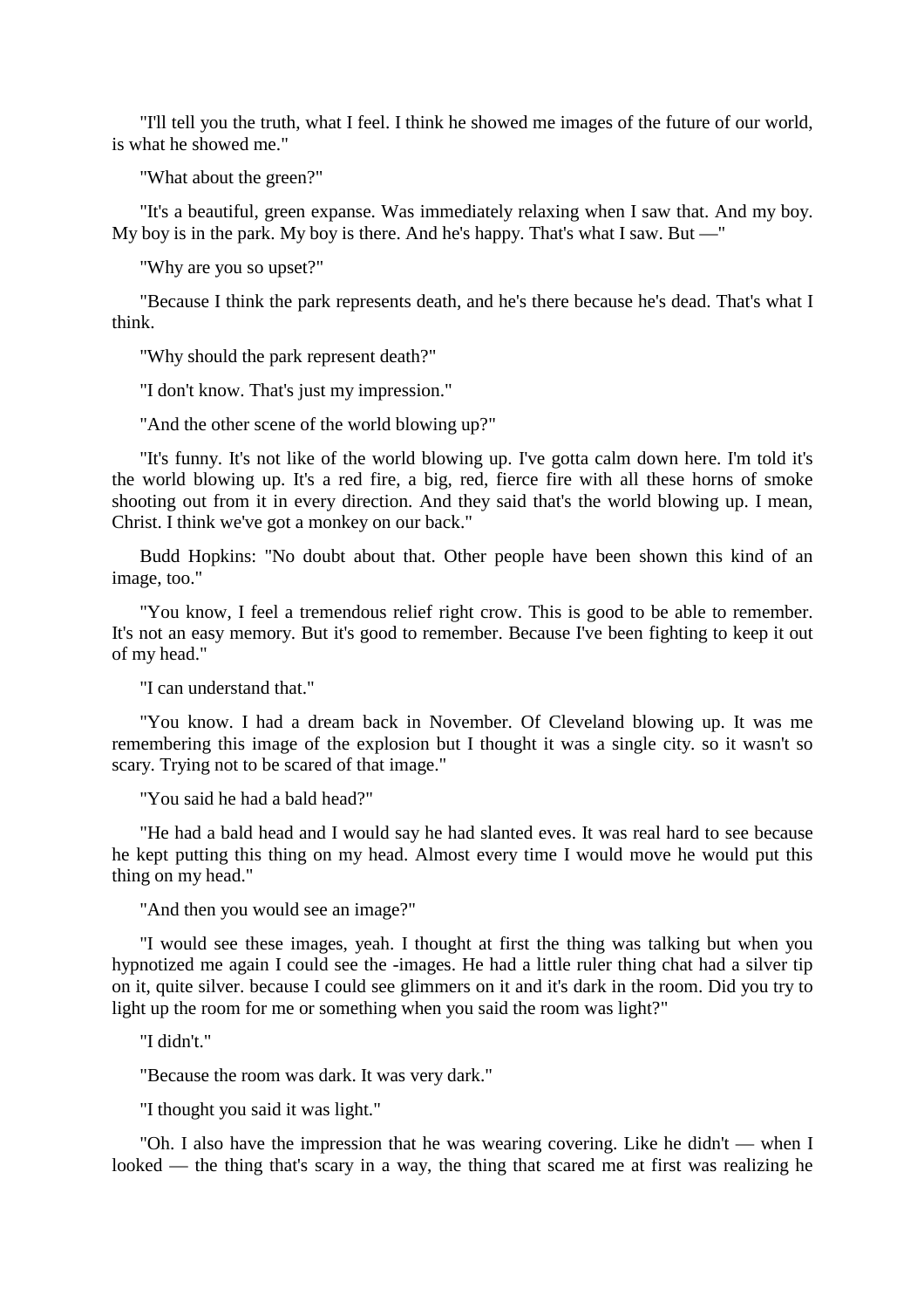"I'll tell you the truth, what I feel. I think he showed me images of the future of our world, is what he showed me."

"What about the green?"

"It's a beautiful, green expanse. Was immediately relaxing when I saw that. And my boy. My boy is in the park. My boy is there. And he's happy. That's what I saw. But —"

"Why are you so upset?"

"Because I think the park represents death, and he's there because he's dead. That's what I think.

"Why should the park represent death?"

"I don't know. That's just my impression."

"And the other scene of the world blowing up?"

"It's funny. It's not like of the world blowing up. I've gotta calm down here. I'm told it's the world blowing up. It's a red fire, a big, red, fierce fire with all these horns of smoke shooting out from it in every direction. And they said that's the world blowing up. I mean, Christ. I think we've got a monkey on our back."

Budd Hopkins: "No doubt about that. Other people have been shown this kind of an image, too."

"You know, I feel a tremendous relief right crow. This is good to be able to remember. It's not an easy memory. But it's good to remember. Because I've been fighting to keep it out of my head."

"I can understand that."

"You know. I had a dream back in November. Of Cleveland blowing up. It was me remembering this image of the explosion but I thought it was a single city. so it wasn't so scary. Trying not to be scared of that image."

"You said he had a bald head?"

"He had a bald head and I would say he had slanted eves. It was real hard to see because he kept putting this thing on my head. Almost every time I would move he would put this thing on my head."

"And then you would see an image?"

"I would see these images, yeah. I thought at first the thing was talking but when you hypnotized me again I could see the -images. He had a little ruler thing chat had a silver tip on it, quite silver. because I could see glimmers on it and it's dark in the room. Did you try to light up the room for me or something when you said the room was light?"

"I didn't."

"Because the room was dark. It was very dark."

"I thought you said it was light."

"Oh. I also have the impression that he was wearing covering. Like he didn't — when I looked — the thing that's scary in a way, the thing that scared me at first was realizing he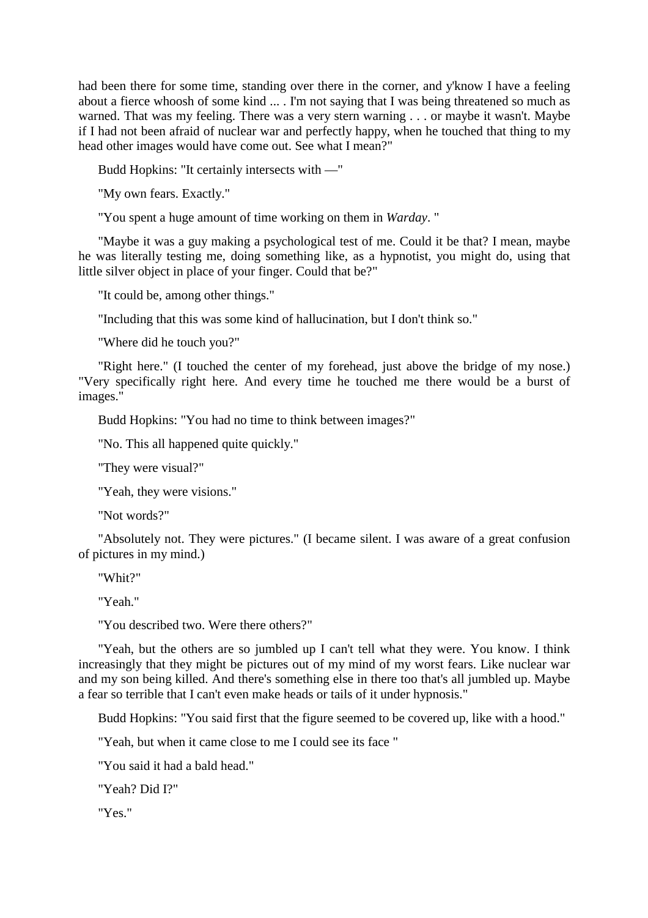had been there for some time, standing over there in the corner, and y'know I have a feeling about a fierce whoosh of some kind ... . I'm not saying that I was being threatened so much as warned. That was my feeling. There was a very stern warning . . . or maybe it wasn't. Maybe if I had not been afraid of nuclear war and perfectly happy, when he touched that thing to my head other images would have come out. See what I mean?"

Budd Hopkins: "It certainly intersects with —"

"My own fears. Exactly."

"You spent a huge amount of time working on them in *Warday*. "

"Maybe it was a guy making a psychological test of me. Could it be that? I mean, maybe he was literally testing me, doing something like, as a hypnotist, you might do, using that little silver object in place of your finger. Could that be?"

"It could be, among other things."

"Including that this was some kind of hallucination, but I don't think so."

"Where did he touch you?"

"Right here." (I touched the center of my forehead, just above the bridge of my nose.) "Very specifically right here. And every time he touched me there would be a burst of images."

Budd Hopkins: "You had no time to think between images?"

"No. This all happened quite quickly."

"They were visual?"

"Yeah, they were visions."

"Not words?"

"Absolutely not. They were pictures." (I became silent. I was aware of a great confusion of pictures in my mind.)

"Whit?"

"Yeah."

"You described two. Were there others?"

"Yeah, but the others are so jumbled up I can't tell what they were. You know. I think increasingly that they might be pictures out of my mind of my worst fears. Like nuclear war and my son being killed. And there's something else in there too that's all jumbled up. Maybe a fear so terrible that I can't even make heads or tails of it under hypnosis."

Budd Hopkins: "You said first that the figure seemed to be covered up, like with a hood."

"Yeah, but when it came close to me I could see its face "

"You said it had a bald head."

"Yeah? Did I?"

"Yes."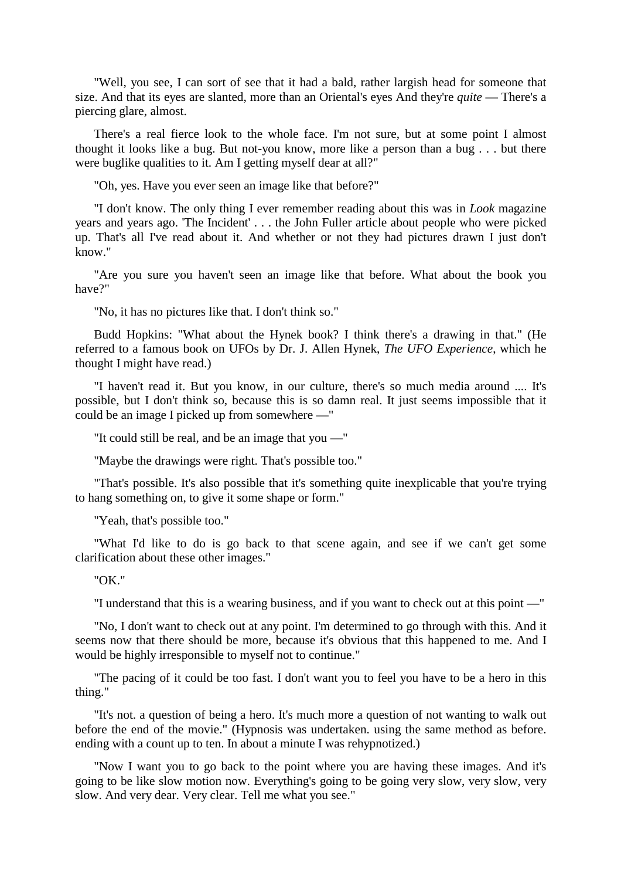"Well, you see, I can sort of see that it had a bald, rather largish head for someone that size. And that its eyes are slanted, more than an Oriental's eyes And they're *quite* — There's a piercing glare, almost.

There's a real fierce look to the whole face. I'm not sure, but at some point I almost thought it looks like a bug. But not-you know, more like a person than a bug . . . but there were buglike qualities to it. Am I getting myself dear at all?"

"Oh, yes. Have you ever seen an image like that before?"

"I don't know. The only thing I ever remember reading about this was in *Look* magazine years and years ago. 'The Incident' . . . the John Fuller article about people who were picked up. That's all I've read about it. And whether or not they had pictures drawn I just don't know."

"Are you sure you haven't seen an image like that before. What about the book you have?"

"No, it has no pictures like that. I don't think so."

Budd Hopkins: "What about the Hynek book? I think there's a drawing in that." (He referred to a famous book on UFOs by Dr. J. Allen Hynek, *The UFO Experience*, which he thought I might have read.)

"I haven't read it. But you know, in our culture, there's so much media around .... It's possible, but I don't think so, because this is so damn real. It just seems impossible that it could be an image I picked up from somewhere —"

"It could still be real, and be an image that you —"

"Maybe the drawings were right. That's possible too."

"That's possible. It's also possible that it's something quite inexplicable that you're trying to hang something on, to give it some shape or form."

"Yeah, that's possible too."

"What I'd like to do is go back to that scene again, and see if we can't get some clarification about these other images."

"OK."

"I understand that this is a wearing business, and if you want to check out at this point —"

"No, I don't want to check out at any point. I'm determined to go through with this. And it seems now that there should be more, because it's obvious that this happened to me. And I would be highly irresponsible to myself not to continue."

"The pacing of it could be too fast. I don't want you to feel you have to be a hero in this thing."

"It's not. a question of being a hero. It's much more a question of not wanting to walk out before the end of the movie." (Hypnosis was undertaken. using the same method as before. ending with a count up to ten. In about a minute I was rehypnotized.)

"Now I want you to go back to the point where you are having these images. And it's going to be like slow motion now. Everything's going to be going very slow, very slow, very slow. And very dear. Very clear. Tell me what you see."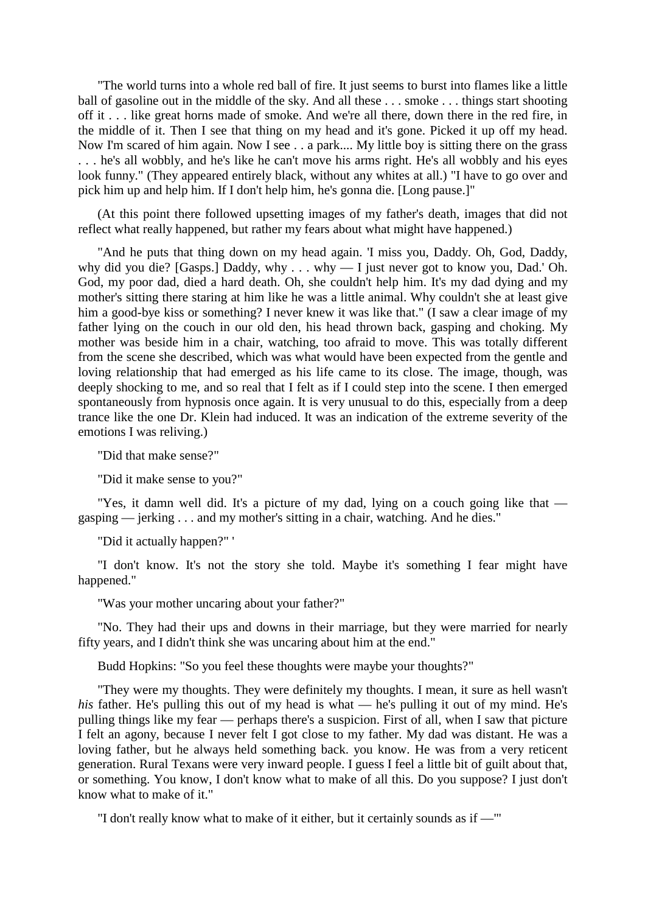"The world turns into a whole red ball of fire. It just seems to burst into flames like a little ball of gasoline out in the middle of the sky. And all these . . . smoke . . . things start shooting off it . . . like great horns made of smoke. And we're all there, down there in the red fire, in the middle of it. Then I see that thing on my head and it's gone. Picked it up off my head. Now I'm scared of him again. Now I see . . a park.... My little boy is sitting there on the grass . . . he's all wobbly, and he's like he can't move his arms right. He's all wobbly and his eyes look funny." (They appeared entirely black, without any whites at all.) "I have to go over and pick him up and help him. If I don't help him, he's gonna die. [Long pause.]"

(At this point there followed upsetting images of my father's death, images that did not reflect what really happened, but rather my fears about what might have happened.)

"And he puts that thing down on my head again. 'I miss you, Daddy. Oh, God, Daddy, why did you die? [Gasps.] Daddy, why . . . why — I just never got to know you, Dad.' Oh. God, my poor dad, died a hard death. Oh, she couldn't help him. It's my dad dying and my mother's sitting there staring at him like he was a little animal. Why couldn't she at least give him a good-bye kiss or something? I never knew it was like that." (I saw a clear image of my father lying on the couch in our old den, his head thrown back, gasping and choking. My mother was beside him in a chair, watching, too afraid to move. This was totally different from the scene she described, which was what would have been expected from the gentle and loving relationship that had emerged as his life came to its close. The image, though, was deeply shocking to me, and so real that I felt as if I could step into the scene. I then emerged spontaneously from hypnosis once again. It is very unusual to do this, especially from a deep trance like the one Dr. Klein had induced. It was an indication of the extreme severity of the emotions I was reliving.)

"Did that make sense?"

"Did it make sense to you?"

"Yes, it damn well did. It's a picture of my dad, lying on a couch going like that — gasping — jerking . . . and my mother's sitting in a chair, watching. And he dies."

"Did it actually happen?" '

"I don't know. It's not the story she told. Maybe it's something I fear might have happened."

"Was your mother uncaring about your father?"

"No. They had their ups and downs in their marriage, but they were married for nearly fifty years, and I didn't think she was uncaring about him at the end."

Budd Hopkins: "So you feel these thoughts were maybe your thoughts?"

"They were my thoughts. They were definitely my thoughts. I mean, it sure as hell wasn't *his* father. He's pulling this out of my head is what — he's pulling it out of my mind. He's pulling things like my fear — perhaps there's a suspicion. First of all, when I saw that picture I felt an agony, because I never felt I got close to my father. My dad was distant. He was a loving father, but he always held something back. you know. He was from a very reticent generation. Rural Texans were very inward people. I guess I feel a little bit of guilt about that, or something. You know, I don't know what to make of all this. Do you suppose? I just don't know what to make of it."

"I don't really know what to make of it either, but it certainly sounds as if —'"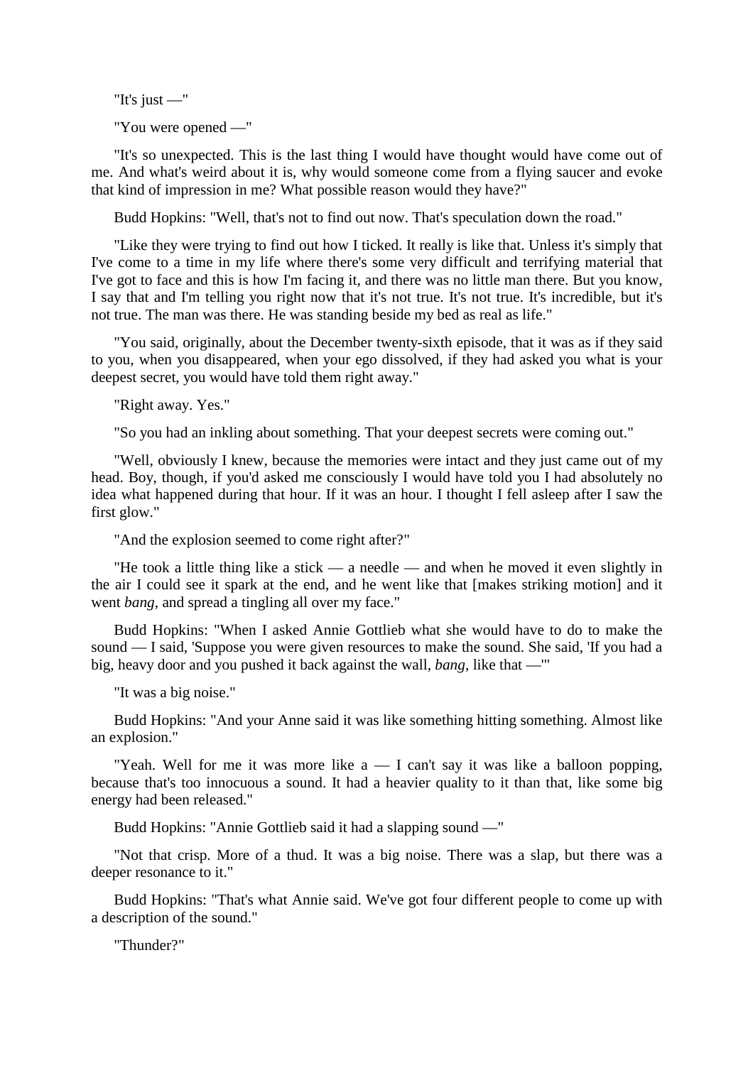"It's just —"

"You were opened —"

"It's so unexpected. This is the last thing I would have thought would have come out of me. And what's weird about it is, why would someone come from a flying saucer and evoke that kind of impression in me? What possible reason would they have?"

Budd Hopkins: "Well, that's not to find out now. That's speculation down the road."

"Like they were trying to find out how I ticked. It really is like that. Unless it's simply that I've come to a time in my life where there's some very difficult and terrifying material that I've got to face and this is how I'm facing it, and there was no little man there. But you know, I say that and I'm telling you right now that it's not true. It's not true. It's incredible, but it's not true. The man was there. He was standing beside my bed as real as life."

"You said, originally, about the December twenty-sixth episode, that it was as if they said to you, when you disappeared, when your ego dissolved, if they had asked you what is your deepest secret, you would have told them right away."

"Right away. Yes."

"So you had an inkling about something. That your deepest secrets were coming out."

"Well, obviously I knew, because the memories were intact and they just came out of my head. Boy, though, if you'd asked me consciously I would have told you I had absolutely no idea what happened during that hour. If it was an hour. I thought I fell asleep after I saw the first glow."

"And the explosion seemed to come right after?"

"He took a little thing like a stick — a needle — and when he moved it even slightly in the air I could see it spark at the end, and he went like that [makes striking motion] and it went *bang*, and spread a tingling all over my face."

Budd Hopkins: "When I asked Annie Gottlieb what she would have to do to make the sound — I said, 'Suppose you were given resources to make the sound. She said, 'If you had a big, heavy door and you pushed it back against the wall, *bang*, like that —'"

"It was a big noise."

Budd Hopkins: "And your Anne said it was like something hitting something. Almost like an explosion."

"Yeah. Well for me it was more like a — I can't say it was like a balloon popping, because that's too innocuous a sound. It had a heavier quality to it than that, like some big energy had been released."

Budd Hopkins: "Annie Gottlieb said it had a slapping sound —"

"Not that crisp. More of a thud. It was a big noise. There was a slap, but there was a deeper resonance to it."

Budd Hopkins: "That's what Annie said. We've got four different people to come up with a description of the sound."

"Thunder?"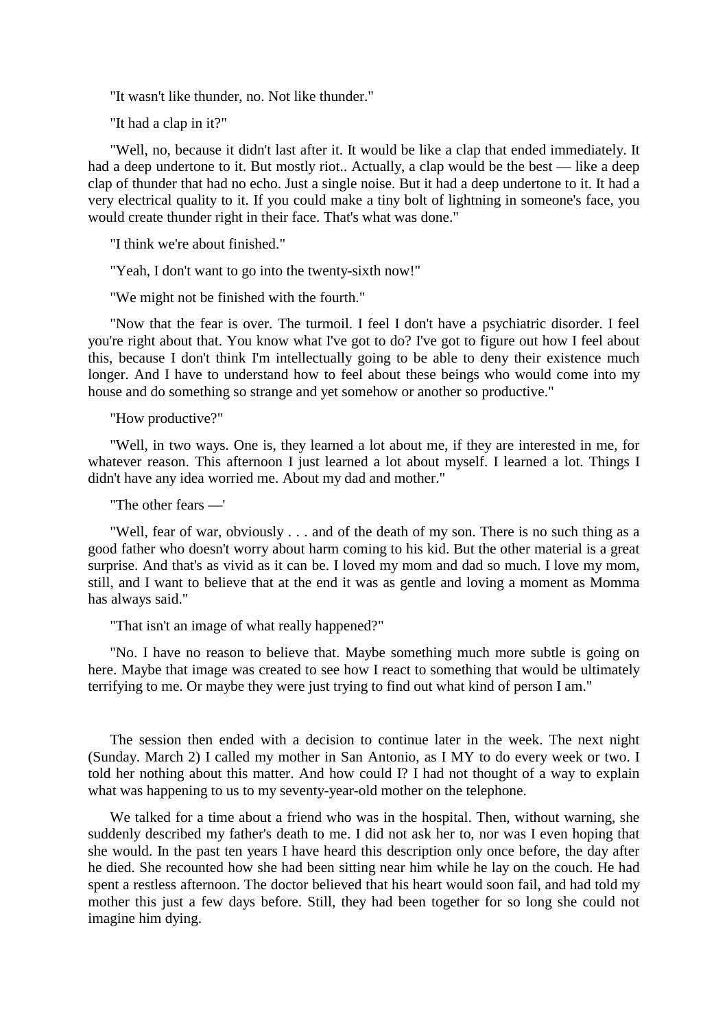"It wasn't like thunder, no. Not like thunder."

"It had a clap in it?"

"Well, no, because it didn't last after it. It would be like a clap that ended immediately. It had a deep undertone to it. But mostly riot.. Actually, a clap would be the best — like a deep clap of thunder that had no echo. Just a single noise. But it had a deep undertone to it. It had a very electrical quality to it. If you could make a tiny bolt of lightning in someone's face, you would create thunder right in their face. That's what was done."

"I think we're about finished."

"Yeah, I don't want to go into the twenty-sixth now!"

"We might not be finished with the fourth."

"Now that the fear is over. The turmoil. I feel I don't have a psychiatric disorder. I feel you're right about that. You know what I've got to do? I've got to figure out how I feel about this, because I don't think I'm intellectually going to be able to deny their existence much longer. And I have to understand how to feel about these beings who would come into my house and do something so strange and yet somehow or another so productive."

"How productive?"

"Well, in two ways. One is, they learned a lot about me, if they are interested in me, for whatever reason. This afternoon I just learned a lot about myself. I learned a lot. Things I didn't have any idea worried me. About my dad and mother."

"The other fears —'

"Well, fear of war, obviously . . . and of the death of my son. There is no such thing as a good father who doesn't worry about harm coming to his kid. But the other material is a great surprise. And that's as vivid as it can be. I loved my mom and dad so much. I love my mom, still, and I want to believe that at the end it was as gentle and loving a moment as Momma has always said."

"That isn't an image of what really happened?"

"No. I have no reason to believe that. Maybe something much more subtle is going on here. Maybe that image was created to see how I react to something that would be ultimately terrifying to me. Or maybe they were just trying to find out what kind of person I am."

The session then ended with a decision to continue later in the week. The next night (Sunday. March 2) I called my mother in San Antonio, as I MY to do every week or two. I told her nothing about this matter. And how could I? I had not thought of a way to explain what was happening to us to my seventy-year-old mother on the telephone.

We talked for a time about a friend who was in the hospital. Then, without warning, she suddenly described my father's death to me. I did not ask her to, nor was I even hoping that she would. In the past ten years I have heard this description only once before, the day after he died. She recounted how she had been sitting near him while he lay on the couch. He had spent a restless afternoon. The doctor believed that his heart would soon fail, and had told my mother this just a few days before. Still, they had been together for so long she could not imagine him dying.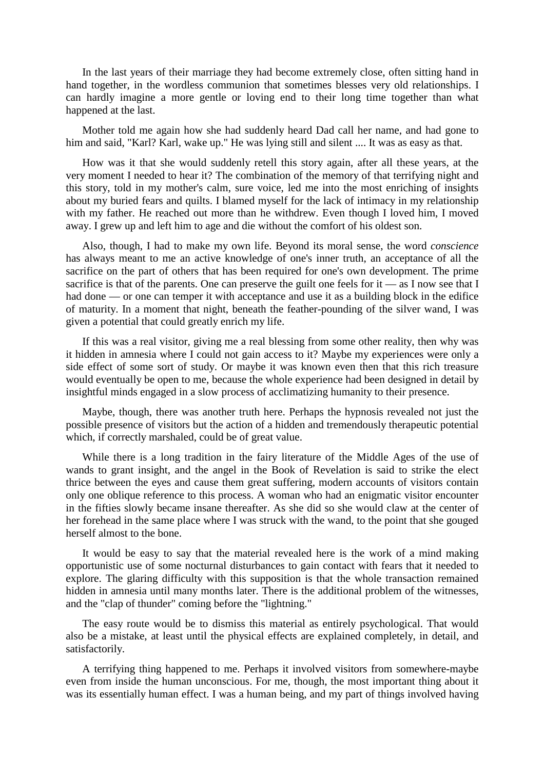In the last years of their marriage they had become extremely close, often sitting hand in hand together, in the wordless communion that sometimes blesses very old relationships. I can hardly imagine a more gentle or loving end to their long time together than what happened at the last.

Mother told me again how she had suddenly heard Dad call her name, and had gone to him and said, "Karl? Karl, wake up." He was lying still and silent .... It was as easy as that.

How was it that she would suddenly retell this story again, after all these years, at the very moment I needed to hear it? The combination of the memory of that terrifying night and this story, told in my mother's calm, sure voice, led me into the most enriching of insights about my buried fears and quilts. I blamed myself for the lack of intimacy in my relationship with my father. He reached out more than he withdrew. Even though I loved him, I moved away. I grew up and left him to age and die without the comfort of his oldest son.

Also, though, I had to make my own life. Beyond its moral sense, the word *conscience* has always meant to me an active knowledge of one's inner truth, an acceptance of all the sacrifice on the part of others that has been required for one's own development. The prime sacrifice is that of the parents. One can preserve the guilt one feels for it — as I now see that I had done — or one can temper it with acceptance and use it as a building block in the edifice of maturity. In a moment that night, beneath the feather-pounding of the silver wand, I was given a potential that could greatly enrich my life.

If this was a real visitor, giving me a real blessing from some other reality, then why was it hidden in amnesia where I could not gain access to it? Maybe my experiences were only a side effect of some sort of study. Or maybe it was known even then that this rich treasure would eventually be open to me, because the whole experience had been designed in detail by insightful minds engaged in a slow process of acclimatizing humanity to their presence.

Maybe, though, there was another truth here. Perhaps the hypnosis revealed not just the possible presence of visitors but the action of a hidden and tremendously therapeutic potential which, if correctly marshaled, could be of great value.

While there is a long tradition in the fairy literature of the Middle Ages of the use of wands to grant insight, and the angel in the Book of Revelation is said to strike the elect thrice between the eyes and cause them great suffering, modern accounts of visitors contain only one oblique reference to this process. A woman who had an enigmatic visitor encounter in the fifties slowly became insane thereafter. As she did so she would claw at the center of her forehead in the same place where I was struck with the wand, to the point that she gouged herself almost to the bone.

It would be easy to say that the material revealed here is the work of a mind making opportunistic use of some nocturnal disturbances to gain contact with fears that it needed to explore. The glaring difficulty with this supposition is that the whole transaction remained hidden in amnesia until many months later. There is the additional problem of the witnesses, and the "clap of thunder" coming before the "lightning."

The easy route would be to dismiss this material as entirely psychological. That would also be a mistake, at least until the physical effects are explained completely, in detail, and satisfactorily.

A terrifying thing happened to me. Perhaps it involved visitors from somewhere-maybe even from inside the human unconscious. For me, though, the most important thing about it was its essentially human effect. I was a human being, and my part of things involved having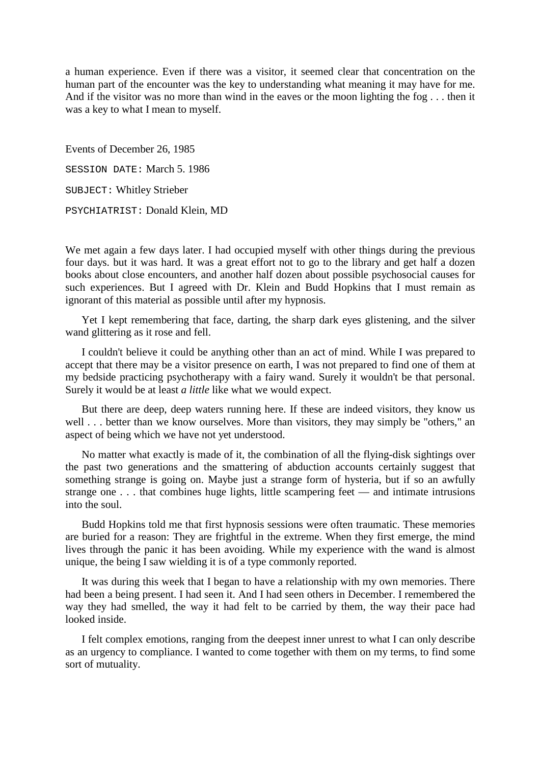a human experience. Even if there was a visitor, it seemed clear that concentration on the human part of the encounter was the key to understanding what meaning it may have for me. And if the visitor was no more than wind in the eaves or the moon lighting the fog . . . then it was a key to what I mean to myself.

Events of December 26, 1985

SESSION DATE: March 5. 1986

SUBJECT: Whitley Strieber

PSYCHIATRIST: Donald Klein, MD

We met again a few days later. I had occupied myself with other things during the previous four days. but it was hard. It was a great effort not to go to the library and get half a dozen books about close encounters, and another half dozen about possible psychosocial causes for such experiences. But I agreed with Dr. Klein and Budd Hopkins that I must remain as ignorant of this material as possible until after my hypnosis.

Yet I kept remembering that face, darting, the sharp dark eyes glistening, and the silver wand glittering as it rose and fell.

I couldn't believe it could be anything other than an act of mind. While I was prepared to accept that there may be a visitor presence on earth, I was not prepared to find one of them at my bedside practicing psychotherapy with a fairy wand. Surely it wouldn't be that personal. Surely it would be at least *a little* like what we would expect.

But there are deep, deep waters running here. If these are indeed visitors, they know us well . . . better than we know ourselves. More than visitors, they may simply be "others," an aspect of being which we have not yet understood.

No matter what exactly is made of it, the combination of all the flying-disk sightings over the past two generations and the smattering of abduction accounts certainly suggest that something strange is going on. Maybe just a strange form of hysteria, but if so an awfully strange one . . . that combines huge lights, little scampering feet — and intimate intrusions into the soul.

Budd Hopkins told me that first hypnosis sessions were often traumatic. These memories are buried for a reason: They are frightful in the extreme. When they first emerge, the mind lives through the panic it has been avoiding. While my experience with the wand is almost unique, the being I saw wielding it is of a type commonly reported.

It was during this week that I began to have a relationship with my own memories. There had been a being present. I had seen it. And I had seen others in December. I remembered the way they had smelled, the way it had felt to be carried by them, the way their pace had looked inside.

I felt complex emotions, ranging from the deepest inner unrest to what I can only describe as an urgency to compliance. I wanted to come together with them on my terms, to find some sort of mutuality.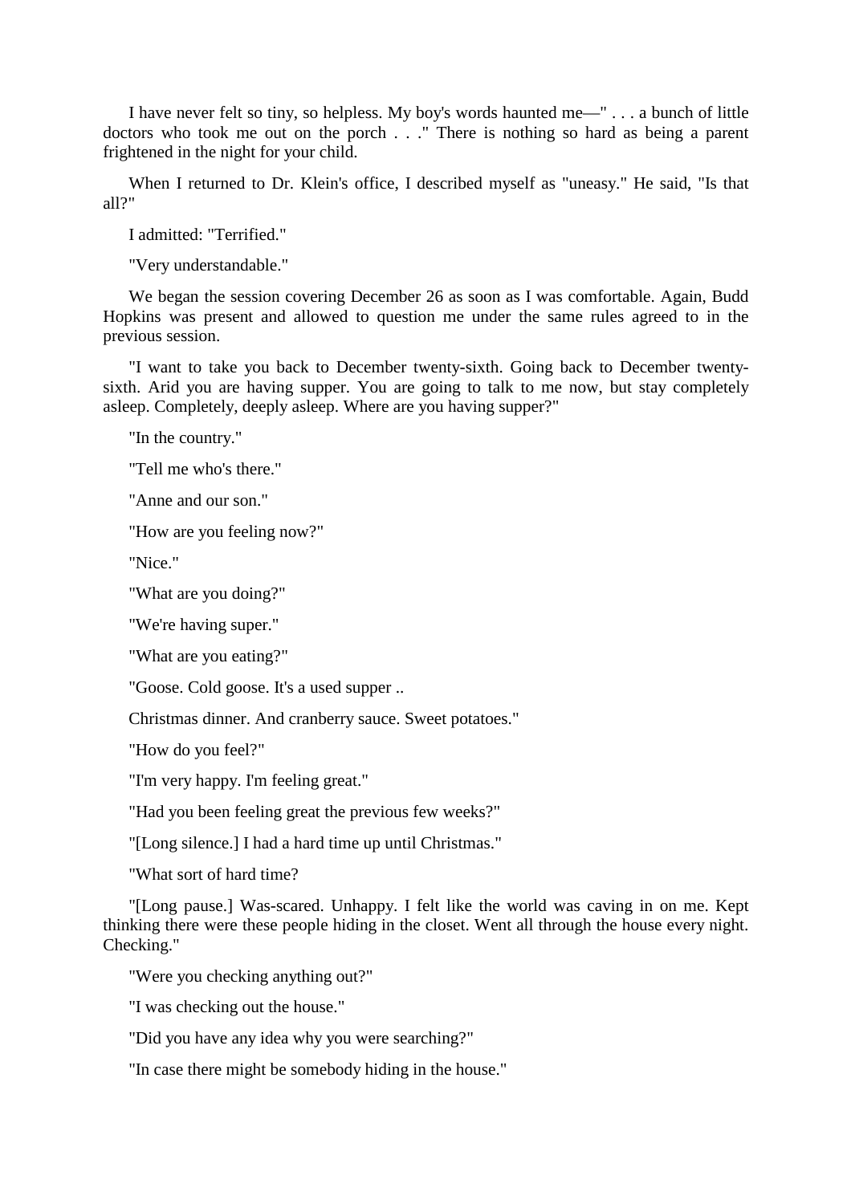I have never felt so tiny, so helpless. My boy's words haunted me—" . . . a bunch of little doctors who took me out on the porch . . ." There is nothing so hard as being a parent frightened in the night for your child.

When I returned to Dr. Klein's office, I described myself as "uneasy." He said, "Is that all?"

I admitted: "Terrified."

"Very understandable."

We began the session covering December 26 as soon as I was comfortable. Again, Budd Hopkins was present and allowed to question me under the same rules agreed to in the previous session.

"I want to take you back to December twenty-sixth. Going back to December twenty-sixth. Arid you are having supper. You are going to talk to me now, but stay completely asleep. Completely, deeply asleep. Where are you having supper?"

"In the country."

"Tell me who's there."

"Anne and our son."

"How are you feeling now?"

"Nice."

"What are you doing?"

"We're having super."

"What are you eating?"

"Goose. Cold goose. It's a used supper ..

Christmas dinner. And cranberry sauce. Sweet potatoes."

"How do you feel?"

"I'm very happy. I'm feeling great."

"Had you been feeling great the previous few weeks?"

"[Long silence.] I had a hard time up until Christmas."

"What sort of hard time?

"[Long pause.] Was-scared. Unhappy. I felt like the world was caving in on me. Kept thinking there were these people hiding in the closet. Went all through the house every night. Checking."

"Were you checking anything out?"

"I was checking out the house."

"Did you have any idea why you were searching?"

"In case there might be somebody hiding in the house."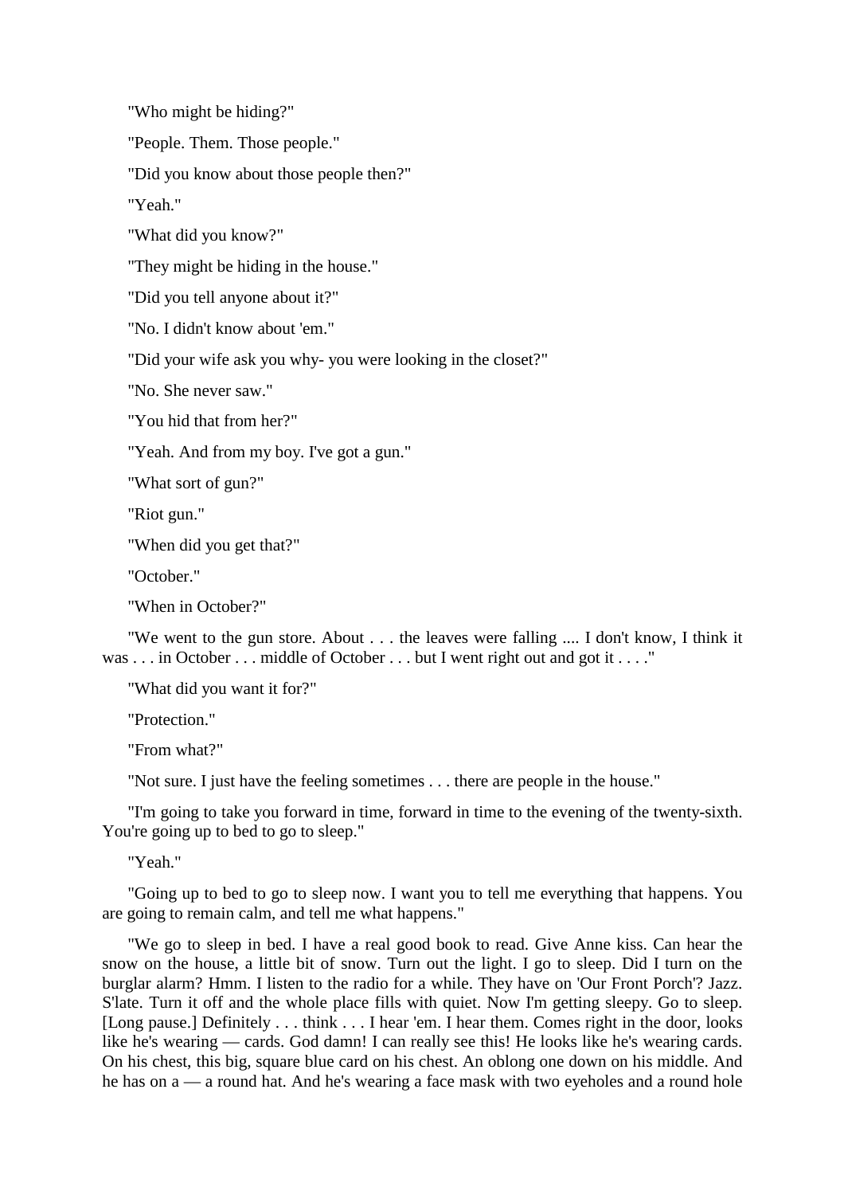"Who might be hiding?"

"People. Them. Those people."

"Did you know about those people then?"

"Yeah."

"What did you know?"

"They might be hiding in the house."

"Did you tell anyone about it?"

"No. I didn't know about 'em."

"Did your wife ask you why- you were looking in the closet?"

"No. She never saw."

"You hid that from her?"

"Yeah. And from my boy. I've got a gun."

"What sort of gun?"

"Riot gun."

"When did you get that?"

"October."

"When in October?"

"We went to the gun store. About . . . the leaves were falling .... I don't know, I think it was . . . in October . . . middle of October . . . but I went right out and got it . . . ."

"What did you want it for?"

"Protection."

"From what?"

"Not sure. I just have the feeling sometimes . . . there are people in the house."

"I'm going to take you forward in time, forward in time to the evening of the twenty-sixth. You're going up to bed to go to sleep."

"Yeah."

"Going up to bed to go to sleep now. I want you to tell me everything that happens. You are going to remain calm, and tell me what happens."

"We go to sleep in bed. I have a real good book to read. Give Anne kiss. Can hear the snow on the house, a little bit of snow. Turn out the light. I go to sleep. Did I turn on the burglar alarm? Hmm. I listen to the radio for a while. They have on 'Our Front Porch'? Jazz. S'late. Turn it off and the whole place fills with quiet. Now I'm getting sleepy. Go to sleep. [Long pause.] Definitely . . . think . . . I hear 'em. I hear them. Comes right in the door, looks like he's wearing — cards. God damn! I can really see this! He looks like he's wearing cards. On his chest, this big, square blue card on his chest. An oblong one down on his middle. And he has on a — a round hat. And he's wearing a face mask with two eyeholes and a round hole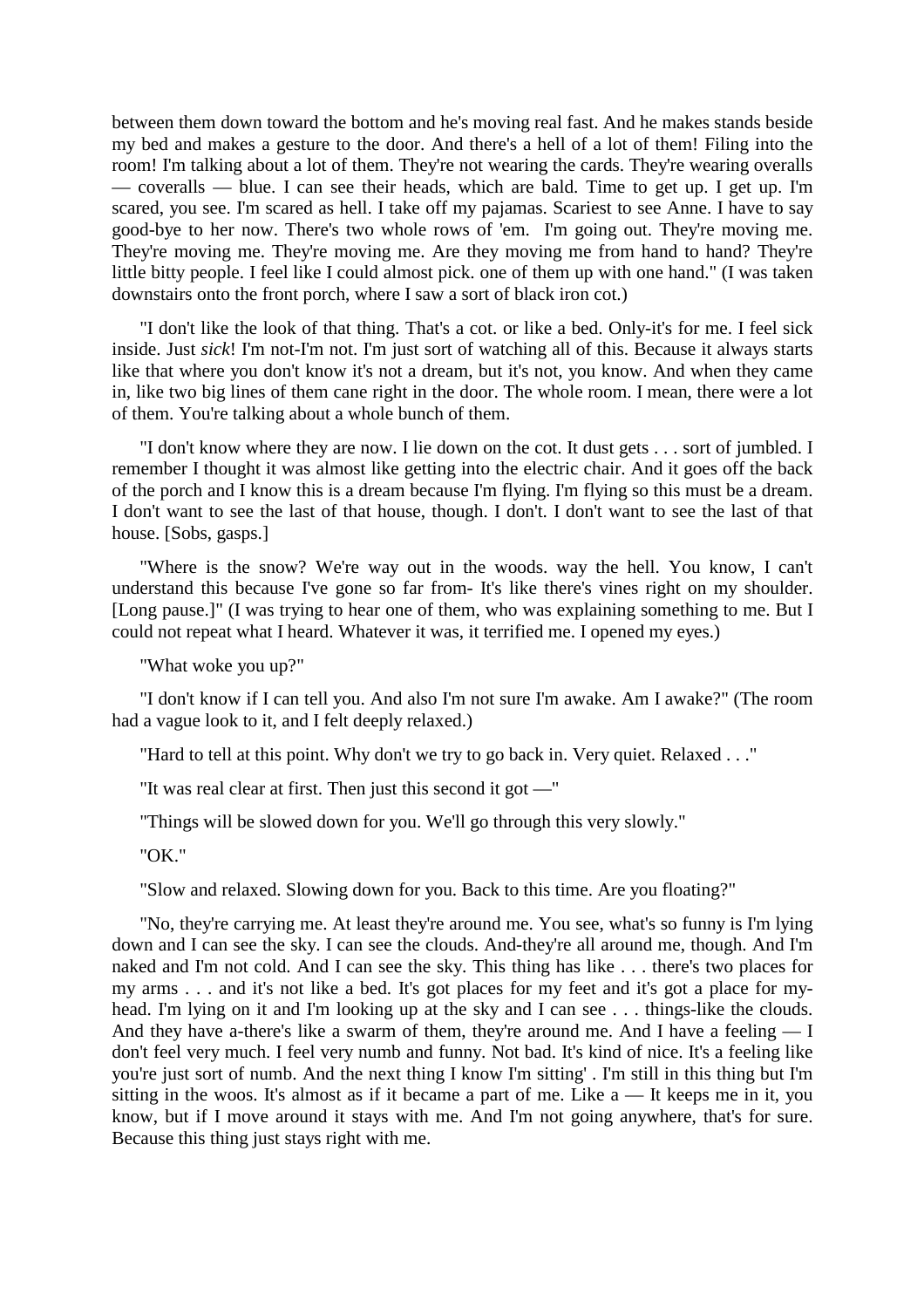between them down toward the bottom and he's moving real fast. And he makes stands beside my bed and makes a gesture to the door. And there's a hell of a lot of them! Filing into the room! I'm talking about a lot of them. They're not wearing the cards. They're wearing overalls — coveralls — blue. I can see their heads, which are bald. Time to get up. I get up. I'm scared, you see. I'm scared as hell. I take off my pajamas. Scariest to see Anne. I have to say good-bye to her now. There's two whole rows of 'em. I'm going out. They're moving me. They're moving me. They're moving me. Are they moving me from hand to hand? They're little bitty people. I feel like I could almost pick. one of them up with one hand." (I was taken downstairs onto the front porch, where I saw a sort of black iron cot.)

"I don't like the look of that thing. That's a cot. or like a bed. Only-it's for me. I feel sick inside. Just *sick*! I'm not-I'm not. I'm just sort of watching all of this. Because it always starts like that where you don't know it's not a dream, but it's not, you know. And when they came in, like two big lines of them cane right in the door. The whole room. I mean, there were a lot of them. You're talking about a whole bunch of them.

"I don't know where they are now. I lie down on the cot. It dust gets . . . sort of jumbled. I remember I thought it was almost like getting into the electric chair. And it goes off the back of the porch and I know this is a dream because I'm flying. I'm flying so this must be a dream. I don't want to see the last of that house, though. I don't. I don't want to see the last of that house. [Sobs, gasps.]

"Where is the snow? We're way out in the woods. way the hell. You know, I can't understand this because I've gone so far from- It's like there's vines right on my shoulder. [Long pause.]" (I was trying to hear one of them, who was explaining something to me. But I could not repeat what I heard. Whatever it was, it terrified me. I opened my eyes.)

"What woke you up?"

"I don't know if I can tell you. And also I'm not sure I'm awake. Am I awake?" (The room had a vague look to it, and I felt deeply relaxed.)

"Hard to tell at this point. Why don't we try to go back in. Very quiet. Relaxed . . ."

"It was real clear at first. Then just this second it got —"

"Things will be slowed down for you. We'll go through this very slowly."

"OK."

"Slow and relaxed. Slowing down for you. Back to this time. Are you floating?"

"No, they're carrying me. At least they're around me. You see, what's so funny is I'm lying down and I can see the sky. I can see the clouds. And-they're all around me, though. And I'm naked and I'm not cold. And I can see the sky. This thing has like . . . there's two places for my arms . . . and it's not like a bed. It's got places for my feet and it's got a place for my-head. I'm lying on it and I'm looking up at the sky and I can see . . . things-like the clouds. And they have a-there's like a swarm of them, they're around me. And I have a feeling — I don't feel very much. I feel very numb and funny. Not bad. It's kind of nice. It's a feeling like you're just sort of numb. And the next thing I know I'm sitting' . I'm still in this thing but I'm sitting in the woos. It's almost as if it became a part of me. Like a — It keeps me in it, you know, but if I move around it stays with me. And I'm not going anywhere, that's for sure. Because this thing just stays right with me.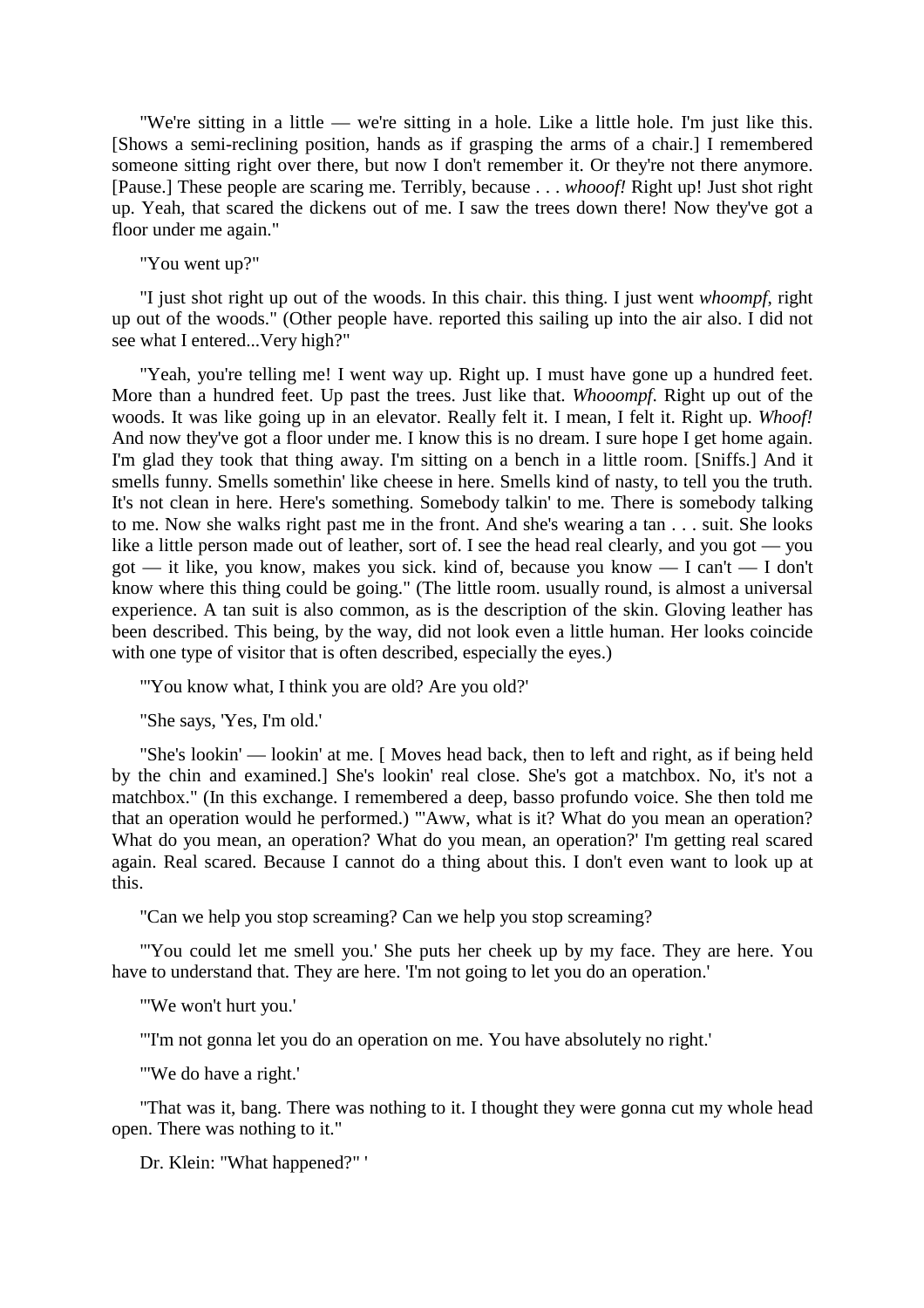"We're sitting in a little — we're sitting in a hole. Like a little hole. I'm just like this. [Shows a semi-reclining position, hands as if grasping the arms of a chair.] I remembered someone sitting right over there, but now I don't remember it. Or they're not there anymore. [Pause.] These people are scaring me. Terribly, because . . . *whooof!* Right up! Just shot right up. Yeah, that scared the dickens out of me. I saw the trees down there! Now they've got a floor under me again."

"You went up?"

"I just shot right up out of the woods. In this chair. this thing. I just went *whoompf*, right up out of the woods." (Other people have. reported this sailing up into the air also. I did not see what I entered...Very high?"

"Yeah, you're telling me! I went way up. Right up. I must have gone up a hundred feet. More than a hundred feet. Up past the trees. Just like that. *Whooompf*. Right up out of the woods. It was like going up in an elevator. Really felt it. I mean, I felt it. Right up. *Whoof!* And now they've got a floor under me. I know this is no dream. I sure hope I get home again. I'm glad they took that thing away. I'm sitting on a bench in a little room. [Sniffs.] And it smells funny. Smells somethin' like cheese in here. Smells kind of nasty, to tell you the truth. It's not clean in here. Here's something. Somebody talkin' to me. There is somebody talking to me. Now she walks right past me in the front. And she's wearing a tan . . . suit. She looks like a little person made out of leather, sort of. I see the head real clearly, and you got — you got — it like, you know, makes you sick. kind of, because you know — I can't — I don't know where this thing could be going." (The little room. usually round, is almost a universal experience. A tan suit is also common, as is the description of the skin. Gloving leather has been described. This being, by the way, did not look even a little human. Her looks coincide with one type of visitor that is often described, especially the eyes.)

"'You know what, I think you are old? Are you old?'

"She says, 'Yes, I'm old.'

"She's lookin' — lookin' at me. [ Moves head back, then to left and right, as if being held by the chin and examined.] She's lookin' real close. She's got a matchbox. No, it's not a matchbox." (In this exchange. I remembered a deep, basso profundo voice. She then told me that an operation would he performed.) "'Aww, what is it? What do you mean an operation? What do you mean, an operation? What do you mean, an operation?' I'm getting real scared again. Real scared. Because I cannot do a thing about this. I don't even want to look up at this.

"Can we help you stop screaming? Can we help you stop screaming?

"'You could let me smell you.' She puts her cheek up by my face. They are here. You have to understand that. They are here. 'I'm not going to let you do an operation.'

"'We won't hurt you.'

"'I'm not gonna let you do an operation on me. You have absolutely no right.'

"'We do have a right.'

"That was it, bang. There was nothing to it. I thought they were gonna cut my whole head open. There was nothing to it."

Dr. Klein: "What happened?" '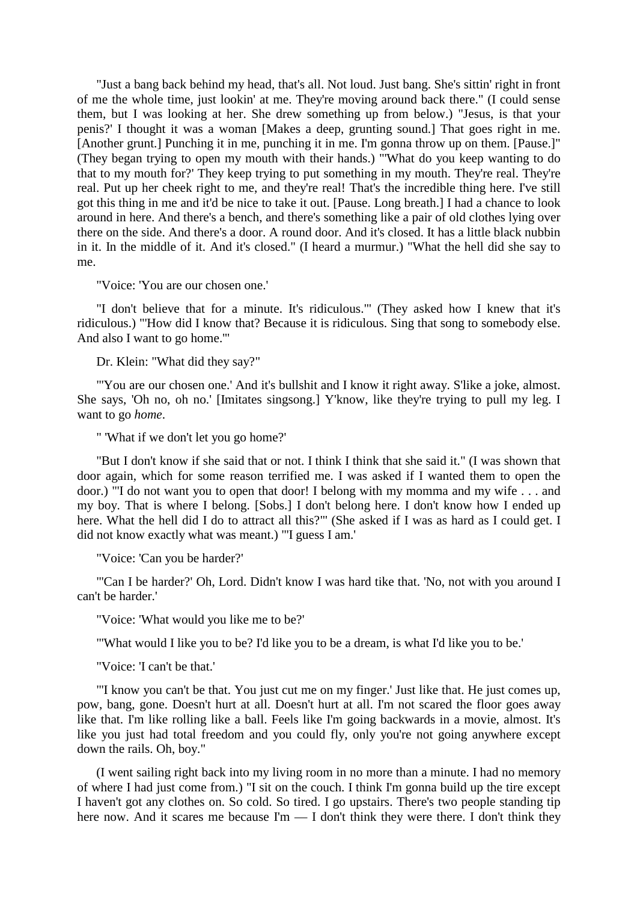"Just a bang back behind my head, that's all. Not loud. Just bang. She's sittin' right in front of me the whole time, just lookin' at me. They're moving around back there." (I could sense them, but I was looking at her. She drew something up from below.) "Jesus, is that your penis?' I thought it was a woman [Makes a deep, grunting sound.] That goes right in me. [Another grunt.] Punching it in me, punching it in me. I'm gonna throw up on them. [Pause.]" (They began trying to open my mouth with their hands.) "'What do you keep wanting to do that to my mouth for?' They keep trying to put something in my mouth. They're real. They're real. Put up her cheek right to me, and they're real! That's the incredible thing here. I've still got this thing in me and it'd be nice to take it out. [Pause. Long breath.] I had a chance to look around in here. And there's a bench, and there's something like a pair of old clothes lying over there on the side. And there's a door. A round door. And it's closed. It has a little black nubbin in it. In the middle of it. And it's closed." (I heard a murmur.) "What the hell did she say to me.

"Voice: 'You are our chosen one.'

"I don't believe that for a minute. It's ridiculous.'" (They asked how I knew that it's ridiculous.) "'How did I know that? Because it is ridiculous. Sing that song to somebody else. And also I want to go home.'"

Dr. Klein: "What did they say?"

"'You are our chosen one.' And it's bullshit and I know it right away. S'like a joke, almost. She says, 'Oh no, oh no.' [Imitates singsong.] Y'know, like they're trying to pull my leg. I want to go *home*.

" 'What if we don't let you go home?'

"But I don't know if she said that or not. I think I think that she said it." (I was shown that door again, which for some reason terrified me. I was asked if I wanted them to open the door.) "'I do not want you to open that door! I belong with my momma and my wife . . . and my boy. That is where I belong. [Sobs.] I don't belong here. I don't know how I ended up here. What the hell did I do to attract all this?'" (She asked if I was as hard as I could get. I did not know exactly what was meant.) "'I guess I am.'

"Voice: 'Can you be harder?'

"'Can I be harder?' Oh, Lord. Didn't know I was hard tike that. 'No, not with you around I can't be harder.'

"Voice: 'What would you like me to be?'

"'What would I like you to be? I'd like you to be a dream, is what I'd like you to be.'

"Voice: 'I can't be that.'

"'I know you can't be that. You just cut me on my finger.' Just like that. He just comes up, pow, bang, gone. Doesn't hurt at all. Doesn't hurt at all. I'm not scared the floor goes away like that. I'm like rolling like a ball. Feels like I'm going backwards in a movie, almost. It's like you just had total freedom and you could fly, only you're not going anywhere except down the rails. Oh, boy."

(I went sailing right back into my living room in no more than a minute. I had no memory of where I had just come from.) "I sit on the couch. I think I'm gonna build up the tire except I haven't got any clothes on. So cold. So tired. I go upstairs. There's two people standing tip here now. And it scares me because I'm — I don't think they were there. I don't think they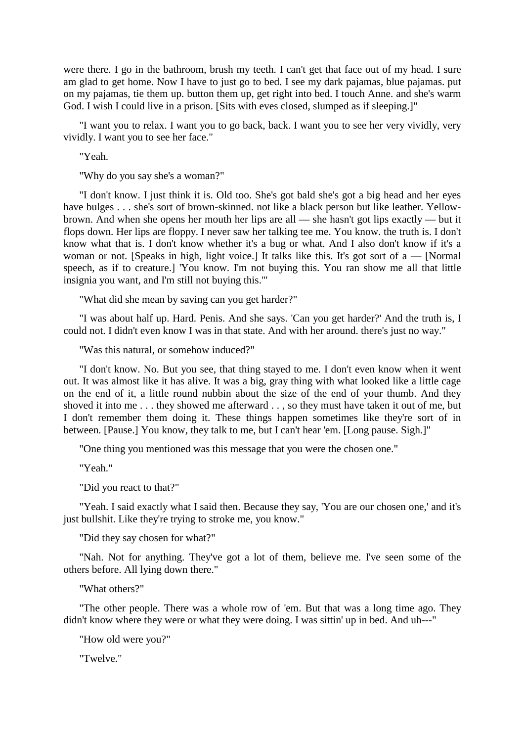were there. I go in the bathroom, brush my teeth. I can't get that face out of my head. I sure am glad to get home. Now I have to just go to bed. I see my dark pajamas, blue pajamas. put on my pajamas, tie them up. button them up, get right into bed. I touch Anne. and she's warm God. I wish I could live in a prison. [Sits with eves closed, slumped as if sleeping.]"

"I want you to relax. I want you to go back, back. I want you to see her very vividly, very vividly. I want you to see her face."

"Yeah.

"Why do you say she's a woman?"

"I don't know. I just think it is. Old too. She's got bald she's got a big head and her eyes have bulges . . . she's sort of brown-skinned. not like a black person but like leather. Yellow-brown. And when she opens her mouth her lips are all — she hasn't got lips exactly — but it flops down. Her lips are floppy. I never saw her talking tee me. You know. the truth is. I don't know what that is. I don't know whether it's a bug or what. And I also don't know if it's a woman or not. [Speaks in high, light voice.] It talks like this. It's got sort of a — [Normal speech, as if to creature.] 'You know. I'm not buying this. You ran show me all that little insignia you want, and I'm still not buying this.'"

"What did she mean by saving can you get harder?"

"I was about half up. Hard. Penis. And she says. 'Can you get harder?' And the truth is, I could not. I didn't even know I was in that state. And with her around. there's just no way."

"Was this natural, or somehow induced?"

"I don't know. No. But you see, that thing stayed to me. I don't even know when it went out. It was almost like it has alive. It was a big, gray thing with what looked like a little cage on the end of it, a little round nubbin about the size of the end of your thumb. And they shoved it into me . . . they showed me afterward . . , so they must have taken it out of me, but I don't remember them doing it. These things happen sometimes like they're sort of in between. [Pause.] You know, they talk to me, but I can't hear 'em. [Long pause. Sigh.]"

"One thing you mentioned was this message that you were the chosen one."

"Yeah."

"Did you react to that?"

"Yeah. I said exactly what I said then. Because they say, 'You are our chosen one,' and it's just bullshit. Like they're trying to stroke me, you know."

"Did they say chosen for what?"

"Nah. Not for anything. They've got a lot of them, believe me. I've seen some of the others before. All lying down there."

"What others?"

"The other people. There was a whole row of 'em. But that was a long time ago. They didn't know where they were or what they were doing. I was sittin' up in bed. And uh---"

"How old were you?"

"Twelve."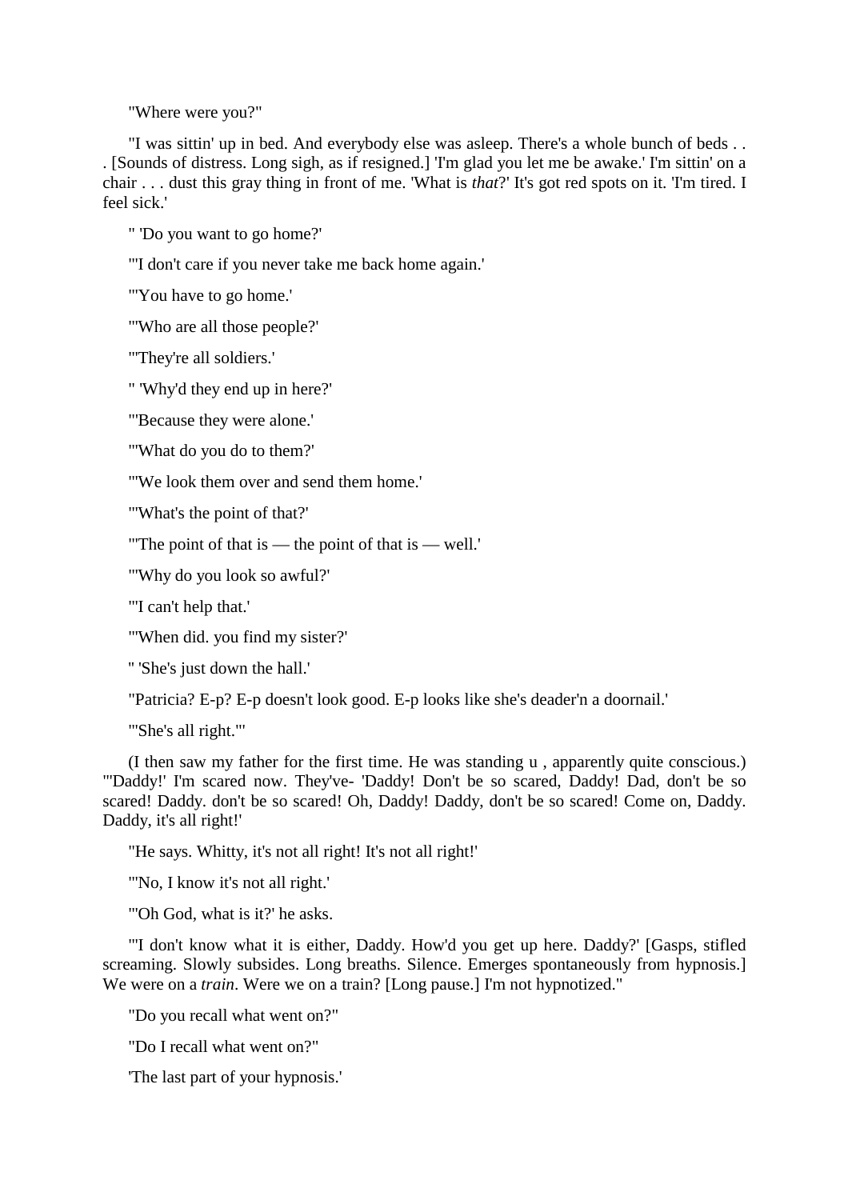"Where were you?"

"I was sittin' up in bed. And everybody else was asleep. There's a whole bunch of beds . . . [Sounds of distress. Long sigh, as if resigned.] 'I'm glad you let me be awake.' I'm sittin' on a chair . . . dust this gray thing in front of me. 'What is *that*?' It's got red spots on it. 'I'm tired. I feel sick.'

" 'Do you want to go home?'

"'I don't care if you never take me back home again.'

"'You have to go home.'

"'Who are all those people?'

"'They're all soldiers.'

" 'Why'd they end up in here?'

"'Because they were alone.'

"'What do you do to them?'

"'We look them over and send them home.'

"'What's the point of that?'

"'The point of that is — the point of that is — well.'

"'Why do you look so awful?'

"'I can't help that.'

"'When did. you find my sister?'

" 'She's just down the hall.'

"Patricia? E-p? E-p doesn't look good. E-p looks like she's deader'n a doornail.'

"'She's all right.'"

(I then saw my father for the first time. He was standing u , apparently quite conscious.) "'Daddy!' I'm scared now. They've- 'Daddy! Don't be so scared, Daddy! Dad, don't be so scared! Daddy. don't be so scared! Oh, Daddy! Daddy, don't be so scared! Come on, Daddy. Daddy, it's all right!'

"He says. Whitty, it's not all right! It's not all right!'

"'No, I know it's not all right.'

"'Oh God, what is it?' he asks.

"'I don't know what it is either, Daddy. How'd you get up here. Daddy?' [Gasps, stifled screaming. Slowly subsides. Long breaths. Silence. Emerges spontaneously from hypnosis.] We were on a *train*. Were we on a train? [Long pause.] I'm not hypnotized."

"Do you recall what went on?"

"Do I recall what went on?"

'The last part of your hypnosis.'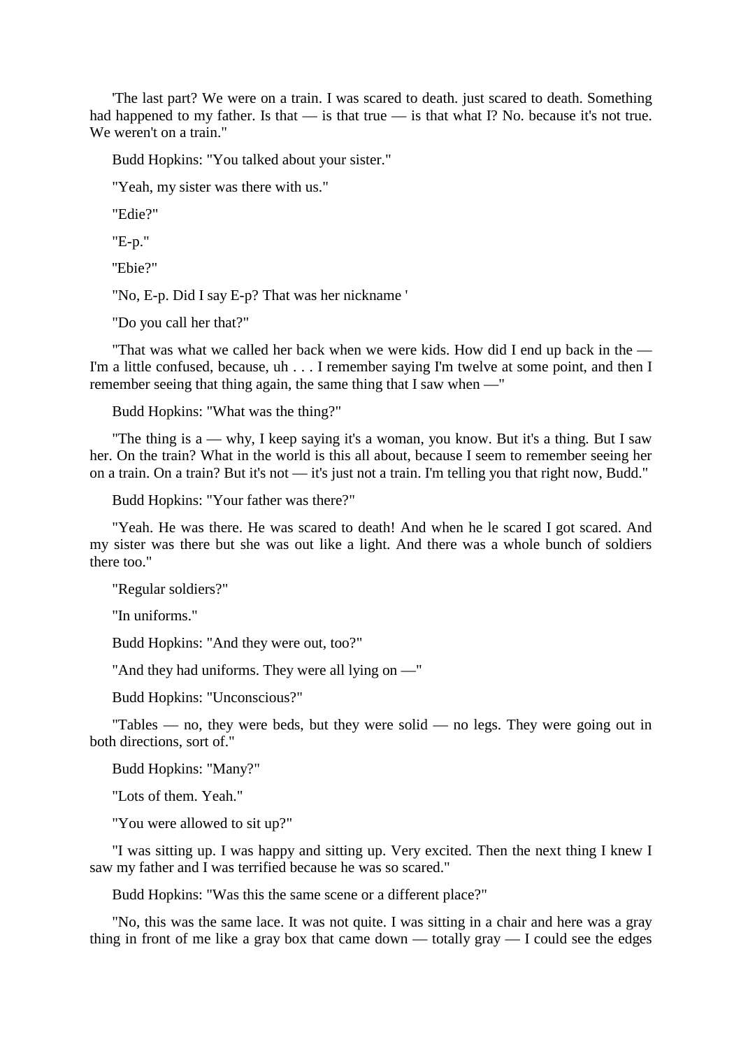'The last part? We were on a train. I was scared to death. just scared to death. Something had happened to my father. Is that — is that true — is that what I? No. because it's not true. We weren't on a train."

Budd Hopkins: "You talked about your sister."

"Yeah, my sister was there with us."

"Edie?"

"E-p."

"Ebie?"

"No, E-p. Did I say E-p? That was her nickname '

"Do you call her that?"

"That was what we called her back when we were kids. How did I end up back in the — I'm a little confused, because, uh . . . I remember saying I'm twelve at some point, and then I remember seeing that thing again, the same thing that I saw when —"

Budd Hopkins: "What was the thing?"

"The thing is a — why, I keep saying it's a woman, you know. But it's a thing. But I saw her. On the train? What in the world is this all about, because I seem to remember seeing her on a train. On a train? But it's not — it's just not a train. I'm telling you that right now, Budd."

Budd Hopkins: "Your father was there?"

"Yeah. He was there. He was scared to death! And when he le scared I got scared. And my sister was there but she was out like a light. And there was a whole bunch of soldiers there too."

"Regular soldiers?"

"In uniforms."

Budd Hopkins: "And they were out, too?"

"And they had uniforms. They were all lying on —"

Budd Hopkins: "Unconscious?"

"Tables — no, they were beds, but they were solid — no legs. They were going out in both directions, sort of."

Budd Hopkins: "Many?"

"Lots of them. Yeah."

"You were allowed to sit up?"

"I was sitting up. I was happy and sitting up. Very excited. Then the next thing I knew I saw my father and I was terrified because he was so scared."

Budd Hopkins: "Was this the same scene or a different place?"

"No, this was the same lace. It was not quite. I was sitting in a chair and here was a gray thing in front of me like a gray box that came down — totally gray — I could see the edges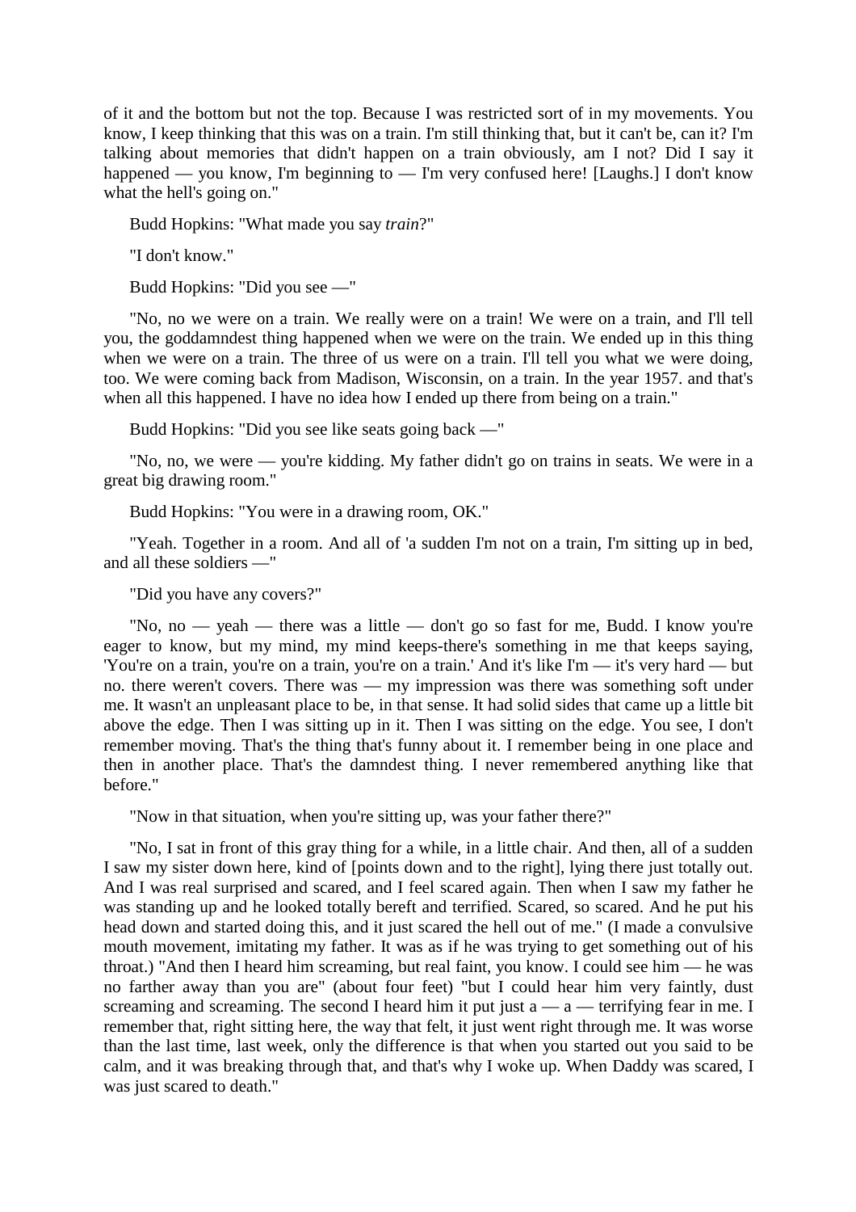of it and the bottom but not the top. Because I was restricted sort of in my movements. You know, I keep thinking that this was on a train. I'm still thinking that, but it can't be, can it? I'm talking about memories that didn't happen on a train obviously, am I not? Did I say it happened — you know, I'm beginning to — I'm very confused here! [Laughs.] I don't know what the hell's going on."

Budd Hopkins: "What made you say *train*?"

"I don't know."

Budd Hopkins: "Did you see —"

"No, no we were on a train. We really were on a train! We were on a train, and I'll tell you, the goddamndest thing happened when we were on the train. We ended up in this thing when we were on a train. The three of us were on a train. I'll tell you what we were doing, too. We were coming back from Madison, Wisconsin, on a train. In the year 1957. and that's when all this happened. I have no idea how I ended up there from being on a train."

Budd Hopkins: "Did you see like seats going back —"

"No, no, we were — you're kidding. My father didn't go on trains in seats. We were in a great big drawing room."

Budd Hopkins: "You were in a drawing room, OK."

"Yeah. Together in a room. And all of 'a sudden I'm not on a train, I'm sitting up in bed, and all these soldiers —"

"Did you have any covers?"

"No, no — yeah — there was a little — don't go so fast for me, Budd. I know you're eager to know, but my mind, my mind keeps-there's something in me that keeps saying, 'You're on a train, you're on a train, you're on a train.' And it's like I'm — it's very hard — but no. there weren't covers. There was — my impression was there was something soft under me. It wasn't an unpleasant place to be, in that sense. It had solid sides that came up a little bit above the edge. Then I was sitting up in it. Then I was sitting on the edge. You see, I don't remember moving. That's the thing that's funny about it. I remember being in one place and then in another place. That's the damndest thing. I never remembered anything like that before."

"Now in that situation, when you're sitting up, was your father there?"

"No, I sat in front of this gray thing for a while, in a little chair. And then, all of a sudden I saw my sister down here, kind of [points down and to the right], lying there just totally out. And I was real surprised and scared, and I feel scared again. Then when I saw my father he was standing up and he looked totally bereft and terrified. Scared, so scared. And he put his head down and started doing this, and it just scared the hell out of me." (I made a convulsive mouth movement, imitating my father. It was as if he was trying to get something out of his throat.) "And then I heard him screaming, but real faint, you know. I could see him — he was no farther away than you are" (about four feet) "but I could hear him very faintly, dust screaming and screaming. The second I heard him it put just a — a — terrifying fear in me. I remember that, right sitting here, the way that felt, it just went right through me. It was worse than the last time, last week, only the difference is that when you started out you said to be calm, and it was breaking through that, and that's why I woke up. When Daddy was scared, I was just scared to death."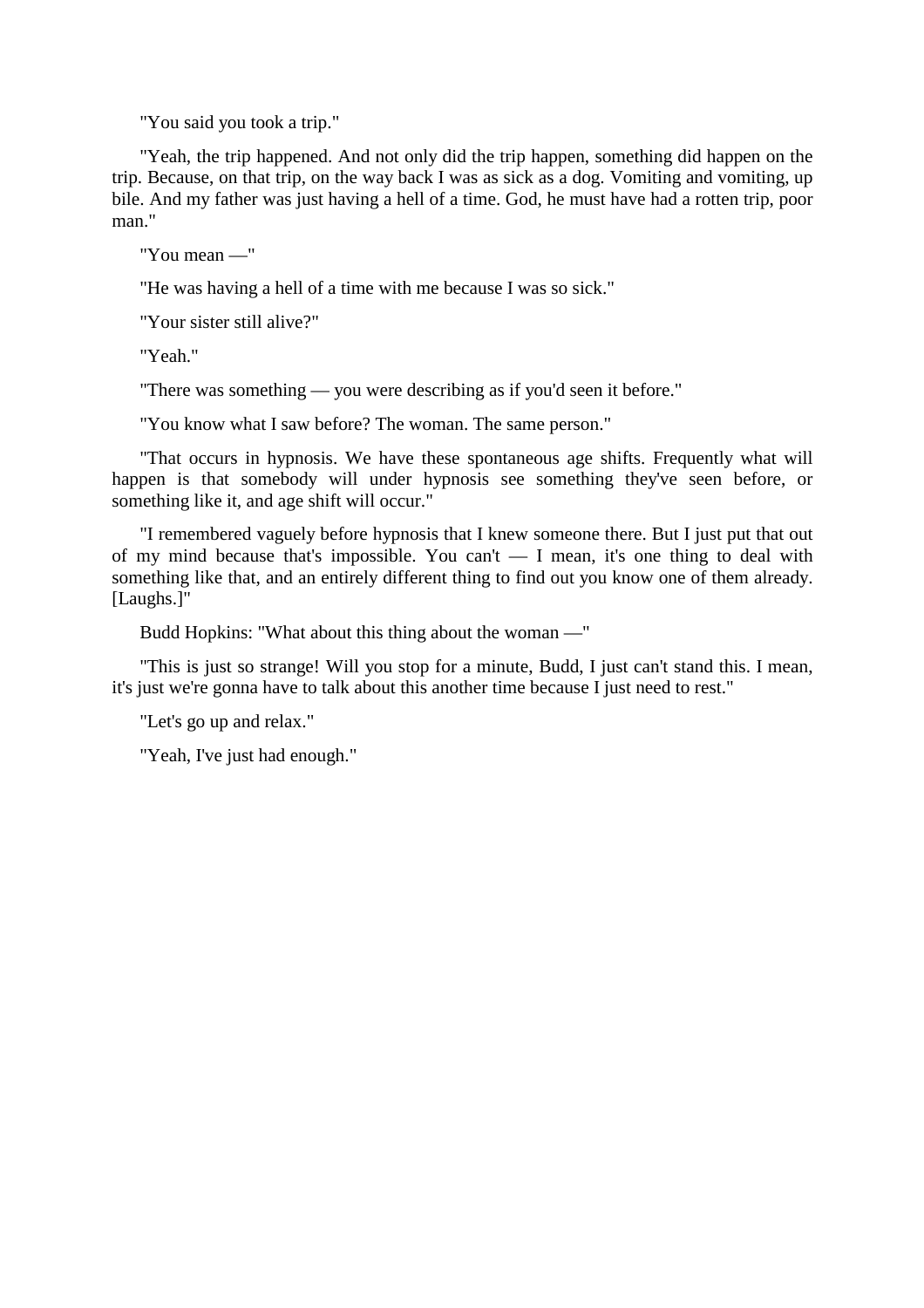"You said you took a trip."

"Yeah, the trip happened. And not only did the trip happen, something did happen on the trip. Because, on that trip, on the way back I was as sick as a dog. Vomiting and vomiting, up bile. And my father was just having a hell of a time. God, he must have had a rotten trip, poor man."

"You mean —"

"He was having a hell of a time with me because I was so sick."

"Your sister still alive?"

"Yeah."

"There was something — you were describing as if you'd seen it before."

"You know what I saw before? The woman. The same person."

"That occurs in hypnosis. We have these spontaneous age shifts. Frequently what will happen is that somebody will under hypnosis see something they've seen before, or something like it, and age shift will occur."

"I remembered vaguely before hypnosis that I knew someone there. But I just put that out of my mind because that's impossible. You can't — I mean, it's one thing to deal with something like that, and an entirely different thing to find out you know one of them already. [Laughs.]"

Budd Hopkins: "What about this thing about the woman —"

"This is just so strange! Will you stop for a minute, Budd, I just can't stand this. I mean, it's just we're gonna have to talk about this another time because I just need to rest."

"Let's go up and relax."

"Yeah, I've just had enough."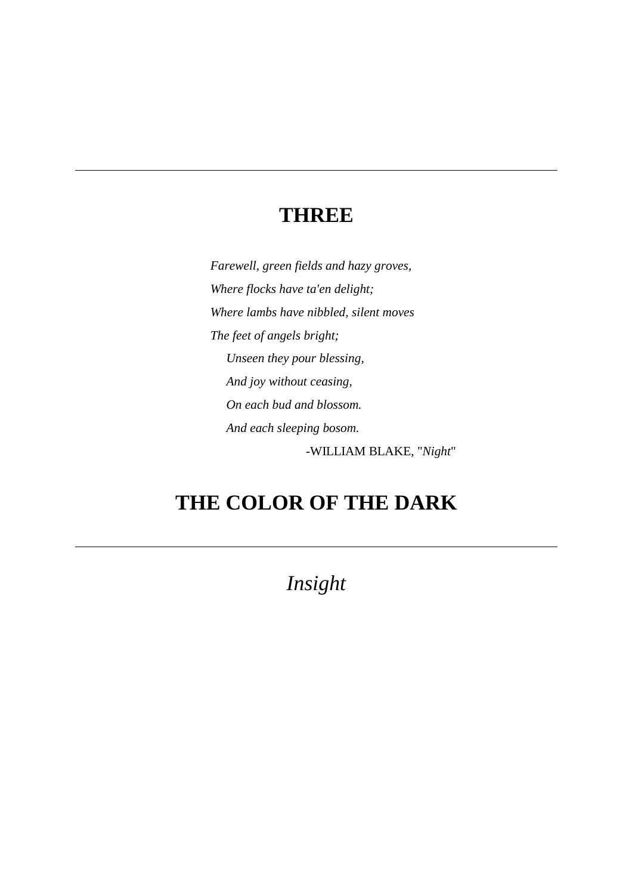---

# THREE

*Farewell, green fields and hazy groves,*
*Where flocks have ta'en delight;*
*Where lambs have nibbled, silent moves*
*The feet of angels bright;*
*Unseen they pour blessing,*
*And joy without ceasing,*
*On each bud and blossom.*
*And each sleeping bosom.*

-WILLIAM BLAKE, "*Night*"

# THE COLOR OF THE DARK

---

## *Insight*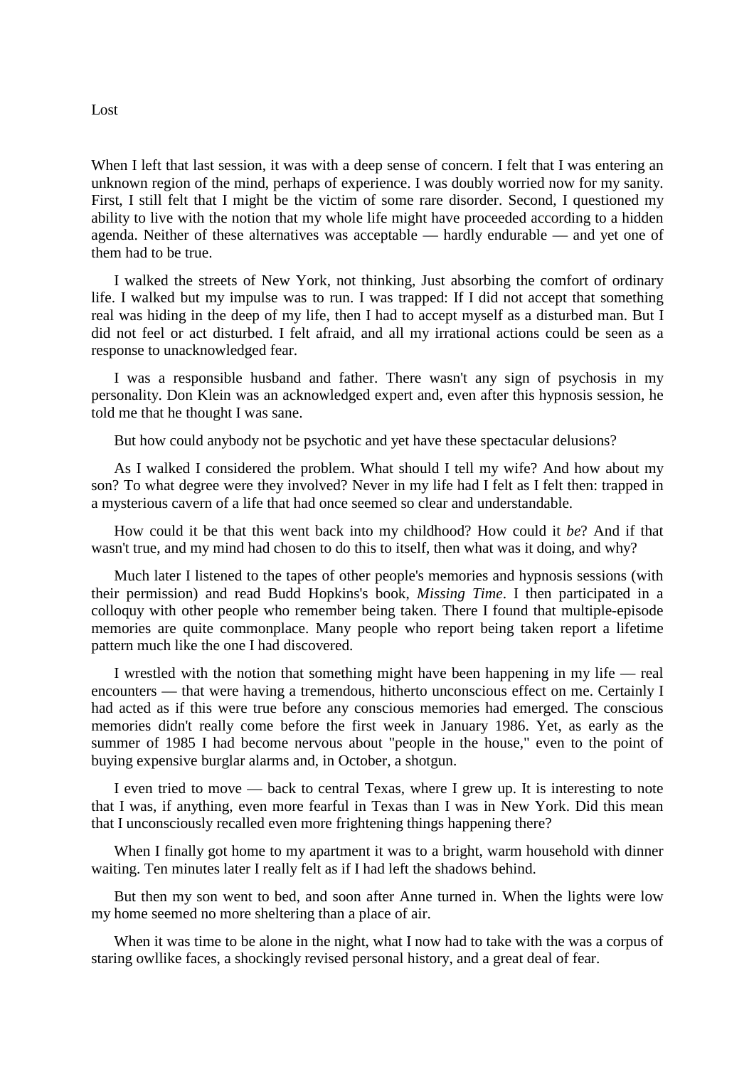Lost

When I left that last session, it was with a deep sense of concern. I felt that I was entering an unknown region of the mind, perhaps of experience. I was doubly worried now for my sanity. First, I still felt that I might be the victim of some rare disorder. Second, I questioned my ability to live with the notion that my whole life might have proceeded according to a hidden agenda. Neither of these alternatives was acceptable — hardly endurable — and yet one of them had to be true.

I walked the streets of New York, not thinking, Just absorbing the comfort of ordinary life. I walked but my impulse was to run. I was trapped: If I did not accept that something real was hiding in the deep of my life, then I had to accept myself as a disturbed man. But I did not feel or act disturbed. I felt afraid, and all my irrational actions could be seen as a response to unacknowledged fear.

I was a responsible husband and father. There wasn't any sign of psychosis in my personality. Don Klein was an acknowledged expert and, even after this hypnosis session, he told me that he thought I was sane.

But how could anybody not be psychotic and yet have these spectacular delusions?

As I walked I considered the problem. What should I tell my wife? And how about my son? To what degree were they involved? Never in my life had I felt as I felt then: trapped in a mysterious cavern of a life that had once seemed so clear and understandable.

How could it be that this went back into my childhood? How could it *be*? And if that wasn't true, and my mind had chosen to do this to itself, then what was it doing, and why?

Much later I listened to the tapes of other people's memories and hypnosis sessions (with their permission) and read Budd Hopkins's book, *Missing Time*. I then participated in a colloquy with other people who remember being taken. There I found that multiple-episode memories are quite commonplace. Many people who report being taken report a lifetime pattern much like the one I had discovered.

I wrestled with the notion that something might have been happening in my life — real encounters — that were having a tremendous, hitherto unconscious effect on me. Certainly I had acted as if this were true before any conscious memories had emerged. The conscious memories didn't really come before the first week in January 1986. Yet, as early as the summer of 1985 I had become nervous about "people in the house," even to the point of buying expensive burglar alarms and, in October, a shotgun.

I even tried to move — back to central Texas, where I grew up. It is interesting to note that I was, if anything, even more fearful in Texas than I was in New York. Did this mean that I unconsciously recalled even more frightening things happening there?

When I finally got home to my apartment it was to a bright, warm household with dinner waiting. Ten minutes later I really felt as if I had left the shadows behind.

But then my son went to bed, and soon after Anne turned in. When the lights were low my home seemed no more sheltering than a place of air.

When it was time to be alone in the night, what I now had to take with the was a corpus of staring owllike faces, a shockingly revised personal history, and a great deal of fear.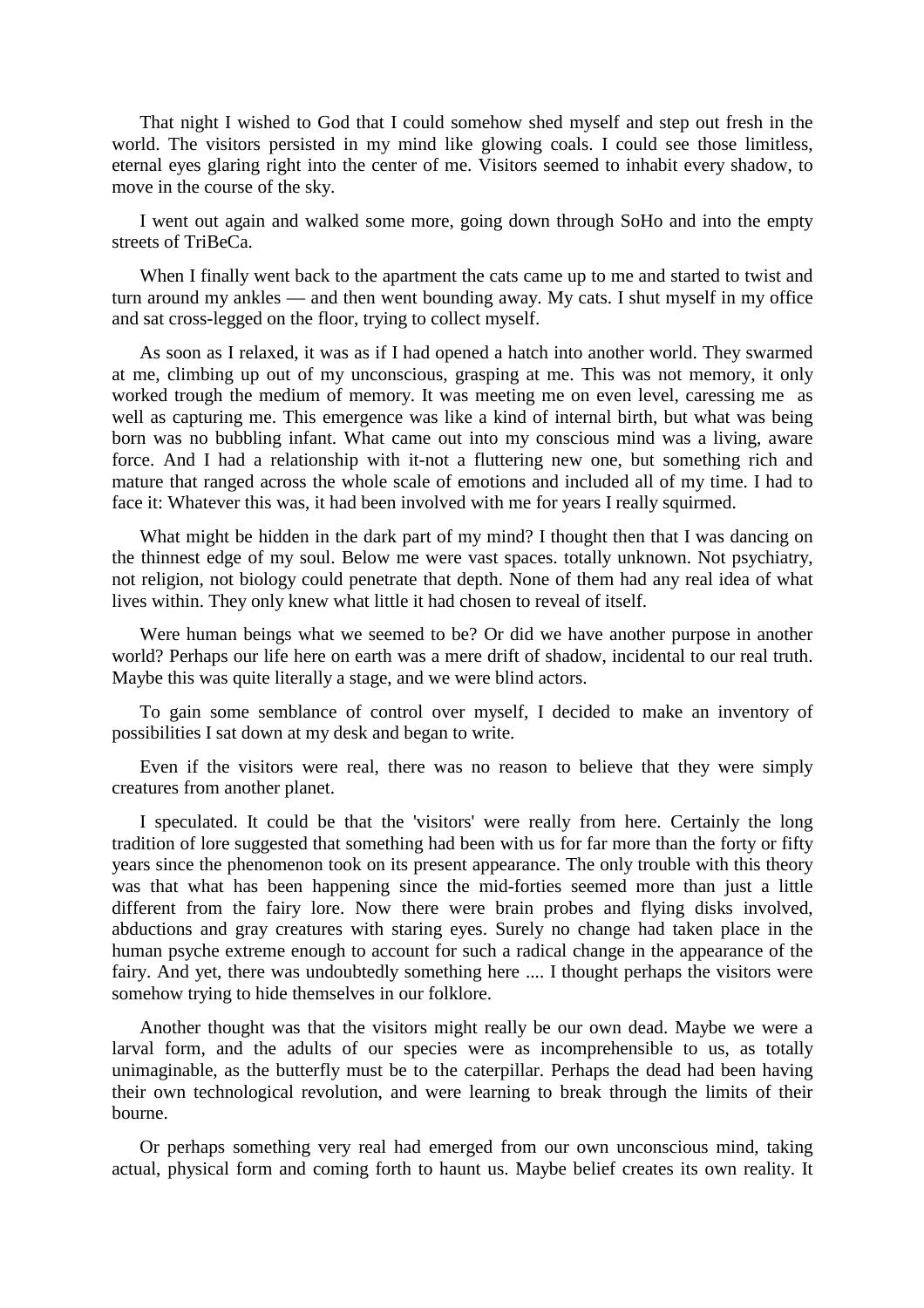That night I wished to God that I could somehow shed myself and step out fresh in the world. The visitors persisted in my mind like glowing coals. I could see those limitless, eternal eyes glaring right into the center of me. Visitors seemed to inhabit every shadow, to move in the course of the sky.

I went out again and walked some more, going down through SoHo and into the empty streets of TriBeCa.

When I finally went back to the apartment the cats came up to me and started to twist and turn around my ankles — and then went bounding away. My cats. I shut myself in my office and sat cross-legged on the floor, trying to collect myself.

As soon as I relaxed, it was as if I had opened a hatch into another world. They swarmed at me, climbing up out of my unconscious, grasping at me. This was not memory, it only worked trough the medium of memory. It was meeting me on even level, caressing me  as well as capturing me. This emergence was like a kind of internal birth, but what was being born was no bubbling infant. What came out into my conscious mind was a living, aware force. And I had a relationship with it-not a fluttering new one, but something rich and mature that ranged across the whole scale of emotions and included all of my time. I had to face it: Whatever this was, it had been involved with me for years I really squirmed.

What might be hidden in the dark part of my mind? I thought then that I was dancing on the thinnest edge of my soul. Below me were vast spaces. totally unknown. Not psychiatry, not religion, not biology could penetrate that depth. None of them had any real idea of what lives within. They only knew what little it had chosen to reveal of itself.

Were human beings what we seemed to be? Or did we have another purpose in another world? Perhaps our life here on earth was a mere drift of shadow, incidental to our real truth. Maybe this was quite literally a stage, and we were blind actors.

To gain some semblance of control over myself, I decided to make an inventory of possibilities I sat down at my desk and began to write.

Even if the visitors were real, there was no reason to believe that they were simply creatures from another planet.

I speculated. It could be that the 'visitors' were really from here. Certainly the long tradition of lore suggested that something had been with us for far more than the forty or fifty years since the phenomenon took on its present appearance. The only trouble with this theory was that what has been happening since the mid-forties seemed more than just a little different from the fairy lore. Now there were brain probes and flying disks involved, abductions and gray creatures with staring eyes. Surely no change had taken place in the human psyche extreme enough to account for such a radical change in the appearance of the fairy. And yet, there was undoubtedly something here .... I thought perhaps the visitors were somehow trying to hide themselves in our folklore.

Another thought was that the visitors might really be our own dead. Maybe we were a larval form, and the adults of our species were as incomprehensible to us, as totally unimaginable, as the butterfly must be to the caterpillar. Perhaps the dead had been having their own technological revolution, and were learning to break through the limits of their bourne.

Or perhaps something very real had emerged from our own unconscious mind, taking actual, physical form and coming forth to haunt us. Maybe belief creates its own reality. It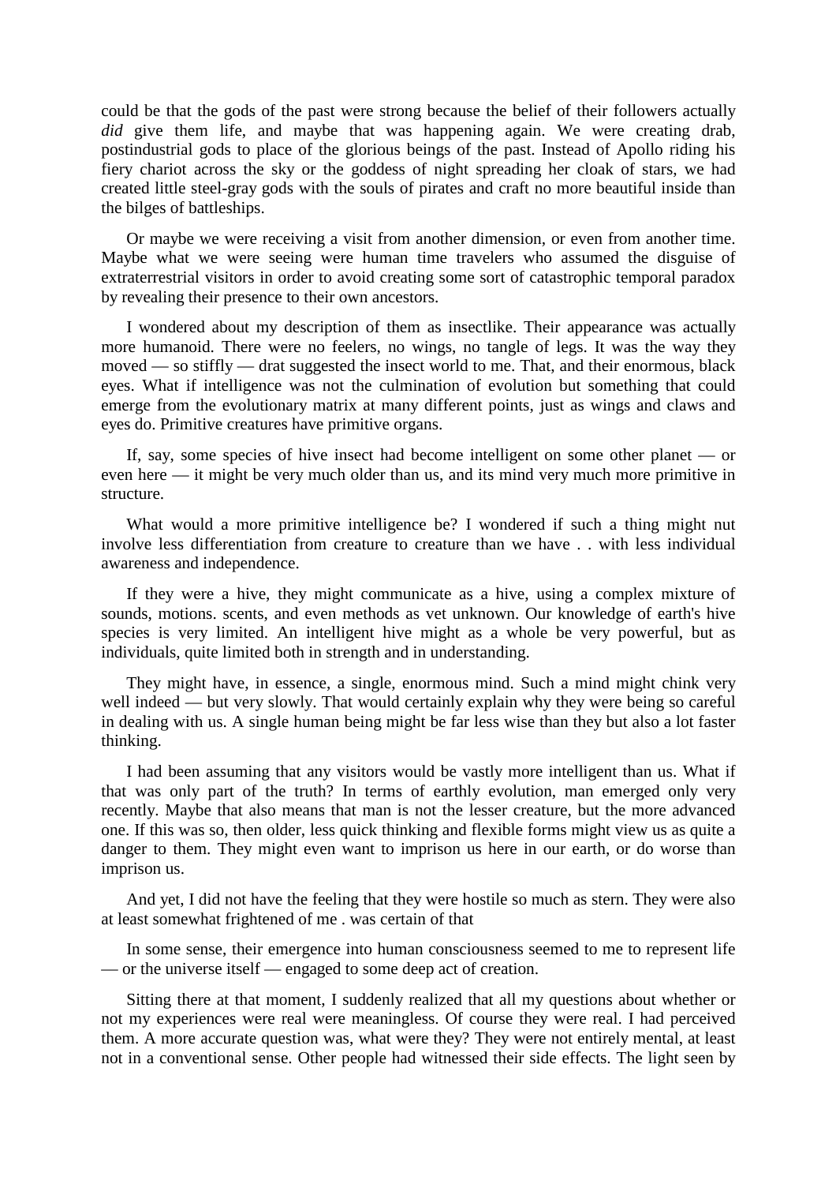could be that the gods of the past were strong because the belief of their followers actually *did* give them life, and maybe that was happening again. We were creating drab, postindustrial gods to place of the glorious beings of the past. Instead of Apollo riding his fiery chariot across the sky or the goddess of night spreading her cloak of stars, we had created little steel-gray gods with the souls of pirates and craft no more beautiful inside than the bilges of battleships.

Or maybe we were receiving a visit from another dimension, or even from another time. Maybe what we were seeing were human time travelers who assumed the disguise of extraterrestrial visitors in order to avoid creating some sort of catastrophic temporal paradox by revealing their presence to their own ancestors.

I wondered about my description of them as insectlike. Their appearance was actually more humanoid. There were no feelers, no wings, no tangle of legs. It was the way they moved — so stiffly — drat suggested the insect world to me. That, and their enormous, black eyes. What if intelligence was not the culmination of evolution but something that could emerge from the evolutionary matrix at many different points, just as wings and claws and eyes do. Primitive creatures have primitive organs.

If, say, some species of hive insect had become intelligent on some other planet — or even here — it might be very much older than us, and its mind very much more primitive in structure.

What would a more primitive intelligence be? I wondered if such a thing might nut involve less differentiation from creature to creature than we have . . with less individual awareness and independence.

If they were a hive, they might communicate as a hive, using a complex mixture of sounds, motions. scents, and even methods as vet unknown. Our knowledge of earth's hive species is very limited. An intelligent hive might as a whole be very powerful, but as individuals, quite limited both in strength and in understanding.

They might have, in essence, a single, enormous mind. Such a mind might chink very well indeed — but very slowly. That would certainly explain why they were being so careful in dealing with us. A single human being might be far less wise than they but also a lot faster thinking.

I had been assuming that any visitors would be vastly more intelligent than us. What if that was only part of the truth? In terms of earthly evolution, man emerged only very recently. Maybe that also means that man is not the lesser creature, but the more advanced one. If this was so, then older, less quick thinking and flexible forms might view us as quite a danger to them. They might even want to imprison us here in our earth, or do worse than imprison us.

And yet, I did not have the feeling that they were hostile so much as stern. They were also at least somewhat frightened of me . was certain of that

In some sense, their emergence into human consciousness seemed to me to represent life — or the universe itself — engaged to some deep act of creation.

Sitting there at that moment, I suddenly realized that all my questions about whether or not my experiences were real were meaningless. Of course they were real. I had perceived them. A more accurate question was, what were they? They were not entirely mental, at least not in a conventional sense. Other people had witnessed their side effects. The light seen by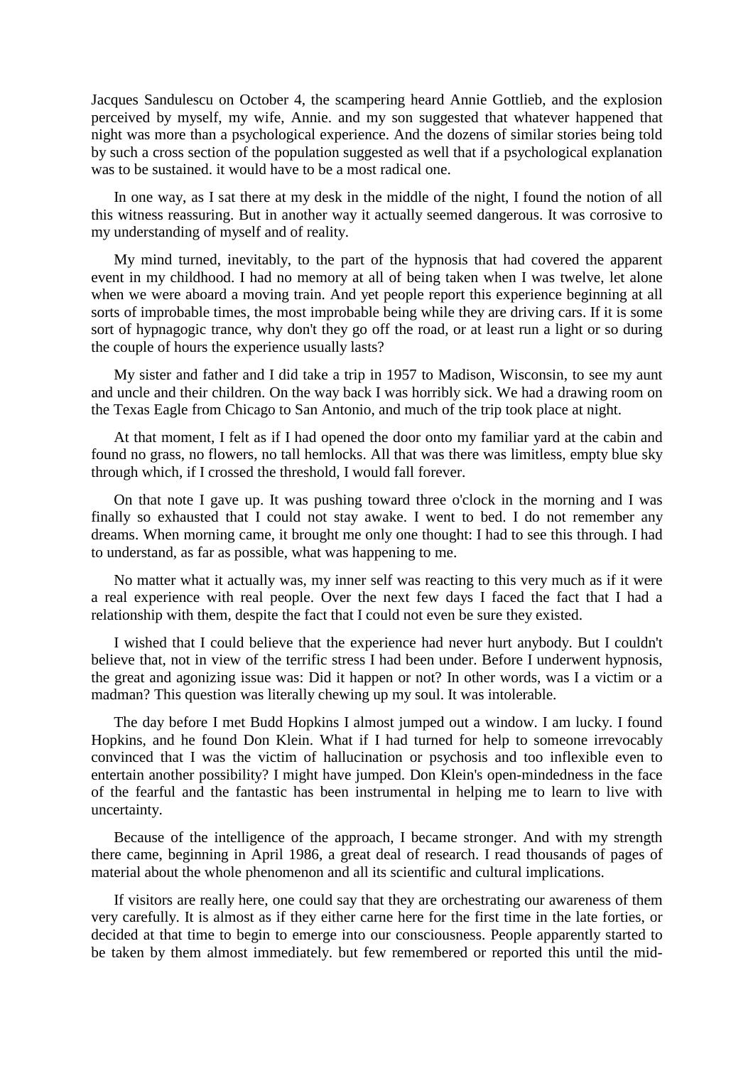Jacques Sandulescu on October 4, the scampering heard Annie Gottlieb, and the explosion perceived by myself, my wife, Annie. and my son suggested that whatever happened that night was more than a psychological experience. And the dozens of similar stories being told by such a cross section of the population suggested as well that if a psychological explanation was to be sustained. it would have to be a most radical one.

In one way, as I sat there at my desk in the middle of the night, I found the notion of all this witness reassuring. But in another way it actually seemed dangerous. It was corrosive to my understanding of myself and of reality.

My mind turned, inevitably, to the part of the hypnosis that had covered the apparent event in my childhood. I had no memory at all of being taken when I was twelve, let alone when we were aboard a moving train. And yet people report this experience beginning at all sorts of improbable times, the most improbable being while they are driving cars. If it is some sort of hypnagogic trance, why don't they go off the road, or at least run a light or so during the couple of hours the experience usually lasts?

My sister and father and I did take a trip in 1957 to Madison, Wisconsin, to see my aunt and uncle and their children. On the way back I was horribly sick. We had a drawing room on the Texas Eagle from Chicago to San Antonio, and much of the trip took place at night.

At that moment, I felt as if I had opened the door onto my familiar yard at the cabin and found no grass, no flowers, no tall hemlocks. All that was there was limitless, empty blue sky through which, if I crossed the threshold, I would fall forever.

On that note I gave up. It was pushing toward three o'clock in the morning and I was finally so exhausted that I could not stay awake. I went to bed. I do not remember any dreams. When morning came, it brought me only one thought: I had to see this through. I had to understand, as far as possible, what was happening to me.

No matter what it actually was, my inner self was reacting to this very much as if it were a real experience with real people. Over the next few days I faced the fact that I had a relationship with them, despite the fact that I could not even be sure they existed.

I wished that I could believe that the experience had never hurt anybody. But I couldn't believe that, not in view of the terrific stress I had been under. Before I underwent hypnosis, the great and agonizing issue was: Did it happen or not? In other words, was I a victim or a madman? This question was literally chewing up my soul. It was intolerable.

The day before I met Budd Hopkins I almost jumped out a window. I am lucky. I found Hopkins, and he found Don Klein. What if I had turned for help to someone irrevocably convinced that I was the victim of hallucination or psychosis and too inflexible even to entertain another possibility? I might have jumped. Don Klein's open-mindedness in the face of the fearful and the fantastic has been instrumental in helping me to learn to live with uncertainty.

Because of the intelligence of the approach, I became stronger. And with my strength there came, beginning in April 1986, a great deal of research. I read thousands of pages of material about the whole phenomenon and all its scientific and cultural implications.

If visitors are really here, one could say that they are orchestrating our awareness of them very carefully. It is almost as if they either carne here for the first time in the late forties, or decided at that time to begin to emerge into our consciousness. People apparently started to be taken by them almost immediately. but few remembered or reported this until the mid-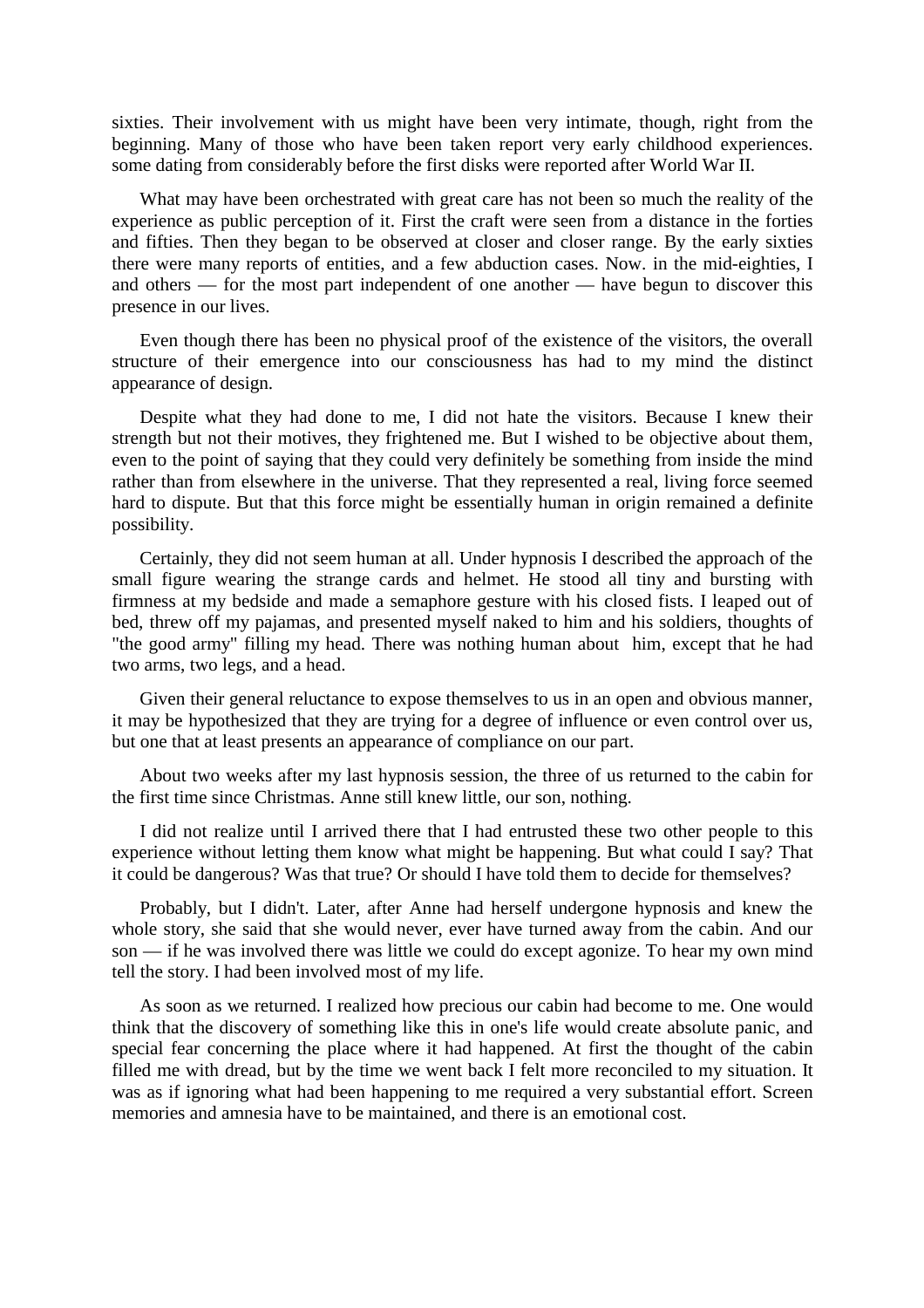sixties. Their involvement with us might have been very intimate, though, right from the beginning. Many of those who have been taken report very early childhood experiences. some dating from considerably before the first disks were reported after World War II.

What may have been orchestrated with great care has not been so much the reality of the experience as public perception of it. First the craft were seen from a distance in the forties and fifties. Then they began to be observed at closer and closer range. By the early sixties there were many reports of entities, and a few abduction cases. Now. in the mid-eighties, I and others — for the most part independent of one another — have begun to discover this presence in our lives.

Even though there has been no physical proof of the existence of the visitors, the overall structure of their emergence into our consciousness has had to my mind the distinct appearance of design.

Despite what they had done to me, I did not hate the visitors. Because I knew their strength but not their motives, they frightened me. But I wished to be objective about them, even to the point of saying that they could very definitely be something from inside the mind rather than from elsewhere in the universe. That they represented a real, living force seemed hard to dispute. But that this force might be essentially human in origin remained a definite possibility.

Certainly, they did not seem human at all. Under hypnosis I described the approach of the small figure wearing the strange cards and helmet. He stood all tiny and bursting with firmness at my bedside and made a semaphore gesture with his closed fists. I leaped out of bed, threw off my pajamas, and presented myself naked to him and his soldiers, thoughts of "the good army" filling my head. There was nothing human about him, except that he had two arms, two legs, and a head.

Given their general reluctance to expose themselves to us in an open and obvious manner, it may be hypothesized that they are trying for a degree of influence or even control over us, but one that at least presents an appearance of compliance on our part.

About two weeks after my last hypnosis session, the three of us returned to the cabin for the first time since Christmas. Anne still knew little, our son, nothing.

I did not realize until I arrived there that I had entrusted these two other people to this experience without letting them know what might be happening. But what could I say? That it could be dangerous? Was that true? Or should I have told them to decide for themselves?

Probably, but I didn't. Later, after Anne had herself undergone hypnosis and knew the whole story, she said that she would never, ever have turned away from the cabin. And our son — if he was involved there was little we could do except agonize. To hear my own mind tell the story. I had been involved most of my life.

As soon as we returned. I realized how precious our cabin had become to me. One would think that the discovery of something like this in one's life would create absolute panic, and special fear concerning the place where it had happened. At first the thought of the cabin filled me with dread, but by the time we went back I felt more reconciled to my situation. It was as if ignoring what had been happening to me required a very substantial effort. Screen memories and amnesia have to be maintained, and there is an emotional cost.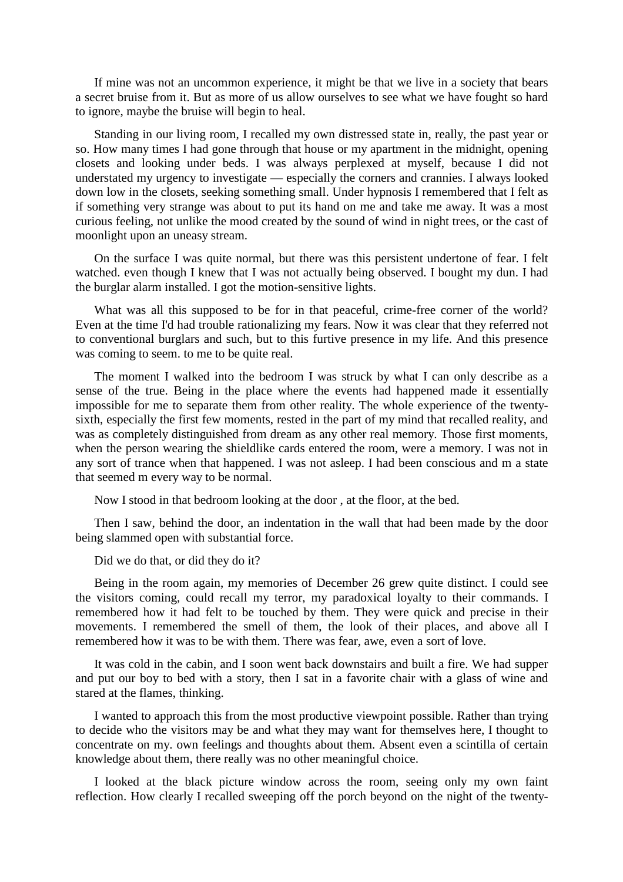If mine was not an uncommon experience, it might be that we live in a society that bears a secret bruise from it. But as more of us allow ourselves to see what we have fought so hard to ignore, maybe the bruise will begin to heal.

Standing in our living room, I recalled my own distressed state in, really, the past year or so. How many times I had gone through that house or my apartment in the midnight, opening closets and looking under beds. I was always perplexed at myself, because I did not understated my urgency to investigate — especially the corners and crannies. I always looked down low in the closets, seeking something small. Under hypnosis I remembered that I felt as if something very strange was about to put its hand on me and take me away. It was a most curious feeling, not unlike the mood created by the sound of wind in night trees, or the cast of moonlight upon an uneasy stream.

On the surface I was quite normal, but there was this persistent undertone of fear. I felt watched. even though I knew that I was not actually being observed. I bought my dun. I had the burglar alarm installed. I got the motion-sensitive lights.

What was all this supposed to be for in that peaceful, crime-free corner of the world? Even at the time I'd had trouble rationalizing my fears. Now it was clear that they referred not to conventional burglars and such, but to this furtive presence in my life. And this presence was coming to seem. to me to be quite real.

The moment I walked into the bedroom I was struck by what I can only describe as a sense of the true. Being in the place where the events had happened made it essentially impossible for me to separate them from other reality. The whole experience of the twenty-sixth, especially the first few moments, rested in the part of my mind that recalled reality, and was as completely distinguished from dream as any other real memory. Those first moments, when the person wearing the shieldlike cards entered the room, were a memory. I was not in any sort of trance when that happened. I was not asleep. I had been conscious and m a state that seemed m every way to be normal.

Now I stood in that bedroom looking at the door , at the floor, at the bed.

Then I saw, behind the door, an indentation in the wall that had been made by the door being slammed open with substantial force.

Did we do that, or did they do it?

Being in the room again, my memories of December 26 grew quite distinct. I could see the visitors coming, could recall my terror, my paradoxical loyalty to their commands. I remembered how it had felt to be touched by them. They were quick and precise in their movements. I remembered the smell of them, the look of their places, and above all I remembered how it was to be with them. There was fear, awe, even a sort of love.

It was cold in the cabin, and I soon went back downstairs and built a fire. We had supper and put our boy to bed with a story, then I sat in a favorite chair with a glass of wine and stared at the flames, thinking.

I wanted to approach this from the most productive viewpoint possible. Rather than trying to decide who the visitors may be and what they may want for themselves here, I thought to concentrate on my. own feelings and thoughts about them. Absent even a scintilla of certain knowledge about them, there really was no other meaningful choice.

I looked at the black picture window across the room, seeing only my own faint reflection. How clearly I recalled sweeping off the porch beyond on the night of the twenty-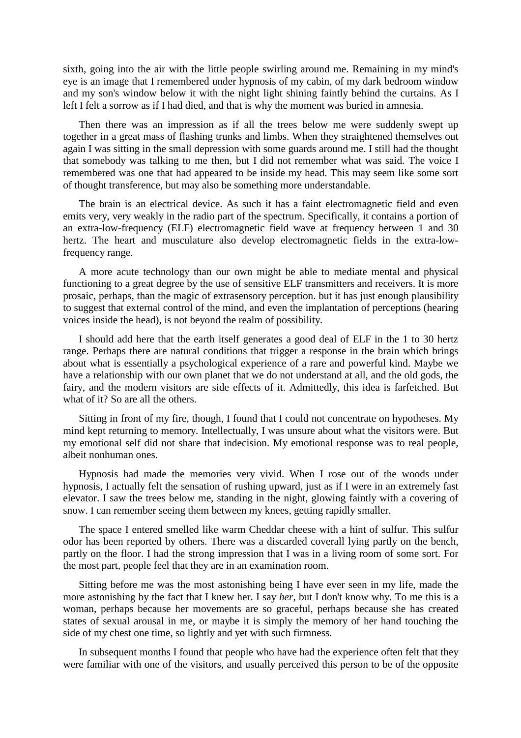sixth, going into the air with the little people swirling around me. Remaining in my mind's eye is an image that I remembered under hypnosis of my cabin, of my dark bedroom window and my son's window below it with the night light shining faintly behind the curtains. As I left I felt a sorrow as if I had died, and that is why the moment was buried in amnesia.

Then there was an impression as if all the trees below me were suddenly swept up together in a great mass of flashing trunks and limbs. When they straightened themselves out again I was sitting in the small depression with some guards around me. I still had the thought that somebody was talking to me then, but I did not remember what was said. The voice I remembered was one that had appeared to be inside my head. This may seem like some sort of thought transference, but may also be something more understandable.

The brain is an electrical device. As such it has a faint electromagnetic field and even emits very, very weakly in the radio part of the spectrum. Specifically, it contains a portion of an extra-low-frequency (ELF) electromagnetic field wave at frequency between 1 and 30 hertz. The heart and musculature also develop electromagnetic fields in the extra-low-frequency range.

A more acute technology than our own might be able to mediate mental and physical functioning to a great degree by the use of sensitive ELF transmitters and receivers. It is more prosaic, perhaps, than the magic of extrasensory perception. but it has just enough plausibility to suggest that external control of the mind, and even the implantation of perceptions (hearing voices inside the head), is not beyond the realm of possibility.

I should add here that the earth itself generates a good deal of ELF in the 1 to 30 hertz range. Perhaps there are natural conditions that trigger a response in the brain which brings about what is essentially a psychological experience of a rare and powerful kind. Maybe we have a relationship with our own planet that we do not understand at all, and the old gods, the fairy, and the modern visitors are side effects of it. Admittedly, this idea is farfetched. But what of it? So are all the others.

Sitting in front of my fire, though, I found that I could not concentrate on hypotheses. My mind kept returning to memory. Intellectually, I was unsure about what the visitors were. But my emotional self did not share that indecision. My emotional response was to real people, albeit nonhuman ones.

Hypnosis had made the memories very vivid. When I rose out of the woods under hypnosis, I actually felt the sensation of rushing upward, just as if I were in an extremely fast elevator. I saw the trees below me, standing in the night, glowing faintly with a covering of snow. I can remember seeing them between my knees, getting rapidly smaller.

The space I entered smelled like warm Cheddar cheese with a hint of sulfur. This sulfur odor has been reported by others. There was a discarded coverall lying partly on the bench, partly on the floor. I had the strong impression that I was in a living room of some sort. For the most part, people feel that they are in an examination room.

Sitting before me was the most astonishing being I have ever seen in my life, made the more astonishing by the fact that I knew her. I say *her*, but I don't know why. To me this is a woman, perhaps because her movements are so graceful, perhaps because she has created states of sexual arousal in me, or maybe it is simply the memory of her hand touching the side of my chest one time, so lightly and yet with such firmness.

In subsequent months I found that people who have had the experience often felt that they were familiar with one of the visitors, and usually perceived this person to be of the opposite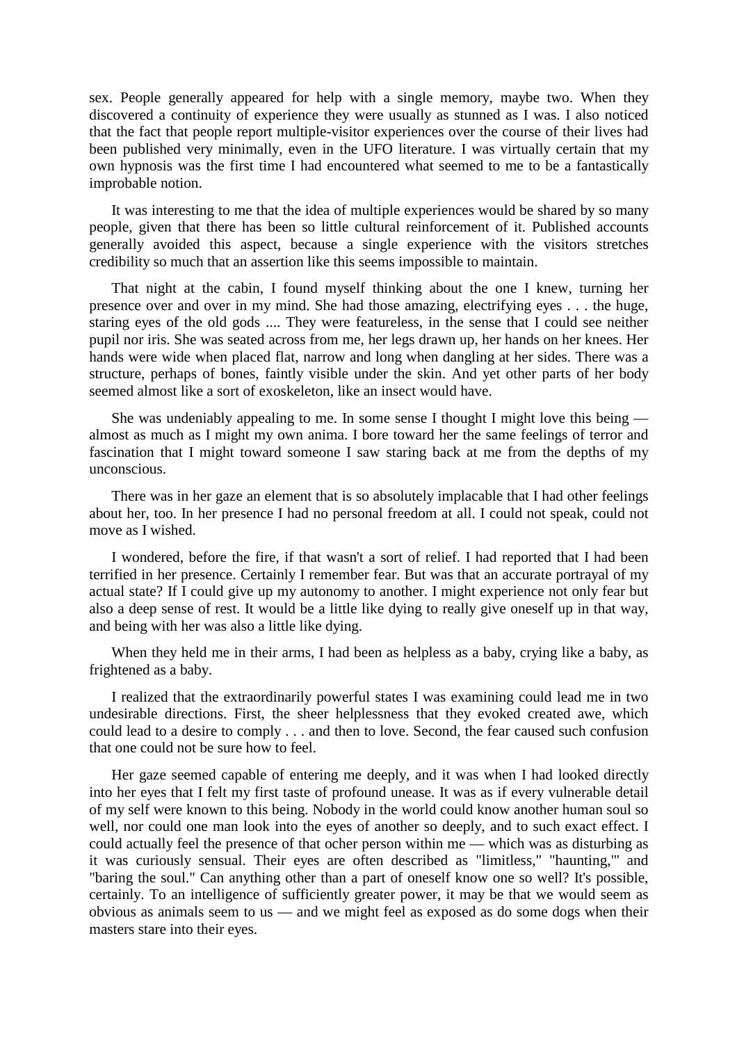sex. People generally appeared for help with a single memory, maybe two. When they discovered a continuity of experience they were usually as stunned as I was. I also noticed that the fact that people report multiple-visitor experiences over the course of their lives had been published very minimally, even in the UFO literature. I was virtually certain that my own hypnosis was the first time I had encountered what seemed to me to be a fantastically improbable notion.

It was interesting to me that the idea of multiple experiences would be shared by so many people, given that there has been so little cultural reinforcement of it. Published accounts generally avoided this aspect, because a single experience with the visitors stretches credibility so much that an assertion like this seems impossible to maintain.

That night at the cabin, I found myself thinking about the one I knew, turning her presence over and over in my mind. She had those amazing, electrifying eyes . . . the huge, staring eyes of the old gods .... They were featureless, in the sense that I could see neither pupil nor iris. She was seated across from me, her legs drawn up, her hands on her knees. Her hands were wide when placed flat, narrow and long when dangling at her sides. There was a structure, perhaps of bones, faintly visible under the skin. And yet other parts of her body seemed almost like a sort of exoskeleton, like an insect would have.

She was undeniably appealing to me. In some sense I thought I might love this being — almost as much as I might my own anima. I bore toward her the same feelings of terror and fascination that I might toward someone I saw staring back at me from the depths of my unconscious.

There was in her gaze an element that is so absolutely implacable that I had other feelings about her, too. In her presence I had no personal freedom at all. I could not speak, could not move as I wished.

I wondered, before the fire, if that wasn't a sort of relief. I had reported that I had been terrified in her presence. Certainly I remember fear. But was that an accurate portrayal of my actual state? If I could give up my autonomy to another. I might experience not only fear but also a deep sense of rest. It would be a little like dying to really give oneself up in that way, and being with her was also a little like dying.

When they held me in their arms, I had been as helpless as a baby, crying like a baby, as frightened as a baby.

I realized that the extraordinarily powerful states I was examining could lead me in two undesirable directions. First, the sheer helplessness that they evoked created awe, which could lead to a desire to comply . . . and then to love. Second, the fear caused such confusion that one could not be sure how to feel.

Her gaze seemed capable of entering me deeply, and it was when I had looked directly into her eyes that I felt my first taste of profound unease. It was as if every vulnerable detail of my self were known to this being. Nobody in the world could know another human soul so well, nor could one man look into the eyes of another so deeply, and to such exact effect. I could actually feel the presence of that ocher person within me — which was as disturbing as it was curiously sensual. Their eyes are often described as "limitless," "haunting,"' and "baring the soul." Can anything other than a part of oneself know one so well? It's possible, certainly. To an intelligence of sufficiently greater power, it may be that we would seem as obvious as animals seem to us — and we might feel as exposed as do some dogs when their masters stare into their eyes.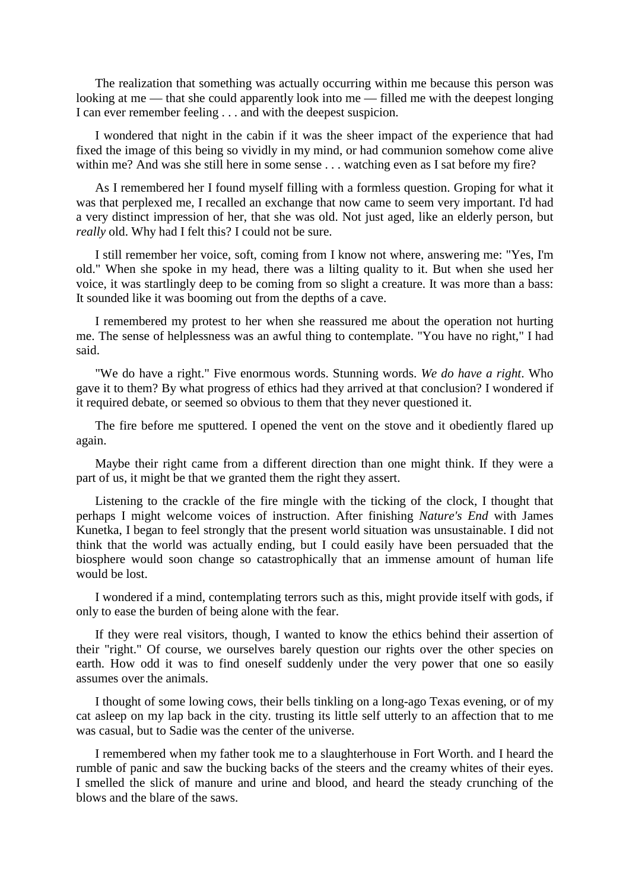The realization that something was actually occurring within me because this person was looking at me — that she could apparently look into me — filled me with the deepest longing I can ever remember feeling . . . and with the deepest suspicion.

I wondered that night in the cabin if it was the sheer impact of the experience that had fixed the image of this being so vividly in my mind, or had communion somehow come alive within me? And was she still here in some sense . . . watching even as I sat before my fire?

As I remembered her I found myself filling with a formless question. Groping for what it was that perplexed me, I recalled an exchange that now came to seem very important. I'd had a very distinct impression of her, that she was old. Not just aged, like an elderly person, but *really* old. Why had I felt this? I could not be sure.

I still remember her voice, soft, coming from I know not where, answering me: "Yes, I'm old." When she spoke in my head, there was a lilting quality to it. But when she used her voice, it was startlingly deep to be coming from so slight a creature. It was more than a bass: It sounded like it was booming out from the depths of a cave.

I remembered my protest to her when she reassured me about the operation not hurting me. The sense of helplessness was an awful thing to contemplate. "You have no right," I had said.

"We do have a right." Five enormous words. Stunning words. *We do have a right*. Who gave it to them? By what progress of ethics had they arrived at that conclusion? I wondered if it required debate, or seemed so obvious to them that they never questioned it.

The fire before me sputtered. I opened the vent on the stove and it obediently flared up again.

Maybe their right came from a different direction than one might think. If they were a part of us, it might be that we granted them the right they assert.

Listening to the crackle of the fire mingle with the ticking of the clock, I thought that perhaps I might welcome voices of instruction. After finishing *Nature's End* with James Kunetka, I began to feel strongly that the present world situation was unsustainable. I did not think that the world was actually ending, but I could easily have been persuaded that the biosphere would soon change so catastrophically that an immense amount of human life would be lost.

I wondered if a mind, contemplating terrors such as this, might provide itself with gods, if only to ease the burden of being alone with the fear.

If they were real visitors, though, I wanted to know the ethics behind their assertion of their "right." Of course, we ourselves barely question our rights over the other species on earth. How odd it was to find oneself suddenly under the very power that one so easily assumes over the animals.

I thought of some lowing cows, their bells tinkling on a long-ago Texas evening, or of my cat asleep on my lap back in the city. trusting its little self utterly to an affection that to me was casual, but to Sadie was the center of the universe.

I remembered when my father took me to a slaughterhouse in Fort Worth. and I heard the rumble of panic and saw the bucking backs of the steers and the creamy whites of their eyes. I smelled the slick of manure and urine and blood, and heard the steady crunching of the blows and the blare of the saws.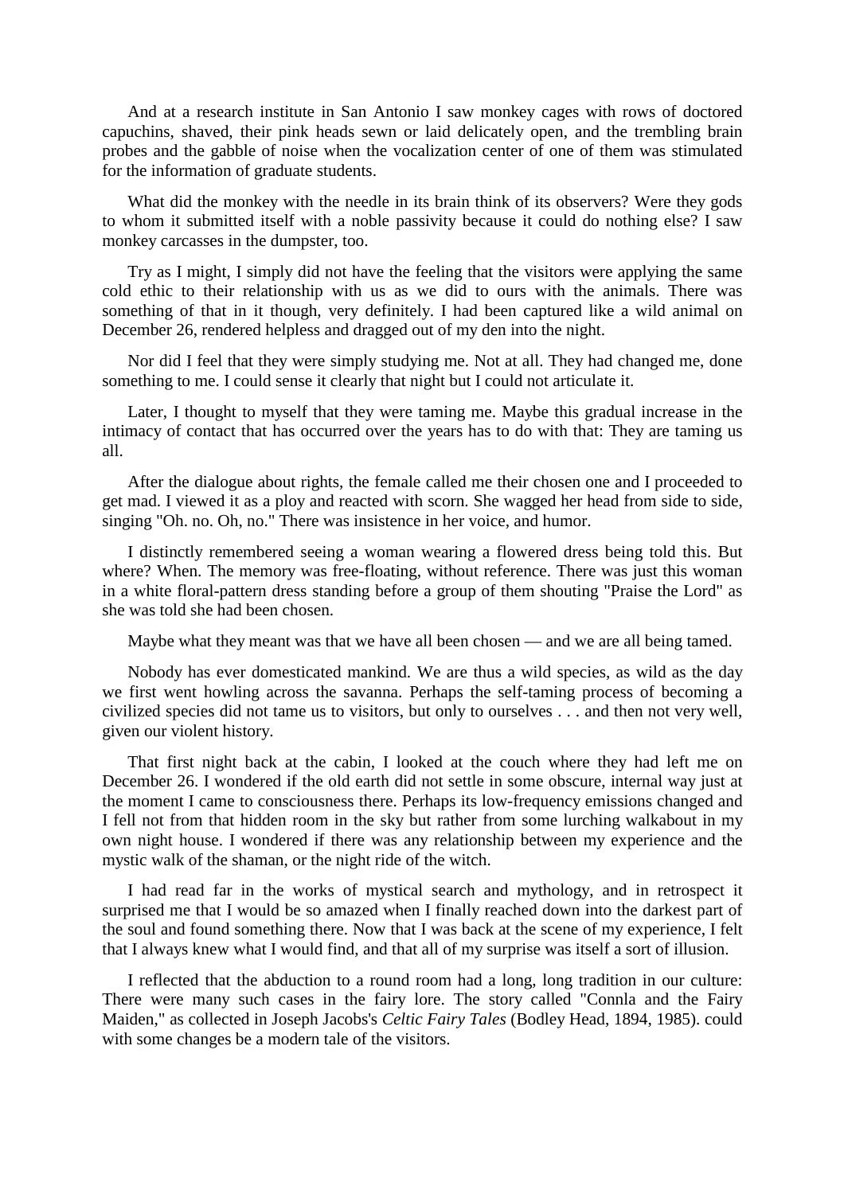And at a research institute in San Antonio I saw monkey cages with rows of doctored capuchins, shaved, their pink heads sewn or laid delicately open, and the trembling brain probes and the gabble of noise when the vocalization center of one of them was stimulated for the information of graduate students.

What did the monkey with the needle in its brain think of its observers? Were they gods to whom it submitted itself with a noble passivity because it could do nothing else? I saw monkey carcasses in the dumpster, too.

Try as I might, I simply did not have the feeling that the visitors were applying the same cold ethic to their relationship with us as we did to ours with the animals. There was something of that in it though, very definitely. I had been captured like a wild animal on December 26, rendered helpless and dragged out of my den into the night.

Nor did I feel that they were simply studying me. Not at all. They had changed me, done something to me. I could sense it clearly that night but I could not articulate it.

Later, I thought to myself that they were taming me. Maybe this gradual increase in the intimacy of contact that has occurred over the years has to do with that: They are taming us all.

After the dialogue about rights, the female called me their chosen one and I proceeded to get mad. I viewed it as a ploy and reacted with scorn. She wagged her head from side to side, singing "Oh. no. Oh, no." There was insistence in her voice, and humor.

I distinctly remembered seeing a woman wearing a flowered dress being told this. But where? When. The memory was free-floating, without reference. There was just this woman in a white floral-pattern dress standing before a group of them shouting "Praise the Lord" as she was told she had been chosen.

Maybe what they meant was that we have all been chosen — and we are all being tamed.

Nobody has ever domesticated mankind. We are thus a wild species, as wild as the day we first went howling across the savanna. Perhaps the self-taming process of becoming a civilized species did not tame us to visitors, but only to ourselves . . . and then not very well, given our violent history.

That first night back at the cabin, I looked at the couch where they had left me on December 26. I wondered if the old earth did not settle in some obscure, internal way just at the moment I came to consciousness there. Perhaps its low-frequency emissions changed and I fell not from that hidden room in the sky but rather from some lurching walkabout in my own night house. I wondered if there was any relationship between my experience and the mystic walk of the shaman, or the night ride of the witch.

I had read far in the works of mystical search and mythology, and in retrospect it surprised me that I would be so amazed when I finally reached down into the darkest part of the soul and found something there. Now that I was back at the scene of my experience, I felt that I always knew what I would find, and that all of my surprise was itself a sort of illusion.

I reflected that the abduction to a round room had a long, long tradition in our culture: There were many such cases in the fairy lore. The story called "Connla and the Fairy Maiden," as collected in Joseph Jacobs's *Celtic Fairy Tales* (Bodley Head, 1894, 1985). could with some changes be a modern tale of the visitors.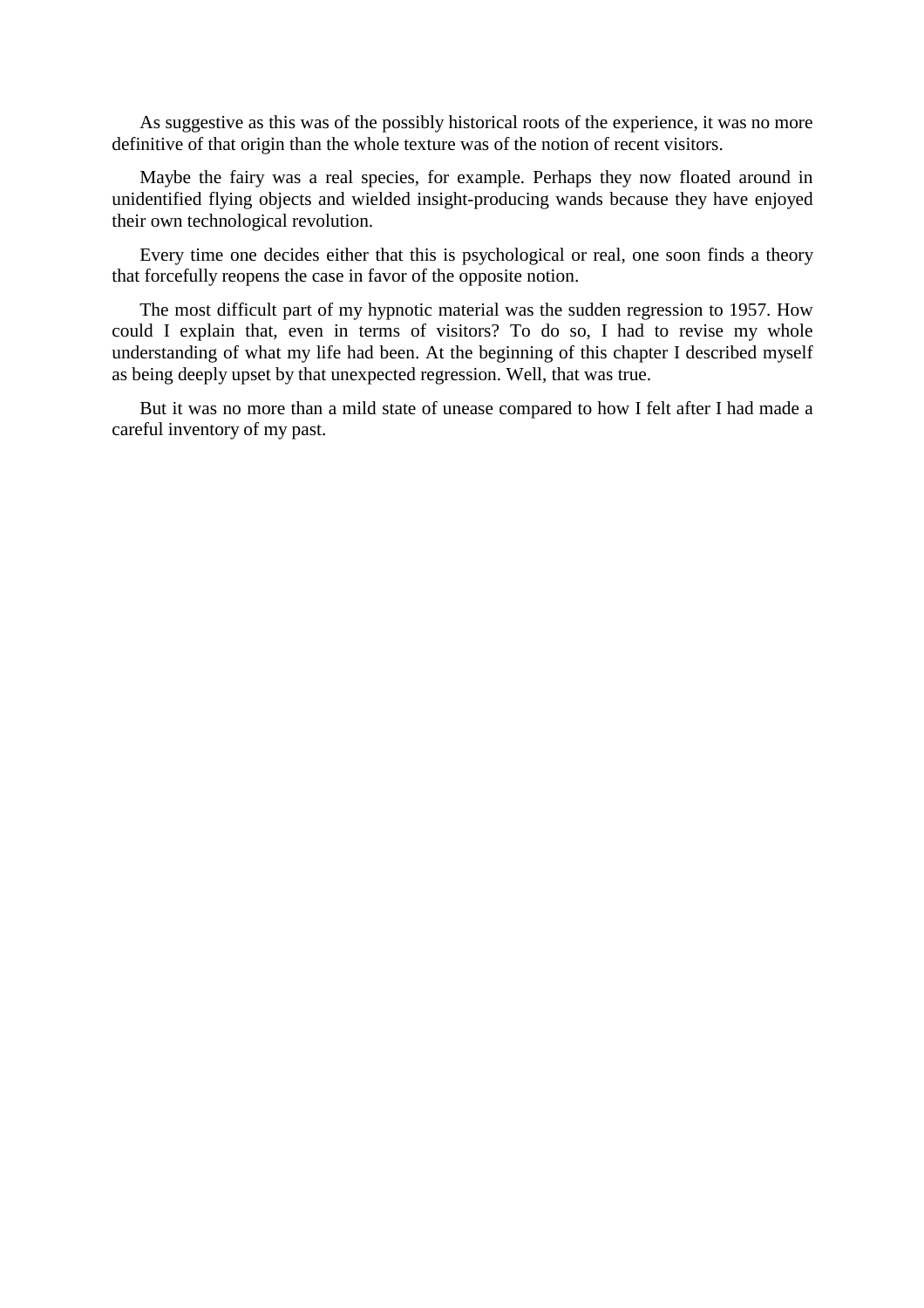As suggestive as this was of the possibly historical roots of the experience, it was no more definitive of that origin than the whole texture was of the notion of recent visitors.

Maybe the fairy was a real species, for example. Perhaps they now floated around in unidentified flying objects and wielded insight-producing wands because they have enjoyed their own technological revolution.

Every time one decides either that this is psychological or real, one soon finds a theory that forcefully reopens the case in favor of the opposite notion.

The most difficult part of my hypnotic material was the sudden regression to 1957. How could I explain that, even in terms of visitors? To do so, I had to revise my whole understanding of what my life had been. At the beginning of this chapter I described myself as being deeply upset by that unexpected regression. Well, that was true.

But it was no more than a mild state of unease compared to how I felt after I had made a careful inventory of my past.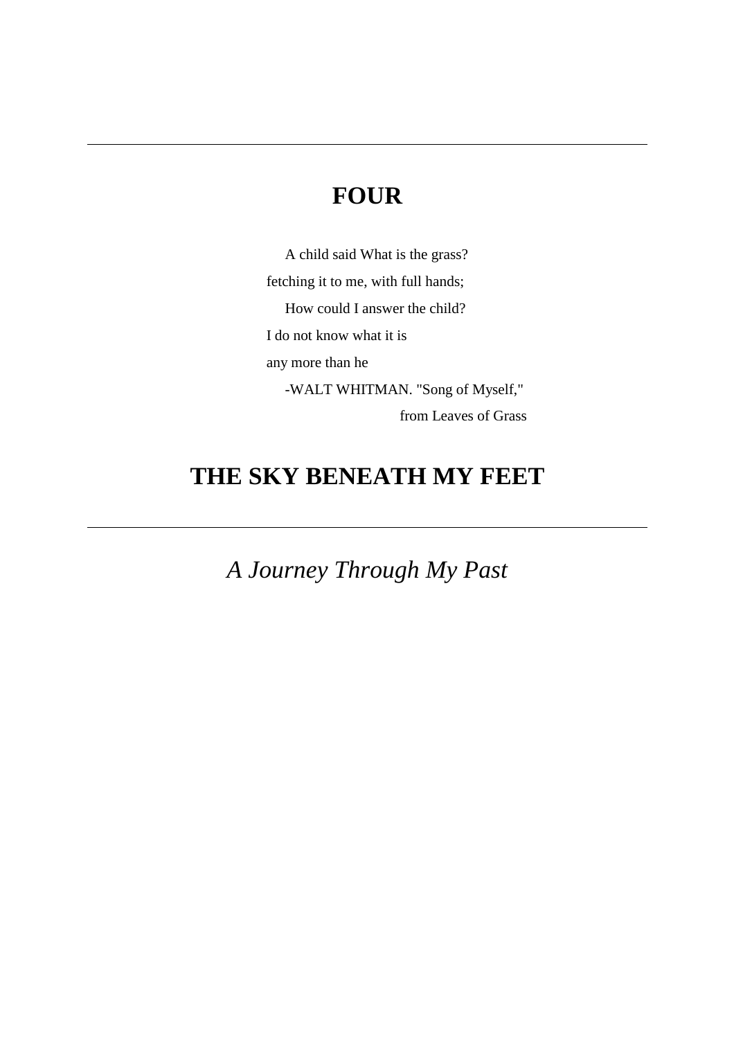---

# FOUR

A child said What is the grass?
fetching it to me, with full hands;
How could I answer the child?
I do not know what it is
any more than he
-WALT WHITMAN. "Song of Myself,"
from Leaves of Grass

# THE SKY BENEATH MY FEET

---

*A Journey Through My Past*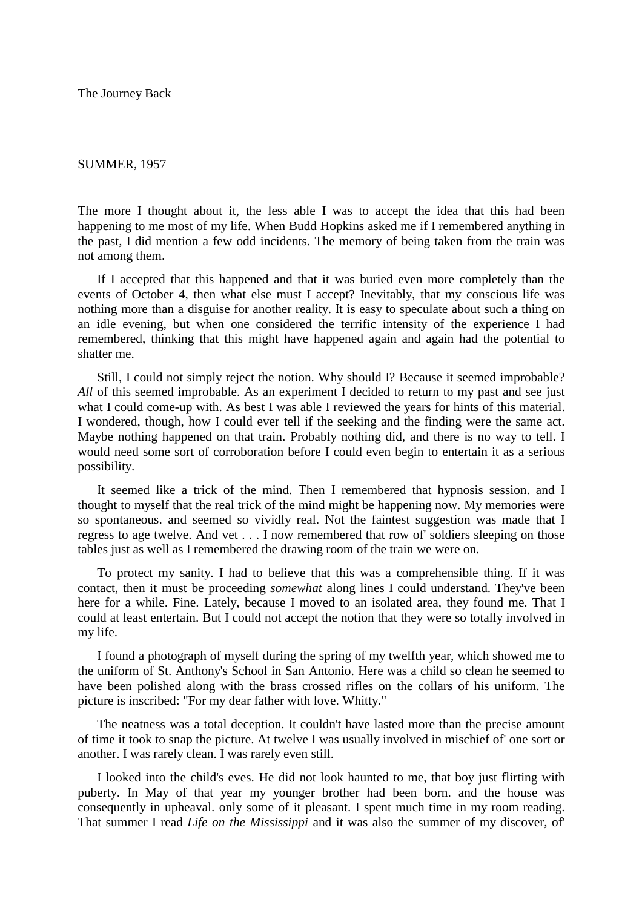The Journey Back

SUMMER, 1957

The more I thought about it, the less able I was to accept the idea that this had been happening to me most of my life. When Budd Hopkins asked me if I remembered anything in the past, I did mention a few odd incidents. The memory of being taken from the train was not among them.

If I accepted that this happened and that it was buried even more completely than the events of October 4, then what else must I accept? Inevitably, that my conscious life was nothing more than a disguise for another reality. It is easy to speculate about such a thing on an idle evening, but when one considered the terrific intensity of the experience I had remembered, thinking that this might have happened again and again had the potential to shatter me.

Still, I could not simply reject the notion. Why should I? Because it seemed improbable? *All* of this seemed improbable. As an experiment I decided to return to my past and see just what I could come-up with. As best I was able I reviewed the years for hints of this material. I wondered, though, how I could ever tell if the seeking and the finding were the same act. Maybe nothing happened on that train. Probably nothing did, and there is no way to tell. I would need some sort of corroboration before I could even begin to entertain it as a serious possibility.

It seemed like a trick of the mind. Then I remembered that hypnosis session. and I thought to myself that the real trick of the mind might be happening now. My memories were so spontaneous. and seemed so vividly real. Not the faintest suggestion was made that I regress to age twelve. And vet . . . I now remembered that row of' soldiers sleeping on those tables just as well as I remembered the drawing room of the train we were on.

To protect my sanity. I had to believe that this was a comprehensible thing. If it was contact, then it must be proceeding *somewhat* along lines I could understand. They've been here for a while. Fine. Lately, because I moved to an isolated area, they found me. That I could at least entertain. But I could not accept the notion that they were so totally involved in my life.

I found a photograph of myself during the spring of my twelfth year, which showed me to the uniform of St. Anthony's School in San Antonio. Here was a child so clean he seemed to have been polished along with the brass crossed rifles on the collars of his uniform. The picture is inscribed: "For my dear father with love. Whitty."

The neatness was a total deception. It couldn't have lasted more than the precise amount of time it took to snap the picture. At twelve I was usually involved in mischief of' one sort or another. I was rarely clean. I was rarely even still.

I looked into the child's eves. He did not look haunted to me, that boy just flirting with puberty. In May of that year my younger brother had been born. and the house was consequently in upheaval. only some of it pleasant. I spent much time in my room reading. That summer I read *Life on the Mississippi* and it was also the summer of my discover, of'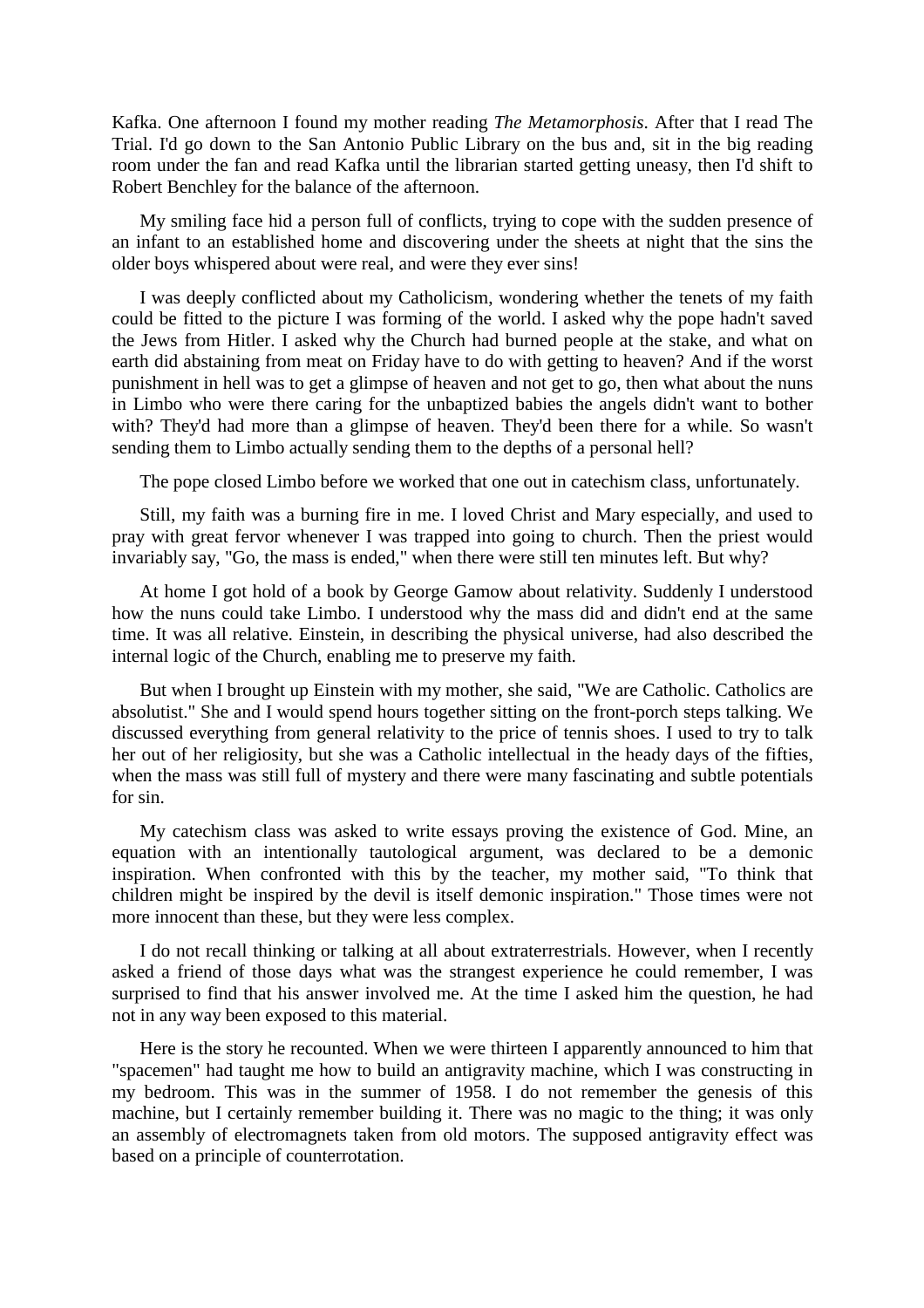Kafka. One afternoon I found my mother reading *The Metamorphosis*. After that I read The Trial. I'd go down to the San Antonio Public Library on the bus and, sit in the big reading room under the fan and read Kafka until the librarian started getting uneasy, then I'd shift to Robert Benchley for the balance of the afternoon.

My smiling face hid a person full of conflicts, trying to cope with the sudden presence of an infant to an established home and discovering under the sheets at night that the sins the older boys whispered about were real, and were they ever sins!

I was deeply conflicted about my Catholicism, wondering whether the tenets of my faith could be fitted to the picture I was forming of the world. I asked why the pope hadn't saved the Jews from Hitler. I asked why the Church had burned people at the stake, and what on earth did abstaining from meat on Friday have to do with getting to heaven? And if the worst punishment in hell was to get a glimpse of heaven and not get to go, then what about the nuns in Limbo who were there caring for the unbaptized babies the angels didn't want to bother with? They'd had more than a glimpse of heaven. They'd been there for a while. So wasn't sending them to Limbo actually sending them to the depths of a personal hell?

The pope closed Limbo before we worked that one out in catechism class, unfortunately.

Still, my faith was a burning fire in me. I loved Christ and Mary especially, and used to pray with great fervor whenever I was trapped into going to church. Then the priest would invariably say, "Go, the mass is ended," when there were still ten minutes left. But why?

At home I got hold of a book by George Gamow about relativity. Suddenly I understood how the nuns could take Limbo. I understood why the mass did and didn't end at the same time. It was all relative. Einstein, in describing the physical universe, had also described the internal logic of the Church, enabling me to preserve my faith.

But when I brought up Einstein with my mother, she said, "We are Catholic. Catholics are absolutist." She and I would spend hours together sitting on the front-porch steps talking. We discussed everything from general relativity to the price of tennis shoes. I used to try to talk her out of her religiosity, but she was a Catholic intellectual in the heady days of the fifties, when the mass was still full of mystery and there were many fascinating and subtle potentials for sin.

My catechism class was asked to write essays proving the existence of God. Mine, an equation with an intentionally tautological argument, was declared to be a demonic inspiration. When confronted with this by the teacher, my mother said, "To think that children might be inspired by the devil is itself demonic inspiration." Those times were not more innocent than these, but they were less complex.

I do not recall thinking or talking at all about extraterrestrials. However, when I recently asked a friend of those days what was the strangest experience he could remember, I was surprised to find that his answer involved me. At the time I asked him the question, he had not in any way been exposed to this material.

Here is the story he recounted. When we were thirteen I apparently announced to him that "spacemen" had taught me how to build an antigravity machine, which I was constructing in my bedroom. This was in the summer of 1958. I do not remember the genesis of this machine, but I certainly remember building it. There was no magic to the thing; it was only an assembly of electromagnets taken from old motors. The supposed antigravity effect was based on a principle of counterrotation.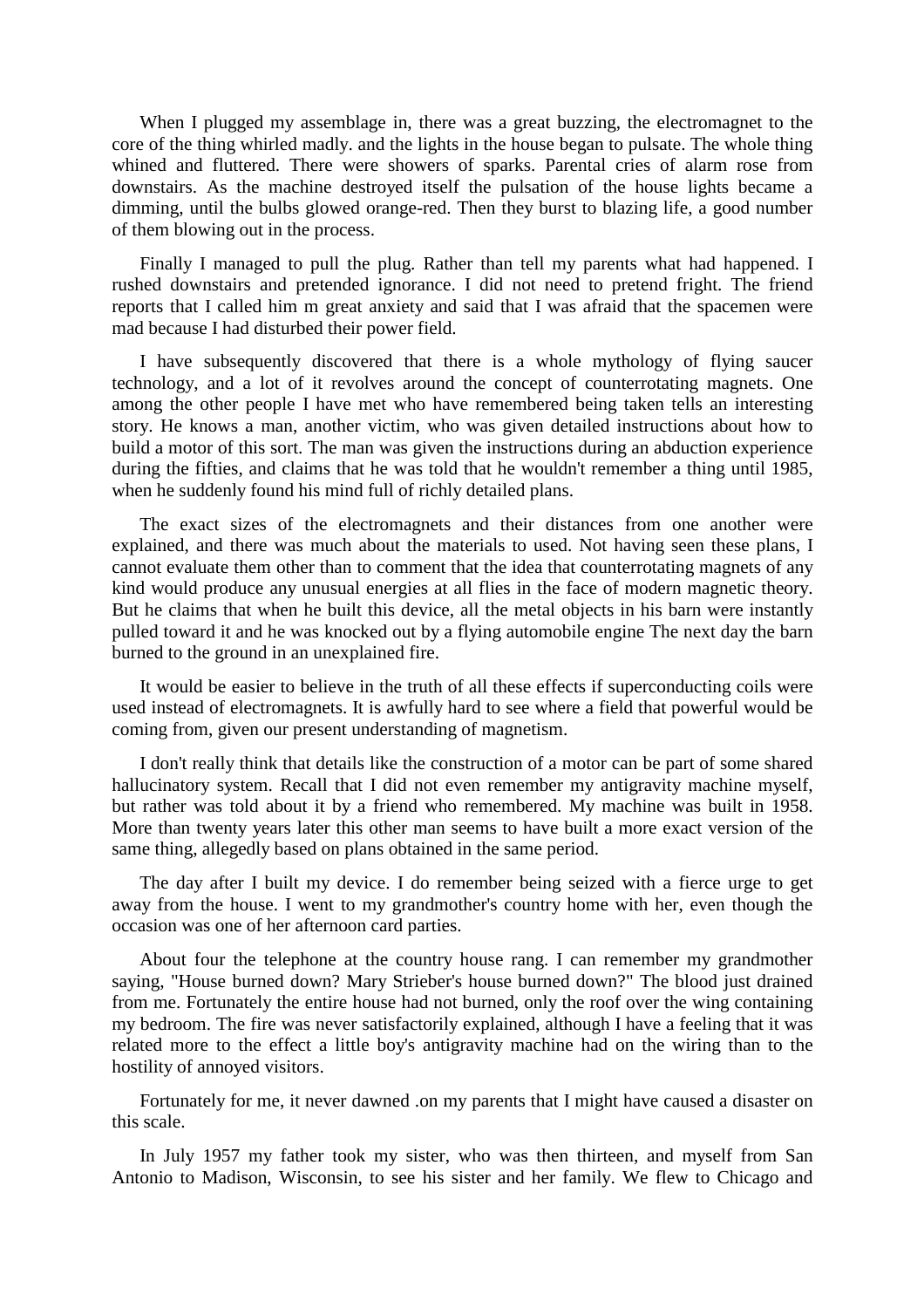When I plugged my assemblage in, there was a great buzzing, the electromagnet to the core of the thing whirled madly. and the lights in the house began to pulsate. The whole thing whined and fluttered. There were showers of sparks. Parental cries of alarm rose from downstairs. As the machine destroyed itself the pulsation of the house lights became a dimming, until the bulbs glowed orange-red. Then they burst to blazing life, a good number of them blowing out in the process.

Finally I managed to pull the plug. Rather than tell my parents what had happened. I rushed downstairs and pretended ignorance. I did not need to pretend fright. The friend reports that I called him m great anxiety and said that I was afraid that the spacemen were mad because I had disturbed their power field.

I have subsequently discovered that there is a whole mythology of flying saucer technology, and a lot of it revolves around the concept of counterrotating magnets. One among the other people I have met who have remembered being taken tells an interesting story. He knows a man, another victim, who was given detailed instructions about how to build a motor of this sort. The man was given the instructions during an abduction experience during the fifties, and claims that he was told that he wouldn't remember a thing until 1985, when he suddenly found his mind full of richly detailed plans.

The exact sizes of the electromagnets and their distances from one another were explained, and there was much about the materials to used. Not having seen these plans, I cannot evaluate them other than to comment that the idea that counterrotating magnets of any kind would produce any unusual energies at all flies in the face of modern magnetic theory. But he claims that when he built this device, all the metal objects in his barn were instantly pulled toward it and he was knocked out by a flying automobile engine The next day the barn burned to the ground in an unexplained fire.

It would be easier to believe in the truth of all these effects if superconducting coils were used instead of electromagnets. It is awfully hard to see where a field that powerful would be coming from, given our present understanding of magnetism.

I don't really think that details like the construction of a motor can be part of some shared hallucinatory system. Recall that I did not even remember my antigravity machine myself, but rather was told about it by a friend who remembered. My machine was built in 1958. More than twenty years later this other man seems to have built a more exact version of the same thing, allegedly based on plans obtained in the same period.

The day after I built my device. I do remember being seized with a fierce urge to get away from the house. I went to my grandmother's country home with her, even though the occasion was one of her afternoon card parties.

About four the telephone at the country house rang. I can remember my grandmother saying, "House burned down? Mary Strieber's house burned down?" The blood just drained from me. Fortunately the entire house had not burned, only the roof over the wing containing my bedroom. The fire was never satisfactorily explained, although I have a feeling that it was related more to the effect a little boy's antigravity machine had on the wiring than to the hostility of annoyed visitors.

Fortunately for me, it never dawned .on my parents that I might have caused a disaster on this scale.

In July 1957 my father took my sister, who was then thirteen, and myself from San Antonio to Madison, Wisconsin, to see his sister and her family. We flew to Chicago and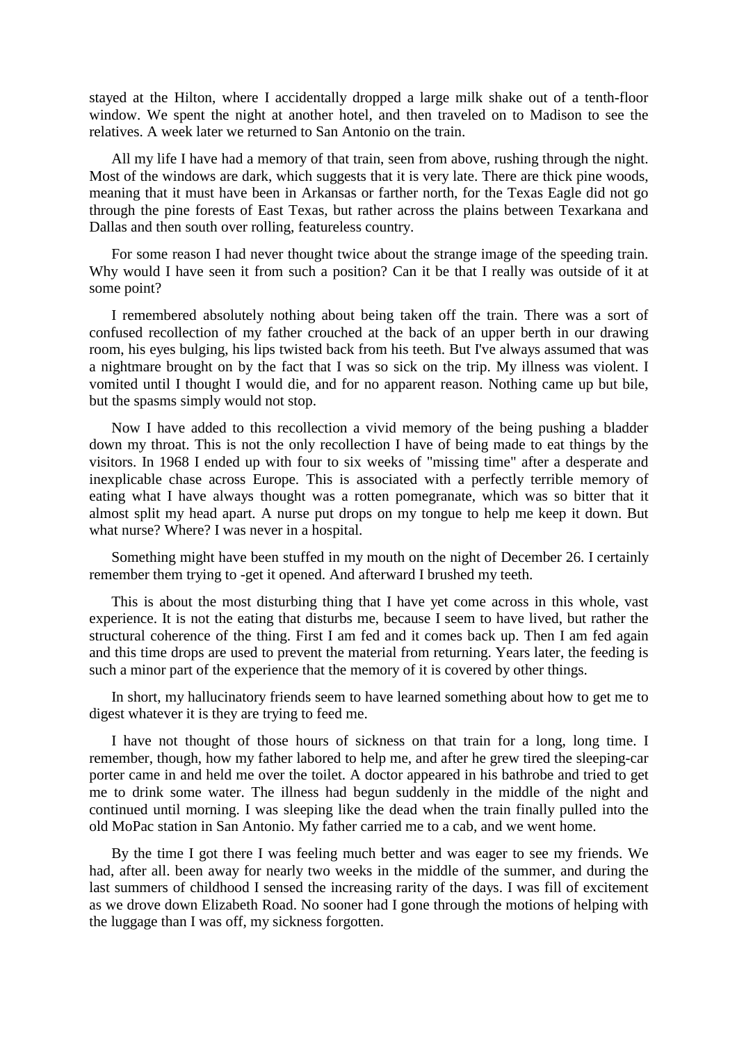stayed at the Hilton, where I accidentally dropped a large milk shake out of a tenth-floor window. We spent the night at another hotel, and then traveled on to Madison to see the relatives. A week later we returned to San Antonio on the train.

All my life I have had a memory of that train, seen from above, rushing through the night. Most of the windows are dark, which suggests that it is very late. There are thick pine woods, meaning that it must have been in Arkansas or farther north, for the Texas Eagle did not go through the pine forests of East Texas, but rather across the plains between Texarkana and Dallas and then south over rolling, featureless country.

For some reason I had never thought twice about the strange image of the speeding train. Why would I have seen it from such a position? Can it be that I really was outside of it at some point?

I remembered absolutely nothing about being taken off the train. There was a sort of confused recollection of my father crouched at the back of an upper berth in our drawing room, his eyes bulging, his lips twisted back from his teeth. But I've always assumed that was a nightmare brought on by the fact that I was so sick on the trip. My illness was violent. I vomited until I thought I would die, and for no apparent reason. Nothing came up but bile, but the spasms simply would not stop.

Now I have added to this recollection a vivid memory of the being pushing a bladder down my throat. This is not the only recollection I have of being made to eat things by the visitors. In 1968 I ended up with four to six weeks of "missing time" after a desperate and inexplicable chase across Europe. This is associated with a perfectly terrible memory of eating what I have always thought was a rotten pomegranate, which was so bitter that it almost split my head apart. A nurse put drops on my tongue to help me keep it down. But what nurse? Where? I was never in a hospital.

Something might have been stuffed in my mouth on the night of December 26. I certainly remember them trying to -get it opened. And afterward I brushed my teeth.

This is about the most disturbing thing that I have yet come across in this whole, vast experience. It is not the eating that disturbs me, because I seem to have lived, but rather the structural coherence of the thing. First I am fed and it comes back up. Then I am fed again and this time drops are used to prevent the material from returning. Years later, the feeding is such a minor part of the experience that the memory of it is covered by other things.

In short, my hallucinatory friends seem to have learned something about how to get me to digest whatever it is they are trying to feed me.

I have not thought of those hours of sickness on that train for a long, long time. I remember, though, how my father labored to help me, and after he grew tired the sleeping-car porter came in and held me over the toilet. A doctor appeared in his bathrobe and tried to get me to drink some water. The illness had begun suddenly in the middle of the night and continued until morning. I was sleeping like the dead when the train finally pulled into the old MoPac station in San Antonio. My father carried me to a cab, and we went home.

By the time I got there I was feeling much better and was eager to see my friends. We had, after all. been away for nearly two weeks in the middle of the summer, and during the last summers of childhood I sensed the increasing rarity of the days. I was fill of excitement as we drove down Elizabeth Road. No sooner had I gone through the motions of helping with the luggage than I was off, my sickness forgotten.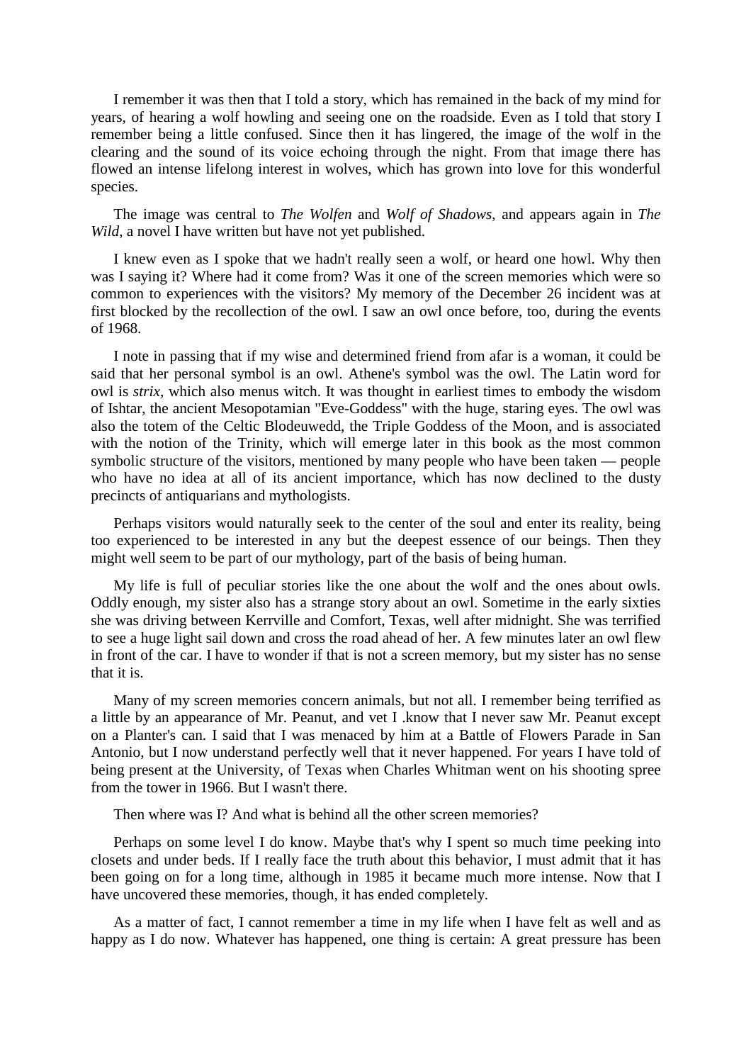I remember it was then that I told a story, which has remained in the back of my mind for years, of hearing a wolf howling and seeing one on the roadside. Even as I told that story I remember being a little confused. Since then it has lingered, the image of the wolf in the clearing and the sound of its voice echoing through the night. From that image there has flowed an intense lifelong interest in wolves, which has grown into love for this wonderful species.

The image was central to *The Wolfen* and *Wolf of Shadows*, and appears again in *The Wild*, a novel I have written but have not yet published.

I knew even as I spoke that we hadn't really seen a wolf, or heard one howl. Why then was I saying it? Where had it come from? Was it one of the screen memories which were so common to experiences with the visitors? My memory of the December 26 incident was at first blocked by the recollection of the owl. I saw an owl once before, too, during the events of 1968.

I note in passing that if my wise and determined friend from afar is a woman, it could be said that her personal symbol is an owl. Athene's symbol was the owl. The Latin word for owl is *strix*, which also menus witch. It was thought in earliest times to embody the wisdom of Ishtar, the ancient Mesopotamian "Eve-Goddess" with the huge, staring eyes. The owl was also the totem of the Celtic Blodeuwedd, the Triple Goddess of the Moon, and is associated with the notion of the Trinity, which will emerge later in this book as the most common symbolic structure of the visitors, mentioned by many people who have been taken — people who have no idea at all of its ancient importance, which has now declined to the dusty precincts of antiquarians and mythologists.

Perhaps visitors would naturally seek to the center of the soul and enter its reality, being too experienced to be interested in any but the deepest essence of our beings. Then they might well seem to be part of our mythology, part of the basis of being human.

My life is full of peculiar stories like the one about the wolf and the ones about owls. Oddly enough, my sister also has a strange story about an owl. Sometime in the early sixties she was driving between Kerrville and Comfort, Texas, well after midnight. She was terrified to see a huge light sail down and cross the road ahead of her. A few minutes later an owl flew in front of the car. I have to wonder if that is not a screen memory, but my sister has no sense that it is.

Many of my screen memories concern animals, but not all. I remember being terrified as a little by an appearance of Mr. Peanut, and vet I .know that I never saw Mr. Peanut except on a Planter's can. I said that I was menaced by him at a Battle of Flowers Parade in San Antonio, but I now understand perfectly well that it never happened. For years I have told of being present at the University, of Texas when Charles Whitman went on his shooting spree from the tower in 1966. But I wasn't there.

Then where was I? And what is behind all the other screen memories?

Perhaps on some level I do know. Maybe that's why I spent so much time peeking into closets and under beds. If I really face the truth about this behavior, I must admit that it has been going on for a long time, although in 1985 it became much more intense. Now that I have uncovered these memories, though, it has ended completely.

As a matter of fact, I cannot remember a time in my life when I have felt as well and as happy as I do now. Whatever has happened, one thing is certain: A great pressure has been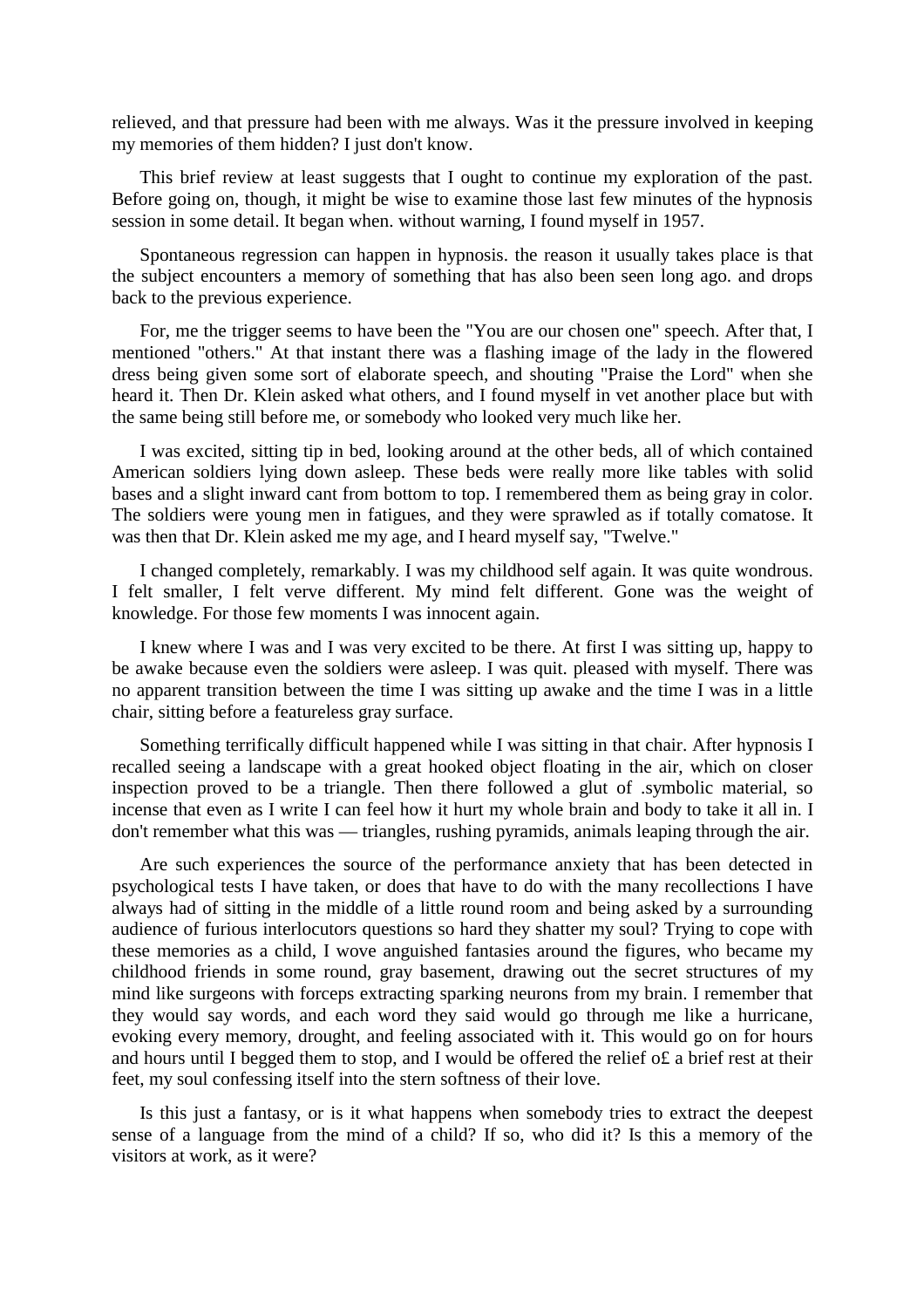relieved, and that pressure had been with me always. Was it the pressure involved in keeping my memories of them hidden? I just don't know.

This brief review at least suggests that I ought to continue my exploration of the past. Before going on, though, it might be wise to examine those last few minutes of the hypnosis session in some detail. It began when. without warning, I found myself in 1957.

Spontaneous regression can happen in hypnosis. the reason it usually takes place is that the subject encounters a memory of something that has also been seen long ago. and drops back to the previous experience.

For, me the trigger seems to have been the "You are our chosen one" speech. After that, I mentioned "others." At that instant there was a flashing image of the lady in the flowered dress being given some sort of elaborate speech, and shouting "Praise the Lord" when she heard it. Then Dr. Klein asked what others, and I found myself in vet another place but with the same being still before me, or somebody who looked very much like her.

I was excited, sitting tip in bed, looking around at the other beds, all of which contained American soldiers lying down asleep. These beds were really more like tables with solid bases and a slight inward cant from bottom to top. I remembered them as being gray in color. The soldiers were young men in fatigues, and they were sprawled as if totally comatose. It was then that Dr. Klein asked me my age, and I heard myself say, "Twelve."

I changed completely, remarkably. I was my childhood self again. It was quite wondrous. I felt smaller, I felt verve different. My mind felt different. Gone was the weight of knowledge. For those few moments I was innocent again.

I knew where I was and I was very excited to be there. At first I was sitting up, happy to be awake because even the soldiers were asleep. I was quit. pleased with myself. There was no apparent transition between the time I was sitting up awake and the time I was in a little chair, sitting before a featureless gray surface.

Something terrifically difficult happened while I was sitting in that chair. After hypnosis I recalled seeing a landscape with a great hooked object floating in the air, which on closer inspection proved to be a triangle. Then there followed a glut of .symbolic material, so incense that even as I write I can feel how it hurt my whole brain and body to take it all in. I don't remember what this was — triangles, rushing pyramids, animals leaping through the air.

Are such experiences the source of the performance anxiety that has been detected in psychological tests I have taken, or does that have to do with the many recollections I have always had of sitting in the middle of a little round room and being asked by a surrounding audience of furious interlocutors questions so hard they shatter my soul? Trying to cope with these memories as a child, I wove anguished fantasies around the figures, who became my childhood friends in some round, gray basement, drawing out the secret structures of my mind like surgeons with forceps extracting sparking neurons from my brain. I remember that they would say words, and each word they said would go through me like a hurricane, evoking every memory, drought, and feeling associated with it. This would go on for hours and hours until I begged them to stop, and I would be offered the relief o£ a brief rest at their feet, my soul confessing itself into the stern softness of their love.

Is this just a fantasy, or is it what happens when somebody tries to extract the deepest sense of a language from the mind of a child? If so, who did it? Is this a memory of the visitors at work, as it were?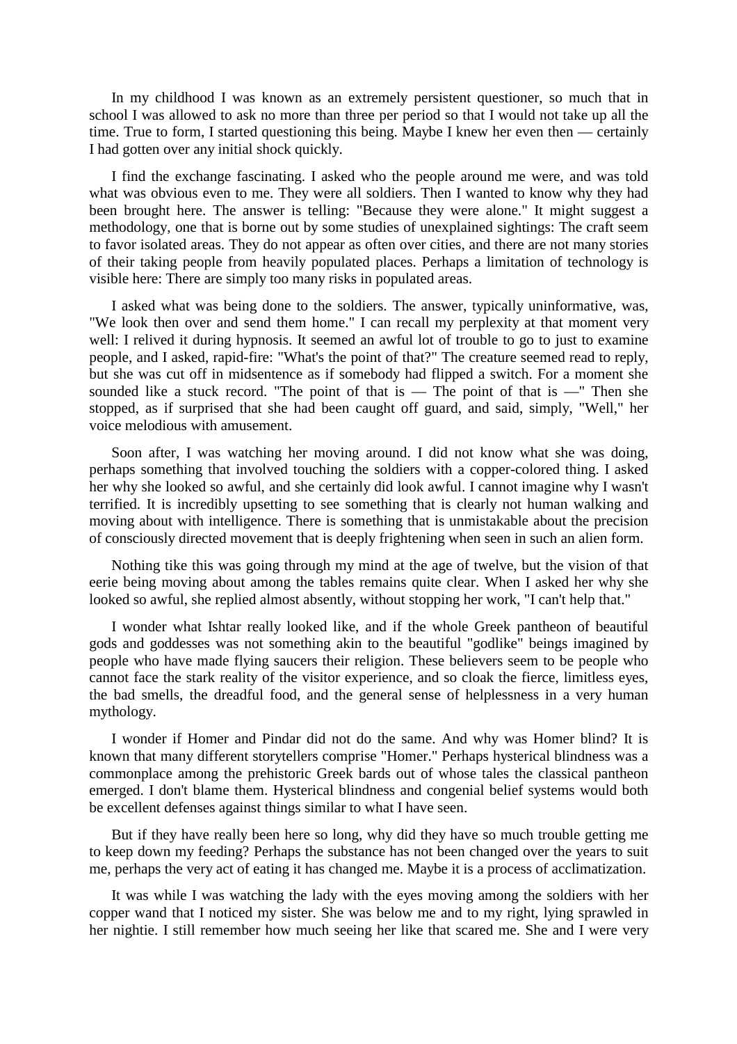In my childhood I was known as an extremely persistent questioner, so much that in school I was allowed to ask no more than three per period so that I would not take up all the time. True to form, I started questioning this being. Maybe I knew her even then — certainly I had gotten over any initial shock quickly.

I find the exchange fascinating. I asked who the people around me were, and was told what was obvious even to me. They were all soldiers. Then I wanted to know why they had been brought here. The answer is telling: "Because they were alone." It might suggest a methodology, one that is borne out by some studies of unexplained sightings: The craft seem to favor isolated areas. They do not appear as often over cities, and there are not many stories of their taking people from heavily populated places. Perhaps a limitation of technology is visible here: There are simply too many risks in populated areas.

I asked what was being done to the soldiers. The answer, typically uninformative, was, "We look then over and send them home." I can recall my perplexity at that moment very well: I relived it during hypnosis. It seemed an awful lot of trouble to go to just to examine people, and I asked, rapid-fire: "What's the point of that?" The creature seemed read to reply, but she was cut off in midsentence as if somebody had flipped a switch. For a moment she sounded like a stuck record. "The point of that is — The point of that is —" Then she stopped, as if surprised that she had been caught off guard, and said, simply, "Well," her voice melodious with amusement.

Soon after, I was watching her moving around. I did not know what she was doing, perhaps something that involved touching the soldiers with a copper-colored thing. I asked her why she looked so awful, and she certainly did look awful. I cannot imagine why I wasn't terrified. It is incredibly upsetting to see something that is clearly not human walking and moving about with intelligence. There is something that is unmistakable about the precision of consciously directed movement that is deeply frightening when seen in such an alien form.

Nothing tike this was going through my mind at the age of twelve, but the vision of that eerie being moving about among the tables remains quite clear. When I asked her why she looked so awful, she replied almost absently, without stopping her work, "I can't help that."

I wonder what Ishtar really looked like, and if the whole Greek pantheon of beautiful gods and goddesses was not something akin to the beautiful "godlike" beings imagined by people who have made flying saucers their religion. These believers seem to be people who cannot face the stark reality of the visitor experience, and so cloak the fierce, limitless eyes, the bad smells, the dreadful food, and the general sense of helplessness in a very human mythology.

I wonder if Homer and Pindar did not do the same. And why was Homer blind? It is known that many different storytellers comprise "Homer." Perhaps hysterical blindness was a commonplace among the prehistoric Greek bards out of whose tales the classical pantheon emerged. I don't blame them. Hysterical blindness and congenial belief systems would both be excellent defenses against things similar to what I have seen.

But if they have really been here so long, why did they have so much trouble getting me to keep down my feeding? Perhaps the substance has not been changed over the years to suit me, perhaps the very act of eating it has changed me. Maybe it is a process of acclimatization.

It was while I was watching the lady with the eyes moving among the soldiers with her copper wand that I noticed my sister. She was below me and to my right, lying sprawled in her nightie. I still remember how much seeing her like that scared me. She and I were very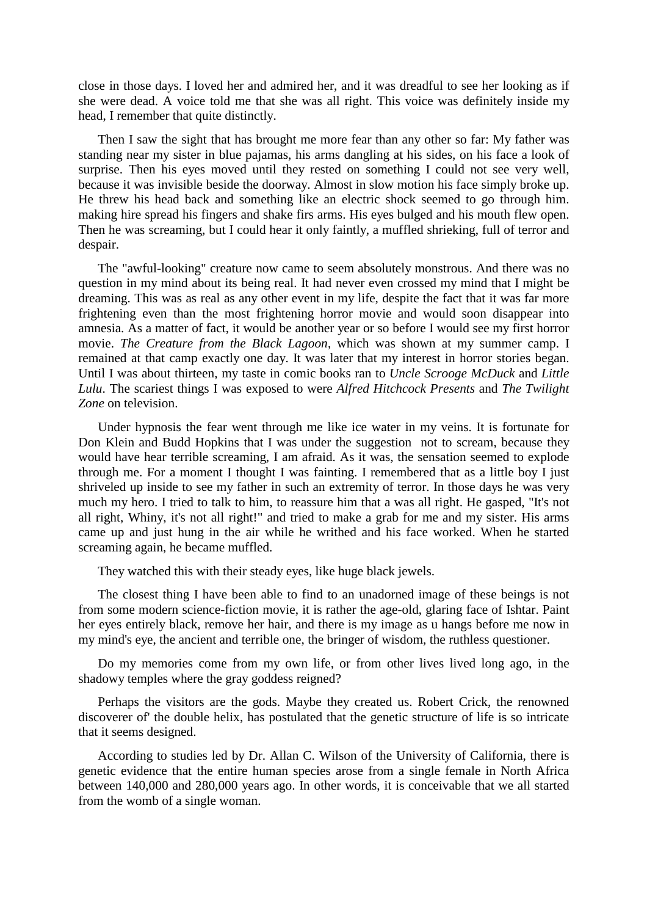close in those days. I loved her and admired her, and it was dreadful to see her looking as if she were dead. A voice told me that she was all right. This voice was definitely inside my head, I remember that quite distinctly.

Then I saw the sight that has brought me more fear than any other so far: My father was standing near my sister in blue pajamas, his arms dangling at his sides, on his face a look of surprise. Then his eyes moved until they rested on something I could not see very well, because it was invisible beside the doorway. Almost in slow motion his face simply broke up. He threw his head back and something like an electric shock seemed to go through him. making hire spread his fingers and shake firs arms. His eyes bulged and his mouth flew open. Then he was screaming, but I could hear it only faintly, a muffled shrieking, full of terror and despair.

The "awful-looking" creature now came to seem absolutely monstrous. And there was no question in my mind about its being real. It had never even crossed my mind that I might be dreaming. This was as real as any other event in my life, despite the fact that it was far more frightening even than the most frightening horror movie and would soon disappear into amnesia. As a matter of fact, it would be another year or so before I would see my first horror movie. *The Creature from the Black Lagoon*, which was shown at my summer camp. I remained at that camp exactly one day. It was later that my interest in horror stories began. Until I was about thirteen, my taste in comic books ran to *Uncle Scrooge McDuck* and *Little Lulu*. The scariest things I was exposed to were *Alfred Hitchcock Presents* and *The Twilight Zone* on television.

Under hypnosis the fear went through me like ice water in my veins. It is fortunate for Don Klein and Budd Hopkins that I was under the suggestion not to scream, because they would have hear terrible screaming, I am afraid. As it was, the sensation seemed to explode through me. For a moment I thought I was fainting. I remembered that as a little boy I just shriveled up inside to see my father in such an extremity of terror. In those days he was very much my hero. I tried to talk to him, to reassure him that a was all right. He gasped, "It's not all right, Whiny, it's not all right!" and tried to make a grab for me and my sister. His arms came up and just hung in the air while he writhed and his face worked. When he started screaming again, he became muffled.

They watched this with their steady eyes, like huge black jewels.

The closest thing I have been able to find to an unadorned image of these beings is not from some modern science-fiction movie, it is rather the age-old, glaring face of Ishtar. Paint her eyes entirely black, remove her hair, and there is my image as u hangs before me now in my mind's eye, the ancient and terrible one, the bringer of wisdom, the ruthless questioner.

Do my memories come from my own life, or from other lives lived long ago, in the shadowy temples where the gray goddess reigned?

Perhaps the visitors are the gods. Maybe they created us. Robert Crick, the renowned discoverer of' the double helix, has postulated that the genetic structure of life is so intricate that it seems designed.

According to studies led by Dr. Allan C. Wilson of the University of California, there is genetic evidence that the entire human species arose from a single female in North Africa between 140,000 and 280,000 years ago. In other words, it is conceivable that we all started from the womb of a single woman.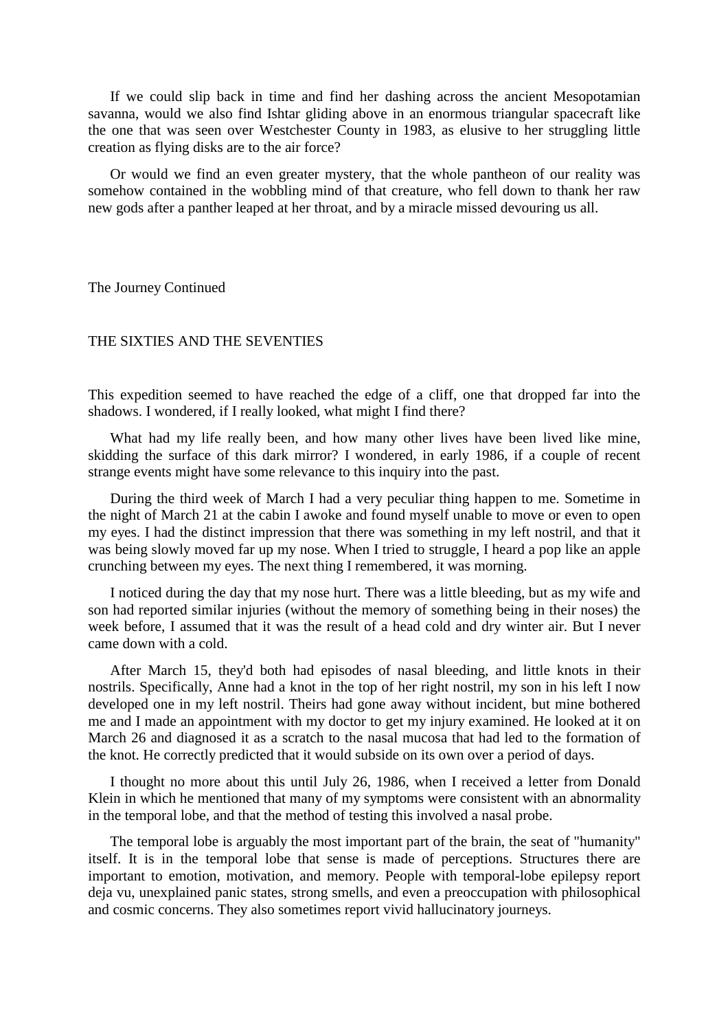If we could slip back in time and find her dashing across the ancient Mesopotamian savanna, would we also find Ishtar gliding above in an enormous triangular spacecraft like the one that was seen over Westchester County in 1983, as elusive to her struggling little creation as flying disks are to the air force?

Or would we find an even greater mystery, that the whole pantheon of our reality was somehow contained in the wobbling mind of that creature, who fell down to thank her raw new gods after a panther leaped at her throat, and by a miracle missed devouring us all.

## The Journey Continued

### THE SIXTIES AND THE SEVENTIES

This expedition seemed to have reached the edge of a cliff, one that dropped far into the shadows. I wondered, if I really looked, what might I find there?

What had my life really been, and how many other lives have been lived like mine, skidding the surface of this dark mirror? I wondered, in early 1986, if a couple of recent strange events might have some relevance to this inquiry into the past.

During the third week of March I had a very peculiar thing happen to me. Sometime in the night of March 21 at the cabin I awoke and found myself unable to move or even to open my eyes. I had the distinct impression that there was something in my left nostril, and that it was being slowly moved far up my nose. When I tried to struggle, I heard a pop like an apple crunching between my eyes. The next thing I remembered, it was morning.

I noticed during the day that my nose hurt. There was a little bleeding, but as my wife and son had reported similar injuries (without the memory of something being in their noses) the week before, I assumed that it was the result of a head cold and dry winter air. But I never came down with a cold.

After March 15, they'd both had episodes of nasal bleeding, and little knots in their nostrils. Specifically, Anne had a knot in the top of her right nostril, my son in his left I now developed one in my left nostril. Theirs had gone away without incident, but mine bothered me and I made an appointment with my doctor to get my injury examined. He looked at it on March 26 and diagnosed it as a scratch to the nasal mucosa that had led to the formation of the knot. He correctly predicted that it would subside on its own over a period of days.

I thought no more about this until July 26, 1986, when I received a letter from Donald Klein in which he mentioned that many of my symptoms were consistent with an abnormality in the temporal lobe, and that the method of testing this involved a nasal probe.

The temporal lobe is arguably the most important part of the brain, the seat of "humanity" itself. It is in the temporal lobe that sense is made of perceptions. Structures there are important to emotion, motivation, and memory. People with temporal-lobe epilepsy report deja vu, unexplained panic states, strong smells, and even a preoccupation with philosophical and cosmic concerns. They also sometimes report vivid hallucinatory journeys.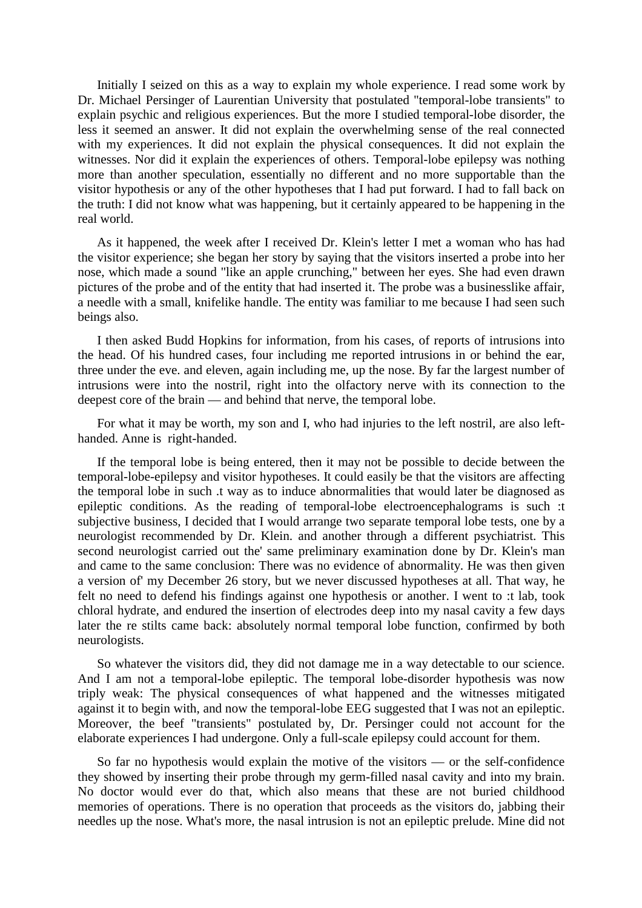Initially I seized on this as a way to explain my whole experience. I read some work by Dr. Michael Persinger of Laurentian University that postulated "temporal-lobe transients" to explain psychic and religious experiences. But the more I studied temporal-lobe disorder, the less it seemed an answer. It did not explain the overwhelming sense of the real connected with my experiences. It did not explain the physical consequences. It did not explain the witnesses. Nor did it explain the experiences of others. Temporal-lobe epilepsy was nothing more than another speculation, essentially no different and no more supportable than the visitor hypothesis or any of the other hypotheses that I had put forward. I had to fall back on the truth: I did not know what was happening, but it certainly appeared to be happening in the real world.

As it happened, the week after I received Dr. Klein's letter I met a woman who has had the visitor experience; she began her story by saying that the visitors inserted a probe into her nose, which made a sound "like an apple crunching," between her eyes. She had even drawn pictures of the probe and of the entity that had inserted it. The probe was a businesslike affair, a needle with a small, knifelike handle. The entity was familiar to me because I had seen such beings also.

I then asked Budd Hopkins for information, from his cases, of reports of intrusions into the head. Of his hundred cases, four including me reported intrusions in or behind the ear, three under the eve. and eleven, again including me, up the nose. By far the largest number of intrusions were into the nostril, right into the olfactory nerve with its connection to the deepest core of the brain — and behind that nerve, the temporal lobe.

For what it may be worth, my son and I, who had injuries to the left nostril, are also left-handed. Anne is right-handed.

If the temporal lobe is being entered, then it may not be possible to decide between the temporal-lobe-epilepsy and visitor hypotheses. It could easily be that the visitors are affecting the temporal lobe in such .t way as to induce abnormalities that would later be diagnosed as epileptic conditions. As the reading of temporal-lobe electroencephalograms is such :t subjective business, I decided that I would arrange two separate temporal lobe tests, one by a neurologist recommended by Dr. Klein. and another through a different psychiatrist. This second neurologist carried out the' same preliminary examination done by Dr. Klein's man and came to the same conclusion: There was no evidence of abnormality. He was then given a version of' my December 26 story, but we never discussed hypotheses at all. That way, he felt no need to defend his findings against one hypothesis or another. I went to :t lab, took chloral hydrate, and endured the insertion of electrodes deep into my nasal cavity a few days later the re stilts came back: absolutely normal temporal lobe function, confirmed by both neurologists.

So whatever the visitors did, they did not damage me in a way detectable to our science. And I am not a temporal-lobe epileptic. The temporal lobe-disorder hypothesis was now triply weak: The physical consequences of what happened and the witnesses mitigated against it to begin with, and now the temporal-lobe EEG suggested that I was not an epileptic. Moreover, the beef "transients" postulated by, Dr. Persinger could not account for the elaborate experiences I had undergone. Only a full-scale epilepsy could account for them.

So far no hypothesis would explain the motive of the visitors — or the self-confidence they showed by inserting their probe through my germ-filled nasal cavity and into my brain. No doctor would ever do that, which also means that these are not buried childhood memories of operations. There is no operation that proceeds as the visitors do, jabbing their needles up the nose. What's more, the nasal intrusion is not an epileptic prelude. Mine did not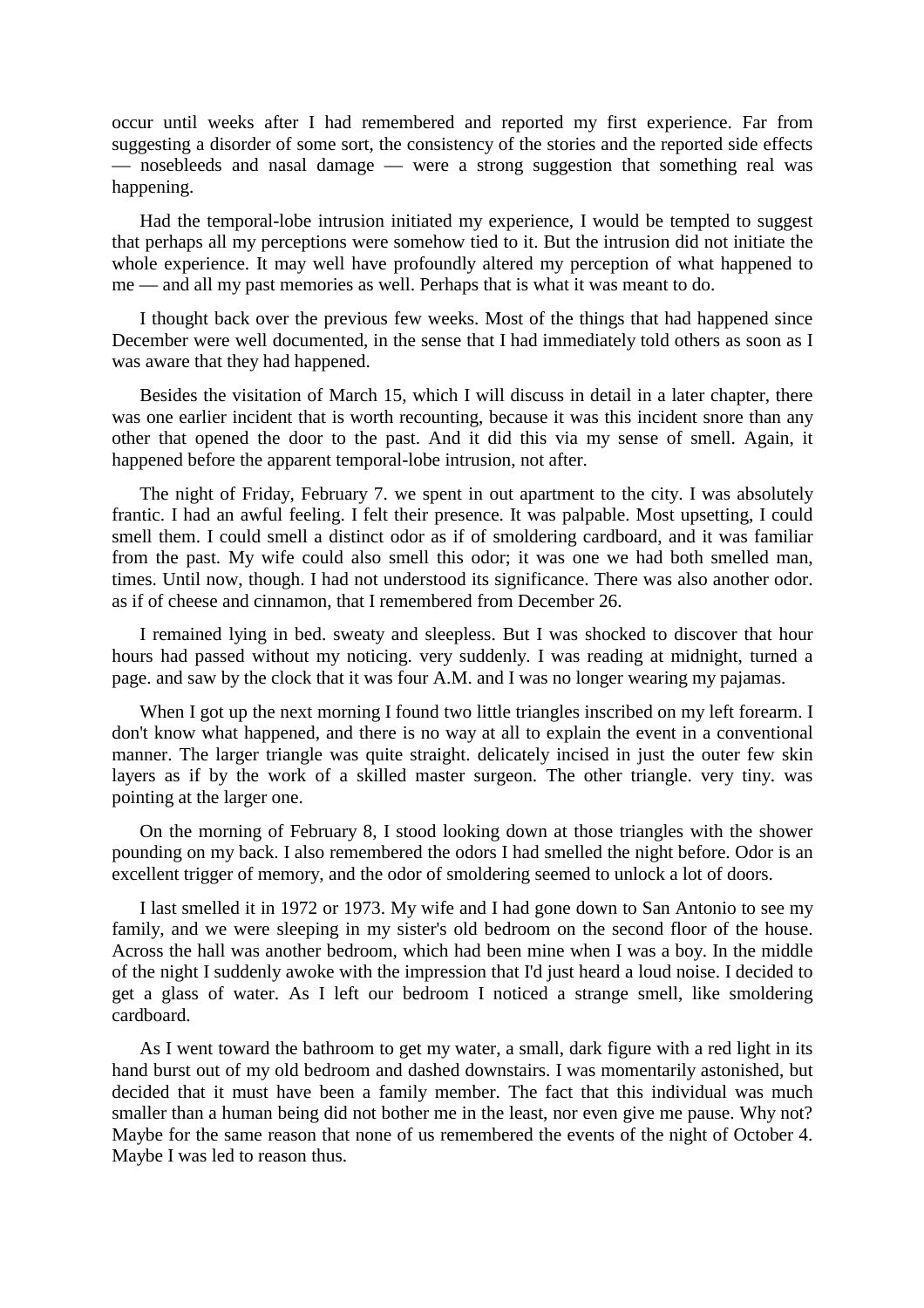occur until weeks after I had remembered and reported my first experience. Far from suggesting a disorder of some sort, the consistency of the stories and the reported side effects — nosebleeds and nasal damage — were a strong suggestion that something real was happening.

Had the temporal-lobe intrusion initiated my experience, I would be tempted to suggest that perhaps all my perceptions were somehow tied to it. But the intrusion did not initiate the whole experience. It may well have profoundly altered my perception of what happened to me — and all my past memories as well. Perhaps that is what it was meant to do.

I thought back over the previous few weeks. Most of the things that had happened since December were well documented, in the sense that I had immediately told others as soon as I was aware that they had happened.

Besides the visitation of March 15, which I will discuss in detail in a later chapter, there was one earlier incident that is worth recounting, because it was this incident snore than any other that opened the door to the past. And it did this via my sense of smell. Again, it happened before the apparent temporal-lobe intrusion, not after.

The night of Friday, February 7. we spent in out apartment to the city. I was absolutely frantic. I had an awful feeling. I felt their presence. It was palpable. Most upsetting, I could smell them. I could smell a distinct odor as if of smoldering cardboard, and it was familiar from the past. My wife could also smell this odor; it was one we had both smelled man, times. Until now, though. I had not understood its significance. There was also another odor. as if of cheese and cinnamon, that I remembered from December 26.

I remained lying in bed. sweaty and sleepless. But I was shocked to discover that hour hours had passed without my noticing. very suddenly. I was reading at midnight, turned a page. and saw by the clock that it was four A.M. and I was no longer wearing my pajamas.

When I got up the next morning I found two little triangles inscribed on my left forearm. I don't know what happened, and there is no way at all to explain the event in a conventional manner. The larger triangle was quite straight. delicately incised in just the outer few skin layers as if by the work of a skilled master surgeon. The other triangle. very tiny. was pointing at the larger one.

On the morning of February 8, I stood looking down at those triangles with the shower pounding on my back. I also remembered the odors I had smelled the night before. Odor is an excellent trigger of memory, and the odor of smoldering seemed to unlock a lot of doors.

I last smelled it in 1972 or 1973. My wife and I had gone down to San Antonio to see my family, and we were sleeping in my sister's old bedroom on the second floor of the house. Across the hall was another bedroom, which had been mine when I was a boy. In the middle of the night I suddenly awoke with the impression that I'd just heard a loud noise. I decided to get a glass of water. As I left our bedroom I noticed a strange smell, like smoldering cardboard.

As I went toward the bathroom to get my water, a small, dark figure with a red light in its hand burst out of my old bedroom and dashed downstairs. I was momentarily astonished, but decided that it must have been a family member. The fact that this individual was much smaller than a human being did not bother me in the least, nor even give me pause. Why not? Maybe for the same reason that none of us remembered the events of the night of October 4. Maybe I was led to reason thus.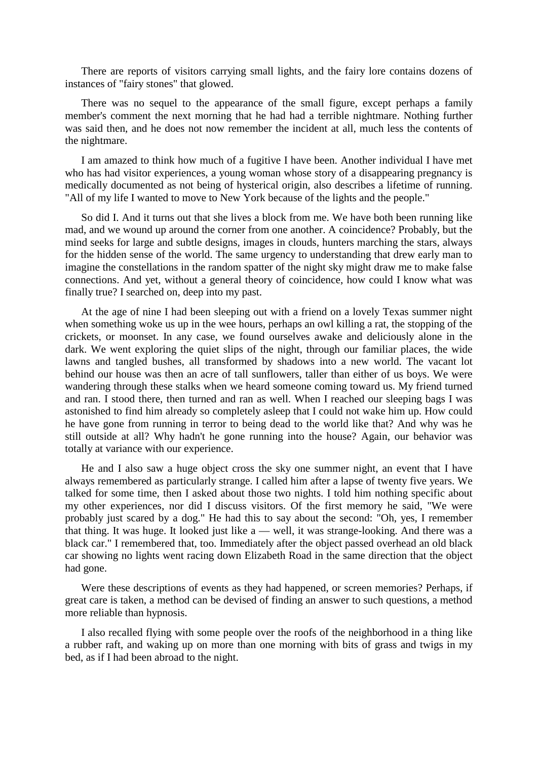There are reports of visitors carrying small lights, and the fairy lore contains dozens of instances of "fairy stones" that glowed.

There was no sequel to the appearance of the small figure, except perhaps a family member's comment the next morning that he had had a terrible nightmare. Nothing further was said then, and he does not now remember the incident at all, much less the contents of the nightmare.

I am amazed to think how much of a fugitive I have been. Another individual I have met who has had visitor experiences, a young woman whose story of a disappearing pregnancy is medically documented as not being of hysterical origin, also describes a lifetime of running. "All of my life I wanted to move to New York because of the lights and the people."

So did I. And it turns out that she lives a block from me. We have both been running like mad, and we wound up around the corner from one another. A coincidence? Probably, but the mind seeks for large and subtle designs, images in clouds, hunters marching the stars, always for the hidden sense of the world. The same urgency to understanding that drew early man to imagine the constellations in the random spatter of the night sky might draw me to make false connections. And yet, without a general theory of coincidence, how could I know what was finally true? I searched on, deep into my past.

At the age of nine I had been sleeping out with a friend on a lovely Texas summer night when something woke us up in the wee hours, perhaps an owl killing a rat, the stopping of the crickets, or moonset. In any case, we found ourselves awake and deliciously alone in the dark. We went exploring the quiet slips of the night, through our familiar places, the wide lawns and tangled bushes, all transformed by shadows into a new world. The vacant lot behind our house was then an acre of tall sunflowers, taller than either of us boys. We were wandering through these stalks when we heard someone coming toward us. My friend turned and ran. I stood there, then turned and ran as well. When I reached our sleeping bags I was astonished to find him already so completely asleep that I could not wake him up. How could he have gone from running in terror to being dead to the world like that? And why was he still outside at all? Why hadn't he gone running into the house? Again, our behavior was totally at variance with our experience.

He and I also saw a huge object cross the sky one summer night, an event that I have always remembered as particularly strange. I called him after a lapse of twenty five years. We talked for some time, then I asked about those two nights. I told him nothing specific about my other experiences, nor did I discuss visitors. Of the first memory he said, "We were probably just scared by a dog." He had this to say about the second: "Oh, yes, I remember that thing. It was huge. It looked just like a — well, it was strange-looking. And there was a black car." I remembered that, too. Immediately after the object passed overhead an old black car showing no lights went racing down Elizabeth Road in the same direction that the object had gone.

Were these descriptions of events as they had happened, or screen memories? Perhaps, if great care is taken, a method can be devised of finding an answer to such questions, a method more reliable than hypnosis.

I also recalled flying with some people over the roofs of the neighborhood in a thing like a rubber raft, and waking up on more than one morning with bits of grass and twigs in my bed, as if I had been abroad to the night.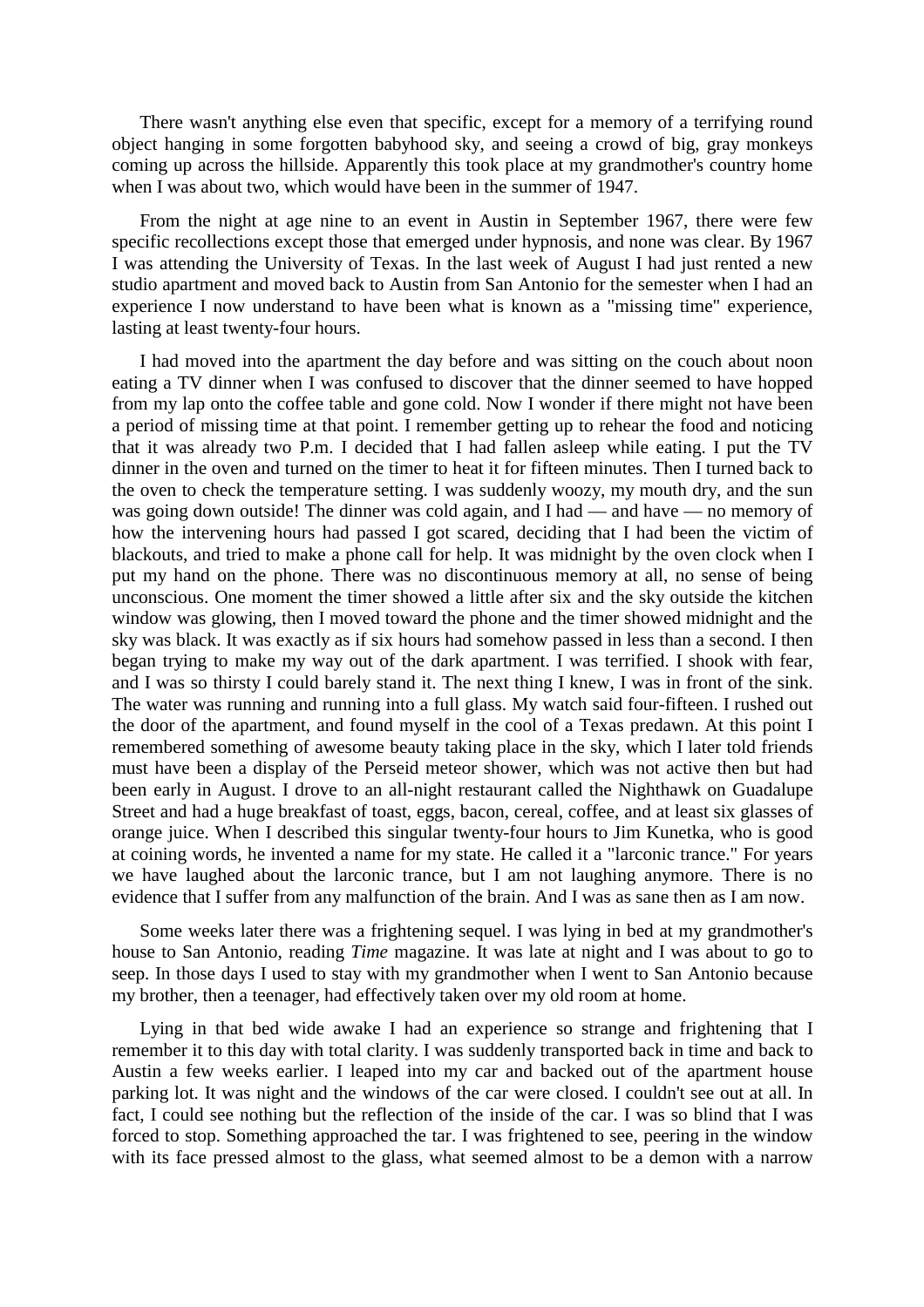There wasn't anything else even that specific, except for a memory of a terrifying round object hanging in some forgotten babyhood sky, and seeing a crowd of big, gray monkeys coming up across the hillside. Apparently this took place at my grandmother's country home when I was about two, which would have been in the summer of 1947.

From the night at age nine to an event in Austin in September 1967, there were few specific recollections except those that emerged under hypnosis, and none was clear. By 1967 I was attending the University of Texas. In the last week of August I had just rented a new studio apartment and moved back to Austin from San Antonio for the semester when I had an experience I now understand to have been what is known as a "missing time" experience, lasting at least twenty-four hours.

I had moved into the apartment the day before and was sitting on the couch about noon eating a TV dinner when I was confused to discover that the dinner seemed to have hopped from my lap onto the coffee table and gone cold. Now I wonder if there might not have been a period of missing time at that point. I remember getting up to rehear the food and noticing that it was already two P.m. I decided that I had fallen asleep while eating. I put the TV dinner in the oven and turned on the timer to heat it for fifteen minutes. Then I turned back to the oven to check the temperature setting. I was suddenly woozy, my mouth dry, and the sun was going down outside! The dinner was cold again, and I had — and have — no memory of how the intervening hours had passed I got scared, deciding that I had been the victim of blackouts, and tried to make a phone call for help. It was midnight by the oven clock when I put my hand on the phone. There was no discontinuous memory at all, no sense of being unconscious. One moment the timer showed a little after six and the sky outside the kitchen window was glowing, then I moved toward the phone and the timer showed midnight and the sky was black. It was exactly as if six hours had somehow passed in less than a second. I then began trying to make my way out of the dark apartment. I was terrified. I shook with fear, and I was so thirsty I could barely stand it. The next thing I knew, I was in front of the sink. The water was running and running into a full glass. My watch said four-fifteen. I rushed out the door of the apartment, and found myself in the cool of a Texas predawn. At this point I remembered something of awesome beauty taking place in the sky, which I later told friends must have been a display of the Perseid meteor shower, which was not active then but had been early in August. I drove to an all-night restaurant called the Nighthawk on Guadalupe Street and had a huge breakfast of toast, eggs, bacon, cereal, coffee, and at least six glasses of orange juice. When I described this singular twenty-four hours to Jim Kunetka, who is good at coining words, he invented a name for my state. He called it a "larconic trance." For years we have laughed about the larconic trance, but I am not laughing anymore. There is no evidence that I suffer from any malfunction of the brain. And I was as sane then as I am now.

Some weeks later there was a frightening sequel. I was lying in bed at my grandmother's house to San Antonio, reading *Time* magazine. It was late at night and I was about to go to seep. In those days I used to stay with my grandmother when I went to San Antonio because my brother, then a teenager, had effectively taken over my old room at home.

Lying in that bed wide awake I had an experience so strange and frightening that I remember it to this day with total clarity. I was suddenly transported back in time and back to Austin a few weeks earlier. I leaped into my car and backed out of the apartment house parking lot. It was night and the windows of the car were closed. I couldn't see out at all. In fact, I could see nothing but the reflection of the inside of the car. I was so blind that I was forced to stop. Something approached the tar. I was frightened to see, peering in the window with its face pressed almost to the glass, what seemed almost to be a demon with a narrow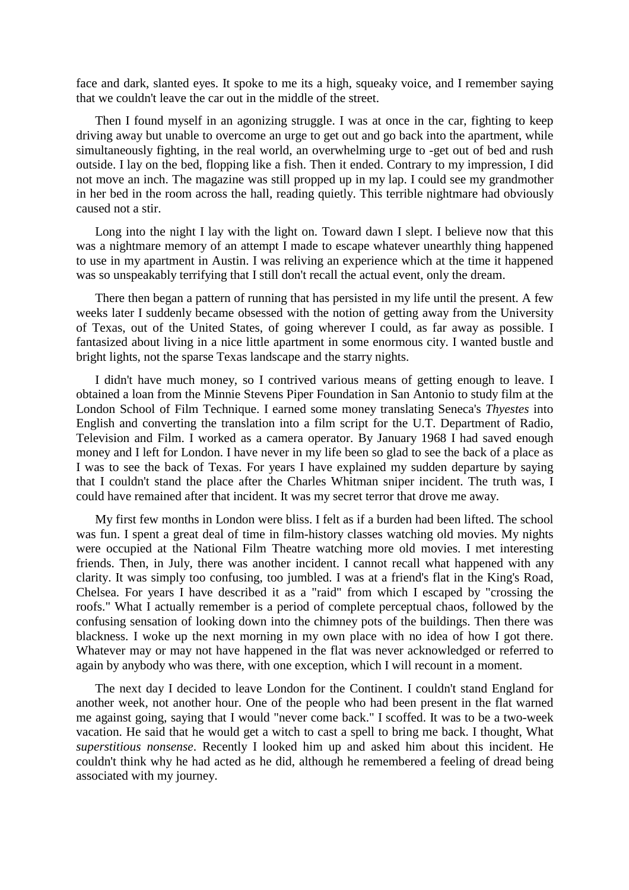face and dark, slanted eyes. It spoke to me its a high, squeaky voice, and I remember saying that we couldn't leave the car out in the middle of the street.

Then I found myself in an agonizing struggle. I was at once in the car, fighting to keep driving away but unable to overcome an urge to get out and go back into the apartment, while simultaneously fighting, in the real world, an overwhelming urge to -get out of bed and rush outside. I lay on the bed, flopping like a fish. Then it ended. Contrary to my impression, I did not move an inch. The magazine was still propped up in my lap. I could see my grandmother in her bed in the room across the hall, reading quietly. This terrible nightmare had obviously caused not a stir.

Long into the night I lay with the light on. Toward dawn I slept. I believe now that this was a nightmare memory of an attempt I made to escape whatever unearthly thing happened to use in my apartment in Austin. I was reliving an experience which at the time it happened was so unspeakably terrifying that I still don't recall the actual event, only the dream.

There then began a pattern of running that has persisted in my life until the present. A few weeks later I suddenly became obsessed with the notion of getting away from the University of Texas, out of the United States, of going wherever I could, as far away as possible. I fantasized about living in a nice little apartment in some enormous city. I wanted bustle and bright lights, not the sparse Texas landscape and the starry nights.

I didn't have much money, so I contrived various means of getting enough to leave. I obtained a loan from the Minnie Stevens Piper Foundation in San Antonio to study film at the London School of Film Technique. I earned some money translating Seneca's *Thyestes* into English and converting the translation into a film script for the U.T. Department of Radio, Television and Film. I worked as a camera operator. By January 1968 I had saved enough money and I left for London. I have never in my life been so glad to see the back of a place as I was to see the back of Texas. For years I have explained my sudden departure by saying that I couldn't stand the place after the Charles Whitman sniper incident. The truth was, I could have remained after that incident. It was my secret terror that drove me away.

My first few months in London were bliss. I felt as if a burden had been lifted. The school was fun. I spent a great deal of time in film-history classes watching old movies. My nights were occupied at the National Film Theatre watching more old movies. I met interesting friends. Then, in July, there was another incident. I cannot recall what happened with any clarity. It was simply too confusing, too jumbled. I was at a friend's flat in the King's Road, Chelsea. For years I have described it as a "raid" from which I escaped by "crossing the roofs." What I actually remember is a period of complete perceptual chaos, followed by the confusing sensation of looking down into the chimney pots of the buildings. Then there was blackness. I woke up the next morning in my own place with no idea of how I got there. Whatever may or may not have happened in the flat was never acknowledged or referred to again by anybody who was there, with one exception, which I will recount in a moment.

The next day I decided to leave London for the Continent. I couldn't stand England for another week, not another hour. One of the people who had been present in the flat warned me against going, saying that I would "never come back." I scoffed. It was to be a two-week vacation. He said that he would get a witch to cast a spell to bring me back. I thought, What *superstitious nonsense*. Recently I looked him up and asked him about this incident. He couldn't think why he had acted as he did, although he remembered a feeling of dread being associated with my journey.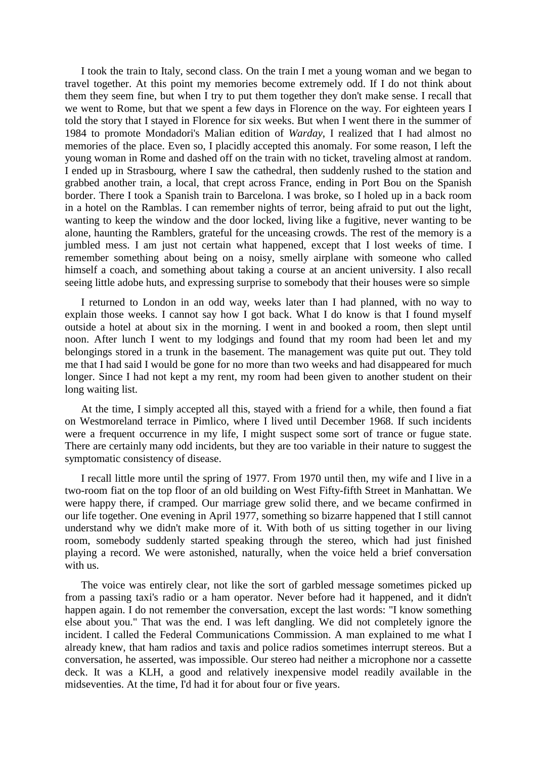I took the train to Italy, second class. On the train I met a young woman and we began to travel together. At this point my memories become extremely odd. If I do not think about them they seem fine, but when I try to put them together they don't make sense. I recall that we went to Rome, but that we spent a few days in Florence on the way. For eighteen years I told the story that I stayed in Florence for six weeks. But when I went there in the summer of 1984 to promote Mondadori's Malian edition of *Warday,* I realized that I had almost no memories of the place. Even so, I placidly accepted this anomaly. For some reason, I left the young woman in Rome and dashed off on the train with no ticket, traveling almost at random. I ended up in Strasbourg, where I saw the cathedral, then suddenly rushed to the station and grabbed another train, a local, that crept across France, ending in Port Bou on the Spanish border. There I took a Spanish train to Barcelona. I was broke, so I holed up in a back room in a hotel on the Ramblas. I can remember nights of terror, being afraid to put out the light, wanting to keep the window and the door locked, living like a fugitive, never wanting to be alone, haunting the Ramblers, grateful for the unceasing crowds. The rest of the memory is a jumbled mess. I am just not certain what happened, except that I lost weeks of time. I remember something about being on a noisy, smelly airplane with someone who called himself a coach, and something about taking a course at an ancient university. I also recall seeing little adobe huts, and expressing surprise to somebody that their houses were so simple

I returned to London in an odd way, weeks later than I had planned, with no way to explain those weeks. I cannot say how I got back. What I do know is that I found myself outside a hotel at about six in the morning. I went in and booked a room, then slept until noon. After lunch I went to my lodgings and found that my room had been let and my belongings stored in a trunk in the basement. The management was quite put out. They told me that I had said I would be gone for no more than two weeks and had disappeared for much longer. Since I had not kept a my rent, my room had been given to another student on their long waiting list.

At the time, I simply accepted all this, stayed with a friend for a while, then found a fiat on Westmoreland terrace in Pimlico, where I lived until December 1968. If such incidents were a frequent occurrence in my life, I might suspect some sort of trance or fugue state. There are certainly many odd incidents, but they are too variable in their nature to suggest the symptomatic consistency of disease.

I recall little more until the spring of 1977. From 1970 until then, my wife and I live in a two-room fiat on the top floor of an old building on West Fifty-fifth Street in Manhattan. We were happy there, if cramped. Our marriage grew solid there, and we became confirmed in our life together. One evening in April 1977, something so bizarre happened that I still cannot understand why we didn't make more of it. With both of us sitting together in our living room, somebody suddenly started speaking through the stereo, which had just finished playing a record. We were astonished, naturally, when the voice held a brief conversation with us.

The voice was entirely clear, not like the sort of garbled message sometimes picked up from a passing taxi's radio or a ham operator. Never before had it happened, and it didn't happen again. I do not remember the conversation, except the last words: "I know something else about you." That was the end. I was left dangling. We did not completely ignore the incident. I called the Federal Communications Commission. A man explained to me what I already knew, that ham radios and taxis and police radios sometimes interrupt stereos. But a conversation, he asserted, was impossible. Our stereo had neither a microphone nor a cassette deck. It was a KLH, a good and relatively inexpensive model readily available in the midseventies. At the time, I'd had it for about four or five years.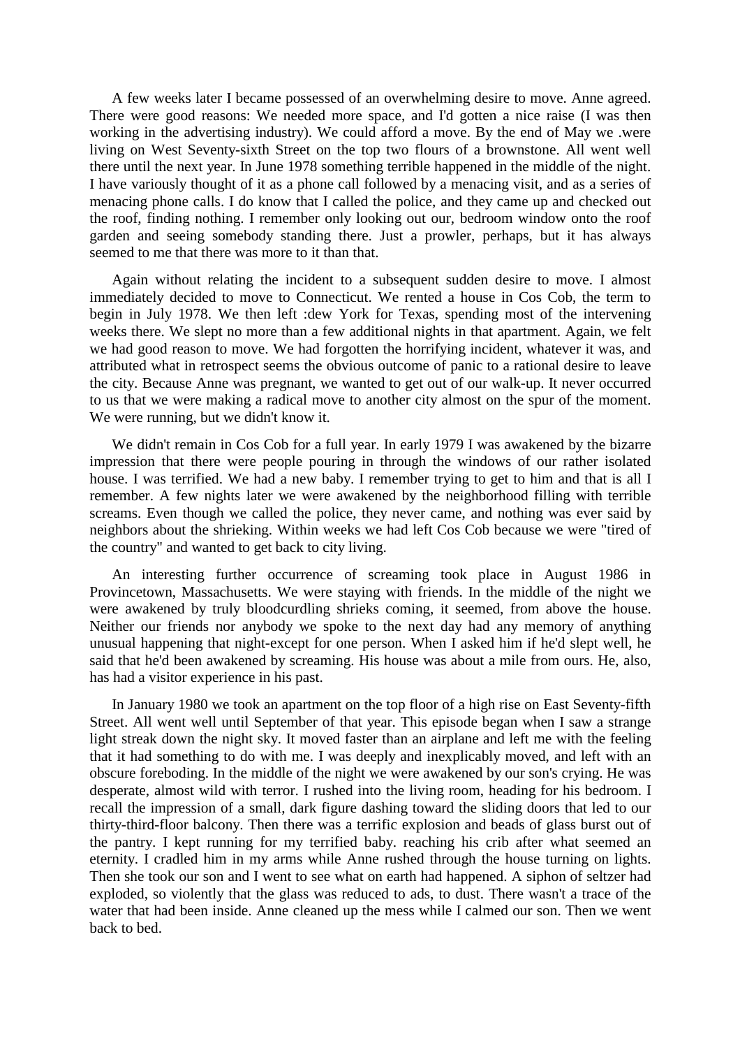A few weeks later I became possessed of an overwhelming desire to move. Anne agreed. There were good reasons: We needed more space, and I'd gotten a nice raise (I was then working in the advertising industry). We could afford a move. By the end of May we .were living on West Seventy-sixth Street on the top two flours of a brownstone. All went well there until the next year. In June 1978 something terrible happened in the middle of the night. I have variously thought of it as a phone call followed by a menacing visit, and as a series of menacing phone calls. I do know that I called the police, and they came up and checked out the roof, finding nothing. I remember only looking out our, bedroom window onto the roof garden and seeing somebody standing there. Just a prowler, perhaps, but it has always seemed to me that there was more to it than that.

Again without relating the incident to a subsequent sudden desire to move. I almost immediately decided to move to Connecticut. We rented a house in Cos Cob, the term to begin in July 1978. We then left :dew York for Texas, spending most of the intervening weeks there. We slept no more than a few additional nights in that apartment. Again, we felt we had good reason to move. We had forgotten the horrifying incident, whatever it was, and attributed what in retrospect seems the obvious outcome of panic to a rational desire to leave the city. Because Anne was pregnant, we wanted to get out of our walk-up. It never occurred to us that we were making a radical move to another city almost on the spur of the moment. We were running, but we didn't know it.

We didn't remain in Cos Cob for a full year. In early 1979 I was awakened by the bizarre impression that there were people pouring in through the windows of our rather isolated house. I was terrified. We had a new baby. I remember trying to get to him and that is all I remember. A few nights later we were awakened by the neighborhood filling with terrible screams. Even though we called the police, they never came, and nothing was ever said by neighbors about the shrieking. Within weeks we had left Cos Cob because we were "tired of the country" and wanted to get back to city living.

An interesting further occurrence of screaming took place in August 1986 in Provincetown, Massachusetts. We were staying with friends. In the middle of the night we were awakened by truly bloodcurdling shrieks coming, it seemed, from above the house. Neither our friends nor anybody we spoke to the next day had any memory of anything unusual happening that night-except for one person. When I asked him if he'd slept well, he said that he'd been awakened by screaming. His house was about a mile from ours. He, also, has had a visitor experience in his past.

In January 1980 we took an apartment on the top floor of a high rise on East Seventy-fifth Street. All went well until September of that year. This episode began when I saw a strange light streak down the night sky. It moved faster than an airplane and left me with the feeling that it had something to do with me. I was deeply and inexplicably moved, and left with an obscure foreboding. In the middle of the night we were awakened by our son's crying. He was desperate, almost wild with terror. I rushed into the living room, heading for his bedroom. I recall the impression of a small, dark figure dashing toward the sliding doors that led to our thirty-third-floor balcony. Then there was a terrific explosion and beads of glass burst out of the pantry. I kept running for my terrified baby. reaching his crib after what seemed an eternity. I cradled him in my arms while Anne rushed through the house turning on lights. Then she took our son and I went to see what on earth had happened. A siphon of seltzer had exploded, so violently that the glass was reduced to ads, to dust. There wasn't a trace of the water that had been inside. Anne cleaned up the mess while I calmed our son. Then we went back to bed.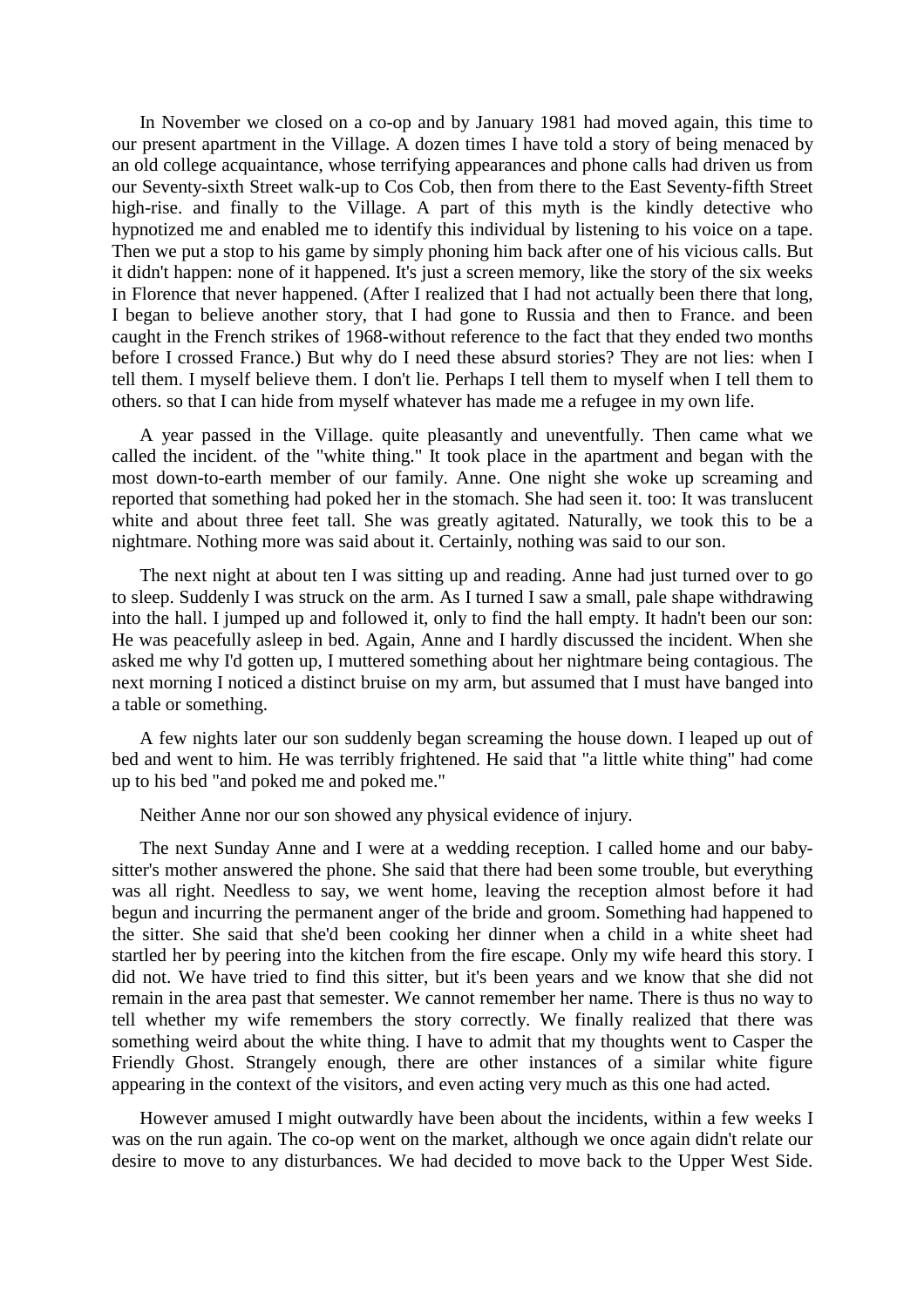In November we closed on a co-op and by January 1981 had moved again, this time to our present apartment in the Village. A dozen times I have told a story of being menaced by an old college acquaintance, whose terrifying appearances and phone calls had driven us from our Seventy-sixth Street walk-up to Cos Cob, then from there to the East Seventy-fifth Street high-rise. and finally to the Village. A part of this myth is the kindly detective who hypnotized me and enabled me to identify this individual by listening to his voice on a tape. Then we put a stop to his game by simply phoning him back after one of his vicious calls. But it didn't happen: none of it happened. It's just a screen memory, like the story of the six weeks in Florence that never happened. (After I realized that I had not actually been there that long, I began to believe another story, that I had gone to Russia and then to France. and been caught in the French strikes of 1968-without reference to the fact that they ended two months before I crossed France.) But why do I need these absurd stories? They are not lies: when I tell them. I myself believe them. I don't lie. Perhaps I tell them to myself when I tell them to others. so that I can hide from myself whatever has made me a refugee in my own life.

A year passed in the Village. quite pleasantly and uneventfully. Then came what we called the incident. of the "white thing." It took place in the apartment and began with the most down-to-earth member of our family. Anne. One night she woke up screaming and reported that something had poked her in the stomach. She had seen it. too: It was translucent white and about three feet tall. She was greatly agitated. Naturally, we took this to be a nightmare. Nothing more was said about it. Certainly, nothing was said to our son.

The next night at about ten I was sitting up and reading. Anne had just turned over to go to sleep. Suddenly I was struck on the arm. As I turned I saw a small, pale shape withdrawing into the hall. I jumped up and followed it, only to find the hall empty. It hadn't been our son: He was peacefully asleep in bed. Again, Anne and I hardly discussed the incident. When she asked me why I'd gotten up, I muttered something about her nightmare being contagious. The next morning I noticed a distinct bruise on my arm, but assumed that I must have banged into a table or something.

A few nights later our son suddenly began screaming the house down. I leaped up out of bed and went to him. He was terribly frightened. He said that "a little white thing" had come up to his bed "and poked me and poked me."

Neither Anne nor our son showed any physical evidence of injury.

The next Sunday Anne and I were at a wedding reception. I called home and our baby-sitter's mother answered the phone. She said that there had been some trouble, but everything was all right. Needless to say, we went home, leaving the reception almost before it had begun and incurring the permanent anger of the bride and groom. Something had happened to the sitter. She said that she'd been cooking her dinner when a child in a white sheet had startled her by peering into the kitchen from the fire escape. Only my wife heard this story. I did not. We have tried to find this sitter, but it's been years and we know that she did not remain in the area past that semester. We cannot remember her name. There is thus no way to tell whether my wife remembers the story correctly. We finally realized that there was something weird about the white thing. I have to admit that my thoughts went to Casper the Friendly Ghost. Strangely enough, there are other instances of a similar white figure appearing in the context of the visitors, and even acting very much as this one had acted.

However amused I might outwardly have been about the incidents, within a few weeks I was on the run again. The co-op went on the market, although we once again didn't relate our desire to move to any disturbances. We had decided to move back to the Upper West Side.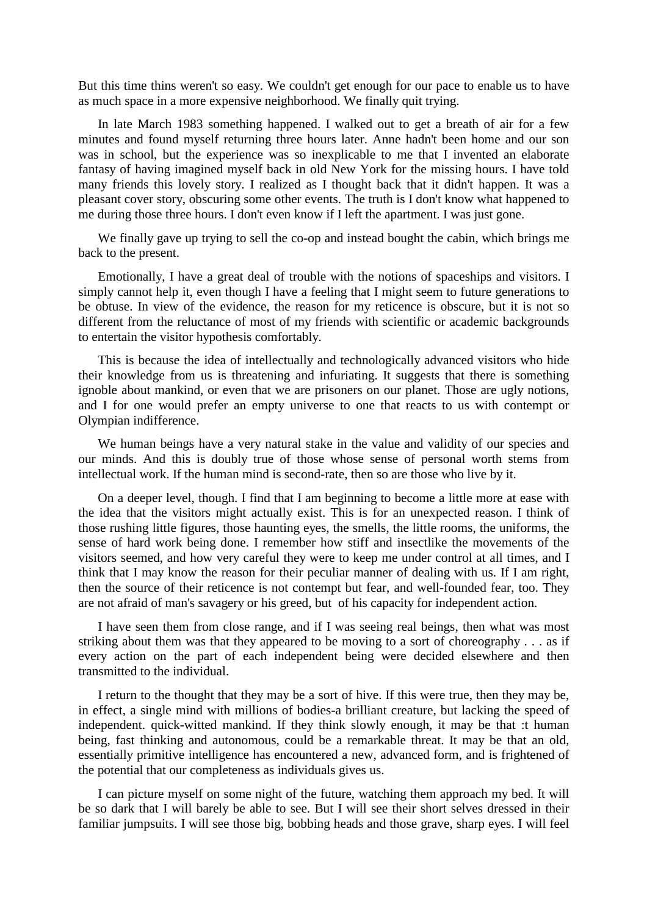But this time thins weren't so easy. We couldn't get enough for our pace to enable us to have as much space in a more expensive neighborhood. We finally quit trying.

In late March 1983 something happened. I walked out to get a breath of air for a few minutes and found myself returning three hours later. Anne hadn't been home and our son was in school, but the experience was so inexplicable to me that I invented an elaborate fantasy of having imagined myself back in old New York for the missing hours. I have told many friends this lovely story. I realized as I thought back that it didn't happen. It was a pleasant cover story, obscuring some other events. The truth is I don't know what happened to me during those three hours. I don't even know if I left the apartment. I was just gone.

We finally gave up trying to sell the co-op and instead bought the cabin, which brings me back to the present.

Emotionally, I have a great deal of trouble with the notions of spaceships and visitors. I simply cannot help it, even though I have a feeling that I might seem to future generations to be obtuse. In view of the evidence, the reason for my reticence is obscure, but it is not so different from the reluctance of most of my friends with scientific or academic backgrounds to entertain the visitor hypothesis comfortably.

This is because the idea of intellectually and technologically advanced visitors who hide their knowledge from us is threatening and infuriating. It suggests that there is something ignoble about mankind, or even that we are prisoners on our planet. Those are ugly notions, and I for one would prefer an empty universe to one that reacts to us with contempt or Olympian indifference.

We human beings have a very natural stake in the value and validity of our species and our minds. And this is doubly true of those whose sense of personal worth stems from intellectual work. If the human mind is second-rate, then so are those who live by it.

On a deeper level, though. I find that I am beginning to become a little more at ease with the idea that the visitors might actually exist. This is for an unexpected reason. I think of those rushing little figures, those haunting eyes, the smells, the little rooms, the uniforms, the sense of hard work being done. I remember how stiff and insectlike the movements of the visitors seemed, and how very careful they were to keep me under control at all times, and I think that I may know the reason for their peculiar manner of dealing with us. If I am right, then the source of their reticence is not contempt but fear, and well-founded fear, too. They are not afraid of man's savagery or his greed, but of his capacity for independent action.

I have seen them from close range, and if I was seeing real beings, then what was most striking about them was that they appeared to be moving to a sort of choreography . . . as if every action on the part of each independent being were decided elsewhere and then transmitted to the individual.

I return to the thought that they may be a sort of hive. If this were true, then they may be, in effect, a single mind with millions of bodies-a brilliant creature, but lacking the speed of independent. quick-witted mankind. If they think slowly enough, it may be that :t human being, fast thinking and autonomous, could be a remarkable threat. It may be that an old, essentially primitive intelligence has encountered a new, advanced form, and is frightened of the potential that our completeness as individuals gives us.

I can picture myself on some night of the future, watching them approach my bed. It will be so dark that I will barely be able to see. But I will see their short selves dressed in their familiar jumpsuits. I will see those big, bobbing heads and those grave, sharp eyes. I will feel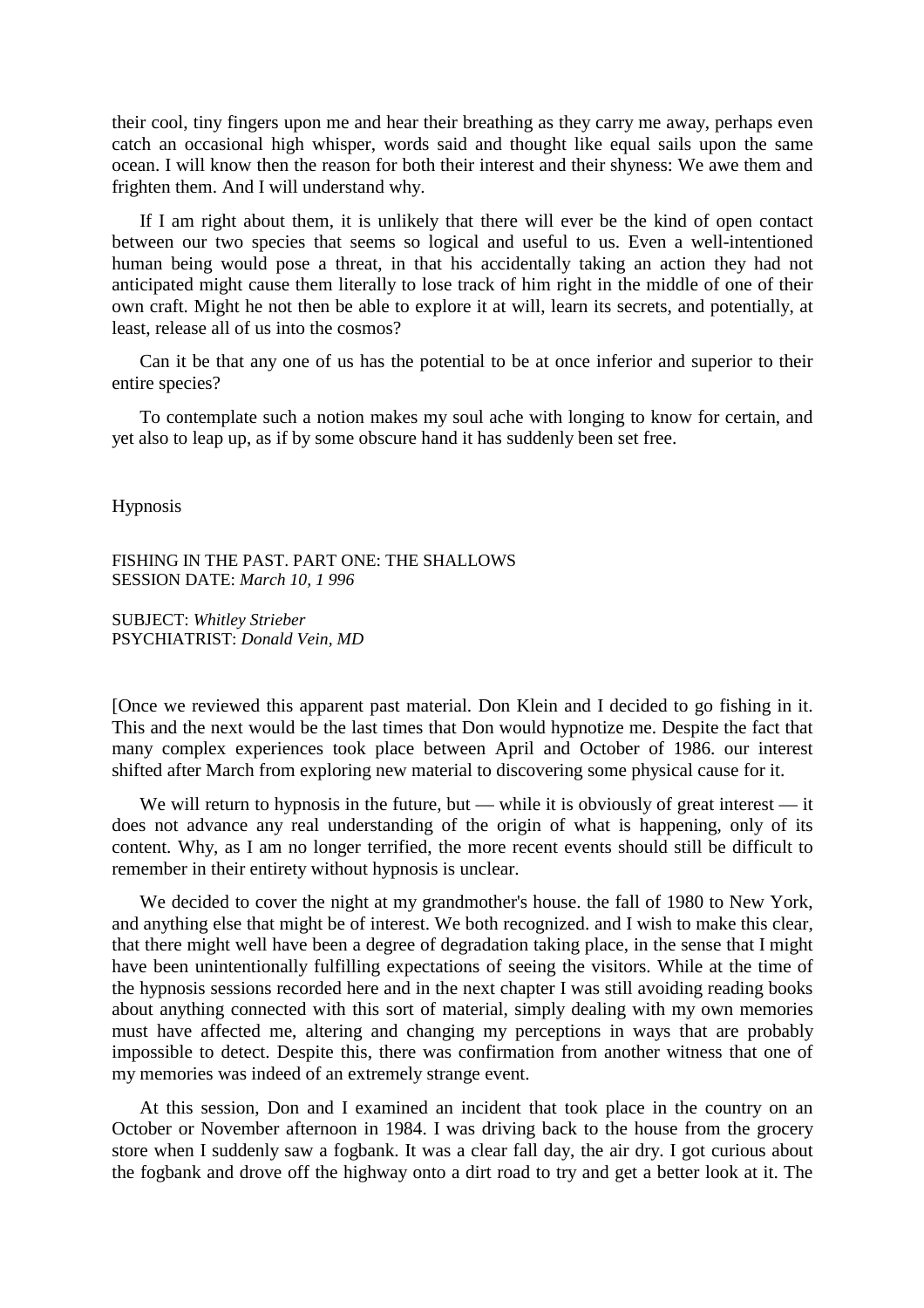their cool, tiny fingers upon me and hear their breathing as they carry me away, perhaps even catch an occasional high whisper, words said and thought like equal sails upon the same ocean. I will know then the reason for both their interest and their shyness: We awe them and frighten them. And I will understand why.

If I am right about them, it is unlikely that there will ever be the kind of open contact between our two species that seems so logical and useful to us. Even a well-intentioned human being would pose a threat, in that his accidentally taking an action they had not anticipated might cause them literally to lose track of him right in the middle of one of their own craft. Might he not then be able to explore it at will, learn its secrets, and potentially, at least, release all of us into the cosmos?

Can it be that any one of us has the potential to be at once inferior and superior to their entire species?

To contemplate such a notion makes my soul ache with longing to know for certain, and yet also to leap up, as if by some obscure hand it has suddenly been set free.

## Hypnosis

FISHING IN THE PAST. PART ONE: THE SHALLOWS
SESSION DATE: *March 10, 1 996*

SUBJECT: *Whitley Strieber*
PSYCHIATRIST: *Donald Vein, MD*

[Once we reviewed this apparent past material. Don Klein and I decided to go fishing in it. This and the next would be the last times that Don would hypnotize me. Despite the fact that many complex experiences took place between April and October of 1986. our interest shifted after March from exploring new material to discovering some physical cause for it.

We will return to hypnosis in the future, but — while it is obviously of great interest — it does not advance any real understanding of the origin of what is happening, only of its content. Why, as I am no longer terrified, the more recent events should still be difficult to remember in their entirety without hypnosis is unclear.

We decided to cover the night at my grandmother's house. the fall of 1980 to New York, and anything else that might be of interest. We both recognized. and I wish to make this clear, that there might well have been a degree of degradation taking place, in the sense that I might have been unintentionally fulfilling expectations of seeing the visitors. While at the time of the hypnosis sessions recorded here and in the next chapter I was still avoiding reading books about anything connected with this sort of material, simply dealing with my own memories must have affected me, altering and changing my perceptions in ways that are probably impossible to detect. Despite this, there was confirmation from another witness that one of my memories was indeed of an extremely strange event.

At this session, Don and I examined an incident that took place in the country on an October or November afternoon in 1984. I was driving back to the house from the grocery store when I suddenly saw a fogbank. It was a clear fall day, the air dry. I got curious about the fogbank and drove off the highway onto a dirt road to try and get a better look at it. The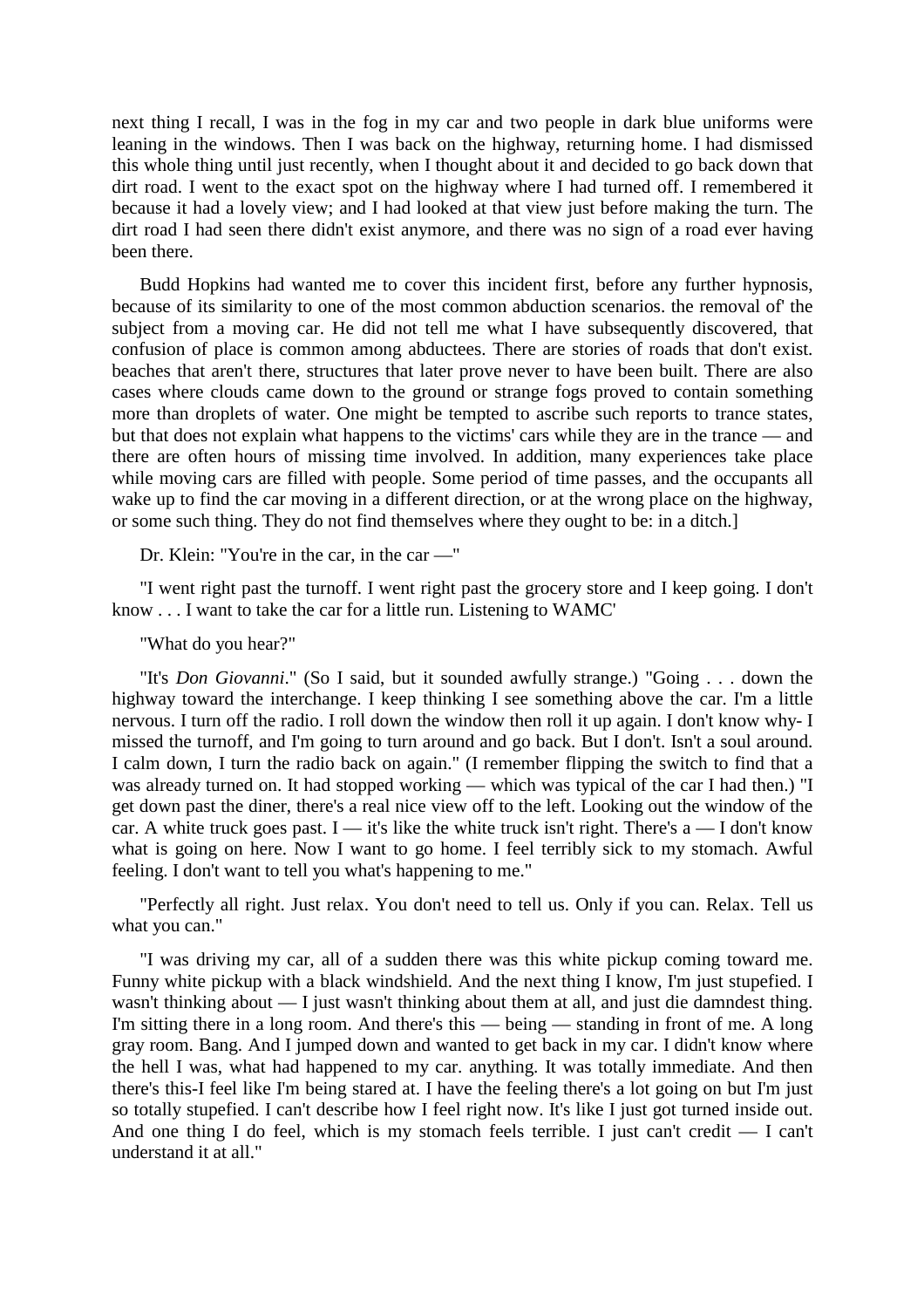next thing I recall, I was in the fog in my car and two people in dark blue uniforms were leaning in the windows. Then I was back on the highway, returning home. I had dismissed this whole thing until just recently, when I thought about it and decided to go back down that dirt road. I went to the exact spot on the highway where I had turned off. I remembered it because it had a lovely view; and I had looked at that view just before making the turn. The dirt road I had seen there didn't exist anymore, and there was no sign of a road ever having been there.

Budd Hopkins had wanted me to cover this incident first, before any further hypnosis, because of its similarity to one of the most common abduction scenarios. the removal of' the subject from a moving car. He did not tell me what I have subsequently discovered, that confusion of place is common among abductees. There are stories of roads that don't exist. beaches that aren't there, structures that later prove never to have been built. There are also cases where clouds came down to the ground or strange fogs proved to contain something more than droplets of water. One might be tempted to ascribe such reports to trance states, but that does not explain what happens to the victims' cars while they are in the trance — and there are often hours of missing time involved. In addition, many experiences take place while moving cars are filled with people. Some period of time passes, and the occupants all wake up to find the car moving in a different direction, or at the wrong place on the highway, or some such thing. They do not find themselves where they ought to be: in a ditch.]

Dr. Klein: "You're in the car, in the car —"

"I went right past the turnoff. I went right past the grocery store and I keep going. I don't know . . . I want to take the car for a little run. Listening to WAMC'

"What do you hear?"

"It's *Don Giovanni*." (So I said, but it sounded awfully strange.) "Going . . . down the highway toward the interchange. I keep thinking I see something above the car. I'm a little nervous. I turn off the radio. I roll down the window then roll it up again. I don't know why- I missed the turnoff, and I'm going to turn around and go back. But I don't. Isn't a soul around. I calm down, I turn the radio back on again." (I remember flipping the switch to find that a was already turned on. It had stopped working — which was typical of the car I had then.) "I get down past the diner, there's a real nice view off to the left. Looking out the window of the car. A white truck goes past. I — it's like the white truck isn't right. There's a — I don't know what is going on here. Now I want to go home. I feel terribly sick to my stomach. Awful feeling. I don't want to tell you what's happening to me."

"Perfectly all right. Just relax. You don't need to tell us. Only if you can. Relax. Tell us what you can."

"I was driving my car, all of a sudden there was this white pickup coming toward me. Funny white pickup with a black windshield. And the next thing I know, I'm just stupefied. I wasn't thinking about — I just wasn't thinking about them at all, and just die damndest thing. I'm sitting there in a long room. And there's this — being — standing in front of me. A long gray room. Bang. And I jumped down and wanted to get back in my car. I didn't know where the hell I was, what had happened to my car. anything. It was totally immediate. And then there's this-I feel like I'm being stared at. I have the feeling there's a lot going on but I'm just so totally stupefied. I can't describe how I feel right now. It's like I just got turned inside out. And one thing I do feel, which is my stomach feels terrible. I just can't credit — I can't understand it at all."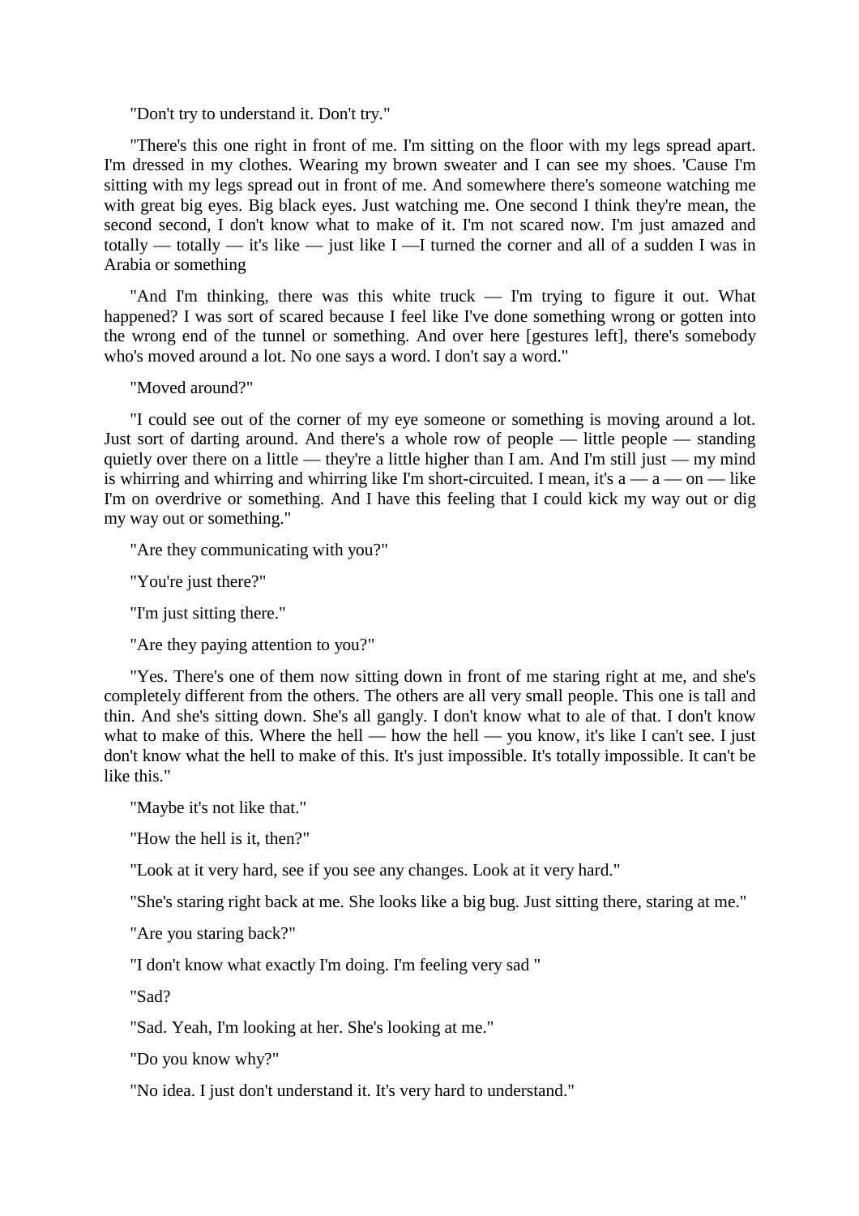"Don't try to understand it. Don't try."

"There's this one right in front of me. I'm sitting on the floor with my legs spread apart. I'm dressed in my clothes. Wearing my brown sweater and I can see my shoes. 'Cause I'm sitting with my legs spread out in front of me. And somewhere there's someone watching me with great big eyes. Big black eyes. Just watching me. One second I think they're mean, the second second, I don't know what to make of it. I'm not scared now. I'm just amazed and totally — totally — it's like — just like I —I turned the corner and all of a sudden I was in Arabia or something

"And I'm thinking, there was this white truck — I'm trying to figure it out. What happened? I was sort of scared because I feel like I've done something wrong or gotten into the wrong end of the tunnel or something. And over here [gestures left], there's somebody who's moved around a lot. No one says a word. I don't say a word."

"Moved around?"

"I could see out of the corner of my eye someone or something is moving around a lot. Just sort of darting around. And there's a whole row of people — little people — standing quietly over there on a little — they're a little higher than I am. And I'm still just — my mind is whirring and whirring and whirring like I'm short-circuited. I mean, it's a — a — on — like I'm on overdrive or something. And I have this feeling that I could kick my way out or dig my way out or something."

"Are they communicating with you?"

"You're just there?"

"I'm just sitting there."

"Are they paying attention to you?"

"Yes. There's one of them now sitting down in front of me staring right at me, and she's completely different from the others. The others are all very small people. This one is tall and thin. And she's sitting down. She's all gangly. I don't know what to ale of that. I don't know what to make of this. Where the hell — how the hell — you know, it's like I can't see. I just don't know what the hell to make of this. It's just impossible. It's totally impossible. It can't be like this."

"Maybe it's not like that."

"How the hell is it, then?"

"Look at it very hard, see if you see any changes. Look at it very hard."

"She's staring right back at me. She looks like a big bug. Just sitting there, staring at me."

"Are you staring back?"

"I don't know what exactly I'm doing. I'm feeling very sad "

"Sad?

"Sad. Yeah, I'm looking at her. She's looking at me."

"Do you know why?"

"No idea. I just don't understand it. It's very hard to understand."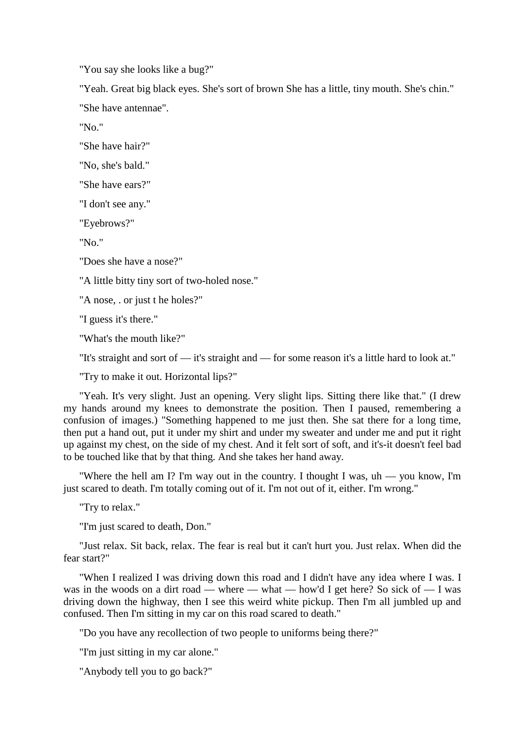"You say she looks like a bug?"

"Yeah. Great big black eyes. She's sort of brown She has a little, tiny mouth. She's chin."

"She have antennae".

"No."

"She have hair?"

"No, she's bald."

"She have ears?"

"I don't see any."

"Eyebrows?"

"No."

"Does she have a nose?"

"A little bitty tiny sort of two-holed nose."

"A nose, . or just t he holes?"

"I guess it's there."

"What's the mouth like?"

"It's straight and sort of — it's straight and — for some reason it's a little hard to look at."

"Try to make it out. Horizontal lips?"

"Yeah. It's very slight. Just an opening. Very slight lips. Sitting there like that." (I drew my hands around my knees to demonstrate the position. Then I paused, remembering a confusion of images.) "Something happened to me just then. She sat there for a long time, then put a hand out, put it under my shirt and under my sweater and under me and put it right up against my chest, on the side of my chest. And it felt sort of soft, and it's-it doesn't feel bad to be touched like that by that thing. And she takes her hand away.

"Where the hell am I? I'm way out in the country. I thought I was, uh — you know, I'm just scared to death. I'm totally coming out of it. I'm not out of it, either. I'm wrong."

"Try to relax."

"I'm just scared to death, Don."

"Just relax. Sit back, relax. The fear is real but it can't hurt you. Just relax. When did the fear start?"

"When I realized I was driving down this road and I didn't have any idea where I was. I was in the woods on a dirt road — where — what — how'd I get here? So sick of — I was driving down the highway, then I see this weird white pickup. Then I'm all jumbled up and confused. Then I'm sitting in my car on this road scared to death."

"Do you have any recollection of two people to uniforms being there?"

"I'm just sitting in my car alone."

"Anybody tell you to go back?"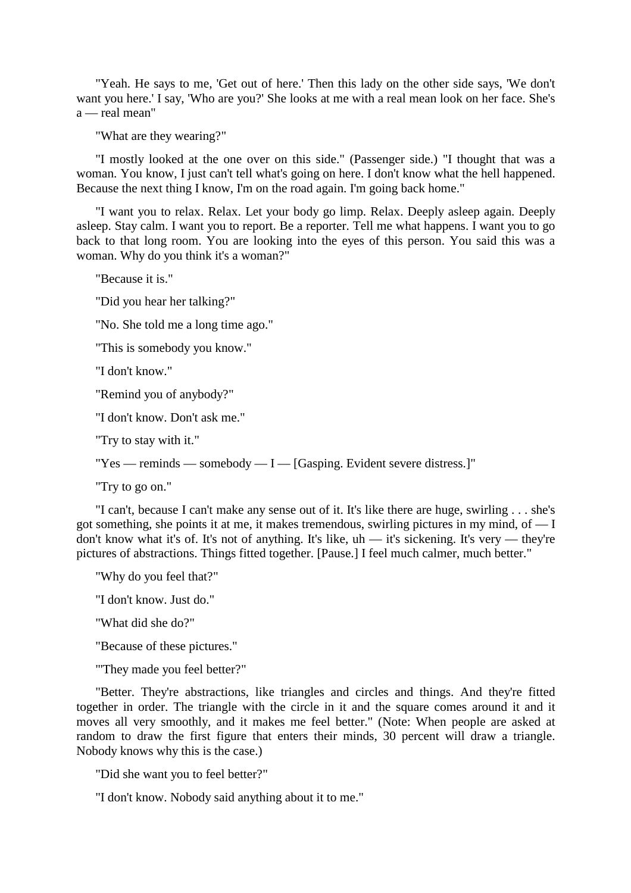"Yeah. He says to me, 'Get out of here.' Then this lady on the other side says, 'We don't want you here.' I say, 'Who are you?' She looks at me with a real mean look on her face. She's a — real mean"

"What are they wearing?"

"I mostly looked at the one over on this side." (Passenger side.) "I thought that was a woman. You know, I just can't tell what's going on here. I don't know what the hell happened. Because the next thing I know, I'm on the road again. I'm going back home."

"I want you to relax. Relax. Let your body go limp. Relax. Deeply asleep again. Deeply asleep. Stay calm. I want you to report. Be a reporter. Tell me what happens. I want you to go back to that long room. You are looking into the eyes of this person. You said this was a woman. Why do you think it's a woman?"

"Because it is."

"Did you hear her talking?"

"No. She told me a long time ago."

"This is somebody you know."

"I don't know."

"Remind you of anybody?"

"I don't know. Don't ask me."

"Try to stay with it."

"Yes — reminds — somebody — I — [Gasping. Evident severe distress.]"

"Try to go on."

"I can't, because I can't make any sense out of it. It's like there are huge, swirling . . . she's got something, she points it at me, it makes tremendous, swirling pictures in my mind, of — I don't know what it's of. It's not of anything. It's like, uh — it's sickening. It's very — they're pictures of abstractions. Things fitted together. [Pause.] I feel much calmer, much better."

"Why do you feel that?"

"I don't know. Just do."

"What did she do?"

"Because of these pictures."

"'They made you feel better?"

"Better. They're abstractions, like triangles and circles and things. And they're fitted together in order. The triangle with the circle in it and the square comes around it and it moves all very smoothly, and it makes me feel better." (Note: When people are asked at random to draw the first figure that enters their minds, 30 percent will draw a triangle. Nobody knows why this is the case.)

"Did she want you to feel better?"

"I don't know. Nobody said anything about it to me."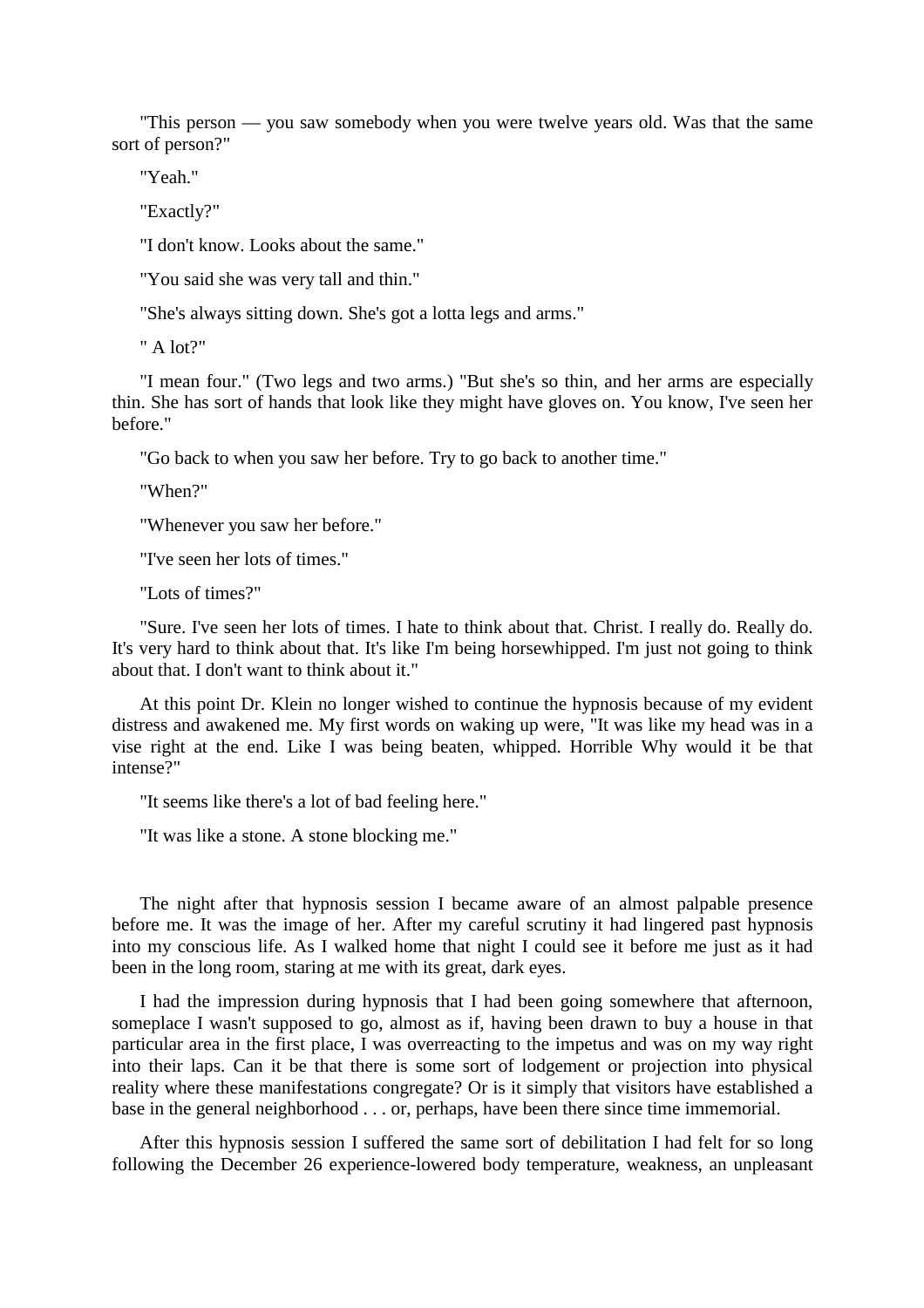"This person — you saw somebody when you were twelve years old. Was that the same sort of person?"

"Yeah."

"Exactly?"

"I don't know. Looks about the same."

"You said she was very tall and thin."

"She's always sitting down. She's got a lotta legs and arms."

" A lot?"

"I mean four." (Two legs and two arms.) "But she's so thin, and her arms are especially thin. She has sort of hands that look like they might have gloves on. You know, I've seen her before."

"Go back to when you saw her before. Try to go back to another time."

"When?"

"Whenever you saw her before."

"I've seen her lots of times."

"Lots of times?"

"Sure. I've seen her lots of times. I hate to think about that. Christ. I really do. Really do. It's very hard to think about that. It's like I'm being horsewhipped. I'm just not going to think about that. I don't want to think about it."

At this point Dr. Klein no longer wished to continue the hypnosis because of my evident distress and awakened me. My first words on waking up were, "It was like my head was in a vise right at the end. Like I was being beaten, whipped. Horrible Why would it be that intense?"

"It seems like there's a lot of bad feeling here."

"It was like a stone. A stone blocking me."

The night after that hypnosis session I became aware of an almost palpable presence before me. It was the image of her. After my careful scrutiny it had lingered past hypnosis into my conscious life. As I walked home that night I could see it before me just as it had been in the long room, staring at me with its great, dark eyes.

I had the impression during hypnosis that I had been going somewhere that afternoon, someplace I wasn't supposed to go, almost as if, having been drawn to buy a house in that particular area in the first place, I was overreacting to the impetus and was on my way right into their laps. Can it be that there is some sort of lodgement or projection into physical reality where these manifestations congregate? Or is it simply that visitors have established a base in the general neighborhood . . . or, perhaps, have been there since time immemorial.

After this hypnosis session I suffered the same sort of debilitation I had felt for so long following the December 26 experience-lowered body temperature, weakness, an unpleasant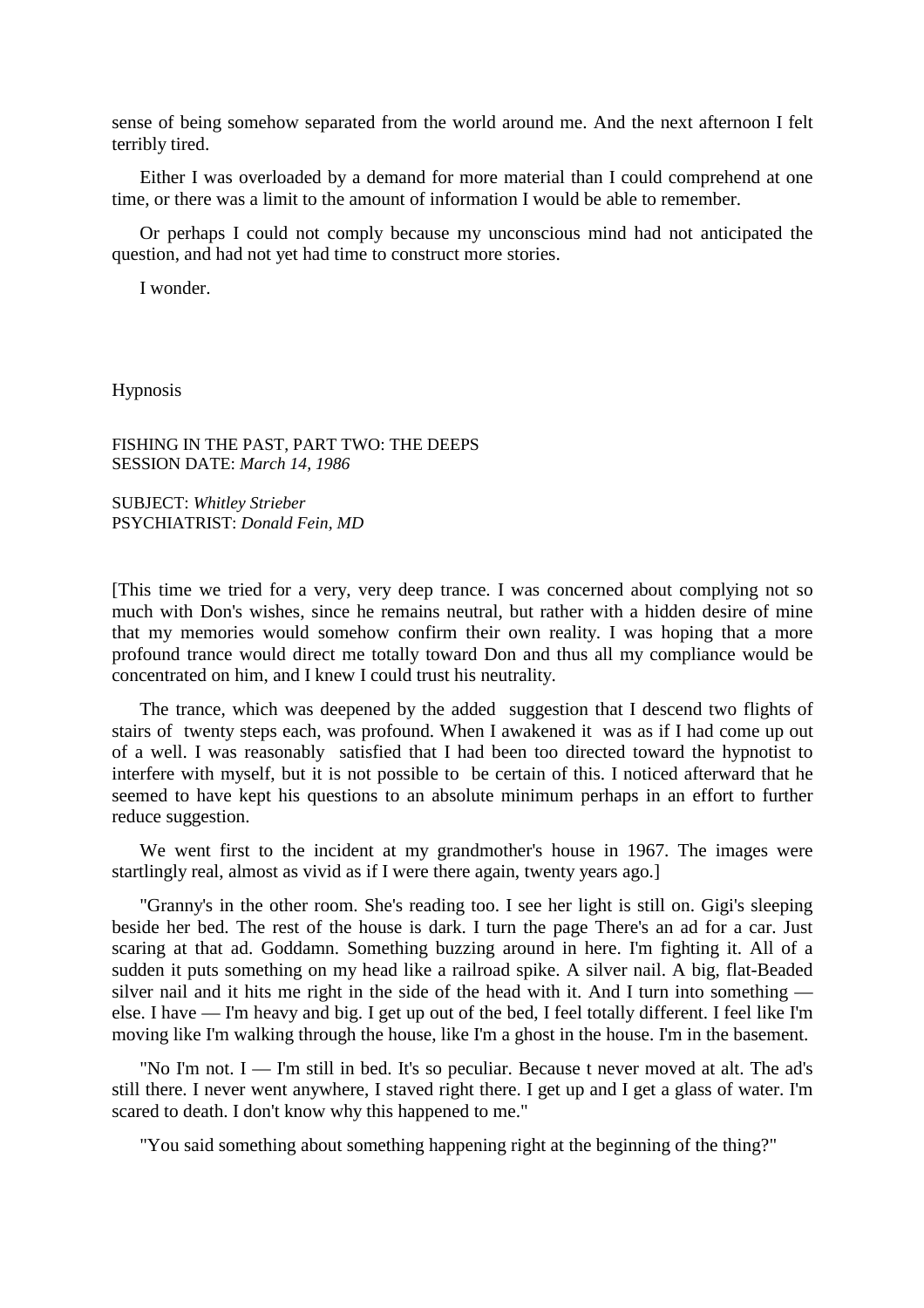sense of being somehow separated from the world around me. And the next afternoon I felt terribly tired.

Either I was overloaded by a demand for more material than I could comprehend at one time, or there was a limit to the amount of information I would be able to remember.

Or perhaps I could not comply because my unconscious mind had not anticipated the question, and had not yet had time to construct more stories.

I wonder.

Hypnosis

FISHING IN THE PAST, PART TWO: THE DEEPS
SESSION DATE: *March 14, 1986*

SUBJECT: *Whitley Strieber*
PSYCHIATRIST: *Donald Fein, MD*

[This time we tried for a very, very deep trance. I was concerned about complying not so much with Don's wishes, since he remains neutral, but rather with a hidden desire of mine that my memories would somehow confirm their own reality. I was hoping that a more profound trance would direct me totally toward Don and thus all my compliance would be concentrated on him, and I knew I could trust his neutrality.

The trance, which was deepened by the added suggestion that I descend two flights of stairs of twenty steps each, was profound. When I awakened it was as if I had come up out of a well. I was reasonably satisfied that I had been too directed toward the hypnotist to interfere with myself, but it is not possible to be certain of this. I noticed afterward that he seemed to have kept his questions to an absolute minimum perhaps in an effort to further reduce suggestion.

We went first to the incident at my grandmother's house in 1967. The images were startlingly real, almost as vivid as if I were there again, twenty years ago.]

"Granny's in the other room. She's reading too. I see her light is still on. Gigi's sleeping beside her bed. The rest of the house is dark. I turn the page There's an ad for a car. Just scaring at that ad. Goddamn. Something buzzing around in here. I'm fighting it. All of a sudden it puts something on my head like a railroad spike. A silver nail. A big, flat-Beaded silver nail and it hits me right in the side of the head with it. And I turn into something — else. I have — I'm heavy and big. I get up out of the bed, I feel totally different. I feel like I'm moving like I'm walking through the house, like I'm a ghost in the house. I'm in the basement.

"No I'm not. I — I'm still in bed. It's so peculiar. Because t never moved at alt. The ad's still there. I never went anywhere, I staved right there. I get up and I get a glass of water. I'm scared to death. I don't know why this happened to me."

"You said something about something happening right at the beginning of the thing?"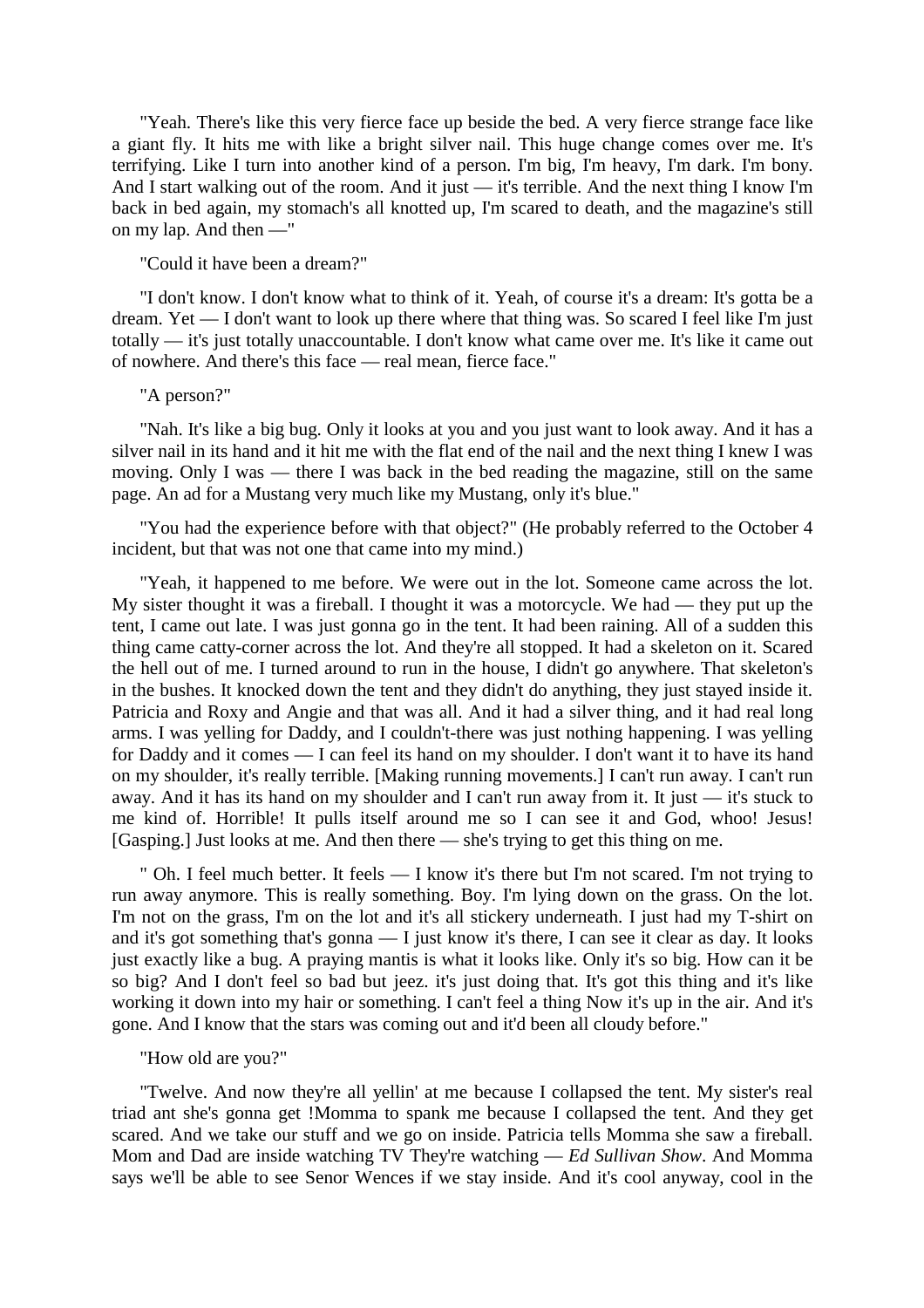"Yeah. There's like this very fierce face up beside the bed. A very fierce strange face like a giant fly. It hits me with like a bright silver nail. This huge change comes over me. It's terrifying. Like I turn into another kind of a person. I'm big, I'm heavy, I'm dark. I'm bony. And I start walking out of the room. And it just — it's terrible. And the next thing I know I'm back in bed again, my stomach's all knotted up, I'm scared to death, and the magazine's still on my lap. And then —"

"Could it have been a dream?"

"I don't know. I don't know what to think of it. Yeah, of course it's a dream: It's gotta be a dream. Yet — I don't want to look up there where that thing was. So scared I feel like I'm just totally — it's just totally unaccountable. I don't know what came over me. It's like it came out of nowhere. And there's this face — real mean, fierce face."

"A person?"

"Nah. It's like a big bug. Only it looks at you and you just want to look away. And it has a silver nail in its hand and it hit me with the flat end of the nail and the next thing I knew I was moving. Only I was — there I was back in the bed reading the magazine, still on the same page. An ad for a Mustang very much like my Mustang, only it's blue."

"You had the experience before with that object?" (He probably referred to the October 4 incident, but that was not one that came into my mind.)

"Yeah, it happened to me before. We were out in the lot. Someone came across the lot. My sister thought it was a fireball. I thought it was a motorcycle. We had — they put up the tent, I came out late. I was just gonna go in the tent. It had been raining. All of a sudden this thing came catty-corner across the lot. And they're all stopped. It had a skeleton on it. Scared the hell out of me. I turned around to run in the house, I didn't go anywhere. That skeleton's in the bushes. It knocked down the tent and they didn't do anything, they just stayed inside it. Patricia and Roxy and Angie and that was all. And it had a silver thing, and it had real long arms. I was yelling for Daddy, and I couldn't-there was just nothing happening. I was yelling for Daddy and it comes — I can feel its hand on my shoulder. I don't want it to have its hand on my shoulder, it's really terrible. [Making running movements.] I can't run away. I can't run away. And it has its hand on my shoulder and I can't run away from it. It just — it's stuck to me kind of. Horrible! It pulls itself around me so I can see it and God, whoo! Jesus! [Gasping.] Just looks at me. And then there — she's trying to get this thing on me.

" Oh. I feel much better. It feels — I know it's there but I'm not scared. I'm not trying to run away anymore. This is really something. Boy. I'm lying down on the grass. On the lot. I'm not on the grass, I'm on the lot and it's all stickery underneath. I just had my T-shirt on and it's got something that's gonna — I just know it's there, I can see it clear as day. It looks just exactly like a bug. A praying mantis is what it looks like. Only it's so big. How can it be so big? And I don't feel so bad but jeez. it's just doing that. It's got this thing and it's like working it down into my hair or something. I can't feel a thing Now it's up in the air. And it's gone. And I know that the stars was coming out and it'd been all cloudy before."

"How old are you?"

"Twelve. And now they're all yellin' at me because I collapsed the tent. My sister's real triad ant she's gonna get !Momma to spank me because I collapsed the tent. And they get scared. And we take our stuff and we go on inside. Patricia tells Momma she saw a fireball. Mom and Dad are inside watching TV They're watching — *Ed Sullivan Show*. And Momma says we'll be able to see Senor Wences if we stay inside. And it's cool anyway, cool in the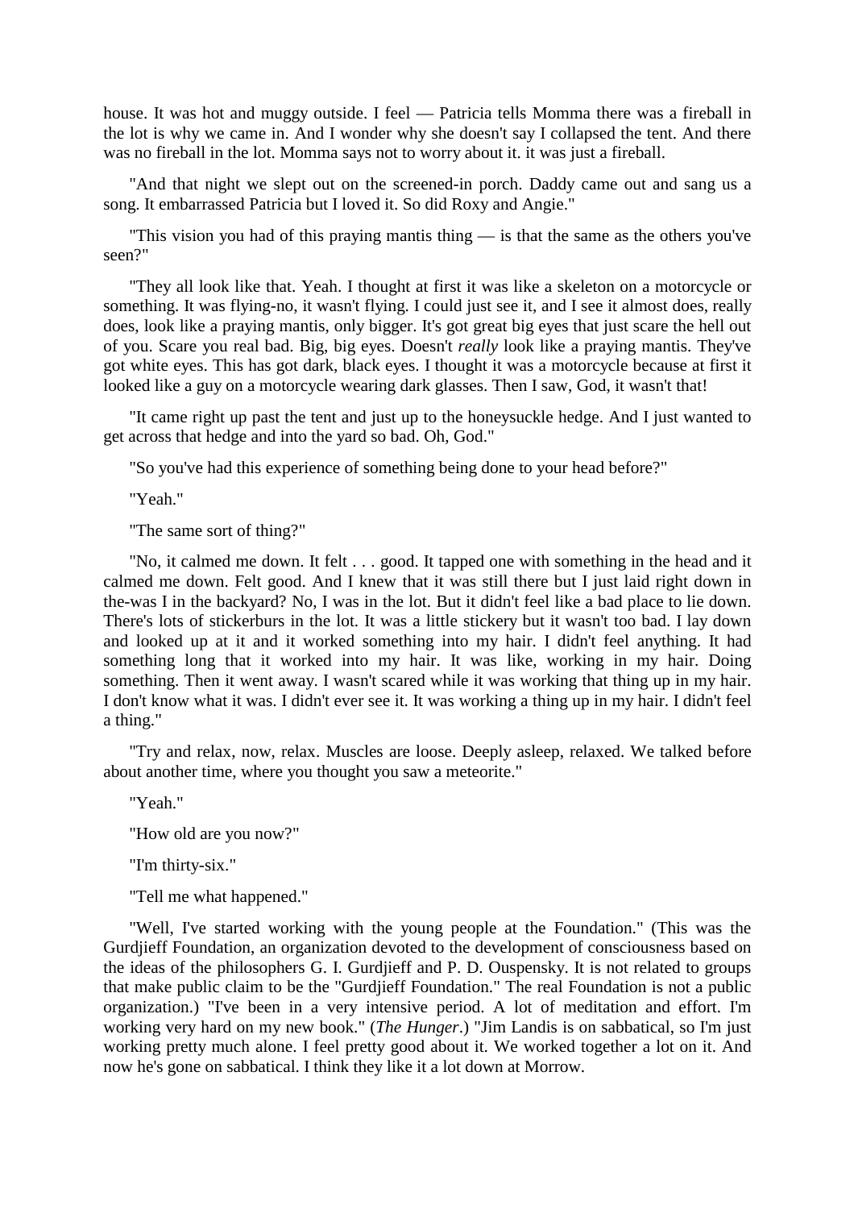house. It was hot and muggy outside. I feel — Patricia tells Momma there was a fireball in the lot is why we came in. And I wonder why she doesn't say I collapsed the tent. And there was no fireball in the lot. Momma says not to worry about it. it was just a fireball.

"And that night we slept out on the screened-in porch. Daddy came out and sang us a song. It embarrassed Patricia but I loved it. So did Roxy and Angie."

"This vision you had of this praying mantis thing — is that the same as the others you've seen?"

"They all look like that. Yeah. I thought at first it was like a skeleton on a motorcycle or something. It was flying-no, it wasn't flying. I could just see it, and I see it almost does, really does, look like a praying mantis, only bigger. It's got great big eyes that just scare the hell out of you. Scare you real bad. Big, big eyes. Doesn't *really* look like a praying mantis. They've got white eyes. This has got dark, black eyes. I thought it was a motorcycle because at first it looked like a guy on a motorcycle wearing dark glasses. Then I saw, God, it wasn't that!

"It came right up past the tent and just up to the honeysuckle hedge. And I just wanted to get across that hedge and into the yard so bad. Oh, God."

"So you've had this experience of something being done to your head before?"

"Yeah."

"The same sort of thing?"

"No, it calmed me down. It felt . . . good. It tapped one with something in the head and it calmed me down. Felt good. And I knew that it was still there but I just laid right down in the-was I in the backyard? No, I was in the lot. But it didn't feel like a bad place to lie down. There's lots of stickerburs in the lot. It was a little stickery but it wasn't too bad. I lay down and looked up at it and it worked something into my hair. I didn't feel anything. It had something long that it worked into my hair. It was like, working in my hair. Doing something. Then it went away. I wasn't scared while it was working that thing up in my hair. I don't know what it was. I didn't ever see it. It was working a thing up in my hair. I didn't feel a thing."

"Try and relax, now, relax. Muscles are loose. Deeply asleep, relaxed. We talked before about another time, where you thought you saw a meteorite."

"Yeah."

"How old are you now?"

"I'm thirty-six."

"Tell me what happened."

"Well, I've started working with the young people at the Foundation." (This was the Gurdjieff Foundation, an organization devoted to the development of consciousness based on the ideas of the philosophers G. I. Gurdjieff and P. D. Ouspensky. It is not related to groups that make public claim to be the "Gurdjieff Foundation." The real Foundation is not a public organization.) "I've been in a very intensive period. A lot of meditation and effort. I'm working very hard on my new book." (*The Hunger*.) "Jim Landis is on sabbatical, so I'm just working pretty much alone. I feel pretty good about it. We worked together a lot on it. And now he's gone on sabbatical. I think they like it a lot down at Morrow.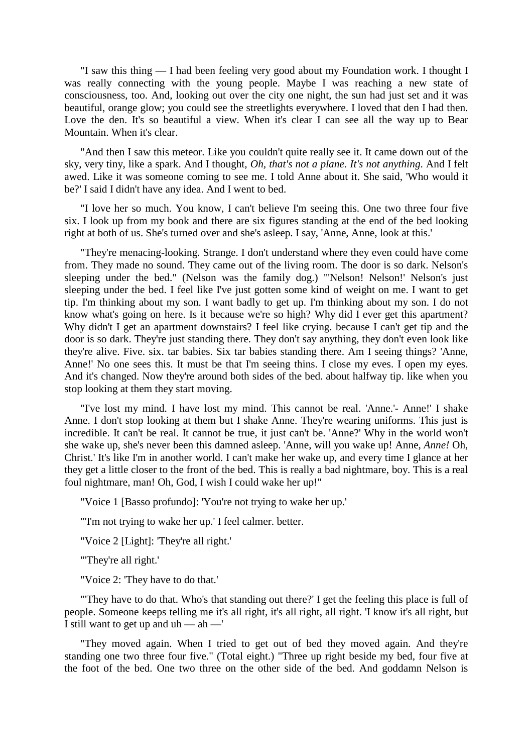"I saw this thing — I had been feeling very good about my Foundation work. I thought I was really connecting with the young people. Maybe I was reaching a new state of consciousness, too. And, looking out over the city one night, the sun had just set and it was beautiful, orange glow; you could see the streetlights everywhere. I loved that den I had then. Love the den. It's so beautiful a view. When it's clear I can see all the way up to Bear Mountain. When it's clear.

"And then I saw this meteor. Like you couldn't quite really see it. It came down out of the sky, very tiny, like a spark. And I thought, *Oh, that's not a plane. It's not anything.* And I felt awed. Like it was someone coming to see me. I told Anne about it. She said, 'Who would it be?' I said I didn't have any idea. And I went to bed.

"I love her so much. You know, I can't believe I'm seeing this. One two three four five six. I look up from my book and there are six figures standing at the end of the bed looking right at both of us. She's turned over and she's asleep. I say, 'Anne, Anne, look at this.'

"They're menacing-looking. Strange. I don't understand where they even could have come from. They made no sound. They came out of the living room. The door is so dark. Nelson's sleeping under the bed." (Nelson was the family dog.) "'Nelson! Nelson!' Nelson's just sleeping under the bed. I feel like I've just gotten some kind of weight on me. I want to get tip. I'm thinking about my son. I want badly to get up. I'm thinking about my son. I do not know what's going on here. Is it because we're so high? Why did I ever get this apartment? Why didn't I get an apartment downstairs? I feel like crying. because I can't get tip and the door is so dark. They're just standing there. They don't say anything, they don't even look like they're alive. Five. six. tar babies. Six tar babies standing there. Am I seeing things? 'Anne, Anne!' No one sees this. It must be that I'm seeing thins. I close my eves. I open my eyes. And it's changed. Now they're around both sides of the bed. about halfway tip. like when you stop looking at them they start moving.

"I've lost my mind. I have lost my mind. This cannot be real. 'Anne.'- Anne!' I shake Anne. I don't stop looking at them but I shake Anne. They're wearing uniforms. This just is incredible. It can't be real. It cannot be true, it just can't be. 'Anne?' Why in the world won't she wake up, she's never been this damned asleep. 'Anne, will you wake up! Anne, *Anne!* Oh, Christ.' It's like I'm in another world. I can't make her wake up, and every time I glance at her they get a little closer to the front of the bed. This is really a bad nightmare, boy. This is a real foul nightmare, man! Oh, God, I wish I could wake her up!"

"Voice 1 [Basso profundo]: 'You're not trying to wake her up.'

"'I'm not trying to wake her up.' I feel calmer. better.

"Voice 2 [Light]: 'They're all right.'

"'They're all right.'

"Voice 2: 'They have to do that.'

"'They have to do that. Who's that standing out there?' I get the feeling this place is full of people. Someone keeps telling me it's all right, it's all right, all right. 'I know it's all right, but I still want to get up and uh — ah —'

"They moved again. When I tried to get out of bed they moved again. And they're standing one two three four five." (Total eight.) "Three up right beside my bed, four five at the foot of the bed. One two three on the other side of the bed. And goddamn Nelson is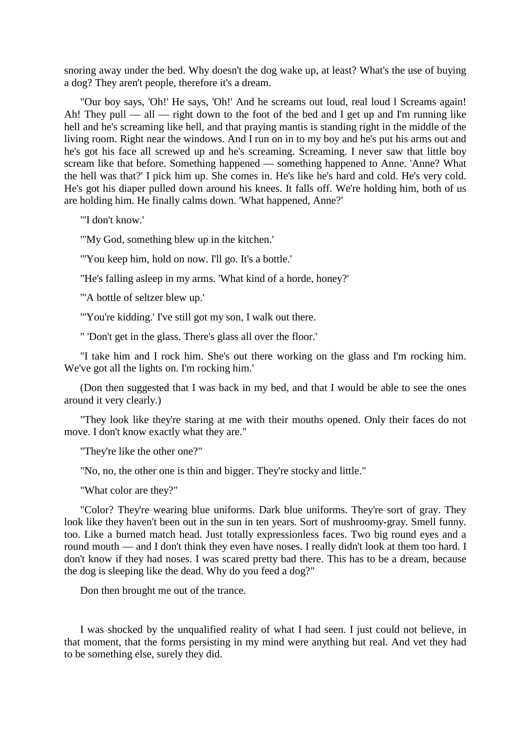snoring away under the bed. Why doesn't the dog wake up, at least? What's the use of buying a dog? They aren't people, therefore it's a dream.

"Our boy says, 'Oh!' He says, 'Oh!' And he screams out loud, real loud l Screams again! Ah! They pull — all — right down to the foot of the bed and I get up and I'm running like hell and he's screaming like hell, and that praying mantis is standing right in the middle of the living room. Right near the windows. And I run on in to my boy and he's put his arms out and he's got his face all screwed up and he's screaming. Screaming. I never saw that little boy scream like that before. Something happened — something happened to Anne. 'Anne? What the hell was that?' I pick him up. She comes in. He's like he's hard and cold. He's very cold. He's got his diaper pulled down around his knees. It falls off. We're holding him, both of us are holding him. He finally calms down. 'What happened, Anne?'

"'I don't know.'

"'My God, something blew up in the kitchen.'

"'You keep him, hold on now. I'll go. It's a bottle.'

"He's falling asleep in my arms. 'What kind of a horde, honey?'

"'A bottle of seltzer blew up.'

"'You're kidding.' I've still got my son, I walk out there.

" 'Don't get in the glass. There's glass all over the floor.'

"I take him and I rock him. She's out there working on the glass and I'm rocking him. We've got all the lights on. I'm rocking him.'

(Don then suggested that I was back in my bed, and that I would be able to see the ones around it very clearly.)

"They look like they're staring at me with their mouths opened. Only their faces do not move. I don't know exactly what they are."

"They're like the other one?"

"No, no, the other one is thin and bigger. They're stocky and little."

"What color are they?"

"Color? They're wearing blue uniforms. Dark blue uniforms. They're sort of gray. They look like they haven't been out in the sun in ten years. Sort of mushroomy-gray. Smell funny. too. Like a burned match head. Just totally expressionless faces. Two big round eyes and a round mouth — and I don't think they even have noses. I really didn't look at them too hard. I don't know if they had noses. I was scared pretty bad there. This has to be a dream, because the dog is sleeping like the dead. Why do you feed a dog?"

Don then brought me out of the trance.

I was shocked by the unqualified reality of what I had seen. I just could not believe, in that moment, that the forms persisting in my mind were anything but real. And vet they had to be something else, surely they did.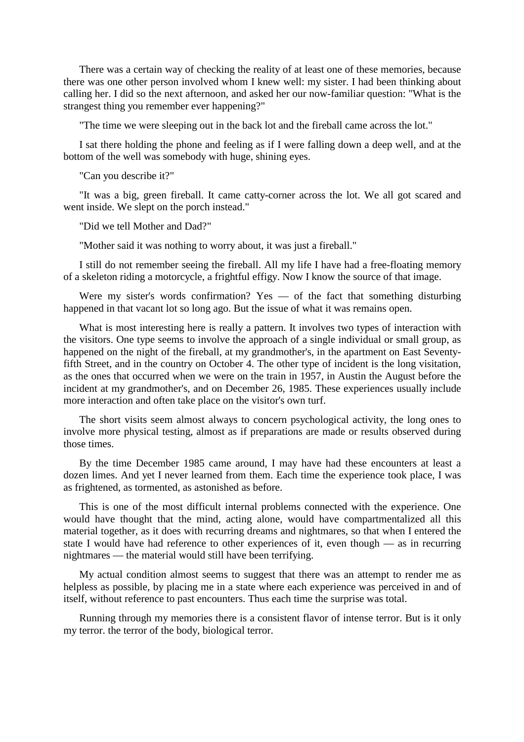There was a certain way of checking the reality of at least one of these memories, because there was one other person involved whom I knew well: my sister. I had been thinking about calling her. I did so the next afternoon, and asked her our now-familiar question: "What is the strangest thing you remember ever happening?"

"The time we were sleeping out in the back lot and the fireball came across the lot."

I sat there holding the phone and feeling as if I were falling down a deep well, and at the bottom of the well was somebody with huge, shining eyes.

"Can you describe it?"

"It was a big, green fireball. It came catty-corner across the lot. We all got scared and went inside. We slept on the porch instead."

"Did we tell Mother and Dad?"

"Mother said it was nothing to worry about, it was just a fireball."

I still do not remember seeing the fireball. All my life I have had a free-floating memory of a skeleton riding a motorcycle, a frightful effigy. Now I know the source of that image.

Were my sister's words confirmation? Yes — of the fact that something disturbing happened in that vacant lot so long ago. But the issue of what it was remains open.

What is most interesting here is really a pattern. It involves two types of interaction with the visitors. One type seems to involve the approach of a single individual or small group, as happened on the night of the fireball, at my grandmother's, in the apartment on East Seventy-fifth Street, and in the country on October 4. The other type of incident is the long visitation, as the ones that occurred when we were on the train in 1957, in Austin the August before the incident at my grandmother's, and on December 26, 1985. These experiences usually include more interaction and often take place on the visitor's own turf.

The short visits seem almost always to concern psychological activity, the long ones to involve more physical testing, almost as if preparations are made or results observed during those times.

By the time December 1985 came around, I may have had these encounters at least a dozen limes. And yet I never learned from them. Each time the experience took place, I was as frightened, as tormented, as astonished as before.

This is one of the most difficult internal problems connected with the experience. One would have thought that the mind, acting alone, would have compartmentalized all this material together, as it does with recurring dreams and nightmares, so that when I entered the state I would have had reference to other experiences of it, even though — as in recurring nightmares — the material would still have been terrifying.

My actual condition almost seems to suggest that there was an attempt to render me as helpless as possible, by placing me in a state where each experience was perceived in and of itself, without reference to past encounters. Thus each time the surprise was total.

Running through my memories there is a consistent flavor of intense terror. But is it only my terror. the terror of the body, biological terror.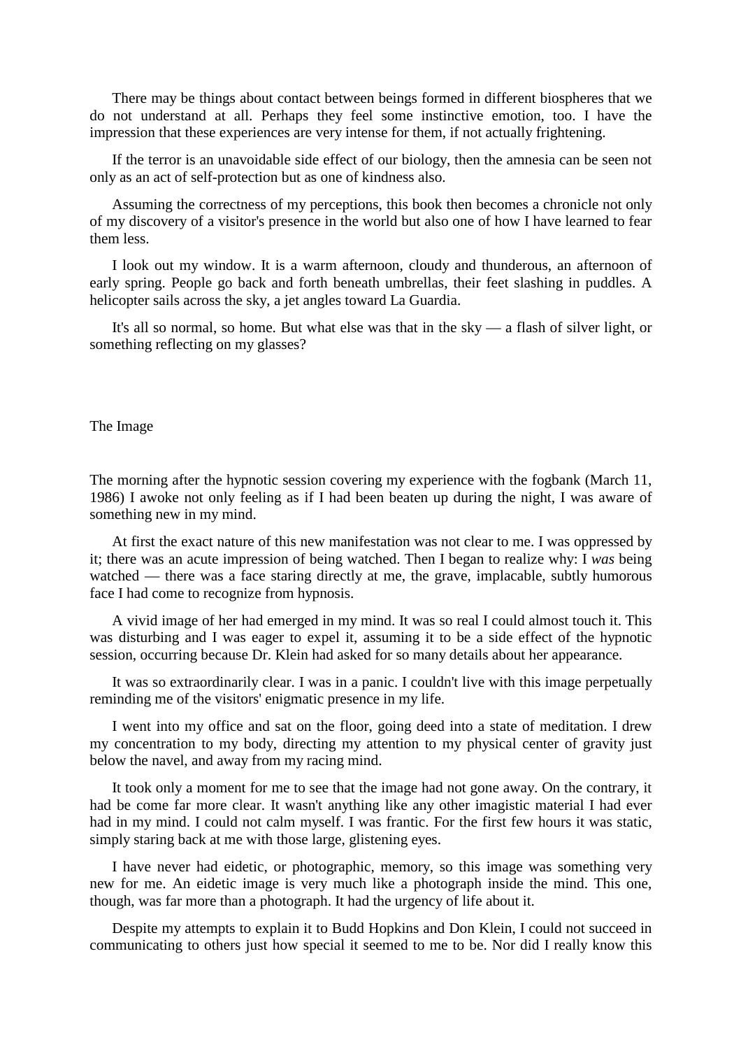There may be things about contact between beings formed in different biospheres that we do not understand at all. Perhaps they feel some instinctive emotion, too. I have the impression that these experiences are very intense for them, if not actually frightening.

If the terror is an unavoidable side effect of our biology, then the amnesia can be seen not only as an act of self-protection but as one of kindness also.

Assuming the correctness of my perceptions, this book then becomes a chronicle not only of my discovery of a visitor's presence in the world but also one of how I have learned to fear them less.

I look out my window. It is a warm afternoon, cloudy and thunderous, an afternoon of early spring. People go back and forth beneath umbrellas, their feet slashing in puddles. A helicopter sails across the sky, a jet angles toward La Guardia.

It's all so normal, so home. But what else was that in the sky — a flash of silver light, or something reflecting on my glasses?

## The Image

The morning after the hypnotic session covering my experience with the fogbank (March 11, 1986) I awoke not only feeling as if I had been beaten up during the night, I was aware of something new in my mind.

At first the exact nature of this new manifestation was not clear to me. I was oppressed by it; there was an acute impression of being watched. Then I began to realize why: I *was* being watched — there was a face staring directly at me, the grave, implacable, subtly humorous face I had come to recognize from hypnosis.

A vivid image of her had emerged in my mind. It was so real I could almost touch it. This was disturbing and I was eager to expel it, assuming it to be a side effect of the hypnotic session, occurring because Dr. Klein had asked for so many details about her appearance.

It was so extraordinarily clear. I was in a panic. I couldn't live with this image perpetually reminding me of the visitors' enigmatic presence in my life.

I went into my office and sat on the floor, going deed into a state of meditation. I drew my concentration to my body, directing my attention to my physical center of gravity just below the navel, and away from my racing mind.

It took only a moment for me to see that the image had not gone away. On the contrary, it had be come far more clear. It wasn't anything like any other imagistic material I had ever had in my mind. I could not calm myself. I was frantic. For the first few hours it was static, simply staring back at me with those large, glistening eyes.

I have never had eidetic, or photographic, memory, so this image was something very new for me. An eidetic image is very much like a photograph inside the mind. This one, though, was far more than a photograph. It had the urgency of life about it.

Despite my attempts to explain it to Budd Hopkins and Don Klein, I could not succeed in communicating to others just how special it seemed to me to be. Nor did I really know this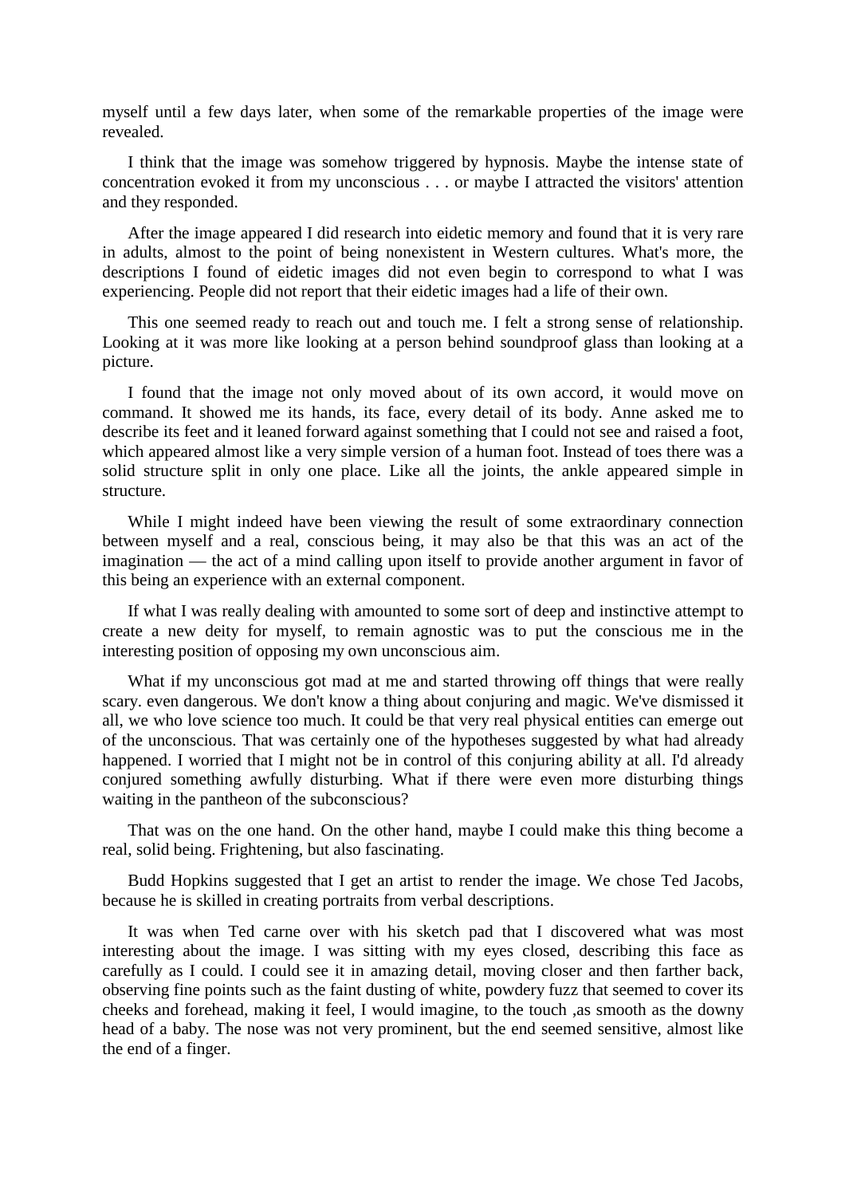myself until a few days later, when some of the remarkable properties of the image were revealed.

I think that the image was somehow triggered by hypnosis. Maybe the intense state of concentration evoked it from my unconscious . . . or maybe I attracted the visitors' attention and they responded.

After the image appeared I did research into eidetic memory and found that it is very rare in adults, almost to the point of being nonexistent in Western cultures. What's more, the descriptions I found of eidetic images did not even begin to correspond to what I was experiencing. People did not report that their eidetic images had a life of their own.

This one seemed ready to reach out and touch me. I felt a strong sense of relationship. Looking at it was more like looking at a person behind soundproof glass than looking at a picture.

I found that the image not only moved about of its own accord, it would move on command. It showed me its hands, its face, every detail of its body. Anne asked me to describe its feet and it leaned forward against something that I could not see and raised a foot, which appeared almost like a very simple version of a human foot. Instead of toes there was a solid structure split in only one place. Like all the joints, the ankle appeared simple in structure.

While I might indeed have been viewing the result of some extraordinary connection between myself and a real, conscious being, it may also be that this was an act of the imagination — the act of a mind calling upon itself to provide another argument in favor of this being an experience with an external component.

If what I was really dealing with amounted to some sort of deep and instinctive attempt to create a new deity for myself, to remain agnostic was to put the conscious me in the interesting position of opposing my own unconscious aim.

What if my unconscious got mad at me and started throwing off things that were really scary. even dangerous. We don't know a thing about conjuring and magic. We've dismissed it all, we who love science too much. It could be that very real physical entities can emerge out of the unconscious. That was certainly one of the hypotheses suggested by what had already happened. I worried that I might not be in control of this conjuring ability at all. I'd already conjured something awfully disturbing. What if there were even more disturbing things waiting in the pantheon of the subconscious?

That was on the one hand. On the other hand, maybe I could make this thing become a real, solid being. Frightening, but also fascinating.

Budd Hopkins suggested that I get an artist to render the image. We chose Ted Jacobs, because he is skilled in creating portraits from verbal descriptions.

It was when Ted carne over with his sketch pad that I discovered what was most interesting about the image. I was sitting with my eyes closed, describing this face as carefully as I could. I could see it in amazing detail, moving closer and then farther back, observing fine points such as the faint dusting of white, powdery fuzz that seemed to cover its cheeks and forehead, making it feel, I would imagine, to the touch ,as smooth as the downy head of a baby. The nose was not very prominent, but the end seemed sensitive, almost like the end of a finger.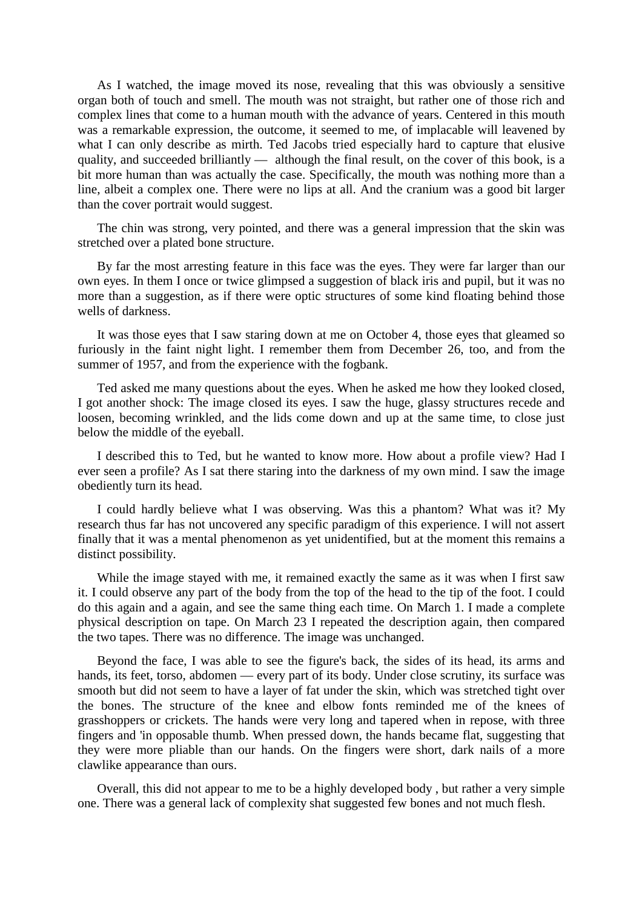As I watched, the image moved its nose, revealing that this was obviously a sensitive organ both of touch and smell. The mouth was not straight, but rather one of those rich and complex lines that come to a human mouth with the advance of years. Centered in this mouth was a remarkable expression, the outcome, it seemed to me, of implacable will leavened by what I can only describe as mirth. Ted Jacobs tried especially hard to capture that elusive quality, and succeeded brilliantly — although the final result, on the cover of this book, is a bit more human than was actually the case. Specifically, the mouth was nothing more than a line, albeit a complex one. There were no lips at all. And the cranium was a good bit larger than the cover portrait would suggest.

The chin was strong, very pointed, and there was a general impression that the skin was stretched over a plated bone structure.

By far the most arresting feature in this face was the eyes. They were far larger than our own eyes. In them I once or twice glimpsed a suggestion of black iris and pupil, but it was no more than a suggestion, as if there were optic structures of some kind floating behind those wells of darkness.

It was those eyes that I saw staring down at me on October 4, those eyes that gleamed so furiously in the faint night light. I remember them from December 26, too, and from the summer of 1957, and from the experience with the fogbank.

Ted asked me many questions about the eyes. When he asked me how they looked closed, I got another shock: The image closed its eyes. I saw the huge, glassy structures recede and loosen, becoming wrinkled, and the lids come down and up at the same time, to close just below the middle of the eyeball.

I described this to Ted, but he wanted to know more. How about a profile view? Had I ever seen a profile? As I sat there staring into the darkness of my own mind. I saw the image obediently turn its head.

I could hardly believe what I was observing. Was this a phantom? What was it? My research thus far has not uncovered any specific paradigm of this experience. I will not assert finally that it was a mental phenomenon as yet unidentified, but at the moment this remains a distinct possibility.

While the image stayed with me, it remained exactly the same as it was when I first saw it. I could observe any part of the body from the top of the head to the tip of the foot. I could do this again and a again, and see the same thing each time. On March 1. I made a complete physical description on tape. On March 23 I repeated the description again, then compared the two tapes. There was no difference. The image was unchanged.

Beyond the face, I was able to see the figure's back, the sides of its head, its arms and hands, its feet, torso, abdomen — every part of its body. Under close scrutiny, its surface was smooth but did not seem to have a layer of fat under the skin, which was stretched tight over the bones. The structure of the knee and elbow fonts reminded me of the knees of grasshoppers or crickets. The hands were very long and tapered when in repose, with three fingers and 'in opposable thumb. When pressed down, the hands became flat, suggesting that they were more pliable than our hands. On the fingers were short, dark nails of a more clawlike appearance than ours.

Overall, this did not appear to me to be a highly developed body , but rather a very simple one. There was a general lack of complexity shat suggested few bones and not much flesh.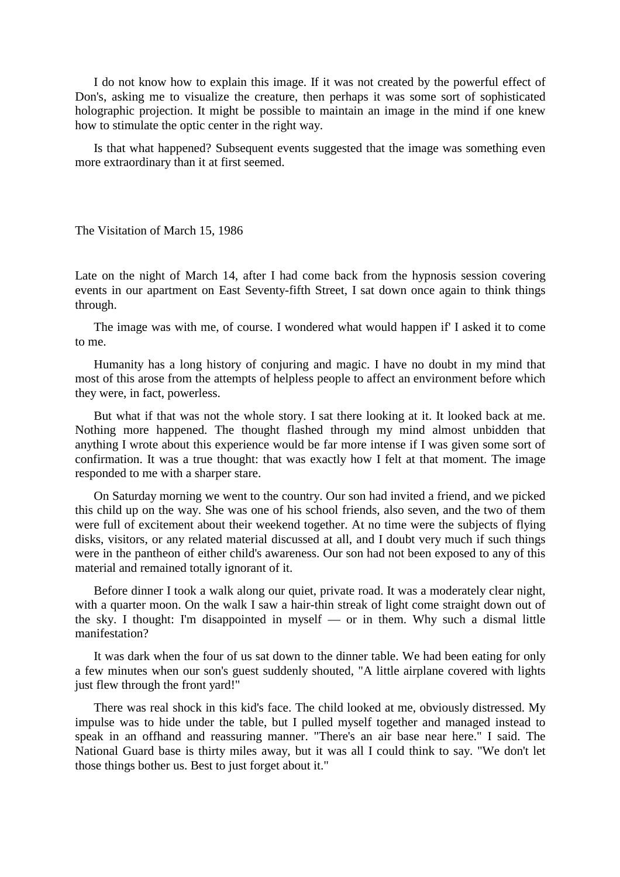I do not know how to explain this image. If it was not created by the powerful effect of Don's, asking me to visualize the creature, then perhaps it was some sort of sophisticated holographic projection. It might be possible to maintain an image in the mind if one knew how to stimulate the optic center in the right way.

Is that what happened? Subsequent events suggested that the image was something even more extraordinary than it at first seemed.

## The Visitation of March 15, 1986

Late on the night of March 14, after I had come back from the hypnosis session covering events in our apartment on East Seventy-fifth Street, I sat down once again to think things through.

The image was with me, of course. I wondered what would happen if' I asked it to come to me.

Humanity has a long history of conjuring and magic. I have no doubt in my mind that most of this arose from the attempts of helpless people to affect an environment before which they were, in fact, powerless.

But what if that was not the whole story. I sat there looking at it. It looked back at me. Nothing more happened. The thought flashed through my mind almost unbidden that anything I wrote about this experience would be far more intense if I was given some sort of confirmation. It was a true thought: that was exactly how I felt at that moment. The image responded to me with a sharper stare.

On Saturday morning we went to the country. Our son had invited a friend, and we picked this child up on the way. She was one of his school friends, also seven, and the two of them were full of excitement about their weekend together. At no time were the subjects of flying disks, visitors, or any related material discussed at all, and I doubt very much if such things were in the pantheon of either child's awareness. Our son had not been exposed to any of this material and remained totally ignorant of it.

Before dinner I took a walk along our quiet, private road. It was a moderately clear night, with a quarter moon. On the walk I saw a hair-thin streak of light come straight down out of the sky. I thought: I'm disappointed in myself — or in them. Why such a dismal little manifestation?

It was dark when the four of us sat down to the dinner table. We had been eating for only a few minutes when our son's guest suddenly shouted, "A little airplane covered with lights just flew through the front yard!"

There was real shock in this kid's face. The child looked at me, obviously distressed. My impulse was to hide under the table, but I pulled myself together and managed instead to speak in an offhand and reassuring manner. "There's an air base near here." I said. The National Guard base is thirty miles away, but it was all I could think to say. "We don't let those things bother us. Best to just forget about it."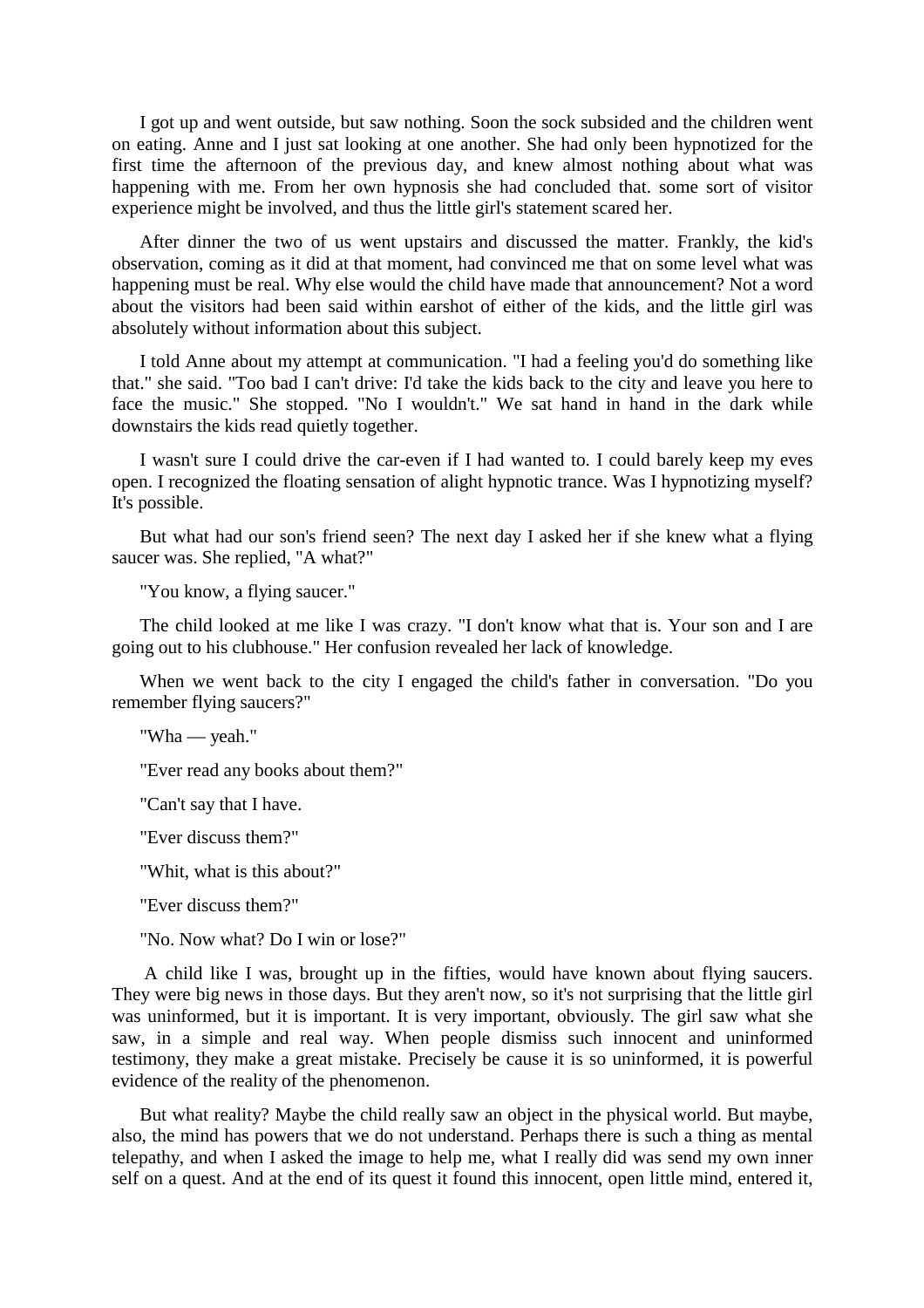I got up and went outside, but saw nothing. Soon the sock subsided and the children went on eating. Anne and I just sat looking at one another. She had only been hypnotized for the first time the afternoon of the previous day, and knew almost nothing about what was happening with me. From her own hypnosis she had concluded that. some sort of visitor experience might be involved, and thus the little girl's statement scared her.

After dinner the two of us went upstairs and discussed the matter. Frankly, the kid's observation, coming as it did at that moment, had convinced me that on some level what was happening must be real. Why else would the child have made that announcement? Not a word about the visitors had been said within earshot of either of the kids, and the little girl was absolutely without information about this subject.

I told Anne about my attempt at communication. "I had a feeling you'd do something like that." she said. "Too bad I can't drive: I'd take the kids back to the city and leave you here to face the music." She stopped. "No I wouldn't." We sat hand in hand in the dark while downstairs the kids read quietly together.

I wasn't sure I could drive the car-even if I had wanted to. I could barely keep my eves open. I recognized the floating sensation of alight hypnotic trance. Was I hypnotizing myself? It's possible.

But what had our son's friend seen? The next day I asked her if she knew what a flying saucer was. She replied, "A what?"

"You know, a flying saucer."

The child looked at me like I was crazy. "I don't know what that is. Your son and I are going out to his clubhouse." Her confusion revealed her lack of knowledge.

When we went back to the city I engaged the child's father in conversation. "Do you remember flying saucers?"

"Wha — yeah."

"Ever read any books about them?"

"Can't say that I have.

"Ever discuss them?"

"Whit, what is this about?"

"Ever discuss them?"

"No. Now what? Do I win or lose?"

A child like I was, brought up in the fifties, would have known about flying saucers. They were big news in those days. But they aren't now, so it's not surprising that the little girl was uninformed, but it is important. It is very important, obviously. The girl saw what she saw, in a simple and real way. When people dismiss such innocent and uninformed testimony, they make a great mistake. Precisely be cause it is so uninformed, it is powerful evidence of the reality of the phenomenon.

But what reality? Maybe the child really saw an object in the physical world. But maybe, also, the mind has powers that we do not understand. Perhaps there is such a thing as mental telepathy, and when I asked the image to help me, what I really did was send my own inner self on a quest. And at the end of its quest it found this innocent, open little mind, entered it,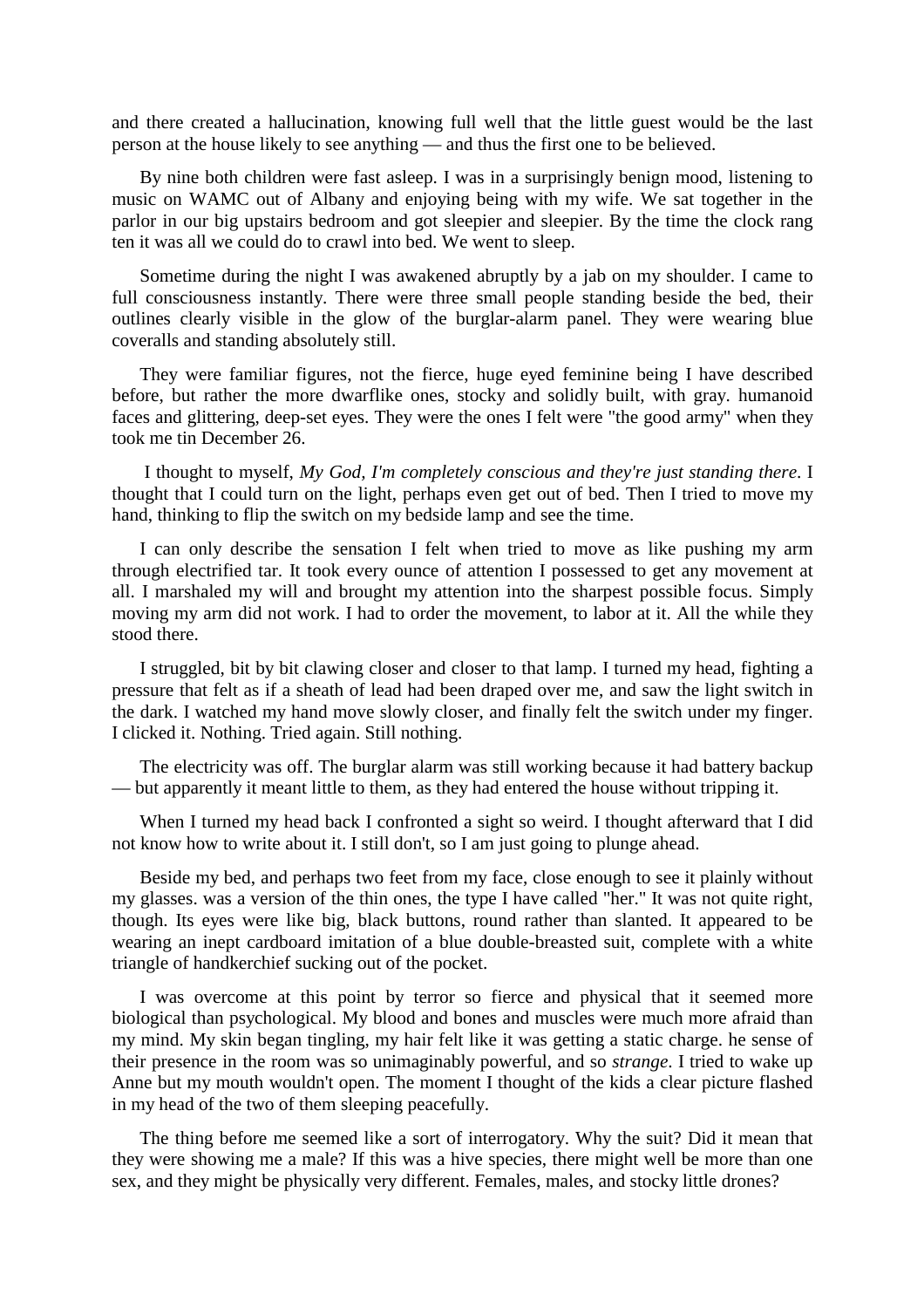and there created a hallucination, knowing full well that the little guest would be the last person at the house likely to see anything — and thus the first one to be believed.

By nine both children were fast asleep. I was in a surprisingly benign mood, listening to music on WAMC out of Albany and enjoying being with my wife. We sat together in the parlor in our big upstairs bedroom and got sleepier and sleepier. By the time the clock rang ten it was all we could do to crawl into bed. We went to sleep.

Sometime during the night I was awakened abruptly by a jab on my shoulder. I came to full consciousness instantly. There were three small people standing beside the bed, their outlines clearly visible in the glow of the burglar-alarm panel. They were wearing blue coveralls and standing absolutely still.

They were familiar figures, not the fierce, huge eyed feminine being I have described before, but rather the more dwarflike ones, stocky and solidly built, with gray. humanoid faces and glittering, deep-set eyes. They were the ones I felt were "the good army" when they took me tin December 26.

I thought to myself, *My God, I'm completely conscious and they're just standing there*. I thought that I could turn on the light, perhaps even get out of bed. Then I tried to move my hand, thinking to flip the switch on my bedside lamp and see the time.

I can only describe the sensation I felt when tried to move as like pushing my arm through electrified tar. It took every ounce of attention I possessed to get any movement at all. I marshaled my will and brought my attention into the sharpest possible focus. Simply moving my arm did not work. I had to order the movement, to labor at it. All the while they stood there.

I struggled, bit by bit clawing closer and closer to that lamp. I turned my head, fighting a pressure that felt as if a sheath of lead had been draped over me, and saw the light switch in the dark. I watched my hand move slowly closer, and finally felt the switch under my finger. I clicked it. Nothing. Tried again. Still nothing.

The electricity was off. The burglar alarm was still working because it had battery backup — but apparently it meant little to them, as they had entered the house without tripping it.

When I turned my head back I confronted a sight so weird. I thought afterward that I did not know how to write about it. I still don't, so I am just going to plunge ahead.

Beside my bed, and perhaps two feet from my face, close enough to see it plainly without my glasses. was a version of the thin ones, the type I have called "her." It was not quite right, though. Its eyes were like big, black buttons, round rather than slanted. It appeared to be wearing an inept cardboard imitation of a blue double-breasted suit, complete with a white triangle of handkerchief sucking out of the pocket.

I was overcome at this point by terror so fierce and physical that it seemed more biological than psychological. My blood and bones and muscles were much more afraid than my mind. My skin began tingling, my hair felt like it was getting a static charge. he sense of their presence in the room was so unimaginably powerful, and so *strange*. I tried to wake up Anne but my mouth wouldn't open. The moment I thought of the kids a clear picture flashed in my head of the two of them sleeping peacefully.

The thing before me seemed like a sort of interrogatory. Why the suit? Did it mean that they were showing me a male? If this was a hive species, there might well be more than one sex, and they might be physically very different. Females, males, and stocky little drones?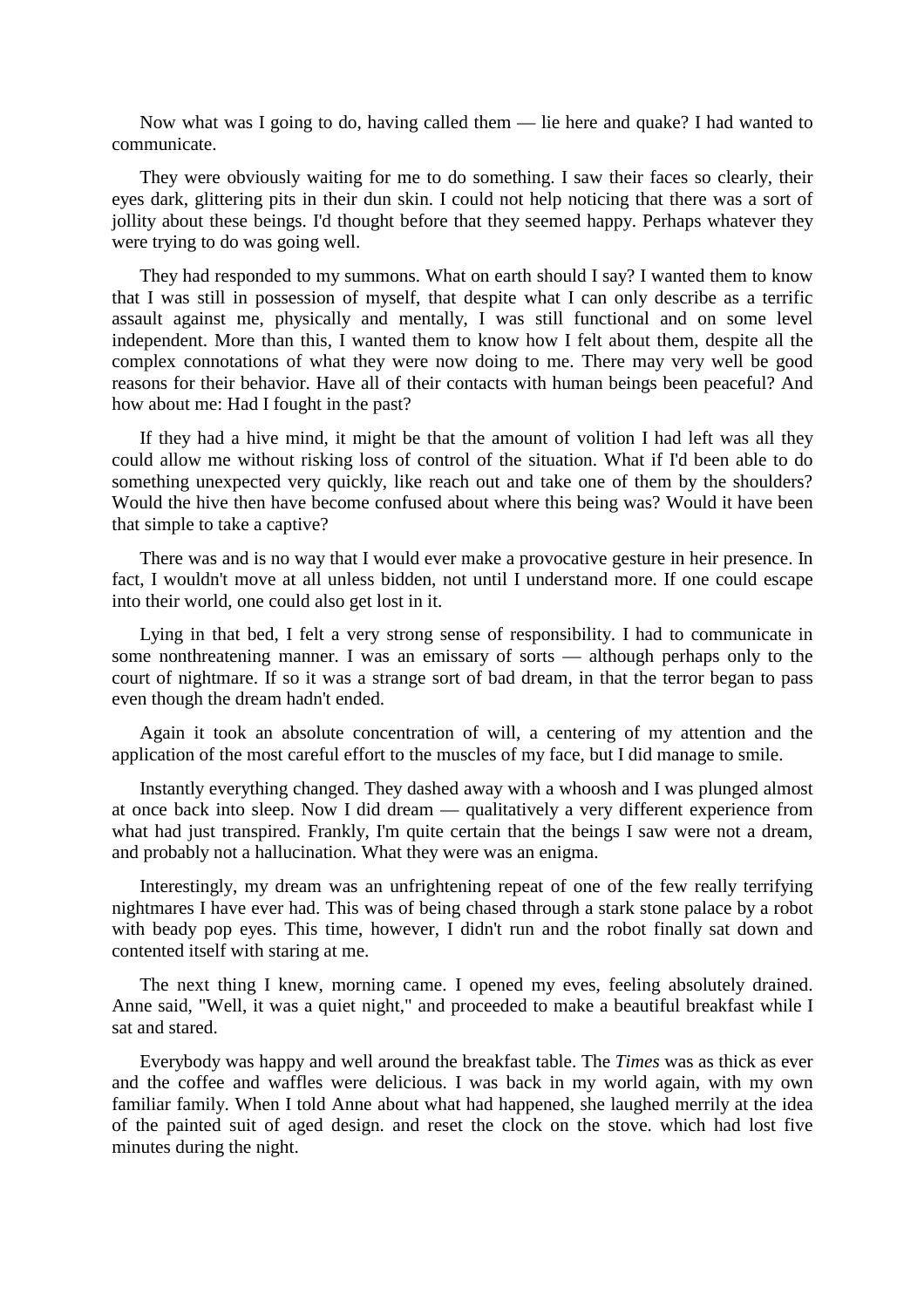Now what was I going to do, having called them — lie here and quake? I had wanted to communicate.

They were obviously waiting for me to do something. I saw their faces so clearly, their eyes dark, glittering pits in their dun skin. I could not help noticing that there was a sort of jollity about these beings. I'd thought before that they seemed happy. Perhaps whatever they were trying to do was going well.

They had responded to my summons. What on earth should I say? I wanted them to know that I was still in possession of myself, that despite what I can only describe as a terrific assault against me, physically and mentally, I was still functional and on some level independent. More than this, I wanted them to know how I felt about them, despite all the complex connotations of what they were now doing to me. There may very well be good reasons for their behavior. Have all of their contacts with human beings been peaceful? And how about me: Had I fought in the past?

If they had a hive mind, it might be that the amount of volition I had left was all they could allow me without risking loss of control of the situation. What if I'd been able to do something unexpected very quickly, like reach out and take one of them by the shoulders? Would the hive then have become confused about where this being was? Would it have been that simple to take a captive?

There was and is no way that I would ever make a provocative gesture in heir presence. In fact, I wouldn't move at all unless bidden, not until I understand more. If one could escape into their world, one could also get lost in it.

Lying in that bed, I felt a very strong sense of responsibility. I had to communicate in some nonthreatening manner. I was an emissary of sorts — although perhaps only to the court of nightmare. If so it was a strange sort of bad dream, in that the terror began to pass even though the dream hadn't ended.

Again it took an absolute concentration of will, a centering of my attention and the application of the most careful effort to the muscles of my face, but I did manage to smile.

Instantly everything changed. They dashed away with a whoosh and I was plunged almost at once back into sleep. Now I did dream — qualitatively a very different experience from what had just transpired. Frankly, I'm quite certain that the beings I saw were not a dream, and probably not a hallucination. What they were was an enigma.

Interestingly, my dream was an unfrightening repeat of one of the few really terrifying nightmares I have ever had. This was of being chased through a stark stone palace by a robot with beady pop eyes. This time, however, I didn't run and the robot finally sat down and contented itself with staring at me.

The next thing I knew, morning came. I opened my eves, feeling absolutely drained. Anne said, "Well, it was a quiet night," and proceeded to make a beautiful breakfast while I sat and stared.

Everybody was happy and well around the breakfast table. The *Times* was as thick as ever and the coffee and waffles were delicious. I was back in my world again, with my own familiar family. When I told Anne about what had happened, she laughed merrily at the idea of the painted suit of aged design. and reset the clock on the stove. which had lost five minutes during the night.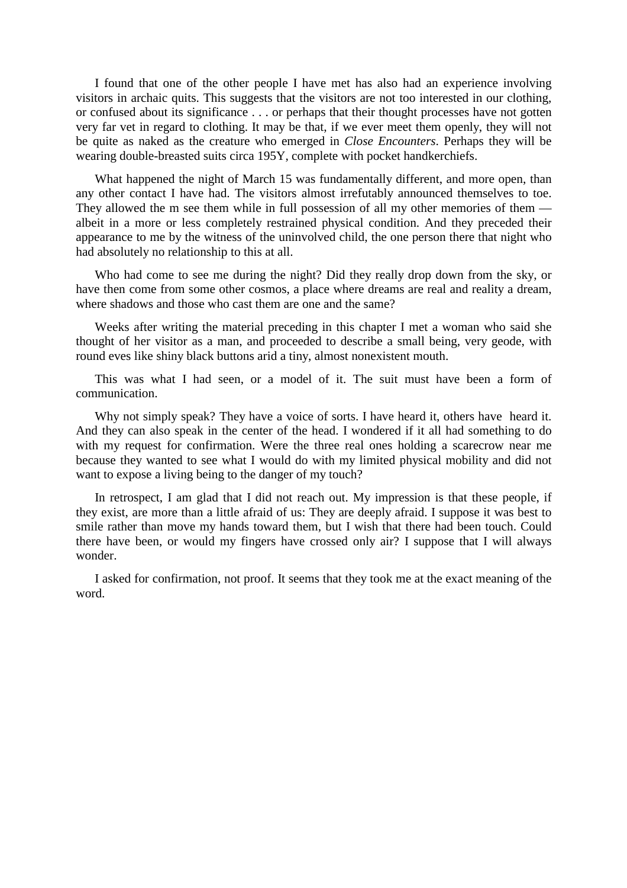I found that one of the other people I have met has also had an experience involving visitors in archaic quits. This suggests that the visitors are not too interested in our clothing, or confused about its significance . . . or perhaps that their thought processes have not gotten very far vet in regard to clothing. It may be that, if we ever meet them openly, they will not be quite as naked as the creature who emerged in *Close Encounters*. Perhaps they will be wearing double-breasted suits circa 195Y, complete with pocket handkerchiefs.

What happened the night of March 15 was fundamentally different, and more open, than any other contact I have had. The visitors almost irrefutably announced themselves to toe. They allowed the m see them while in full possession of all my other memories of them — albeit in a more or less completely restrained physical condition. And they preceded their appearance to me by the witness of the uninvolved child, the one person there that night who had absolutely no relationship to this at all.

Who had come to see me during the night? Did they really drop down from the sky, or have then come from some other cosmos, a place where dreams are real and reality a dream, where shadows and those who cast them are one and the same?

Weeks after writing the material preceding in this chapter I met a woman who said she thought of her visitor as a man, and proceeded to describe a small being, very geode, with round eves like shiny black buttons arid a tiny, almost nonexistent mouth.

This was what I had seen, or a model of it. The suit must have been a form of communication.

Why not simply speak? They have a voice of sorts. I have heard it, others have heard it. And they can also speak in the center of the head. I wondered if it all had something to do with my request for confirmation. Were the three real ones holding a scarecrow near me because they wanted to see what I would do with my limited physical mobility and did not want to expose a living being to the danger of my touch?

In retrospect, I am glad that I did not reach out. My impression is that these people, if they exist, are more than a little afraid of us: They are deeply afraid. I suppose it was best to smile rather than move my hands toward them, but I wish that there had been touch. Could there have been, or would my fingers have crossed only air? I suppose that I will always wonder.

I asked for confirmation, not proof. It seems that they took me at the exact meaning of the word.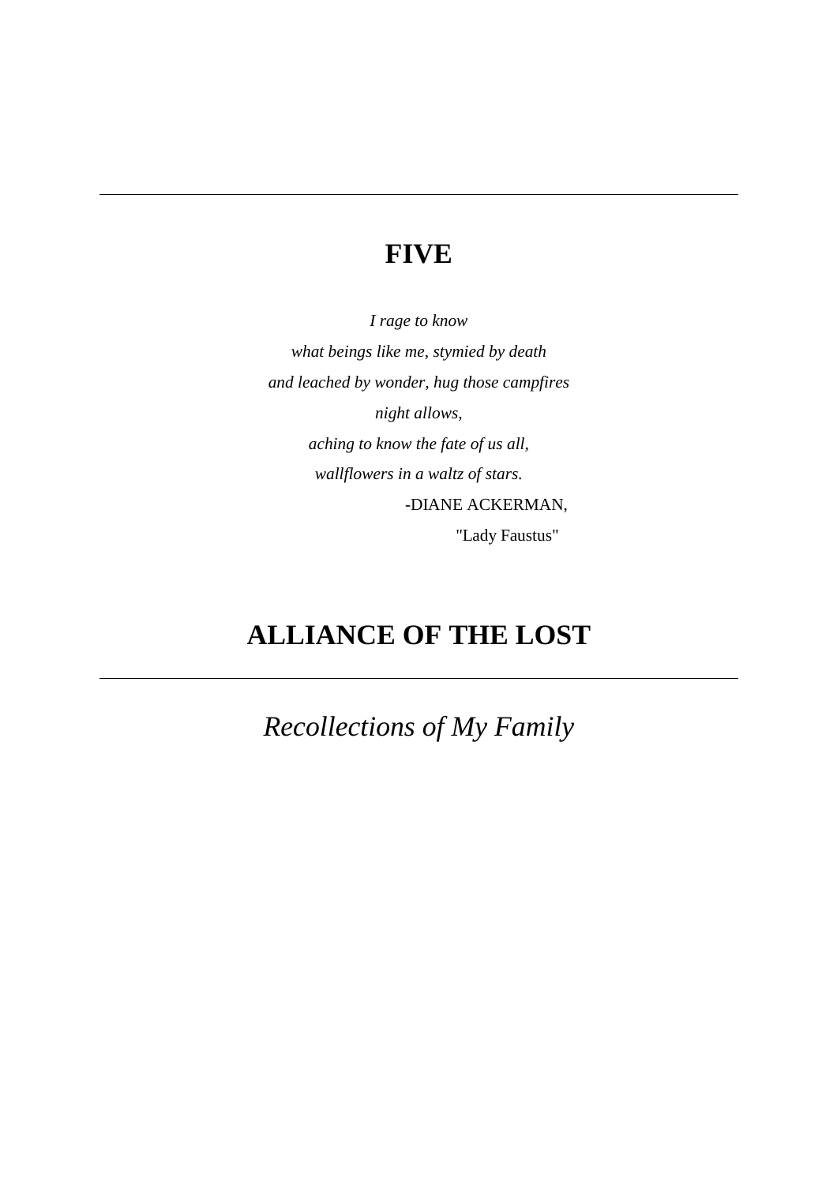---

# FIVE

*I rage to know*
*what beings like me, stymied by death*
*and leached by wonder, hug those campfires*
*night allows,*
*aching to know the fate of us all,*
*wallflowers in a waltz of stars.*

-DIANE ACKERMAN,
"Lady Faustus"

# ALLIANCE OF THE LOST

---

## *Recollections of My Family*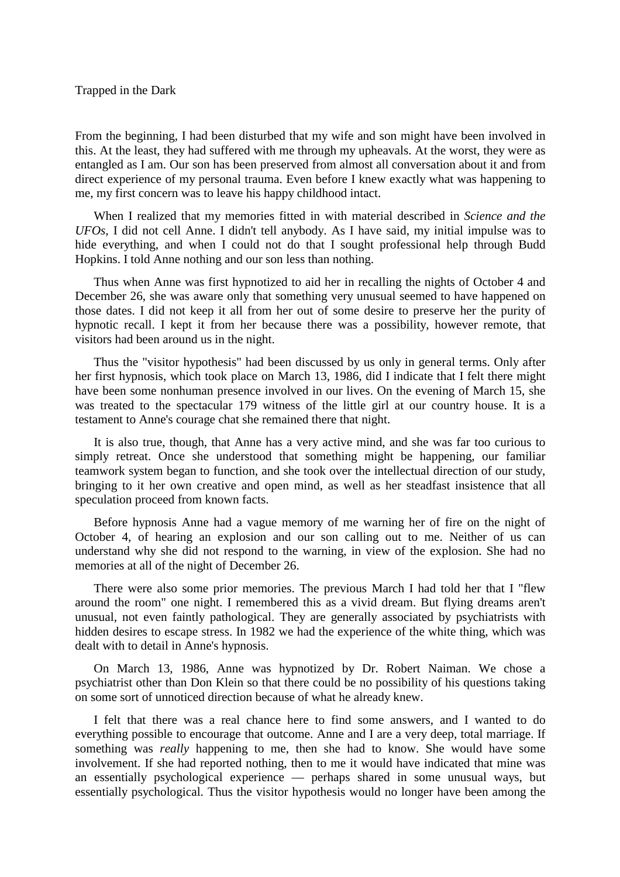Trapped in the Dark

From the beginning, I had been disturbed that my wife and son might have been involved in this. At the least, they had suffered with me through my upheavals. At the worst, they were as entangled as I am. Our son has been preserved from almost all conversation about it and from direct experience of my personal trauma. Even before I knew exactly what was happening to me, my first concern was to leave his happy childhood intact.

When I realized that my memories fitted in with material described in *Science and the UFOs*, I did not cell Anne. I didn't tell anybody. As I have said, my initial impulse was to hide everything, and when I could not do that I sought professional help through Budd Hopkins. I told Anne nothing and our son less than nothing.

Thus when Anne was first hypnotized to aid her in recalling the nights of October 4 and December 26, she was aware only that something very unusual seemed to have happened on those dates. I did not keep it all from her out of some desire to preserve her the purity of hypnotic recall. I kept it from her because there was a possibility, however remote, that visitors had been around us in the night.

Thus the "visitor hypothesis" had been discussed by us only in general terms. Only after her first hypnosis, which took place on March 13, 1986, did I indicate that I felt there might have been some nonhuman presence involved in our lives. On the evening of March 15, she was treated to the spectacular 179 witness of the little girl at our country house. It is a testament to Anne's courage chat she remained there that night.

It is also true, though, that Anne has a very active mind, and she was far too curious to simply retreat. Once she understood that something might be happening, our familiar teamwork system began to function, and she took over the intellectual direction of our study, bringing to it her own creative and open mind, as well as her steadfast insistence that all speculation proceed from known facts.

Before hypnosis Anne had a vague memory of me warning her of fire on the night of October 4, of hearing an explosion and our son calling out to me. Neither of us can understand why she did not respond to the warning, in view of the explosion. She had no memories at all of the night of December 26.

There were also some prior memories. The previous March I had told her that I "flew around the room" one night. I remembered this as a vivid dream. But flying dreams aren't unusual, not even faintly pathological. They are generally associated by psychiatrists with hidden desires to escape stress. In 1982 we had the experience of the white thing, which was dealt with to detail in Anne's hypnosis.

On March 13, 1986, Anne was hypnotized by Dr. Robert Naiman. We chose a psychiatrist other than Don Klein so that there could be no possibility of his questions taking on some sort of unnoticed direction because of what he already knew.

I felt that there was a real chance here to find some answers, and I wanted to do everything possible to encourage that outcome. Anne and I are a very deep, total marriage. If something was *really* happening to me, then she had to know. She would have some involvement. If she had reported nothing, then to me it would have indicated that mine was an essentially psychological experience — perhaps shared in some unusual ways, but essentially psychological. Thus the visitor hypothesis would no longer have been among the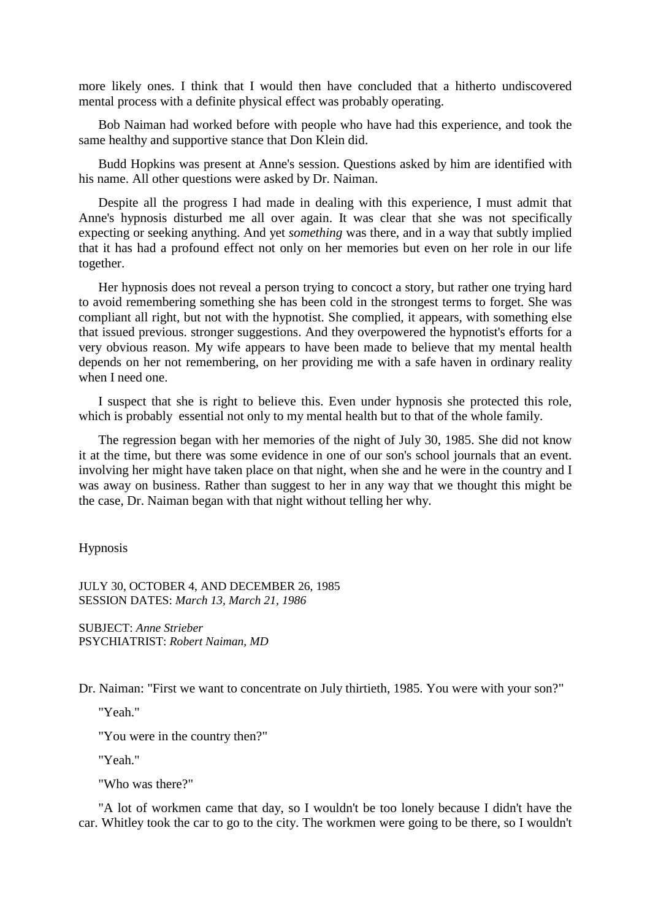more likely ones. I think that I would then have concluded that a hitherto undiscovered mental process with a definite physical effect was probably operating.

Bob Naiman had worked before with people who have had this experience, and took the same healthy and supportive stance that Don Klein did.

Budd Hopkins was present at Anne's session. Questions asked by him are identified with his name. All other questions were asked by Dr. Naiman.

Despite all the progress I had made in dealing with this experience, I must admit that Anne's hypnosis disturbed me all over again. It was clear that she was not specifically expecting or seeking anything. And yet *something* was there, and in a way that subtly implied that it has had a profound effect not only on her memories but even on her role in our life together.

Her hypnosis does not reveal a person trying to concoct a story, but rather one trying hard to avoid remembering something she has been cold in the strongest terms to forget. She was compliant all right, but not with the hypnotist. She complied, it appears, with something else that issued previous. stronger suggestions. And they overpowered the hypnotist's efforts for a very obvious reason. My wife appears to have been made to believe that my mental health depends on her not remembering, on her providing me with a safe haven in ordinary reality when I need one.

I suspect that she is right to believe this. Even under hypnosis she protected this role, which is probably essential not only to my mental health but to that of the whole family.

The regression began with her memories of the night of July 30, 1985. She did not know it at the time, but there was some evidence in one of our son's school journals that an event. involving her might have taken place on that night, when she and he were in the country and I was away on business. Rather than suggest to her in any way that we thought this might be the case, Dr. Naiman began with that night without telling her why.

Hypnosis

JULY 30, OCTOBER 4, AND DECEMBER 26, 1985
SESSION DATES: *March 13, March 21, 1986*

SUBJECT: *Anne Strieber*
PSYCHIATRIST: *Robert Naiman, MD*

Dr. Naiman: "First we want to concentrate on July thirtieth, 1985. You were with your son?"

"Yeah."

"You were in the country then?"

"Yeah."

"Who was there?"

"A lot of workmen came that day, so I wouldn't be too lonely because I didn't have the car. Whitley took the car to go to the city. The workmen were going to be there, so I wouldn't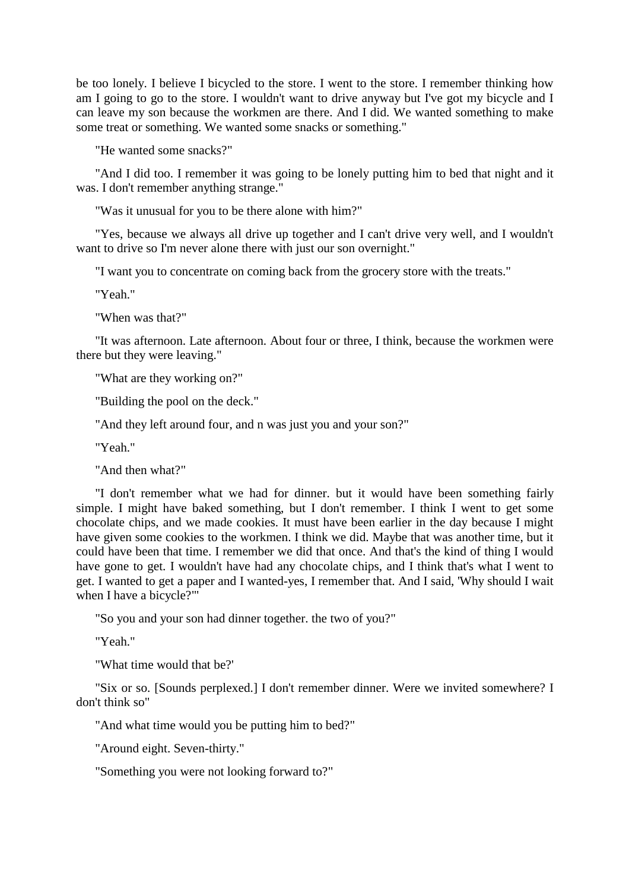be too lonely. I believe I bicycled to the store. I went to the store. I remember thinking how am I going to go to the store. I wouldn't want to drive anyway but I've got my bicycle and I can leave my son because the workmen are there. And I did. We wanted something to make some treat or something. We wanted some snacks or something."

"He wanted some snacks?"

"And I did too. I remember it was going to be lonely putting him to bed that night and it was. I don't remember anything strange."

"Was it unusual for you to be there alone with him?"

"Yes, because we always all drive up together and I can't drive very well, and I wouldn't want to drive so I'm never alone there with just our son overnight."

"I want you to concentrate on coming back from the grocery store with the treats."

"Yeah."

"When was that?"

"It was afternoon. Late afternoon. About four or three, I think, because the workmen were there but they were leaving."

"What are they working on?"

"Building the pool on the deck."

"And they left around four, and n was just you and your son?"

"Yeah."

"And then what?"

"I don't remember what we had for dinner. but it would have been something fairly simple. I might have baked something, but I don't remember. I think I went to get some chocolate chips, and we made cookies. It must have been earlier in the day because I might have given some cookies to the workmen. I think we did. Maybe that was another time, but it could have been that time. I remember we did that once. And that's the kind of thing I would have gone to get. I wouldn't have had any chocolate chips, and I think that's what I went to get. I wanted to get a paper and I wanted-yes, I remember that. And I said, 'Why should I wait when I have a bicycle?'"

"So you and your son had dinner together. the two of you?"

"Yeah."

"What time would that be?'

"Six or so. [Sounds perplexed.] I don't remember dinner. Were we invited somewhere? I don't think so"

"And what time would you be putting him to bed?"

"Around eight. Seven-thirty."

"Something you were not looking forward to?"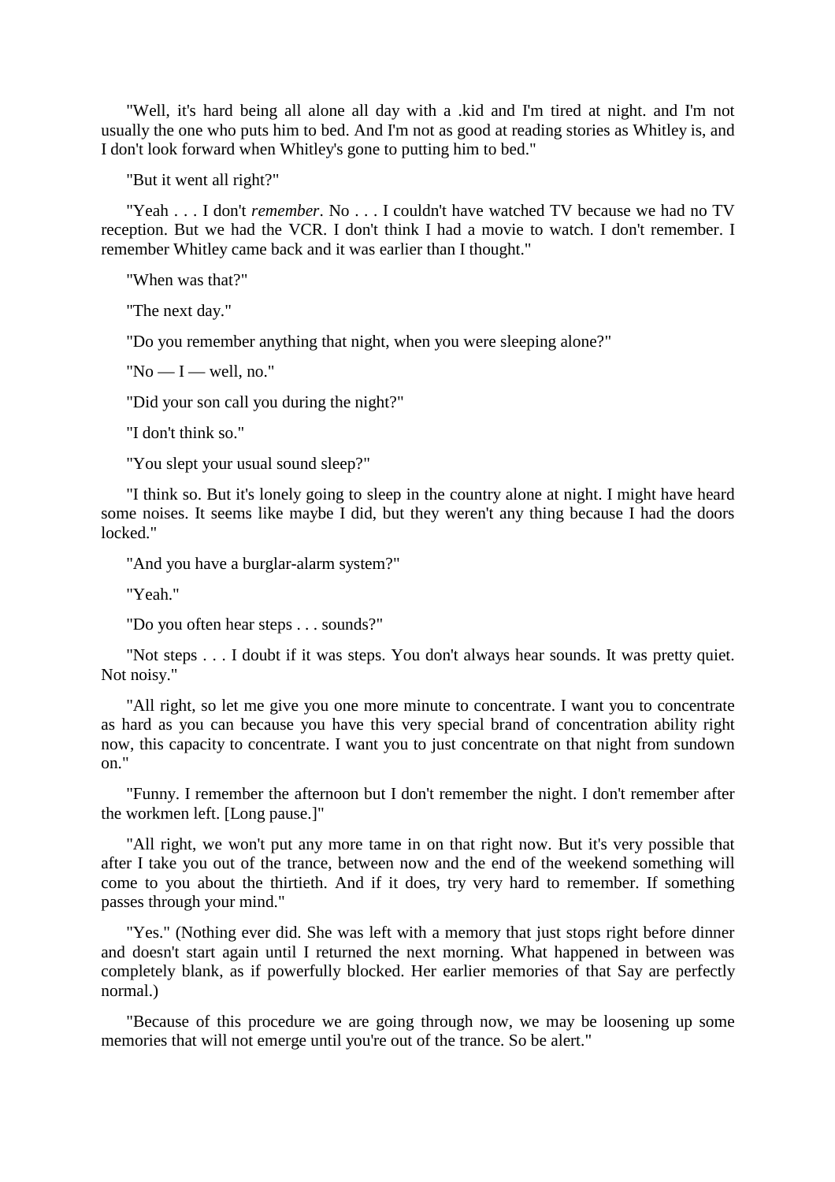"Well, it's hard being all alone all day with a .kid and I'm tired at night. and I'm not usually the one who puts him to bed. And I'm not as good at reading stories as Whitley is, and I don't look forward when Whitley's gone to putting him to bed."

"But it went all right?"

"Yeah . . . I don't *remember*. No . . . I couldn't have watched TV because we had no TV reception. But we had the VCR. I don't think I had a movie to watch. I don't remember. I remember Whitley came back and it was earlier than I thought."

"When was that?"

"The next day."

"Do you remember anything that night, when you were sleeping alone?"

"No — I — well, no."

"Did your son call you during the night?"

"I don't think so."

"You slept your usual sound sleep?"

"I think so. But it's lonely going to sleep in the country alone at night. I might have heard some noises. It seems like maybe I did, but they weren't any thing because I had the doors locked."

"And you have a burglar-alarm system?"

"Yeah."

"Do you often hear steps . . . sounds?"

"Not steps . . . I doubt if it was steps. You don't always hear sounds. It was pretty quiet. Not noisy."

"All right, so let me give you one more minute to concentrate. I want you to concentrate as hard as you can because you have this very special brand of concentration ability right now, this capacity to concentrate. I want you to just concentrate on that night from sundown on."

"Funny. I remember the afternoon but I don't remember the night. I don't remember after the workmen left. [Long pause.]"

"All right, we won't put any more tame in on that right now. But it's very possible that after I take you out of the trance, between now and the end of the weekend something will come to you about the thirtieth. And if it does, try very hard to remember. If something passes through your mind."

"Yes." (Nothing ever did. She was left with a memory that just stops right before dinner and doesn't start again until I returned the next morning. What happened in between was completely blank, as if powerfully blocked. Her earlier memories of that Say are perfectly normal.)

"Because of this procedure we are going through now, we may be loosening up some memories that will not emerge until you're out of the trance. So be alert."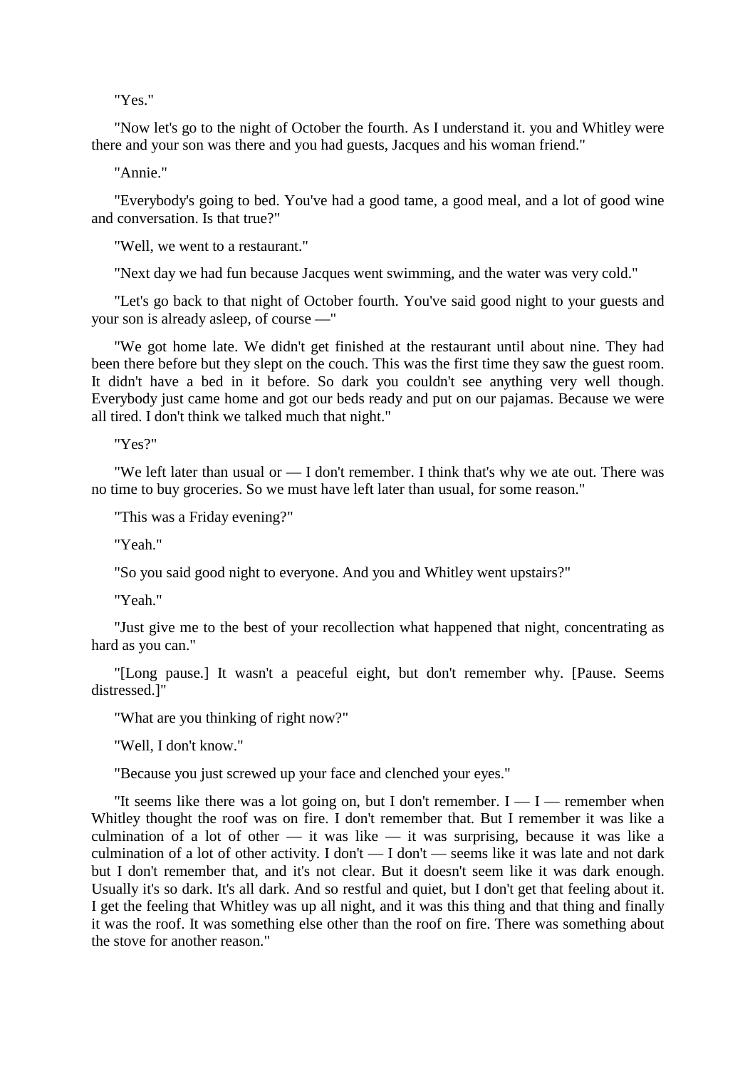"Yes."

"Now let's go to the night of October the fourth. As I understand it. you and Whitley were there and your son was there and you had guests, Jacques and his woman friend."

"Annie."

"Everybody's going to bed. You've had a good tame, a good meal, and a lot of good wine and conversation. Is that true?"

"Well, we went to a restaurant."

"Next day we had fun because Jacques went swimming, and the water was very cold."

"Let's go back to that night of October fourth. You've said good night to your guests and your son is already asleep, of course —"

"We got home late. We didn't get finished at the restaurant until about nine. They had been there before but they slept on the couch. This was the first time they saw the guest room. It didn't have a bed in it before. So dark you couldn't see anything very well though. Everybody just came home and got our beds ready and put on our pajamas. Because we were all tired. I don't think we talked much that night."

"Yes?"

"We left later than usual or — I don't remember. I think that's why we ate out. There was no time to buy groceries. So we must have left later than usual, for some reason."

"This was a Friday evening?"

"Yeah."

"So you said good night to everyone. And you and Whitley went upstairs?"

"Yeah."

"Just give me to the best of your recollection what happened that night, concentrating as hard as you can."

"[Long pause.] It wasn't a peaceful eight, but don't remember why. [Pause. Seems distressed.]"

"What are you thinking of right now?"

"Well, I don't know."

"Because you just screwed up your face and clenched your eyes."

"It seems like there was a lot going on, but I don't remember. I — I — remember when Whitley thought the roof was on fire. I don't remember that. But I remember it was like a culmination of a lot of other — it was like — it was surprising, because it was like a culmination of a lot of other activity. I don't — I don't — seems like it was late and not dark but I don't remember that, and it's not clear. But it doesn't seem like it was dark enough. Usually it's so dark. It's all dark. And so restful and quiet, but I don't get that feeling about it. I get the feeling that Whitley was up all night, and it was this thing and that thing and finally it was the roof. It was something else other than the roof on fire. There was something about the stove for another reason."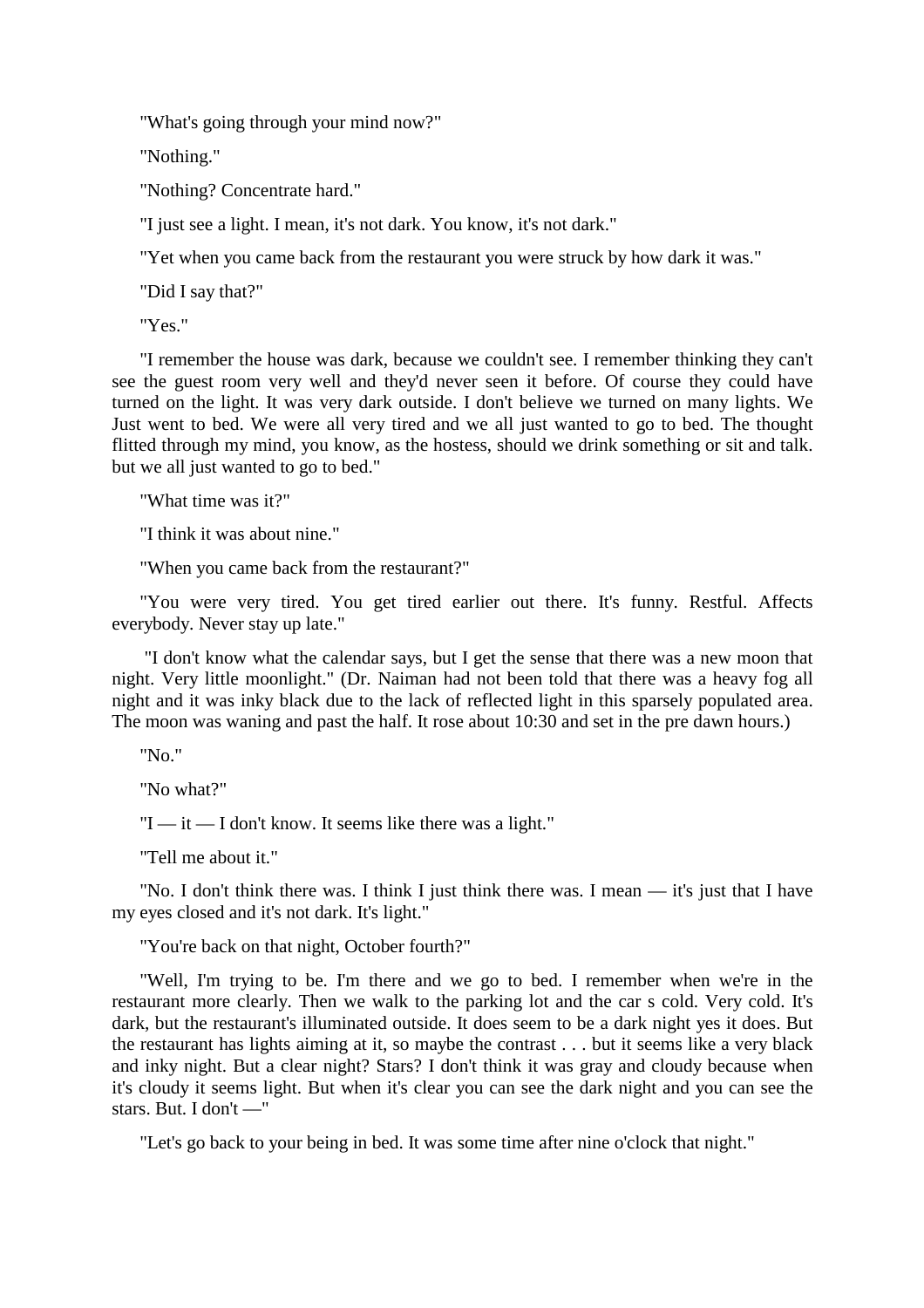"What's going through your mind now?"

"Nothing."

"Nothing? Concentrate hard."

"I just see a light. I mean, it's not dark. You know, it's not dark."

"Yet when you came back from the restaurant you were struck by how dark it was."

"Did I say that?"

"Yes."

"I remember the house was dark, because we couldn't see. I remember thinking they can't see the guest room very well and they'd never seen it before. Of course they could have turned on the light. It was very dark outside. I don't believe we turned on many lights. We Just went to bed. We were all very tired and we all just wanted to go to bed. The thought flitted through my mind, you know, as the hostess, should we drink something or sit and talk. but we all just wanted to go to bed."

"What time was it?"

"I think it was about nine."

"When you came back from the restaurant?"

"You were very tired. You get tired earlier out there. It's funny. Restful. Affects everybody. Never stay up late."

"I don't know what the calendar says, but I get the sense that there was a new moon that night. Very little moonlight." (Dr. Naiman had not been told that there was a heavy fog all night and it was inky black due to the lack of reflected light in this sparsely populated area. The moon was waning and past the half. It rose about 10:30 and set in the pre dawn hours.)

"No."

"No what?"

"I — it — I don't know. It seems like there was a light."

"Tell me about it."

"No. I don't think there was. I think I just think there was. I mean — it's just that I have my eyes closed and it's not dark. It's light."

"You're back on that night, October fourth?"

"Well, I'm trying to be. I'm there and we go to bed. I remember when we're in the restaurant more clearly. Then we walk to the parking lot and the car s cold. Very cold. It's dark, but the restaurant's illuminated outside. It does seem to be a dark night yes it does. But the restaurant has lights aiming at it, so maybe the contrast . . . but it seems like a very black and inky night. But a clear night? Stars? I don't think it was gray and cloudy because when it's cloudy it seems light. But when it's clear you can see the dark night and you can see the stars. But. I don't —"

"Let's go back to your being in bed. It was some time after nine o'clock that night."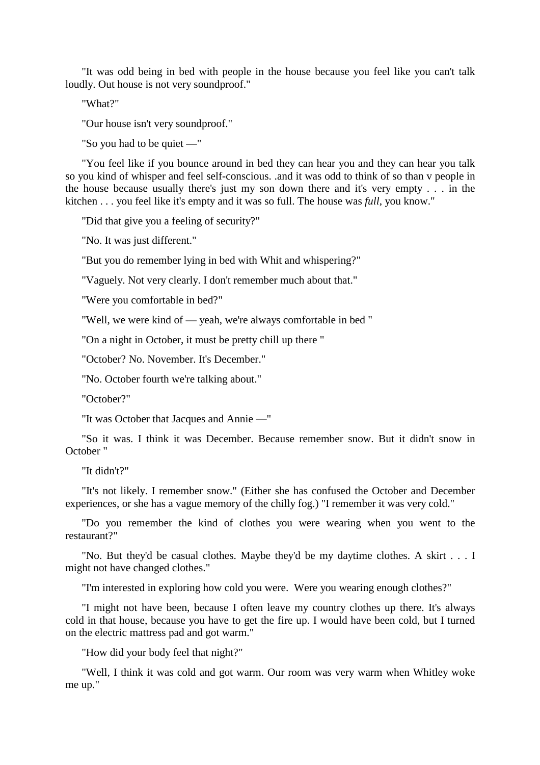"It was odd being in bed with people in the house because you feel like you can't talk loudly. Out house is not very soundproof."

"What?"

"Our house isn't very soundproof."

"So you had to be quiet —"

"You feel like if you bounce around in bed they can hear you and they can hear you talk so you kind of whisper and feel self-conscious. .and it was odd to think of so than v people in the house because usually there's just my son down there and it's very empty . . . in the kitchen . . . you feel like it's empty and it was so full. The house was *full*, you know."

"Did that give you a feeling of security?"

"No. It was just different."

"But you do remember lying in bed with Whit and whispering?"

"Vaguely. Not very clearly. I don't remember much about that."

"Were you comfortable in bed?"

"Well, we were kind of — yeah, we're always comfortable in bed "

"On a night in October, it must be pretty chill up there "

"October? No. November. It's December."

"No. October fourth we're talking about."

"October?"

"It was October that Jacques and Annie —"

"So it was. I think it was December. Because remember snow. But it didn't snow in October "

"It didn't?"

"It's not likely. I remember snow." (Either she has confused the October and December experiences, or she has a vague memory of the chilly fog.) "I remember it was very cold."

"Do you remember the kind of clothes you were wearing when you went to the restaurant?"

"No. But they'd be casual clothes. Maybe they'd be my daytime clothes. A skirt . . . I might not have changed clothes."

"I'm interested in exploring how cold you were. Were you wearing enough clothes?"

"I might not have been, because I often leave my country clothes up there. It's always cold in that house, because you have to get the fire up. I would have been cold, but I turned on the electric mattress pad and got warm."

"How did your body feel that night?"

"Well, I think it was cold and got warm. Our room was very warm when Whitley woke me up."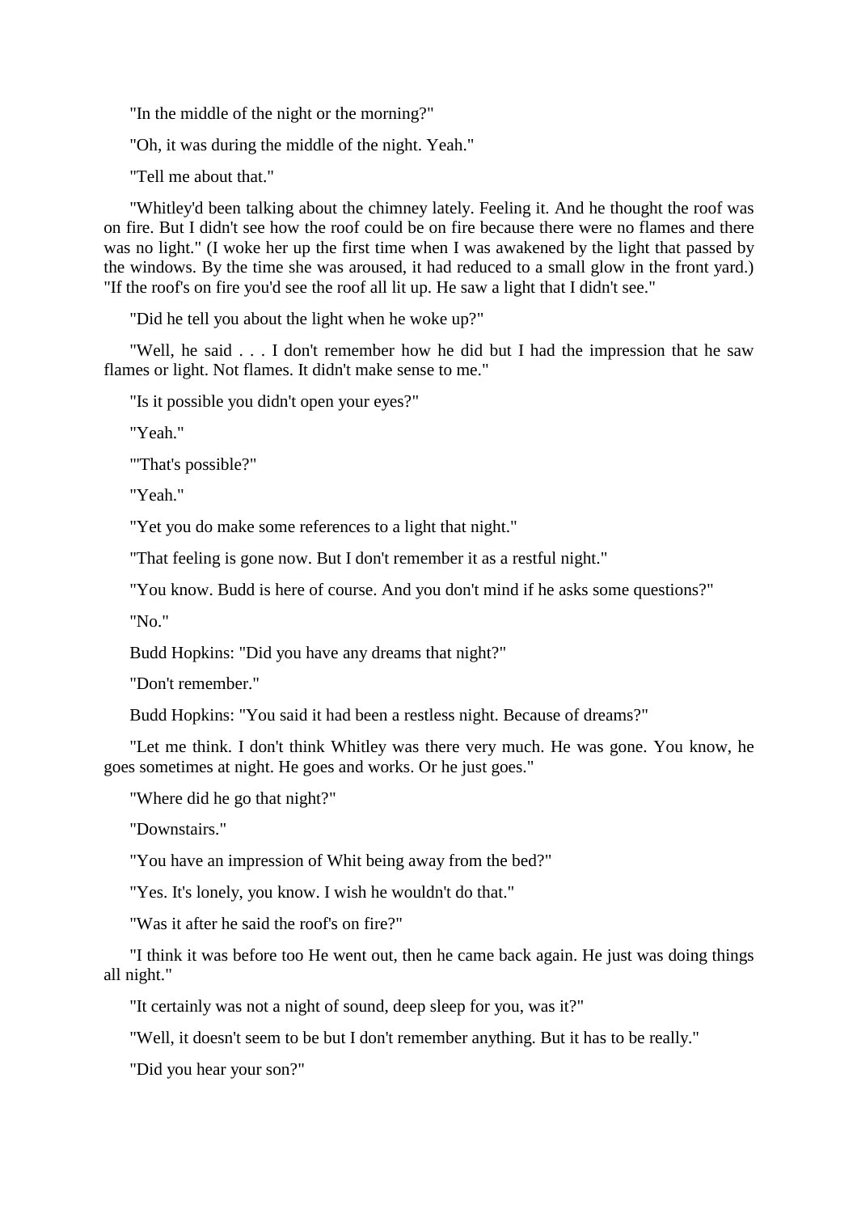"In the middle of the night or the morning?"

"Oh, it was during the middle of the night. Yeah."

"Tell me about that."

"Whitley'd been talking about the chimney lately. Feeling it. And he thought the roof was on fire. But I didn't see how the roof could be on fire because there were no flames and there was no light." (I woke her up the first time when I was awakened by the light that passed by the windows. By the time she was aroused, it had reduced to a small glow in the front yard.) "If the roof's on fire you'd see the roof all lit up. He saw a light that I didn't see."

"Did he tell you about the light when he woke up?"

"Well, he said . . . I don't remember how he did but I had the impression that he saw flames or light. Not flames. It didn't make sense to me."

"Is it possible you didn't open your eyes?"

"Yeah."

"'That's possible?"

"Yeah."

"Yet you do make some references to a light that night."

"That feeling is gone now. But I don't remember it as a restful night."

"You know. Budd is here of course. And you don't mind if he asks some questions?"

"No."

Budd Hopkins: "Did you have any dreams that night?"

"Don't remember."

Budd Hopkins: "You said it had been a restless night. Because of dreams?"

"Let me think. I don't think Whitley was there very much. He was gone. You know, he goes sometimes at night. He goes and works. Or he just goes."

"Where did he go that night?"

"Downstairs."

"You have an impression of Whit being away from the bed?"

"Yes. It's lonely, you know. I wish he wouldn't do that."

"Was it after he said the roof's on fire?"

"I think it was before too He went out, then he came back again. He just was doing things all night."

"It certainly was not a night of sound, deep sleep for you, was it?"

"Well, it doesn't seem to be but I don't remember anything. But it has to be really."

"Did you hear your son?"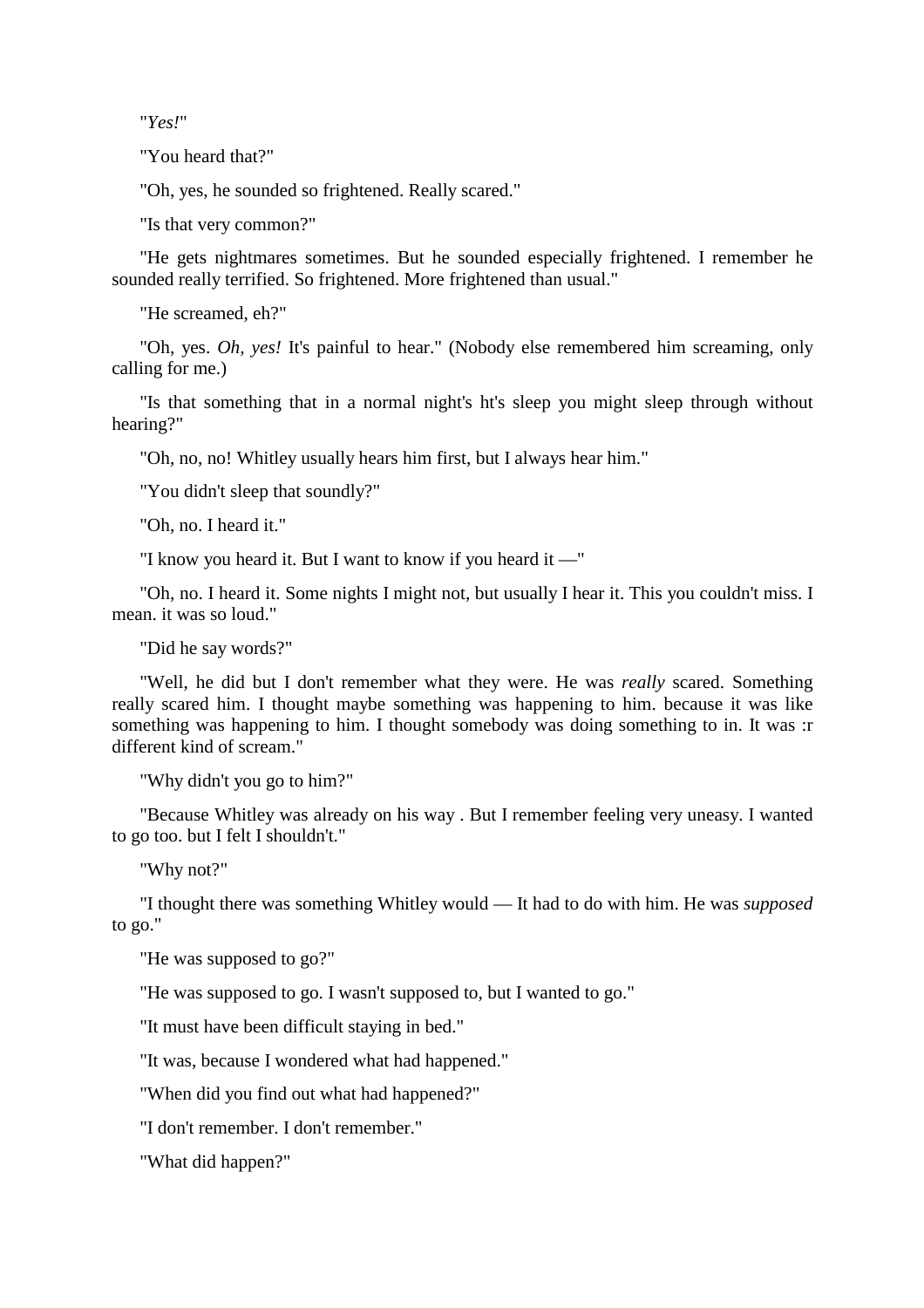"*Yes!*"

"You heard that?"

"Oh, yes, he sounded so frightened. Really scared."

"Is that very common?"

"He gets nightmares sometimes. But he sounded especially frightened. I remember he sounded really terrified. So frightened. More frightened than usual."

"He screamed, eh?"

"Oh, yes. *Oh, yes!* It's painful to hear." (Nobody else remembered him screaming, only calling for me.)

"Is that something that in a normal night's ht's sleep you might sleep through without hearing?"

"Oh, no, no! Whitley usually hears him first, but I always hear him."

"You didn't sleep that soundly?"

"Oh, no. I heard it."

"I know you heard it. But I want to know if you heard it —"

"Oh, no. I heard it. Some nights I might not, but usually I hear it. This you couldn't miss. I mean. it was so loud."

"Did he say words?"

"Well, he did but I don't remember what they were. He was *really* scared. Something really scared him. I thought maybe something was happening to him. because it was like something was happening to him. I thought somebody was doing something to in. It was :r different kind of scream."

"Why didn't you go to him?"

"Because Whitley was already on his way . But I remember feeling very uneasy. I wanted to go too. but I felt I shouldn't."

"Why not?"

"I thought there was something Whitley would — It had to do with him. He was *supposed* to go."

"He was supposed to go?"

"He was supposed to go. I wasn't supposed to, but I wanted to go."

"It must have been difficult staying in bed."

"It was, because I wondered what had happened."

"When did you find out what had happened?"

"I don't remember. I don't remember."

"What did happen?"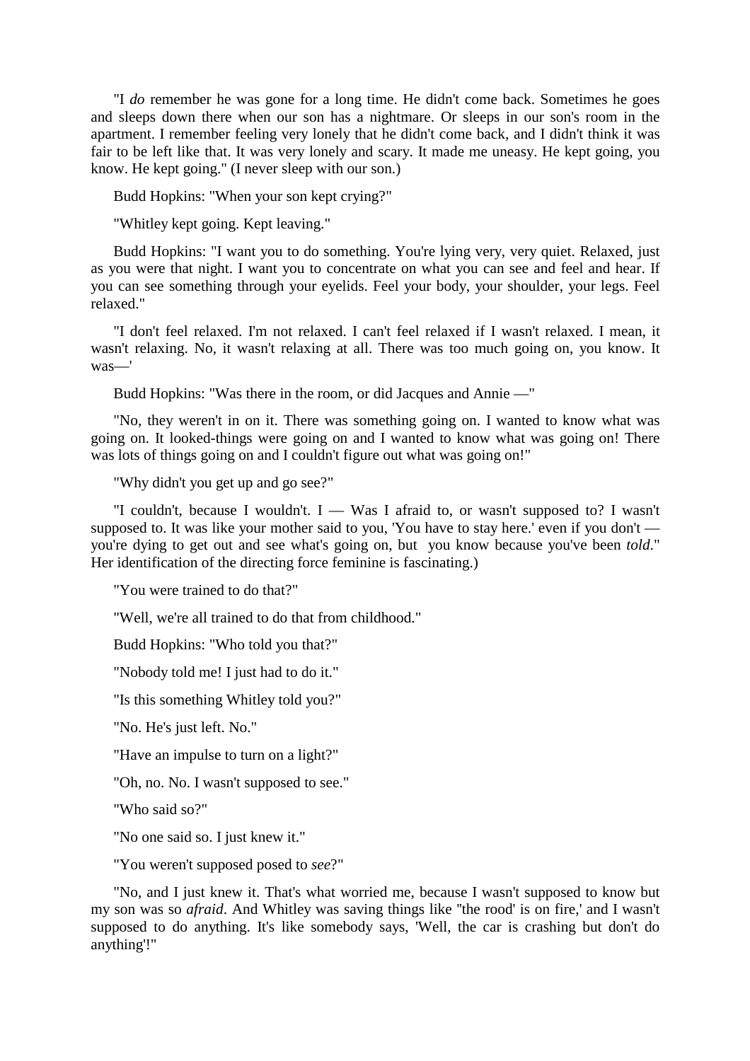"I *do* remember he was gone for a long time. He didn't come back. Sometimes he goes and sleeps down there when our son has a nightmare. Or sleeps in our son's room in the apartment. I remember feeling very lonely that he didn't come back, and I didn't think it was fair to be left like that. It was very lonely and scary. It made me uneasy. He kept going, you know. He kept going." (I never sleep with our son.)

Budd Hopkins: "When your son kept crying?"

"Whitley kept going. Kept leaving."

Budd Hopkins: "I want you to do something. You're lying very, very quiet. Relaxed, just as you were that night. I want you to concentrate on what you can see and feel and hear. If you can see something through your eyelids. Feel your body, your shoulder, your legs. Feel relaxed."

"I don't feel relaxed. I'm not relaxed. I can't feel relaxed if I wasn't relaxed. I mean, it wasn't relaxing. No, it wasn't relaxing at all. There was too much going on, you know. It was—'

Budd Hopkins: "Was there in the room, or did Jacques and Annie —"

"No, they weren't in on it. There was something going on. I wanted to know what was going on. It looked-things were going on and I wanted to know what was going on! There was lots of things going on and I couldn't figure out what was going on!"

"Why didn't you get up and go see?"

"I couldn't, because I wouldn't. I — Was I afraid to, or wasn't supposed to? I wasn't supposed to. It was like your mother said to you, 'You have to stay here.' even if you don't — you're dying to get out and see what's going on, but you know because you've been *told*." Her identification of the directing force feminine is fascinating.)

"You were trained to do that?"

"Well, we're all trained to do that from childhood."

Budd Hopkins: "Who told you that?"

"Nobody told me! I just had to do it."

"Is this something Whitley told you?"

"No. He's just left. No."

"Have an impulse to turn on a light?"

"Oh, no. No. I wasn't supposed to see."

"Who said so?"

"No one said so. I just knew it."

"You weren't supposed posed to *see*?"

"No, and I just knew it. That's what worried me, because I wasn't supposed to know but my son was so *afraid*. And Whitley was saving things like ''the rood' is on fire,' and I wasn't supposed to do anything. It's like somebody says, 'Well, the car is crashing but don't do anything'!"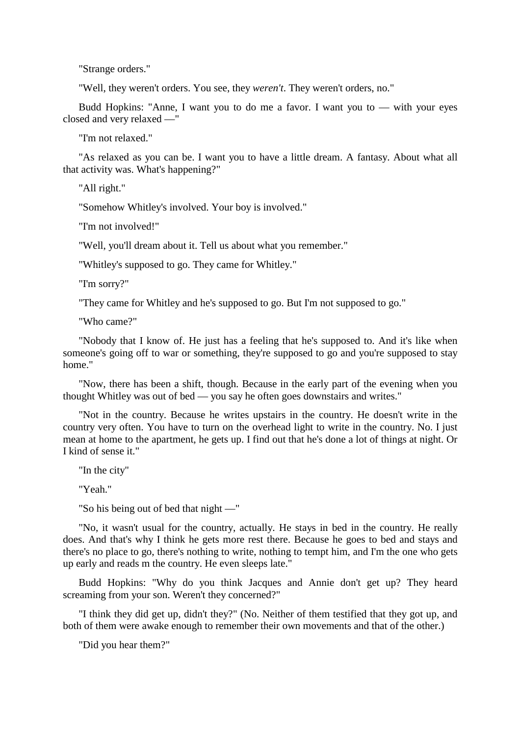"Strange orders."

"Well, they weren't orders. You see, they *weren't*. They weren't orders, no."

Budd Hopkins: "Anne, I want you to do me a favor. I want you to — with your eyes closed and very relaxed —"

"I'm not relaxed."

"As relaxed as you can be. I want you to have a little dream. A fantasy. About what all that activity was. What's happening?"

"All right."

"Somehow Whitley's involved. Your boy is involved."

"I'm not involved!"

"Well, you'll dream about it. Tell us about what you remember."

"Whitley's supposed to go. They came for Whitley."

"I'm sorry?"

"They came for Whitley and he's supposed to go. But I'm not supposed to go."

"Who came?"

"Nobody that I know of. He just has a feeling that he's supposed to. And it's like when someone's going off to war or something, they're supposed to go and you're supposed to stay home."

"Now, there has been a shift, though. Because in the early part of the evening when you thought Whitley was out of bed — you say he often goes downstairs and writes."

"Not in the country. Because he writes upstairs in the country. He doesn't write in the country very often. You have to turn on the overhead light to write in the country. No. I just mean at home to the apartment, he gets up. I find out that he's done a lot of things at night. Or I kind of sense it."

"In the city"

"Yeah."

"So his being out of bed that night —"

"No, it wasn't usual for the country, actually. He stays in bed in the country. He really does. And that's why I think he gets more rest there. Because he goes to bed and stays and there's no place to go, there's nothing to write, nothing to tempt him, and I'm the one who gets up early and reads m the country. He even sleeps late."

Budd Hopkins: "Why do you think Jacques and Annie don't get up? They heard screaming from your son. Weren't they concerned?"

"I think they did get up, didn't they?" (No. Neither of them testified that they got up, and both of them were awake enough to remember their own movements and that of the other.)

"Did you hear them?"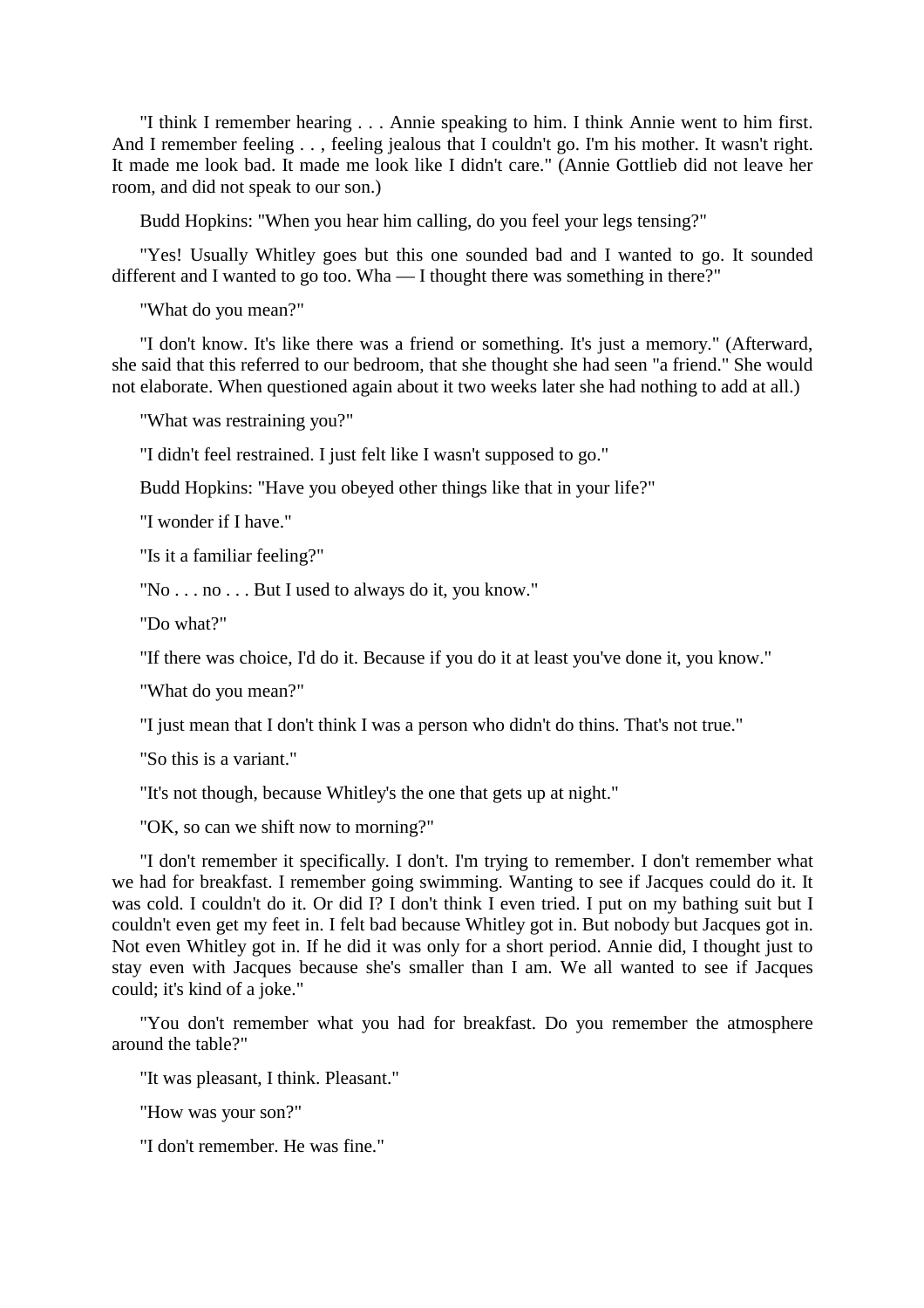"I think I remember hearing . . . Annie speaking to him. I think Annie went to him first. And I remember feeling . . , feeling jealous that I couldn't go. I'm his mother. It wasn't right. It made me look bad. It made me look like I didn't care." (Annie Gottlieb did not leave her room, and did not speak to our son.)

Budd Hopkins: "When you hear him calling, do you feel your legs tensing?"

"Yes! Usually Whitley goes but this one sounded bad and I wanted to go. It sounded different and I wanted to go too. Wha — I thought there was something in there?"

"What do you mean?"

"I don't know. It's like there was a friend or something. It's just a memory." (Afterward, she said that this referred to our bedroom, that she thought she had seen "a friend." She would not elaborate. When questioned again about it two weeks later she had nothing to add at all.)

"What was restraining you?"

"I didn't feel restrained. I just felt like I wasn't supposed to go."

Budd Hopkins: "Have you obeyed other things like that in your life?"

"I wonder if I have."

"Is it a familiar feeling?"

"No . . . no . . . But I used to always do it, you know."

"Do what?"

"If there was choice, I'd do it. Because if you do it at least you've done it, you know."

"What do you mean?"

"I just mean that I don't think I was a person who didn't do thins. That's not true."

"So this is a variant."

"It's not though, because Whitley's the one that gets up at night."

"OK, so can we shift now to morning?"

"I don't remember it specifically. I don't. I'm trying to remember. I don't remember what we had for breakfast. I remember going swimming. Wanting to see if Jacques could do it. It was cold. I couldn't do it. Or did I? I don't think I even tried. I put on my bathing suit but I couldn't even get my feet in. I felt bad because Whitley got in. But nobody but Jacques got in. Not even Whitley got in. If he did it was only for a short period. Annie did, I thought just to stay even with Jacques because she's smaller than I am. We all wanted to see if Jacques could; it's kind of a joke."

"You don't remember what you had for breakfast. Do you remember the atmosphere around the table?"

"It was pleasant, I think. Pleasant."

"How was your son?"

"I don't remember. He was fine."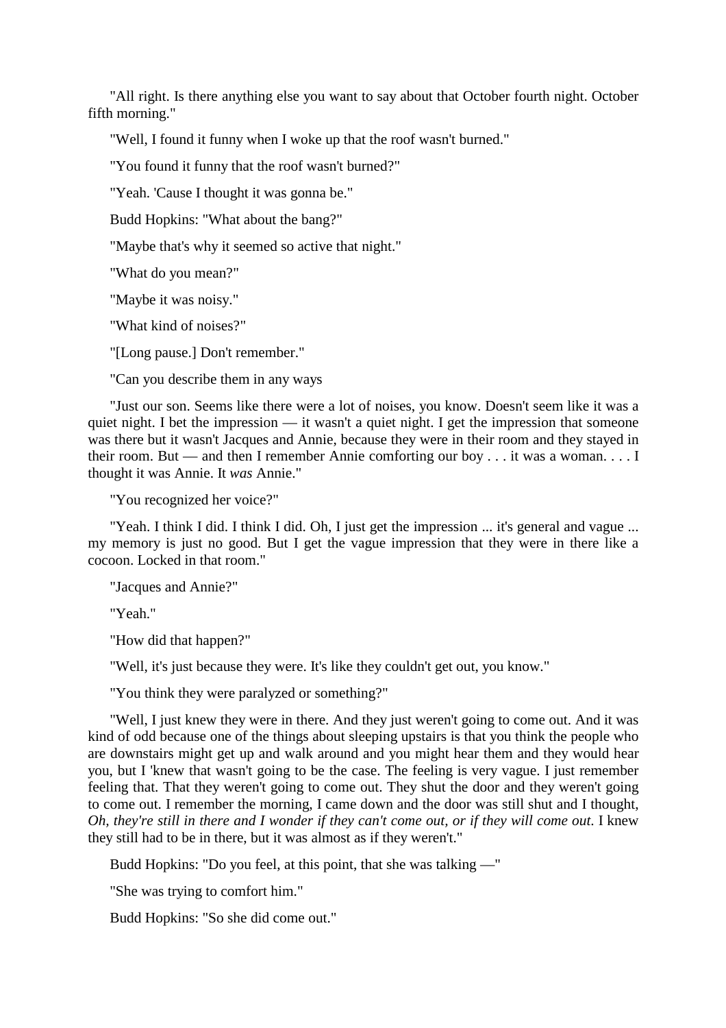"All right. Is there anything else you want to say about that October fourth night. October fifth morning."

"Well, I found it funny when I woke up that the roof wasn't burned."

"You found it funny that the roof wasn't burned?"

"Yeah. 'Cause I thought it was gonna be."

Budd Hopkins: "What about the bang?"

"Maybe that's why it seemed so active that night."

"What do you mean?"

"Maybe it was noisy."

"What kind of noises?"

"[Long pause.] Don't remember."

"Can you describe them in any ways

"Just our son. Seems like there were a lot of noises, you know. Doesn't seem like it was a quiet night. I bet the impression — it wasn't a quiet night. I get the impression that someone was there but it wasn't Jacques and Annie, because they were in their room and they stayed in their room. But — and then I remember Annie comforting our boy . . . it was a woman. . . . I thought it was Annie. It *was* Annie."

"You recognized her voice?"

"Yeah. I think I did. I think I did. Oh, I just get the impression ... it's general and vague ... my memory is just no good. But I get the vague impression that they were in there like a cocoon. Locked in that room."

"Jacques and Annie?"

"Yeah."

"How did that happen?"

"Well, it's just because they were. It's like they couldn't get out, you know."

"You think they were paralyzed or something?"

"Well, I just knew they were in there. And they just weren't going to come out. And it was kind of odd because one of the things about sleeping upstairs is that you think the people who are downstairs might get up and walk around and you might hear them and they would hear you, but I 'knew that wasn't going to be the case. The feeling is very vague. I just remember feeling that. That they weren't going to come out. They shut the door and they weren't going to come out. I remember the morning, I came down and the door was still shut and I thought, *Oh, they're still in there and I wonder if they can't come out, or if they will come out*. I knew they still had to be in there, but it was almost as if they weren't."

Budd Hopkins: "Do you feel, at this point, that she was talking —"

"She was trying to comfort him."

Budd Hopkins: "So she did come out."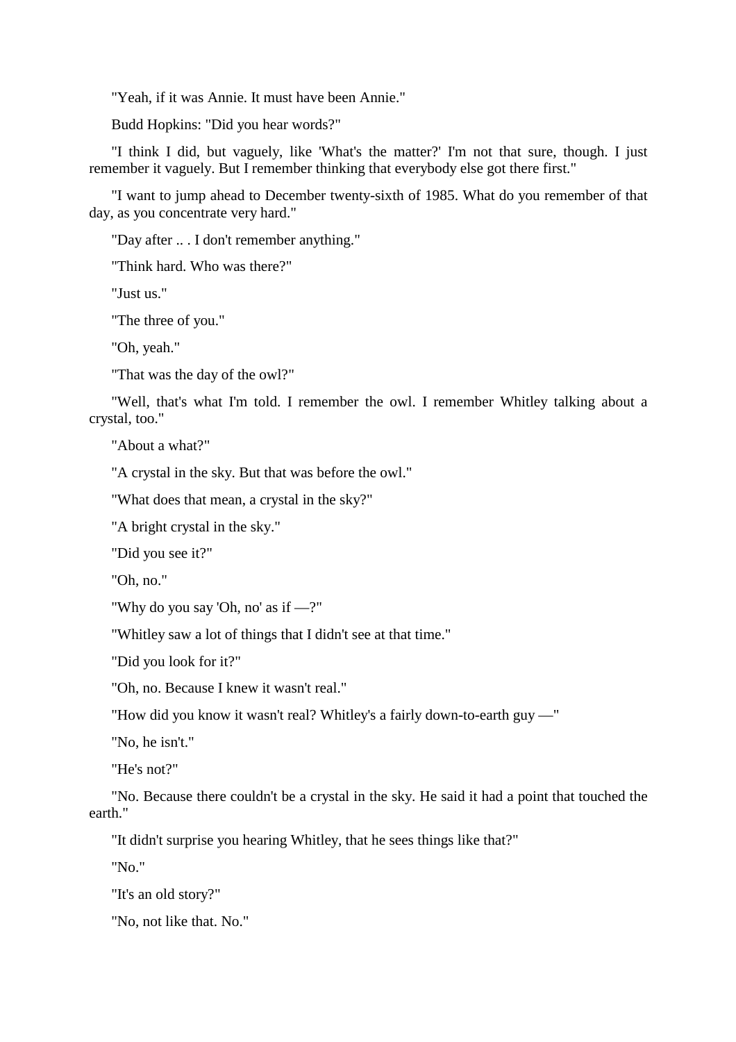"Yeah, if it was Annie. It must have been Annie."

Budd Hopkins: "Did you hear words?"

"I think I did, but vaguely, like 'What's the matter?' I'm not that sure, though. I just remember it vaguely. But I remember thinking that everybody else got there first."

"I want to jump ahead to December twenty-sixth of 1985. What do you remember of that day, as you concentrate very hard."

"Day after .. . I don't remember anything."

"Think hard. Who was there?"

"Just us."

"The three of you."

"Oh, yeah."

"That was the day of the owl?"

"Well, that's what I'm told. I remember the owl. I remember Whitley talking about a crystal, too."

"About a what?"

"A crystal in the sky. But that was before the owl."

"What does that mean, a crystal in the sky?"

"A bright crystal in the sky."

"Did you see it?"

"Oh, no."

"Why do you say 'Oh, no' as if —?"

"Whitley saw a lot of things that I didn't see at that time."

"Did you look for it?"

"Oh, no. Because I knew it wasn't real."

"How did you know it wasn't real? Whitley's a fairly down-to-earth guy —"

"No, he isn't."

"He's not?"

"No. Because there couldn't be a crystal in the sky. He said it had a point that touched the earth."

"It didn't surprise you hearing Whitley, that he sees things like that?"

"No."

"It's an old story?"

"No, not like that. No."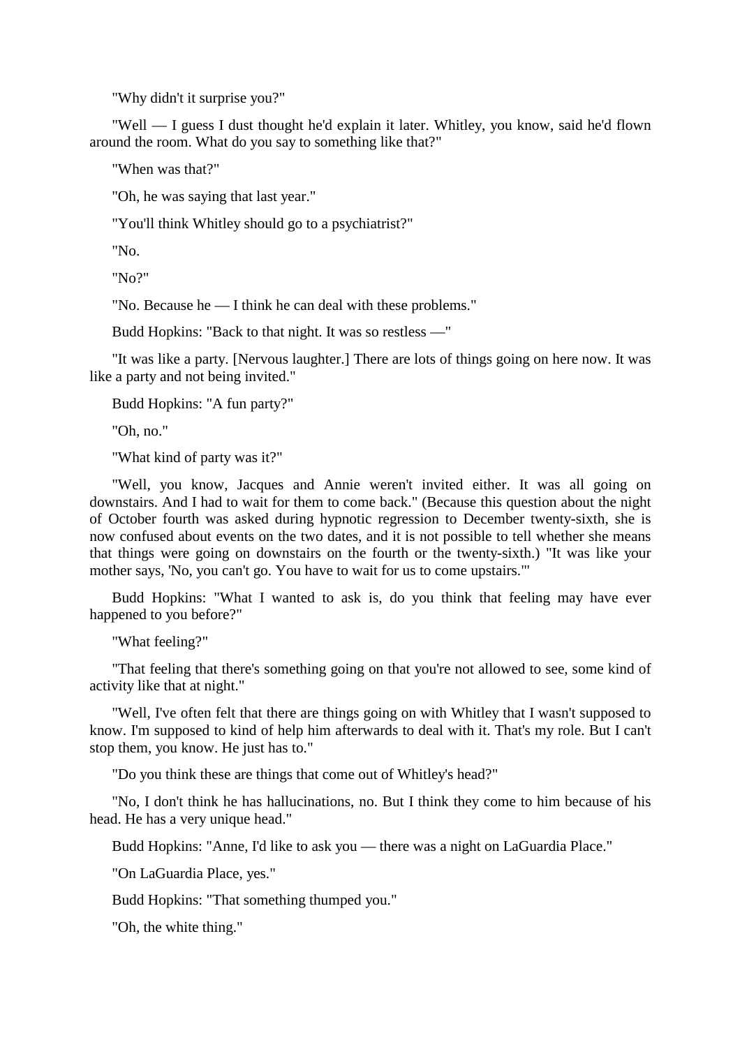"Why didn't it surprise you?"

"Well — I guess I dust thought he'd explain it later. Whitley, you know, said he'd flown around the room. What do you say to something like that?"

"When was that?"

"Oh, he was saying that last year."

"You'll think Whitley should go to a psychiatrist?"

"No.

"No?"

"No. Because he — I think he can deal with these problems."

Budd Hopkins: "Back to that night. It was so restless —"

"It was like a party. [Nervous laughter.] There are lots of things going on here now. It was like a party and not being invited."

Budd Hopkins: "A fun party?"

"Oh, no."

"What kind of party was it?"

"Well, you know, Jacques and Annie weren't invited either. It was all going on downstairs. And I had to wait for them to come back." (Because this question about the night of October fourth was asked during hypnotic regression to December twenty-sixth, she is now confused about events on the two dates, and it is not possible to tell whether she means that things were going on downstairs on the fourth or the twenty-sixth.) "It was like your mother says, 'No, you can't go. You have to wait for us to come upstairs.'"

Budd Hopkins: "What I wanted to ask is, do you think that feeling may have ever happened to you before?"

"What feeling?"

"That feeling that there's something going on that you're not allowed to see, some kind of activity like that at night."

"Well, I've often felt that there are things going on with Whitley that I wasn't supposed to know. I'm supposed to kind of help him afterwards to deal with it. That's my role. But I can't stop them, you know. He just has to."

"Do you think these are things that come out of Whitley's head?"

"No, I don't think he has hallucinations, no. But I think they come to him because of his head. He has a very unique head."

Budd Hopkins: "Anne, I'd like to ask you — there was a night on LaGuardia Place."

"On LaGuardia Place, yes."

Budd Hopkins: "That something thumped you."

"Oh, the white thing."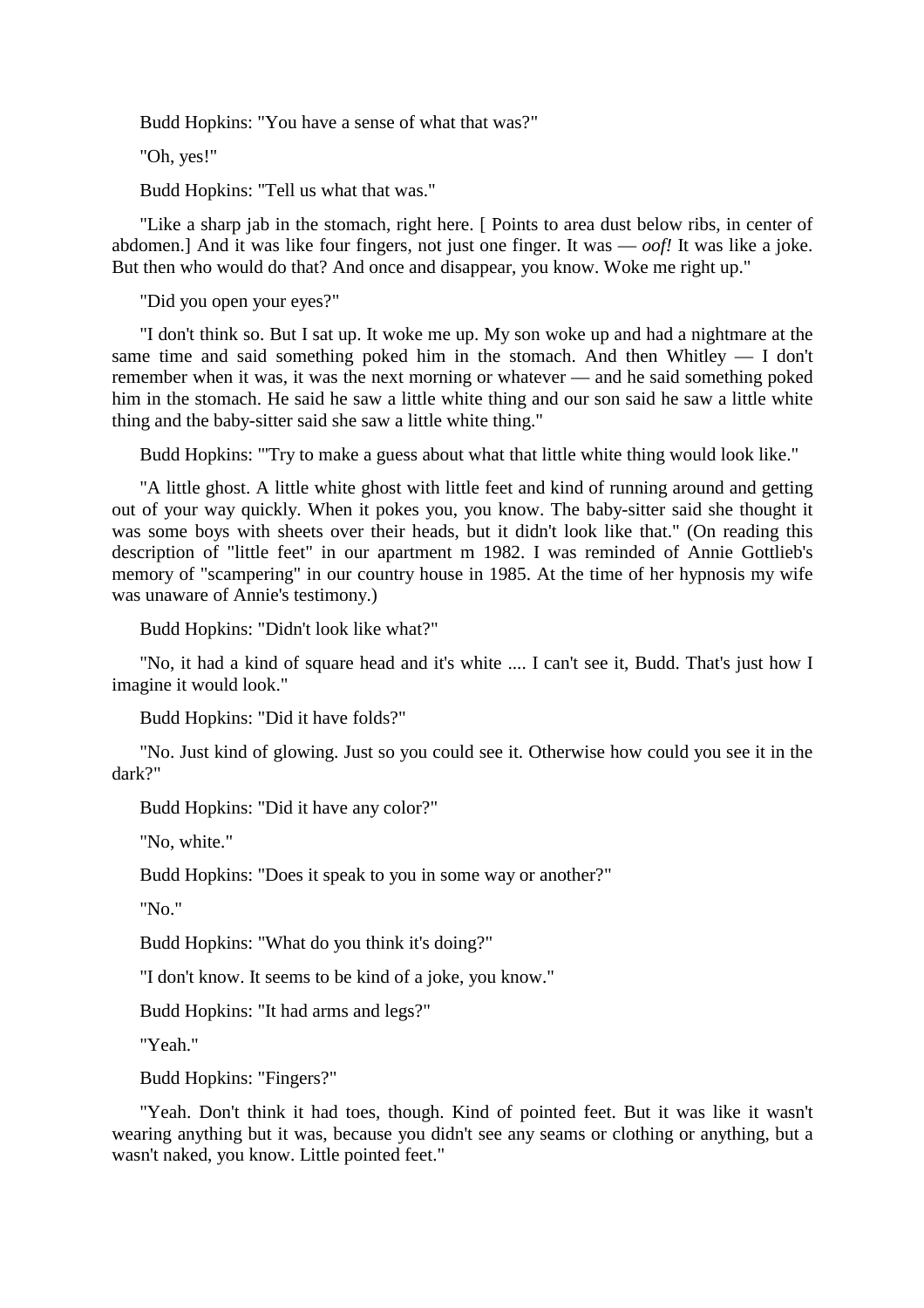Budd Hopkins: "You have a sense of what that was?"

"Oh, yes!"

Budd Hopkins: "Tell us what that was."

"Like a sharp jab in the stomach, right here. [ Points to area dust below ribs, in center of abdomen.] And it was like four fingers, not just one finger. It was — *oof!* It was like a joke. But then who would do that? And once and disappear, you know. Woke me right up."

"Did you open your eyes?"

"I don't think so. But I sat up. It woke me up. My son woke up and had a nightmare at the same time and said something poked him in the stomach. And then Whitley — I don't remember when it was, it was the next morning or whatever — and he said something poked him in the stomach. He said he saw a little white thing and our son said he saw a little white thing and the baby-sitter said she saw a little white thing."

Budd Hopkins: "'Try to make a guess about what that little white thing would look like."

"A little ghost. A little white ghost with little feet and kind of running around and getting out of your way quickly. When it pokes you, you know. The baby-sitter said she thought it was some boys with sheets over their heads, but it didn't look like that." (On reading this description of "little feet" in our apartment m 1982. I was reminded of Annie Gottlieb's memory of "scampering" in our country house in 1985. At the time of her hypnosis my wife was unaware of Annie's testimony.)

Budd Hopkins: "Didn't look like what?"

"No, it had a kind of square head and it's white .... I can't see it, Budd. That's just how I imagine it would look."

Budd Hopkins: "Did it have folds?"

"No. Just kind of glowing. Just so you could see it. Otherwise how could you see it in the dark?"

Budd Hopkins: "Did it have any color?"

"No, white."

Budd Hopkins: "Does it speak to you in some way or another?"

"No."

Budd Hopkins: "What do you think it's doing?"

"I don't know. It seems to be kind of a joke, you know."

Budd Hopkins: "It had arms and legs?"

"Yeah."

Budd Hopkins: "Fingers?"

"Yeah. Don't think it had toes, though. Kind of pointed feet. But it was like it wasn't wearing anything but it was, because you didn't see any seams or clothing or anything, but a wasn't naked, you know. Little pointed feet."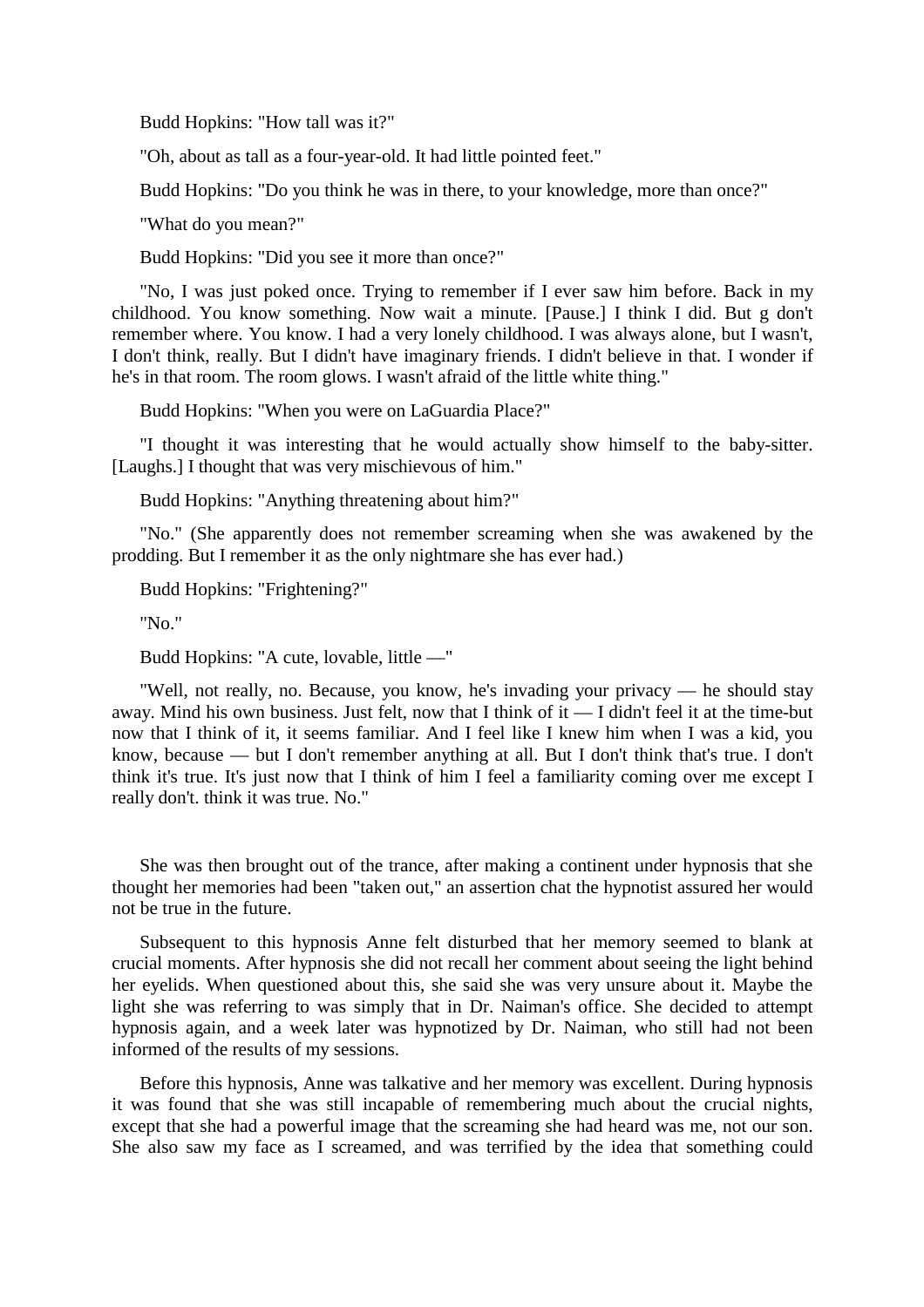Budd Hopkins: "How tall was it?"

"Oh, about as tall as a four-year-old. It had little pointed feet."

Budd Hopkins: "Do you think he was in there, to your knowledge, more than once?"

"What do you mean?"

Budd Hopkins: "Did you see it more than once?"

"No, I was just poked once. Trying to remember if I ever saw him before. Back in my childhood. You know something. Now wait a minute. [Pause.] I think I did. But g don't remember where. You know. I had a very lonely childhood. I was always alone, but I wasn't, I don't think, really. But I didn't have imaginary friends. I didn't believe in that. I wonder if he's in that room. The room glows. I wasn't afraid of the little white thing."

Budd Hopkins: "When you were on LaGuardia Place?"

"I thought it was interesting that he would actually show himself to the baby-sitter. [Laughs.] I thought that was very mischievous of him."

Budd Hopkins: "Anything threatening about him?"

"No." (She apparently does not remember screaming when she was awakened by the prodding. But I remember it as the only nightmare she has ever had.)

Budd Hopkins: "Frightening?"

"No."

Budd Hopkins: "A cute, lovable, little —"

"Well, not really, no. Because, you know, he's invading your privacy — he should stay away. Mind his own business. Just felt, now that I think of it — I didn't feel it at the time-but now that I think of it, it seems familiar. And I feel like I knew him when I was a kid, you know, because — but I don't remember anything at all. But I don't think that's true. I don't think it's true. It's just now that I think of him I feel a familiarity coming over me except I really don't. think it was true. No."

She was then brought out of the trance, after making a continent under hypnosis that she thought her memories had been "taken out," an assertion chat the hypnotist assured her would not be true in the future.

Subsequent to this hypnosis Anne felt disturbed that her memory seemed to blank at crucial moments. After hypnosis she did not recall her comment about seeing the light behind her eyelids. When questioned about this, she said she was very unsure about it. Maybe the light she was referring to was simply that in Dr. Naiman's office. She decided to attempt hypnosis again, and a week later was hypnotized by Dr. Naiman, who still had not been informed of the results of my sessions.

Before this hypnosis, Anne was talkative and her memory was excellent. During hypnosis it was found that she was still incapable of remembering much about the crucial nights, except that she had a powerful image that the screaming she had heard was me, not our son. She also saw my face as I screamed, and was terrified by the idea that something could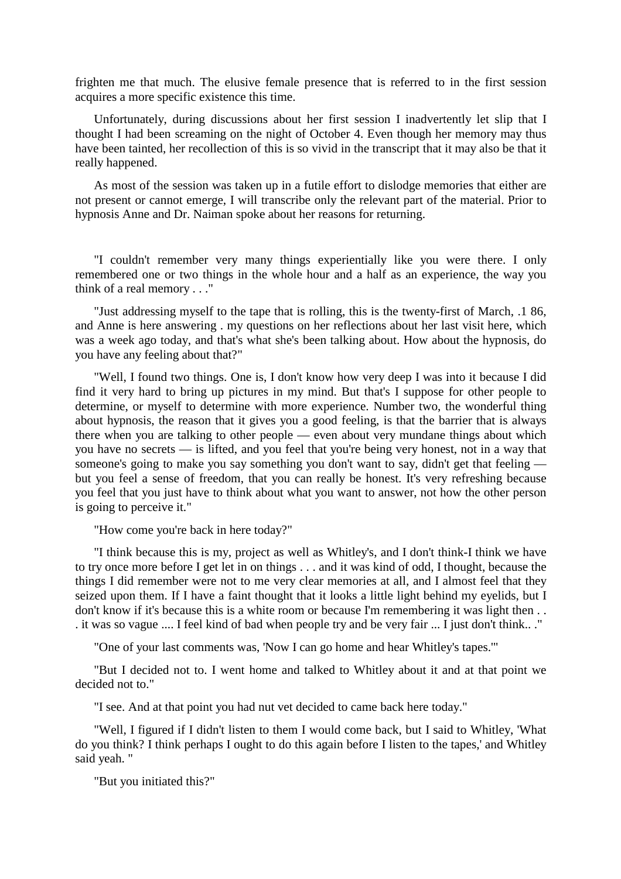frighten me that much. The elusive female presence that is referred to in the first session acquires a more specific existence this time.

Unfortunately, during discussions about her first session I inadvertently let slip that I thought I had been screaming on the night of October 4. Even though her memory may thus have been tainted, her recollection of this is so vivid in the transcript that it may also be that it really happened.

As most of the session was taken up in a futile effort to dislodge memories that either are not present or cannot emerge, I will transcribe only the relevant part of the material. Prior to hypnosis Anne and Dr. Naiman spoke about her reasons for returning.

"I couldn't remember very many things experientially like you were there. I only remembered one or two things in the whole hour and a half as an experience, the way you think of a real memory . . ."

"Just addressing myself to the tape that is rolling, this is the twenty-first of March, .1 86, and Anne is here answering . my questions on her reflections about her last visit here, which was a week ago today, and that's what she's been talking about. How about the hypnosis, do you have any feeling about that?"

"Well, I found two things. One is, I don't know how very deep I was into it because I did find it very hard to bring up pictures in my mind. But that's I suppose for other people to determine, or myself to determine with more experience. Number two, the wonderful thing about hypnosis, the reason that it gives you a good feeling, is that the barrier that is always there when you are talking to other people — even about very mundane things about which you have no secrets — is lifted, and you feel that you're being very honest, not in a way that someone's going to make you say something you don't want to say, didn't get that feeling — but you feel a sense of freedom, that you can really be honest. It's very refreshing because you feel that you just have to think about what you want to answer, not how the other person is going to perceive it."

"How come you're back in here today?"

"I think because this is my, project as well as Whitley's, and I don't think-I think we have to try once more before I get let in on things . . . and it was kind of odd, I thought, because the things I did remember were not to me very clear memories at all, and I almost feel that they seized upon them. If I have a faint thought that it looks a little light behind my eyelids, but I don't know if it's because this is a white room or because I'm remembering it was light then . . . it was so vague .... I feel kind of bad when people try and be very fair ... I just don't think.. ."

"One of your last comments was, 'Now I can go home and hear Whitley's tapes.'"

"But I decided not to. I went home and talked to Whitley about it and at that point we decided not to."

"I see. And at that point you had nut vet decided to came back here today."

"Well, I figured if I didn't listen to them I would come back, but I said to Whitley, 'What do you think? I think perhaps I ought to do this again before I listen to the tapes,' and Whitley said yeah. "

"But you initiated this?"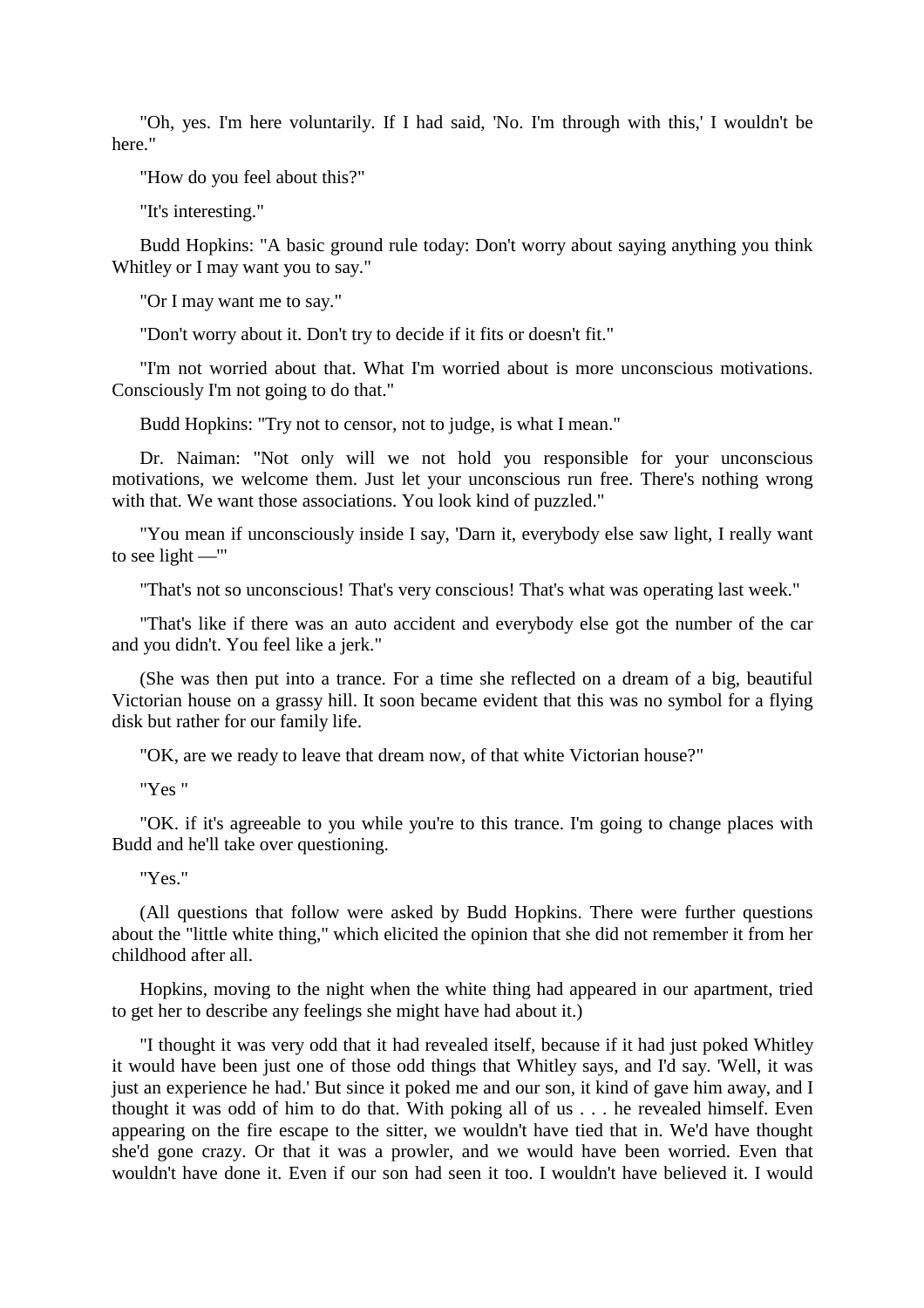"Oh, yes. I'm here voluntarily. If I had said, 'No. I'm through with this,' I wouldn't be here."

"How do you feel about this?"

"It's interesting."

Budd Hopkins: "A basic ground rule today: Don't worry about saying anything you think Whitley or I may want you to say."

"Or I may want me to say."

"Don't worry about it. Don't try to decide if it fits or doesn't fit."

"I'm not worried about that. What I'm worried about is more unconscious motivations. Consciously I'm not going to do that."

Budd Hopkins: "Try not to censor, not to judge, is what I mean."

Dr. Naiman: "Not only will we not hold you responsible for your unconscious motivations, we welcome them. Just let your unconscious run free. There's nothing wrong with that. We want those associations. You look kind of puzzled."

"You mean if unconsciously inside I say, 'Darn it, everybody else saw light, I really want to see light —'"

"That's not so unconscious! That's very conscious! That's what was operating last week."

"That's like if there was an auto accident and everybody else got the number of the car and you didn't. You feel like a jerk."

(She was then put into a trance. For a time she reflected on a dream of a big, beautiful Victorian house on a grassy hill. It soon became evident that this was no symbol for a flying disk but rather for our family life.

"OK, are we ready to leave that dream now, of that white Victorian house?"

"Yes "

"OK. if it's agreeable to you while you're to this trance. I'm going to change places with Budd and he'll take over questioning.

"Yes."

(All questions that follow were asked by Budd Hopkins. There were further questions about the "little white thing," which elicited the opinion that she did not remember it from her childhood after all.

Hopkins, moving to the night when the white thing had appeared in our apartment, tried to get her to describe any feelings she might have had about it.)

"I thought it was very odd that it had revealed itself, because if it had just poked Whitley it would have been just one of those odd things that Whitley says, and I'd say. 'Well, it was just an experience he had.' But since it poked me and our son, it kind of gave him away, and I thought it was odd of him to do that. With poking all of us . . . he revealed himself. Even appearing on the fire escape to the sitter, we wouldn't have tied that in. We'd have thought she'd gone crazy. Or that it was a prowler, and we would have been worried. Even that wouldn't have done it. Even if our son had seen it too. I wouldn't have believed it. I would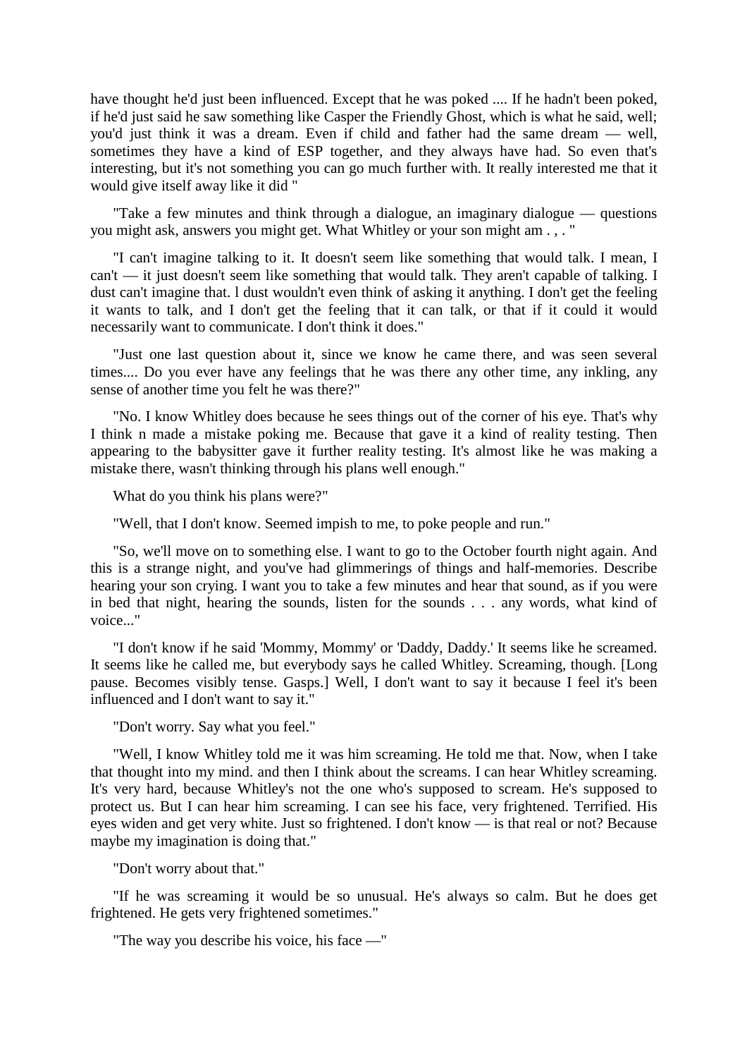have thought he'd just been influenced. Except that he was poked .... If he hadn't been poked, if he'd just said he saw something like Casper the Friendly Ghost, which is what he said, well; you'd just think it was a dream. Even if child and father had the same dream — well, sometimes they have a kind of ESP together, and they always have had. So even that's interesting, but it's not something you can go much further with. It really interested me that it would give itself away like it did "

"Take a few minutes and think through a dialogue, an imaginary dialogue — questions you might ask, answers you might get. What Whitley or your son might am . , . "

"I can't imagine talking to it. It doesn't seem like something that would talk. I mean, I can't — it just doesn't seem like something that would talk. They aren't capable of talking. I dust can't imagine that. l dust wouldn't even think of asking it anything. I don't get the feeling it wants to talk, and I don't get the feeling that it can talk, or that if it could it would necessarily want to communicate. I don't think it does."

"Just one last question about it, since we know he came there, and was seen several times.... Do you ever have any feelings that he was there any other time, any inkling, any sense of another time you felt he was there?"

"No. I know Whitley does because he sees things out of the corner of his eye. That's why I think n made a mistake poking me. Because that gave it a kind of reality testing. Then appearing to the babysitter gave it further reality testing. It's almost like he was making a mistake there, wasn't thinking through his plans well enough."

What do you think his plans were?"

"Well, that I don't know. Seemed impish to me, to poke people and run."

"So, we'll move on to something else. I want to go to the October fourth night again. And this is a strange night, and you've had glimmerings of things and half-memories. Describe hearing your son crying. I want you to take a few minutes and hear that sound, as if you were in bed that night, hearing the sounds, listen for the sounds . . . any words, what kind of voice..."

"I don't know if he said 'Mommy, Mommy' or 'Daddy, Daddy.' It seems like he screamed. It seems like he called me, but everybody says he called Whitley. Screaming, though. [Long pause. Becomes visibly tense. Gasps.] Well, I don't want to say it because I feel it's been influenced and I don't want to say it."

"Don't worry. Say what you feel."

"Well, I know Whitley told me it was him screaming. He told me that. Now, when I take that thought into my mind. and then I think about the screams. I can hear Whitley screaming. It's very hard, because Whitley's not the one who's supposed to scream. He's supposed to protect us. But I can hear him screaming. I can see his face, very frightened. Terrified. His eyes widen and get very white. Just so frightened. I don't know — is that real or not? Because maybe my imagination is doing that."

"Don't worry about that."

"If he was screaming it would be so unusual. He's always so calm. But he does get frightened. He gets very frightened sometimes."

"The way you describe his voice, his face —"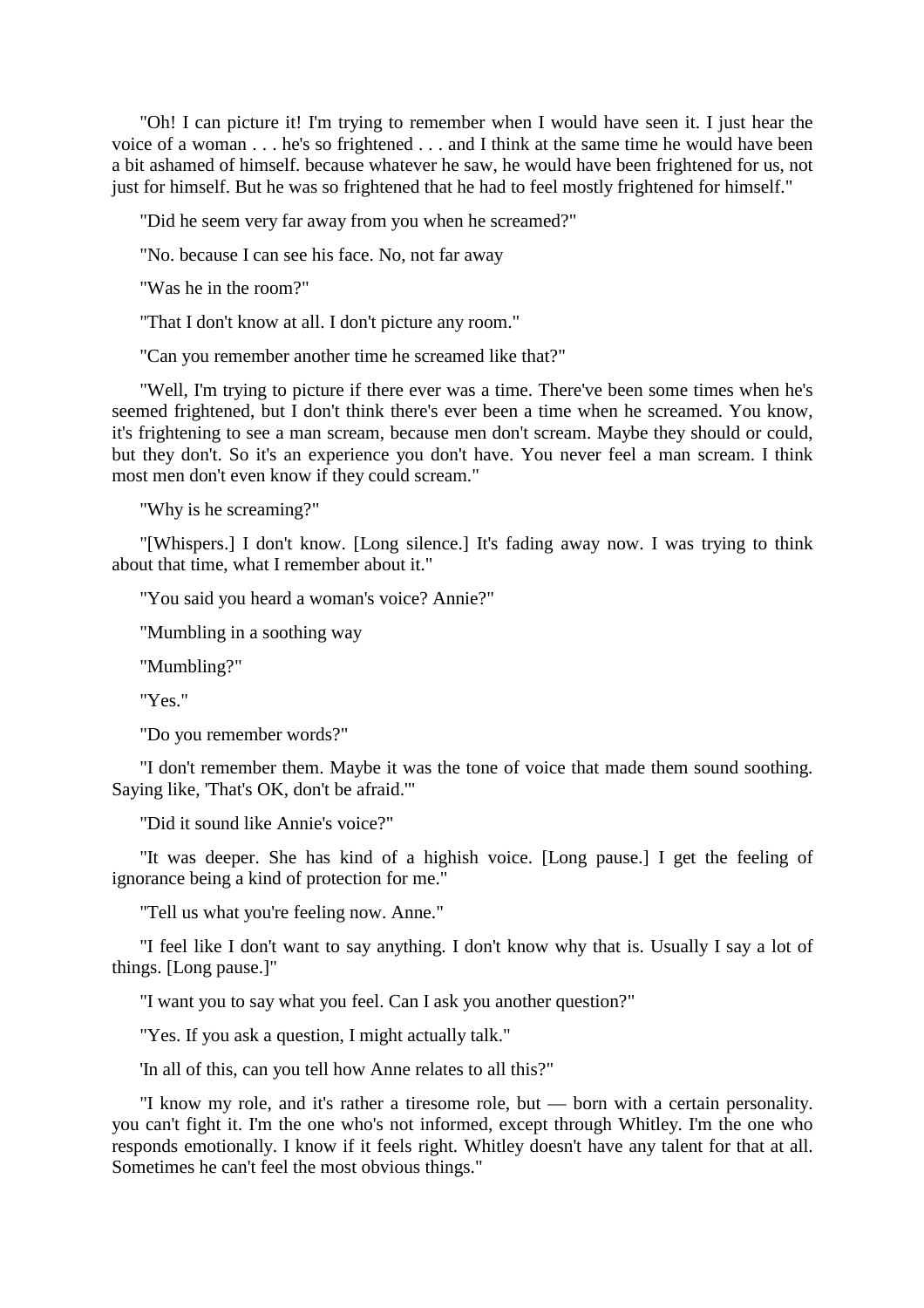"Oh! I can picture it! I'm trying to remember when I would have seen it. I just hear the voice of a woman . . . he's so frightened . . . and I think at the same time he would have been a bit ashamed of himself. because whatever he saw, he would have been frightened for us, not just for himself. But he was so frightened that he had to feel mostly frightened for himself."

"Did he seem very far away from you when he screamed?"

"No. because I can see his face. No, not far away

"Was he in the room?"

"That I don't know at all. I don't picture any room."

"Can you remember another time he screamed like that?"

"Well, I'm trying to picture if there ever was a time. There've been some times when he's seemed frightened, but I don't think there's ever been a time when he screamed. You know, it's frightening to see a man scream, because men don't scream. Maybe they should or could, but they don't. So it's an experience you don't have. You never feel a man scream. I think most men don't even know if they could scream."

"Why is he screaming?"

"[Whispers.] I don't know. [Long silence.] It's fading away now. I was trying to think about that time, what I remember about it."

"You said you heard a woman's voice? Annie?"

"Mumbling in a soothing way

"Mumbling?"

"Yes."

"Do you remember words?"

"I don't remember them. Maybe it was the tone of voice that made them sound soothing. Saying like, 'That's OK, don't be afraid.'"

"Did it sound like Annie's voice?"

"It was deeper. She has kind of a highish voice. [Long pause.] I get the feeling of ignorance being a kind of protection for me."

"Tell us what you're feeling now. Anne."

"I feel like I don't want to say anything. I don't know why that is. Usually I say a lot of things. [Long pause.]"

"I want you to say what you feel. Can I ask you another question?"

"Yes. If you ask a question, I might actually talk."

'In all of this, can you tell how Anne relates to all this?"

"I know my role, and it's rather a tiresome role, but — born with a certain personality. you can't fight it. I'm the one who's not informed, except through Whitley. I'm the one who responds emotionally. I know if it feels right. Whitley doesn't have any talent for that at all. Sometimes he can't feel the most obvious things."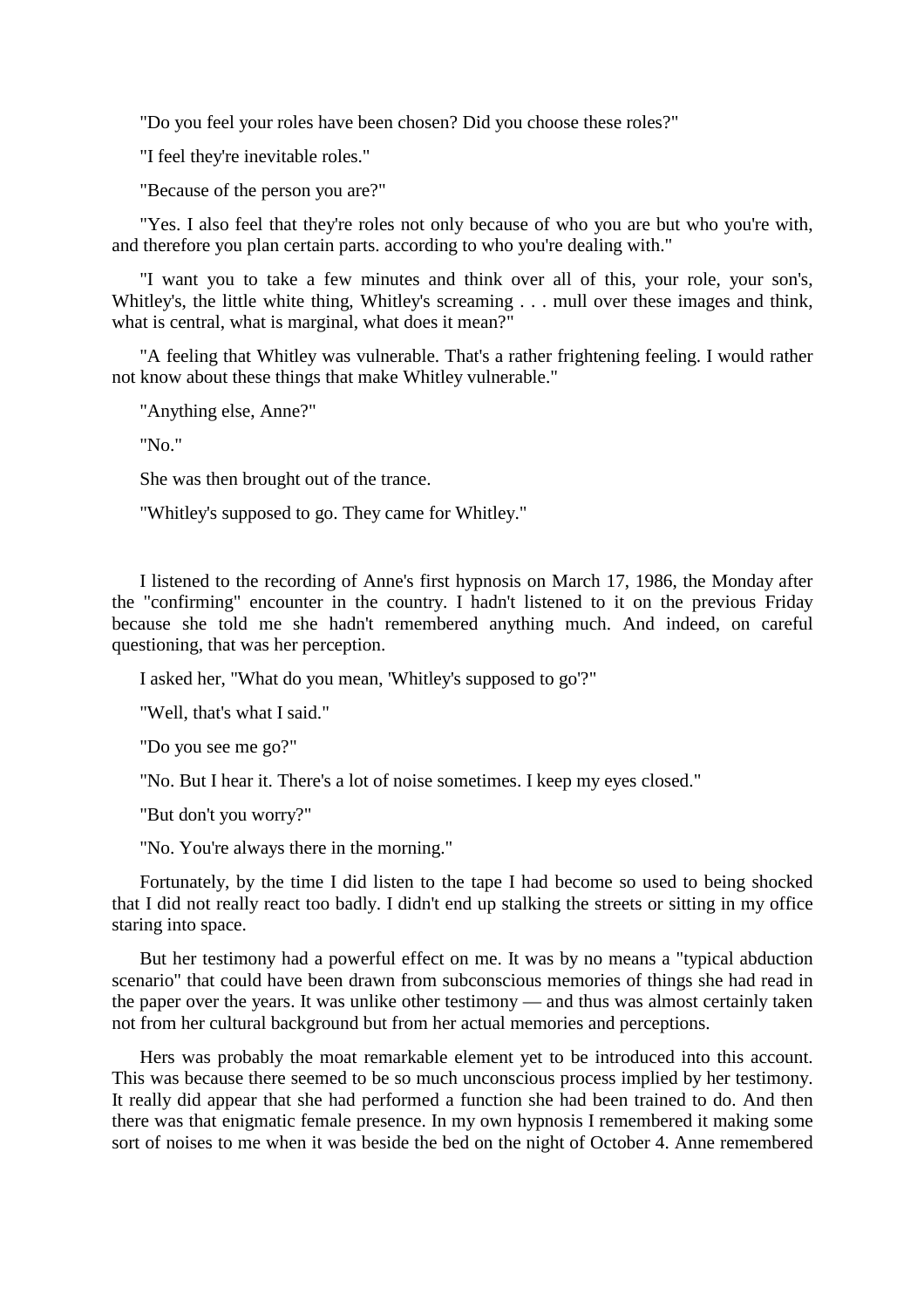"Do you feel your roles have been chosen? Did you choose these roles?"

"I feel they're inevitable roles."

"Because of the person you are?"

"Yes. I also feel that they're roles not only because of who you are but who you're with, and therefore you plan certain parts. according to who you're dealing with."

"I want you to take a few minutes and think over all of this, your role, your son's, Whitley's, the little white thing, Whitley's screaming . . . mull over these images and think, what is central, what is marginal, what does it mean?"

"A feeling that Whitley was vulnerable. That's a rather frightening feeling. I would rather not know about these things that make Whitley vulnerable."

"Anything else, Anne?"

"No."

She was then brought out of the trance.

"Whitley's supposed to go. They came for Whitley."

I listened to the recording of Anne's first hypnosis on March 17, 1986, the Monday after the "confirming" encounter in the country. I hadn't listened to it on the previous Friday because she told me she hadn't remembered anything much. And indeed, on careful questioning, that was her perception.

I asked her, "What do you mean, 'Whitley's supposed to go'?"

"Well, that's what I said."

"Do you see me go?"

"No. But I hear it. There's a lot of noise sometimes. I keep my eyes closed."

"But don't you worry?"

"No. You're always there in the morning."

Fortunately, by the time I did listen to the tape I had become so used to being shocked that I did not really react too badly. I didn't end up stalking the streets or sitting in my office staring into space.

But her testimony had a powerful effect on me. It was by no means a "typical abduction scenario" that could have been drawn from subconscious memories of things she had read in the paper over the years. It was unlike other testimony — and thus was almost certainly taken not from her cultural background but from her actual memories and perceptions.

Hers was probably the moat remarkable element yet to be introduced into this account. This was because there seemed to be so much unconscious process implied by her testimony. It really did appear that she had performed a function she had been trained to do. And then there was that enigmatic female presence. In my own hypnosis I remembered it making some sort of noises to me when it was beside the bed on the night of October 4. Anne remembered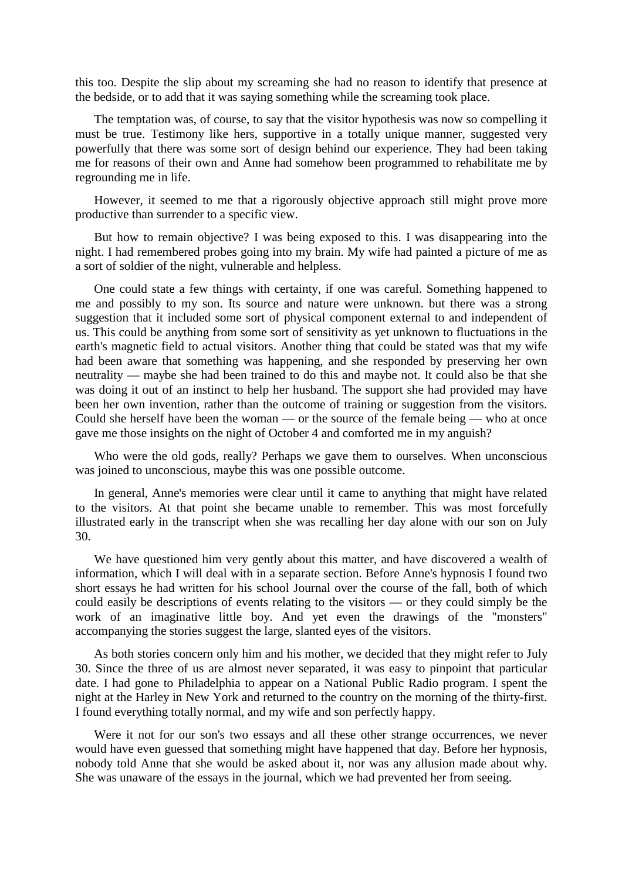this too. Despite the slip about my screaming she had no reason to identify that presence at the bedside, or to add that it was saying something while the screaming took place.

The temptation was, of course, to say that the visitor hypothesis was now so compelling it must be true. Testimony like hers, supportive in a totally unique manner, suggested very powerfully that there was some sort of design behind our experience. They had been taking me for reasons of their own and Anne had somehow been programmed to rehabilitate me by regrounding me in life.

However, it seemed to me that a rigorously objective approach still might prove more productive than surrender to a specific view.

But how to remain objective? I was being exposed to this. I was disappearing into the night. I had remembered probes going into my brain. My wife had painted a picture of me as a sort of soldier of the night, vulnerable and helpless.

One could state a few things with certainty, if one was careful. Something happened to me and possibly to my son. Its source and nature were unknown. but there was a strong suggestion that it included some sort of physical component external to and independent of us. This could be anything from some sort of sensitivity as yet unknown to fluctuations in the earth's magnetic field to actual visitors. Another thing that could be stated was that my wife had been aware that something was happening, and she responded by preserving her own neutrality — maybe she had been trained to do this and maybe not. It could also be that she was doing it out of an instinct to help her husband. The support she had provided may have been her own invention, rather than the outcome of training or suggestion from the visitors. Could she herself have been the woman — or the source of the female being — who at once gave me those insights on the night of October 4 and comforted me in my anguish?

Who were the old gods, really? Perhaps we gave them to ourselves. When unconscious was joined to unconscious, maybe this was one possible outcome.

In general, Anne's memories were clear until it came to anything that might have related to the visitors. At that point she became unable to remember. This was most forcefully illustrated early in the transcript when she was recalling her day alone with our son on July 30.

We have questioned him very gently about this matter, and have discovered a wealth of information, which I will deal with in a separate section. Before Anne's hypnosis I found two short essays he had written for his school Journal over the course of the fall, both of which could easily be descriptions of events relating to the visitors — or they could simply be the work of an imaginative little boy. And yet even the drawings of the "monsters" accompanying the stories suggest the large, slanted eyes of the visitors.

As both stories concern only him and his mother, we decided that they might refer to July 30. Since the three of us are almost never separated, it was easy to pinpoint that particular date. I had gone to Philadelphia to appear on a National Public Radio program. I spent the night at the Harley in New York and returned to the country on the morning of the thirty-first. I found everything totally normal, and my wife and son perfectly happy.

Were it not for our son's two essays and all these other strange occurrences, we never would have even guessed that something might have happened that day. Before her hypnosis, nobody told Anne that she would be asked about it, nor was any allusion made about why. She was unaware of the essays in the journal, which we had prevented her from seeing.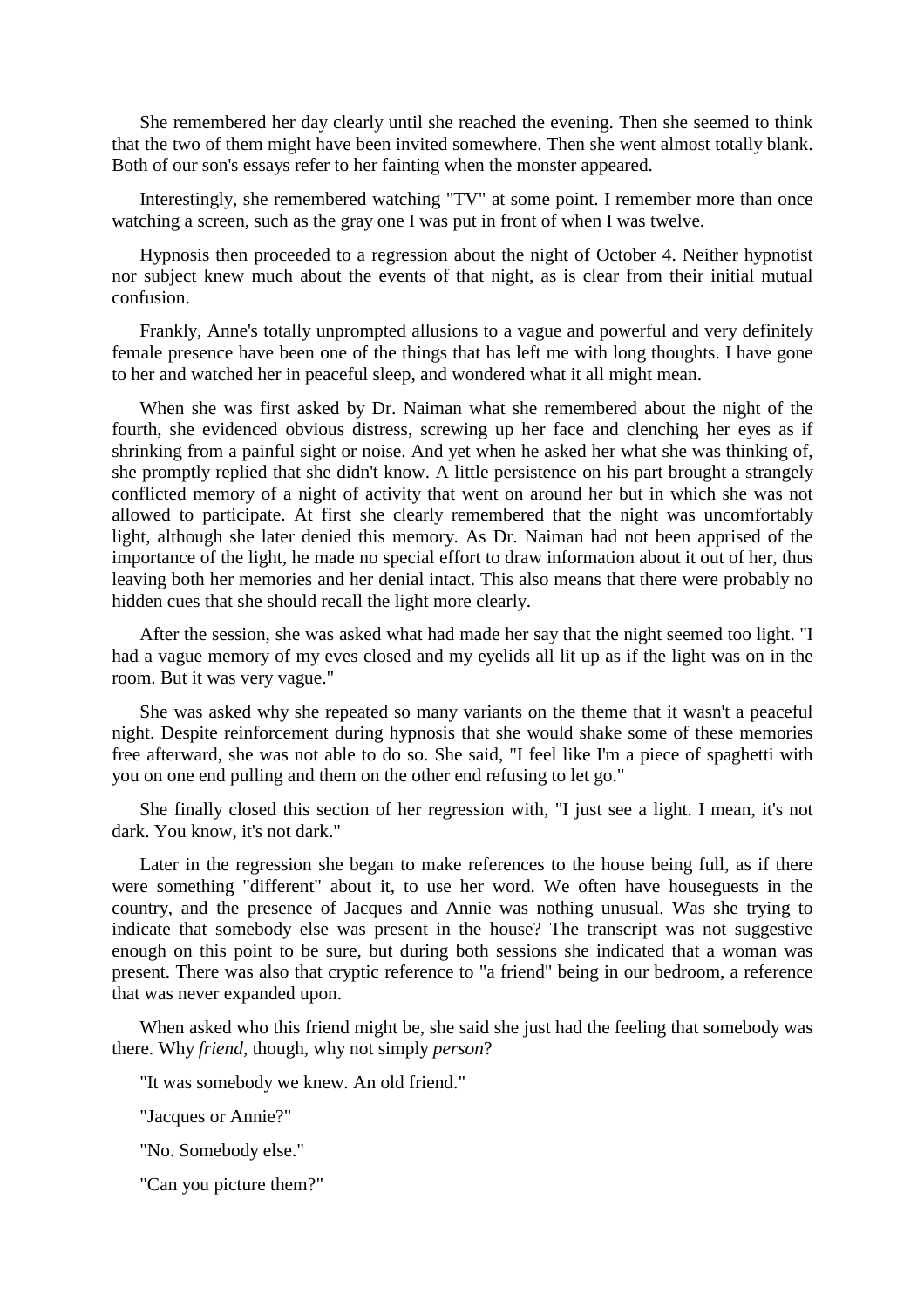She remembered her day clearly until she reached the evening. Then she seemed to think that the two of them might have been invited somewhere. Then she went almost totally blank. Both of our son's essays refer to her fainting when the monster appeared.

Interestingly, she remembered watching "TV" at some point. I remember more than once watching a screen, such as the gray one I was put in front of when I was twelve.

Hypnosis then proceeded to a regression about the night of October 4. Neither hypnotist nor subject knew much about the events of that night, as is clear from their initial mutual confusion.

Frankly, Anne's totally unprompted allusions to a vague and powerful and very definitely female presence have been one of the things that has left me with long thoughts. I have gone to her and watched her in peaceful sleep, and wondered what it all might mean.

When she was first asked by Dr. Naiman what she remembered about the night of the fourth, she evidenced obvious distress, screwing up her face and clenching her eyes as if shrinking from a painful sight or noise. And yet when he asked her what she was thinking of, she promptly replied that she didn't know. A little persistence on his part brought a strangely conflicted memory of a night of activity that went on around her but in which she was not allowed to participate. At first she clearly remembered that the night was uncomfortably light, although she later denied this memory. As Dr. Naiman had not been apprised of the importance of the light, he made no special effort to draw information about it out of her, thus leaving both her memories and her denial intact. This also means that there were probably no hidden cues that she should recall the light more clearly.

After the session, she was asked what had made her say that the night seemed too light. "I had a vague memory of my eves closed and my eyelids all lit up as if the light was on in the room. But it was very vague."

She was asked why she repeated so many variants on the theme that it wasn't a peaceful night. Despite reinforcement during hypnosis that she would shake some of these memories free afterward, she was not able to do so. She said, "I feel like I'm a piece of spaghetti with you on one end pulling and them on the other end refusing to let go."

She finally closed this section of her regression with, "I just see a light. I mean, it's not dark. You know, it's not dark."

Later in the regression she began to make references to the house being full, as if there were something "different" about it, to use her word. We often have houseguests in the country, and the presence of Jacques and Annie was nothing unusual. Was she trying to indicate that somebody else was present in the house? The transcript was not suggestive enough on this point to be sure, but during both sessions she indicated that a woman was present. There was also that cryptic reference to "a friend" being in our bedroom, a reference that was never expanded upon.

When asked who this friend might be, she said she just had the feeling that somebody was there. Why *friend*, though, why not simply *person*?

"It was somebody we knew. An old friend."

"Jacques or Annie?"

"No. Somebody else."

"Can you picture them?"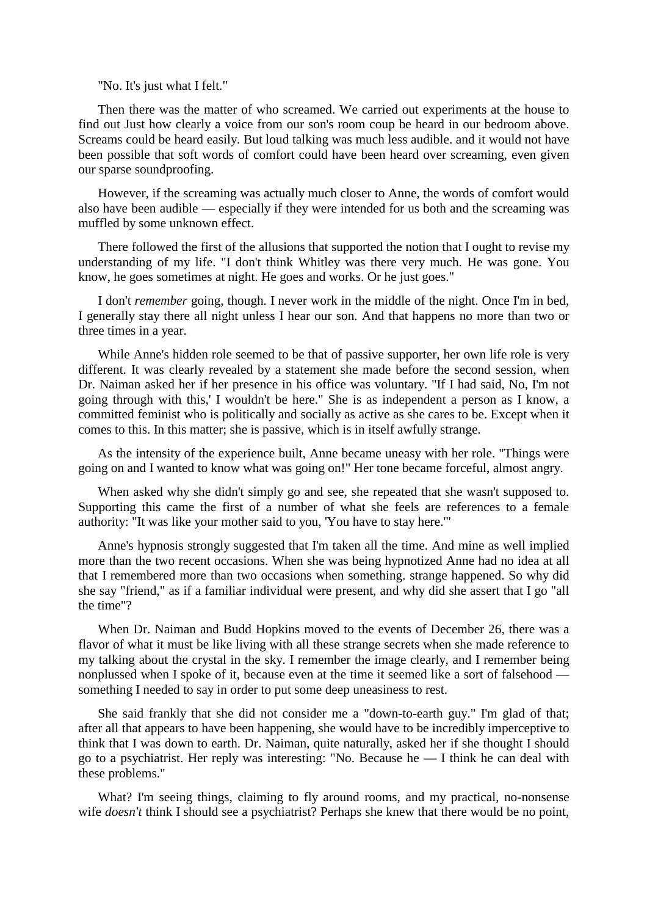"No. It's just what I felt."

Then there was the matter of who screamed. We carried out experiments at the house to find out Just how clearly a voice from our son's room coup be heard in our bedroom above. Screams could be heard easily. But loud talking was much less audible. and it would not have been possible that soft words of comfort could have been heard over screaming, even given our sparse soundproofing.

However, if the screaming was actually much closer to Anne, the words of comfort would also have been audible — especially if they were intended for us both and the screaming was muffled by some unknown effect.

There followed the first of the allusions that supported the notion that I ought to revise my understanding of my life. "I don't think Whitley was there very much. He was gone. You know, he goes sometimes at night. He goes and works. Or he just goes."

I don't *remember* going, though. I never work in the middle of the night. Once I'm in bed, I generally stay there all night unless I hear our son. And that happens no more than two or three times in a year.

While Anne's hidden role seemed to be that of passive supporter, her own life role is very different. It was clearly revealed by a statement she made before the second session, when Dr. Naiman asked her if her presence in his office was voluntary. "If I had said, No, I'm not going through with this,' I wouldn't be here." She is as independent a person as I know, a committed feminist who is politically and socially as active as she cares to be. Except when it comes to this. In this matter; she is passive, which is in itself awfully strange.

As the intensity of the experience built, Anne became uneasy with her role. "Things were going on and I wanted to know what was going on!" Her tone became forceful, almost angry.

When asked why she didn't simply go and see, she repeated that she wasn't supposed to. Supporting this came the first of a number of what she feels are references to a female authority: "It was like your mother said to you, 'You have to stay here.'"

Anne's hypnosis strongly suggested that I'm taken all the time. And mine as well implied more than the two recent occasions. When she was being hypnotized Anne had no idea at all that I remembered more than two occasions when something. strange happened. So why did she say "friend," as if a familiar individual were present, and why did she assert that I go "all the time"?

When Dr. Naiman and Budd Hopkins moved to the events of December 26, there was a flavor of what it must be like living with all these strange secrets when she made reference to my talking about the crystal in the sky. I remember the image clearly, and I remember being nonplussed when I spoke of it, because even at the time it seemed like a sort of falsehood — something I needed to say in order to put some deep uneasiness to rest.

She said frankly that she did not consider me a "down-to-earth guy." I'm glad of that; after all that appears to have been happening, she would have to be incredibly imperceptive to think that I was down to earth. Dr. Naiman, quite naturally, asked her if she thought I should go to a psychiatrist. Her reply was interesting: "No. Because he — I think he can deal with these problems."

What? I'm seeing things, claiming to fly around rooms, and my practical, no-nonsense wife *doesn't* think I should see a psychiatrist? Perhaps she knew that there would be no point,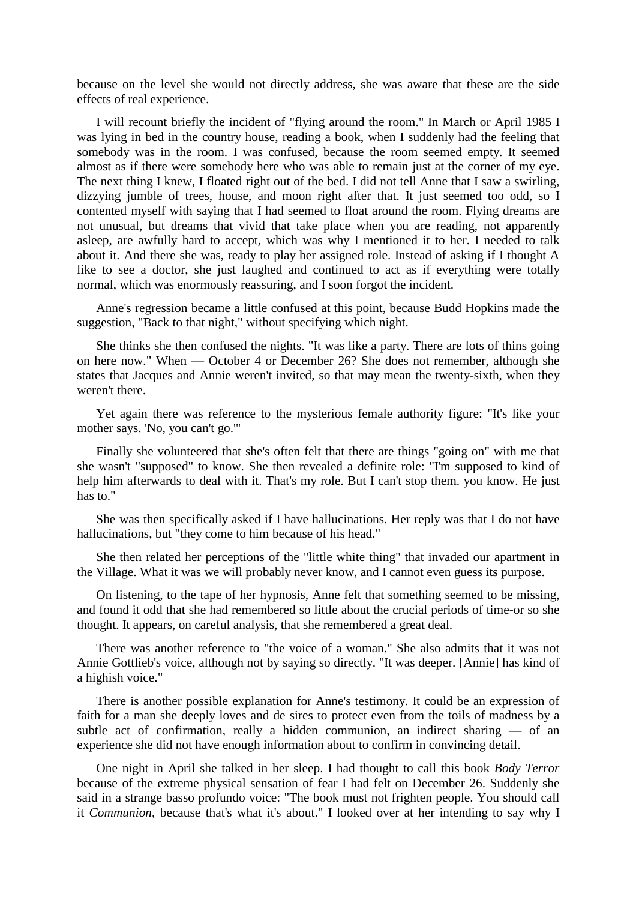because on the level she would not directly address, she was aware that these are the side effects of real experience.

I will recount briefly the incident of "flying around the room." In March or April 1985 I was lying in bed in the country house, reading a book, when I suddenly had the feeling that somebody was in the room. I was confused, because the room seemed empty. It seemed almost as if there were somebody here who was able to remain just at the corner of my eye. The next thing I knew, I floated right out of the bed. I did not tell Anne that I saw a swirling, dizzying jumble of trees, house, and moon right after that. It just seemed too odd, so I contented myself with saying that I had seemed to float around the room. Flying dreams are not unusual, but dreams that vivid that take place when you are reading, not apparently asleep, are awfully hard to accept, which was why I mentioned it to her. I needed to talk about it. And there she was, ready to play her assigned role. Instead of asking if I thought A like to see a doctor, she just laughed and continued to act as if everything were totally normal, which was enormously reassuring, and I soon forgot the incident.

Anne's regression became a little confused at this point, because Budd Hopkins made the suggestion, "Back to that night," without specifying which night.

She thinks she then confused the nights. "It was like a party. There are lots of thins going on here now." When — October 4 or December 26? She does not remember, although she states that Jacques and Annie weren't invited, so that may mean the twenty-sixth, when they weren't there.

Yet again there was reference to the mysterious female authority figure: "It's like your mother says. 'No, you can't go.'"

Finally she volunteered that she's often felt that there are things "going on" with me that she wasn't "supposed" to know. She then revealed a definite role: "I'm supposed to kind of help him afterwards to deal with it. That's my role. But I can't stop them. you know. He just has to."

She was then specifically asked if I have hallucinations. Her reply was that I do not have hallucinations, but "they come to him because of his head."

She then related her perceptions of the "little white thing" that invaded our apartment in the Village. What it was we will probably never know, and I cannot even guess its purpose.

On listening, to the tape of her hypnosis, Anne felt that something seemed to be missing, and found it odd that she had remembered so little about the crucial periods of time-or so she thought. It appears, on careful analysis, that she remembered a great deal.

There was another reference to "the voice of a woman." She also admits that it was not Annie Gottlieb's voice, although not by saying so directly. "It was deeper. [Annie] has kind of a highish voice."

There is another possible explanation for Anne's testimony. It could be an expression of faith for a man she deeply loves and de sires to protect even from the toils of madness by a subtle act of confirmation, really a hidden communion, an indirect sharing — of an experience she did not have enough information about to confirm in convincing detail.

One night in April she talked in her sleep. I had thought to call this book *Body Terror* because of the extreme physical sensation of fear I had felt on December 26. Suddenly she said in a strange basso profundo voice: "The book must not frighten people. You should call it *Communion*, because that's what it's about." I looked over at her intending to say why I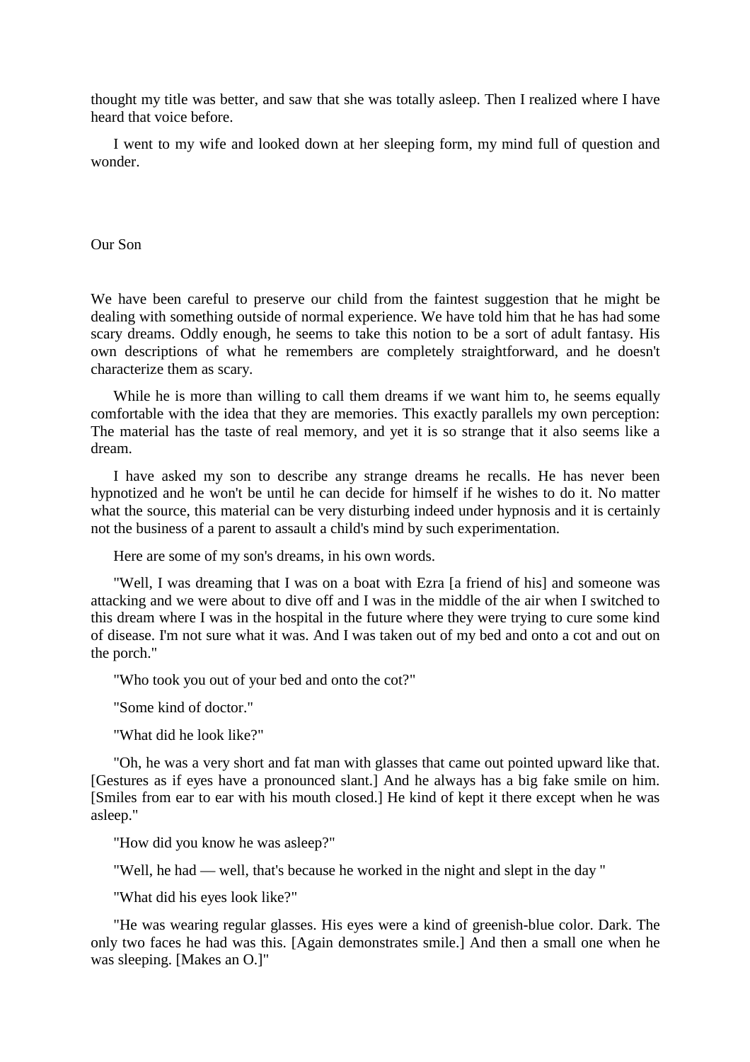thought my title was better, and saw that she was totally asleep. Then I realized where I have heard that voice before.

I went to my wife and looked down at her sleeping form, my mind full of question and wonder.

## Our Son

We have been careful to preserve our child from the faintest suggestion that he might be dealing with something outside of normal experience. We have told him that he has had some scary dreams. Oddly enough, he seems to take this notion to be a sort of adult fantasy. His own descriptions of what he remembers are completely straightforward, and he doesn't characterize them as scary.

While he is more than willing to call them dreams if we want him to, he seems equally comfortable with the idea that they are memories. This exactly parallels my own perception: The material has the taste of real memory, and yet it is so strange that it also seems like a dream.

I have asked my son to describe any strange dreams he recalls. He has never been hypnotized and he won't be until he can decide for himself if he wishes to do it. No matter what the source, this material can be very disturbing indeed under hypnosis and it is certainly not the business of a parent to assault a child's mind by such experimentation.

Here are some of my son's dreams, in his own words.

"Well, I was dreaming that I was on a boat with Ezra [a friend of his] and someone was attacking and we were about to dive off and I was in the middle of the air when I switched to this dream where I was in the hospital in the future where they were trying to cure some kind of disease. I'm not sure what it was. And I was taken out of my bed and onto a cot and out on the porch."

"Who took you out of your bed and onto the cot?"

"Some kind of doctor."

"What did he look like?"

"Oh, he was a very short and fat man with glasses that came out pointed upward like that. [Gestures as if eyes have a pronounced slant.] And he always has a big fake smile on him. [Smiles from ear to ear with his mouth closed.] He kind of kept it there except when he was asleep."

"How did you know he was asleep?"

"Well, he had — well, that's because he worked in the night and slept in the day "

"What did his eyes look like?"

"He was wearing regular glasses. His eyes were a kind of greenish-blue color. Dark. The only two faces he had was this. [Again demonstrates smile.] And then a small one when he was sleeping. [Makes an O.]"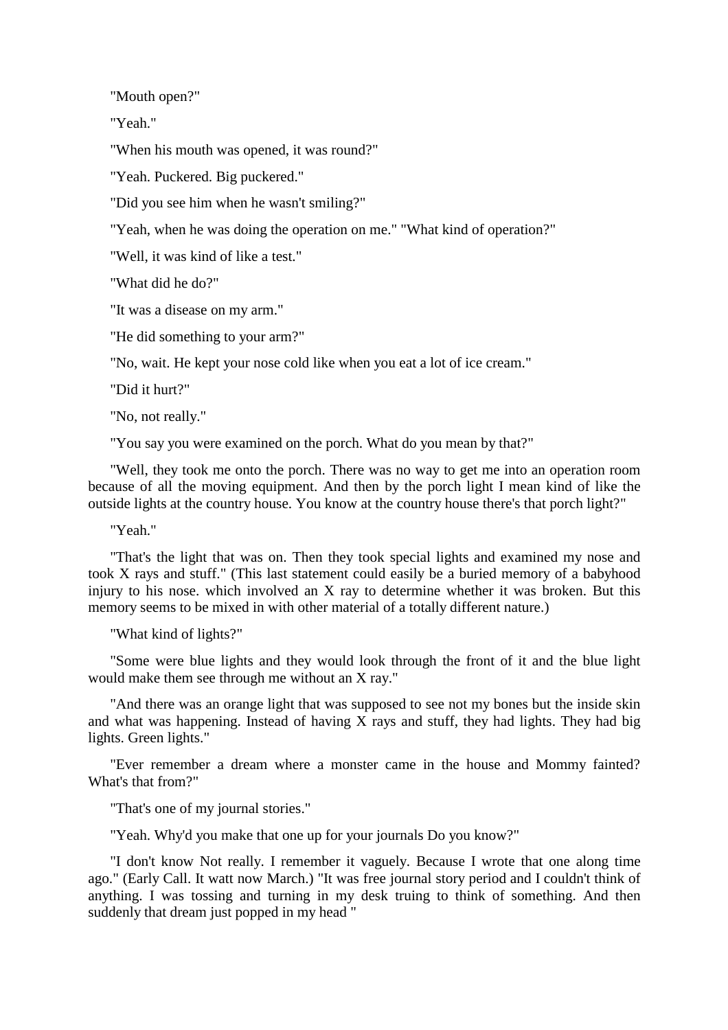"Mouth open?"

"Yeah."

"When his mouth was opened, it was round?"

"Yeah. Puckered. Big puckered."

"Did you see him when he wasn't smiling?"

"Yeah, when he was doing the operation on me." "What kind of operation?"

"Well, it was kind of like a test."

"What did he do?"

"It was a disease on my arm."

"He did something to your arm?"

"No, wait. He kept your nose cold like when you eat a lot of ice cream."

"Did it hurt?"

"No, not really."

"You say you were examined on the porch. What do you mean by that?"

"Well, they took me onto the porch. There was no way to get me into an operation room because of all the moving equipment. And then by the porch light I mean kind of like the outside lights at the country house. You know at the country house there's that porch light?"

"Yeah."

"That's the light that was on. Then they took special lights and examined my nose and took X rays and stuff." (This last statement could easily be a buried memory of a babyhood injury to his nose. which involved an X ray to determine whether it was broken. But this memory seems to be mixed in with other material of a totally different nature.)

"What kind of lights?"

"Some were blue lights and they would look through the front of it and the blue light would make them see through me without an X ray."

"And there was an orange light that was supposed to see not my bones but the inside skin and what was happening. Instead of having X rays and stuff, they had lights. They had big lights. Green lights."

"Ever remember a dream where a monster came in the house and Mommy fainted? What's that from?"

"That's one of my journal stories."

"Yeah. Why'd you make that one up for your journals Do you know?"

"I don't know Not really. I remember it vaguely. Because I wrote that one along time ago." (Early Call. It watt now March.) "It was free journal story period and I couldn't think of anything. I was tossing and turning in my desk truing to think of something. And then suddenly that dream just popped in my head "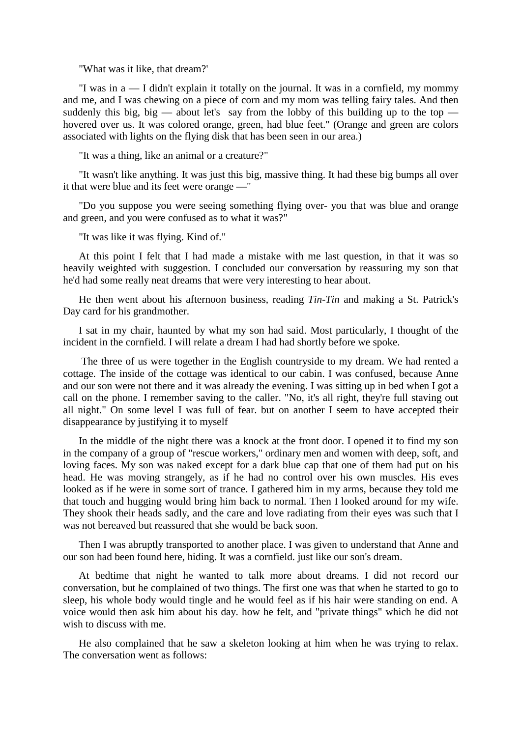"What was it like, that dream?'

"I was in a — I didn't explain it totally on the journal. It was in a cornfield, my mommy and me, and I was chewing on a piece of corn and my mom was telling fairy tales. And then suddenly this big, big — about let's say from the lobby of this building up to the top — hovered over us. It was colored orange, green, had blue feet." (Orange and green are colors associated with lights on the flying disk that has been seen in our area.)

"It was a thing, like an animal or a creature?"

"It wasn't like anything. It was just this big, massive thing. It had these big bumps all over it that were blue and its feet were orange —"

"Do you suppose you were seeing something flying over- you that was blue and orange and green, and you were confused as to what it was?"

"It was like it was flying. Kind of."

At this point I felt that I had made a mistake with me last question, in that it was so heavily weighted with suggestion. I concluded our conversation by reassuring my son that he'd had some really neat dreams that were very interesting to hear about.

He then went about his afternoon business, reading *Tin-Tin* and making a St. Patrick's Day card for his grandmother.

I sat in my chair, haunted by what my son had said. Most particularly, I thought of the incident in the cornfield. I will relate a dream I had had shortly before we spoke.

The three of us were together in the English countryside to my dream. We had rented a cottage. The inside of the cottage was identical to our cabin. I was confused, because Anne and our son were not there and it was already the evening. I was sitting up in bed when I got a call on the phone. I remember saving to the caller. "No, it's all right, they're full staving out all night." On some level I was full of fear. but on another I seem to have accepted their disappearance by justifying it to myself

In the middle of the night there was a knock at the front door. I opened it to find my son in the company of a group of "rescue workers," ordinary men and women with deep, soft, and loving faces. My son was naked except for a dark blue cap that one of them had put on his head. He was moving strangely, as if he had no control over his own muscles. His eves looked as if he were in some sort of trance. I gathered him in my arms, because they told me that touch and hugging would bring him back to normal. Then I looked around for my wife. They shook their heads sadly, and the care and love radiating from their eyes was such that I was not bereaved but reassured that she would be back soon.

Then I was abruptly transported to another place. I was given to understand that Anne and our son had been found here, hiding. It was a cornfield. just like our son's dream.

At bedtime that night he wanted to talk more about dreams. I did not record our conversation, but he complained of two things. The first one was that when he started to go to sleep, his whole body would tingle and he would feel as if his hair were standing on end. A voice would then ask him about his day. how he felt, and "private things" which he did not wish to discuss with me.

He also complained that he saw a skeleton looking at him when he was trying to relax. The conversation went as follows: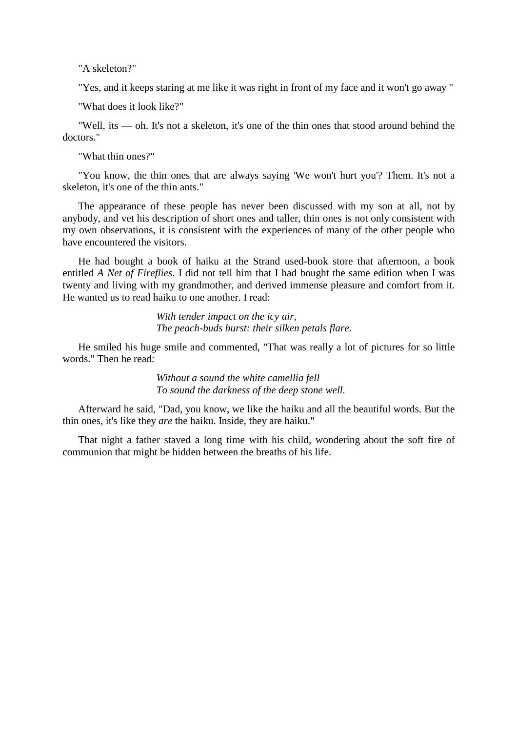"A skeleton?"

"Yes, and it keeps staring at me like it was right in front of my face and it won't go away "

"What does it look like?"

"Well, its — oh. It's not a skeleton, it's one of the thin ones that stood around behind the doctors."

"What thin ones?"

"You know, the thin ones that are always saying 'We won't hurt you'? Them. It's not a skeleton, it's one of the thin ants."

The appearance of these people has never been discussed with my son at all, not by anybody, and vet his description of short ones and taller, thin ones is not only consistent with my own observations, it is consistent with the experiences of many of the other people who have encountered the visitors.

He had bought a book of haiku at the Strand used-book store that afternoon, a book entitled *A Net of Fireflies*. I did not tell him that I had bought the same edition when I was twenty and living with my grandmother, and derived immense pleasure and comfort from it. He wanted us to read haiku to one another. I read:

> *With tender impact on the icy air,*
> *The peach-buds burst: their silken petals flare.*

He smiled his huge smile and commented, "That was really a lot of pictures for so little words." Then he read:

> *Without a sound the white camellia fell*
> *To sound the darkness of the deep stone well.*

Afterward he said, "Dad, you know, we like the haiku and all the beautiful words. But the thin ones, it's like they *are* the haiku. Inside, they are haiku."

That night a father staved a long time with his child, wondering about the soft fire of communion that might be hidden between the breaths of his life.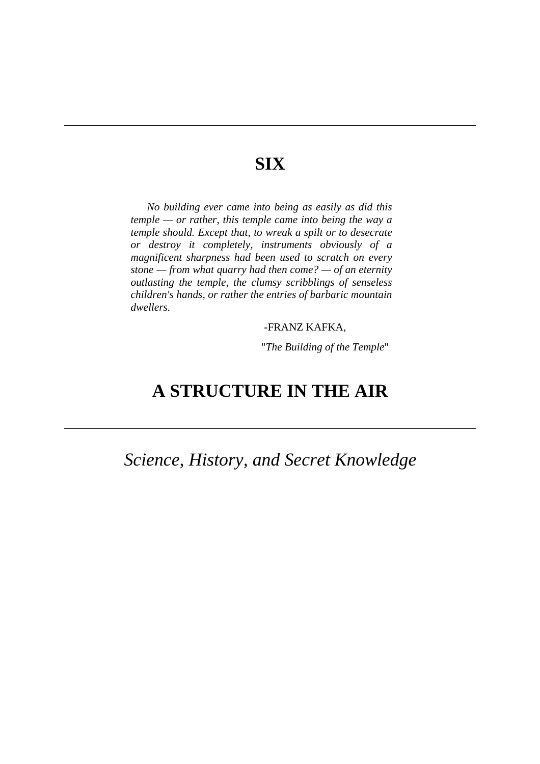# SIX

*No building ever came into being as easily as did this temple — or rather, this temple came into being the way a temple should. Except that, to wreak a spilt or to desecrate or destroy it completely, instruments obviously of a magnificent sharpness had been used to scratch on every stone — from what quarry had then come? — of an eternity outlasting the temple, the clumsy scribblings of senseless children's hands, or rather the entries of barbaric mountain dwellers.*

-FRANZ KAFKA,

"*The Building of the Temple*"

# A STRUCTURE IN THE AIR

## *Science, History, and Secret Knowledge*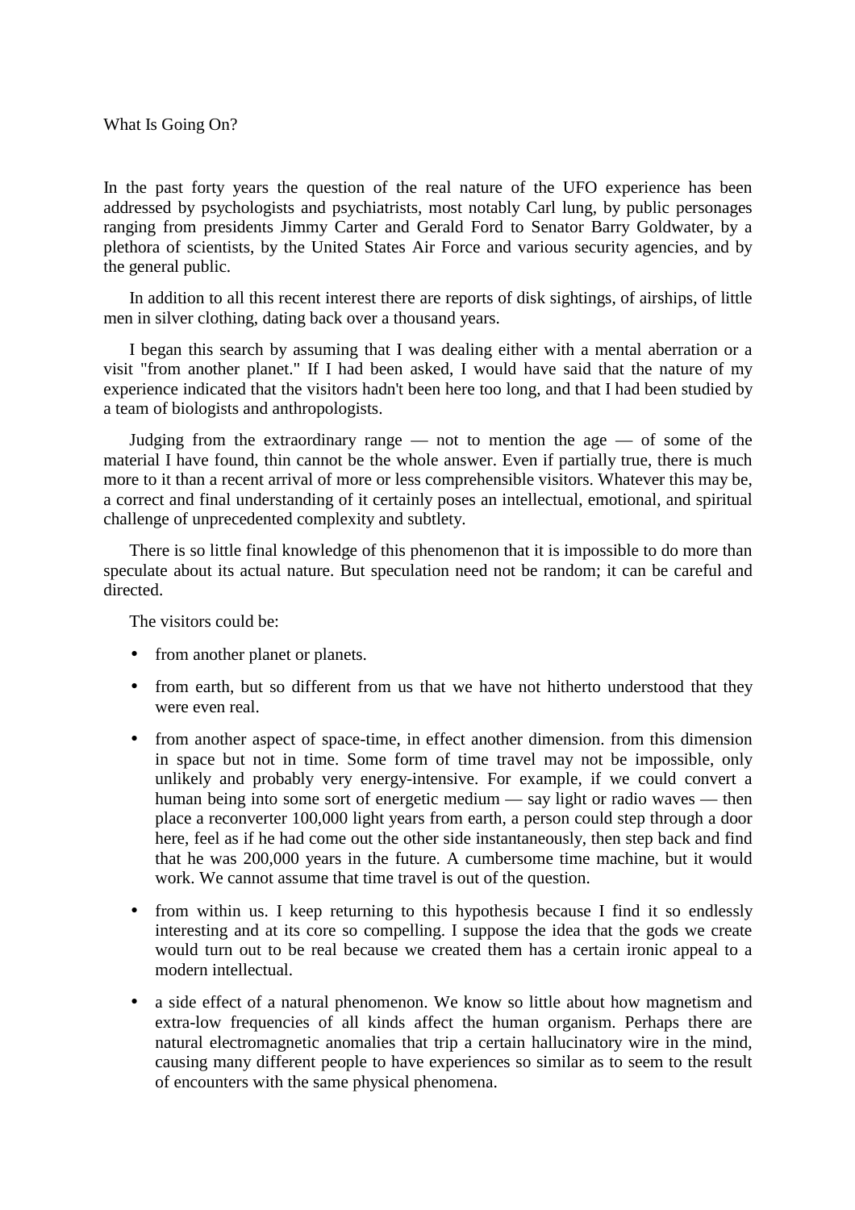## What Is Going On?

In the past forty years the question of the real nature of the UFO experience has been addressed by psychologists and psychiatrists, most notably Carl lung, by public personages ranging from presidents Jimmy Carter and Gerald Ford to Senator Barry Goldwater, by a plethora of scientists, by the United States Air Force and various security agencies, and by the general public.

In addition to all this recent interest there are reports of disk sightings, of airships, of little men in silver clothing, dating back over a thousand years.

I began this search by assuming that I was dealing either with a mental aberration or a visit "from another planet." If I had been asked, I would have said that the nature of my experience indicated that the visitors hadn't been here too long, and that I had been studied by a team of biologists and anthropologists.

Judging from the extraordinary range — not to mention the age — of some of the material I have found, thin cannot be the whole answer. Even if partially true, there is much more to it than a recent arrival of more or less comprehensible visitors. Whatever this may be, a correct and final understanding of it certainly poses an intellectual, emotional, and spiritual challenge of unprecedented complexity and subtlety.

There is so little final knowledge of this phenomenon that it is impossible to do more than speculate about its actual nature. But speculation need not be random; it can be careful and directed.

The visitors could be:

- from another planet or planets.
- from earth, but so different from us that we have not hitherto understood that they were even real.
- from another aspect of space-time, in effect another dimension. from this dimension in space but not in time. Some form of time travel may not be impossible, only unlikely and probably very energy-intensive. For example, if we could convert a human being into some sort of energetic medium — say light or radio waves — then place a reconverter 100,000 light years from earth, a person could step through a door here, feel as if he had come out the other side instantaneously, then step back and find that he was 200,000 years in the future. A cumbersome time machine, but it would work. We cannot assume that time travel is out of the question.
- from within us. I keep returning to this hypothesis because I find it so endlessly interesting and at its core so compelling. I suppose the idea that the gods we create would turn out to be real because we created them has a certain ironic appeal to a modern intellectual.
- a side effect of a natural phenomenon. We know so little about how magnetism and extra-low frequencies of all kinds affect the human organism. Perhaps there are natural electromagnetic anomalies that trip a certain hallucinatory wire in the mind, causing many different people to have experiences so similar as to seem to the result of encounters with the same physical phenomena.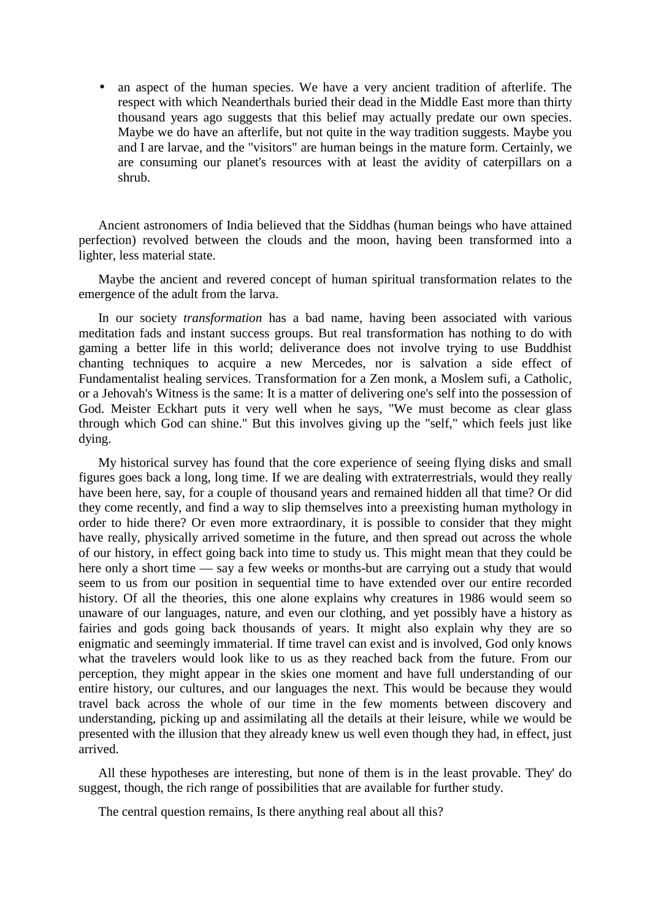- an aspect of the human species. We have a very ancient tradition of afterlife. The respect with which Neanderthals buried their dead in the Middle East more than thirty thousand years ago suggests that this belief may actually predate our own species. Maybe we do have an afterlife, but not quite in the way tradition suggests. Maybe you and I are larvae, and the "visitors" are human beings in the mature form. Certainly, we are consuming our planet's resources with at least the avidity of caterpillars on a shrub.

Ancient astronomers of India believed that the Siddhas (human beings who have attained perfection) revolved between the clouds and the moon, having been transformed into a lighter, less material state.

Maybe the ancient and revered concept of human spiritual transformation relates to the emergence of the adult from the larva.

In our society *transformation* has a bad name, having been associated with various meditation fads and instant success groups. But real transformation has nothing to do with gaming a better life in this world; deliverance does not involve trying to use Buddhist chanting techniques to acquire a new Mercedes, nor is salvation a side effect of Fundamentalist healing services. Transformation for a Zen monk, a Moslem sufi, a Catholic, or a Jehovah's Witness is the same: It is a matter of delivering one's self into the possession of God. Meister Eckhart puts it very well when he says, "We must become as clear glass through which God can shine." But this involves giving up the "self," which feels just like dying.

My historical survey has found that the core experience of seeing flying disks and small figures goes back a long, long time. If we are dealing with extraterrestrials, would they really have been here, say, for a couple of thousand years and remained hidden all that time? Or did they come recently, and find a way to slip themselves into a preexisting human mythology in order to hide there? Or even more extraordinary, it is possible to consider that they might have really, physically arrived sometime in the future, and then spread out across the whole of our history, in effect going back into time to study us. This might mean that they could be here only a short time — say a few weeks or months-but are carrying out a study that would seem to us from our position in sequential time to have extended over our entire recorded history. Of all the theories, this one alone explains why creatures in 1986 would seem so unaware of our languages, nature, and even our clothing, and yet possibly have a history as fairies and gods going back thousands of years. It might also explain why they are so enigmatic and seemingly immaterial. If time travel can exist and is involved, God only knows what the travelers would look like to us as they reached back from the future. From our perception, they might appear in the skies one moment and have full understanding of our entire history, our cultures, and our languages the next. This would be because they would travel back across the whole of our time in the few moments between discovery and understanding, picking up and assimilating all the details at their leisure, while we would be presented with the illusion that they already knew us well even though they had, in effect, just arrived.

All these hypotheses are interesting, but none of them is in the least provable. They' do suggest, though, the rich range of possibilities that are available for further study.

The central question remains, Is there anything real about all this?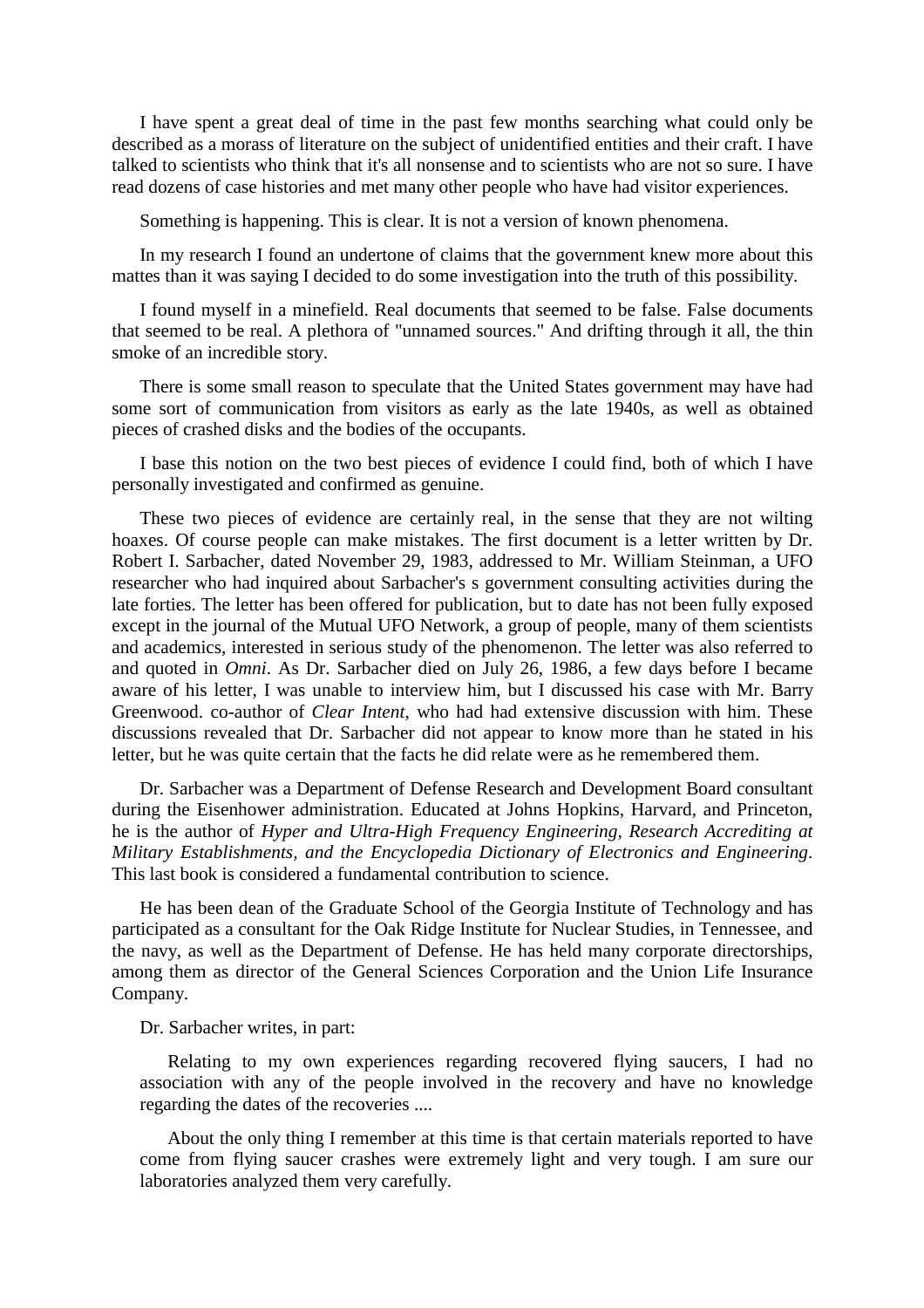I have spent a great deal of time in the past few months searching what could only be described as a morass of literature on the subject of unidentified entities and their craft. I have talked to scientists who think that it's all nonsense and to scientists who are not so sure. I have read dozens of case histories and met many other people who have had visitor experiences.

Something is happening. This is clear. It is not a version of known phenomena.

In my research I found an undertone of claims that the government knew more about this mattes than it was saying I decided to do some investigation into the truth of this possibility.

I found myself in a minefield. Real documents that seemed to be false. False documents that seemed to be real. A plethora of "unnamed sources." And drifting through it all, the thin smoke of an incredible story.

There is some small reason to speculate that the United States government may have had some sort of communication from visitors as early as the late 1940s, as well as obtained pieces of crashed disks and the bodies of the occupants.

I base this notion on the two best pieces of evidence I could find, both of which I have personally investigated and confirmed as genuine.

These two pieces of evidence are certainly real, in the sense that they are not wilting hoaxes. Of course people can make mistakes. The first document is a letter written by Dr. Robert I. Sarbacher, dated November 29, 1983, addressed to Mr. William Steinman, a UFO researcher who had inquired about Sarbacher's s government consulting activities during the late forties. The letter has been offered for publication, but to date has not been fully exposed except in the journal of the Mutual UFO Network, a group of people, many of them scientists and academics, interested in serious study of the phenomenon. The letter was also referred to and quoted in *Omni*. As Dr. Sarbacher died on July 26, 1986, a few days before I became aware of his letter, I was unable to interview him, but I discussed his case with Mr. Barry Greenwood. co-author of *Clear Intent*, who had had extensive discussion with him. These discussions revealed that Dr. Sarbacher did not appear to know more than he stated in his letter, but he was quite certain that the facts he did relate were as he remembered them.

Dr. Sarbacher was a Department of Defense Research and Development Board consultant during the Eisenhower administration. Educated at Johns Hopkins, Harvard, and Princeton, he is the author of *Hyper and Ultra-High Frequency Engineering, Research Accrediting at Military Establishments, and the Encyclopedia Dictionary of Electronics and Engineering*. This last book is considered a fundamental contribution to science.

He has been dean of the Graduate School of the Georgia Institute of Technology and has participated as a consultant for the Oak Ridge Institute for Nuclear Studies, in Tennessee, and the navy, as well as the Department of Defense. He has held many corporate directorships, among them as director of the General Sciences Corporation and the Union Life Insurance Company.

Dr. Sarbacher writes, in part:

> Relating to my own experiences regarding recovered flying saucers, I had no association with any of the people involved in the recovery and have no knowledge regarding the dates of the recoveries ....
>
> About the only thing I remember at this time is that certain materials reported to have come from flying saucer crashes were extremely light and very tough. I am sure our laboratories analyzed them very carefully.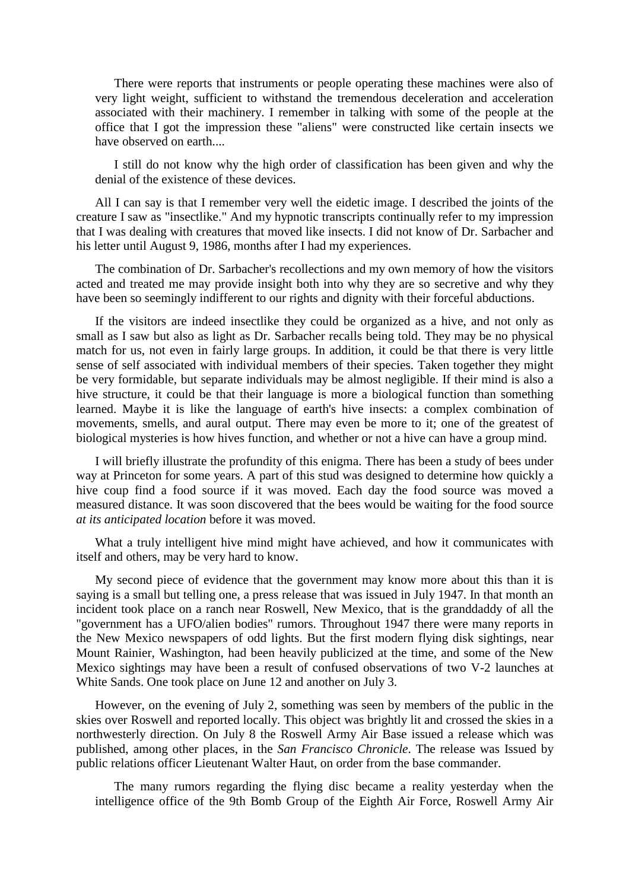> There were reports that instruments or people operating these machines were also of very light weight, sufficient to withstand the tremendous deceleration and acceleration associated with their machinery. I remember in talking with some of the people at the office that I got the impression these "aliens" were constructed like certain insects we have observed on earth....
>
> I still do not know why the high order of classification has been given and why the denial of the existence of these devices.

All I can say is that I remember very well the eidetic image. I described the joints of the creature I saw as "insectlike." And my hypnotic transcripts continually refer to my impression that I was dealing with creatures that moved like insects. I did not know of Dr. Sarbacher and his letter until August 9, 1986, months after I had my experiences.

The combination of Dr. Sarbacher's recollections and my own memory of how the visitors acted and treated me may provide insight both into why they are so secretive and why they have been so seemingly indifferent to our rights and dignity with their forceful abductions.

If the visitors are indeed insectlike they could be organized as a hive, and not only as small as I saw but also as light as Dr. Sarbacher recalls being told. They may be no physical match for us, not even in fairly large groups. In addition, it could be that there is very little sense of self associated with individual members of their species. Taken together they might be very formidable, but separate individuals may be almost negligible. If their mind is also a hive structure, it could be that their language is more a biological function than something learned. Maybe it is like the language of earth's hive insects: a complex combination of movements, smells, and aural output. There may even be more to it; one of the greatest of biological mysteries is how hives function, and whether or not a hive can have a group mind.

I will briefly illustrate the profundity of this enigma. There has been a study of bees under way at Princeton for some years. A part of this stud was designed to determine how quickly a hive coup find a food source if it was moved. Each day the food source was moved a measured distance. It was soon discovered that the bees would be waiting for the food source *at its anticipated location* before it was moved.

What a truly intelligent hive mind might have achieved, and how it communicates with itself and others, may be very hard to know.

My second piece of evidence that the government may know more about this than it is saying is a small but telling one, a press release that was issued in July 1947. In that month an incident took place on a ranch near Roswell, New Mexico, that is the granddaddy of all the "government has a UFO/alien bodies" rumors. Throughout 1947 there were many reports in the New Mexico newspapers of odd lights. But the first modern flying disk sightings, near Mount Rainier, Washington, had been heavily publicized at the time, and some of the New Mexico sightings may have been a result of confused observations of two V-2 launches at White Sands. One took place on June 12 and another on July 3.

However, on the evening of July 2, something was seen by members of the public in the skies over Roswell and reported locally. This object was brightly lit and crossed the skies in a northwesterly direction. On July 8 the Roswell Army Air Base issued a release which was published, among other places, in the *San Francisco Chronicle*. The release was Issued by public relations officer Lieutenant Walter Haut, on order from the base commander.

> The many rumors regarding the flying disc became a reality yesterday when the intelligence office of the 9th Bomb Group of the Eighth Air Force, Roswell Army Air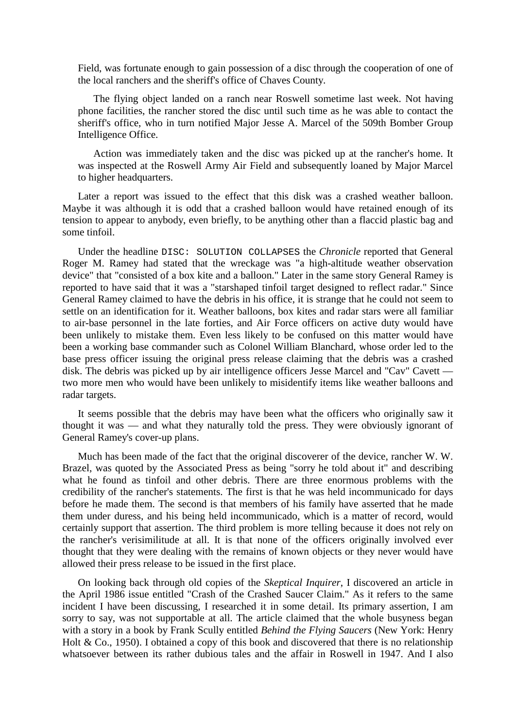> Field, was fortunate enough to gain possession of a disc through the cooperation of one of the local ranchers and the sheriff's office of Chaves County.
>
> The flying object landed on a ranch near Roswell sometime last week. Not having phone facilities, the rancher stored the disc until such time as he was able to contact the sheriff's office, who in turn notified Major Jesse A. Marcel of the 509th Bomber Group Intelligence Office.
>
> Action was immediately taken and the disc was picked up at the rancher's home. It was inspected at the Roswell Army Air Field and subsequently loaned by Major Marcel to higher headquarters.

Later a report was issued to the effect that this disk was a crashed weather balloon. Maybe it was although it is odd that a crashed balloon would have retained enough of its tension to appear to anybody, even briefly, to be anything other than a flaccid plastic bag and some tinfoil.

Under the headline `DISC: SOLUTION COLLAPSES` the *Chronicle* reported that General Roger M. Ramey had stated that the wreckage was "a high-altitude weather observation device" that "consisted of a box kite and a balloon." Later in the same story General Ramey is reported to have said that it was a "starshaped tinfoil target designed to reflect radar." Since General Ramey claimed to have the debris in his office, it is strange that he could not seem to settle on an identification for it. Weather balloons, box kites and radar stars were all familiar to air-base personnel in the late forties, and Air Force officers on active duty would have been unlikely to mistake them. Even less likely to be confused on this matter would have been a working base commander such as Colonel William Blanchard, whose order led to the base press officer issuing the original press release claiming that the debris was a crashed disk. The debris was picked up by air intelligence officers Jesse Marcel and "Cav" Cavett — two more men who would have been unlikely to misidentify items like weather balloons and radar targets.

It seems possible that the debris may have been what the officers who originally saw it thought it was — and what they naturally told the press. They were obviously ignorant of General Ramey's cover-up plans.

Much has been made of the fact that the original discoverer of the device, rancher W. W. Brazel, was quoted by the Associated Press as being "sorry he told about it" and describing what he found as tinfoil and other debris. There are three enormous problems with the credibility of the rancher's statements. The first is that he was held incommunicado for days before he made them. The second is that members of his family have asserted that he made them under duress, and his being held incommunicado, which is a matter of record, would certainly support that assertion. The third problem is more telling because it does not rely on the rancher's verisimilitude at all. It is that none of the officers originally involved ever thought that they were dealing with the remains of known objects or they never would have allowed their press release to be issued in the first place.

On looking back through old copies of the *Skeptical Inquirer*, I discovered an article in the April 1986 issue entitled "Crash of the Crashed Saucer Claim." As it refers to the same incident I have been discussing, I researched it in some detail. Its primary assertion, I am sorry to say, was not supportable at all. The article claimed that the whole busyness began with a story in a book by Frank Scully entitled *Behind the Flying Saucers* (New York: Henry Holt & Co., 1950). I obtained a copy of this book and discovered that there is no relationship whatsoever between its rather dubious tales and the affair in Roswell in 1947. And I also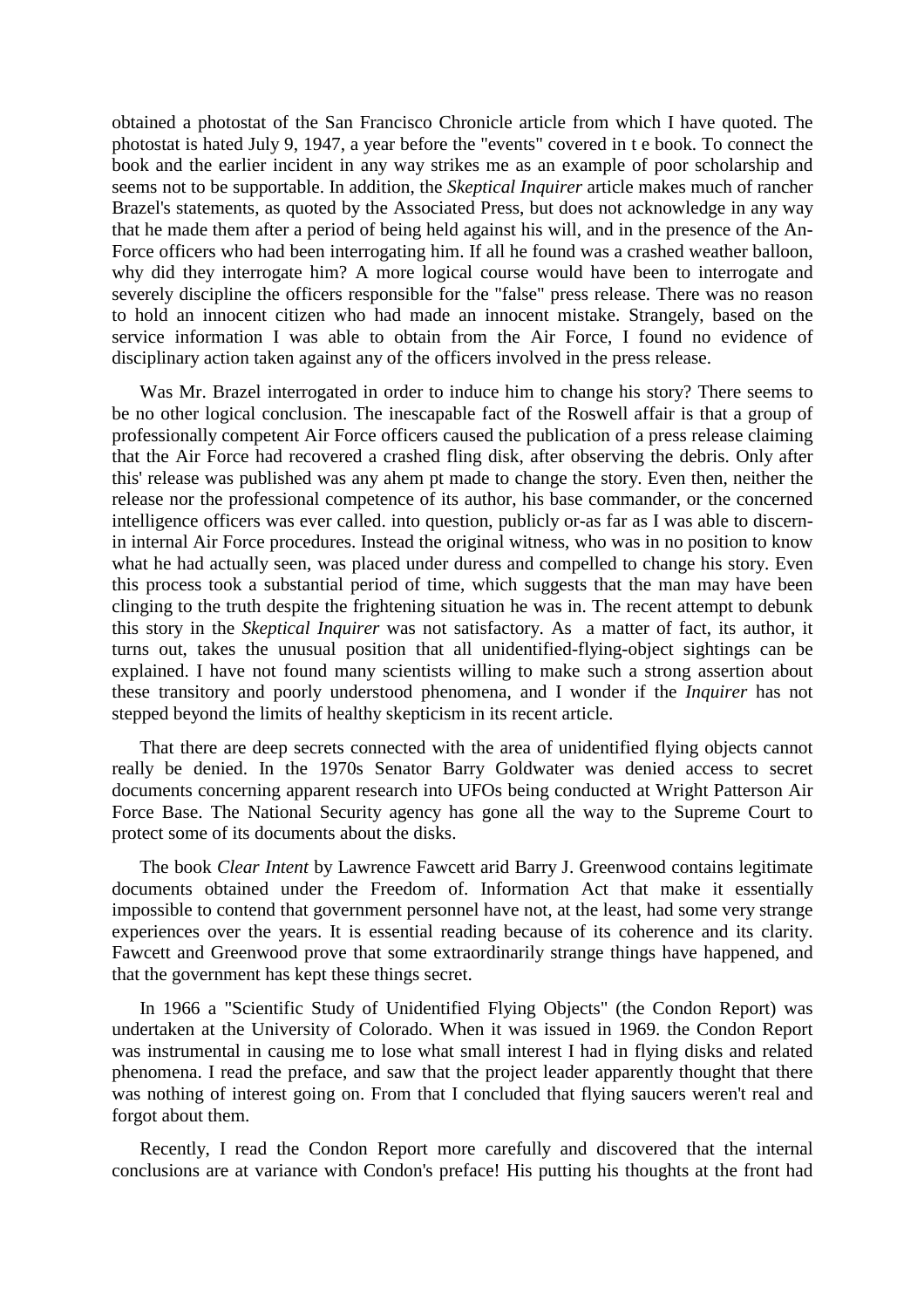obtained a photostat of the San Francisco Chronicle article from which I have quoted. The photostat is hated July 9, 1947, a year before the "events" covered in t e book. To connect the book and the earlier incident in any way strikes me as an example of poor scholarship and seems not to be supportable. In addition, the *Skeptical Inquirer* article makes much of rancher Brazel's statements, as quoted by the Associated Press, but does not acknowledge in any way that he made them after a period of being held against his will, and in the presence of the An-Force officers who had been interrogating him. If all he found was a crashed weather balloon, why did they interrogate him? A more logical course would have been to interrogate and severely discipline the officers responsible for the "false" press release. There was no reason to hold an innocent citizen who had made an innocent mistake. Strangely, based on the service information I was able to obtain from the Air Force, I found no evidence of disciplinary action taken against any of the officers involved in the press release.

Was Mr. Brazel interrogated in order to induce him to change his story? There seems to be no other logical conclusion. The inescapable fact of the Roswell affair is that a group of professionally competent Air Force officers caused the publication of a press release claiming that the Air Force had recovered a crashed fling disk, after observing the debris. Only after this' release was published was any ahem pt made to change the story. Even then, neither the release nor the professional competence of its author, his base commander, or the concerned intelligence officers was ever called. into question, publicly or-as far as I was able to discern-in internal Air Force procedures. Instead the original witness, who was in no position to know what he had actually seen, was placed under duress and compelled to change his story. Even this process took a substantial period of time, which suggests that the man may have been clinging to the truth despite the frightening situation he was in. The recent attempt to debunk this story in the *Skeptical Inquirer* was not satisfactory. As a matter of fact, its author, it turns out, takes the unusual position that all unidentified-flying-object sightings can be explained. I have not found many scientists willing to make such a strong assertion about these transitory and poorly understood phenomena, and I wonder if the *Inquirer* has not stepped beyond the limits of healthy skepticism in its recent article.

That there are deep secrets connected with the area of unidentified flying objects cannot really be denied. In the 1970s Senator Barry Goldwater was denied access to secret documents concerning apparent research into UFOs being conducted at Wright Patterson Air Force Base. The National Security agency has gone all the way to the Supreme Court to protect some of its documents about the disks.

The book *Clear Intent* by Lawrence Fawcett arid Barry J. Greenwood contains legitimate documents obtained under the Freedom of. Information Act that make it essentially impossible to contend that government personnel have not, at the least, had some very strange experiences over the years. It is essential reading because of its coherence and its clarity. Fawcett and Greenwood prove that some extraordinarily strange things have happened, and that the government has kept these things secret.

In 1966 a "Scientific Study of Unidentified Flying Objects" (the Condon Report) was undertaken at the University of Colorado. When it was issued in 1969. the Condon Report was instrumental in causing me to lose what small interest I had in flying disks and related phenomena. I read the preface, and saw that the project leader apparently thought that there was nothing of interest going on. From that I concluded that flying saucers weren't real and forgot about them.

Recently, I read the Condon Report more carefully and discovered that the internal conclusions are at variance with Condon's preface! His putting his thoughts at the front had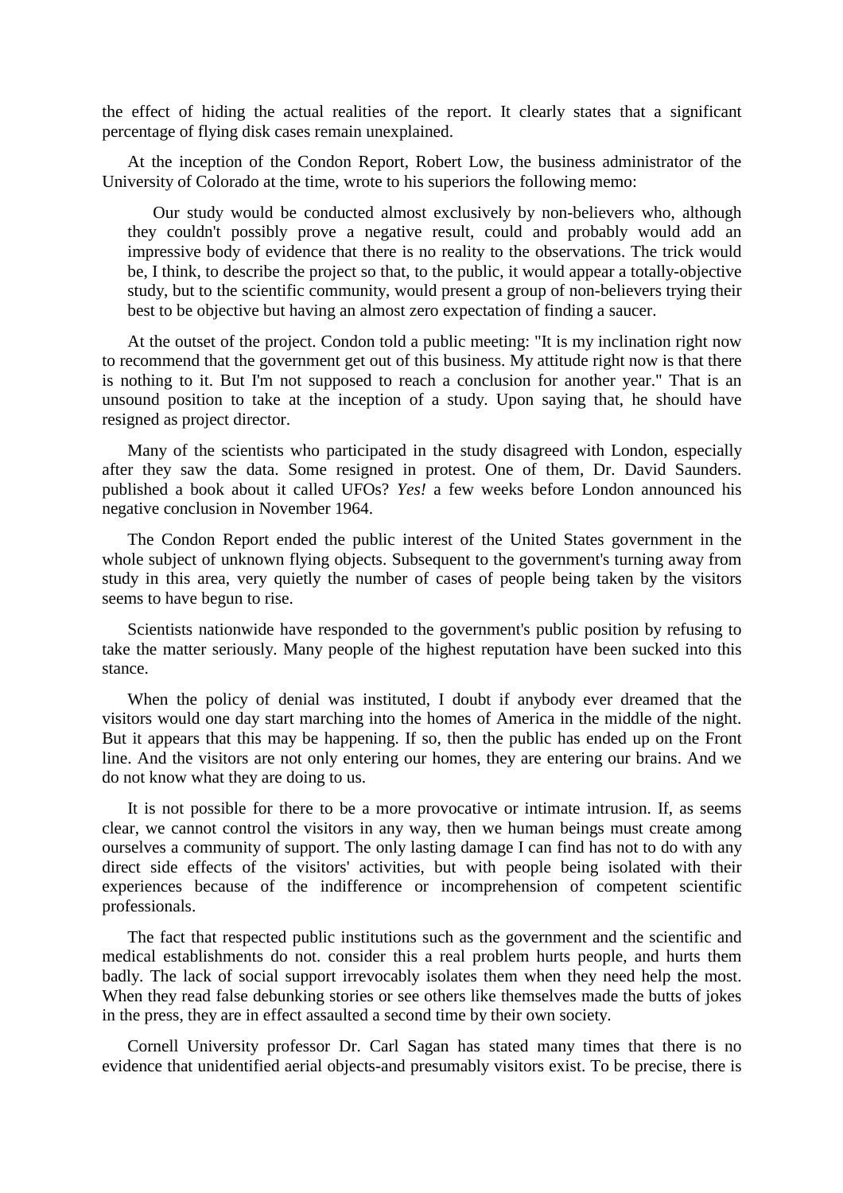the effect of hiding the actual realities of the report. It clearly states that a significant percentage of flying disk cases remain unexplained.

At the inception of the Condon Report, Robert Low, the business administrator of the University of Colorado at the time, wrote to his superiors the following memo:

> Our study would be conducted almost exclusively by non-believers who, although they couldn't possibly prove a negative result, could and probably would add an impressive body of evidence that there is no reality to the observations. The trick would be, I think, to describe the project so that, to the public, it would appear a totally-objective study, but to the scientific community, would present a group of non-believers trying their best to be objective but having an almost zero expectation of finding a saucer.

At the outset of the project. Condon told a public meeting: "It is my inclination right now to recommend that the government get out of this business. My attitude right now is that there is nothing to it. But I'm not supposed to reach a conclusion for another year." That is an unsound position to take at the inception of a study. Upon saying that, he should have resigned as project director.

Many of the scientists who participated in the study disagreed with London, especially after they saw the data. Some resigned in protest. One of them, Dr. David Saunders. published a book about it called UFOs? *Yes!* a few weeks before London announced his negative conclusion in November 1964.

The Condon Report ended the public interest of the United States government in the whole subject of unknown flying objects. Subsequent to the government's turning away from study in this area, very quietly the number of cases of people being taken by the visitors seems to have begun to rise.

Scientists nationwide have responded to the government's public position by refusing to take the matter seriously. Many people of the highest reputation have been sucked into this stance.

When the policy of denial was instituted, I doubt if anybody ever dreamed that the visitors would one day start marching into the homes of America in the middle of the night. But it appears that this may be happening. If so, then the public has ended up on the Front line. And the visitors are not only entering our homes, they are entering our brains. And we do not know what they are doing to us.

It is not possible for there to be a more provocative or intimate intrusion. If, as seems clear, we cannot control the visitors in any way, then we human beings must create among ourselves a community of support. The only lasting damage I can find has not to do with any direct side effects of the visitors' activities, but with people being isolated with their experiences because of the indifference or incomprehension of competent scientific professionals.

The fact that respected public institutions such as the government and the scientific and medical establishments do not. consider this a real problem hurts people, and hurts them badly. The lack of social support irrevocably isolates them when they need help the most. When they read false debunking stories or see others like themselves made the butts of jokes in the press, they are in effect assaulted a second time by their own society.

Cornell University professor Dr. Carl Sagan has stated many times that there is no evidence that unidentified aerial objects-and presumably visitors exist. To be precise, there is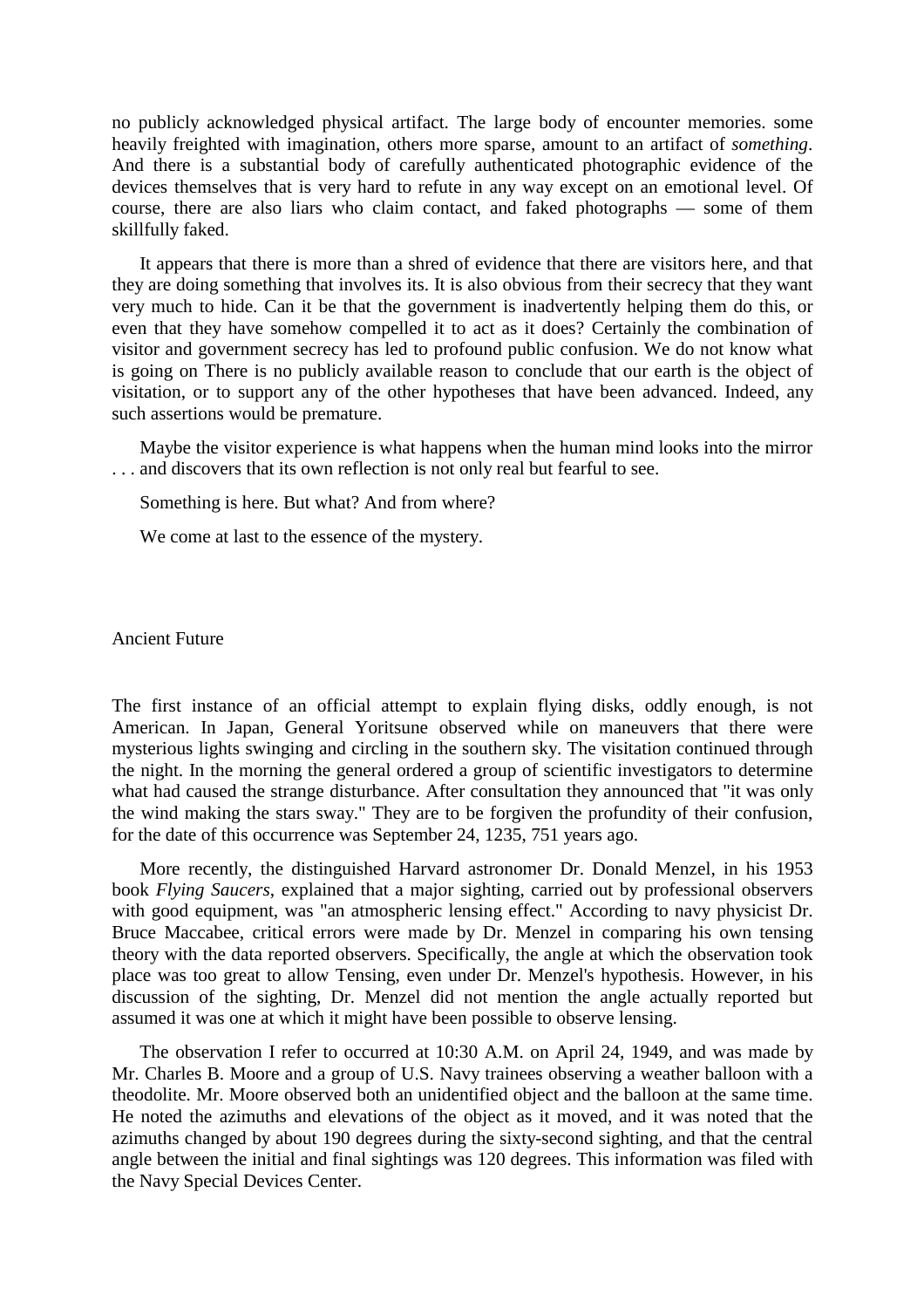no publicly acknowledged physical artifact. The large body of encounter memories. some heavily freighted with imagination, others more sparse, amount to an artifact of *something*. And there is a substantial body of carefully authenticated photographic evidence of the devices themselves that is very hard to refute in any way except on an emotional level. Of course, there are also liars who claim contact, and faked photographs — some of them skillfully faked.

It appears that there is more than a shred of evidence that there are visitors here, and that they are doing something that involves its. It is also obvious from their secrecy that they want very much to hide. Can it be that the government is inadvertently helping them do this, or even that they have somehow compelled it to act as it does? Certainly the combination of visitor and government secrecy has led to profound public confusion. We do not know what is going on There is no publicly available reason to conclude that our earth is the object of visitation, or to support any of the other hypotheses that have been advanced. Indeed, any such assertions would be premature.

Maybe the visitor experience is what happens when the human mind looks into the mirror . . . and discovers that its own reflection is not only real but fearful to see.

Something is here. But what? And from where?

We come at last to the essence of the mystery.

## Ancient Future

The first instance of an official attempt to explain flying disks, oddly enough, is not American. In Japan, General Yoritsune observed while on maneuvers that there were mysterious lights swinging and circling in the southern sky. The visitation continued through the night. In the morning the general ordered a group of scientific investigators to determine what had caused the strange disturbance. After consultation they announced that "it was only the wind making the stars sway." They are to be forgiven the profundity of their confusion, for the date of this occurrence was September 24, 1235, 751 years ago.

More recently, the distinguished Harvard astronomer Dr. Donald Menzel, in his 1953 book *Flying Saucers*, explained that a major sighting, carried out by professional observers with good equipment, was "an atmospheric lensing effect." According to navy physicist Dr. Bruce Maccabee, critical errors were made by Dr. Menzel in comparing his own tensing theory with the data reported observers. Specifically, the angle at which the observation took place was too great to allow Tensing, even under Dr. Menzel's hypothesis. However, in his discussion of the sighting, Dr. Menzel did not mention the angle actually reported but assumed it was one at which it might have been possible to observe lensing.

The observation I refer to occurred at 10:30 A.M. on April 24, 1949, and was made by Mr. Charles B. Moore and a group of U.S. Navy trainees observing a weather balloon with a theodolite. Mr. Moore observed both an unidentified object and the balloon at the same time. He noted the azimuths and elevations of the object as it moved, and it was noted that the azimuths changed by about 190 degrees during the sixty-second sighting, and that the central angle between the initial and final sightings was 120 degrees. This information was filed with the Navy Special Devices Center.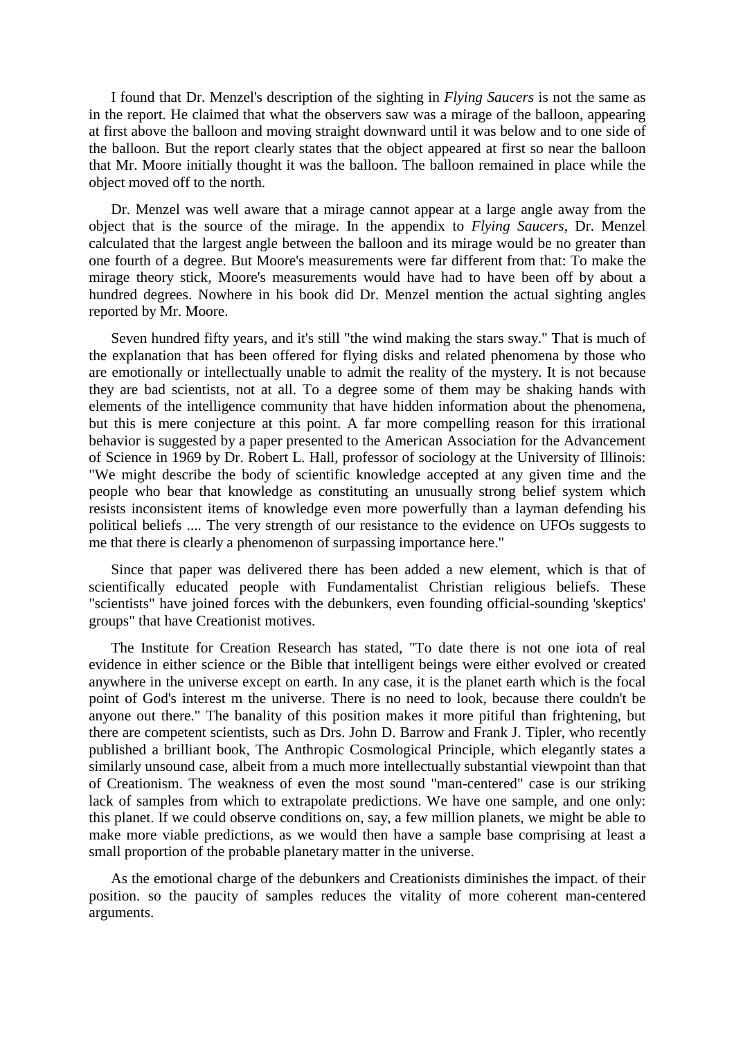I found that Dr. Menzel's description of the sighting in *Flying Saucers* is not the same as in the report. He claimed that what the observers saw was a mirage of the balloon, appearing at first above the balloon and moving straight downward until it was below and to one side of the balloon. But the report clearly states that the object appeared at first so near the balloon that Mr. Moore initially thought it was the balloon. The balloon remained in place while the object moved off to the north.

Dr. Menzel was well aware that a mirage cannot appear at a large angle away from the object that is the source of the mirage. In the appendix to *Flying Saucers*, Dr. Menzel calculated that the largest angle between the balloon and its mirage would be no greater than one fourth of a degree. But Moore's measurements were far different from that: To make the mirage theory stick, Moore's measurements would have had to have been off by about a hundred degrees. Nowhere in his book did Dr. Menzel mention the actual sighting angles reported by Mr. Moore.

Seven hundred fifty years, and it's still "the wind making the stars sway." That is much of the explanation that has been offered for flying disks and related phenomena by those who are emotionally or intellectually unable to admit the reality of the mystery. It is not because they are bad scientists, not at all. To a degree some of them may be shaking hands with elements of the intelligence community that have hidden information about the phenomena, but this is mere conjecture at this point. A far more compelling reason for this irrational behavior is suggested by a paper presented to the American Association for the Advancement of Science in 1969 by Dr. Robert L. Hall, professor of sociology at the University of Illinois: "We might describe the body of scientific knowledge accepted at any given time and the people who bear that knowledge as constituting an unusually strong belief system which resists inconsistent items of knowledge even more powerfully than a layman defending his political beliefs .... The very strength of our resistance to the evidence on UFOs suggests to me that there is clearly a phenomenon of surpassing importance here."

Since that paper was delivered there has been added a new element, which is that of scientifically educated people with Fundamentalist Christian religious beliefs. These "scientists" have joined forces with the debunkers, even founding official-sounding 'skeptics' groups" that have Creationist motives.

The Institute for Creation Research has stated, "To date there is not one iota of real evidence in either science or the Bible that intelligent beings were either evolved or created anywhere in the universe except on earth. In any case, it is the planet earth which is the focal point of God's interest m the universe. There is no need to look, because there couldn't be anyone out there." The banality of this position makes it more pitiful than frightening, but there are competent scientists, such as Drs. John D. Barrow and Frank J. Tipler, who recently published a brilliant book, The Anthropic Cosmological Principle, which elegantly states a similarly unsound case, albeit from a much more intellectually substantial viewpoint than that of Creationism. The weakness of even the most sound "man-centered" case is our striking lack of samples from which to extrapolate predictions. We have one sample, and one only: this planet. If we could observe conditions on, say, a few million planets, we might be able to make more viable predictions, as we would then have a sample base comprising at least a small proportion of the probable planetary matter in the universe.

As the emotional charge of the debunkers and Creationists diminishes the impact. of their position. so the paucity of samples reduces the vitality of more coherent man-centered arguments.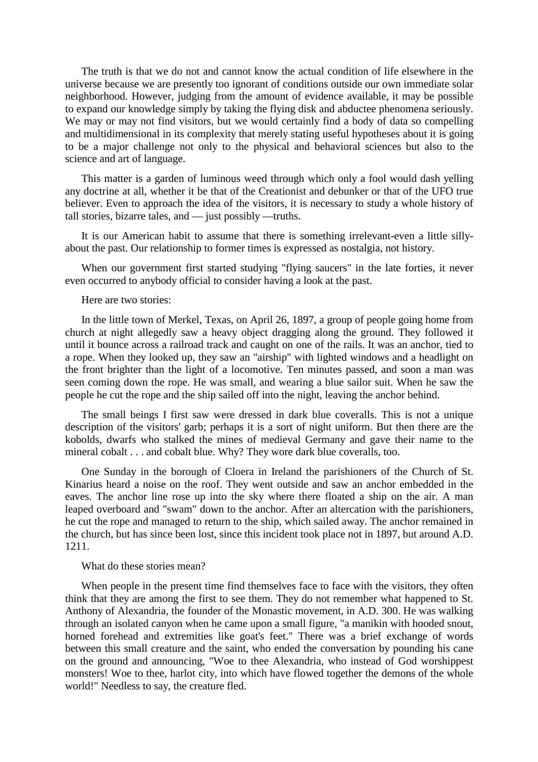The truth is that we do not and cannot know the actual condition of life elsewhere in the universe because we are presently too ignorant of conditions outside our own immediate solar neighborhood. However, judging from the amount of evidence available, it may be possible to expand our knowledge simply by taking the flying disk and abductee phenomena seriously. We may or may not find visitors, but we would certainly find a body of data so compelling and multidimensional in its complexity that merely stating useful hypotheses about it is going to be a major challenge not only to the physical and behavioral sciences but also to the science and art of language.

This matter is a garden of luminous weed through which only a fool would dash yelling any doctrine at all, whether it be that of the Creationist and debunker or that of the UFO true believer. Even to approach the idea of the visitors, it is necessary to study a whole history of tall stories, bizarre tales, and — just possibly —truths.

It is our American habit to assume that there is something irrelevant-even a little silly-about the past. Our relationship to former times is expressed as nostalgia, not history.

When our government first started studying "flying saucers" in the late forties, it never even occurred to anybody official to consider having a look at the past.

Here are two stories:

In the little town of Merkel, Texas, on April 26, 1897, a group of people going home from church at night allegedly saw a heavy object dragging along the ground. They followed it until it bounce across a railroad track and caught on one of the rails. It was an anchor, tied to a rope. When they looked up, they saw an "airship" with lighted windows and a headlight on the front brighter than the light of a locomotive. Ten minutes passed, and soon a man was seen coming down the rope. He was small, and wearing a blue sailor suit. When he saw the people he cut the rope and the ship sailed off into the night, leaving the anchor behind.

The small beings I first saw were dressed in dark blue coveralls. This is not a unique description of the visitors' garb; perhaps it is a sort of night uniform. But then there are the kobolds, dwarfs who stalked the mines of medieval Germany and gave their name to the mineral cobalt . . . and cobalt blue. Why? They wore dark blue coveralls, too.

One Sunday in the borough of Cloera in Ireland the parishioners of the Church of St. Kinarius heard a noise on the roof. They went outside and saw an anchor embedded in the eaves. The anchor line rose up into the sky where there floated a ship on the air. A man leaped overboard and "swam" down to the anchor. After an altercation with the parishioners, he cut the rope and managed to return to the ship, which sailed away. The anchor remained in the church, but has since been lost, since this incident took place not in 1897, but around A.D. 1211.

What do these stories mean?

When people in the present time find themselves face to face with the visitors, they often think that they are among the first to see them. They do not remember what happened to St. Anthony of Alexandria, the founder of the Monastic movement, in A.D. 300. He was walking through an isolated canyon when he came upon a small figure, "a manikin with hooded snout, horned forehead and extremities like goat's feet." There was a brief exchange of words between this small creature and the saint, who ended the conversation by pounding his cane on the ground and announcing, "Woe to thee Alexandria, who instead of God worshippest monsters! Woe to thee, harlot city, into which have flowed together the demons of the whole world!" Needless to say, the creature fled.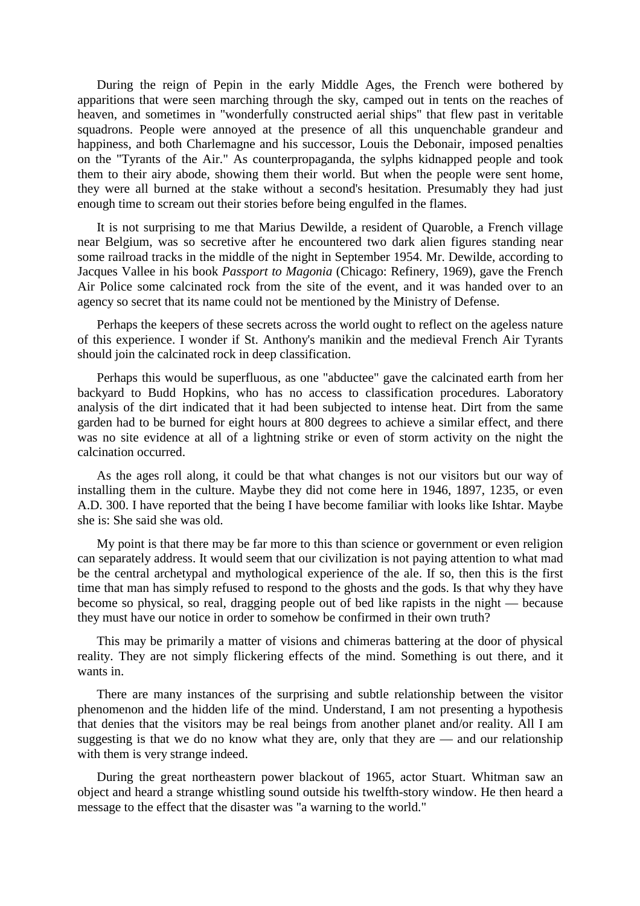During the reign of Pepin in the early Middle Ages, the French were bothered by apparitions that were seen marching through the sky, camped out in tents on the reaches of heaven, and sometimes in "wonderfully constructed aerial ships" that flew past in veritable squadrons. People were annoyed at the presence of all this unquenchable grandeur and happiness, and both Charlemagne and his successor, Louis the Debonair, imposed penalties on the "Tyrants of the Air." As counterpropaganda, the sylphs kidnapped people and took them to their airy abode, showing them their world. But when the people were sent home, they were all burned at the stake without a second's hesitation. Presumably they had just enough time to scream out their stories before being engulfed in the flames.

It is not surprising to me that Marius Dewilde, a resident of Quaroble, a French village near Belgium, was so secretive after he encountered two dark alien figures standing near some railroad tracks in the middle of the night in September 1954. Mr. Dewilde, according to Jacques Vallee in his book *Passport to Magonia* (Chicago: Refinery, 1969), gave the French Air Police some calcinated rock from the site of the event, and it was handed over to an agency so secret that its name could not be mentioned by the Ministry of Defense.

Perhaps the keepers of these secrets across the world ought to reflect on the ageless nature of this experience. I wonder if St. Anthony's manikin and the medieval French Air Tyrants should join the calcinated rock in deep classification.

Perhaps this would be superfluous, as one "abductee" gave the calcinated earth from her backyard to Budd Hopkins, who has no access to classification procedures. Laboratory analysis of the dirt indicated that it had been subjected to intense heat. Dirt from the same garden had to be burned for eight hours at 800 degrees to achieve a similar effect, and there was no site evidence at all of a lightning strike or even of storm activity on the night the calcination occurred.

As the ages roll along, it could be that what changes is not our visitors but our way of installing them in the culture. Maybe they did not come here in 1946, 1897, 1235, or even A.D. 300. I have reported that the being I have become familiar with looks like Ishtar. Maybe she is: She said she was old.

My point is that there may be far more to this than science or government or even religion can separately address. It would seem that our civilization is not paying attention to what mad be the central archetypal and mythological experience of the ale. If so, then this is the first time that man has simply refused to respond to the ghosts and the gods. Is that why they have become so physical, so real, dragging people out of bed like rapists in the night — because they must have our notice in order to somehow be confirmed in their own truth?

This may be primarily a matter of visions and chimeras battering at the door of physical reality. They are not simply flickering effects of the mind. Something is out there, and it wants in.

There are many instances of the surprising and subtle relationship between the visitor phenomenon and the hidden life of the mind. Understand, I am not presenting a hypothesis that denies that the visitors may be real beings from another planet and/or reality. All I am suggesting is that we do no know what they are, only that they are — and our relationship with them is very strange indeed.

During the great northeastern power blackout of 1965, actor Stuart. Whitman saw an object and heard a strange whistling sound outside his twelfth-story window. He then heard a message to the effect that the disaster was "a warning to the world."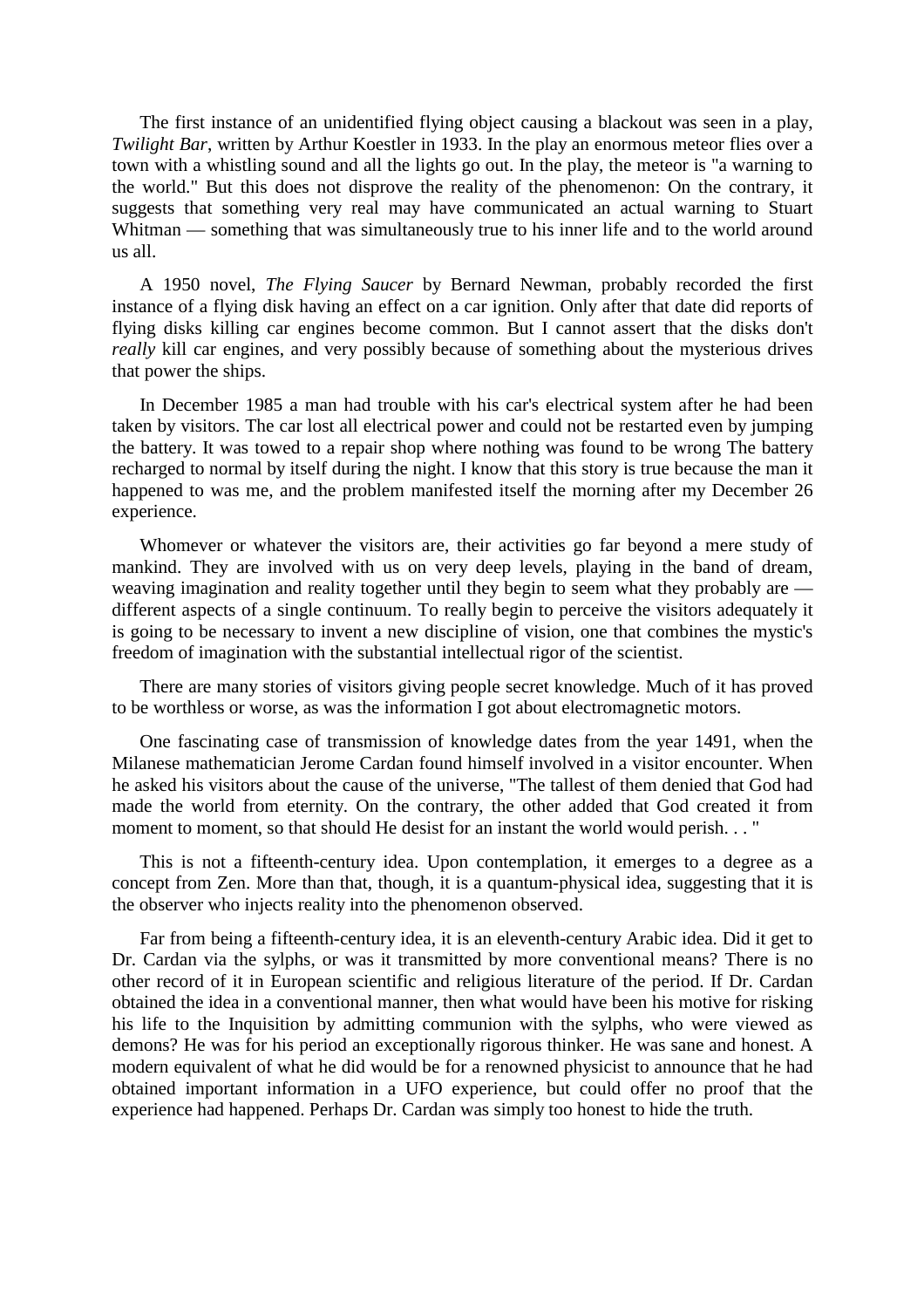The first instance of an unidentified flying object causing a blackout was seen in a play, *Twilight Bar*, written by Arthur Koestler in 1933. In the play an enormous meteor flies over a town with a whistling sound and all the lights go out. In the play, the meteor is "a warning to the world." But this does not disprove the reality of the phenomenon: On the contrary, it suggests that something very real may have communicated an actual warning to Stuart Whitman — something that was simultaneously true to his inner life and to the world around us all.

A 1950 novel, *The Flying Saucer* by Bernard Newman, probably recorded the first instance of a flying disk having an effect on a car ignition. Only after that date did reports of flying disks killing car engines become common. But I cannot assert that the disks don't *really* kill car engines, and very possibly because of something about the mysterious drives that power the ships.

In December 1985 a man had trouble with his car's electrical system after he had been taken by visitors. The car lost all electrical power and could not be restarted even by jumping the battery. It was towed to a repair shop where nothing was found to be wrong The battery recharged to normal by itself during the night. I know that this story is true because the man it happened to was me, and the problem manifested itself the morning after my December 26 experience.

Whomever or whatever the visitors are, their activities go far beyond a mere study of mankind. They are involved with us on very deep levels, playing in the band of dream, weaving imagination and reality together until they begin to seem what they probably are — different aspects of a single continuum. To really begin to perceive the visitors adequately it is going to be necessary to invent a new discipline of vision, one that combines the mystic's freedom of imagination with the substantial intellectual rigor of the scientist.

There are many stories of visitors giving people secret knowledge. Much of it has proved to be worthless or worse, as was the information I got about electromagnetic motors.

One fascinating case of transmission of knowledge dates from the year 1491, when the Milanese mathematician Jerome Cardan found himself involved in a visitor encounter. When he asked his visitors about the cause of the universe, "The tallest of them denied that God had made the world from eternity. On the contrary, the other added that God created it from moment to moment, so that should He desist for an instant the world would perish. . . "

This is not a fifteenth-century idea. Upon contemplation, it emerges to a degree as a concept from Zen. More than that, though, it is a quantum-physical idea, suggesting that it is the observer who injects reality into the phenomenon observed.

Far from being a fifteenth-century idea, it is an eleventh-century Arabic idea. Did it get to Dr. Cardan via the sylphs, or was it transmitted by more conventional means? There is no other record of it in European scientific and religious literature of the period. If Dr. Cardan obtained the idea in a conventional manner, then what would have been his motive for risking his life to the Inquisition by admitting communion with the sylphs, who were viewed as demons? He was for his period an exceptionally rigorous thinker. He was sane and honest. A modern equivalent of what he did would be for a renowned physicist to announce that he had obtained important information in a UFO experience, but could offer no proof that the experience had happened. Perhaps Dr. Cardan was simply too honest to hide the truth.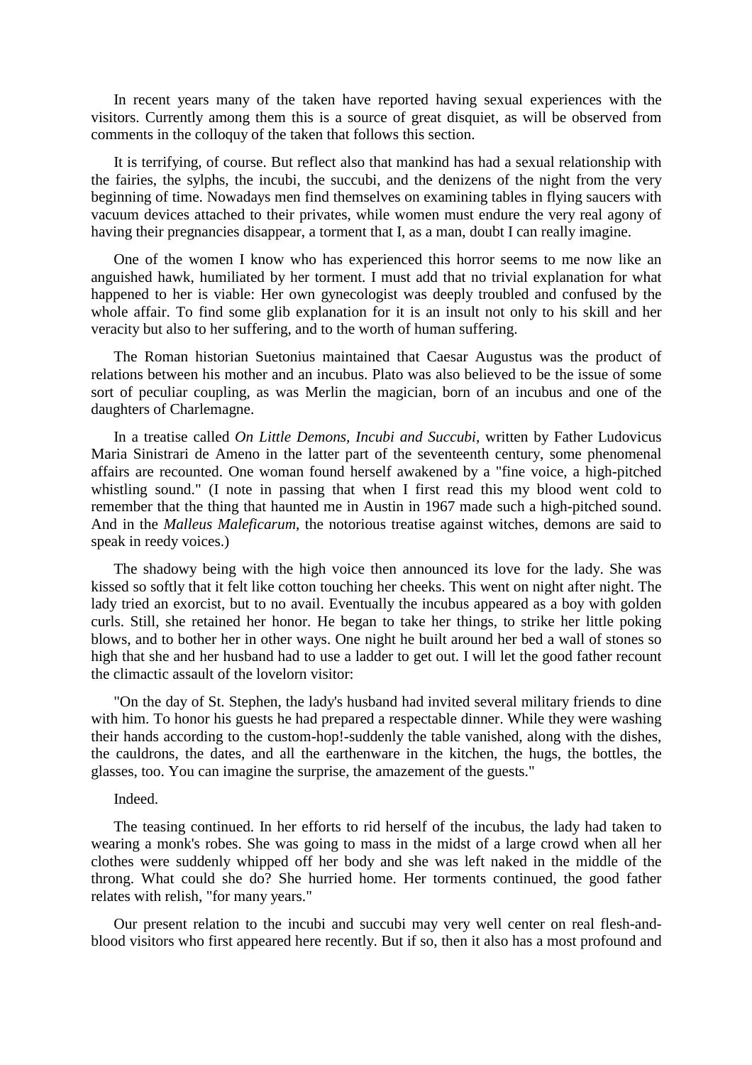In recent years many of the taken have reported having sexual experiences with the visitors. Currently among them this is a source of great disquiet, as will be observed from comments in the colloquy of the taken that follows this section.

It is terrifying, of course. But reflect also that mankind has had a sexual relationship with the fairies, the sylphs, the incubi, the succubi, and the denizens of the night from the very beginning of time. Nowadays men find themselves on examining tables in flying saucers with vacuum devices attached to their privates, while women must endure the very real agony of having their pregnancies disappear, a torment that I, as a man, doubt I can really imagine.

One of the women I know who has experienced this horror seems to me now like an anguished hawk, humiliated by her torment. I must add that no trivial explanation for what happened to her is viable: Her own gynecologist was deeply troubled and confused by the whole affair. To find some glib explanation for it is an insult not only to his skill and her veracity but also to her suffering, and to the worth of human suffering.

The Roman historian Suetonius maintained that Caesar Augustus was the product of relations between his mother and an incubus. Plato was also believed to be the issue of some sort of peculiar coupling, as was Merlin the magician, born of an incubus and one of the daughters of Charlemagne.

In a treatise called *On Little Demons, Incubi and Succubi*, written by Father Ludovicus Maria Sinistrari de Ameno in the latter part of the seventeenth century, some phenomenal affairs are recounted. One woman found herself awakened by a "fine voice, a high-pitched whistling sound." (I note in passing that when I first read this my blood went cold to remember that the thing that haunted me in Austin in 1967 made such a high-pitched sound. And in the *Malleus Maleficarum*, the notorious treatise against witches, demons are said to speak in reedy voices.)

The shadowy being with the high voice then announced its love for the lady. She was kissed so softly that it felt like cotton touching her cheeks. This went on night after night. The lady tried an exorcist, but to no avail. Eventually the incubus appeared as a boy with golden curls. Still, she retained her honor. He began to take her things, to strike her little poking blows, and to bother her in other ways. One night he built around her bed a wall of stones so high that she and her husband had to use a ladder to get out. I will let the good father recount the climactic assault of the lovelorn visitor:

"On the day of St. Stephen, the lady's husband had invited several military friends to dine with him. To honor his guests he had prepared a respectable dinner. While they were washing their hands according to the custom-hop!-suddenly the table vanished, along with the dishes, the cauldrons, the dates, and all the earthenware in the kitchen, the hugs, the bottles, the glasses, too. You can imagine the surprise, the amazement of the guests."

Indeed.

The teasing continued. In her efforts to rid herself of the incubus, the lady had taken to wearing a monk's robes. She was going to mass in the midst of a large crowd when all her clothes were suddenly whipped off her body and she was left naked in the middle of the throng. What could she do? She hurried home. Her torments continued, the good father relates with relish, "for many years."

Our present relation to the incubi and succubi may very well center on real flesh-and-blood visitors who first appeared here recently. But if so, then it also has a most profound and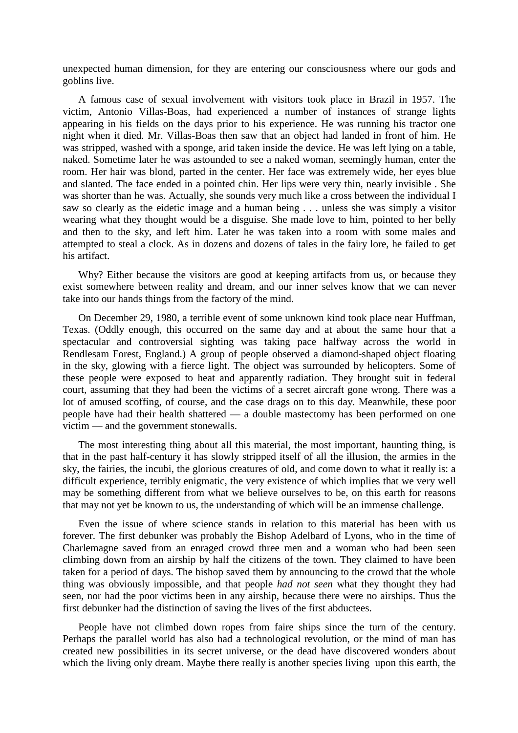unexpected human dimension, for they are entering our consciousness where our gods and goblins live.

A famous case of sexual involvement with visitors took place in Brazil in 1957. The victim, Antonio Villas-Boas, had experienced a number of instances of strange lights appearing in his fields on the days prior to his experience. He was running his tractor one night when it died. Mr. Villas-Boas then saw that an object had landed in front of him. He was stripped, washed with a sponge, arid taken inside the device. He was left lying on a table, naked. Sometime later he was astounded to see a naked woman, seemingly human, enter the room. Her hair was blond, parted in the center. Her face was extremely wide, her eyes blue and slanted. The face ended in a pointed chin. Her lips were very thin, nearly invisible . She was shorter than he was. Actually, she sounds very much like a cross between the individual I saw so clearly as the eidetic image and a human being . . . unless she was simply a visitor wearing what they thought would be a disguise. She made love to him, pointed to her belly and then to the sky, and left him. Later he was taken into a room with some males and attempted to steal a clock. As in dozens and dozens of tales in the fairy lore, he failed to get his artifact.

Why? Either because the visitors are good at keeping artifacts from us, or because they exist somewhere between reality and dream, and our inner selves know that we can never take into our hands things from the factory of the mind.

On December 29, 1980, a terrible event of some unknown kind took place near Huffman, Texas. (Oddly enough, this occurred on the same day and at about the same hour that a spectacular and controversial sighting was taking pace halfway across the world in Rendlesam Forest, England.) A group of people observed a diamond-shaped object floating in the sky, glowing with a fierce light. The object was surrounded by helicopters. Some of these people were exposed to heat and apparently radiation. They brought suit in federal court, assuming that they had been the victims of a secret aircraft gone wrong. There was a lot of amused scoffing, of course, and the case drags on to this day. Meanwhile, these poor people have had their health shattered — a double mastectomy has been performed on one victim — and the government stonewalls.

The most interesting thing about all this material, the most important, haunting thing, is that in the past half-century it has slowly stripped itself of all the illusion, the armies in the sky, the fairies, the incubi, the glorious creatures of old, and come down to what it really is: a difficult experience, terribly enigmatic, the very existence of which implies that we very well may be something different from what we believe ourselves to be, on this earth for reasons that may not yet be known to us, the understanding of which will be an immense challenge.

Even the issue of where science stands in relation to this material has been with us forever. The first debunker was probably the Bishop Adelbard of Lyons, who in the time of Charlemagne saved from an enraged crowd three men and a woman who had been seen climbing down from an airship by half the citizens of the town. They claimed to have been taken for a period of days. The bishop saved them by announcing to the crowd that the whole thing was obviously impossible, and that people *had not seen* what they thought they had seen, nor had the poor victims been in any airship, because there were no airships. Thus the first debunker had the distinction of saving the lives of the first abductees.

People have not climbed down ropes from faire ships since the turn of the century. Perhaps the parallel world has also had a technological revolution, or the mind of man has created new possibilities in its secret universe, or the dead have discovered wonders about which the living only dream. Maybe there really is another species living upon this earth, the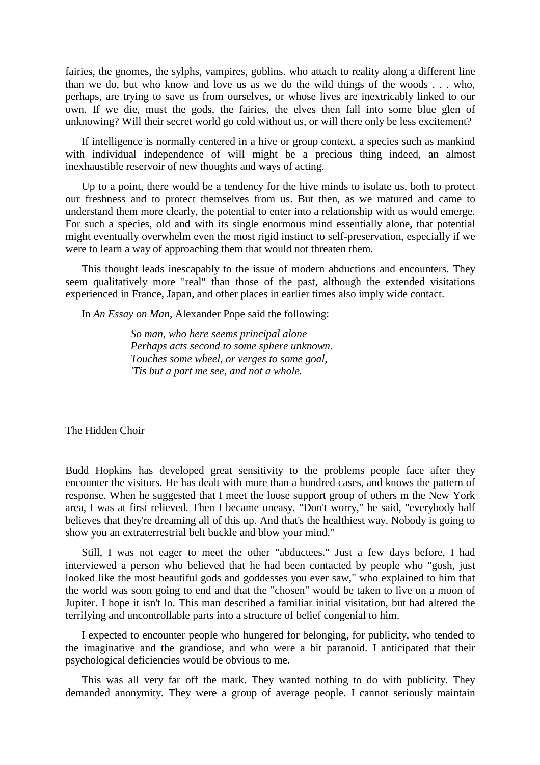fairies, the gnomes, the sylphs, vampires, goblins. who attach to reality along a different line than we do, but who know and love us as we do the wild things of the woods . . . who, perhaps, are trying to save us from ourselves, or whose lives are inextricably linked to our own. If we die, must the gods, the fairies, the elves then fall into some blue glen of unknowing? Will their secret world go cold without us, or will there only be less excitement?

If intelligence is normally centered in a hive or group context, a species such as mankind with individual independence of will might be a precious thing indeed, an almost inexhaustible reservoir of new thoughts and ways of acting.

Up to a point, there would be a tendency for the hive minds to isolate us, both to protect our freshness and to protect themselves from us. But then, as we matured and came to understand them more clearly, the potential to enter into a relationship with us would emerge. For such a species, old and with its single enormous mind essentially alone, that potential might eventually overwhelm even the most rigid instinct to self-preservation, especially if we were to learn a way of approaching them that would not threaten them.

This thought leads inescapably to the issue of modern abductions and encounters. They seem qualitatively more "real" than those of the past, although the extended visitations experienced in France, Japan, and other places in earlier times also imply wide contact.

In *An Essay on Man*, Alexander Pope said the following:

> *So man, who here seems principal alone*
> *Perhaps acts second to some sphere unknown.*
> *Touches some wheel, or verges to some goal,*
> *'Tis but a part me see, and not a whole.*

## The Hidden Choir

Budd Hopkins has developed great sensitivity to the problems people face after they encounter the visitors. He has dealt with more than a hundred cases, and knows the pattern of response. When he suggested that I meet the loose support group of others m the New York area, I was at first relieved. Then I became uneasy. "Don't worry," he said, "everybody half believes that they're dreaming all of this up. And that's the healthiest way. Nobody is going to show you an extraterrestrial belt buckle and blow your mind."

Still, I was not eager to meet the other "abductees." Just a few days before, I had interviewed a person who believed that he had been contacted by people who "gosh, just looked like the most beautiful gods and goddesses you ever saw," who explained to him that the world was soon going to end and that the "chosen" would be taken to live on a moon of Jupiter. I hope it isn't lo. This man described a familiar initial visitation, but had altered the terrifying and uncontrollable parts into a structure of belief congenial to him.

I expected to encounter people who hungered for belonging, for publicity, who tended to the imaginative and the grandiose, and who were a bit paranoid. I anticipated that their psychological deficiencies would be obvious to me.

This was all very far off the mark. They wanted nothing to do with publicity. They demanded anonymity. They were a group of average people. I cannot seriously maintain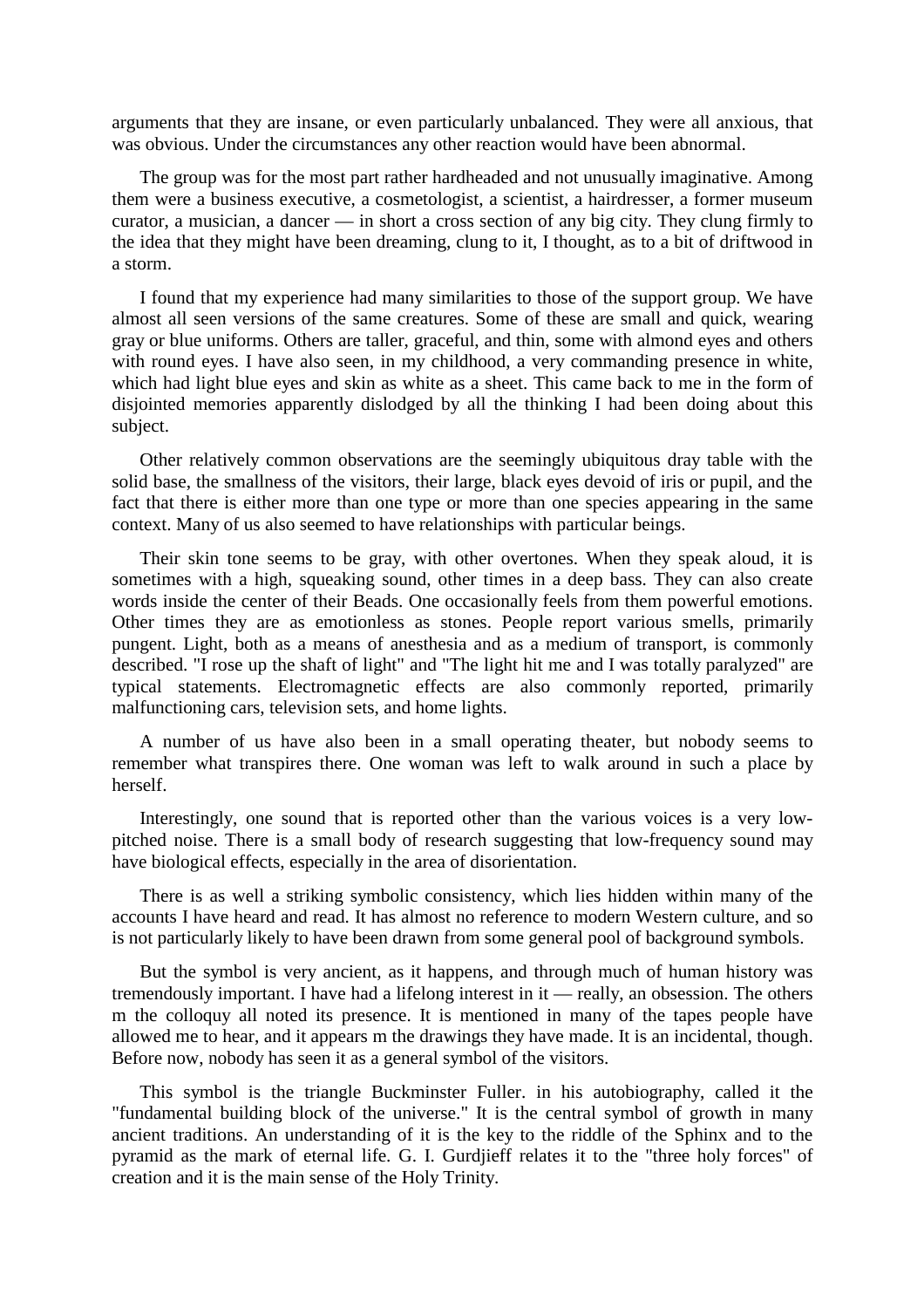arguments that they are insane, or even particularly unbalanced. They were all anxious, that was obvious. Under the circumstances any other reaction would have been abnormal.

The group was for the most part rather hardheaded and not unusually imaginative. Among them were a business executive, a cosmetologist, a scientist, a hairdresser, a former museum curator, a musician, a dancer — in short a cross section of any big city. They clung firmly to the idea that they might have been dreaming, clung to it, I thought, as to a bit of driftwood in a storm.

I found that my experience had many similarities to those of the support group. We have almost all seen versions of the same creatures. Some of these are small and quick, wearing gray or blue uniforms. Others are taller, graceful, and thin, some with almond eyes and others with round eyes. I have also seen, in my childhood, a very commanding presence in white, which had light blue eyes and skin as white as a sheet. This came back to me in the form of disjointed memories apparently dislodged by all the thinking I had been doing about this subject.

Other relatively common observations are the seemingly ubiquitous dray table with the solid base, the smallness of the visitors, their large, black eyes devoid of iris or pupil, and the fact that there is either more than one type or more than one species appearing in the same context. Many of us also seemed to have relationships with particular beings.

Their skin tone seems to be gray, with other overtones. When they speak aloud, it is sometimes with a high, squeaking sound, other times in a deep bass. They can also create words inside the center of their Beads. One occasionally feels from them powerful emotions. Other times they are as emotionless as stones. People report various smells, primarily pungent. Light, both as a means of anesthesia and as a medium of transport, is commonly described. "I rose up the shaft of light" and "The light hit me and I was totally paralyzed" are typical statements. Electromagnetic effects are also commonly reported, primarily malfunctioning cars, television sets, and home lights.

A number of us have also been in a small operating theater, but nobody seems to remember what transpires there. One woman was left to walk around in such a place by herself.

Interestingly, one sound that is reported other than the various voices is a very low-pitched noise. There is a small body of research suggesting that low-frequency sound may have biological effects, especially in the area of disorientation.

There is as well a striking symbolic consistency, which lies hidden within many of the accounts I have heard and read. It has almost no reference to modern Western culture, and so is not particularly likely to have been drawn from some general pool of background symbols.

But the symbol is very ancient, as it happens, and through much of human history was tremendously important. I have had a lifelong interest in it — really, an obsession. The others m the colloquy all noted its presence. It is mentioned in many of the tapes people have allowed me to hear, and it appears m the drawings they have made. It is an incidental, though. Before now, nobody has seen it as a general symbol of the visitors.

This symbol is the triangle Buckminster Fuller. in his autobiography, called it the "fundamental building block of the universe." It is the central symbol of growth in many ancient traditions. An understanding of it is the key to the riddle of the Sphinx and to the pyramid as the mark of eternal life. G. I. Gurdjieff relates it to the "three holy forces" of creation and it is the main sense of the Holy Trinity.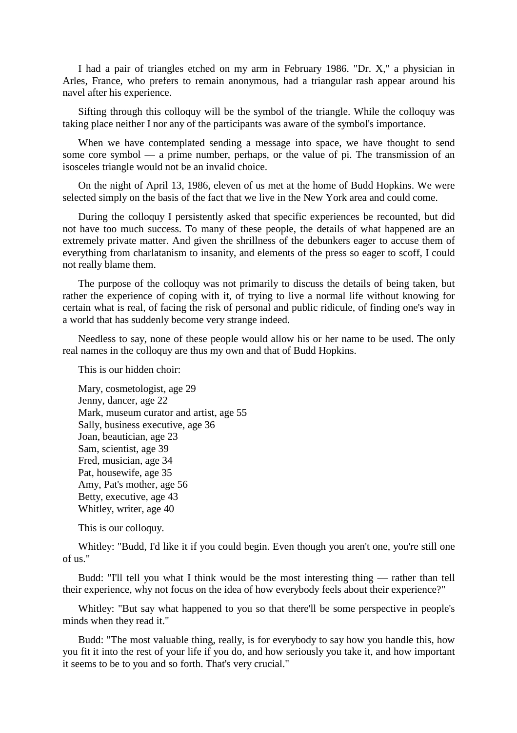I had a pair of triangles etched on my arm in February 1986. "Dr. X," a physician in Arles, France, who prefers to remain anonymous, had a triangular rash appear around his navel after his experience.

Sifting through this colloquy will be the symbol of the triangle. While the colloquy was taking place neither I nor any of the participants was aware of the symbol's importance.

When we have contemplated sending a message into space, we have thought to send some core symbol — a prime number, perhaps, or the value of pi. The transmission of an isosceles triangle would not be an invalid choice.

On the night of April 13, 1986, eleven of us met at the home of Budd Hopkins. We were selected simply on the basis of the fact that we live in the New York area and could come.

During the colloquy I persistently asked that specific experiences be recounted, but did not have too much success. To many of these people, the details of what happened are an extremely private matter. And given the shrillness of the debunkers eager to accuse them of everything from charlatanism to insanity, and elements of the press so eager to scoff, I could not really blame them.

The purpose of the colloquy was not primarily to discuss the details of being taken, but rather the experience of coping with it, of trying to live a normal life without knowing for certain what is real, of facing the risk of personal and public ridicule, of finding one's way in a world that has suddenly become very strange indeed.

Needless to say, none of these people would allow his or her name to be used. The only real names in the colloquy are thus my own and that of Budd Hopkins.

This is our hidden choir:

Mary, cosmetologist, age 29
Jenny, dancer, age 22
Mark, museum curator and artist, age 55
Sally, business executive, age 36
Joan, beautician, age 23
Sam, scientist, age 39
Fred, musician, age 34
Pat, housewife, age 35
Amy, Pat's mother, age 56
Betty, executive, age 43
Whitley, writer, age 40

This is our colloquy.

Whitley: "Budd, I'd like it if you could begin. Even though you aren't one, you're still one of us."

Budd: "I'll tell you what I think would be the most interesting thing — rather than tell their experience, why not focus on the idea of how everybody feels about their experience?"

Whitley: "But say what happened to you so that there'll be some perspective in people's minds when they read it."

Budd: "The most valuable thing, really, is for everybody to say how you handle this, how you fit it into the rest of your life if you do, and how seriously you take it, and how important it seems to be to you and so forth. That's very crucial."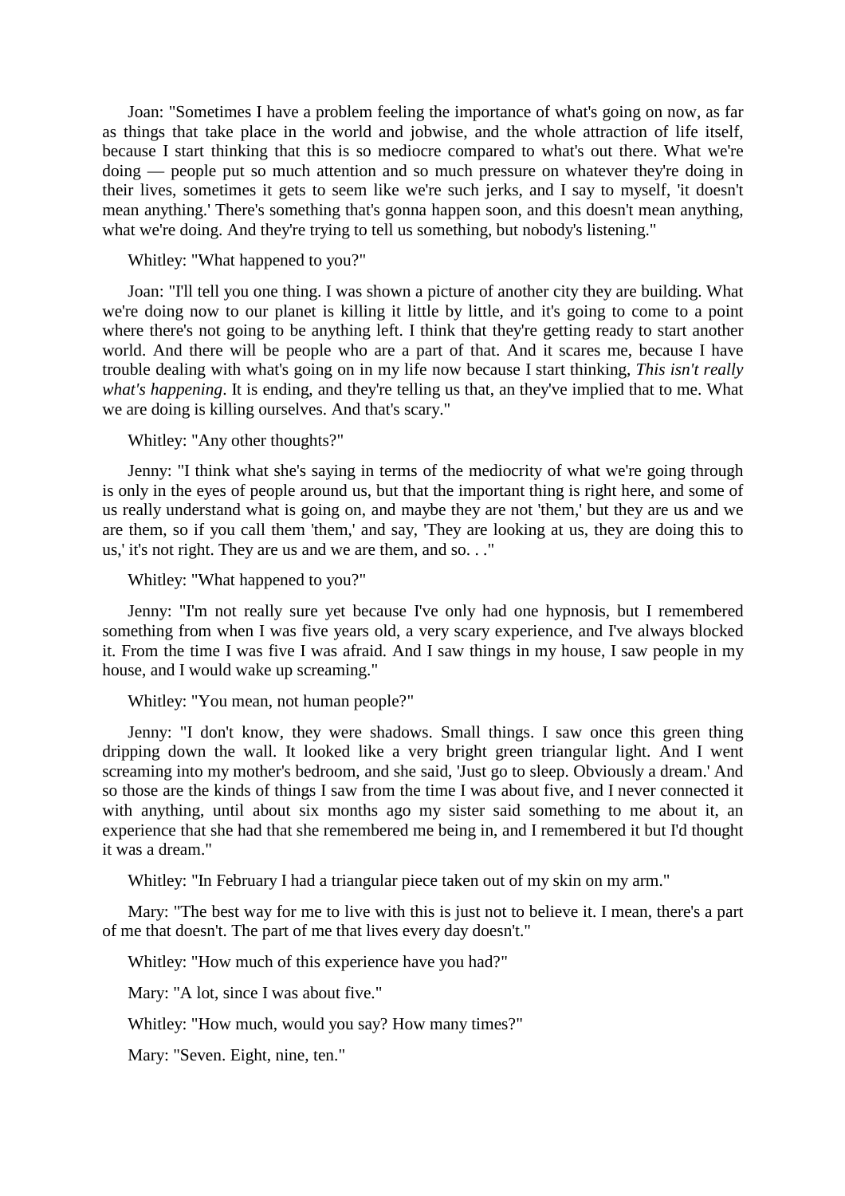Joan: "Sometimes I have a problem feeling the importance of what's going on now, as far as things that take place in the world and jobwise, and the whole attraction of life itself, because I start thinking that this is so mediocre compared to what's out there. What we're doing — people put so much attention and so much pressure on whatever they're doing in their lives, sometimes it gets to seem like we're such jerks, and I say to myself, 'it doesn't mean anything.' There's something that's gonna happen soon, and this doesn't mean anything, what we're doing. And they're trying to tell us something, but nobody's listening."

Whitley: "What happened to you?"

Joan: "I'll tell you one thing. I was shown a picture of another city they are building. What we're doing now to our planet is killing it little by little, and it's going to come to a point where there's not going to be anything left. I think that they're getting ready to start another world. And there will be people who are a part of that. And it scares me, because I have trouble dealing with what's going on in my life now because I start thinking, *This isn't really what's happening*. It is ending, and they're telling us that, an they've implied that to me. What we are doing is killing ourselves. And that's scary."

Whitley: "Any other thoughts?"

Jenny: "I think what she's saying in terms of the mediocrity of what we're going through is only in the eyes of people around us, but that the important thing is right here, and some of us really understand what is going on, and maybe they are not 'them,' but they are us and we are them, so if you call them 'them,' and say, 'They are looking at us, they are doing this to us,' it's not right. They are us and we are them, and so. . ."

Whitley: "What happened to you?"

Jenny: "I'm not really sure yet because I've only had one hypnosis, but I remembered something from when I was five years old, a very scary experience, and I've always blocked it. From the time I was five I was afraid. And I saw things in my house, I saw people in my house, and I would wake up screaming."

Whitley: "You mean, not human people?"

Jenny: "I don't know, they were shadows. Small things. I saw once this green thing dripping down the wall. It looked like a very bright green triangular light. And I went screaming into my mother's bedroom, and she said, 'Just go to sleep. Obviously a dream.' And so those are the kinds of things I saw from the time I was about five, and I never connected it with anything, until about six months ago my sister said something to me about it, an experience that she had that she remembered me being in, and I remembered it but I'd thought it was a dream."

Whitley: "In February I had a triangular piece taken out of my skin on my arm."

Mary: "The best way for me to live with this is just not to believe it. I mean, there's a part of me that doesn't. The part of me that lives every day doesn't."

Whitley: "How much of this experience have you had?"

Mary: "A lot, since I was about five."

Whitley: "How much, would you say? How many times?"

Mary: "Seven. Eight, nine, ten."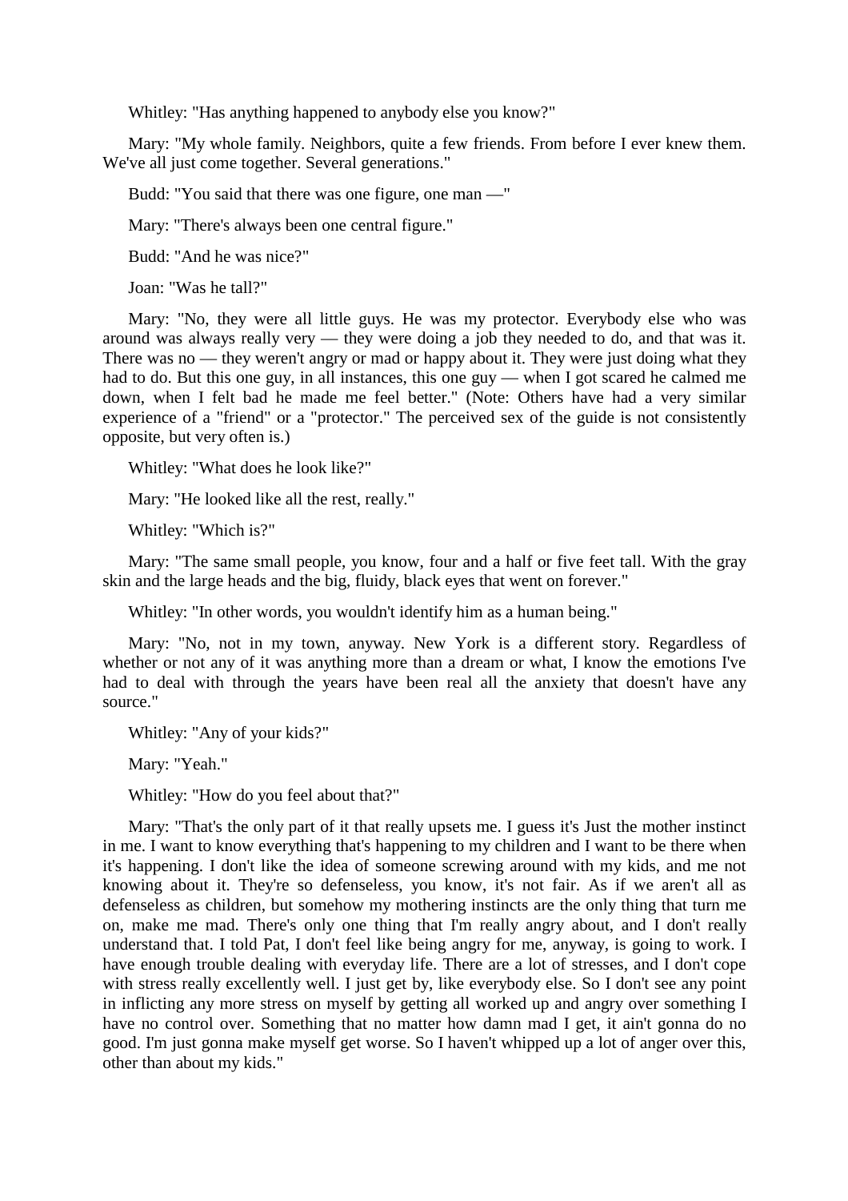Whitley: "Has anything happened to anybody else you know?"

Mary: "My whole family. Neighbors, quite a few friends. From before I ever knew them. We've all just come together. Several generations."

Budd: "You said that there was one figure, one man —"

Mary: "There's always been one central figure."

Budd: "And he was nice?"

Joan: "Was he tall?"

Mary: "No, they were all little guys. He was my protector. Everybody else who was around was always really very — they were doing a job they needed to do, and that was it. There was no — they weren't angry or mad or happy about it. They were just doing what they had to do. But this one guy, in all instances, this one guy — when I got scared he calmed me down, when I felt bad he made me feel better." (Note: Others have had a very similar experience of a "friend" or a "protector." The perceived sex of the guide is not consistently opposite, but very often is.)

Whitley: "What does he look like?"

Mary: "He looked like all the rest, really."

Whitley: "Which is?"

Mary: "The same small people, you know, four and a half or five feet tall. With the gray skin and the large heads and the big, fluidy, black eyes that went on forever."

Whitley: "In other words, you wouldn't identify him as a human being."

Mary: "No, not in my town, anyway. New York is a different story. Regardless of whether or not any of it was anything more than a dream or what, I know the emotions I've had to deal with through the years have been real all the anxiety that doesn't have any source."

Whitley: "Any of your kids?"

Mary: "Yeah."

Whitley: "How do you feel about that?"

Mary: "That's the only part of it that really upsets me. I guess it's Just the mother instinct in me. I want to know everything that's happening to my children and I want to be there when it's happening. I don't like the idea of someone screwing around with my kids, and me not knowing about it. They're so defenseless, you know, it's not fair. As if we aren't all as defenseless as children, but somehow my mothering instincts are the only thing that turn me on, make me mad. There's only one thing that I'm really angry about, and I don't really understand that. I told Pat, I don't feel like being angry for me, anyway, is going to work. I have enough trouble dealing with everyday life. There are a lot of stresses, and I don't cope with stress really excellently well. I just get by, like everybody else. So I don't see any point in inflicting any more stress on myself by getting all worked up and angry over something I have no control over. Something that no matter how damn mad I get, it ain't gonna do no good. I'm just gonna make myself get worse. So I haven't whipped up a lot of anger over this, other than about my kids."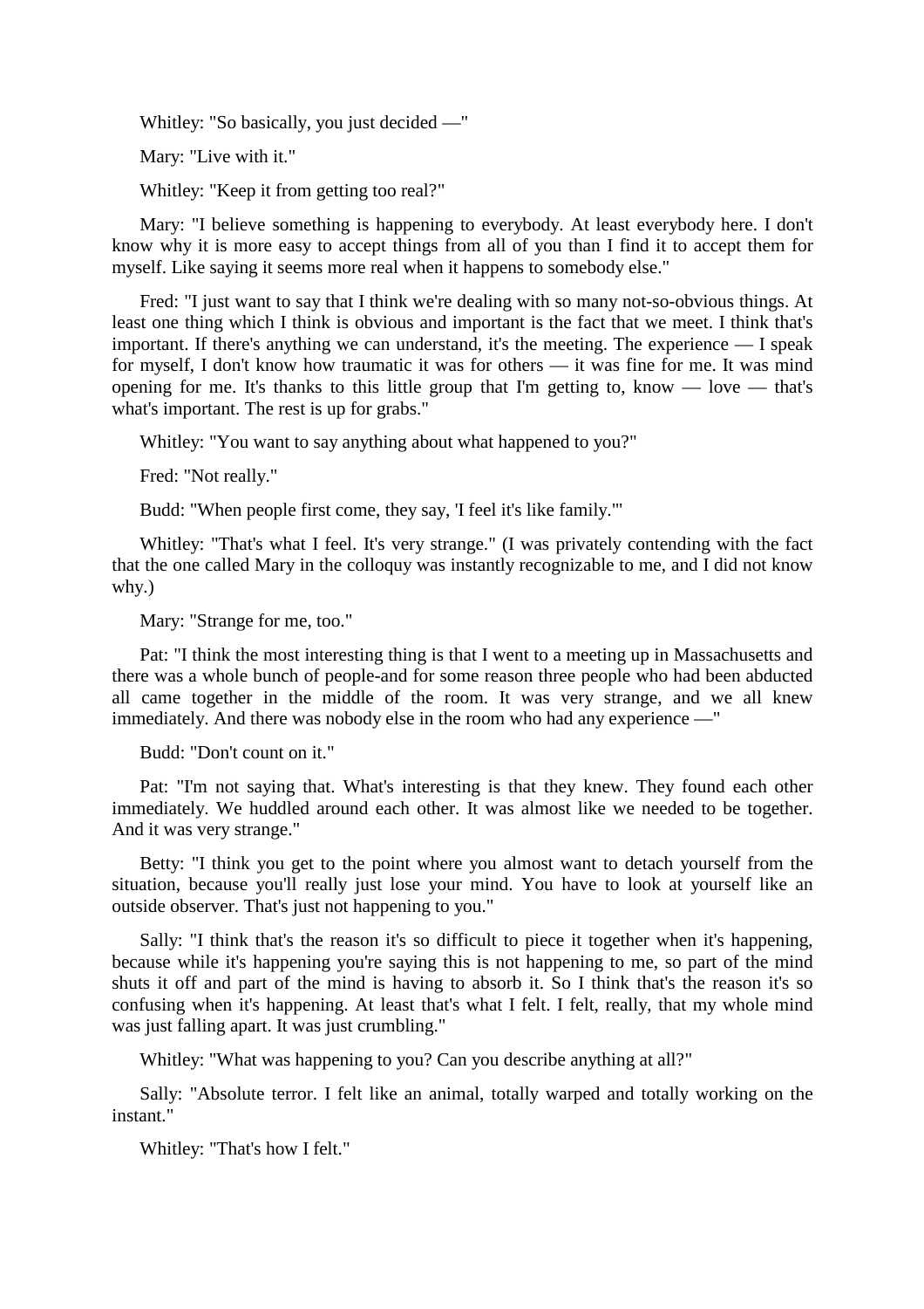Whitley: "So basically, you just decided —"

Mary: "Live with it."

Whitley: "Keep it from getting too real?"

Mary: "I believe something is happening to everybody. At least everybody here. I don't know why it is more easy to accept things from all of you than I find it to accept them for myself. Like saying it seems more real when it happens to somebody else."

Fred: "I just want to say that I think we're dealing with so many not-so-obvious things. At least one thing which I think is obvious and important is the fact that we meet. I think that's important. If there's anything we can understand, it's the meeting. The experience — I speak for myself, I don't know how traumatic it was for others — it was fine for me. It was mind opening for me. It's thanks to this little group that I'm getting to, know — love — that's what's important. The rest is up for grabs."

Whitley: "You want to say anything about what happened to you?"

Fred: "Not really."

Budd: "When people first come, they say, 'I feel it's like family.'"

Whitley: "That's what I feel. It's very strange." (I was privately contending with the fact that the one called Mary in the colloquy was instantly recognizable to me, and I did not know why.)

Mary: "Strange for me, too."

Pat: "I think the most interesting thing is that I went to a meeting up in Massachusetts and there was a whole bunch of people-and for some reason three people who had been abducted all came together in the middle of the room. It was very strange, and we all knew immediately. And there was nobody else in the room who had any experience —"

Budd: "Don't count on it."

Pat: "I'm not saying that. What's interesting is that they knew. They found each other immediately. We huddled around each other. It was almost like we needed to be together. And it was very strange."

Betty: "I think you get to the point where you almost want to detach yourself from the situation, because you'll really just lose your mind. You have to look at yourself like an outside observer. That's just not happening to you."

Sally: "I think that's the reason it's so difficult to piece it together when it's happening, because while it's happening you're saying this is not happening to me, so part of the mind shuts it off and part of the mind is having to absorb it. So I think that's the reason it's so confusing when it's happening. At least that's what I felt. I felt, really, that my whole mind was just falling apart. It was just crumbling."

Whitley: "What was happening to you? Can you describe anything at all?"

Sally: "Absolute terror. I felt like an animal, totally warped and totally working on the instant."

Whitley: "That's how I felt."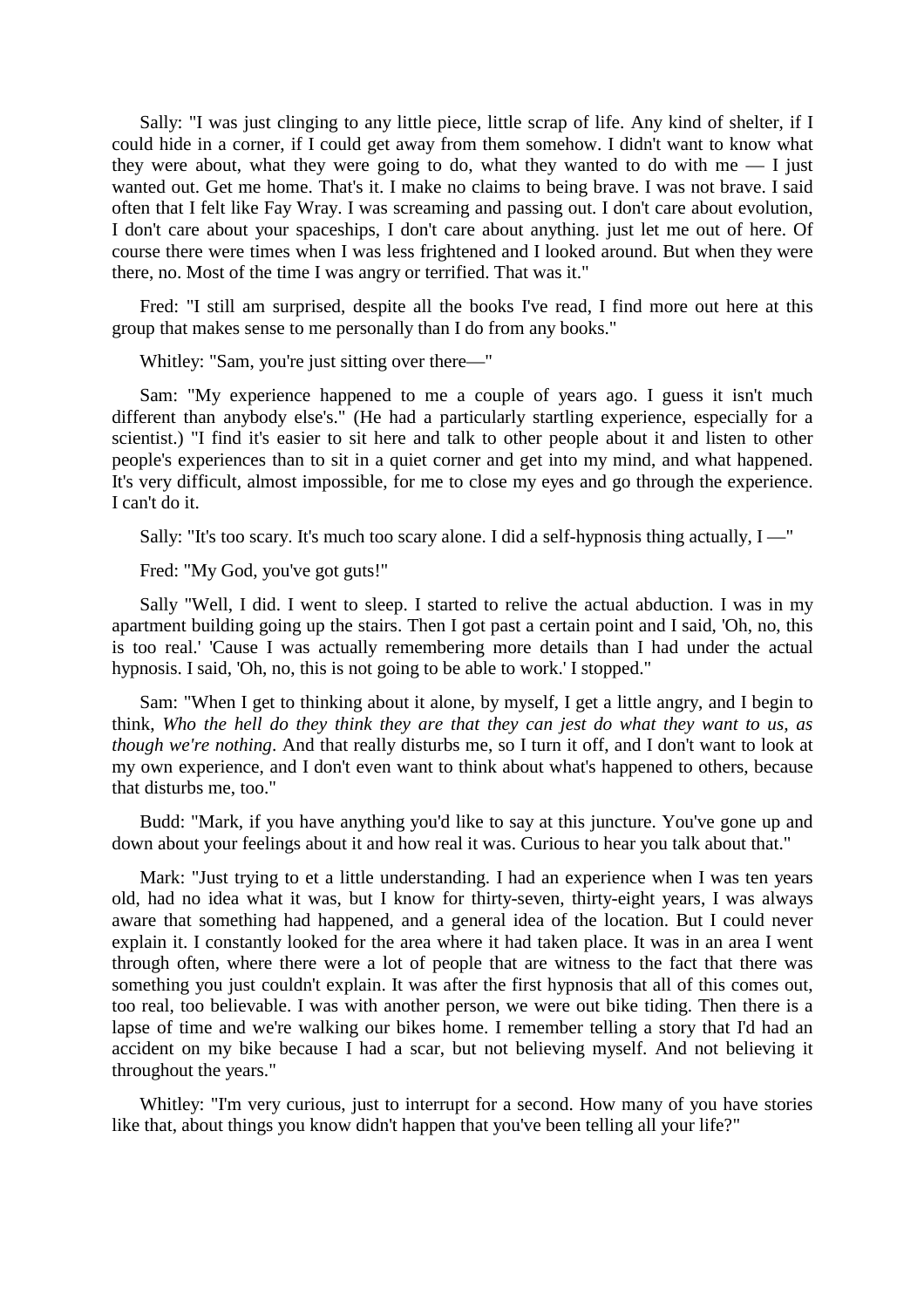Sally: "I was just clinging to any little piece, little scrap of life. Any kind of shelter, if I could hide in a corner, if I could get away from them somehow. I didn't want to know what they were about, what they were going to do, what they wanted to do with me — I just wanted out. Get me home. That's it. I make no claims to being brave. I was not brave. I said often that I felt like Fay Wray. I was screaming and passing out. I don't care about evolution, I don't care about your spaceships, I don't care about anything. just let me out of here. Of course there were times when I was less frightened and I looked around. But when they were there, no. Most of the time I was angry or terrified. That was it."

Fred: "I still am surprised, despite all the books I've read, I find more out here at this group that makes sense to me personally than I do from any books."

Whitley: "Sam, you're just sitting over there—"

Sam: "My experience happened to me a couple of years ago. I guess it isn't much different than anybody else's." (He had a particularly startling experience, especially for a scientist.) "I find it's easier to sit here and talk to other people about it and listen to other people's experiences than to sit in a quiet corner and get into my mind, and what happened. It's very difficult, almost impossible, for me to close my eyes and go through the experience. I can't do it.

Sally: "It's too scary. It's much too scary alone. I did a self-hypnosis thing actually, I —"

Fred: "My God, you've got guts!"

Sally "Well, I did. I went to sleep. I started to relive the actual abduction. I was in my apartment building going up the stairs. Then I got past a certain point and I said, 'Oh, no, this is too real.' 'Cause I was actually remembering more details than I had under the actual hypnosis. I said, 'Oh, no, this is not going to be able to work.' I stopped."

Sam: "When I get to thinking about it alone, by myself, I get a little angry, and I begin to think, *Who the hell do they think they are that they can jest do what they want to us, as though we're nothing*. And that really disturbs me, so I turn it off, and I don't want to look at my own experience, and I don't even want to think about what's happened to others, because that disturbs me, too."

Budd: "Mark, if you have anything you'd like to say at this juncture. You've gone up and down about your feelings about it and how real it was. Curious to hear you talk about that."

Mark: "Just trying to et a little understanding. I had an experience when I was ten years old, had no idea what it was, but I know for thirty-seven, thirty-eight years, I was always aware that something had happened, and a general idea of the location. But I could never explain it. I constantly looked for the area where it had taken place. It was in an area I went through often, where there were a lot of people that are witness to the fact that there was something you just couldn't explain. It was after the first hypnosis that all of this comes out, too real, too believable. I was with another person, we were out bike tiding. Then there is a lapse of time and we're walking our bikes home. I remember telling a story that I'd had an accident on my bike because I had a scar, but not believing myself. And not believing it throughout the years."

Whitley: "I'm very curious, just to interrupt for a second. How many of you have stories like that, about things you know didn't happen that you've been telling all your life?"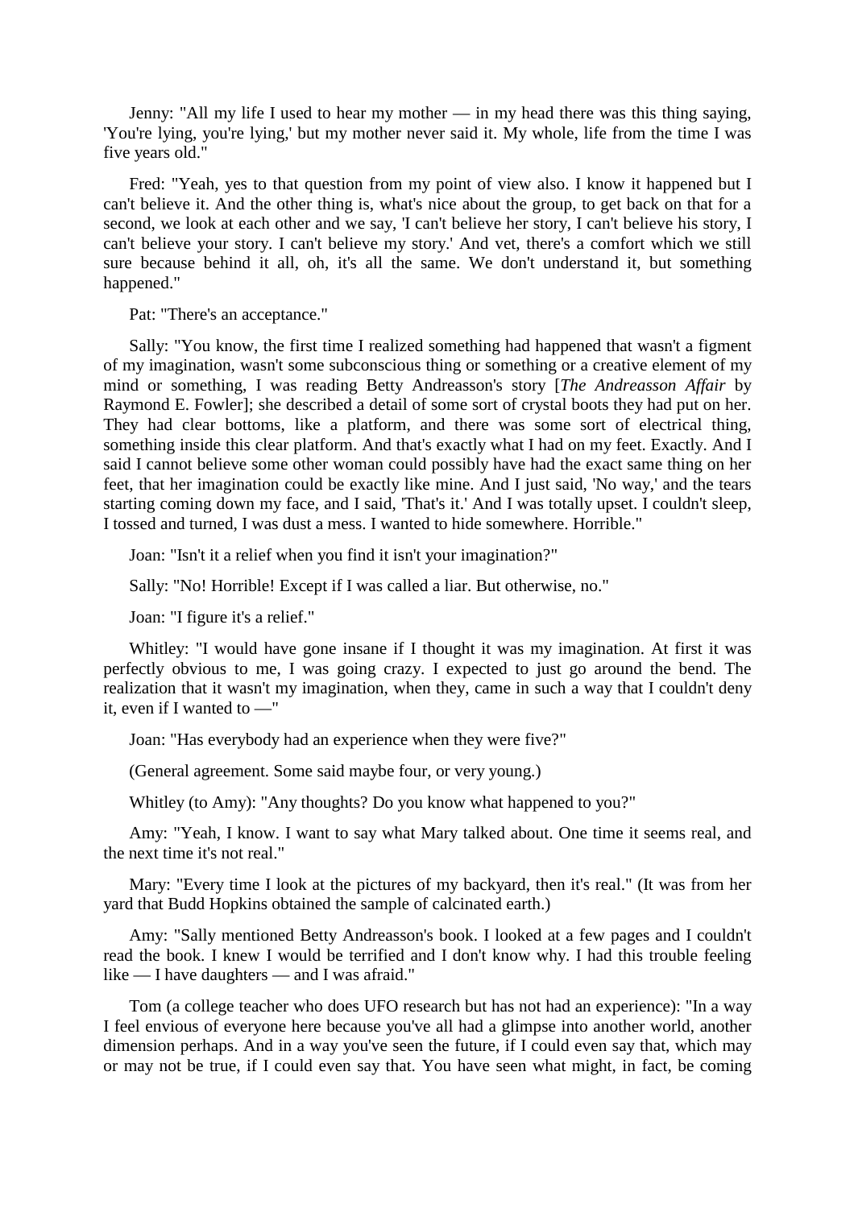Jenny: "All my life I used to hear my mother — in my head there was this thing saying, 'You're lying, you're lying,' but my mother never said it. My whole, life from the time I was five years old."

Fred: "Yeah, yes to that question from my point of view also. I know it happened but I can't believe it. And the other thing is, what's nice about the group, to get back on that for a second, we look at each other and we say, 'I can't believe her story, I can't believe his story, I can't believe your story. I can't believe my story.' And vet, there's a comfort which we still sure because behind it all, oh, it's all the same. We don't understand it, but something happened."

Pat: "There's an acceptance."

Sally: "You know, the first time I realized something had happened that wasn't a figment of my imagination, wasn't some subconscious thing or something or a creative element of my mind or something, I was reading Betty Andreasson's story [*The Andreasson Affair* by Raymond E. Fowler]; she described a detail of some sort of crystal boots they had put on her. They had clear bottoms, like a platform, and there was some sort of electrical thing, something inside this clear platform. And that's exactly what I had on my feet. Exactly. And I said I cannot believe some other woman could possibly have had the exact same thing on her feet, that her imagination could be exactly like mine. And I just said, 'No way,' and the tears starting coming down my face, and I said, 'That's it.' And I was totally upset. I couldn't sleep, I tossed and turned, I was dust a mess. I wanted to hide somewhere. Horrible."

Joan: "Isn't it a relief when you find it isn't your imagination?"

Sally: "No! Horrible! Except if I was called a liar. But otherwise, no."

Joan: "I figure it's a relief."

Whitley: "I would have gone insane if I thought it was my imagination. At first it was perfectly obvious to me, I was going crazy. I expected to just go around the bend. The realization that it wasn't my imagination, when they, came in such a way that I couldn't deny it, even if I wanted to —"

Joan: "Has everybody had an experience when they were five?"

(General agreement. Some said maybe four, or very young.)

Whitley (to Amy): "Any thoughts? Do you know what happened to you?"

Amy: "Yeah, I know. I want to say what Mary talked about. One time it seems real, and the next time it's not real."

Mary: "Every time I look at the pictures of my backyard, then it's real." (It was from her yard that Budd Hopkins obtained the sample of calcinated earth.)

Amy: "Sally mentioned Betty Andreasson's book. I looked at a few pages and I couldn't read the book. I knew I would be terrified and I don't know why. I had this trouble feeling like — I have daughters — and I was afraid."

Tom (a college teacher who does UFO research but has not had an experience): "In a way I feel envious of everyone here because you've all had a glimpse into another world, another dimension perhaps. And in a way you've seen the future, if I could even say that, which may or may not be true, if I could even say that. You have seen what might, in fact, be coming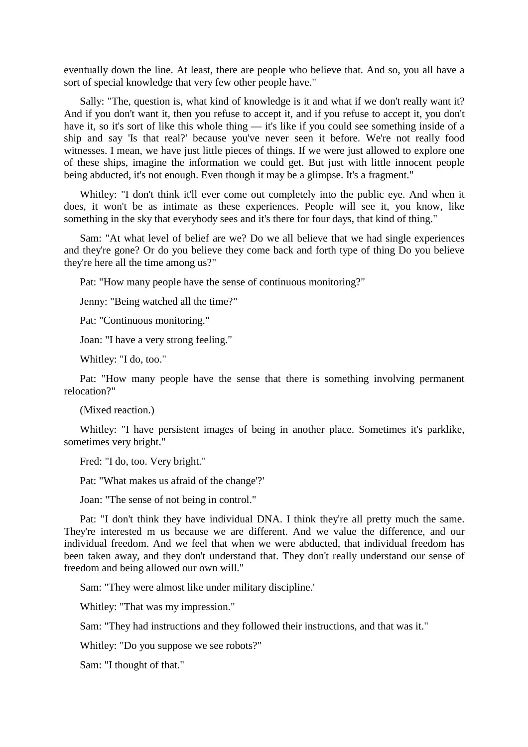eventually down the line. At least, there are people who believe that. And so, you all have a sort of special knowledge that very few other people have."

Sally: "The, question is, what kind of knowledge is it and what if we don't really want it? And if you don't want it, then you refuse to accept it, and if you refuse to accept it, you don't have it, so it's sort of like this whole thing — it's like if you could see something inside of a ship and say 'Is that real?' because you've never seen it before. We're not really food witnesses. I mean, we have just little pieces of things. If we were just allowed to explore one of these ships, imagine the information we could get. But just with little innocent people being abducted, it's not enough. Even though it may be a glimpse. It's a fragment."

Whitley: "I don't think it'll ever come out completely into the public eye. And when it does, it won't be as intimate as these experiences. People will see it, you know, like something in the sky that everybody sees and it's there for four days, that kind of thing."

Sam: "At what level of belief are we? Do we all believe that we had single experiences and they're gone? Or do you believe they come back and forth type of thing Do you believe they're here all the time among us?"

Pat: "How many people have the sense of continuous monitoring?"

Jenny: "Being watched all the time?"

Pat: "Continuous monitoring."

Joan: "I have a very strong feeling."

Whitley: "I do, too."

Pat: "How many people have the sense that there is something involving permanent relocation?"

(Mixed reaction.)

Whitley: "I have persistent images of being in another place. Sometimes it's parklike, sometimes very bright."

Fred: "I do, too. Very bright."

Pat: "What makes us afraid of the change'?'

Joan: "The sense of not being in control."

Pat: "I don't think they have individual DNA. I think they're all pretty much the same. They're interested m us because we are different. And we value the difference, and our individual freedom. And we feel that when we were abducted, that individual freedom has been taken away, and they don't understand that. They don't really understand our sense of freedom and being allowed our own will."

Sam: "They were almost like under military discipline.'

Whitley: "That was my impression."

Sam: "They had instructions and they followed their instructions, and that was it."

Whitley: "Do you suppose we see robots?"

Sam: "I thought of that."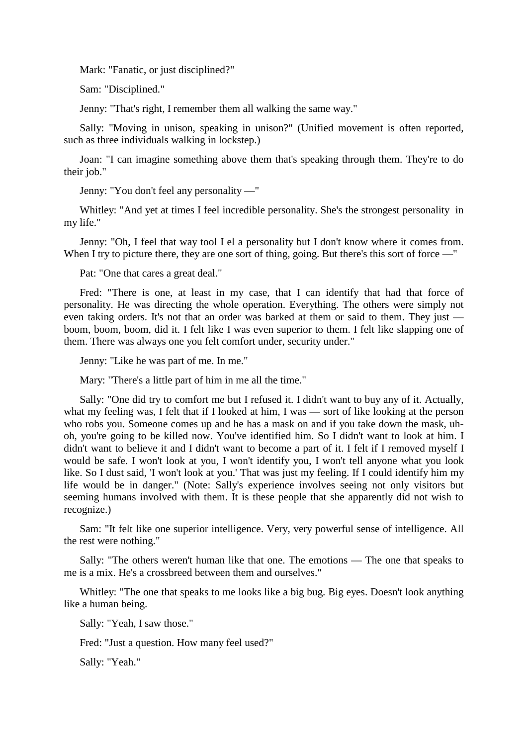Mark: "Fanatic, or just disciplined?"

Sam: "Disciplined."

Jenny: "That's right, I remember them all walking the same way."

Sally: "Moving in unison, speaking in unison?" (Unified movement is often reported, such as three individuals walking in lockstep.)

Joan: "I can imagine something above them that's speaking through them. They're to do their job."

Jenny: "You don't feel any personality —"

Whitley: "And yet at times I feel incredible personality. She's the strongest personality in my life."

Jenny: "Oh, I feel that way tool I el a personality but I don't know where it comes from. When I try to picture there, they are one sort of thing, going. But there's this sort of force —"

Pat: "One that cares a great deal."

Fred: "There is one, at least in my case, that I can identify that had that force of personality. He was directing the whole operation. Everything. The others were simply not even taking orders. It's not that an order was barked at them or said to them. They just — boom, boom, boom, did it. I felt like I was even superior to them. I felt like slapping one of them. There was always one you felt comfort under, security under."

Jenny: "Like he was part of me. In me."

Mary: "There's a little part of him in me all the time."

Sally: "One did try to comfort me but I refused it. I didn't want to buy any of it. Actually, what my feeling was, I felt that if I looked at him, I was — sort of like looking at the person who robs you. Someone comes up and he has a mask on and if you take down the mask, uh-oh, you're going to be killed now. You've identified him. So I didn't want to look at him. I didn't want to believe it and I didn't want to become a part of it. I felt if I removed myself I would be safe. I won't look at you, I won't identify you, I won't tell anyone what you look like. So I dust said, 'I won't look at you.' That was just my feeling. If I could identify him my life would be in danger." (Note: Sally's experience involves seeing not only visitors but seeming humans involved with them. It is these people that she apparently did not wish to recognize.)

Sam: "It felt like one superior intelligence. Very, very powerful sense of intelligence. All the rest were nothing."

Sally: "The others weren't human like that one. The emotions — The one that speaks to me is a mix. He's a crossbreed between them and ourselves."

Whitley: "The one that speaks to me looks like a big bug. Big eyes. Doesn't look anything like a human being.

Sally: "Yeah, I saw those."

Fred: "Just a question. How many feel used?"

Sally: "Yeah."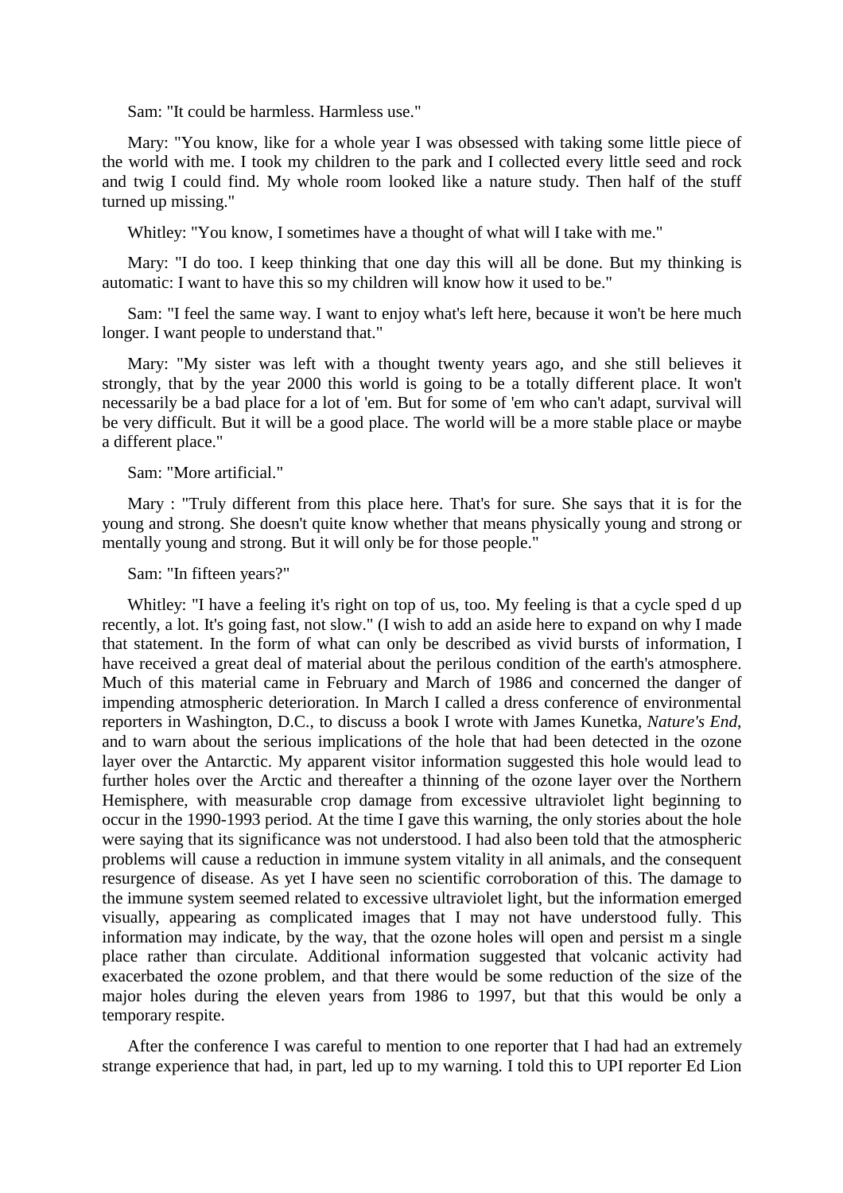Sam: "It could be harmless. Harmless use."

Mary: "You know, like for a whole year I was obsessed with taking some little piece of the world with me. I took my children to the park and I collected every little seed and rock and twig I could find. My whole room looked like a nature study. Then half of the stuff turned up missing."

Whitley: "You know, I sometimes have a thought of what will I take with me."

Mary: "I do too. I keep thinking that one day this will all be done. But my thinking is automatic: I want to have this so my children will know how it used to be."

Sam: "I feel the same way. I want to enjoy what's left here, because it won't be here much longer. I want people to understand that."

Mary: "My sister was left with a thought twenty years ago, and she still believes it strongly, that by the year 2000 this world is going to be a totally different place. It won't necessarily be a bad place for a lot of 'em. But for some of 'em who can't adapt, survival will be very difficult. But it will be a good place. The world will be a more stable place or maybe a different place."

Sam: "More artificial."

Mary : "Truly different from this place here. That's for sure. She says that it is for the young and strong. She doesn't quite know whether that means physically young and strong or mentally young and strong. But it will only be for those people."

Sam: "In fifteen years?"

Whitley: "I have a feeling it's right on top of us, too. My feeling is that a cycle sped d up recently, a lot. It's going fast, not slow." (I wish to add an aside here to expand on why I made that statement. In the form of what can only be described as vivid bursts of information, I have received a great deal of material about the perilous condition of the earth's atmosphere. Much of this material came in February and March of 1986 and concerned the danger of impending atmospheric deterioration. In March I called a dress conference of environmental reporters in Washington, D.C., to discuss a book I wrote with James Kunetka, *Nature's End*, and to warn about the serious implications of the hole that had been detected in the ozone layer over the Antarctic. My apparent visitor information suggested this hole would lead to further holes over the Arctic and thereafter a thinning of the ozone layer over the Northern Hemisphere, with measurable crop damage from excessive ultraviolet light beginning to occur in the 1990-1993 period. At the time I gave this warning, the only stories about the hole were saying that its significance was not understood. I had also been told that the atmospheric problems will cause a reduction in immune system vitality in all animals, and the consequent resurgence of disease. As yet I have seen no scientific corroboration of this. The damage to the immune system seemed related to excessive ultraviolet light, but the information emerged visually, appearing as complicated images that I may not have understood fully. This information may indicate, by the way, that the ozone holes will open and persist m a single place rather than circulate. Additional information suggested that volcanic activity had exacerbated the ozone problem, and that there would be some reduction of the size of the major holes during the eleven years from 1986 to 1997, but that this would be only a temporary respite.

After the conference I was careful to mention to one reporter that I had had an extremely strange experience that had, in part, led up to my warning. I told this to UPI reporter Ed Lion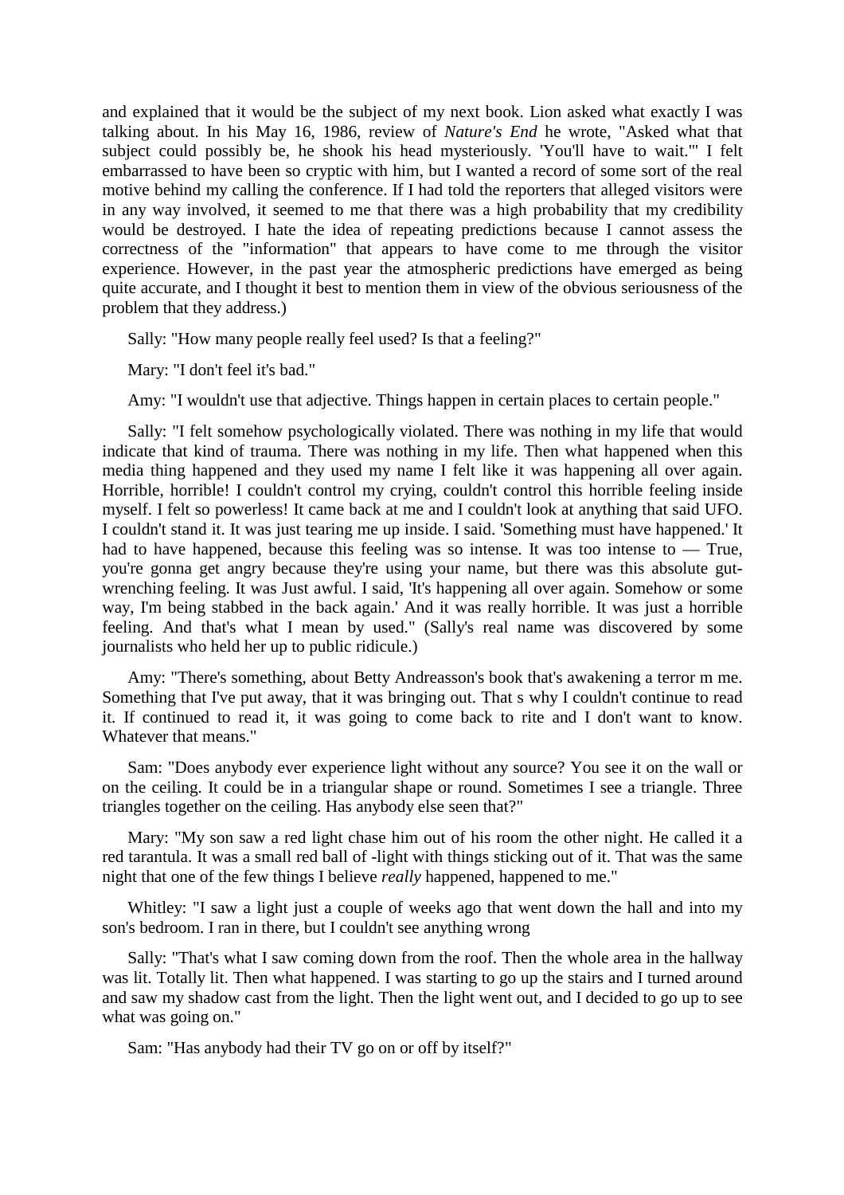and explained that it would be the subject of my next book. Lion asked what exactly I was talking about. In his May 16, 1986, review of *Nature's End* he wrote, "Asked what that subject could possibly be, he shook his head mysteriously. 'You'll have to wait.'" I felt embarrassed to have been so cryptic with him, but I wanted a record of some sort of the real motive behind my calling the conference. If I had told the reporters that alleged visitors were in any way involved, it seemed to me that there was a high probability that my credibility would be destroyed. I hate the idea of repeating predictions because I cannot assess the correctness of the "information" that appears to have come to me through the visitor experience. However, in the past year the atmospheric predictions have emerged as being quite accurate, and I thought it best to mention them in view of the obvious seriousness of the problem that they address.)

Sally: "How many people really feel used? Is that a feeling?"

Mary: "I don't feel it's bad."

Amy: "I wouldn't use that adjective. Things happen in certain places to certain people."

Sally: "I felt somehow psychologically violated. There was nothing in my life that would indicate that kind of trauma. There was nothing in my life. Then what happened when this media thing happened and they used my name I felt like it was happening all over again. Horrible, horrible! I couldn't control my crying, couldn't control this horrible feeling inside myself. I felt so powerless! It came back at me and I couldn't look at anything that said UFO. I couldn't stand it. It was just tearing me up inside. I said. 'Something must have happened.' It had to have happened, because this feeling was so intense. It was too intense to — True, you're gonna get angry because they're using your name, but there was this absolute gut-wrenching feeling. It was Just awful. I said, 'It's happening all over again. Somehow or some way, I'm being stabbed in the back again.' And it was really horrible. It was just a horrible feeling. And that's what I mean by used." (Sally's real name was discovered by some journalists who held her up to public ridicule.)

Amy: "There's something, about Betty Andreasson's book that's awakening a terror m me. Something that I've put away, that it was bringing out. That s why I couldn't continue to read it. If continued to read it, it was going to come back to rite and I don't want to know. Whatever that means."

Sam: "Does anybody ever experience light without any source? You see it on the wall or on the ceiling. It could be in a triangular shape or round. Sometimes I see a triangle. Three triangles together on the ceiling. Has anybody else seen that?"

Mary: "My son saw a red light chase him out of his room the other night. He called it a red tarantula. It was a small red ball of -light with things sticking out of it. That was the same night that one of the few things I believe *really* happened, happened to me."

Whitley: "I saw a light just a couple of weeks ago that went down the hall and into my son's bedroom. I ran in there, but I couldn't see anything wrong

Sally: "That's what I saw coming down from the roof. Then the whole area in the hallway was lit. Totally lit. Then what happened. I was starting to go up the stairs and I turned around and saw my shadow cast from the light. Then the light went out, and I decided to go up to see what was going on."

Sam: "Has anybody had their TV go on or off by itself?"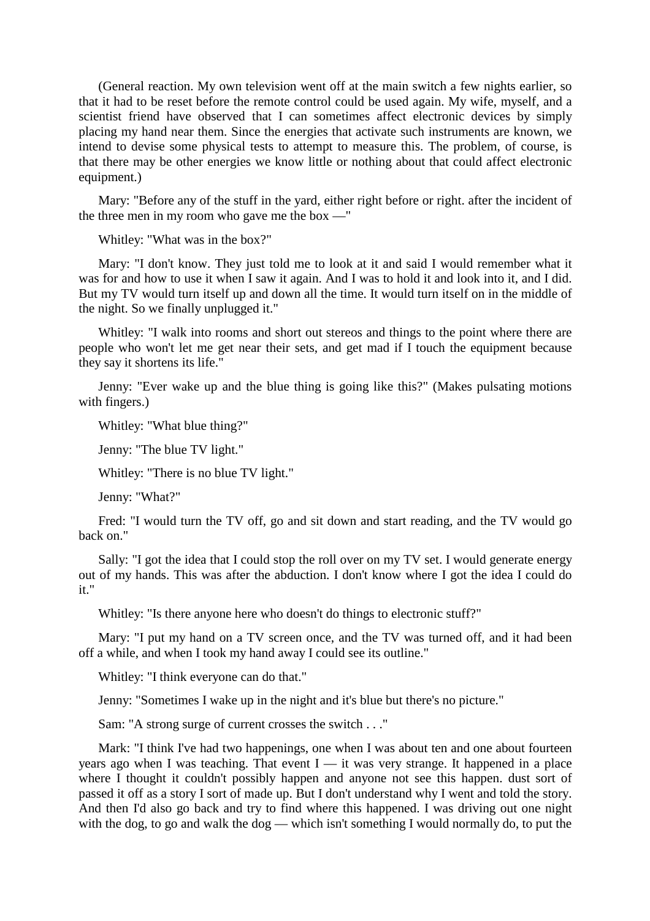(General reaction. My own television went off at the main switch a few nights earlier, so that it had to be reset before the remote control could be used again. My wife, myself, and a scientist friend have observed that I can sometimes affect electronic devices by simply placing my hand near them. Since the energies that activate such instruments are known, we intend to devise some physical tests to attempt to measure this. The problem, of course, is that there may be other energies we know little or nothing about that could affect electronic equipment.)

Mary: "Before any of the stuff in the yard, either right before or right. after the incident of the three men in my room who gave me the box —"

Whitley: "What was in the box?"

Mary: "I don't know. They just told me to look at it and said I would remember what it was for and how to use it when I saw it again. And I was to hold it and look into it, and I did. But my TV would turn itself up and down all the time. It would turn itself on in the middle of the night. So we finally unplugged it."

Whitley: "I walk into rooms and short out stereos and things to the point where there are people who won't let me get near their sets, and get mad if I touch the equipment because they say it shortens its life."

Jenny: "Ever wake up and the blue thing is going like this?" (Makes pulsating motions with fingers.)

Whitley: "What blue thing?"

Jenny: "The blue TV light."

Whitley: "There is no blue TV light."

Jenny: "What?"

Fred: "I would turn the TV off, go and sit down and start reading, and the TV would go back on."

Sally: "I got the idea that I could stop the roll over on my TV set. I would generate energy out of my hands. This was after the abduction. I don't know where I got the idea I could do it."

Whitley: "Is there anyone here who doesn't do things to electronic stuff?"

Mary: "I put my hand on a TV screen once, and the TV was turned off, and it had been off a while, and when I took my hand away I could see its outline."

Whitley: "I think everyone can do that."

Jenny: "Sometimes I wake up in the night and it's blue but there's no picture."

Sam: "A strong surge of current crosses the switch . . ."

Mark: "I think I've had two happenings, one when I was about ten and one about fourteen years ago when I was teaching. That event I — it was very strange. It happened in a place where I thought it couldn't possibly happen and anyone not see this happen. dust sort of passed it off as a story I sort of made up. But I don't understand why I went and told the story. And then I'd also go back and try to find where this happened. I was driving out one night with the dog, to go and walk the dog — which isn't something I would normally do, to put the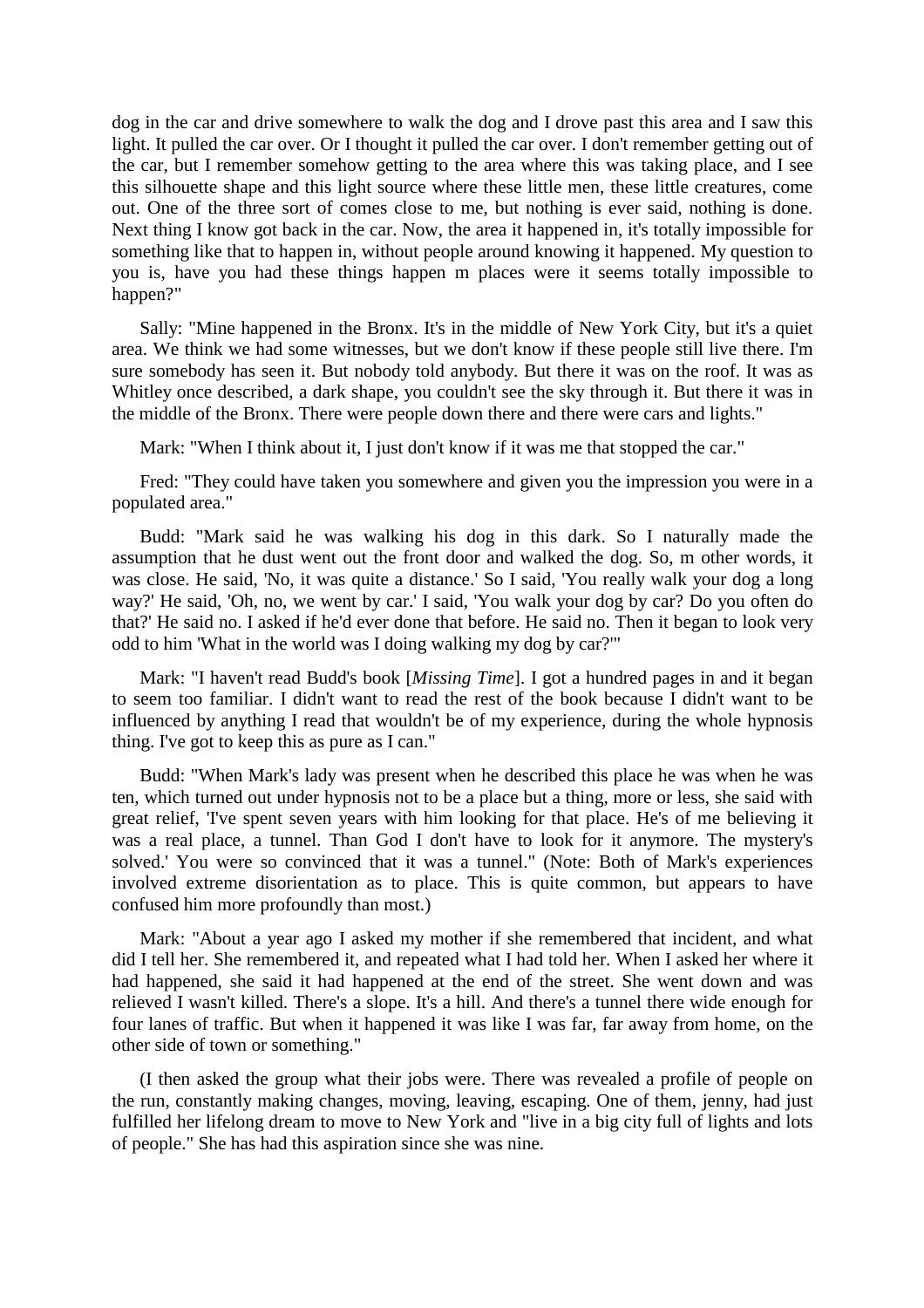dog in the car and drive somewhere to walk the dog and I drove past this area and I saw this light. It pulled the car over. Or I thought it pulled the car over. I don't remember getting out of the car, but I remember somehow getting to the area where this was taking place, and I see this silhouette shape and this light source where these little men, these little creatures, come out. One of the three sort of comes close to me, but nothing is ever said, nothing is done. Next thing I know got back in the car. Now, the area it happened in, it's totally impossible for something like that to happen in, without people around knowing it happened. My question to you is, have you had these things happen m places were it seems totally impossible to happen?"

Sally: "Mine happened in the Bronx. It's in the middle of New York City, but it's a quiet area. We think we had some witnesses, but we don't know if these people still live there. I'm sure somebody has seen it. But nobody told anybody. But there it was on the roof. It was as Whitley once described, a dark shape, you couldn't see the sky through it. But there it was in the middle of the Bronx. There were people down there and there were cars and lights."

Mark: "When I think about it, I just don't know if it was me that stopped the car."

Fred: "They could have taken you somewhere and given you the impression you were in a populated area."

Budd: "Mark said he was walking his dog in this dark. So I naturally made the assumption that he dust went out the front door and walked the dog. So, m other words, it was close. He said, 'No, it was quite a distance.' So I said, 'You really walk your dog a long way?' He said, 'Oh, no, we went by car.' I said, 'You walk your dog by car? Do you often do that?' He said no. I asked if he'd ever done that before. He said no. Then it began to look very odd to him 'What in the world was I doing walking my dog by car?'"

Mark: "I haven't read Budd's book [*Missing Time*]. I got a hundred pages in and it began to seem too familiar. I didn't want to read the rest of the book because I didn't want to be influenced by anything I read that wouldn't be of my experience, during the whole hypnosis thing. I've got to keep this as pure as I can."

Budd: "When Mark's lady was present when he described this place he was when he was ten, which turned out under hypnosis not to be a place but a thing, more or less, she said with great relief, 'I've spent seven years with him looking for that place. He's of me believing it was a real place, a tunnel. Than God I don't have to look for it anymore. The mystery's solved.' You were so convinced that it was a tunnel." (Note: Both of Mark's experiences involved extreme disorientation as to place. This is quite common, but appears to have confused him more profoundly than most.)

Mark: "About a year ago I asked my mother if she remembered that incident, and what did I tell her. She remembered it, and repeated what I had told her. When I asked her where it had happened, she said it had happened at the end of the street. She went down and was relieved I wasn't killed. There's a slope. It's a hill. And there's a tunnel there wide enough for four lanes of traffic. But when it happened it was like I was far, far away from home, on the other side of town or something."

(I then asked the group what their jobs were. There was revealed a profile of people on the run, constantly making changes, moving, leaving, escaping. One of them, jenny, had just fulfilled her lifelong dream to move to New York and "live in a big city full of lights and lots of people." She has had this aspiration since she was nine.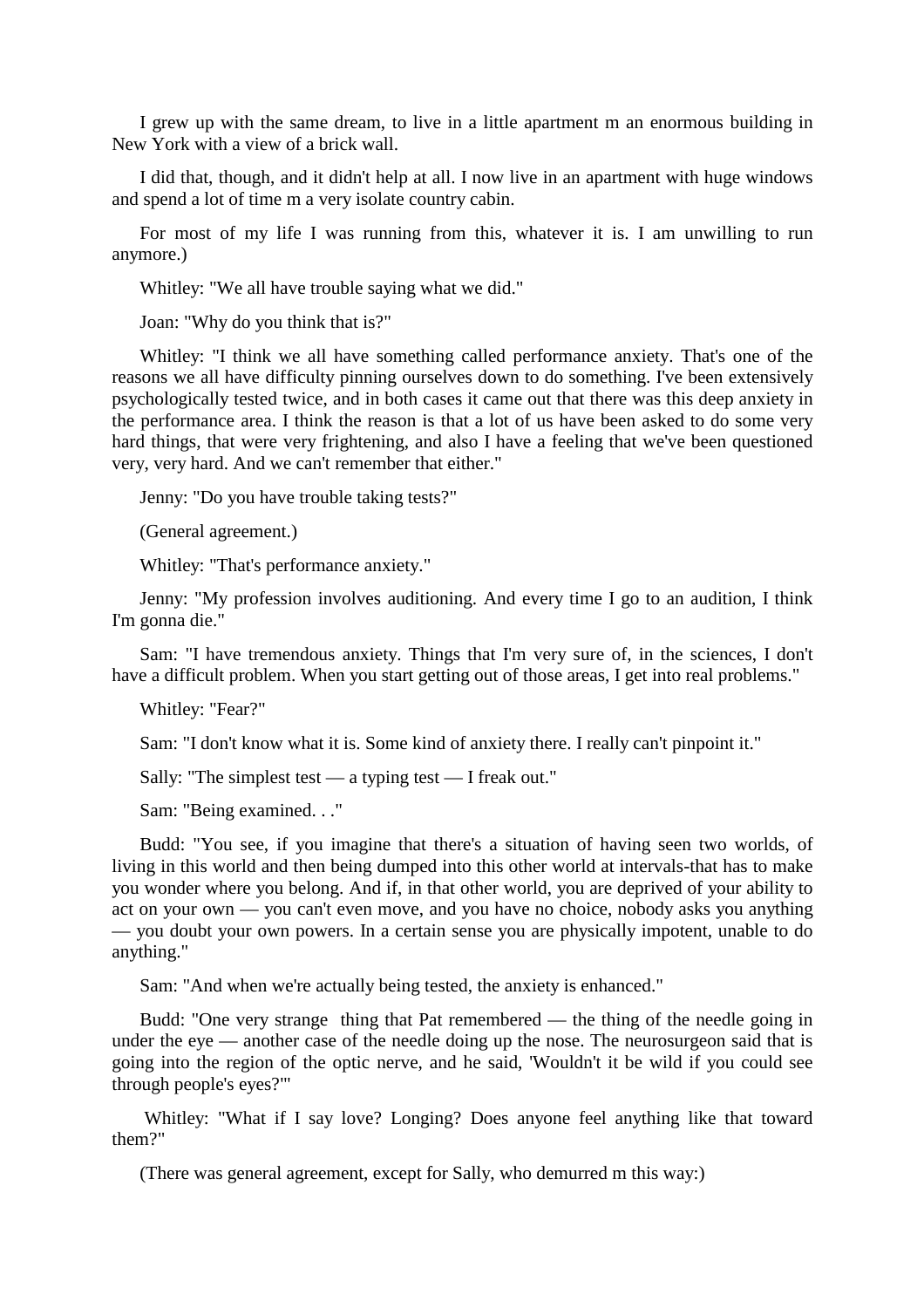I grew up with the same dream, to live in a little apartment m an enormous building in New York with a view of a brick wall.

I did that, though, and it didn't help at all. I now live in an apartment with huge windows and spend a lot of time m a very isolate country cabin.

For most of my life I was running from this, whatever it is. I am unwilling to run anymore.)

Whitley: "We all have trouble saying what we did."

Joan: "Why do you think that is?"

Whitley: "I think we all have something called performance anxiety. That's one of the reasons we all have difficulty pinning ourselves down to do something. I've been extensively psychologically tested twice, and in both cases it came out that there was this deep anxiety in the performance area. I think the reason is that a lot of us have been asked to do some very hard things, that were very frightening, and also I have a feeling that we've been questioned very, very hard. And we can't remember that either."

Jenny: "Do you have trouble taking tests?"

(General agreement.)

Whitley: "That's performance anxiety."

Jenny: "My profession involves auditioning. And every time I go to an audition, I think I'm gonna die."

Sam: "I have tremendous anxiety. Things that I'm very sure of, in the sciences, I don't have a difficult problem. When you start getting out of those areas, I get into real problems."

Whitley: "Fear?"

Sam: "I don't know what it is. Some kind of anxiety there. I really can't pinpoint it."

Sally: "The simplest test — a typing test — I freak out."

Sam: "Being examined. . ."

Budd: "You see, if you imagine that there's a situation of having seen two worlds, of living in this world and then being dumped into this other world at intervals-that has to make you wonder where you belong. And if, in that other world, you are deprived of your ability to act on your own — you can't even move, and you have no choice, nobody asks you anything — you doubt your own powers. In a certain sense you are physically impotent, unable to do anything."

Sam: "And when we're actually being tested, the anxiety is enhanced."

Budd: "One very strange thing that Pat remembered — the thing of the needle going in under the eye — another case of the needle doing up the nose. The neurosurgeon said that is going into the region of the optic nerve, and he said, 'Wouldn't it be wild if you could see through people's eyes?'"

Whitley: "What if I say love? Longing? Does anyone feel anything like that toward them?"

(There was general agreement, except for Sally, who demurred m this way:)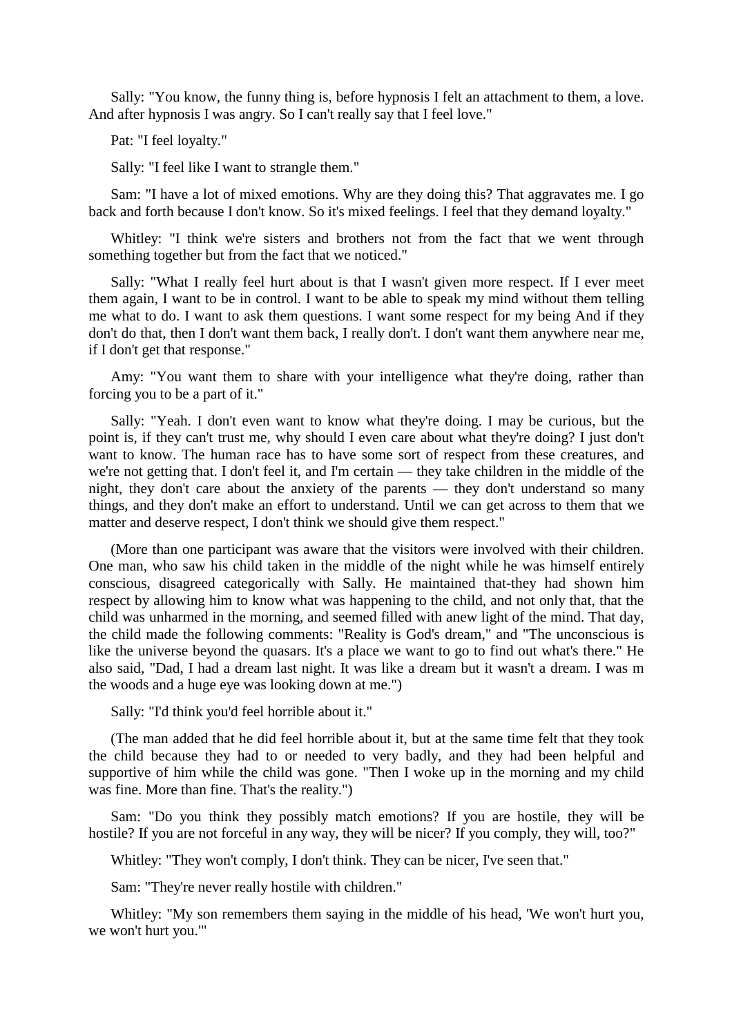Sally: "You know, the funny thing is, before hypnosis I felt an attachment to them, a love. And after hypnosis I was angry. So I can't really say that I feel love."

Pat: "I feel loyalty."

Sally: "I feel like I want to strangle them."

Sam: "I have a lot of mixed emotions. Why are they doing this? That aggravates me. I go back and forth because I don't know. So it's mixed feelings. I feel that they demand loyalty."

Whitley: "I think we're sisters and brothers not from the fact that we went through something together but from the fact that we noticed."

Sally: "What I really feel hurt about is that I wasn't given more respect. If I ever meet them again, I want to be in control. I want to be able to speak my mind without them telling me what to do. I want to ask them questions. I want some respect for my being And if they don't do that, then I don't want them back, I really don't. I don't want them anywhere near me, if I don't get that response."

Amy: "You want them to share with your intelligence what they're doing, rather than forcing you to be a part of it."

Sally: "Yeah. I don't even want to know what they're doing. I may be curious, but the point is, if they can't trust me, why should I even care about what they're doing? I just don't want to know. The human race has to have some sort of respect from these creatures, and we're not getting that. I don't feel it, and I'm certain — they take children in the middle of the night, they don't care about the anxiety of the parents — they don't understand so many things, and they don't make an effort to understand. Until we can get across to them that we matter and deserve respect, I don't think we should give them respect."

(More than one participant was aware that the visitors were involved with their children. One man, who saw his child taken in the middle of the night while he was himself entirely conscious, disagreed categorically with Sally. He maintained that-they had shown him respect by allowing him to know what was happening to the child, and not only that, that the child was unharmed in the morning, and seemed filled with anew light of the mind. That day, the child made the following comments: "Reality is God's dream," and "The unconscious is like the universe beyond the quasars. It's a place we want to go to find out what's there." He also said, "Dad, I had a dream last night. It was like a dream but it wasn't a dream. I was m the woods and a huge eye was looking down at me.")

Sally: "I'd think you'd feel horrible about it."

(The man added that he did feel horrible about it, but at the same time felt that they took the child because they had to or needed to very badly, and they had been helpful and supportive of him while the child was gone. "Then I woke up in the morning and my child was fine. More than fine. That's the reality.")

Sam: "Do you think they possibly match emotions? If you are hostile, they will be hostile? If you are not forceful in any way, they will be nicer? If you comply, they will, too?"

Whitley: "They won't comply, I don't think. They can be nicer, I've seen that."

Sam: "They're never really hostile with children."

Whitley: "My son remembers them saying in the middle of his head, 'We won't hurt you, we won't hurt you.'"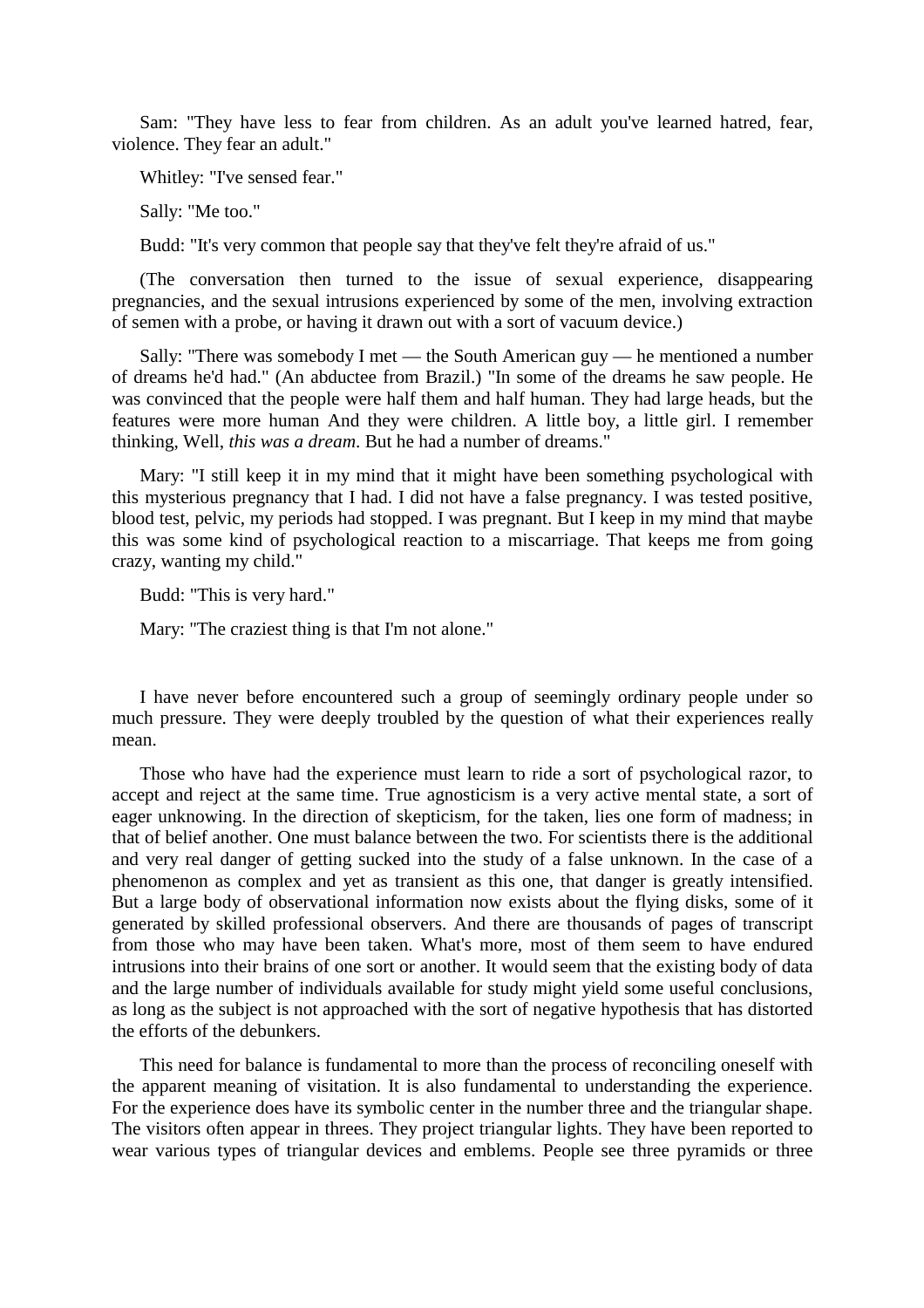Sam: "They have less to fear from children. As an adult you've learned hatred, fear, violence. They fear an adult."

Whitley: "I've sensed fear."

Sally: "Me too."

Budd: "It's very common that people say that they've felt they're afraid of us."

(The conversation then turned to the issue of sexual experience, disappearing pregnancies, and the sexual intrusions experienced by some of the men, involving extraction of semen with a probe, or having it drawn out with a sort of vacuum device.)

Sally: "There was somebody I met — the South American guy — he mentioned a number of dreams he'd had." (An abductee from Brazil.) "In some of the dreams he saw people. He was convinced that the people were half them and half human. They had large heads, but the features were more human And they were children. A little boy, a little girl. I remember thinking, Well, *this was a dream*. But he had a number of dreams."

Mary: "I still keep it in my mind that it might have been something psychological with this mysterious pregnancy that I had. I did not have a false pregnancy. I was tested positive, blood test, pelvic, my periods had stopped. I was pregnant. But I keep in my mind that maybe this was some kind of psychological reaction to a miscarriage. That keeps me from going crazy, wanting my child."

Budd: "This is very hard."

Mary: "The craziest thing is that I'm not alone."

I have never before encountered such a group of seemingly ordinary people under so much pressure. They were deeply troubled by the question of what their experiences really mean.

Those who have had the experience must learn to ride a sort of psychological razor, to accept and reject at the same time. True agnosticism is a very active mental state, a sort of eager unknowing. In the direction of skepticism, for the taken, lies one form of madness; in that of belief another. One must balance between the two. For scientists there is the additional and very real danger of getting sucked into the study of a false unknown. In the case of a phenomenon as complex and yet as transient as this one, that danger is greatly intensified. But a large body of observational information now exists about the flying disks, some of it generated by skilled professional observers. And there are thousands of pages of transcript from those who may have been taken. What's more, most of them seem to have endured intrusions into their brains of one sort or another. It would seem that the existing body of data and the large number of individuals available for study might yield some useful conclusions, as long as the subject is not approached with the sort of negative hypothesis that has distorted the efforts of the debunkers.

This need for balance is fundamental to more than the process of reconciling oneself with the apparent meaning of visitation. It is also fundamental to understanding the experience. For the experience does have its symbolic center in the number three and the triangular shape. The visitors often appear in threes. They project triangular lights. They have been reported to wear various types of triangular devices and emblems. People see three pyramids or three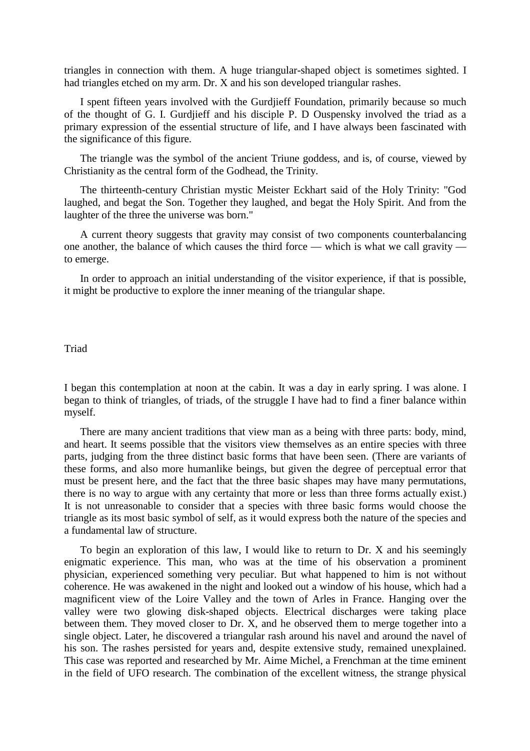triangles in connection with them. A huge triangular-shaped object is sometimes sighted. I had triangles etched on my arm. Dr. X and his son developed triangular rashes.

I spent fifteen years involved with the Gurdjieff Foundation, primarily because so much of the thought of G. I. Gurdjieff and his disciple P. D Ouspensky involved the triad as a primary expression of the essential structure of life, and I have always been fascinated with the significance of this figure.

The triangle was the symbol of the ancient Triune goddess, and is, of course, viewed by Christianity as the central form of the Godhead, the Trinity.

The thirteenth-century Christian mystic Meister Eckhart said of the Holy Trinity: "God laughed, and begat the Son. Together they laughed, and begat the Holy Spirit. And from the laughter of the three the universe was born."

A current theory suggests that gravity may consist of two components counterbalancing one another, the balance of which causes the third force — which is what we call gravity — to emerge.

In order to approach an initial understanding of the visitor experience, if that is possible, it might be productive to explore the inner meaning of the triangular shape.

## Triad

I began this contemplation at noon at the cabin. It was a day in early spring. I was alone. I began to think of triangles, of triads, of the struggle I have had to find a finer balance within myself.

There are many ancient traditions that view man as a being with three parts: body, mind, and heart. It seems possible that the visitors view themselves as an entire species with three parts, judging from the three distinct basic forms that have been seen. (There are variants of these forms, and also more humanlike beings, but given the degree of perceptual error that must be present here, and the fact that the three basic shapes may have many permutations, there is no way to argue with any certainty that more or less than three forms actually exist.) It is not unreasonable to consider that a species with three basic forms would choose the triangle as its most basic symbol of self, as it would express both the nature of the species and a fundamental law of structure.

To begin an exploration of this law, I would like to return to Dr. X and his seemingly enigmatic experience. This man, who was at the time of his observation a prominent physician, experienced something very peculiar. But what happened to him is not without coherence. He was awakened in the night and looked out a window of his house, which had a magnificent view of the Loire Valley and the town of Arles in France. Hanging over the valley were two glowing disk-shaped objects. Electrical discharges were taking place between them. They moved closer to Dr. X, and he observed them to merge together into a single object. Later, he discovered a triangular rash around his navel and around the navel of his son. The rashes persisted for years and, despite extensive study, remained unexplained. This case was reported and researched by Mr. Aime Michel, a Frenchman at the time eminent in the field of UFO research. The combination of the excellent witness, the strange physical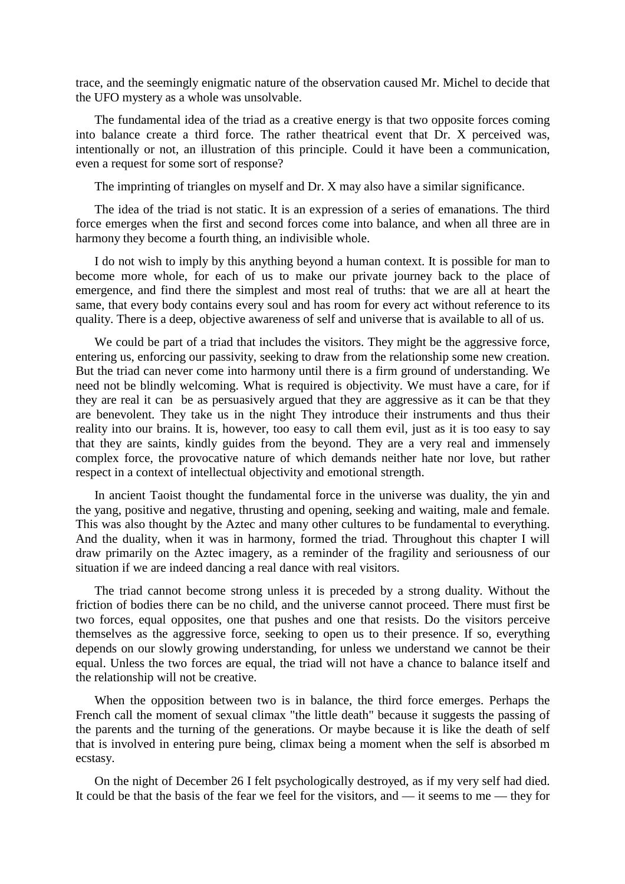trace, and the seemingly enigmatic nature of the observation caused Mr. Michel to decide that the UFO mystery as a whole was unsolvable.

The fundamental idea of the triad as a creative energy is that two opposite forces coming into balance create a third force. The rather theatrical event that Dr. X perceived was, intentionally or not, an illustration of this principle. Could it have been a communication, even a request for some sort of response?

The imprinting of triangles on myself and Dr. X may also have a similar significance.

The idea of the triad is not static. It is an expression of a series of emanations. The third force emerges when the first and second forces come into balance, and when all three are in harmony they become a fourth thing, an indivisible whole.

I do not wish to imply by this anything beyond a human context. It is possible for man to become more whole, for each of us to make our private journey back to the place of emergence, and find there the simplest and most real of truths: that we are all at heart the same, that every body contains every soul and has room for every act without reference to its quality. There is a deep, objective awareness of self and universe that is available to all of us.

We could be part of a triad that includes the visitors. They might be the aggressive force, entering us, enforcing our passivity, seeking to draw from the relationship some new creation. But the triad can never come into harmony until there is a firm ground of understanding. We need not be blindly welcoming. What is required is objectivity. We must have a care, for if they are real it can be as persuasively argued that they are aggressive as it can be that they are benevolent. They take us in the night They introduce their instruments and thus their reality into our brains. It is, however, too easy to call them evil, just as it is too easy to say that they are saints, kindly guides from the beyond. They are a very real and immensely complex force, the provocative nature of which demands neither hate nor love, but rather respect in a context of intellectual objectivity and emotional strength.

In ancient Taoist thought the fundamental force in the universe was duality, the yin and the yang, positive and negative, thrusting and opening, seeking and waiting, male and female. This was also thought by the Aztec and many other cultures to be fundamental to everything. And the duality, when it was in harmony, formed the triad. Throughout this chapter I will draw primarily on the Aztec imagery, as a reminder of the fragility and seriousness of our situation if we are indeed dancing a real dance with real visitors.

The triad cannot become strong unless it is preceded by a strong duality. Without the friction of bodies there can be no child, and the universe cannot proceed. There must first be two forces, equal opposites, one that pushes and one that resists. Do the visitors perceive themselves as the aggressive force, seeking to open us to their presence. If so, everything depends on our slowly growing understanding, for unless we understand we cannot be their equal. Unless the two forces are equal, the triad will not have a chance to balance itself and the relationship will not be creative.

When the opposition between two is in balance, the third force emerges. Perhaps the French call the moment of sexual climax "the little death" because it suggests the passing of the parents and the turning of the generations. Or maybe because it is like the death of self that is involved in entering pure being, climax being a moment when the self is absorbed m ecstasy.

On the night of December 26 I felt psychologically destroyed, as if my very self had died. It could be that the basis of the fear we feel for the visitors, and — it seems to me — they for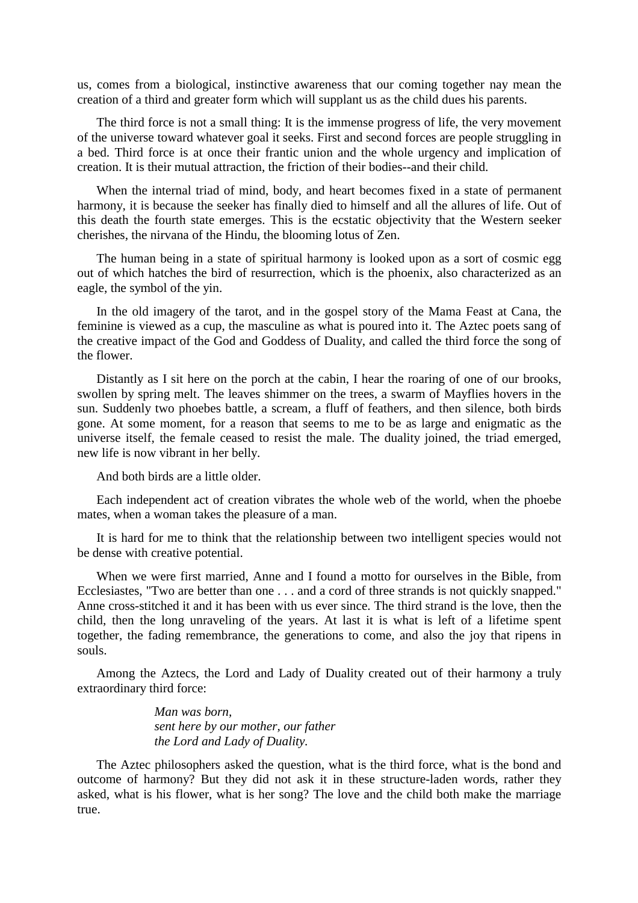us, comes from a biological, instinctive awareness that our coming together nay mean the creation of a third and greater form which will supplant us as the child dues his parents.

The third force is not a small thing: It is the immense progress of life, the very movement of the universe toward whatever goal it seeks. First and second forces are people struggling in a bed. Third force is at once their frantic union and the whole urgency and implication of creation. It is their mutual attraction, the friction of their bodies--and their child.

When the internal triad of mind, body, and heart becomes fixed in a state of permanent harmony, it is because the seeker has finally died to himself and all the allures of life. Out of this death the fourth state emerges. This is the ecstatic objectivity that the Western seeker cherishes, the nirvana of the Hindu, the blooming lotus of Zen.

The human being in a state of spiritual harmony is looked upon as a sort of cosmic egg out of which hatches the bird of resurrection, which is the phoenix, also characterized as an eagle, the symbol of the yin.

In the old imagery of the tarot, and in the gospel story of the Mama Feast at Cana, the feminine is viewed as a cup, the masculine as what is poured into it. The Aztec poets sang of the creative impact of the God and Goddess of Duality, and called the third force the song of the flower.

Distantly as I sit here on the porch at the cabin, I hear the roaring of one of our brooks, swollen by spring melt. The leaves shimmer on the trees, a swarm of Mayflies hovers in the sun. Suddenly two phoebes battle, a scream, a fluff of feathers, and then silence, both birds gone. At some moment, for a reason that seems to me to be as large and enigmatic as the universe itself, the female ceased to resist the male. The duality joined, the triad emerged, new life is now vibrant in her belly.

And both birds are a little older.

Each independent act of creation vibrates the whole web of the world, when the phoebe mates, when a woman takes the pleasure of a man.

It is hard for me to think that the relationship between two intelligent species would not be dense with creative potential.

When we were first married, Anne and I found a motto for ourselves in the Bible, from Ecclesiastes, "Two are better than one . . . and a cord of three strands is not quickly snapped." Anne cross-stitched it and it has been with us ever since. The third strand is the love, then the child, then the long unraveling of the years. At last it is what is left of a lifetime spent together, the fading remembrance, the generations to come, and also the joy that ripens in souls.

Among the Aztecs, the Lord and Lady of Duality created out of their harmony a truly extraordinary third force:

> *Man was born,*
> *sent here by our mother, our father*
> *the Lord and Lady of Duality.*

The Aztec philosophers asked the question, what is the third force, what is the bond and outcome of harmony? But they did not ask it in these structure-laden words, rather they asked, what is his flower, what is her song? The love and the child both make the marriage true.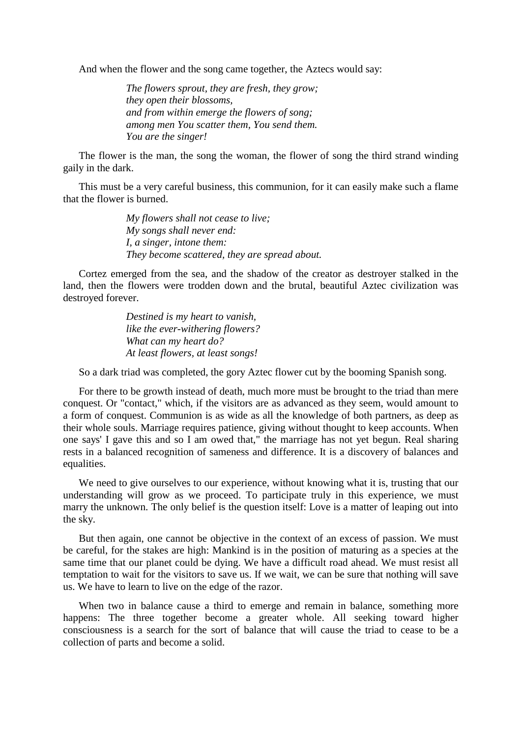And when the flower and the song came together, the Aztecs would say:

> *The flowers sprout, they are fresh, they grow;*
> *they open their blossoms,*
> *and from within emerge the flowers of song;*
> *among men You scatter them, You send them.*
> *You are the singer!*

The flower is the man, the song the woman, the flower of song the third strand winding gaily in the dark.

This must be a very careful business, this communion, for it can easily make such a flame that the flower is burned.

> *My flowers shall not cease to live;*
> *My songs shall never end:*
> *I, a singer, intone them:*
> *They become scattered, they are spread about.*

Cortez emerged from the sea, and the shadow of the creator as destroyer stalked in the land, then the flowers were trodden down and the brutal, beautiful Aztec civilization was destroyed forever.

> *Destined is my heart to vanish,*
> *like the ever-withering flowers?*
> *What can my heart do?*
> *At least flowers, at least songs!*

So a dark triad was completed, the gory Aztec flower cut by the booming Spanish song.

For there to be growth instead of death, much more must be brought to the triad than mere conquest. Or "contact," which, if the visitors are as advanced as they seem, would amount to a form of conquest. Communion is as wide as all the knowledge of both partners, as deep as their whole souls. Marriage requires patience, giving without thought to keep accounts. When one says' I gave this and so I am owed that," the marriage has not yet begun. Real sharing rests in a balanced recognition of sameness and difference. It is a discovery of balances and equalities.

We need to give ourselves to our experience, without knowing what it is, trusting that our understanding will grow as we proceed. To participate truly in this experience, we must marry the unknown. The only belief is the question itself: Love is a matter of leaping out into the sky.

But then again, one cannot be objective in the context of an excess of passion. We must be careful, for the stakes are high: Mankind is in the position of maturing as a species at the same time that our planet could be dying. We have a difficult road ahead. We must resist all temptation to wait for the visitors to save us. If we wait, we can be sure that nothing will save us. We have to learn to live on the edge of the razor.

When two in balance cause a third to emerge and remain in balance, something more happens: The three together become a greater whole. All seeking toward higher consciousness is a search for the sort of balance that will cause the triad to cease to be a collection of parts and become a solid.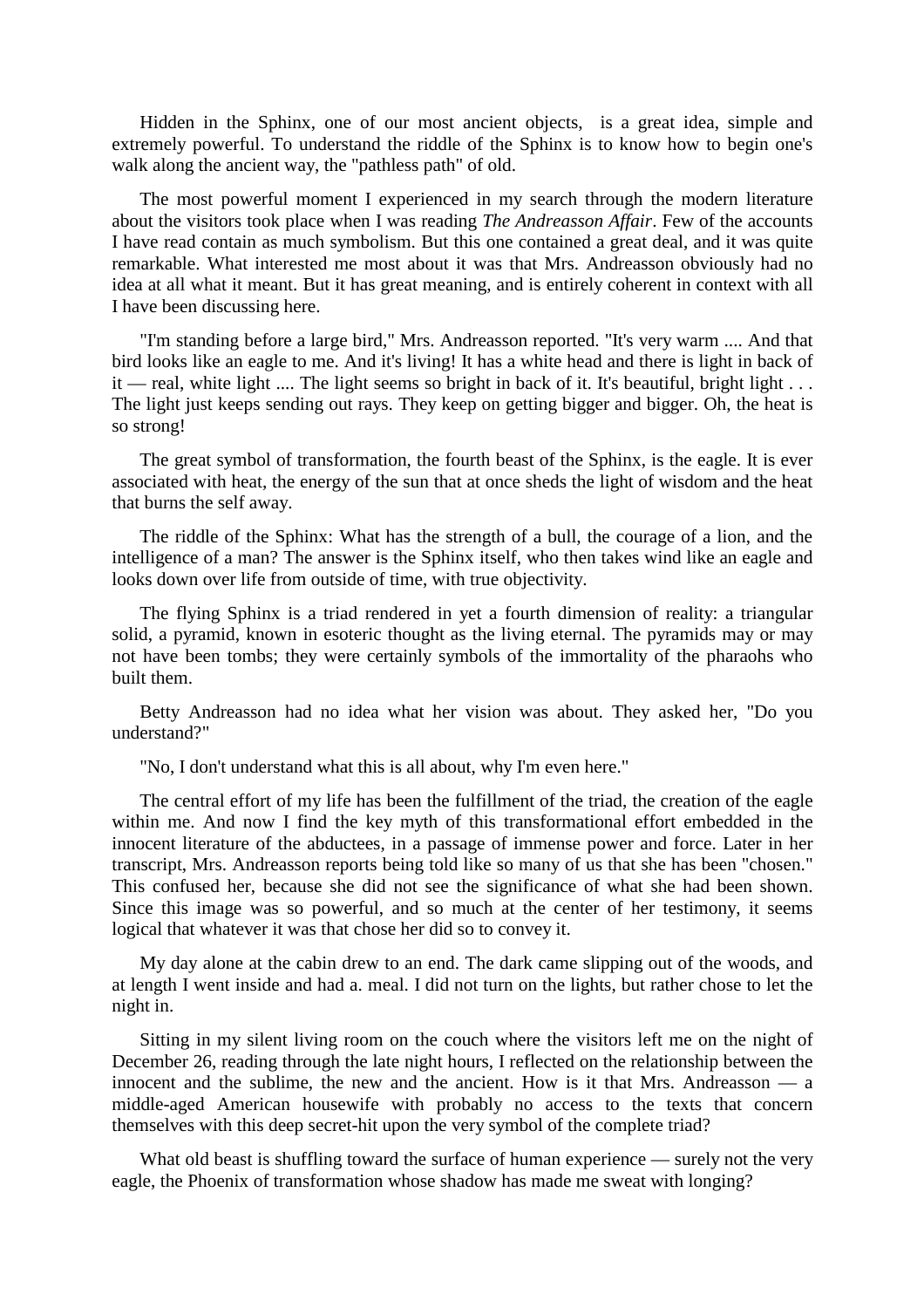Hidden in the Sphinx, one of our most ancient objects, is a great idea, simple and extremely powerful. To understand the riddle of the Sphinx is to know how to begin one's walk along the ancient way, the "pathless path" of old.

The most powerful moment I experienced in my search through the modern literature about the visitors took place when I was reading *The Andreasson Affair*. Few of the accounts I have read contain as much symbolism. But this one contained a great deal, and it was quite remarkable. What interested me most about it was that Mrs. Andreasson obviously had no idea at all what it meant. But it has great meaning, and is entirely coherent in context with all I have been discussing here.

"I'm standing before a large bird," Mrs. Andreasson reported. "It's very warm .... And that bird looks like an eagle to me. And it's living! It has a white head and there is light in back of it — real, white light .... The light seems so bright in back of it. It's beautiful, bright light . . . The light just keeps sending out rays. They keep on getting bigger and bigger. Oh, the heat is so strong!

The great symbol of transformation, the fourth beast of the Sphinx, is the eagle. It is ever associated with heat, the energy of the sun that at once sheds the light of wisdom and the heat that burns the self away.

The riddle of the Sphinx: What has the strength of a bull, the courage of a lion, and the intelligence of a man? The answer is the Sphinx itself, who then takes wind like an eagle and looks down over life from outside of time, with true objectivity.

The flying Sphinx is a triad rendered in yet a fourth dimension of reality: a triangular solid, a pyramid, known in esoteric thought as the living eternal. The pyramids may or may not have been tombs; they were certainly symbols of the immortality of the pharaohs who built them.

Betty Andreasson had no idea what her vision was about. They asked her, "Do you understand?"

"No, I don't understand what this is all about, why I'm even here."

The central effort of my life has been the fulfillment of the triad, the creation of the eagle within me. And now I find the key myth of this transformational effort embedded in the innocent literature of the abductees, in a passage of immense power and force. Later in her transcript, Mrs. Andreasson reports being told like so many of us that she has been "chosen." This confused her, because she did not see the significance of what she had been shown. Since this image was so powerful, and so much at the center of her testimony, it seems logical that whatever it was that chose her did so to convey it.

My day alone at the cabin drew to an end. The dark came slipping out of the woods, and at length I went inside and had a. meal. I did not turn on the lights, but rather chose to let the night in.

Sitting in my silent living room on the couch where the visitors left me on the night of December 26, reading through the late night hours, I reflected on the relationship between the innocent and the sublime, the new and the ancient. How is it that Mrs. Andreasson — a middle-aged American housewife with probably no access to the texts that concern themselves with this deep secret-hit upon the very symbol of the complete triad?

What old beast is shuffling toward the surface of human experience — surely not the very eagle, the Phoenix of transformation whose shadow has made me sweat with longing?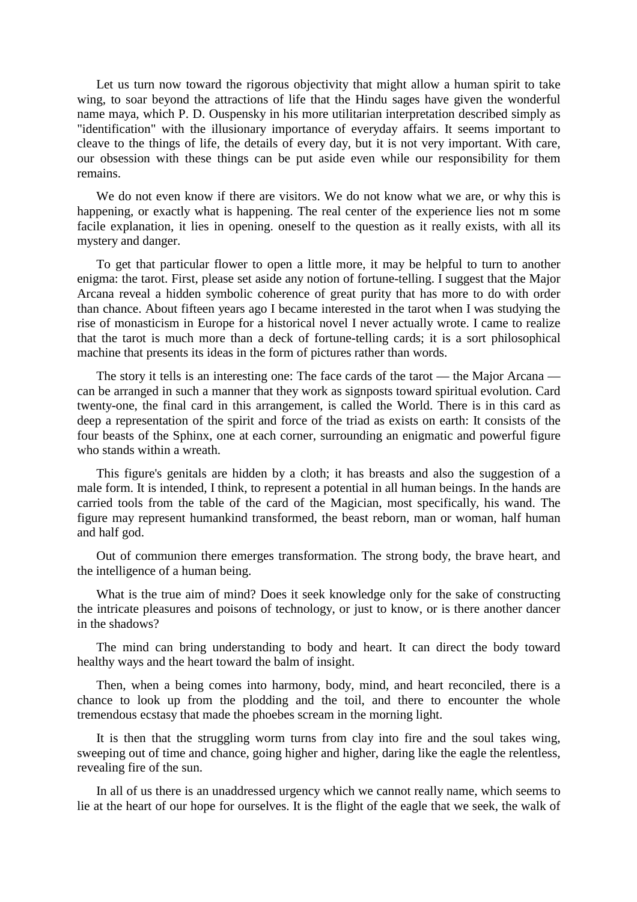Let us turn now toward the rigorous objectivity that might allow a human spirit to take wing, to soar beyond the attractions of life that the Hindu sages have given the wonderful name maya, which P. D. Ouspensky in his more utilitarian interpretation described simply as "identification" with the illusionary importance of everyday affairs. It seems important to cleave to the things of life, the details of every day, but it is not very important. With care, our obsession with these things can be put aside even while our responsibility for them remains.

We do not even know if there are visitors. We do not know what we are, or why this is happening, or exactly what is happening. The real center of the experience lies not m some facile explanation, it lies in opening. oneself to the question as it really exists, with all its mystery and danger.

To get that particular flower to open a little more, it may be helpful to turn to another enigma: the tarot. First, please set aside any notion of fortune-telling. I suggest that the Major Arcana reveal a hidden symbolic coherence of great purity that has more to do with order than chance. About fifteen years ago I became interested in the tarot when I was studying the rise of monasticism in Europe for a historical novel I never actually wrote. I came to realize that the tarot is much more than a deck of fortune-telling cards; it is a sort philosophical machine that presents its ideas in the form of pictures rather than words.

The story it tells is an interesting one: The face cards of the tarot — the Major Arcana — can be arranged in such a manner that they work as signposts toward spiritual evolution. Card twenty-one, the final card in this arrangement, is called the World. There is in this card as deep a representation of the spirit and force of the triad as exists on earth: It consists of the four beasts of the Sphinx, one at each corner, surrounding an enigmatic and powerful figure who stands within a wreath.

This figure's genitals are hidden by a cloth; it has breasts and also the suggestion of a male form. It is intended, I think, to represent a potential in all human beings. In the hands are carried tools from the table of the card of the Magician, most specifically, his wand. The figure may represent humankind transformed, the beast reborn, man or woman, half human and half god.

Out of communion there emerges transformation. The strong body, the brave heart, and the intelligence of a human being.

What is the true aim of mind? Does it seek knowledge only for the sake of constructing the intricate pleasures and poisons of technology, or just to know, or is there another dancer in the shadows?

The mind can bring understanding to body and heart. It can direct the body toward healthy ways and the heart toward the balm of insight.

Then, when a being comes into harmony, body, mind, and heart reconciled, there is a chance to look up from the plodding and the toil, and there to encounter the whole tremendous ecstasy that made the phoebes scream in the morning light.

It is then that the struggling worm turns from clay into fire and the soul takes wing, sweeping out of time and chance, going higher and higher, daring like the eagle the relentless, revealing fire of the sun.

In all of us there is an unaddressed urgency which we cannot really name, which seems to lie at the heart of our hope for ourselves. It is the flight of the eagle that we seek, the walk of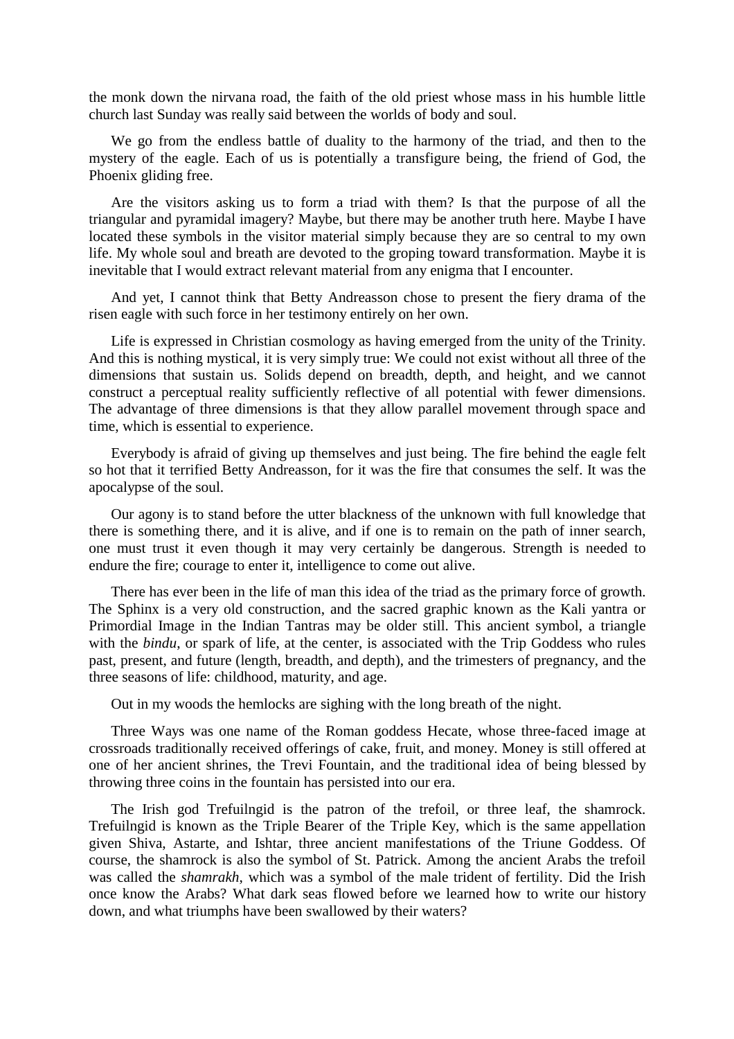the monk down the nirvana road, the faith of the old priest whose mass in his humble little church last Sunday was really said between the worlds of body and soul.

We go from the endless battle of duality to the harmony of the triad, and then to the mystery of the eagle. Each of us is potentially a transfigure being, the friend of God, the Phoenix gliding free.

Are the visitors asking us to form a triad with them? Is that the purpose of all the triangular and pyramidal imagery? Maybe, but there may be another truth here. Maybe I have located these symbols in the visitor material simply because they are so central to my own life. My whole soul and breath are devoted to the groping toward transformation. Maybe it is inevitable that I would extract relevant material from any enigma that I encounter.

And yet, I cannot think that Betty Andreasson chose to present the fiery drama of the risen eagle with such force in her testimony entirely on her own.

Life is expressed in Christian cosmology as having emerged from the unity of the Trinity. And this is nothing mystical, it is very simply true: We could not exist without all three of the dimensions that sustain us. Solids depend on breadth, depth, and height, and we cannot construct a perceptual reality sufficiently reflective of all potential with fewer dimensions. The advantage of three dimensions is that they allow parallel movement through space and time, which is essential to experience.

Everybody is afraid of giving up themselves and just being. The fire behind the eagle felt so hot that it terrified Betty Andreasson, for it was the fire that consumes the self. It was the apocalypse of the soul.

Our agony is to stand before the utter blackness of the unknown with full knowledge that there is something there, and it is alive, and if one is to remain on the path of inner search, one must trust it even though it may very certainly be dangerous. Strength is needed to endure the fire; courage to enter it, intelligence to come out alive.

There has ever been in the life of man this idea of the triad as the primary force of growth. The Sphinx is a very old construction, and the sacred graphic known as the Kali yantra or Primordial Image in the Indian Tantras may be older still. This ancient symbol, a triangle with the *bindu*, or spark of life, at the center, is associated with the Trip Goddess who rules past, present, and future (length, breadth, and depth), and the trimesters of pregnancy, and the three seasons of life: childhood, maturity, and age.

Out in my woods the hemlocks are sighing with the long breath of the night.

Three Ways was one name of the Roman goddess Hecate, whose three-faced image at crossroads traditionally received offerings of cake, fruit, and money. Money is still offered at one of her ancient shrines, the Trevi Fountain, and the traditional idea of being blessed by throwing three coins in the fountain has persisted into our era.

The Irish god Trefuilngid is the patron of the trefoil, or three leaf, the shamrock. Trefuilngid is known as the Triple Bearer of the Triple Key, which is the same appellation given Shiva, Astarte, and Ishtar, three ancient manifestations of the Triune Goddess. Of course, the shamrock is also the symbol of St. Patrick. Among the ancient Arabs the trefoil was called the *shamrakh*, which was a symbol of the male trident of fertility. Did the Irish once know the Arabs? What dark seas flowed before we learned how to write our history down, and what triumphs have been swallowed by their waters?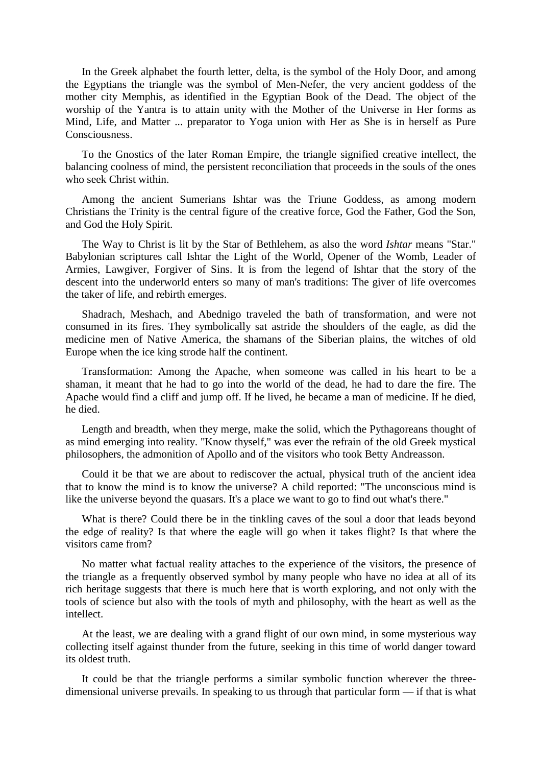In the Greek alphabet the fourth letter, delta, is the symbol of the Holy Door, and among the Egyptians the triangle was the symbol of Men-Nefer, the very ancient goddess of the mother city Memphis, as identified in the Egyptian Book of the Dead. The object of the worship of the Yantra is to attain unity with the Mother of the Universe in Her forms as Mind, Life, and Matter ... preparator to Yoga union with Her as She is in herself as Pure Consciousness.

To the Gnostics of the later Roman Empire, the triangle signified creative intellect, the balancing coolness of mind, the persistent reconciliation that proceeds in the souls of the ones who seek Christ within.

Among the ancient Sumerians Ishtar was the Triune Goddess, as among modern Christians the Trinity is the central figure of the creative force, God the Father, God the Son, and God the Holy Spirit.

The Way to Christ is lit by the Star of Bethlehem, as also the word *Ishtar* means "Star." Babylonian scriptures call Ishtar the Light of the World, Opener of the Womb, Leader of Armies, Lawgiver, Forgiver of Sins. It is from the legend of Ishtar that the story of the descent into the underworld enters so many of man's traditions: The giver of life overcomes the taker of life, and rebirth emerges.

Shadrach, Meshach, and Abednigo traveled the bath of transformation, and were not consumed in its fires. They symbolically sat astride the shoulders of the eagle, as did the medicine men of Native America, the shamans of the Siberian plains, the witches of old Europe when the ice king strode half the continent.

Transformation: Among the Apache, when someone was called in his heart to be a shaman, it meant that he had to go into the world of the dead, he had to dare the fire. The Apache would find a cliff and jump off. If he lived, he became a man of medicine. If he died, he died.

Length and breadth, when they merge, make the solid, which the Pythagoreans thought of as mind emerging into reality. "Know thyself," was ever the refrain of the old Greek mystical philosophers, the admonition of Apollo and of the visitors who took Betty Andreasson.

Could it be that we are about to rediscover the actual, physical truth of the ancient idea that to know the mind is to know the universe? A child reported: "The unconscious mind is like the universe beyond the quasars. It's a place we want to go to find out what's there."

What is there? Could there be in the tinkling caves of the soul a door that leads beyond the edge of reality? Is that where the eagle will go when it takes flight? Is that where the visitors came from?

No matter what factual reality attaches to the experience of the visitors, the presence of the triangle as a frequently observed symbol by many people who have no idea at all of its rich heritage suggests that there is much here that is worth exploring, and not only with the tools of science but also with the tools of myth and philosophy, with the heart as well as the intellect.

At the least, we are dealing with a grand flight of our own mind, in some mysterious way collecting itself against thunder from the future, seeking in this time of world danger toward its oldest truth.

It could be that the triangle performs a similar symbolic function wherever the three-dimensional universe prevails. In speaking to us through that particular form — if that is what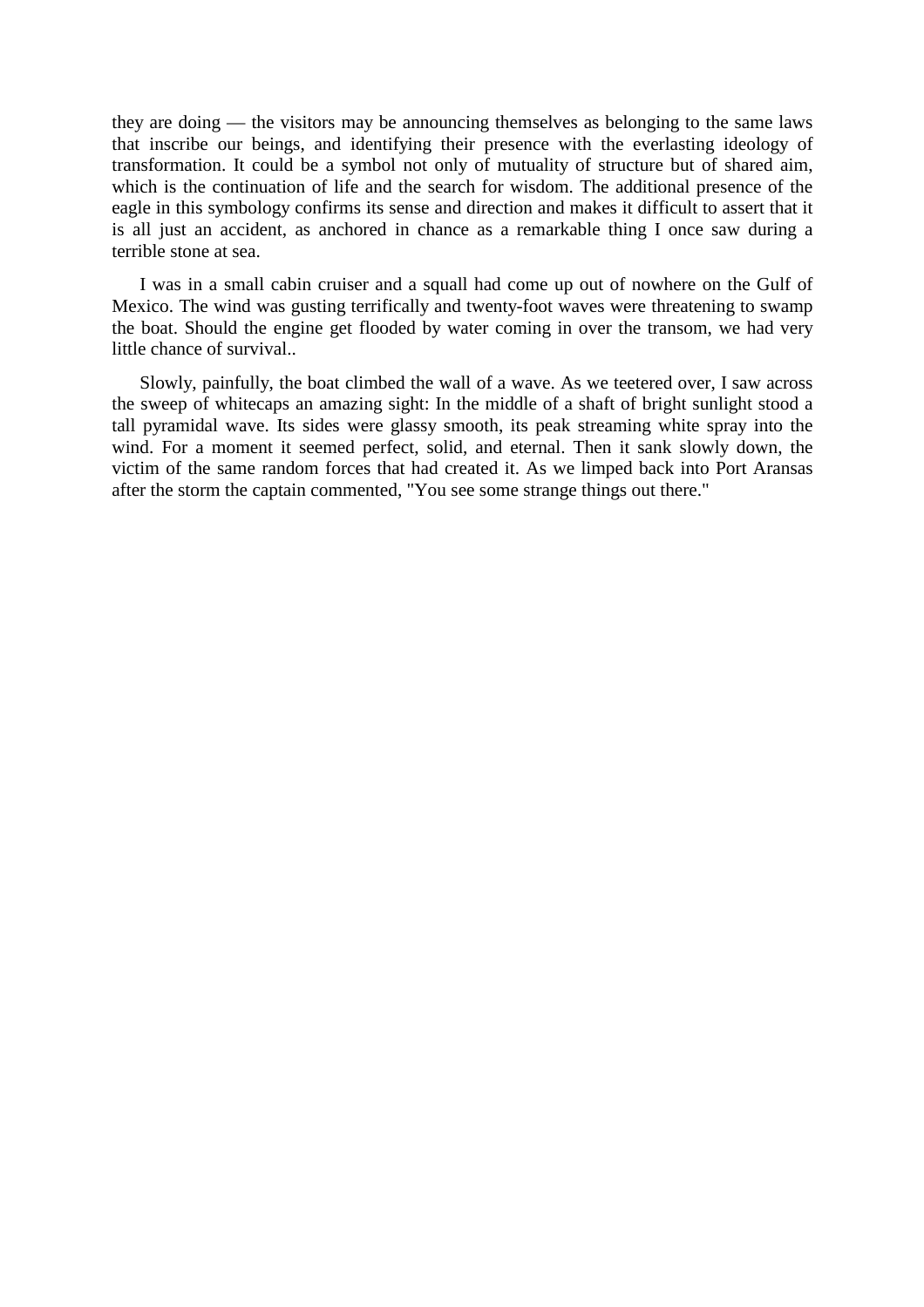they are doing — the visitors may be announcing themselves as belonging to the same laws that inscribe our beings, and identifying their presence with the everlasting ideology of transformation. It could be a symbol not only of mutuality of structure but of shared aim, which is the continuation of life and the search for wisdom. The additional presence of the eagle in this symbology confirms its sense and direction and makes it difficult to assert that it is all just an accident, as anchored in chance as a remarkable thing I once saw during a terrible stone at sea.

I was in a small cabin cruiser and a squall had come up out of nowhere on the Gulf of Mexico. The wind was gusting terrifically and twenty-foot waves were threatening to swamp the boat. Should the engine get flooded by water coming in over the transom, we had very little chance of survival..

Slowly, painfully, the boat climbed the wall of a wave. As we teetered over, I saw across the sweep of whitecaps an amazing sight: In the middle of a shaft of bright sunlight stood a tall pyramidal wave. Its sides were glassy smooth, its peak streaming white spray into the wind. For a moment it seemed perfect, solid, and eternal. Then it sank slowly down, the victim of the same random forces that had created it. As we limped back into Port Aransas after the storm the captain commented, "You see some strange things out there."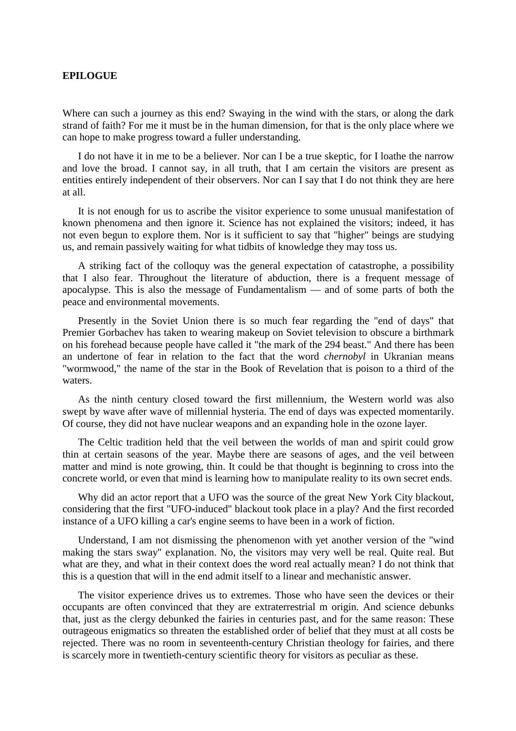**EPILOGUE**

Where can such a journey as this end? Swaying in the wind with the stars, or along the dark strand of faith? For me it must be in the human dimension, for that is the only place where we can hope to make progress toward a fuller understanding.

I do not have it in me to be a believer. Nor can I be a true skeptic, for I loathe the narrow and love the broad. I cannot say, in all truth, that I am certain the visitors are present as entities entirely independent of their observers. Nor can I say that I do not think they are here at all.

It is not enough for us to ascribe the visitor experience to some unusual manifestation of known phenomena and then ignore it. Science has not explained the visitors; indeed, it has not even begun to explore them. Nor is it sufficient to say that "higher" beings are studying us, and remain passively waiting for what tidbits of knowledge they may toss us.

A striking fact of the colloquy was the general expectation of catastrophe, a possibility that I also fear. Throughout the literature of abduction, there is a frequent message of apocalypse. This is also the message of Fundamentalism — and of some parts of both the peace and environmental movements.

Presently in the Soviet Union there is so much fear regarding the "end of days" that Premier Gorbachev has taken to wearing makeup on Soviet television to obscure a birthmark on his forehead because people have called it "the mark of the 294 beast." And there has been an undertone of fear in relation to the fact that the word *chernobyl* in Ukranian means "wormwood," the name of the star in the Book of Revelation that is poison to a third of the waters.

As the ninth century closed toward the first millennium, the Western world was also swept by wave after wave of millennial hysteria. The end of days was expected momentarily. Of course, they did not have nuclear weapons and an expanding hole in the ozone layer.

The Celtic tradition held that the veil between the worlds of man and spirit could grow thin at certain seasons of the year. Maybe there are seasons of ages, and the veil between matter and mind is note growing, thin. It could be that thought is beginning to cross into the concrete world, or even that mind is learning how to manipulate reality to its own secret ends.

Why did an actor report that a UFO was the source of the great New York City blackout, considering that the first "UFO-induced" blackout took place in a play? And the first recorded instance of a UFO killing a car's engine seems to have been in a work of fiction.

Understand, I am not dismissing the phenomenon with yet another version of the "wind making the stars sway" explanation. No, the visitors may very well be real. Quite real. But what are they, and what in their context does the word real actually mean? I do not think that this is a question that will in the end admit itself to a linear and mechanistic answer.

The visitor experience drives us to extremes. Those who have seen the devices or their occupants are often convinced that they are extraterrestrial m origin. And science debunks that, just as the clergy debunked the fairies in centuries past, and for the same reason: These outrageous enigmatics so threaten the established order of belief that they must at all costs be rejected. There was no room in seventeenth-century Christian theology for fairies, and there is scarcely more in twentieth-century scientific theory for visitors as peculiar as these.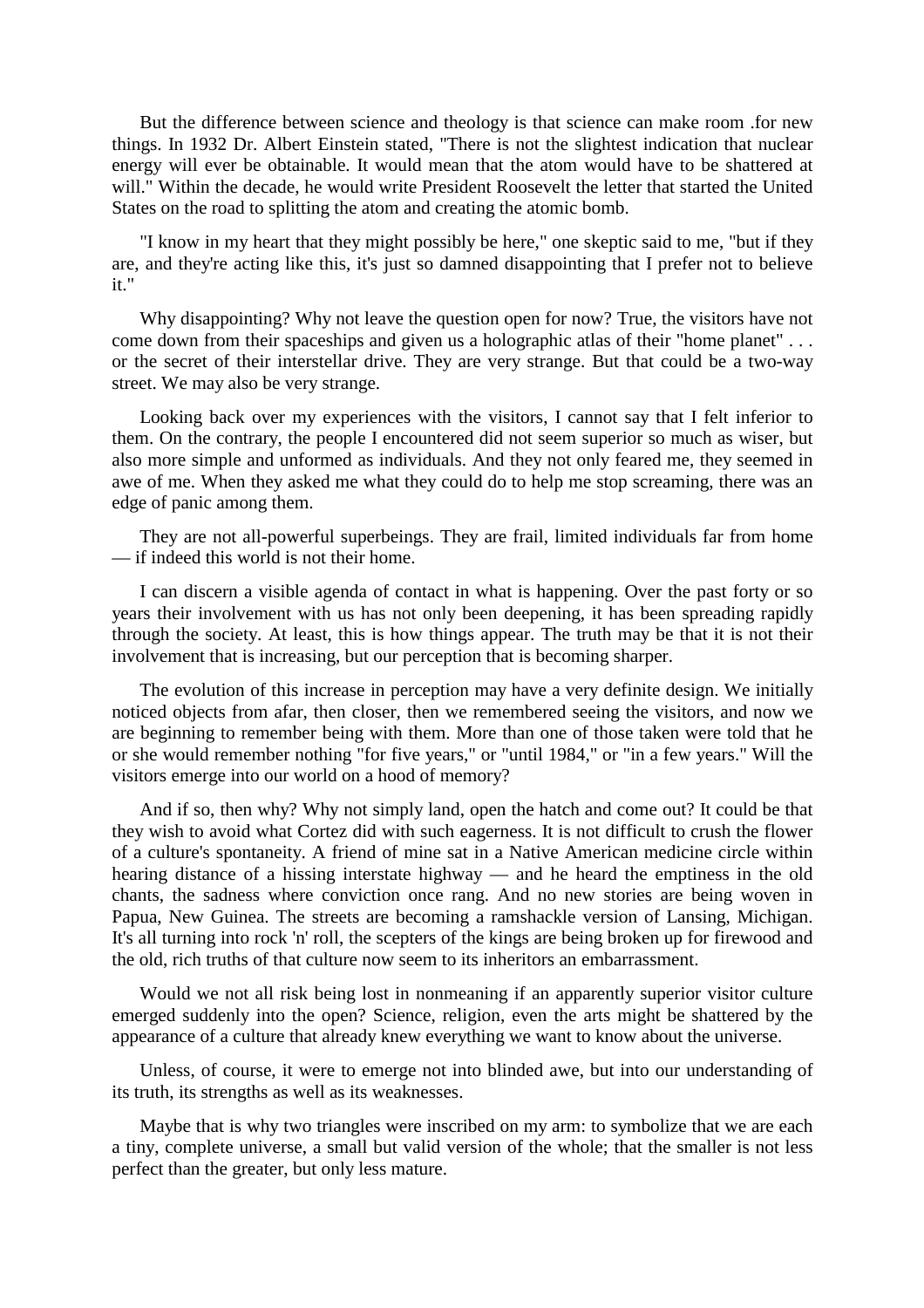But the difference between science and theology is that science can make room .for new things. In 1932 Dr. Albert Einstein stated, "There is not the slightest indication that nuclear energy will ever be obtainable. It would mean that the atom would have to be shattered at will." Within the decade, he would write President Roosevelt the letter that started the United States on the road to splitting the atom and creating the atomic bomb.

"I know in my heart that they might possibly be here," one skeptic said to me, "but if they are, and they're acting like this, it's just so damned disappointing that I prefer not to believe it."

Why disappointing? Why not leave the question open for now? True, the visitors have not come down from their spaceships and given us a holographic atlas of their "home planet" . . . or the secret of their interstellar drive. They are very strange. But that could be a two-way street. We may also be very strange.

Looking back over my experiences with the visitors, I cannot say that I felt inferior to them. On the contrary, the people I encountered did not seem superior so much as wiser, but also more simple and unformed as individuals. And they not only feared me, they seemed in awe of me. When they asked me what they could do to help me stop screaming, there was an edge of panic among them.

They are not all-powerful superbeings. They are frail, limited individuals far from home — if indeed this world is not their home.

I can discern a visible agenda of contact in what is happening. Over the past forty or so years their involvement with us has not only been deepening, it has been spreading rapidly through the society. At least, this is how things appear. The truth may be that it is not their involvement that is increasing, but our perception that is becoming sharper.

The evolution of this increase in perception may have a very definite design. We initially noticed objects from afar, then closer, then we remembered seeing the visitors, and now we are beginning to remember being with them. More than one of those taken were told that he or she would remember nothing "for five years," or "until 1984," or "in a few years." Will the visitors emerge into our world on a hood of memory?

And if so, then why? Why not simply land, open the hatch and come out? It could be that they wish to avoid what Cortez did with such eagerness. It is not difficult to crush the flower of a culture's spontaneity. A friend of mine sat in a Native American medicine circle within hearing distance of a hissing interstate highway — and he heard the emptiness in the old chants, the sadness where conviction once rang. And no new stories are being woven in Papua, New Guinea. The streets are becoming a ramshackle version of Lansing, Michigan. It's all turning into rock 'n' roll, the scepters of the kings are being broken up for firewood and the old, rich truths of that culture now seem to its inheritors an embarrassment.

Would we not all risk being lost in nonmeaning if an apparently superior visitor culture emerged suddenly into the open? Science, religion, even the arts might be shattered by the appearance of a culture that already knew everything we want to know about the universe.

Unless, of course, it were to emerge not into blinded awe, but into our understanding of its truth, its strengths as well as its weaknesses.

Maybe that is why two triangles were inscribed on my arm: to symbolize that we are each a tiny, complete universe, a small but valid version of the whole; that the smaller is not less perfect than the greater, but only less mature.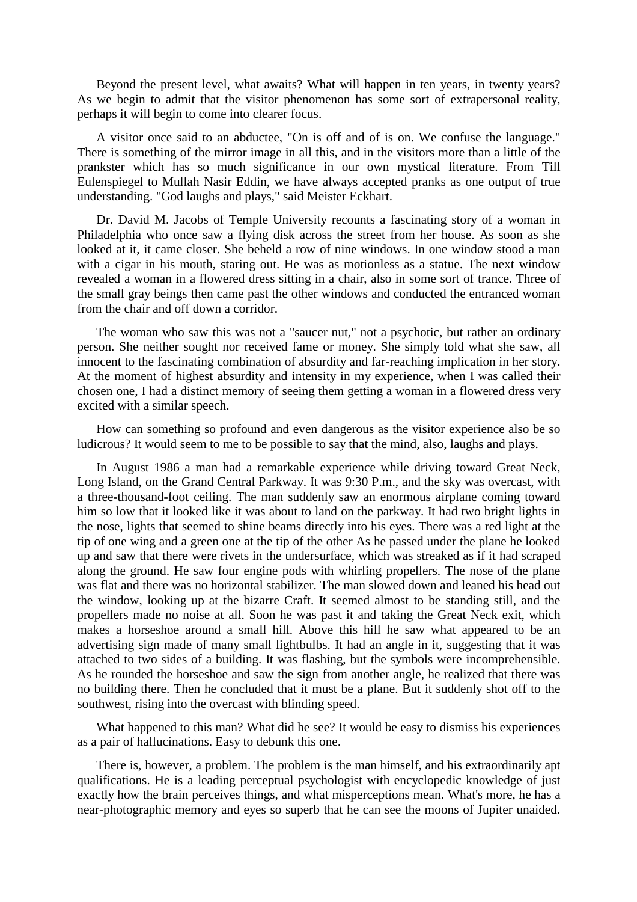Beyond the present level, what awaits? What will happen in ten years, in twenty years? As we begin to admit that the visitor phenomenon has some sort of extrapersonal reality, perhaps it will begin to come into clearer focus.

A visitor once said to an abductee, "On is off and of is on. We confuse the language." There is something of the mirror image in all this, and in the visitors more than a little of the prankster which has so much significance in our own mystical literature. From Till Eulenspiegel to Mullah Nasir Eddin, we have always accepted pranks as one output of true understanding. "God laughs and plays," said Meister Eckhart.

Dr. David M. Jacobs of Temple University recounts a fascinating story of a woman in Philadelphia who once saw a flying disk across the street from her house. As soon as she looked at it, it came closer. She beheld a row of nine windows. In one window stood a man with a cigar in his mouth, staring out. He was as motionless as a statue. The next window revealed a woman in a flowered dress sitting in a chair, also in some sort of trance. Three of the small gray beings then came past the other windows and conducted the entranced woman from the chair and off down a corridor.

The woman who saw this was not a "saucer nut," not a psychotic, but rather an ordinary person. She neither sought nor received fame or money. She simply told what she saw, all innocent to the fascinating combination of absurdity and far-reaching implication in her story. At the moment of highest absurdity and intensity in my experience, when I was called their chosen one, I had a distinct memory of seeing them getting a woman in a flowered dress very excited with a similar speech.

How can something so profound and even dangerous as the visitor experience also be so ludicrous? It would seem to me to be possible to say that the mind, also, laughs and plays.

In August 1986 a man had a remarkable experience while driving toward Great Neck, Long Island, on the Grand Central Parkway. It was 9:30 P.m., and the sky was overcast, with a three-thousand-foot ceiling. The man suddenly saw an enormous airplane coming toward him so low that it looked like it was about to land on the parkway. It had two bright lights in the nose, lights that seemed to shine beams directly into his eyes. There was a red light at the tip of one wing and a green one at the tip of the other As he passed under the plane he looked up and saw that there were rivets in the undersurface, which was streaked as if it had scraped along the ground. He saw four engine pods with whirling propellers. The nose of the plane was flat and there was no horizontal stabilizer. The man slowed down and leaned his head out the window, looking up at the bizarre Craft. It seemed almost to be standing still, and the propellers made no noise at all. Soon he was past it and taking the Great Neck exit, which makes a horseshoe around a small hill. Above this hill he saw what appeared to be an advertising sign made of many small lightbulbs. It had an angle in it, suggesting that it was attached to two sides of a building. It was flashing, but the symbols were incomprehensible. As he rounded the horseshoe and saw the sign from another angle, he realized that there was no building there. Then he concluded that it must be a plane. But it suddenly shot off to the southwest, rising into the overcast with blinding speed.

What happened to this man? What did he see? It would be easy to dismiss his experiences as a pair of hallucinations. Easy to debunk this one.

There is, however, a problem. The problem is the man himself, and his extraordinarily apt qualifications. He is a leading perceptual psychologist with encyclopedic knowledge of just exactly how the brain perceives things, and what misperceptions mean. What's more, he has a near-photographic memory and eyes so superb that he can see the moons of Jupiter unaided.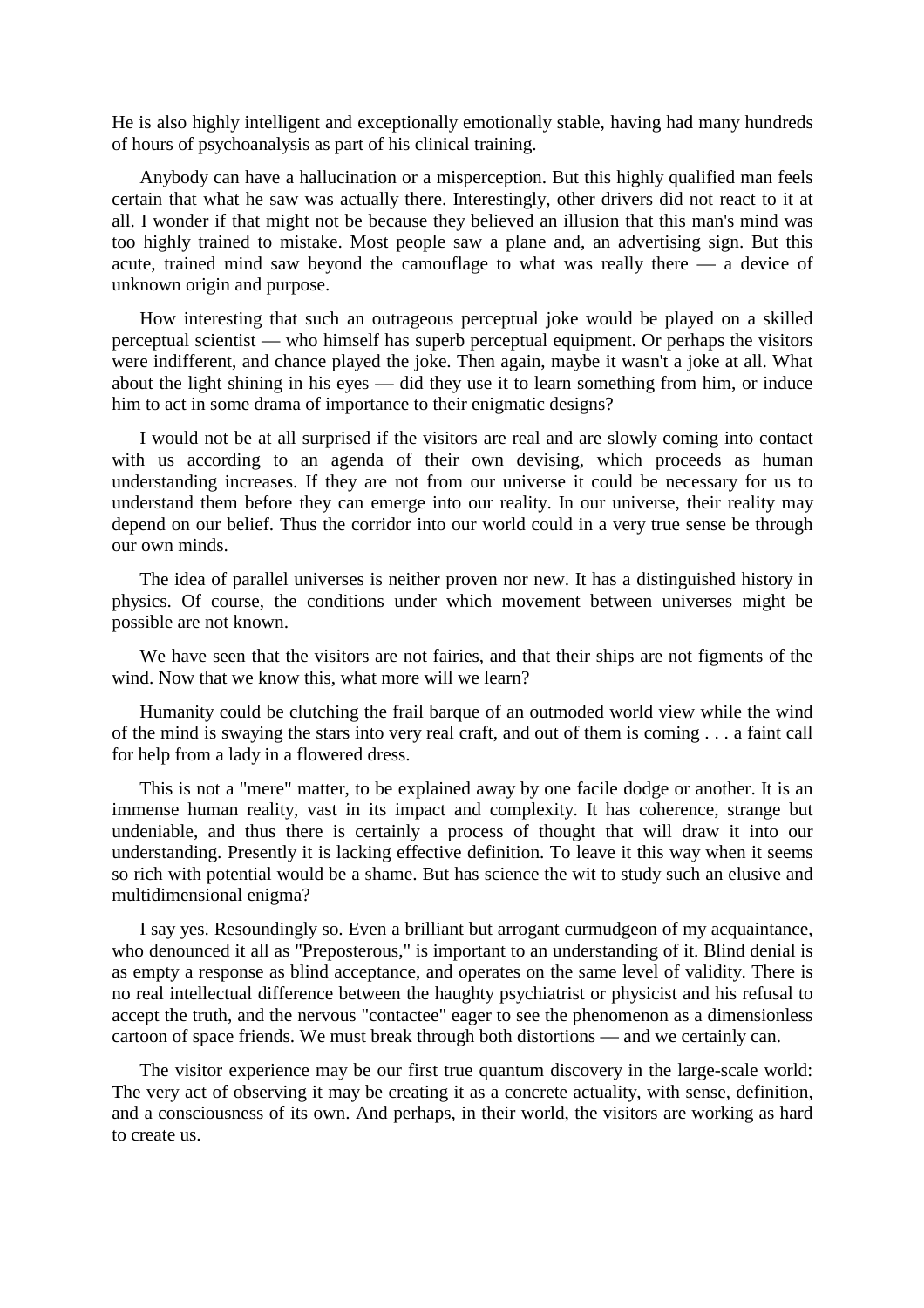He is also highly intelligent and exceptionally emotionally stable, having had many hundreds of hours of psychoanalysis as part of his clinical training.

Anybody can have a hallucination or a misperception. But this highly qualified man feels certain that what he saw was actually there. Interestingly, other drivers did not react to it at all. I wonder if that might not be because they believed an illusion that this man's mind was too highly trained to mistake. Most people saw a plane and, an advertising sign. But this acute, trained mind saw beyond the camouflage to what was really there — a device of unknown origin and purpose.

How interesting that such an outrageous perceptual joke would be played on a skilled perceptual scientist — who himself has superb perceptual equipment. Or perhaps the visitors were indifferent, and chance played the joke. Then again, maybe it wasn't a joke at all. What about the light shining in his eyes — did they use it to learn something from him, or induce him to act in some drama of importance to their enigmatic designs?

I would not be at all surprised if the visitors are real and are slowly coming into contact with us according to an agenda of their own devising, which proceeds as human understanding increases. If they are not from our universe it could be necessary for us to understand them before they can emerge into our reality. In our universe, their reality may depend on our belief. Thus the corridor into our world could in a very true sense be through our own minds.

The idea of parallel universes is neither proven nor new. It has a distinguished history in physics. Of course, the conditions under which movement between universes might be possible are not known.

We have seen that the visitors are not fairies, and that their ships are not figments of the wind. Now that we know this, what more will we learn?

Humanity could be clutching the frail barque of an outmoded world view while the wind of the mind is swaying the stars into very real craft, and out of them is coming . . . a faint call for help from a lady in a flowered dress.

This is not a "mere" matter, to be explained away by one facile dodge or another. It is an immense human reality, vast in its impact and complexity. It has coherence, strange but undeniable, and thus there is certainly a process of thought that will draw it into our understanding. Presently it is lacking effective definition. To leave it this way when it seems so rich with potential would be a shame. But has science the wit to study such an elusive and multidimensional enigma?

I say yes. Resoundingly so. Even a brilliant but arrogant curmudgeon of my acquaintance, who denounced it all as "Preposterous," is important to an understanding of it. Blind denial is as empty a response as blind acceptance, and operates on the same level of validity. There is no real intellectual difference between the haughty psychiatrist or physicist and his refusal to accept the truth, and the nervous "contactee" eager to see the phenomenon as a dimensionless cartoon of space friends. We must break through both distortions — and we certainly can.

The visitor experience may be our first true quantum discovery in the large-scale world: The very act of observing it may be creating it as a concrete actuality, with sense, definition, and a consciousness of its own. And perhaps, in their world, the visitors are working as hard to create us.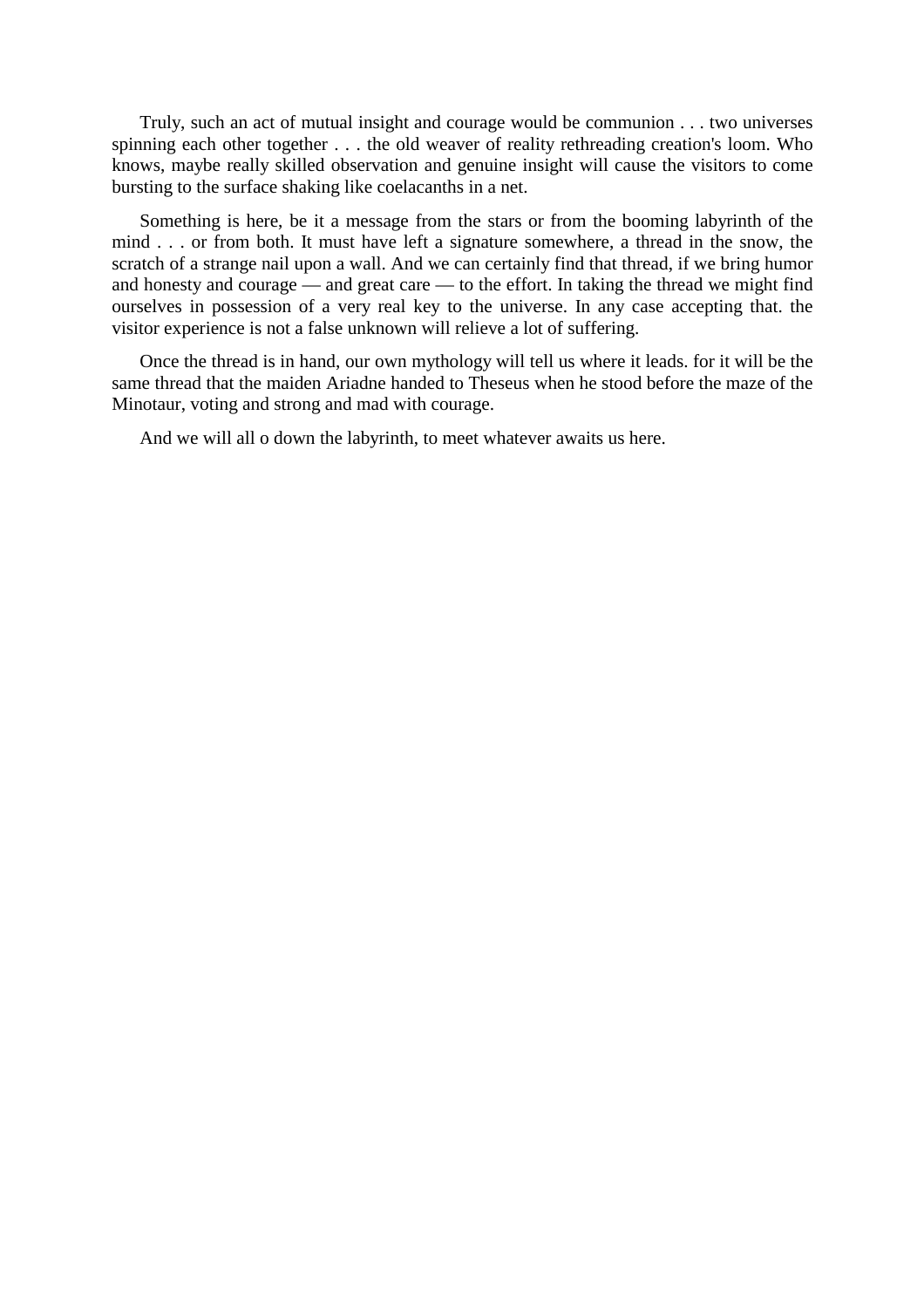Truly, such an act of mutual insight and courage would be communion . . . two universes spinning each other together . . . the old weaver of reality rethreading creation's loom. Who knows, maybe really skilled observation and genuine insight will cause the visitors to come bursting to the surface shaking like coelacanths in a net.

Something is here, be it a message from the stars or from the booming labyrinth of the mind . . . or from both. It must have left a signature somewhere, a thread in the snow, the scratch of a strange nail upon a wall. And we can certainly find that thread, if we bring humor and honesty and courage — and great care — to the effort. In taking the thread we might find ourselves in possession of a very real key to the universe. In any case accepting that. the visitor experience is not a false unknown will relieve a lot of suffering.

Once the thread is in hand, our own mythology will tell us where it leads. for it will be the same thread that the maiden Ariadne handed to Theseus when he stood before the maze of the Minotaur, voting and strong and mad with courage.

And we will all o down the labyrinth, to meet whatever awaits us here.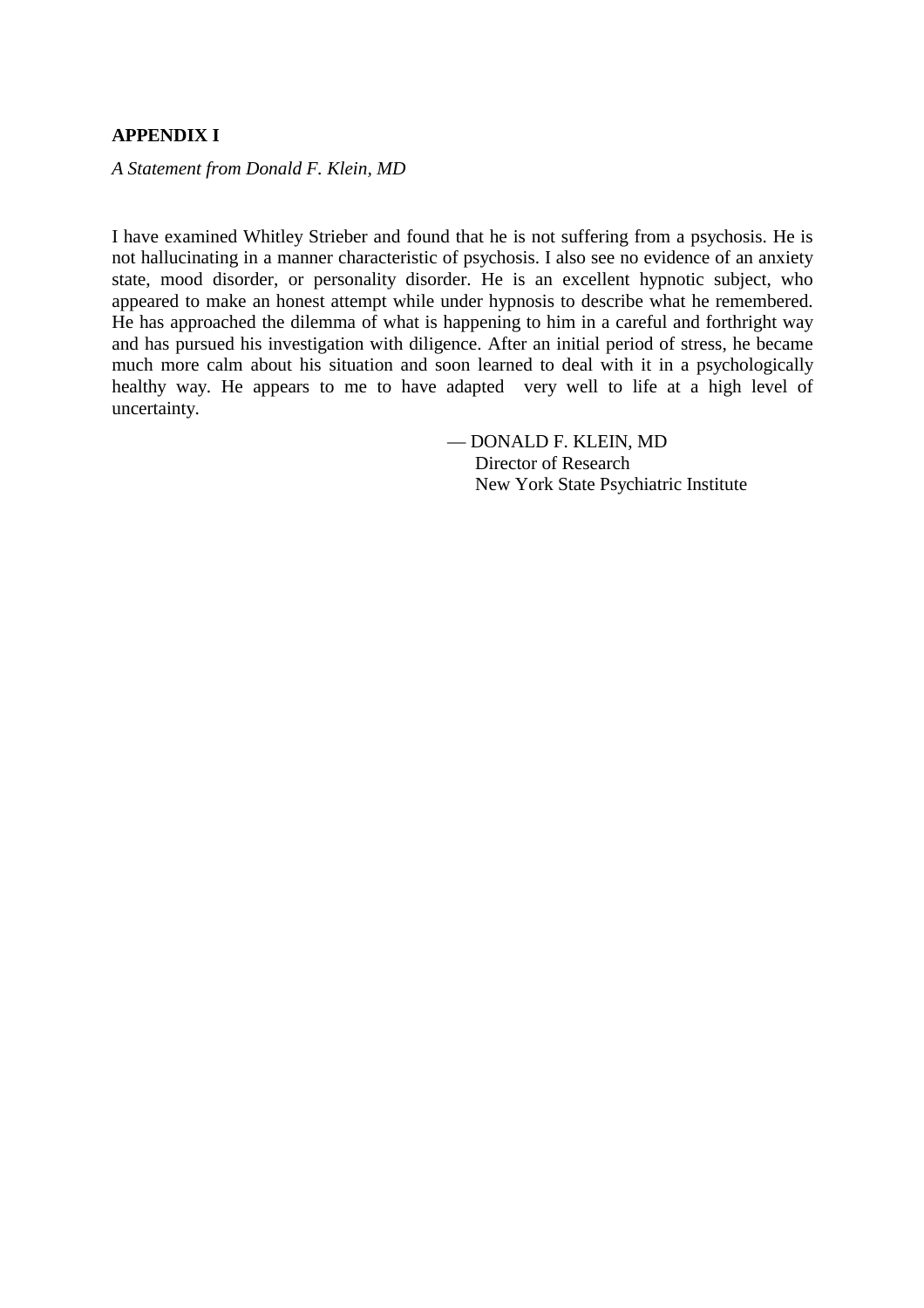**APPENDIX I**

*A Statement from Donald F. Klein, MD*

I have examined Whitley Strieber and found that he is not suffering from a psychosis. He is not hallucinating in a manner characteristic of psychosis. I also see no evidence of an anxiety state, mood disorder, or personality disorder. He is an excellent hypnotic subject, who appeared to make an honest attempt while under hypnosis to describe what he remembered. He has approached the dilemma of what is happening to him in a careful and forthright way and has pursued his investigation with diligence. After an initial period of stress, he became much more calm about his situation and soon learned to deal with it in a psychologically healthy way. He appears to me to have adapted very well to life at a high level of uncertainty.

— DONALD F. KLEIN, MD
Director of Research
New York State Psychiatric Institute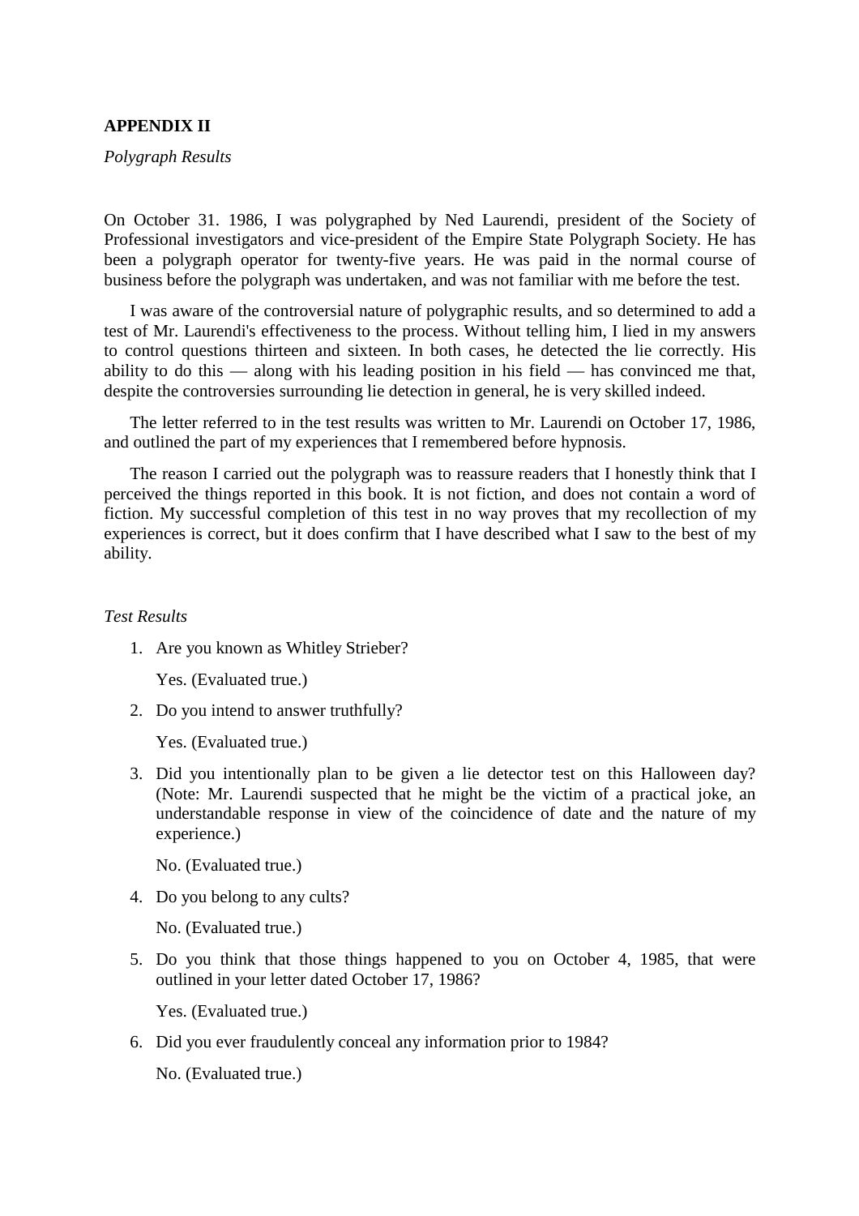**APPENDIX II**

*Polygraph Results*

On October 31. 1986, I was polygraphed by Ned Laurendi, president of the Society of Professional investigators and vice-president of the Empire State Polygraph Society. He has been a polygraph operator for twenty-five years. He was paid in the normal course of business before the polygraph was undertaken, and was not familiar with me before the test.

I was aware of the controversial nature of polygraphic results, and so determined to add a test of Mr. Laurendi's effectiveness to the process. Without telling him, I lied in my answers to control questions thirteen and sixteen. In both cases, he detected the lie correctly. His ability to do this — along with his leading position in his field — has convinced me that, despite the controversies surrounding lie detection in general, he is very skilled indeed.

The letter referred to in the test results was written to Mr. Laurendi on October 17, 1986, and outlined the part of my experiences that I remembered before hypnosis.

The reason I carried out the polygraph was to reassure readers that I honestly think that I perceived the things reported in this book. It is not fiction, and does not contain a word of fiction. My successful completion of this test in no way proves that my recollection of my experiences is correct, but it does confirm that I have described what I saw to the best of my ability.

*Test Results*

1. Are you known as Whitley Strieber?

   Yes. (Evaluated true.)

2. Do you intend to answer truthfully?

   Yes. (Evaluated true.)

3. Did you intentionally plan to be given a lie detector test on this Halloween day? (Note: Mr. Laurendi suspected that he might be the victim of a practical joke, an understandable response in view of the coincidence of date and the nature of my experience.)

   No. (Evaluated true.)

4. Do you belong to any cults?

   No. (Evaluated true.)

5. Do you think that those things happened to you on October 4, 1985, that were outlined in your letter dated October 17, 1986?

   Yes. (Evaluated true.)

6. Did you ever fraudulently conceal any information prior to 1984?

   No. (Evaluated true.)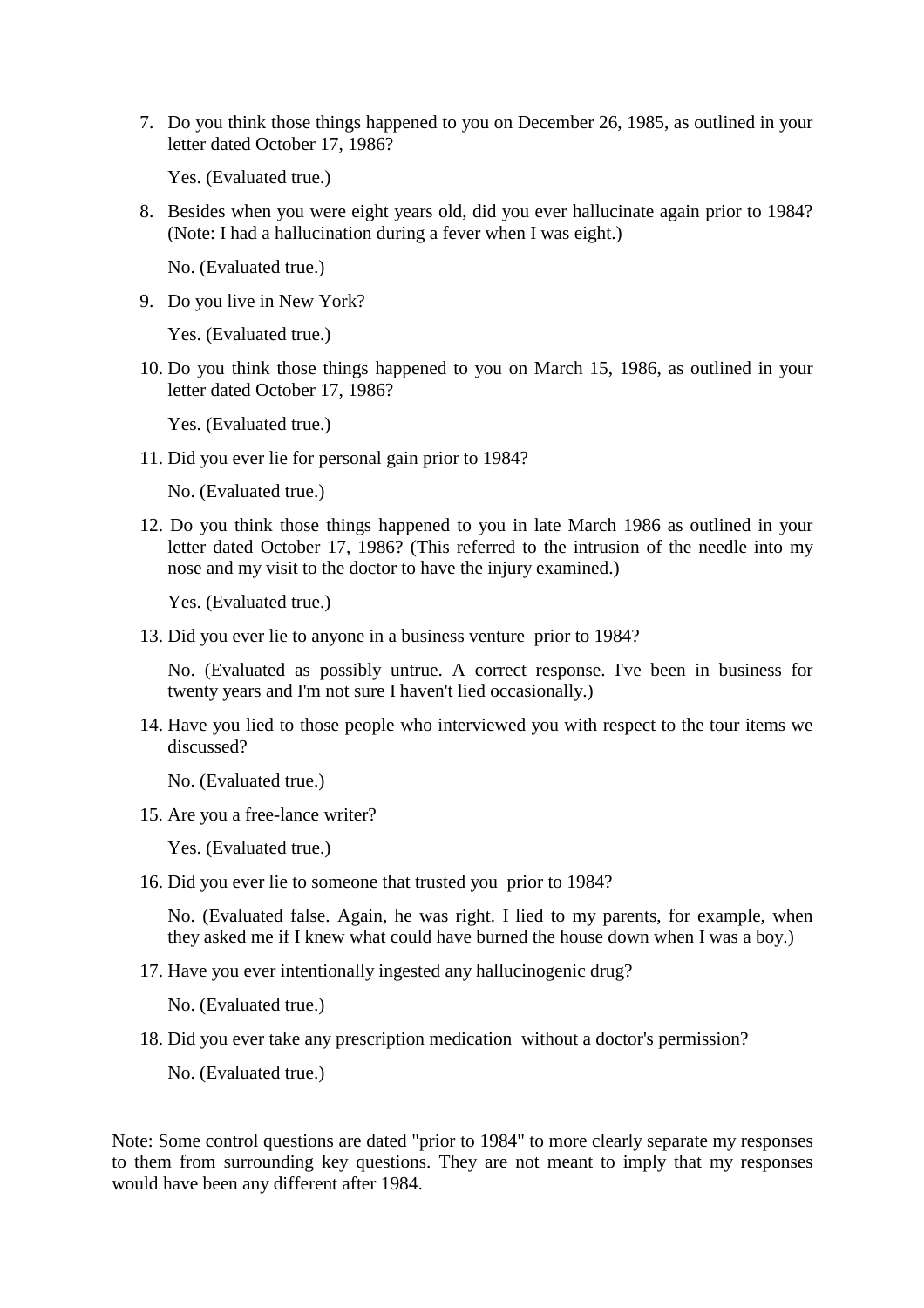7. Do you think those things happened to you on December 26, 1985, as outlined in your letter dated October 17, 1986?

   Yes. (Evaluated true.)

8. Besides when you were eight years old, did you ever hallucinate again prior to 1984? (Note: I had a hallucination during a fever when I was eight.)

   No. (Evaluated true.)

9. Do you live in New York?

   Yes. (Evaluated true.)

10. Do you think those things happened to you on March 15, 1986, as outlined in your letter dated October 17, 1986?

    Yes. (Evaluated true.)

11. Did you ever lie for personal gain prior to 1984?

    No. (Evaluated true.)

12. Do you think those things happened to you in late March 1986 as outlined in your letter dated October 17, 1986? (This referred to the intrusion of the needle into my nose and my visit to the doctor to have the injury examined.)

    Yes. (Evaluated true.)

13. Did you ever lie to anyone in a business venture prior to 1984?

    No. (Evaluated as possibly untrue. A correct response. I've been in business for twenty years and I'm not sure I haven't lied occasionally.)

14. Have you lied to those people who interviewed you with respect to the tour items we discussed?

    No. (Evaluated true.)

15. Are you a free-lance writer?

    Yes. (Evaluated true.)

16. Did you ever lie to someone that trusted you prior to 1984?

    No. (Evaluated false. Again, he was right. I lied to my parents, for example, when they asked me if I knew what could have burned the house down when I was a boy.)

17. Have you ever intentionally ingested any hallucinogenic drug?

    No. (Evaluated true.)

18. Did you ever take any prescription medication without a doctor's permission?

    No. (Evaluated true.)

Note: Some control questions are dated "prior to 1984" to more clearly separate my responses to them from surrounding key questions. They are not meant to imply that my responses would have been any different after 1984.